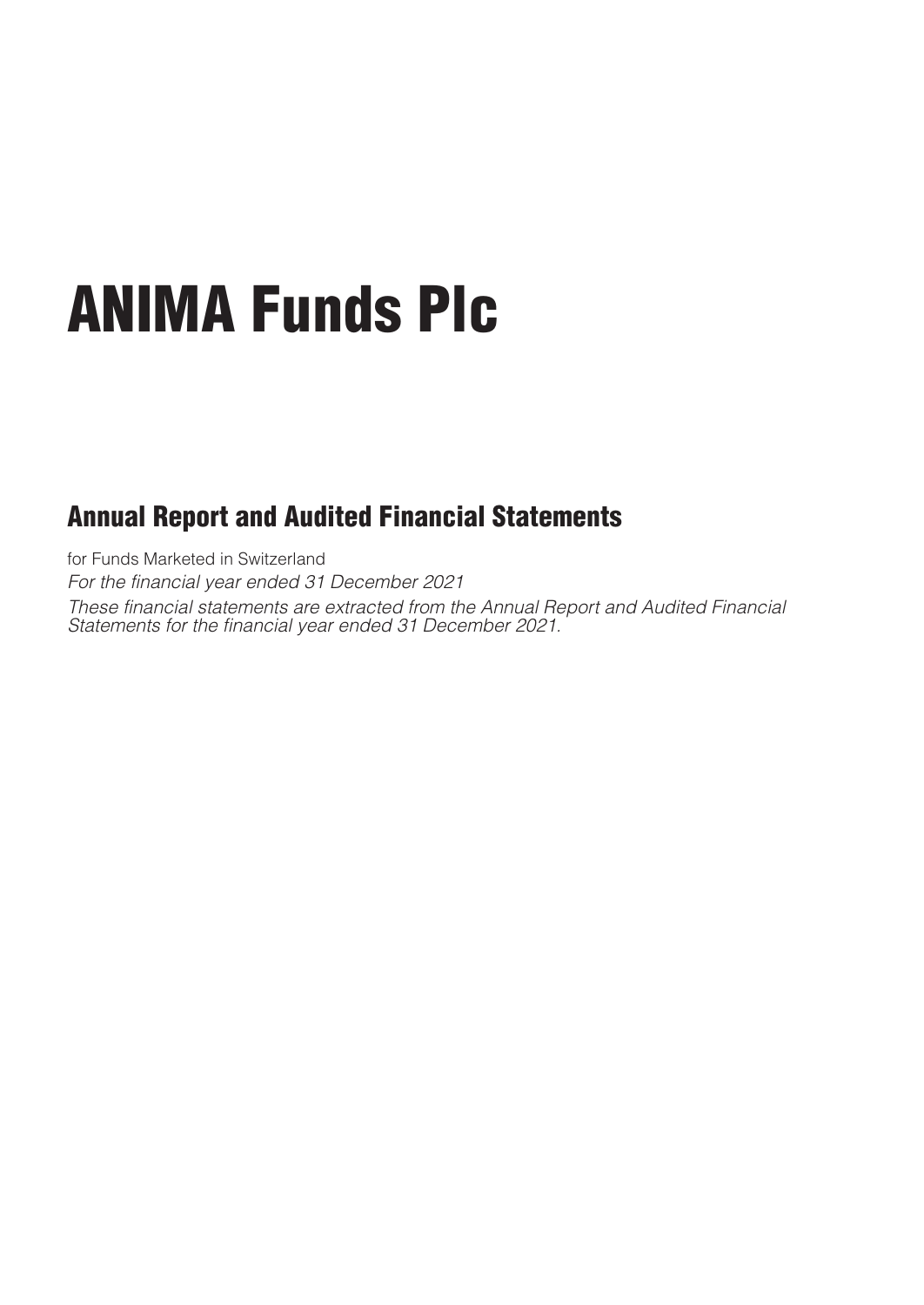# ANIMA Funds Plc

## Annual Report and Audited Financial Statements

for Funds Marketed in Switzerland

*For the financial year ended 31 December 2021*

*These financial statements are extracted from the Annual Report and Audited Financial Statements for the financial year ended 31 December 2021.*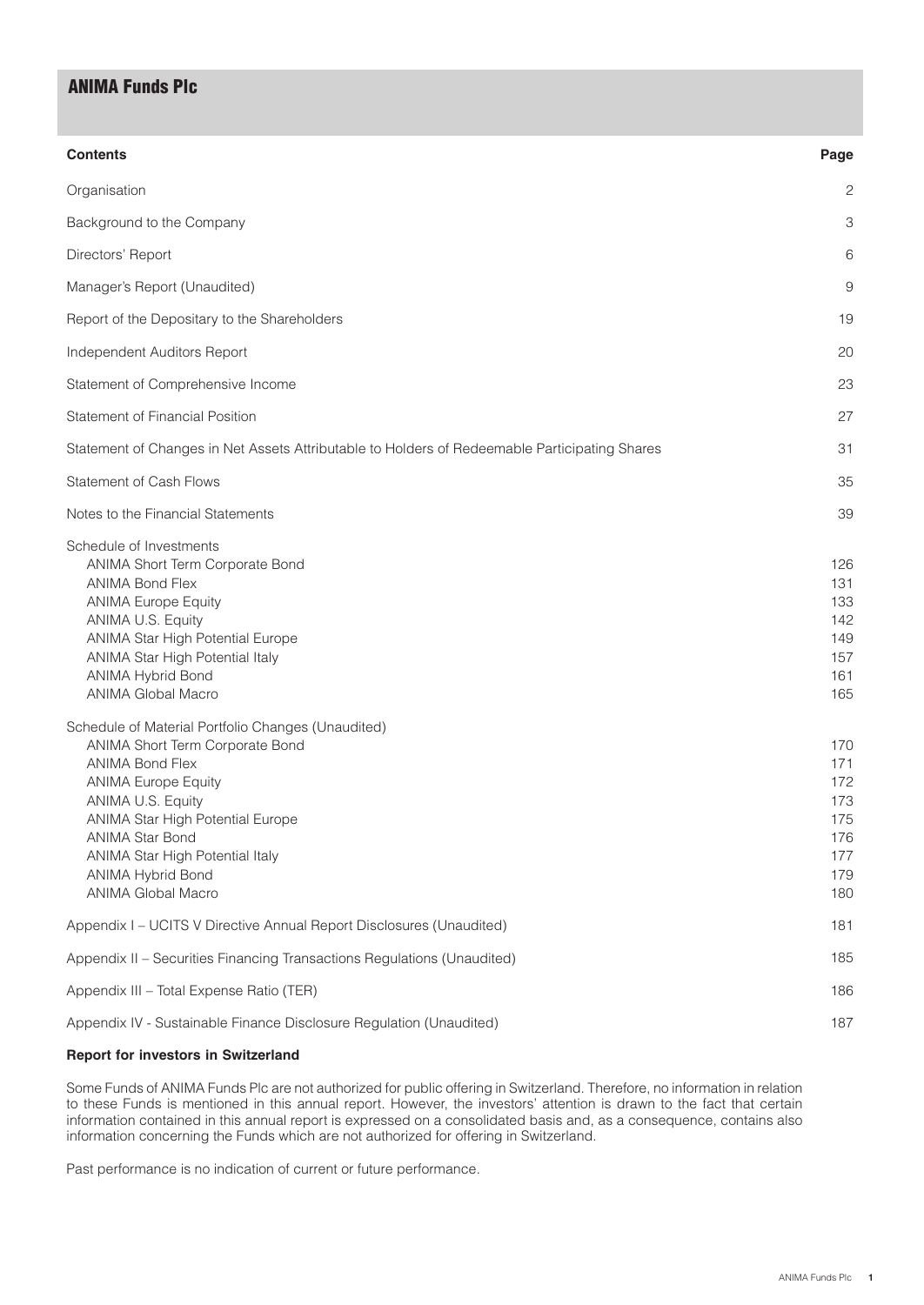# ANIMA Funds Plc

| Contents | Page |
|---|---|
| Organisation | 2 |
| Background to the Company | 3 |
| Directors' Report | 6 |
| Manager's Report (Unaudited) | 9 |
| Report of the Depositary to the Shareholders | 19 |
| Independent Auditors Report | 20 |
| Statement of Comprehensive Income | 23 |
| Statement of Financial Position | 27 |
| Statement of Changes in Net Assets Attributable to Holders of Redeemable Participating Shares | 31 |
| Statement of Cash Flows | 35 |
| Notes to the Financial Statements | 39 |
| Schedule of Investments | |
| ANIMA Short Term Corporate Bond | 126 |
| ANIMA Bond Flex | 131 |
| ANIMA Europe Equity | 133 |
| ANIMA U.S. Equity | 142 |
| ANIMA Star High Potential Europe | 149 |
| ANIMA Star High Potential Italy | 157 |
| ANIMA Hybrid Bond | 161 |
| ANIMA Global Macro | 165 |
| Schedule of Material Portfolio Changes (Unaudited) | |
| ANIMA Short Term Corporate Bond | 170 |
| ANIMA Bond Flex | 171 |
| ANIMA Europe Equity | 172 |
| ANIMA U.S. Equity | 173 |
| ANIMA Star High Potential Europe | 175 |
| ANIMA Star Bond | 176 |
| ANIMA Star High Potential Italy | 177 |
| ANIMA Hybrid Bond | 179 |
| ANIMA Global Macro | 180 |
| Appendix I – UCITS V Directive Annual Report Disclosures (Unaudited) | 181 |
| Appendix II – Securities Financing Transactions Regulations (Unaudited) | 185 |
| Appendix III – Total Expense Ratio (TER) | 186 |
| Appendix IV - Sustainable Finance Disclosure Regulation (Unaudited) | 187 |

**Report for investors in Switzerland**

Some Funds of ANIMA Funds Plc are not authorized for public offering in Switzerland. Therefore, no information in relation to these Funds is mentioned in this annual report. However, the investors' attention is drawn to the fact that certain information contained in this annual report is expressed on a consolidated basis and, as a consequence, contains also information concerning the Funds which are not authorized for offering in Switzerland.

Past performance is no indication of current or future performance.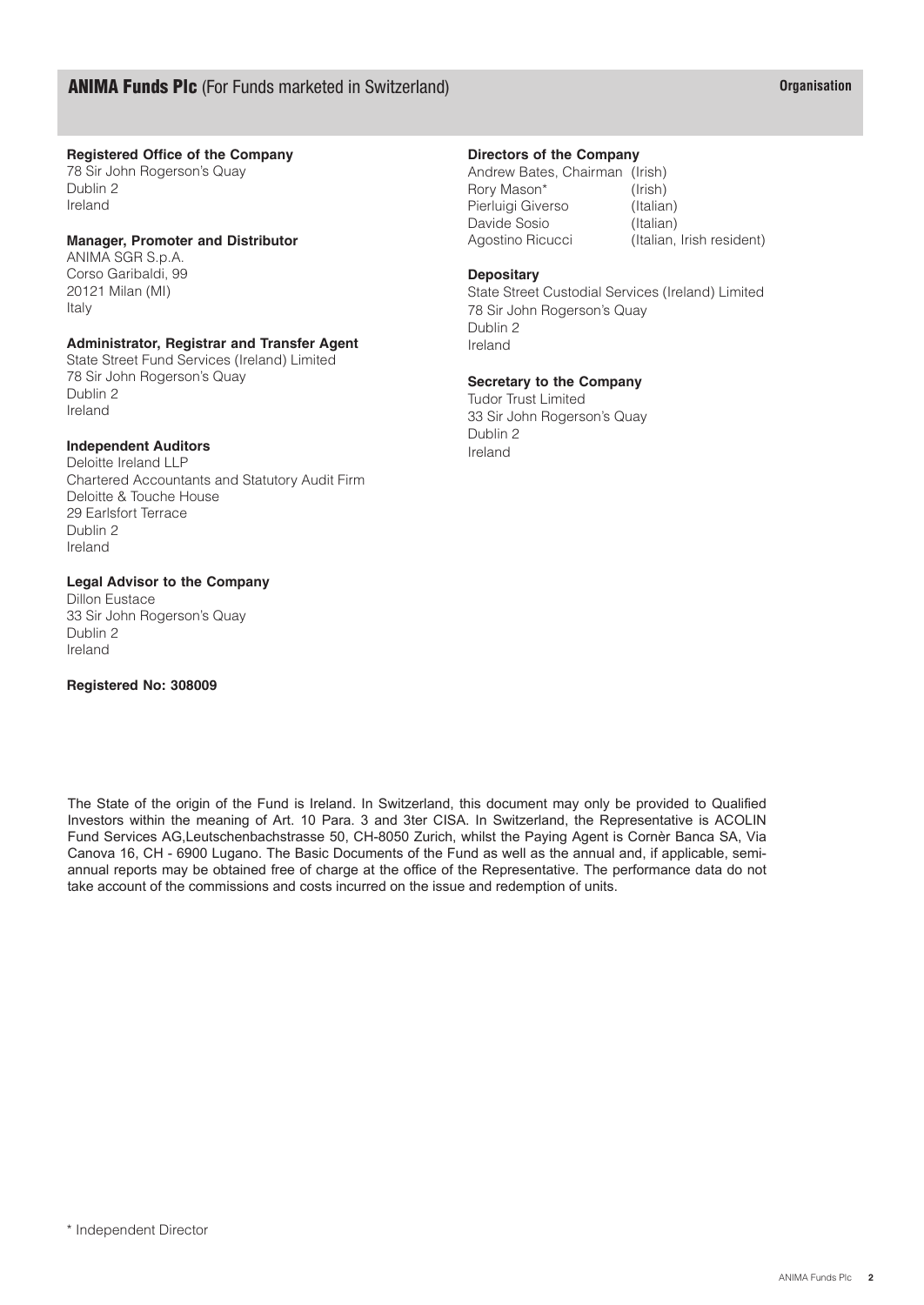# ANIMA Funds Plc (For Funds marketed in Switzerland)

## Organisation

**Registered Office of the Company**
78 Sir John Rogerson's Quay
Dublin 2
Ireland

**Manager, Promoter and Distributor**
ANIMA SGR S.p.A.
Corso Garibaldi, 99
20121 Milan (MI)
Italy

**Administrator, Registrar and Transfer Agent**
State Street Fund Services (Ireland) Limited
78 Sir John Rogerson's Quay
Dublin 2
Ireland

**Independent Auditors**
Deloitte Ireland LLP
Chartered Accountants and Statutory Audit Firm
Deloitte & Touche House
29 Earlsfort Terrace
Dublin 2
Ireland

**Legal Advisor to the Company**
Dillon Eustace
33 Sir John Rogerson's Quay
Dublin 2
Ireland

**Registered No: 308009**

**Directors of the Company**

| | |
|---|---|
| Andrew Bates, Chairman | (Irish) |
| Rory Mason* | (Irish) |
| Pierluigi Giverso | (Italian) |
| Davide Sosio | (Italian) |
| Agostino Ricucci | (Italian, Irish resident) |

**Depositary**
State Street Custodial Services (Ireland) Limited
78 Sir John Rogerson's Quay
Dublin 2
Ireland

**Secretary to the Company**
Tudor Trust Limited
33 Sir John Rogerson's Quay
Dublin 2
Ireland

The State of the origin of the Fund is Ireland. In Switzerland, this document may only be provided to Qualified Investors within the meaning of Art. 10 Para. 3 and 3ter CISA. In Switzerland, the Representative is ACOLIN Fund Services AG,Leutschenbachstrasse 50, CH-8050 Zurich, whilst the Paying Agent is Cornèr Banca SA, Via Canova 16, CH - 6900 Lugano. The Basic Documents of the Fund as well as the annual and, if applicable, semi-annual reports may be obtained free of charge at the office of the Representative. The performance data do not take account of the commissions and costs incurred on the issue and redemption of units.

\* Independent Director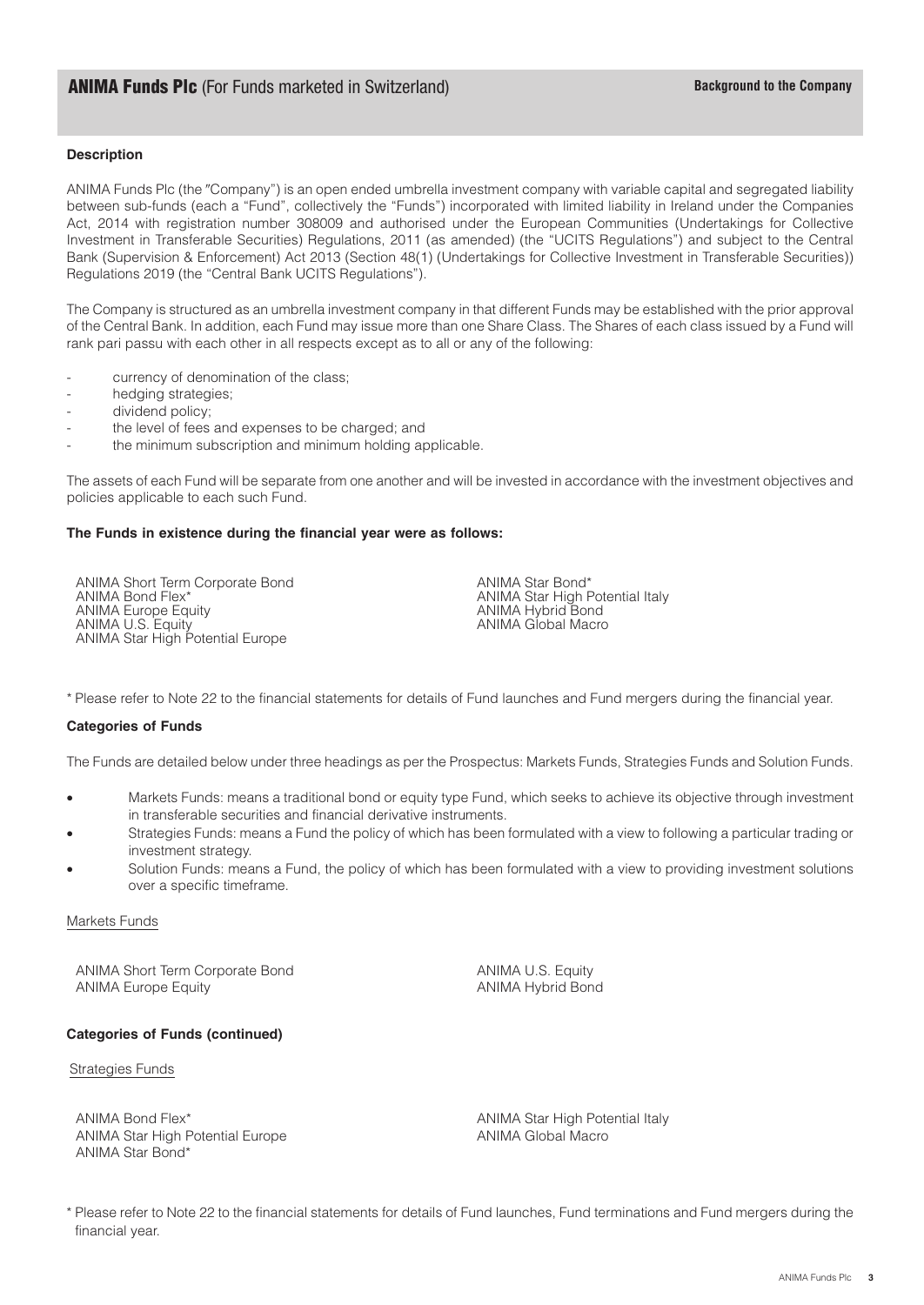## Description

ANIMA Funds Plc (the "Company") is an open ended umbrella investment company with variable capital and segregated liability between sub-funds (each a "Fund", collectively the "Funds") incorporated with limited liability in Ireland under the Companies Act, 2014 with registration number 308009 and authorised under the European Communities (Undertakings for Collective Investment in Transferable Securities) Regulations, 2011 (as amended) (the "UCITS Regulations") and subject to the Central Bank (Supervision & Enforcement) Act 2013 (Section 48(1) (Undertakings for Collective Investment in Transferable Securities)) Regulations 2019 (the "Central Bank UCITS Regulations").

The Company is structured as an umbrella investment company in that different Funds may be established with the prior approval of the Central Bank. In addition, each Fund may issue more than one Share Class. The Shares of each class issued by a Fund will rank pari passu with each other in all respects except as to all or any of the following:

- currency of denomination of the class;
- hedging strategies;
- dividend policy;
- the level of fees and expenses to be charged; and
- the minimum subscription and minimum holding applicable.

The assets of each Fund will be separate from one another and will be invested in accordance with the investment objectives and policies applicable to each such Fund.

**The Funds in existence during the financial year were as follows:**

ANIMA Short Term Corporate Bond
ANIMA Bond Flex*
ANIMA Europe Equity
ANIMA U.S. Equity
ANIMA Star High Potential Europe
ANIMA Star Bond*
ANIMA Star High Potential Italy
ANIMA Hybrid Bond
ANIMA Global Macro

\* Please refer to Note 22 to the financial statements for details of Fund launches and Fund mergers during the financial year.

**Categories of Funds**

The Funds are detailed below under three headings as per the Prospectus: Markets Funds, Strategies Funds and Solution Funds.

- Markets Funds: means a traditional bond or equity type Fund, which seeks to achieve its objective through investment in transferable securities and financial derivative instruments.
- Strategies Funds: means a Fund the policy of which has been formulated with a view to following a particular trading or investment strategy.
- Solution Funds: means a Fund, the policy of which has been formulated with a view to providing investment solutions over a specific timeframe.

Markets Funds

ANIMA Short Term Corporate Bond
ANIMA Europe Equity
ANIMA U.S. Equity
ANIMA Hybrid Bond

**Categories of Funds (continued)**

Strategies Funds

ANIMA Bond Flex*
ANIMA Star High Potential Europe
ANIMA Star Bond*
ANIMA Star High Potential Italy
ANIMA Global Macro

\* Please refer to Note 22 to the financial statements for details of Fund launches, Fund terminations and Fund mergers during the financial year.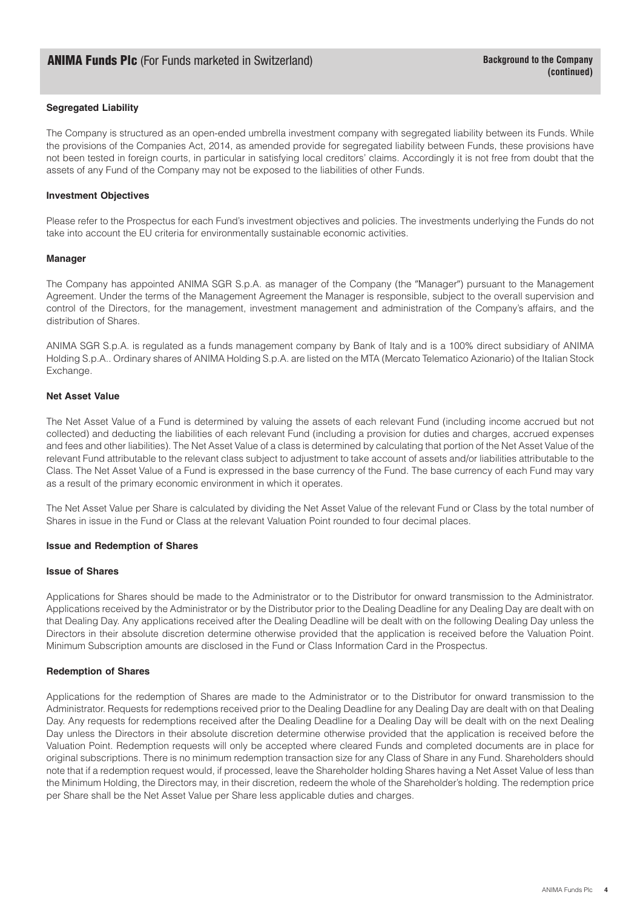### Segregated Liability

The Company is structured as an open-ended umbrella investment company with segregated liability between its Funds. While the provisions of the Companies Act, 2014, as amended provide for segregated liability between Funds, these provisions have not been tested in foreign courts, in particular in satisfying local creditors' claims. Accordingly it is not free from doubt that the assets of any Fund of the Company may not be exposed to the liabilities of other Funds.

### Investment Objectives

Please refer to the Prospectus for each Fund's investment objectives and policies. The investments underlying the Funds do not take into account the EU criteria for environmentally sustainable economic activities.

### Manager

The Company has appointed ANIMA SGR S.p.A. as manager of the Company (the "Manager") pursuant to the Management Agreement. Under the terms of the Management Agreement the Manager is responsible, subject to the overall supervision and control of the Directors, for the management, investment management and administration of the Company's affairs, and the distribution of Shares.

ANIMA SGR S.p.A. is regulated as a funds management company by Bank of Italy and is a 100% direct subsidiary of ANIMA Holding S.p.A.. Ordinary shares of ANIMA Holding S.p.A. are listed on the MTA (Mercato Telematico Azionario) of the Italian Stock Exchange.

### Net Asset Value

The Net Asset Value of a Fund is determined by valuing the assets of each relevant Fund (including income accrued but not collected) and deducting the liabilities of each relevant Fund (including a provision for duties and charges, accrued expenses and fees and other liabilities). The Net Asset Value of a class is determined by calculating that portion of the Net Asset Value of the relevant Fund attributable to the relevant class subject to adjustment to take account of assets and/or liabilities attributable to the Class. The Net Asset Value of a Fund is expressed in the base currency of the Fund. The base currency of each Fund may vary as a result of the primary economic environment in which it operates.

The Net Asset Value per Share is calculated by dividing the Net Asset Value of the relevant Fund or Class by the total number of Shares in issue in the Fund or Class at the relevant Valuation Point rounded to four decimal places.

### Issue and Redemption of Shares

#### Issue of Shares

Applications for Shares should be made to the Administrator or to the Distributor for onward transmission to the Administrator. Applications received by the Administrator or by the Distributor prior to the Dealing Deadline for any Dealing Day are dealt with on that Dealing Day. Any applications received after the Dealing Deadline will be dealt with on the following Dealing Day unless the Directors in their absolute discretion determine otherwise provided that the application is received before the Valuation Point. Minimum Subscription amounts are disclosed in the Fund or Class Information Card in the Prospectus.

#### Redemption of Shares

Applications for the redemption of Shares are made to the Administrator or to the Distributor for onward transmission to the Administrator. Requests for redemptions received prior to the Dealing Deadline for any Dealing Day are dealt with on that Dealing Day. Any requests for redemptions received after the Dealing Deadline for a Dealing Day will be dealt with on the next Dealing Day unless the Directors in their absolute discretion determine otherwise provided that the application is received before the Valuation Point. Redemption requests will only be accepted where cleared Funds and completed documents are in place for original subscriptions. There is no minimum redemption transaction size for any Class of Share in any Fund. Shareholders should note that if a redemption request would, if processed, leave the Shareholder holding Shares having a Net Asset Value of less than the Minimum Holding, the Directors may, in their discretion, redeem the whole of the Shareholder's holding. The redemption price per Share shall be the Net Asset Value per Share less applicable duties and charges.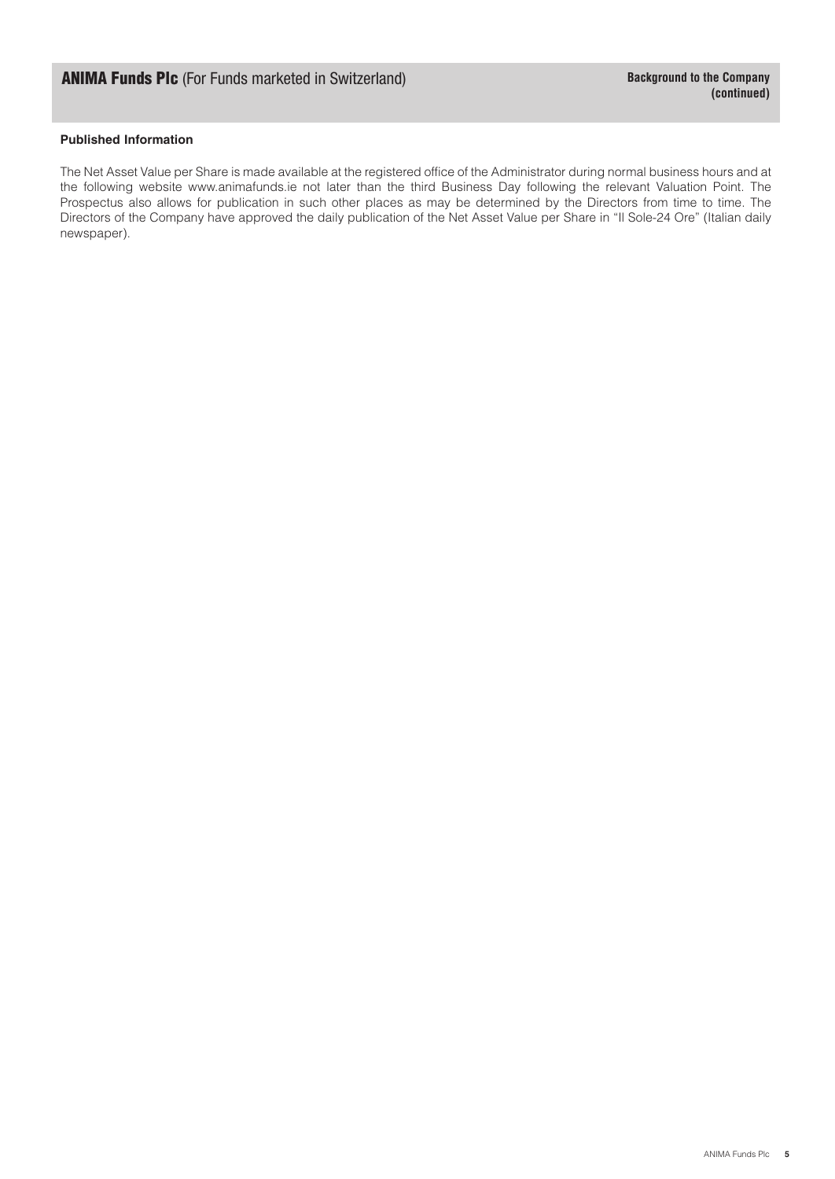**Published Information**

The Net Asset Value per Share is made available at the registered office of the Administrator during normal business hours and at the following website www.animafunds.ie not later than the third Business Day following the relevant Valuation Point. The Prospectus also allows for publication in such other places as may be determined by the Directors from time to time. The Directors of the Company have approved the daily publication of the Net Asset Value per Share in "Il Sole-24 Ore" (Italian daily newspaper).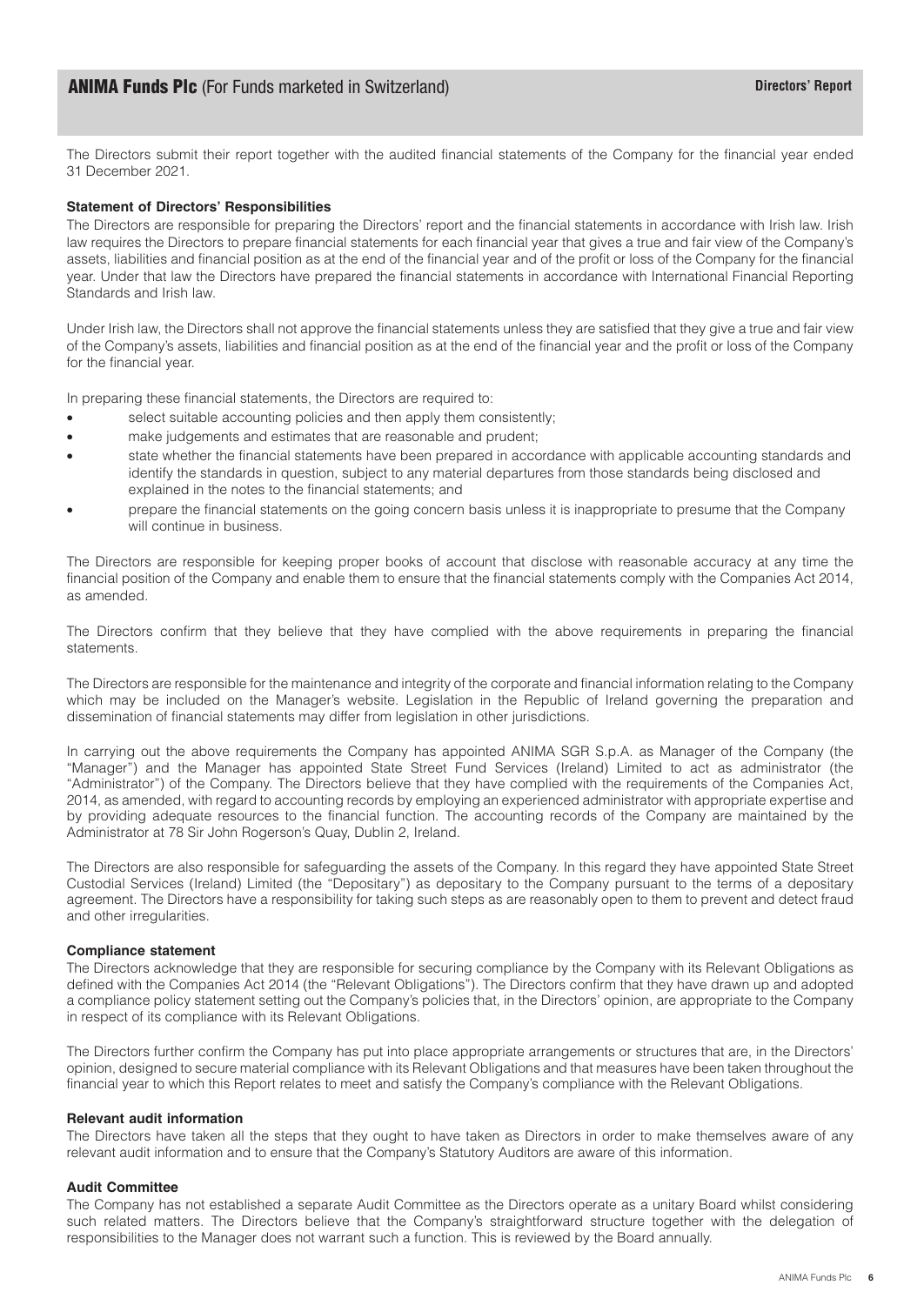The Directors submit their report together with the audited financial statements of the Company for the financial year ended 31 December 2021.

**Statement of Directors' Responsibilities**

The Directors are responsible for preparing the Directors' report and the financial statements in accordance with Irish law. Irish law requires the Directors to prepare financial statements for each financial year that gives a true and fair view of the Company's assets, liabilities and financial position as at the end of the financial year and of the profit or loss of the Company for the financial year. Under that law the Directors have prepared the financial statements in accordance with International Financial Reporting Standards and Irish law.

Under Irish law, the Directors shall not approve the financial statements unless they are satisfied that they give a true and fair view of the Company's assets, liabilities and financial position as at the end of the financial year and the profit or loss of the Company for the financial year.

In preparing these financial statements, the Directors are required to:

- select suitable accounting policies and then apply them consistently;
- make judgements and estimates that are reasonable and prudent;
- state whether the financial statements have been prepared in accordance with applicable accounting standards and identify the standards in question, subject to any material departures from those standards being disclosed and explained in the notes to the financial statements; and
- prepare the financial statements on the going concern basis unless it is inappropriate to presume that the Company will continue in business.

The Directors are responsible for keeping proper books of account that disclose with reasonable accuracy at any time the financial position of the Company and enable them to ensure that the financial statements comply with the Companies Act 2014, as amended.

The Directors confirm that they believe that they have complied with the above requirements in preparing the financial statements.

The Directors are responsible for the maintenance and integrity of the corporate and financial information relating to the Company which may be included on the Manager's website. Legislation in the Republic of Ireland governing the preparation and dissemination of financial statements may differ from legislation in other jurisdictions.

In carrying out the above requirements the Company has appointed ANIMA SGR S.p.A. as Manager of the Company (the "Manager") and the Manager has appointed State Street Fund Services (Ireland) Limited to act as administrator (the "Administrator") of the Company. The Directors believe that they have complied with the requirements of the Companies Act, 2014, as amended, with regard to accounting records by employing an experienced administrator with appropriate expertise and by providing adequate resources to the financial function. The accounting records of the Company are maintained by the Administrator at 78 Sir John Rogerson's Quay, Dublin 2, Ireland.

The Directors are also responsible for safeguarding the assets of the Company. In this regard they have appointed State Street Custodial Services (Ireland) Limited (the "Depositary") as depositary to the Company pursuant to the terms of a depositary agreement. The Directors have a responsibility for taking such steps as are reasonably open to them to prevent and detect fraud and other irregularities.

**Compliance statement**

The Directors acknowledge that they are responsible for securing compliance by the Company with its Relevant Obligations as defined with the Companies Act 2014 (the "Relevant Obligations"). The Directors confirm that they have drawn up and adopted a compliance policy statement setting out the Company's policies that, in the Directors' opinion, are appropriate to the Company in respect of its compliance with its Relevant Obligations.

The Directors further confirm the Company has put into place appropriate arrangements or structures that are, in the Directors' opinion, designed to secure material compliance with its Relevant Obligations and that measures have been taken throughout the financial year to which this Report relates to meet and satisfy the Company's compliance with the Relevant Obligations.

**Relevant audit information**

The Directors have taken all the steps that they ought to have taken as Directors in order to make themselves aware of any relevant audit information and to ensure that the Company's Statutory Auditors are aware of this information.

**Audit Committee**

The Company has not established a separate Audit Committee as the Directors operate as a unitary Board whilst considering such related matters. The Directors believe that the Company's straightforward structure together with the delegation of responsibilities to the Manager does not warrant such a function. This is reviewed by the Board annually.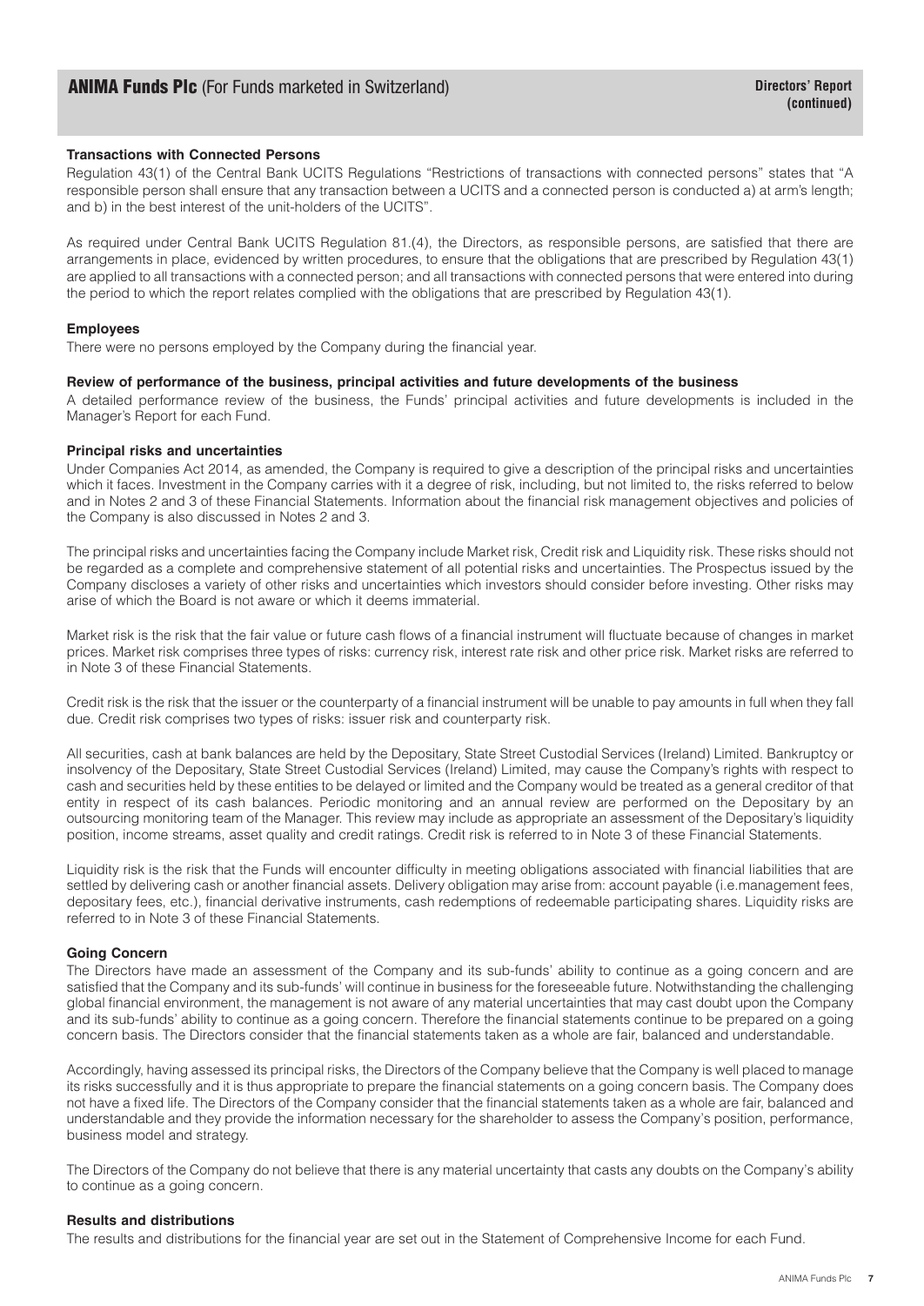### Transactions with Connected Persons

Regulation 43(1) of the Central Bank UCITS Regulations "Restrictions of transactions with connected persons" states that "A responsible person shall ensure that any transaction between a UCITS and a connected person is conducted a) at arm's length; and b) in the best interest of the unit-holders of the UCITS".

As required under Central Bank UCITS Regulation 81.(4), the Directors, as responsible persons, are satisfied that there are arrangements in place, evidenced by written procedures, to ensure that the obligations that are prescribed by Regulation 43(1) are applied to all transactions with a connected person; and all transactions with connected persons that were entered into during the period to which the report relates complied with the obligations that are prescribed by Regulation 43(1).

### Employees

There were no persons employed by the Company during the financial year.

### Review of performance of the business, principal activities and future developments of the business

A detailed performance review of the business, the Funds' principal activities and future developments is included in the Manager's Report for each Fund.

### Principal risks and uncertainties

Under Companies Act 2014, as amended, the Company is required to give a description of the principal risks and uncertainties which it faces. Investment in the Company carries with it a degree of risk, including, but not limited to, the risks referred to below and in Notes 2 and 3 of these Financial Statements. Information about the financial risk management objectives and policies of the Company is also discussed in Notes 2 and 3.

The principal risks and uncertainties facing the Company include Market risk, Credit risk and Liquidity risk. These risks should not be regarded as a complete and comprehensive statement of all potential risks and uncertainties. The Prospectus issued by the Company discloses a variety of other risks and uncertainties which investors should consider before investing. Other risks may arise of which the Board is not aware or which it deems immaterial.

Market risk is the risk that the fair value or future cash flows of a financial instrument will fluctuate because of changes in market prices. Market risk comprises three types of risks: currency risk, interest rate risk and other price risk. Market risks are referred to in Note 3 of these Financial Statements.

Credit risk is the risk that the issuer or the counterparty of a financial instrument will be unable to pay amounts in full when they fall due. Credit risk comprises two types of risks: issuer risk and counterparty risk.

All securities, cash at bank balances are held by the Depositary, State Street Custodial Services (Ireland) Limited. Bankruptcy or insolvency of the Depositary, State Street Custodial Services (Ireland) Limited, may cause the Company's rights with respect to cash and securities held by these entities to be delayed or limited and the Company would be treated as a general creditor of that entity in respect of its cash balances. Periodic monitoring and an annual review are performed on the Depositary by an outsourcing monitoring team of the Manager. This review may include as appropriate an assessment of the Depositary's liquidity position, income streams, asset quality and credit ratings. Credit risk is referred to in Note 3 of these Financial Statements.

Liquidity risk is the risk that the Funds will encounter difficulty in meeting obligations associated with financial liabilities that are settled by delivering cash or another financial assets. Delivery obligation may arise from: account payable (i.e.management fees, depositary fees, etc.), financial derivative instruments, cash redemptions of redeemable participating shares. Liquidity risks are referred to in Note 3 of these Financial Statements.

### Going Concern

The Directors have made an assessment of the Company and its sub-funds' ability to continue as a going concern and are satisfied that the Company and its sub-funds' will continue in business for the foreseeable future. Notwithstanding the challenging global financial environment, the management is not aware of any material uncertainties that may cast doubt upon the Company and its sub-funds' ability to continue as a going concern. Therefore the financial statements continue to be prepared on a going concern basis. The Directors consider that the financial statements taken as a whole are fair, balanced and understandable.

Accordingly, having assessed its principal risks, the Directors of the Company believe that the Company is well placed to manage its risks successfully and it is thus appropriate to prepare the financial statements on a going concern basis. The Company does not have a fixed life. The Directors of the Company consider that the financial statements taken as a whole are fair, balanced and understandable and they provide the information necessary for the shareholder to assess the Company's position, performance, business model and strategy.

The Directors of the Company do not believe that there is any material uncertainty that casts any doubts on the Company's ability to continue as a going concern.

### Results and distributions

The results and distributions for the financial year are set out in the Statement of Comprehensive Income for each Fund.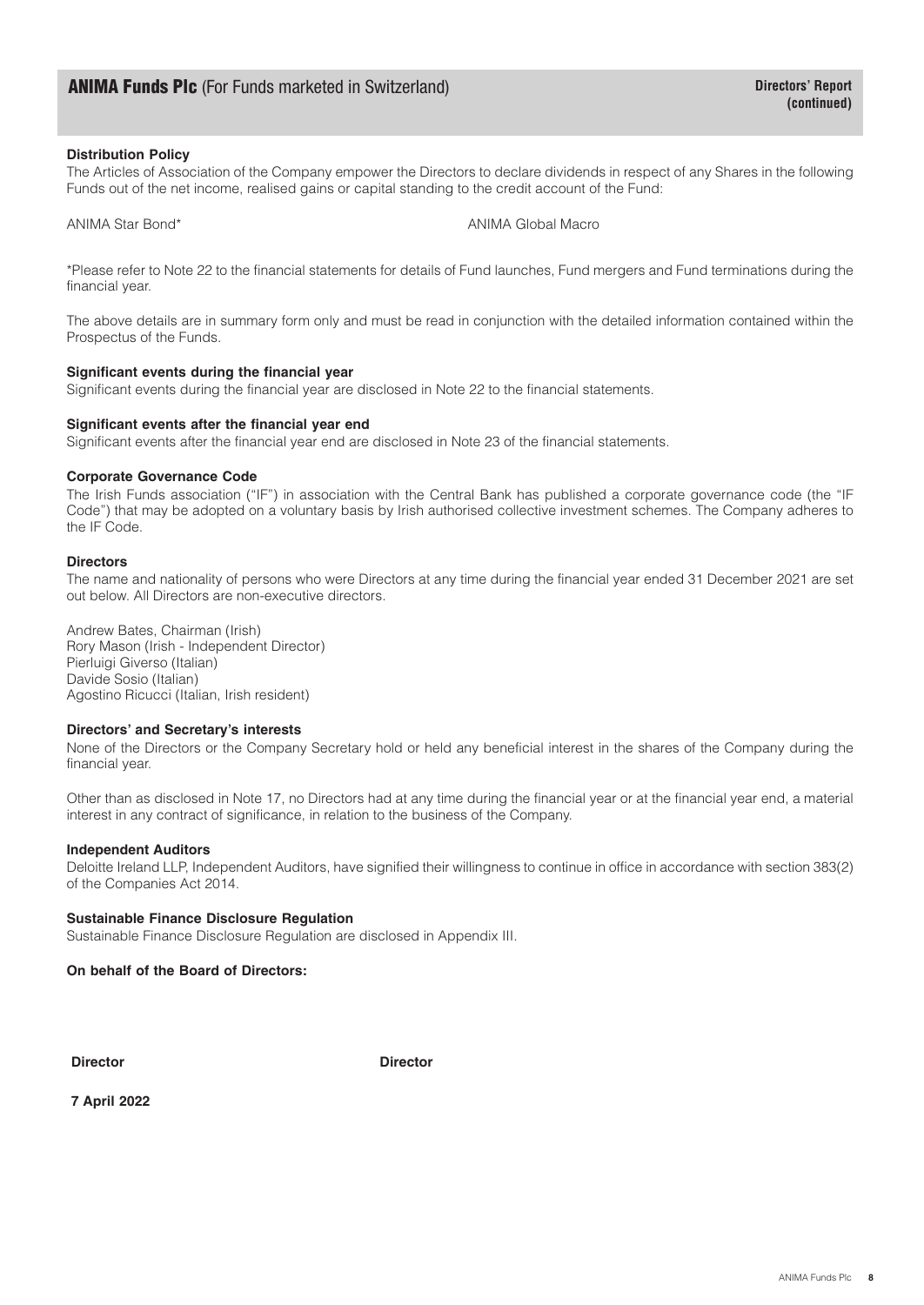### Distribution Policy

The Articles of Association of the Company empower the Directors to declare dividends in respect of any Shares in the following Funds out of the net income, realised gains or capital standing to the credit account of the Fund:

ANIMA Star Bond*

ANIMA Global Macro

*Please refer to Note 22 to the financial statements for details of Fund launches, Fund mergers and Fund terminations during the financial year.

The above details are in summary form only and must be read in conjunction with the detailed information contained within the Prospectus of the Funds.

### Significant events during the financial year

Significant events during the financial year are disclosed in Note 22 to the financial statements.

### Significant events after the financial year end

Significant events after the financial year end are disclosed in Note 23 of the financial statements.

### Corporate Governance Code

The Irish Funds association ("IF") in association with the Central Bank has published a corporate governance code (the "IF Code") that may be adopted on a voluntary basis by Irish authorised collective investment schemes. The Company adheres to the IF Code.

### Directors

The name and nationality of persons who were Directors at any time during the financial year ended 31 December 2021 are set out below. All Directors are non-executive directors.

Andrew Bates, Chairman (Irish)
Rory Mason (Irish - Independent Director)
Pierluigi Giverso (Italian)
Davide Sosio (Italian)
Agostino Ricucci (Italian, Irish resident)

### Directors' and Secretary's interests

None of the Directors or the Company Secretary hold or held any beneficial interest in the shares of the Company during the financial year.

Other than as disclosed in Note 17, no Directors had at any time during the financial year or at the financial year end, a material interest in any contract of significance, in relation to the business of the Company.

### Independent Auditors

Deloitte Ireland LLP, Independent Auditors, have signified their willingness to continue in office in accordance with section 383(2) of the Companies Act 2014.

### Sustainable Finance Disclosure Regulation

Sustainable Finance Disclosure Regulation are disclosed in Appendix III.

**On behalf of the Board of Directors:**

**Director** **Director**

**7 April 2022**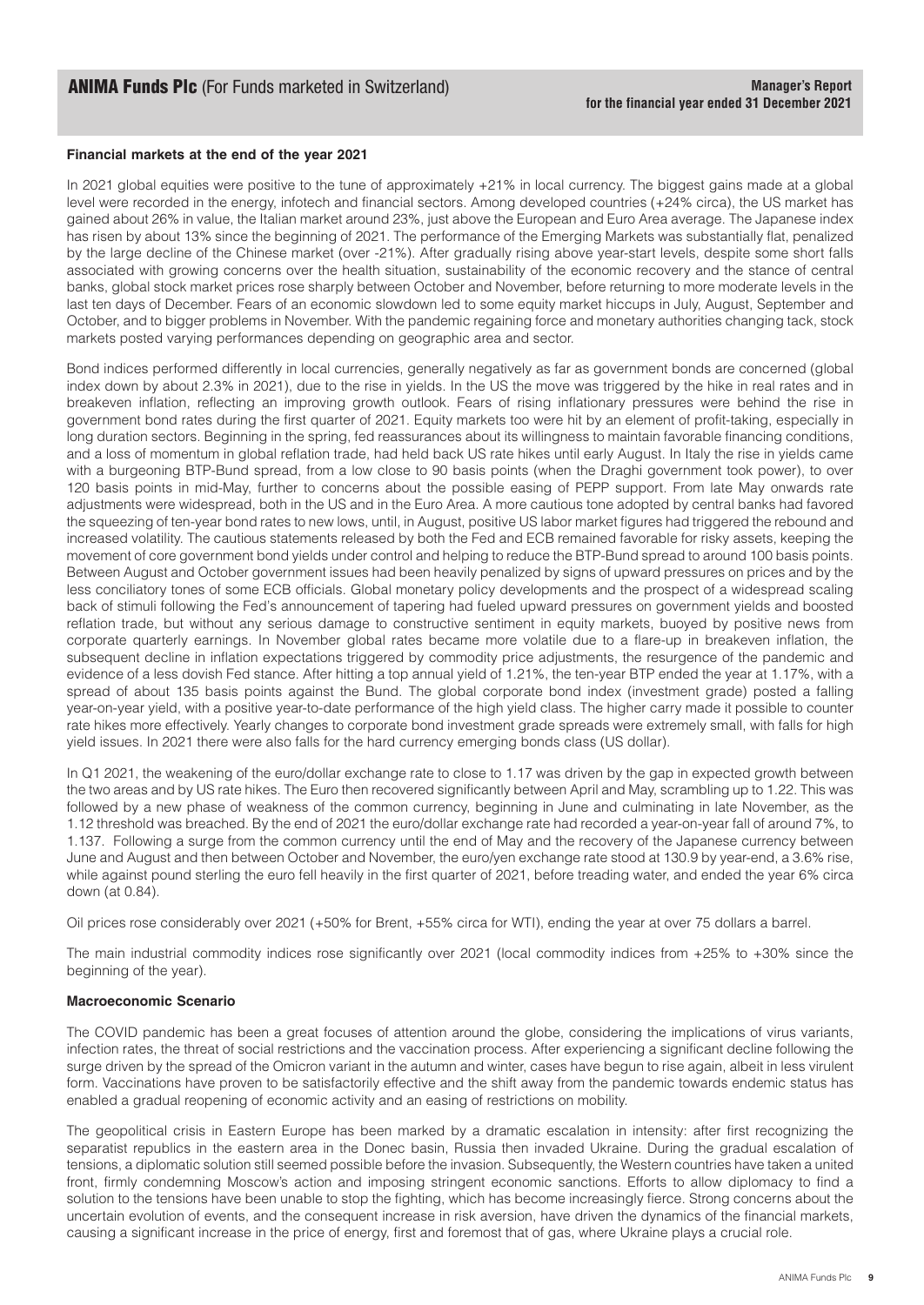**Financial markets at the end of the year 2021**

In 2021 global equities were positive to the tune of approximately +21% in local currency. The biggest gains made at a global level were recorded in the energy, infotech and financial sectors. Among developed countries (+24% circa), the US market has gained about 26% in value, the Italian market around 23%, just above the European and Euro Area average. The Japanese index has risen by about 13% since the beginning of 2021. The performance of the Emerging Markets was substantially flat, penalized by the large decline of the Chinese market (over -21%). After gradually rising above year-start levels, despite some short falls associated with growing concerns over the health situation, sustainability of the economic recovery and the stance of central banks, global stock market prices rose sharply between October and November, before returning to more moderate levels in the last ten days of December. Fears of an economic slowdown led to some equity market hiccups in July, August, September and October, and to bigger problems in November. With the pandemic regaining force and monetary authorities changing tack, stock markets posted varying performances depending on geographic area and sector.

Bond indices performed differently in local currencies, generally negatively as far as government bonds are concerned (global index down by about 2.3% in 2021), due to the rise in yields. In the US the move was triggered by the hike in real rates and in breakeven inflation, reflecting an improving growth outlook. Fears of rising inflationary pressures were behind the rise in government bond rates during the first quarter of 2021. Equity markets too were hit by an element of profit-taking, especially in long duration sectors. Beginning in the spring, fed reassurances about its willingness to maintain favorable financing conditions, and a loss of momentum in global reflation trade, had held back US rate hikes until early August. In Italy the rise in yields came with a burgeoning BTP-Bund spread, from a low close to 90 basis points (when the Draghi government took power), to over 120 basis points in mid-May, further to concerns about the possible easing of PEPP support. From late May onwards rate adjustments were widespread, both in the US and in the Euro Area. A more cautious tone adopted by central banks had favored the squeezing of ten-year bond rates to new lows, until, in August, positive US labor market figures had triggered the rebound and increased volatility. The cautious statements released by both the Fed and ECB remained favorable for risky assets, keeping the movement of core government bond yields under control and helping to reduce the BTP-Bund spread to around 100 basis points. Between August and October government issues had been heavily penalized by signs of upward pressures on prices and by the less conciliatory tones of some ECB officials. Global monetary policy developments and the prospect of a widespread scaling back of stimuli following the Fed's announcement of tapering had fueled upward pressures on government yields and boosted reflation trade, but without any serious damage to constructive sentiment in equity markets, buoyed by positive news from corporate quarterly earnings. In November global rates became more volatile due to a flare-up in breakeven inflation, the subsequent decline in inflation expectations triggered by commodity price adjustments, the resurgence of the pandemic and evidence of a less dovish Fed stance. After hitting a top annual yield of 1.21%, the ten-year BTP ended the year at 1.17%, with a spread of about 135 basis points against the Bund. The global corporate bond index (investment grade) posted a falling year-on-year yield, with a positive year-to-date performance of the high yield class. The higher carry made it possible to counter rate hikes more effectively. Yearly changes to corporate bond investment grade spreads were extremely small, with falls for high yield issues. In 2021 there were also falls for the hard currency emerging bonds class (US dollar).

In Q1 2021, the weakening of the euro/dollar exchange rate to close to 1.17 was driven by the gap in expected growth between the two areas and by US rate hikes. The Euro then recovered significantly between April and May, scrambling up to 1.22. This was followed by a new phase of weakness of the common currency, beginning in June and culminating in late November, as the 1.12 threshold was breached. By the end of 2021 the euro/dollar exchange rate had recorded a year-on-year fall of around 7%, to 1.137. Following a surge from the common currency until the end of May and the recovery of the Japanese currency between June and August and then between October and November, the euro/yen exchange rate stood at 130.9 by year-end, a 3.6% rise, while against pound sterling the euro fell heavily in the first quarter of 2021, before treading water, and ended the year 6% circa down (at 0.84).

Oil prices rose considerably over 2021 (+50% for Brent, +55% circa for WTI), ending the year at over 75 dollars a barrel.

The main industrial commodity indices rose significantly over 2021 (local commodity indices from +25% to +30% since the beginning of the year).

**Macroeconomic Scenario**

The COVID pandemic has been a great focuses of attention around the globe, considering the implications of virus variants, infection rates, the threat of social restrictions and the vaccination process. After experiencing a significant decline following the surge driven by the spread of the Omicron variant in the autumn and winter, cases have begun to rise again, albeit in less virulent form. Vaccinations have proven to be satisfactorily effective and the shift away from the pandemic towards endemic status has enabled a gradual reopening of economic activity and an easing of restrictions on mobility.

The geopolitical crisis in Eastern Europe has been marked by a dramatic escalation in intensity: after first recognizing the separatist republics in the eastern area in the Donec basin, Russia then invaded Ukraine. During the gradual escalation of tensions, a diplomatic solution still seemed possible before the invasion. Subsequently, the Western countries have taken a united front, firmly condemning Moscow's action and imposing stringent economic sanctions. Efforts to allow diplomacy to find a solution to the tensions have been unable to stop the fighting, which has become increasingly fierce. Strong concerns about the uncertain evolution of events, and the consequent increase in risk aversion, have driven the dynamics of the financial markets, causing a significant increase in the price of energy, first and foremost that of gas, where Ukraine plays a crucial role.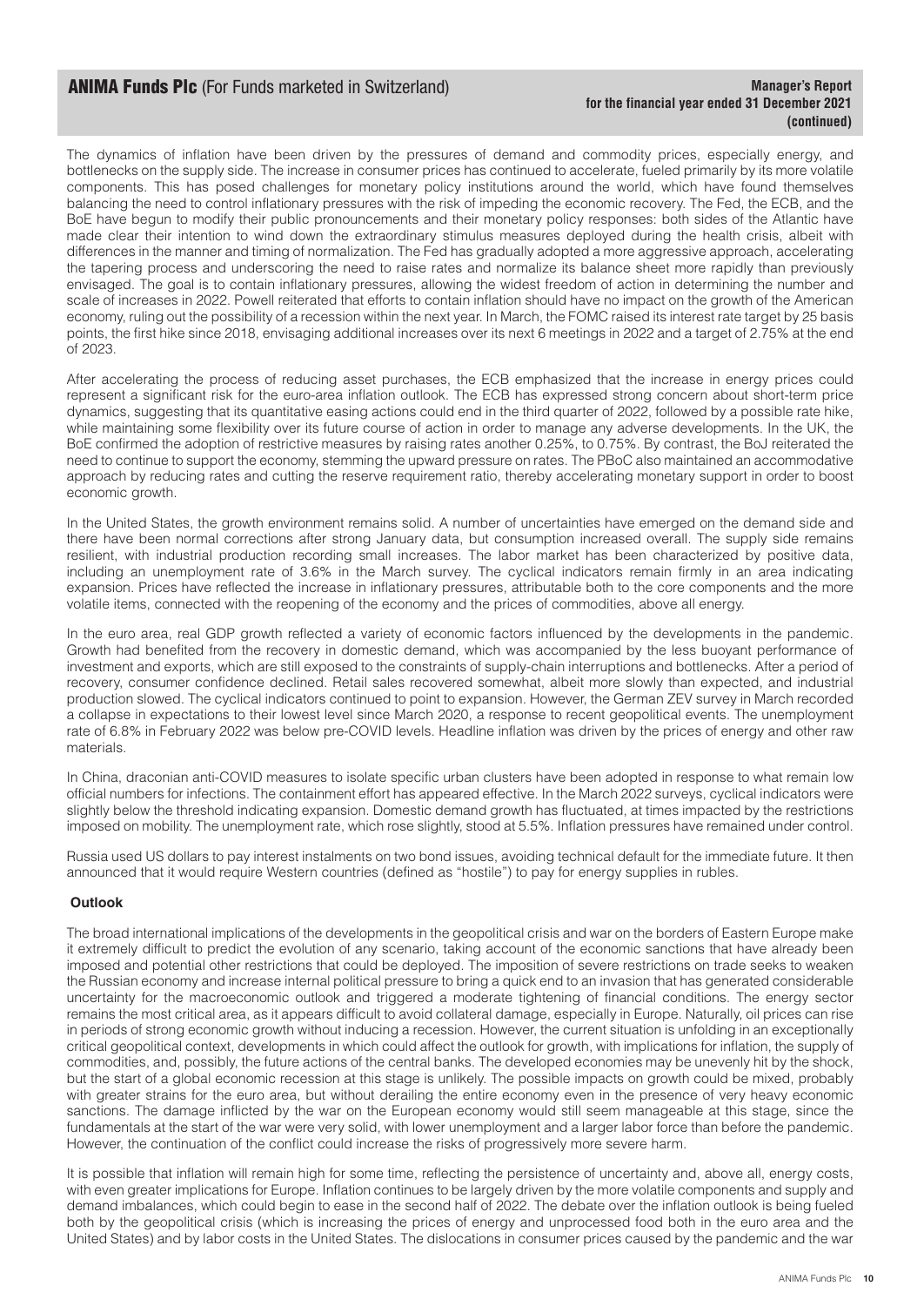The dynamics of inflation have been driven by the pressures of demand and commodity prices, especially energy, and bottlenecks on the supply side. The increase in consumer prices has continued to accelerate, fueled primarily by its more volatile components. This has posed challenges for monetary policy institutions around the world, which have found themselves balancing the need to control inflationary pressures with the risk of impeding the economic recovery. The Fed, the ECB, and the BoE have begun to modify their public pronouncements and their monetary policy responses: both sides of the Atlantic have made clear their intention to wind down the extraordinary stimulus measures deployed during the health crisis, albeit with differences in the manner and timing of normalization. The Fed has gradually adopted a more aggressive approach, accelerating the tapering process and underscoring the need to raise rates and normalize its balance sheet more rapidly than previously envisaged. The goal is to contain inflationary pressures, allowing the widest freedom of action in determining the number and scale of increases in 2022. Powell reiterated that efforts to contain inflation should have no impact on the growth of the American economy, ruling out the possibility of a recession within the next year. In March, the FOMC raised its interest rate target by 25 basis points, the first hike since 2018, envisaging additional increases over its next 6 meetings in 2022 and a target of 2.75% at the end of 2023.

After accelerating the process of reducing asset purchases, the ECB emphasized that the increase in energy prices could represent a significant risk for the euro-area inflation outlook. The ECB has expressed strong concern about short-term price dynamics, suggesting that its quantitative easing actions could end in the third quarter of 2022, followed by a possible rate hike, while maintaining some flexibility over its future course of action in order to manage any adverse developments. In the UK, the BoE confirmed the adoption of restrictive measures by raising rates another 0.25%, to 0.75%. By contrast, the BoJ reiterated the need to continue to support the economy, stemming the upward pressure on rates. The PBoC also maintained an accommodative approach by reducing rates and cutting the reserve requirement ratio, thereby accelerating monetary support in order to boost economic growth.

In the United States, the growth environment remains solid. A number of uncertainties have emerged on the demand side and there have been normal corrections after strong January data, but consumption increased overall. The supply side remains resilient, with industrial production recording small increases. The labor market has been characterized by positive data, including an unemployment rate of 3.6% in the March survey. The cyclical indicators remain firmly in an area indicating expansion. Prices have reflected the increase in inflationary pressures, attributable both to the core components and the more volatile items, connected with the reopening of the economy and the prices of commodities, above all energy.

In the euro area, real GDP growth reflected a variety of economic factors influenced by the developments in the pandemic. Growth had benefited from the recovery in domestic demand, which was accompanied by the less buoyant performance of investment and exports, which are still exposed to the constraints of supply-chain interruptions and bottlenecks. After a period of recovery, consumer confidence declined. Retail sales recovered somewhat, albeit more slowly than expected, and industrial production slowed. The cyclical indicators continued to point to expansion. However, the German ZEV survey in March recorded a collapse in expectations to their lowest level since March 2020, a response to recent geopolitical events. The unemployment rate of 6.8% in February 2022 was below pre-COVID levels. Headline inflation was driven by the prices of energy and other raw materials.

In China, draconian anti-COVID measures to isolate specific urban clusters have been adopted in response to what remain low official numbers for infections. The containment effort has appeared effective. In the March 2022 surveys, cyclical indicators were slightly below the threshold indicating expansion. Domestic demand growth has fluctuated, at times impacted by the restrictions imposed on mobility. The unemployment rate, which rose slightly, stood at 5.5%. Inflation pressures have remained under control.

Russia used US dollars to pay interest instalments on two bond issues, avoiding technical default for the immediate future. It then announced that it would require Western countries (defined as "hostile") to pay for energy supplies in rubles.

**Outlook**

The broad international implications of the developments in the geopolitical crisis and war on the borders of Eastern Europe make it extremely difficult to predict the evolution of any scenario, taking account of the economic sanctions that have already been imposed and potential other restrictions that could be deployed. The imposition of severe restrictions on trade seeks to weaken the Russian economy and increase internal political pressure to bring a quick end to an invasion that has generated considerable uncertainty for the macroeconomic outlook and triggered a moderate tightening of financial conditions. The energy sector remains the most critical area, as it appears difficult to avoid collateral damage, especially in Europe. Naturally, oil prices can rise in periods of strong economic growth without inducing a recession. However, the current situation is unfolding in an exceptionally critical geopolitical context, developments in which could affect the outlook for growth, with implications for inflation, the supply of commodities, and, possibly, the future actions of the central banks. The developed economies may be unevenly hit by the shock, but the start of a global economic recession at this stage is unlikely. The possible impacts on growth could be mixed, probably with greater strains for the euro area, but without derailing the entire economy even in the presence of very heavy economic sanctions. The damage inflicted by the war on the European economy would still seem manageable at this stage, since the fundamentals at the start of the war were very solid, with lower unemployment and a larger labor force than before the pandemic. However, the continuation of the conflict could increase the risks of progressively more severe harm.

It is possible that inflation will remain high for some time, reflecting the persistence of uncertainty and, above all, energy costs, with even greater implications for Europe. Inflation continues to be largely driven by the more volatile components and supply and demand imbalances, which could begin to ease in the second half of 2022. The debate over the inflation outlook is being fueled both by the geopolitical crisis (which is increasing the prices of energy and unprocessed food both in the euro area and the United States) and by labor costs in the United States. The dislocations in consumer prices caused by the pandemic and the war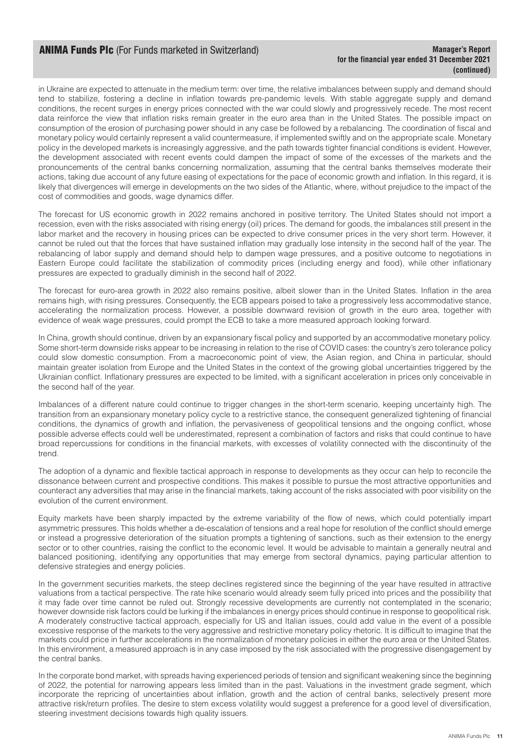in Ukraine are expected to attenuate in the medium term: over time, the relative imbalances between supply and demand should tend to stabilize, fostering a decline in inflation towards pre-pandemic levels. With stable aggregate supply and demand conditions, the recent surges in energy prices connected with the war could slowly and progressively recede. The most recent data reinforce the view that inflation risks remain greater in the euro area than in the United States. The possible impact on consumption of the erosion of purchasing power should in any case be followed by a rebalancing. The coordination of fiscal and monetary policy would certainly represent a valid countermeasure, if implemented swiftly and on the appropriate scale. Monetary policy in the developed markets is increasingly aggressive, and the path towards tighter financial conditions is evident. However, the development associated with recent events could dampen the impact of some of the excesses of the markets and the pronouncements of the central banks concerning normalization, assuming that the central banks themselves moderate their actions, taking due account of any future easing of expectations for the pace of economic growth and inflation. In this regard, it is likely that divergences will emerge in developments on the two sides of the Atlantic, where, without prejudice to the impact of the cost of commodities and goods, wage dynamics differ.

The forecast for US economic growth in 2022 remains anchored in positive territory. The United States should not import a recession, even with the risks associated with rising energy (oil) prices. The demand for goods, the imbalances still present in the labor market and the recovery in housing prices can be expected to drive consumer prices in the very short term. However, it cannot be ruled out that the forces that have sustained inflation may gradually lose intensity in the second half of the year. The rebalancing of labor supply and demand should help to dampen wage pressures, and a positive outcome to negotiations in Eastern Europe could facilitate the stabilization of commodity prices (including energy and food), while other inflationary pressures are expected to gradually diminish in the second half of 2022.

The forecast for euro-area growth in 2022 also remains positive, albeit slower than in the United States. Inflation in the area remains high, with rising pressures. Consequently, the ECB appears poised to take a progressively less accommodative stance, accelerating the normalization process. However, a possible downward revision of growth in the euro area, together with evidence of weak wage pressures, could prompt the ECB to take a more measured approach looking forward.

In China, growth should continue, driven by an expansionary fiscal policy and supported by an accommodative monetary policy. Some short-term downside risks appear to be increasing in relation to the rise of COVID cases: the country's zero tolerance policy could slow domestic consumption. From a macroeconomic point of view, the Asian region, and China in particular, should maintain greater isolation from Europe and the United States in the context of the growing global uncertainties triggered by the Ukrainian conflict. Inflationary pressures are expected to be limited, with a significant acceleration in prices only conceivable in the second half of the year.

Imbalances of a different nature could continue to trigger changes in the short-term scenario, keeping uncertainty high. The transition from an expansionary monetary policy cycle to a restrictive stance, the consequent generalized tightening of financial conditions, the dynamics of growth and inflation, the pervasiveness of geopolitical tensions and the ongoing conflict, whose possible adverse effects could well be underestimated, represent a combination of factors and risks that could continue to have broad repercussions for conditions in the financial markets, with excesses of volatility connected with the discontinuity of the trend.

The adoption of a dynamic and flexible tactical approach in response to developments as they occur can help to reconcile the dissonance between current and prospective conditions. This makes it possible to pursue the most attractive opportunities and counteract any adversities that may arise in the financial markets, taking account of the risks associated with poor visibility on the evolution of the current environment.

Equity markets have been sharply impacted by the extreme variability of the flow of news, which could potentially impart asymmetric pressures. This holds whether a de-escalation of tensions and a real hope for resolution of the conflict should emerge or instead a progressive deterioration of the situation prompts a tightening of sanctions, such as their extension to the energy sector or to other countries, raising the conflict to the economic level. It would be advisable to maintain a generally neutral and balanced positioning, identifying any opportunities that may emerge from sectoral dynamics, paying particular attention to defensive strategies and energy policies.

In the government securities markets, the steep declines registered since the beginning of the year have resulted in attractive valuations from a tactical perspective. The rate hike scenario would already seem fully priced into prices and the possibility that it may fade over time cannot be ruled out. Strongly recessive developments are currently not contemplated in the scenario; however downside risk factors could be lurking if the imbalances in energy prices should continue in response to geopolitical risk. A moderately constructive tactical approach, especially for US and Italian issues, could add value in the event of a possible excessive response of the markets to the very aggressive and restrictive monetary policy rhetoric. It is difficult to imagine that the markets could price in further accelerations in the normalization of monetary policies in either the euro area or the United States. In this environment, a measured approach is in any case imposed by the risk associated with the progressive disengagement by the central banks.

In the corporate bond market, with spreads having experienced periods of tension and significant weakening since the beginning of 2022, the potential for narrowing appears less limited than in the past. Valuations in the investment grade segment, which incorporate the repricing of uncertainties about inflation, growth and the action of central banks, selectively present more attractive risk/return profiles. The desire to stem excess volatility would suggest a preference for a good level of diversification, steering investment decisions towards high quality issuers.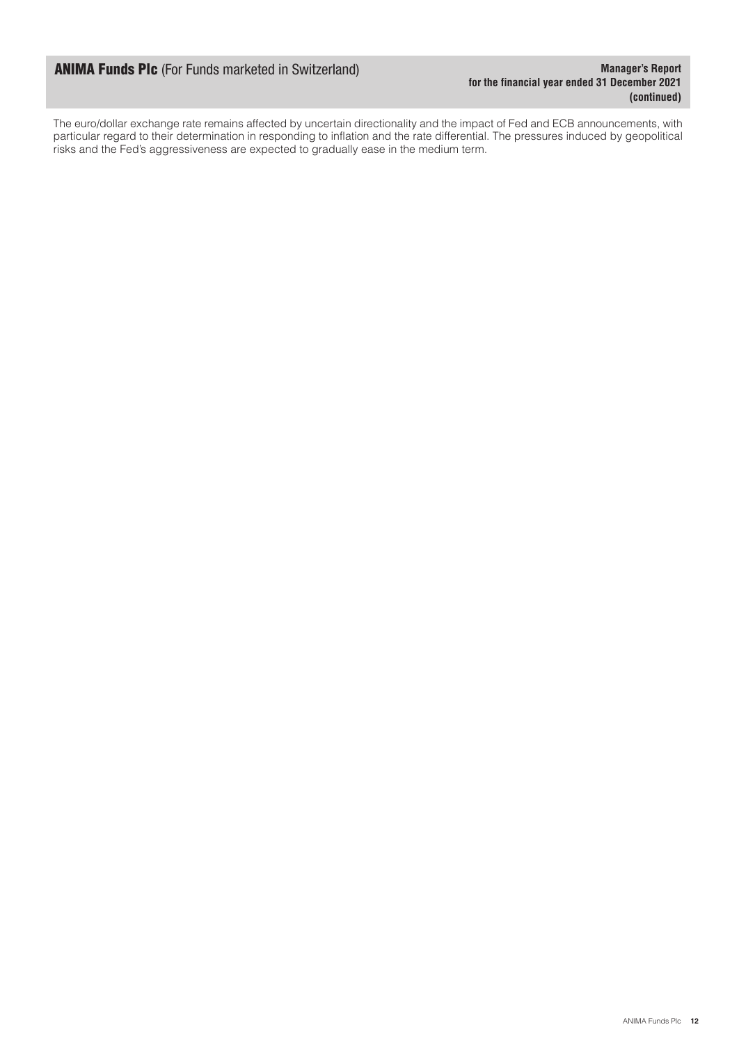The euro/dollar exchange rate remains affected by uncertain directionality and the impact of Fed and ECB announcements, with particular regard to their determination in responding to inflation and the rate differential. The pressures induced by geopolitical risks and the Fed's aggressiveness are expected to gradually ease in the medium term.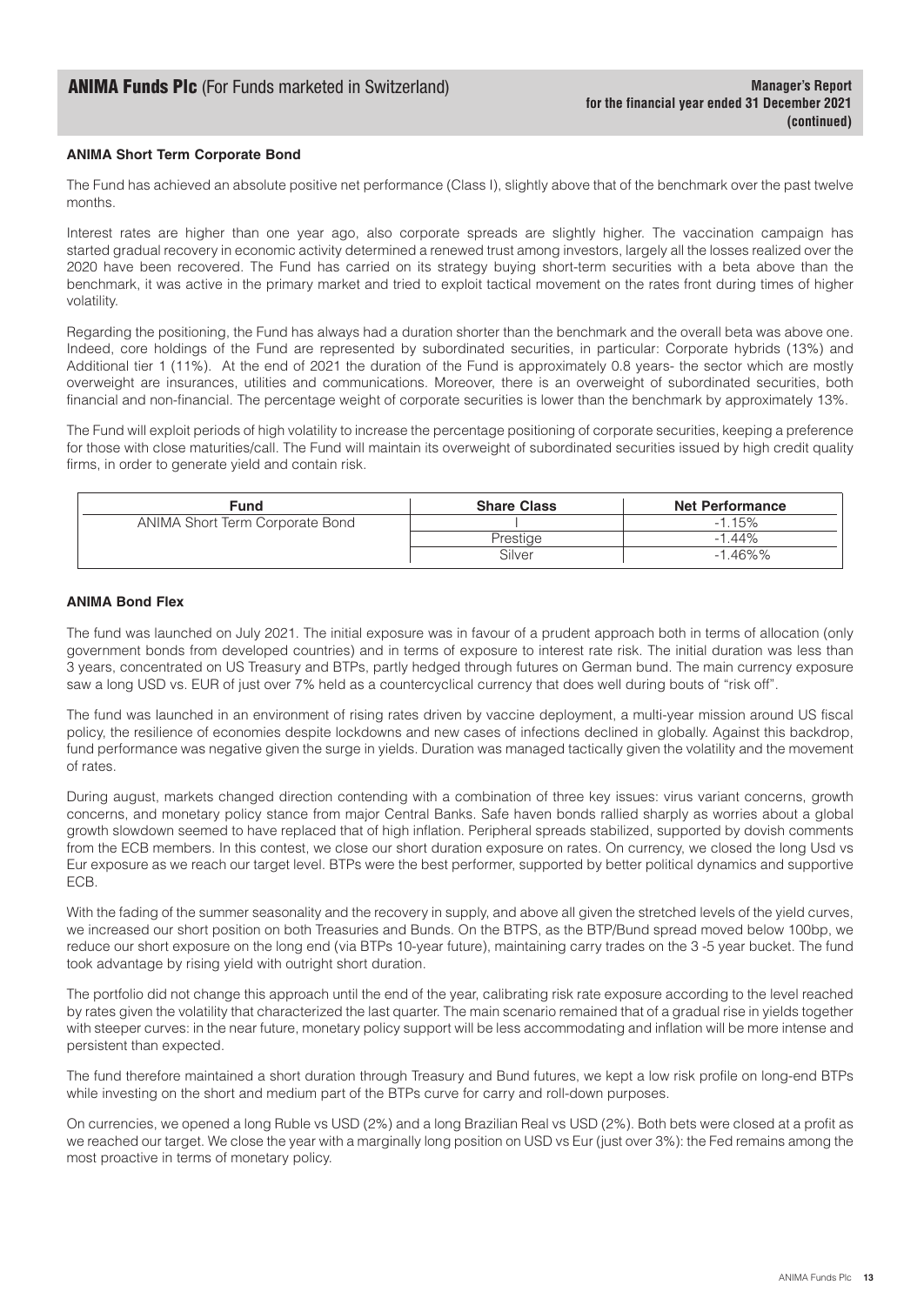### ANIMA Short Term Corporate Bond

The Fund has achieved an absolute positive net performance (Class I), slightly above that of the benchmark over the past twelve months.

Interest rates are higher than one year ago, also corporate spreads are slightly higher. The vaccination campaign has started gradual recovery in economic activity determined a renewed trust among investors, largely all the losses realized over the 2020 have been recovered. The Fund has carried on its strategy buying short-term securities with a beta above than the benchmark, it was active in the primary market and tried to exploit tactical movement on the rates front during times of higher volatility.

Regarding the positioning, the Fund has always had a duration shorter than the benchmark and the overall beta was above one. Indeed, core holdings of the Fund are represented by subordinated securities, in particular: Corporate hybrids (13%) and Additional tier 1 (11%). At the end of 2021 the duration of the Fund is approximately 0.8 years- the sector which are mostly overweight are insurances, utilities and communications. Moreover, there is an overweight of subordinated securities, both financial and non-financial. The percentage weight of corporate securities is lower than the benchmark by approximately 13%.

The Fund will exploit periods of high volatility to increase the percentage positioning of corporate securities, keeping a preference for those with close maturities/call. The Fund will maintain its overweight of subordinated securities issued by high credit quality firms, in order to generate yield and contain risk.

| Fund | Share Class | Net Performance |
|---|---|---|
| ANIMA Short Term Corporate Bond | I | -1.15% |
| | Prestige | -1.44% |
| | Silver | -1.46%% |

### ANIMA Bond Flex

The fund was launched on July 2021. The initial exposure was in favour of a prudent approach both in terms of allocation (only government bonds from developed countries) and in terms of exposure to interest rate risk. The initial duration was less than 3 years, concentrated on US Treasury and BTPs, partly hedged through futures on German bund. The main currency exposure saw a long USD vs. EUR of just over 7% held as a countercyclical currency that does well during bouts of "risk off".

The fund was launched in an environment of rising rates driven by vaccine deployment, a multi-year mission around US fiscal policy, the resilience of economies despite lockdowns and new cases of infections declined in globally. Against this backdrop, fund performance was negative given the surge in yields. Duration was managed tactically given the volatility and the movement of rates.

During august, markets changed direction contending with a combination of three key issues: virus variant concerns, growth concerns, and monetary policy stance from major Central Banks. Safe haven bonds rallied sharply as worries about a global growth slowdown seemed to have replaced that of high inflation. Peripheral spreads stabilized, supported by dovish comments from the ECB members. In this contest, we close our short duration exposure on rates. On currency, we closed the long Usd vs Eur exposure as we reach our target level. BTPs were the best performer, supported by better political dynamics and supportive ECB.

With the fading of the summer seasonality and the recovery in supply, and above all given the stretched levels of the yield curves, we increased our short position on both Treasuries and Bunds. On the BTPS, as the BTP/Bund spread moved below 100bp, we reduce our short exposure on the long end (via BTPs 10-year future), maintaining carry trades on the 3 -5 year bucket. The fund took advantage by rising yield with outright short duration.

The portfolio did not change this approach until the end of the year, calibrating risk rate exposure according to the level reached by rates given the volatility that characterized the last quarter. The main scenario remained that of a gradual rise in yields together with steeper curves: in the near future, monetary policy support will be less accommodating and inflation will be more intense and persistent than expected.

The fund therefore maintained a short duration through Treasury and Bund futures, we kept a low risk profile on long-end BTPs while investing on the short and medium part of the BTPs curve for carry and roll-down purposes.

On currencies, we opened a long Ruble vs USD (2%) and a long Brazilian Real vs USD (2%). Both bets were closed at a profit as we reached our target. We close the year with a marginally long position on USD vs Eur (just over 3%): the Fed remains among the most proactive in terms of monetary policy.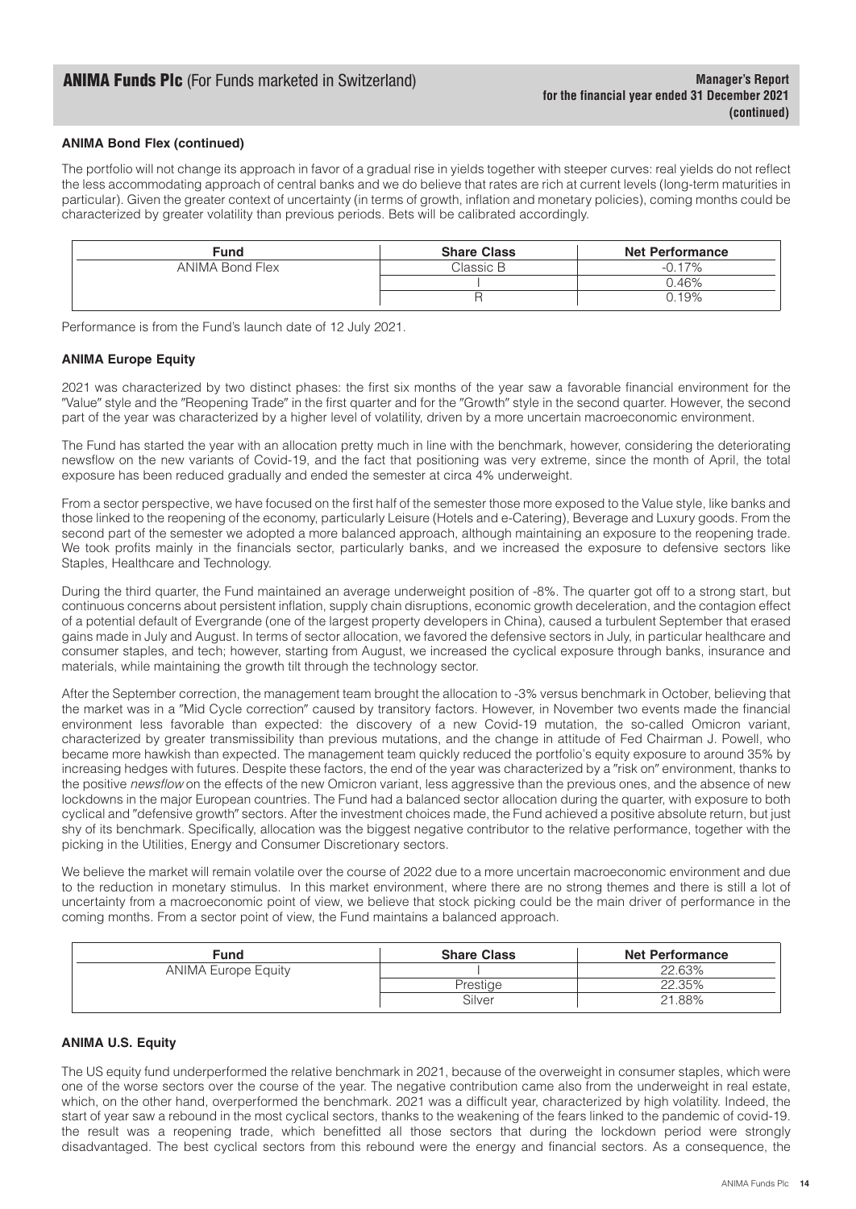### ANIMA Bond Flex (continued)

The portfolio will not change its approach in favor of a gradual rise in yields together with steeper curves: real yields do not reflect the less accommodating approach of central banks and we do believe that rates are rich at current levels (long-term maturities in particular). Given the greater context of uncertainty (in terms of growth, inflation and monetary policies), coming months could be characterized by greater volatility than previous periods. Bets will be calibrated accordingly.

| Fund | Share Class | Net Performance |
|---|---|---|
| ANIMA Bond Flex | Classic B | -0.17% |
| | I | 0.46% |
| | R | 0.19% |

Performance is from the Fund's launch date of 12 July 2021.

### ANIMA Europe Equity

2021 was characterized by two distinct phases: the first six months of the year saw a favorable financial environment for the "Value" style and the "Reopening Trade" in the first quarter and for the "Growth" style in the second quarter. However, the second part of the year was characterized by a higher level of volatility, driven by a more uncertain macroeconomic environment.

The Fund has started the year with an allocation pretty much in line with the benchmark, however, considering the deteriorating newsflow on the new variants of Covid-19, and the fact that positioning was very extreme, since the month of April, the total exposure has been reduced gradually and ended the semester at circa 4% underweight.

From a sector perspective, we have focused on the first half of the semester those more exposed to the Value style, like banks and those linked to the reopening of the economy, particularly Leisure (Hotels and e-Catering), Beverage and Luxury goods. From the second part of the semester we adopted a more balanced approach, although maintaining an exposure to the reopening trade. We took profits mainly in the financials sector, particularly banks, and we increased the exposure to defensive sectors like Staples, Healthcare and Technology.

During the third quarter, the Fund maintained an average underweight position of -8%. The quarter got off to a strong start, but continuous concerns about persistent inflation, supply chain disruptions, economic growth deceleration, and the contagion effect of a potential default of Evergrande (one of the largest property developers in China), caused a turbulent September that erased gains made in July and August. In terms of sector allocation, we favored the defensive sectors in July, in particular healthcare and consumer staples, and tech; however, starting from August, we increased the cyclical exposure through banks, insurance and materials, while maintaining the growth tilt through the technology sector.

After the September correction, the management team brought the allocation to -3% versus benchmark in October, believing that the market was in a "Mid Cycle correction" caused by transitory factors. However, in November two events made the financial environment less favorable than expected: the discovery of a new Covid-19 mutation, the so-called Omicron variant, characterized by greater transmissibility than previous mutations, and the change in attitude of Fed Chairman J. Powell, who became more hawkish than expected. The management team quickly reduced the portfolio's equity exposure to around 35% by increasing hedges with futures. Despite these factors, the end of the year was characterized by a "risk on" environment, thanks to the positive *newsflow* on the effects of the new Omicron variant, less aggressive than the previous ones, and the absence of new lockdowns in the major European countries. The Fund had a balanced sector allocation during the quarter, with exposure to both cyclical and "defensive growth" sectors. After the investment choices made, the Fund achieved a positive absolute return, but just shy of its benchmark. Specifically, allocation was the biggest negative contributor to the relative performance, together with the picking in the Utilities, Energy and Consumer Discretionary sectors.

We believe the market will remain volatile over the course of 2022 due to a more uncertain macroeconomic environment and due to the reduction in monetary stimulus. In this market environment, where there are no strong themes and there is still a lot of uncertainty from a macroeconomic point of view, we believe that stock picking could be the main driver of performance in the coming months. From a sector point of view, the Fund maintains a balanced approach.

| Fund | Share Class | Net Performance |
|---|---|---|
| ANIMA Europe Equity | I | 22.63% |
| | Prestige | 22.35% |
| | Silver | 21.88% |

### ANIMA U.S. Equity

The US equity fund underperformed the relative benchmark in 2021, because of the overweight in consumer staples, which were one of the worse sectors over the course of the year. The negative contribution came also from the underweight in real estate, which, on the other hand, overperformed the benchmark. 2021 was a difficult year, characterized by high volatility. Indeed, the start of year saw a rebound in the most cyclical sectors, thanks to the weakening of the fears linked to the pandemic of covid-19. the result was a reopening trade, which benefitted all those sectors that during the lockdown period were strongly disadvantaged. The best cyclical sectors from this rebound were the energy and financial sectors. As a consequence, the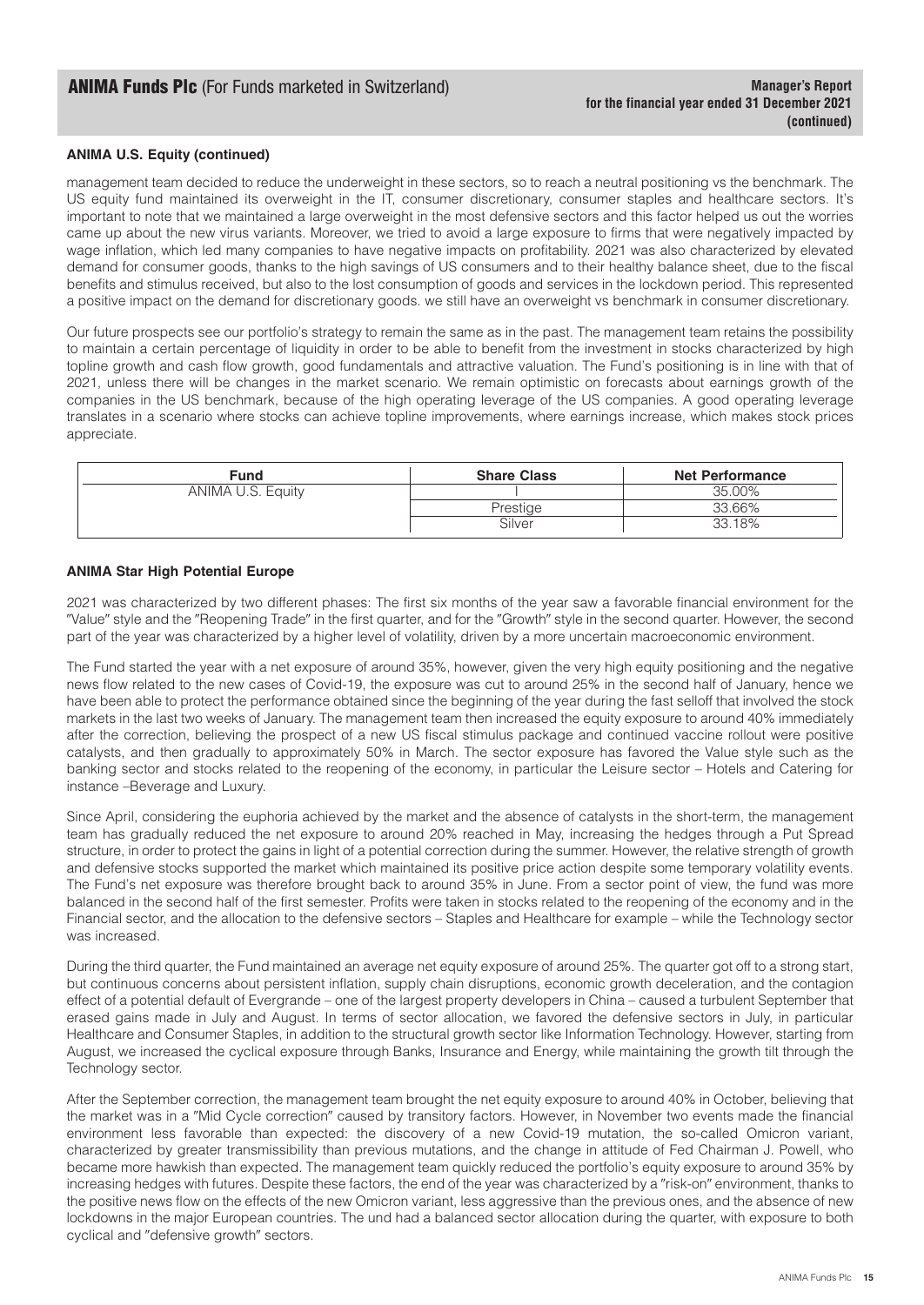**ANIMA U.S. Equity (continued)**

management team decided to reduce the underweight in these sectors, so to reach a neutral positioning vs the benchmark. The US equity fund maintained its overweight in the IT, consumer discretionary, consumer staples and healthcare sectors. It's important to note that we maintained a large overweight in the most defensive sectors and this factor helped us out the worries came up about the new virus variants. Moreover, we tried to avoid a large exposure to firms that were negatively impacted by wage inflation, which led many companies to have negative impacts on profitability. 2021 was also characterized by elevated demand for consumer goods, thanks to the high savings of US consumers and to their healthy balance sheet, due to the fiscal benefits and stimulus received, but also to the lost consumption of goods and services in the lockdown period. This represented a positive impact on the demand for discretionary goods. we still have an overweight vs benchmark in consumer discretionary.

Our future prospects see our portfolio's strategy to remain the same as in the past. The management team retains the possibility to maintain a certain percentage of liquidity in order to be able to benefit from the investment in stocks characterized by high topline growth and cash flow growth, good fundamentals and attractive valuation. The Fund's positioning is in line with that of 2021, unless there will be changes in the market scenario. We remain optimistic on forecasts about earnings growth of the companies in the US benchmark, because of the high operating leverage of the US companies. A good operating leverage translates in a scenario where stocks can achieve topline improvements, where earnings increase, which makes stock prices appreciate.

| Fund | Share Class | Net Performance |
| --- | --- | --- |
| ANIMA U.S. Equity | I | 35.00% |
| | Prestige | 33.66% |
| | Silver | 33.18% |

**ANIMA Star High Potential Europe**

2021 was characterized by two different phases: The first six months of the year saw a favorable financial environment for the "Value" style and the "Reopening Trade" in the first quarter, and for the "Growth" style in the second quarter. However, the second part of the year was characterized by a higher level of volatility, driven by a more uncertain macroeconomic environment.

The Fund started the year with a net exposure of around 35%, however, given the very high equity positioning and the negative news flow related to the new cases of Covid-19, the exposure was cut to around 25% in the second half of January, hence we have been able to protect the performance obtained since the beginning of the year during the fast selloff that involved the stock markets in the last two weeks of January. The management team then increased the equity exposure to around 40% immediately after the correction, believing the prospect of a new US fiscal stimulus package and continued vaccine rollout were positive catalysts, and then gradually to approximately 50% in March. The sector exposure has favored the Value style such as the banking sector and stocks related to the reopening of the economy, in particular the Leisure sector – Hotels and Catering for instance –Beverage and Luxury.

Since April, considering the euphoria achieved by the market and the absence of catalysts in the short-term, the management team has gradually reduced the net exposure to around 20% reached in May, increasing the hedges through a Put Spread structure, in order to protect the gains in light of a potential correction during the summer. However, the relative strength of growth and defensive stocks supported the market which maintained its positive price action despite some temporary volatility events. The Fund's net exposure was therefore brought back to around 35% in June. From a sector point of view, the fund was more balanced in the second half of the first semester. Profits were taken in stocks related to the reopening of the economy and in the Financial sector, and the allocation to the defensive sectors – Staples and Healthcare for example – while the Technology sector was increased.

During the third quarter, the Fund maintained an average net equity exposure of around 25%. The quarter got off to a strong start, but continuous concerns about persistent inflation, supply chain disruptions, economic growth deceleration, and the contagion effect of a potential default of Evergrande – one of the largest property developers in China – caused a turbulent September that erased gains made in July and August. In terms of sector allocation, we favored the defensive sectors in July, in particular Healthcare and Consumer Staples, in addition to the structural growth sector like Information Technology. However, starting from August, we increased the cyclical exposure through Banks, Insurance and Energy, while maintaining the growth tilt through the Technology sector.

After the September correction, the management team brought the net equity exposure to around 40% in October, believing that the market was in a "Mid Cycle correction" caused by transitory factors. However, in November two events made the financial environment less favorable than expected: the discovery of a new Covid-19 mutation, the so-called Omicron variant, characterized by greater transmissibility than previous mutations, and the change in attitude of Fed Chairman J. Powell, who became more hawkish than expected. The management team quickly reduced the portfolio's equity exposure to around 35% by increasing hedges with futures. Despite these factors, the end of the year was characterized by a "risk-on" environment, thanks to the positive news flow on the effects of the new Omicron variant, less aggressive than the previous ones, and the absence of new lockdowns in the major European countries. The und had a balanced sector allocation during the quarter, with exposure to both cyclical and "defensive growth" sectors.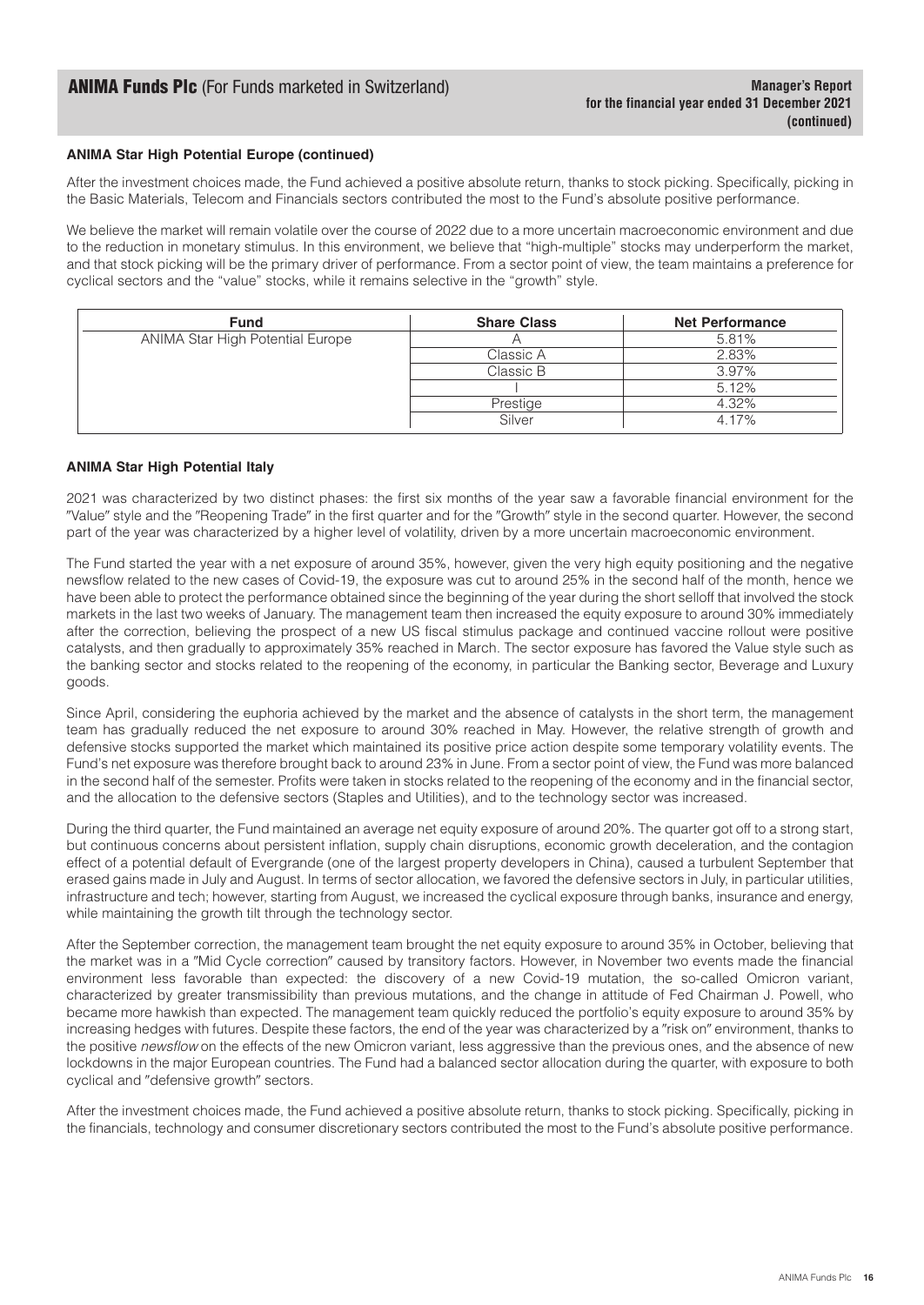### ANIMA Star High Potential Europe (continued)

After the investment choices made, the Fund achieved a positive absolute return, thanks to stock picking. Specifically, picking in the Basic Materials, Telecom and Financials sectors contributed the most to the Fund's absolute positive performance.

We believe the market will remain volatile over the course of 2022 due to a more uncertain macroeconomic environment and due to the reduction in monetary stimulus. In this environment, we believe that "high-multiple" stocks may underperform the market, and that stock picking will be the primary driver of performance. From a sector point of view, the team maintains a preference for cyclical sectors and the "value" stocks, while it remains selective in the "growth" style.

| Fund | Share Class | Net Performance |
|---|---|---|
| ANIMA Star High Potential Europe | A | 5.81% |
| | Classic A | 2.83% |
| | Classic B | 3.97% |
| | I | 5.12% |
| | Prestige | 4.32% |
| | Silver | 4.17% |

### ANIMA Star High Potential Italy

2021 was characterized by two distinct phases: the first six months of the year saw a favorable financial environment for the "Value" style and the "Reopening Trade" in the first quarter and for the "Growth" style in the second quarter. However, the second part of the year was characterized by a higher level of volatility, driven by a more uncertain macroeconomic environment.

The Fund started the year with a net exposure of around 35%, however, given the very high equity positioning and the negative newsflow related to the new cases of Covid-19, the exposure was cut to around 25% in the second half of the month, hence we have been able to protect the performance obtained since the beginning of the year during the short selloff that involved the stock markets in the last two weeks of January. The management team then increased the equity exposure to around 30% immediately after the correction, believing the prospect of a new US fiscal stimulus package and continued vaccine rollout were positive catalysts, and then gradually to approximately 35% reached in March. The sector exposure has favored the Value style such as the banking sector and stocks related to the reopening of the economy, in particular the Banking sector, Beverage and Luxury goods.

Since April, considering the euphoria achieved by the market and the absence of catalysts in the short term, the management team has gradually reduced the net exposure to around 30% reached in May. However, the relative strength of growth and defensive stocks supported the market which maintained its positive price action despite some temporary volatility events. The Fund's net exposure was therefore brought back to around 23% in June. From a sector point of view, the Fund was more balanced in the second half of the semester. Profits were taken in stocks related to the reopening of the economy and in the financial sector, and the allocation to the defensive sectors (Staples and Utilities), and to the technology sector was increased.

During the third quarter, the Fund maintained an average net equity exposure of around 20%. The quarter got off to a strong start, but continuous concerns about persistent inflation, supply chain disruptions, economic growth deceleration, and the contagion effect of a potential default of Evergrande (one of the largest property developers in China), caused a turbulent September that erased gains made in July and August. In terms of sector allocation, we favored the defensive sectors in July, in particular utilities, infrastructure and tech; however, starting from August, we increased the cyclical exposure through banks, insurance and energy, while maintaining the growth tilt through the technology sector.

After the September correction, the management team brought the net equity exposure to around 35% in October, believing that the market was in a "Mid Cycle correction" caused by transitory factors. However, in November two events made the financial environment less favorable than expected: the discovery of a new Covid-19 mutation, the so-called Omicron variant, characterized by greater transmissibility than previous mutations, and the change in attitude of Fed Chairman J. Powell, who became more hawkish than expected. The management team quickly reduced the portfolio's equity exposure to around 35% by increasing hedges with futures. Despite these factors, the end of the year was characterized by a "risk on" environment, thanks to the positive *newsflow* on the effects of the new Omicron variant, less aggressive than the previous ones, and the absence of new lockdowns in the major European countries. The Fund had a balanced sector allocation during the quarter, with exposure to both cyclical and "defensive growth" sectors.

After the investment choices made, the Fund achieved a positive absolute return, thanks to stock picking. Specifically, picking in the financials, technology and consumer discretionary sectors contributed the most to the Fund's absolute positive performance.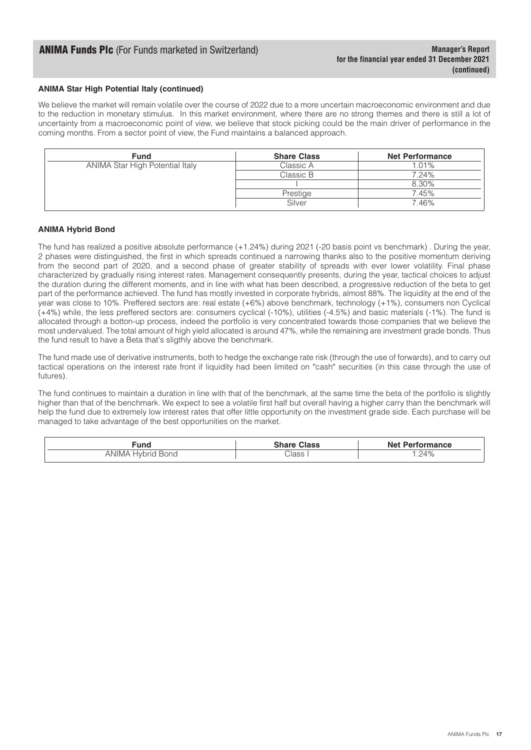**ANIMA Star High Potential Italy (continued)**

We believe the market will remain volatile over the course of 2022 due to a more uncertain macroeconomic environment and due to the reduction in monetary stimulus. In this market environment, where there are no strong themes and there is still a lot of uncertainty from a macroeconomic point of view, we believe that stock picking could be the main driver of performance in the coming months. From a sector point of view, the Fund maintains a balanced approach.

| Fund | Share Class | Net Performance |
|---|---|---|
| ANIMA Star High Potential Italy | Classic A | 1.01% |
| | Classic B | 7.24% |
| | I | 8.30% |
| | Prestige | 7.45% |
| | Silver | 7.46% |

**ANIMA Hybrid Bond**

The fund has realized a positive absolute performance (+1.24%) during 2021 (-20 basis point vs benchmark) . During the year, 2 phases were distinguished, the first in which spreads continued a narrowing thanks also to the positive momentum deriving from the second part of 2020, and a second phase of greater stability of spreads with ever lower volatility. Final phase characterized by gradually rising interest rates. Management consequently presents, during the year, tactical choices to adjust the duration during the different moments, and in line with what has been described, a progressive reduction of the beta to get part of the performance achieved. The fund has mostly invested in corporate hybrids, almost 88%. The liquidity at the end of the year was close to 10%. Preffered sectors are: real estate (+6%) above benchmark, technology (+1%), consumers non Cyclical (+4%) while, the less preffered sectors are: consumers cyclical (-10%), utilities (-4.5%) and basic materials (-1%). The fund is allocated through a botton-up process, indeed the portfolio is very concentrated towards those companies that we believe the most undervalued. The total amount of high yield allocated is around 47%, while the remaining are investment grade bonds. Thus the fund result to have a Beta that's sligthly above the benchmark.

The fund made use of derivative instruments, both to hedge the exchange rate risk (through the use of forwards), and to carry out tactical operations on the interest rate front if liquidity had been limited on "cash" securities (in this case through the use of futures).

The fund continues to maintain a duration in line with that of the benchmark, at the same time the beta of the portfolio is slightly higher than that of the benchmark. We expect to see a volatile first half but overall having a higher carry than the benchmark will help the fund due to extremely low interest rates that offer little opportunity on the investment grade side. Each purchase will be managed to take advantage of the best opportunities on the market.

| Fund | Share Class | Net Performance |
|---|---|---|
| ANIMA Hybrid Bond | Class I | 1.24% |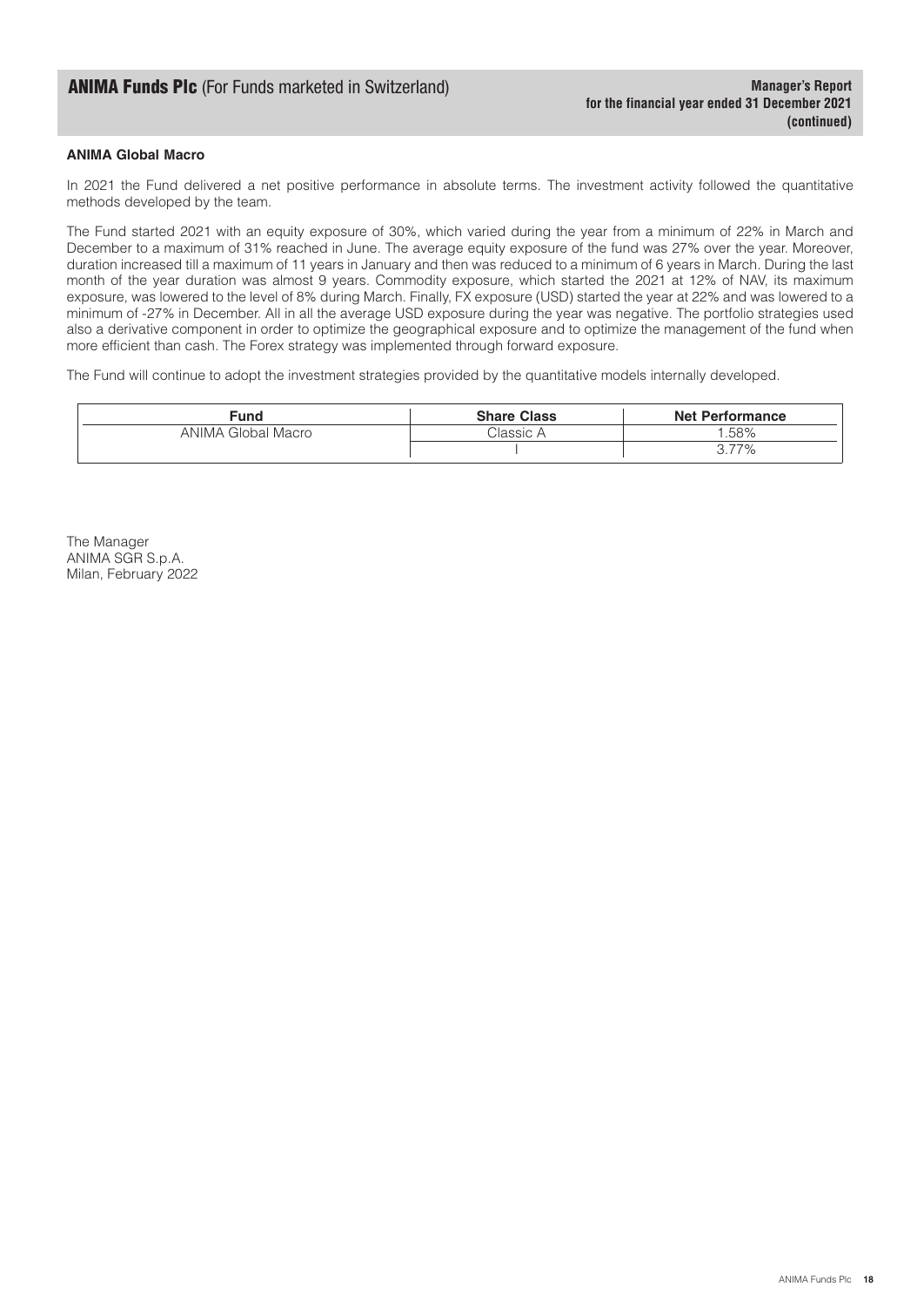### ANIMA Global Macro

In 2021 the Fund delivered a net positive performance in absolute terms. The investment activity followed the quantitative methods developed by the team.

The Fund started 2021 with an equity exposure of 30%, which varied during the year from a minimum of 22% in March and December to a maximum of 31% reached in June. The average equity exposure of the fund was 27% over the year. Moreover, duration increased till a maximum of 11 years in January and then was reduced to a minimum of 6 years in March. During the last month of the year duration was almost 9 years. Commodity exposure, which started the 2021 at 12% of NAV, its maximum exposure, was lowered to the level of 8% during March. Finally, FX exposure (USD) started the year at 22% and was lowered to a minimum of -27% in December. All in all the average USD exposure during the year was negative. The portfolio strategies used also a derivative component in order to optimize the geographical exposure and to optimize the management of the fund when more efficient than cash. The Forex strategy was implemented through forward exposure.

The Fund will continue to adopt the investment strategies provided by the quantitative models internally developed.

| Fund | Share Class | Net Performance |
|---|---|---|
| ANIMA Global Macro | Classic A | 1.58% |
| | I | 3.77% |

The Manager
ANIMA SGR S.p.A.
Milan, February 2022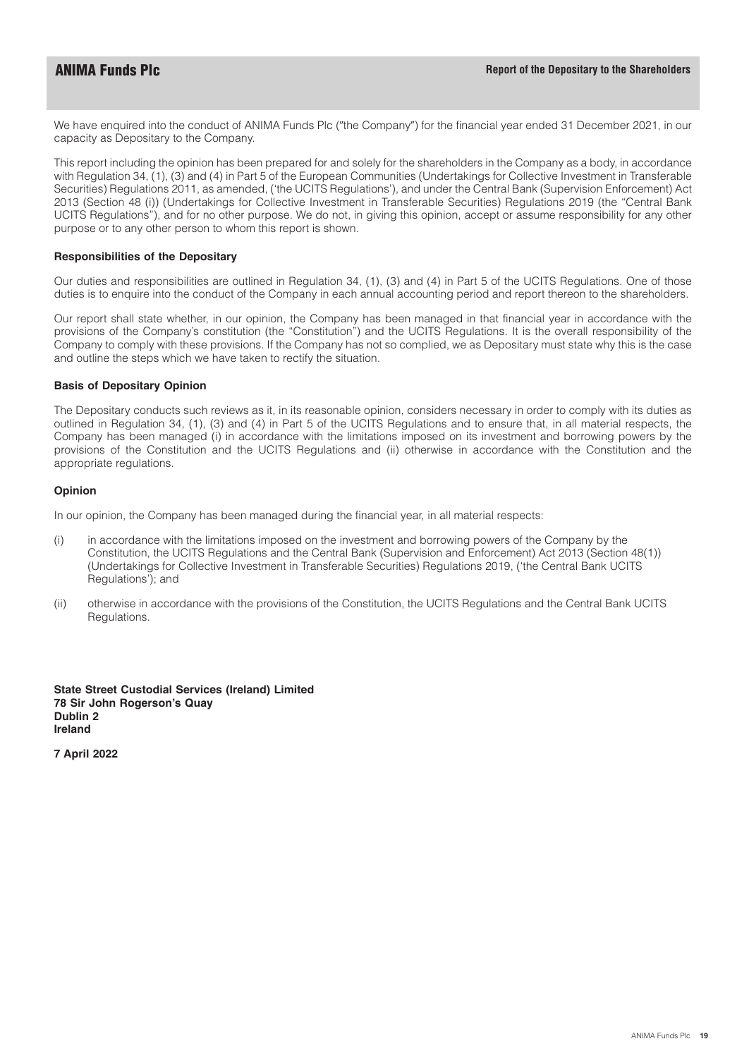## Report of the Depositary to the Shareholders

We have enquired into the conduct of ANIMA Funds Plc ("the Company") for the financial year ended 31 December 2021, in our capacity as Depositary to the Company.

This report including the opinion has been prepared for and solely for the shareholders in the Company as a body, in accordance with Regulation 34, (1), (3) and (4) in Part 5 of the European Communities (Undertakings for Collective Investment in Transferable Securities) Regulations 2011, as amended, ('the UCITS Regulations'), and under the Central Bank (Supervision Enforcement) Act 2013 (Section 48 (i)) (Undertakings for Collective Investment in Transferable Securities) Regulations 2019 (the "Central Bank UCITS Regulations"), and for no other purpose. We do not, in giving this opinion, accept or assume responsibility for any other purpose or to any other person to whom this report is shown.

**Responsibilities of the Depositary**

Our duties and responsibilities are outlined in Regulation 34, (1), (3) and (4) in Part 5 of the UCITS Regulations. One of those duties is to enquire into the conduct of the Company in each annual accounting period and report thereon to the shareholders.

Our report shall state whether, in our opinion, the Company has been managed in that financial year in accordance with the provisions of the Company's constitution (the "Constitution") and the UCITS Regulations. It is the overall responsibility of the Company to comply with these provisions. If the Company has not so complied, we as Depositary must state why this is the case and outline the steps which we have taken to rectify the situation.

**Basis of Depositary Opinion**

The Depositary conducts such reviews as it, in its reasonable opinion, considers necessary in order to comply with its duties as outlined in Regulation 34, (1), (3) and (4) in Part 5 of the UCITS Regulations and to ensure that, in all material respects, the Company has been managed (i) in accordance with the limitations imposed on its investment and borrowing powers by the provisions of the Constitution and the UCITS Regulations and (ii) otherwise in accordance with the Constitution and the appropriate regulations.

**Opinion**

In our opinion, the Company has been managed during the financial year, in all material respects:

(i) in accordance with the limitations imposed on the investment and borrowing powers of the Company by the Constitution, the UCITS Regulations and the Central Bank (Supervision and Enforcement) Act 2013 (Section 48(1)) (Undertakings for Collective Investment in Transferable Securities) Regulations 2019, ('the Central Bank UCITS Regulations'); and

(ii) otherwise in accordance with the provisions of the Constitution, the UCITS Regulations and the Central Bank UCITS Regulations.

**State Street Custodial Services (Ireland) Limited**
**78 Sir John Rogerson's Quay**
**Dublin 2**
**Ireland**

**7 April 2022**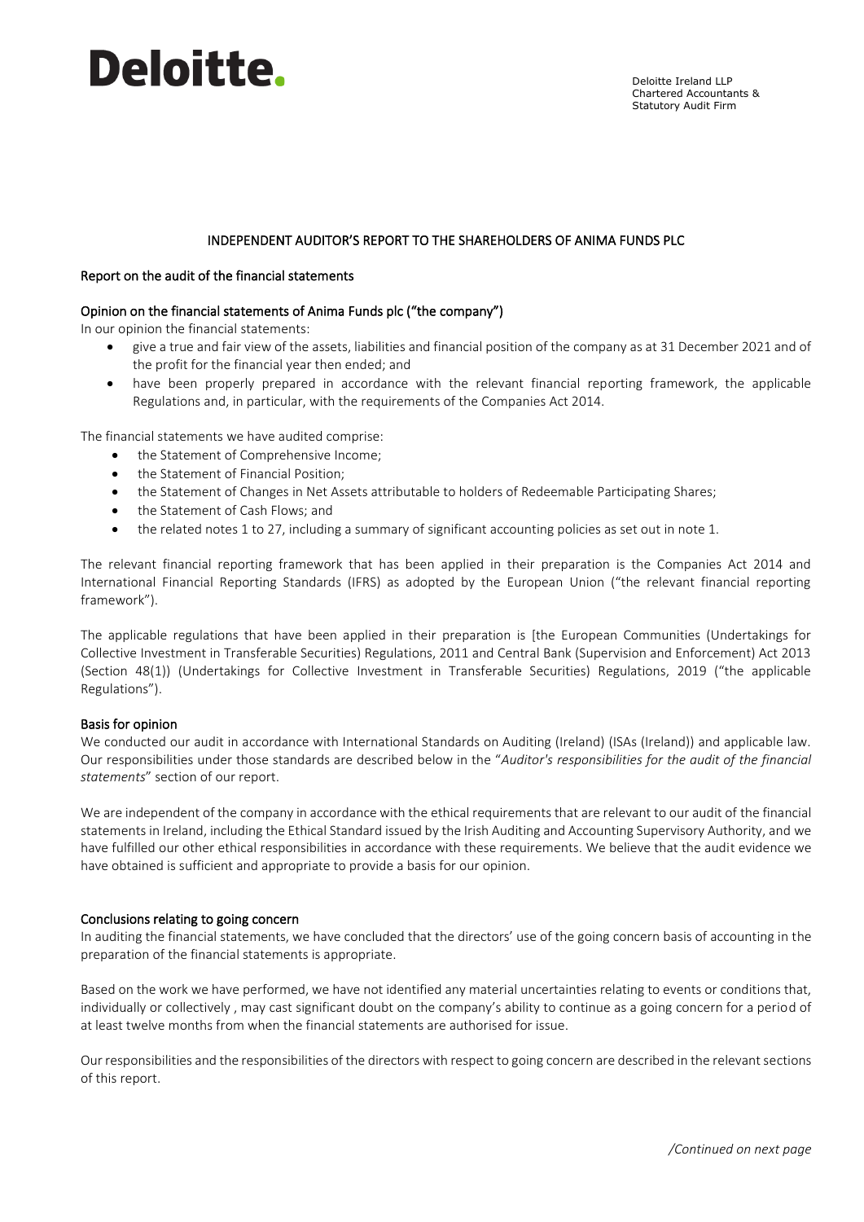# Deloitte.

Deloitte Ireland LLP
Chartered Accountants &
Statutory Audit Firm

## INDEPENDENT AUDITOR'S REPORT TO THE SHAREHOLDERS OF ANIMA FUNDS PLC

### Report on the audit of the financial statements

### Opinion on the financial statements of Anima Funds plc ("the company")

In our opinion the financial statements:

- give a true and fair view of the assets, liabilities and financial position of the company as at 31 December 2021 and of the profit for the financial year then ended; and
- have been properly prepared in accordance with the relevant financial reporting framework, the applicable Regulations and, in particular, with the requirements of the Companies Act 2014.

The financial statements we have audited comprise:

- the Statement of Comprehensive Income;
- the Statement of Financial Position;
- the Statement of Changes in Net Assets attributable to holders of Redeemable Participating Shares;
- the Statement of Cash Flows; and
- the related notes 1 to 27, including a summary of significant accounting policies as set out in note 1.

The relevant financial reporting framework that has been applied in their preparation is the Companies Act 2014 and International Financial Reporting Standards (IFRS) as adopted by the European Union ("the relevant financial reporting framework").

The applicable regulations that have been applied in their preparation is [the European Communities (Undertakings for Collective Investment in Transferable Securities) Regulations, 2011 and Central Bank (Supervision and Enforcement) Act 2013 (Section 48(1)) (Undertakings for Collective Investment in Transferable Securities) Regulations, 2019 ("the applicable Regulations").

### Basis for opinion

We conducted our audit in accordance with International Standards on Auditing (Ireland) (ISAs (Ireland)) and applicable law. Our responsibilities under those standards are described below in the "*Auditor's responsibilities for the audit of the financial statements*" section of our report.

We are independent of the company in accordance with the ethical requirements that are relevant to our audit of the financial statements in Ireland, including the Ethical Standard issued by the Irish Auditing and Accounting Supervisory Authority, and we have fulfilled our other ethical responsibilities in accordance with these requirements. We believe that the audit evidence we have obtained is sufficient and appropriate to provide a basis for our opinion.

### Conclusions relating to going concern

In auditing the financial statements, we have concluded that the directors' use of the going concern basis of accounting in the preparation of the financial statements is appropriate.

Based on the work we have performed, we have not identified any material uncertainties relating to events or conditions that, individually or collectively , may cast significant doubt on the company's ability to continue as a going concern for a period of at least twelve months from when the financial statements are authorised for issue.

Our responsibilities and the responsibilities of the directors with respect to going concern are described in the relevant sections of this report.

*/Continued on next page*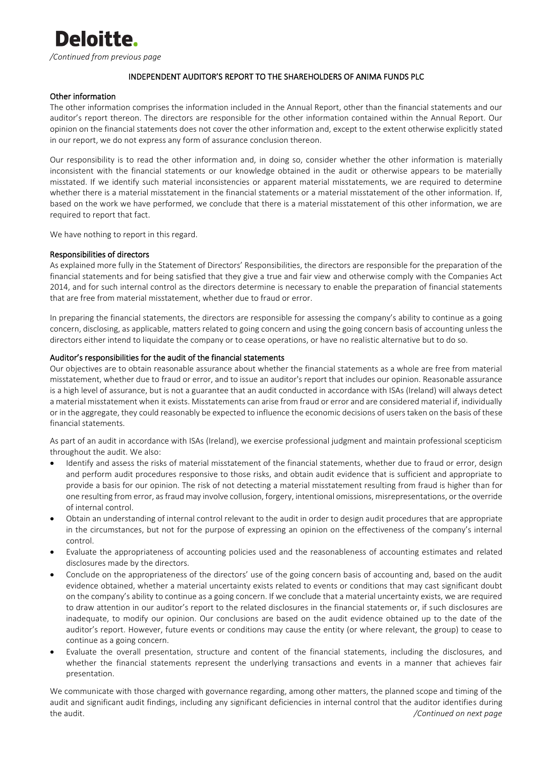*/Continued from previous page*

## INDEPENDENT AUDITOR'S REPORT TO THE SHAREHOLDERS OF ANIMA FUNDS PLC

### Other information

The other information comprises the information included in the Annual Report, other than the financial statements and our auditor's report thereon. The directors are responsible for the other information contained within the Annual Report. Our opinion on the financial statements does not cover the other information and, except to the extent otherwise explicitly stated in our report, we do not express any form of assurance conclusion thereon.

Our responsibility is to read the other information and, in doing so, consider whether the other information is materially inconsistent with the financial statements or our knowledge obtained in the audit or otherwise appears to be materially misstated. If we identify such material inconsistencies or apparent material misstatements, we are required to determine whether there is a material misstatement in the financial statements or a material misstatement of the other information. If, based on the work we have performed, we conclude that there is a material misstatement of this other information, we are required to report that fact.

We have nothing to report in this regard.

### Responsibilities of directors

As explained more fully in the Statement of Directors' Responsibilities, the directors are responsible for the preparation of the financial statements and for being satisfied that they give a true and fair view and otherwise comply with the Companies Act 2014, and for such internal control as the directors determine is necessary to enable the preparation of financial statements that are free from material misstatement, whether due to fraud or error.

In preparing the financial statements, the directors are responsible for assessing the company's ability to continue as a going concern, disclosing, as applicable, matters related to going concern and using the going concern basis of accounting unless the directors either intend to liquidate the company or to cease operations, or have no realistic alternative but to do so.

### Auditor's responsibilities for the audit of the financial statements

Our objectives are to obtain reasonable assurance about whether the financial statements as a whole are free from material misstatement, whether due to fraud or error, and to issue an auditor's report that includes our opinion. Reasonable assurance is a high level of assurance, but is not a guarantee that an audit conducted in accordance with ISAs (Ireland) will always detect a material misstatement when it exists. Misstatements can arise from fraud or error and are considered material if, individually or in the aggregate, they could reasonably be expected to influence the economic decisions of users taken on the basis of these financial statements.

As part of an audit in accordance with ISAs (Ireland), we exercise professional judgment and maintain professional scepticism throughout the audit. We also:

- Identify and assess the risks of material misstatement of the financial statements, whether due to fraud or error, design and perform audit procedures responsive to those risks, and obtain audit evidence that is sufficient and appropriate to provide a basis for our opinion. The risk of not detecting a material misstatement resulting from fraud is higher than for one resulting from error, as fraud may involve collusion, forgery, intentional omissions, misrepresentations, or the override of internal control.
- Obtain an understanding of internal control relevant to the audit in order to design audit procedures that are appropriate in the circumstances, but not for the purpose of expressing an opinion on the effectiveness of the company's internal control.
- Evaluate the appropriateness of accounting policies used and the reasonableness of accounting estimates and related disclosures made by the directors.
- Conclude on the appropriateness of the directors' use of the going concern basis of accounting and, based on the audit evidence obtained, whether a material uncertainty exists related to events or conditions that may cast significant doubt on the company's ability to continue as a going concern. If we conclude that a material uncertainty exists, we are required to draw attention in our auditor's report to the related disclosures in the financial statements or, if such disclosures are inadequate, to modify our opinion. Our conclusions are based on the audit evidence obtained up to the date of the auditor's report. However, future events or conditions may cause the entity (or where relevant, the group) to cease to continue as a going concern.
- Evaluate the overall presentation, structure and content of the financial statements, including the disclosures, and whether the financial statements represent the underlying transactions and events in a manner that achieves fair presentation.

We communicate with those charged with governance regarding, among other matters, the planned scope and timing of the audit and significant audit findings, including any significant deficiencies in internal control that the auditor identifies during the audit.

*/Continued on next page*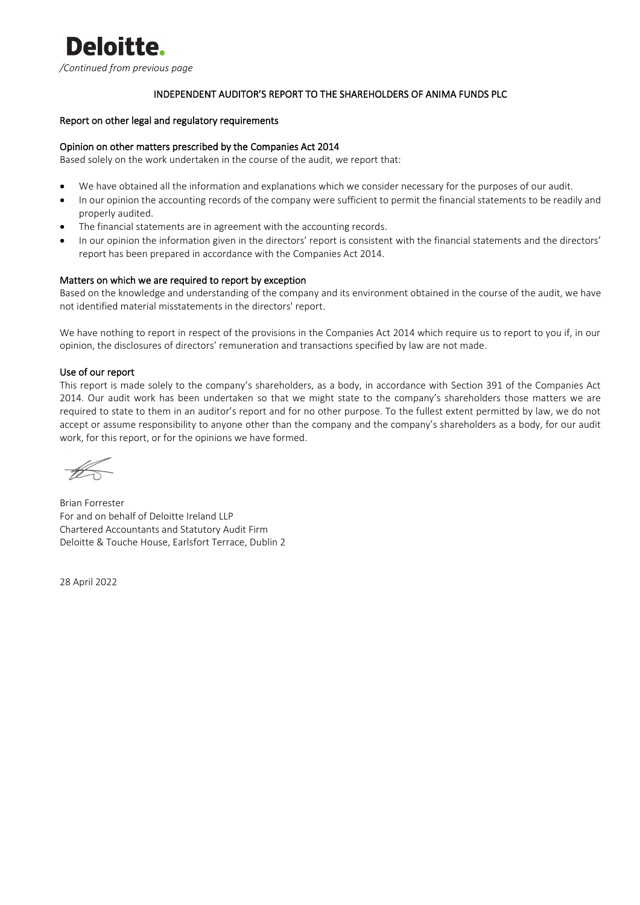*/Continued from previous page*

## INDEPENDENT AUDITOR'S REPORT TO THE SHAREHOLDERS OF ANIMA FUNDS PLC

### Report on other legal and regulatory requirements

#### Opinion on other matters prescribed by the Companies Act 2014

Based solely on the work undertaken in the course of the audit, we report that:

- We have obtained all the information and explanations which we consider necessary for the purposes of our audit.
- In our opinion the accounting records of the company were sufficient to permit the financial statements to be readily and properly audited.
- The financial statements are in agreement with the accounting records.
- In our opinion the information given in the directors' report is consistent with the financial statements and the directors' report has been prepared in accordance with the Companies Act 2014.

#### Matters on which we are required to report by exception

Based on the knowledge and understanding of the company and its environment obtained in the course of the audit, we have not identified material misstatements in the directors' report.

We have nothing to report in respect of the provisions in the Companies Act 2014 which require us to report to you if, in our opinion, the disclosures of directors' remuneration and transactions specified by law are not made.

#### Use of our report

This report is made solely to the company's shareholders, as a body, in accordance with Section 391 of the Companies Act 2014. Our audit work has been undertaken so that we might state to the company's shareholders those matters we are required to state to them in an auditor's report and for no other purpose. To the fullest extent permitted by law, we do not accept or assume responsibility to anyone other than the company and the company's shareholders as a body, for our audit work, for this report, or for the opinions we have formed.

Brian Forrester
For and on behalf of Deloitte Ireland LLP
Chartered Accountants and Statutory Audit Firm
Deloitte & Touche House, Earlsfort Terrace, Dublin 2

28 April 2022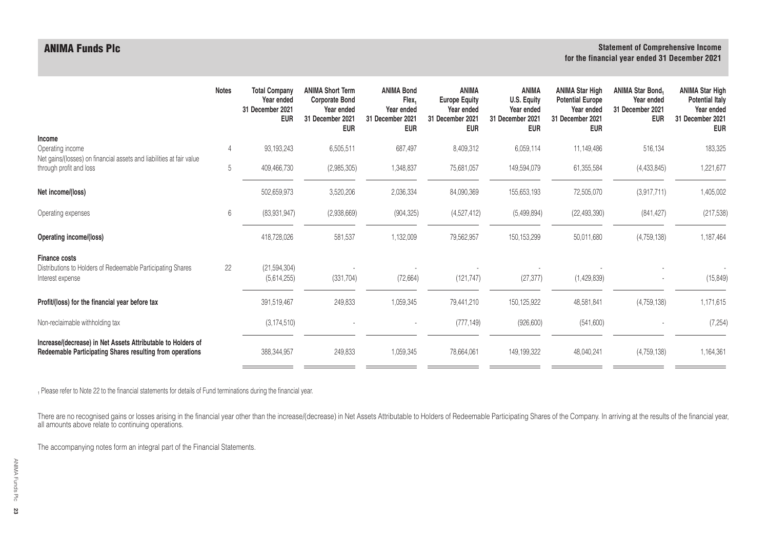# ANIMA Funds Plc

## Statement of Comprehensive Income for the financial year ended 31 December 2021

| | Notes | Total Company Year ended 31 December 2021 EUR | ANIMA Short Term Corporate Bond Year ended 31 December 2021 EUR | ANIMA Bond Flex[1] Year ended 31 December 2021 EUR | ANIMA Europe Equity Year ended 31 December 2021 EUR | ANIMA U.S. Equity Year ended 31 December 2021 EUR | ANIMA Star High Potential Europe Year ended 31 December 2021 EUR | ANIMA Star Bond[1] Year ended 31 December 2021 EUR | ANIMA Star High Potential Italy Year ended 31 December 2021 EUR |
|---|---|---|---|---|---|---|---|---|---|
| **Income** | | | | | | | | | |
| Operating income | 4 | 93,193,243 | 6,505,511 | 687,497 | 8,409,312 | 6,059,114 | 11,149,486 | 516,134 | 183,325 |
| Net gains/(losses) on financial assets and liabilities at fair value through profit and loss | 5 | 409,466,730 | (2,985,305) | 1,348,837 | 75,681,057 | 149,594,079 | 61,355,584 | (4,433,845) | 1,221,677 |
| **Net income/(loss)** | | 502,659,973 | 3,520,206 | 2,036,334 | 84,090,369 | 155,653,193 | 72,505,070 | (3,917,711) | 1,405,002 |
| Operating expenses | 6 | (83,931,947) | (2,938,669) | (904,325) | (4,527,412) | (5,499,894) | (22,493,390) | (841,427) | (217,538) |
| **Operating income/(loss)** | | 418,728,026 | 581,537 | 1,132,009 | 79,562,957 | 150,153,299 | 50,011,680 | (4,759,138) | 1,187,464 |
| **Finance costs** | | | | | | | | | |
| Distributions to Holders of Redeemable Participating Shares | 22 | (21,594,304) | - | - | - | - | - | - | - |
| Interest expense | | (5,614,255) | (331,704) | (72,664) | (121,747) | (27,377) | (1,429,839) | - | (15,849) |
| **Profit/(loss) for the financial year before tax** | | 391,519,467 | 249,833 | 1,059,345 | 79,441,210 | 150,125,922 | 48,581,841 | (4,759,138) | 1,171,615 |
| Non-reclaimable withholding tax | | (3,174,510) | - | - | (777,149) | (926,600) | (541,600) | - | (7,254) |
| **Increase/(decrease) in Net Assets Attributable to Holders of Redeemable Participating Shares resulting from operations** | | 388,344,957 | 249,833 | 1,059,345 | 78,664,061 | 149,199,322 | 48,040,241 | (4,759,138) | 1,164,361 |

[1] Please refer to Note 22 to the financial statements for details of Fund terminations during the financial year.

There are no recognised gains or losses arising in the financial year other than the increase/(decrease) in Net Assets Attributable to Holders of Redeemable Participating Shares of the Company. In arriving at the results of the financial year, all amounts above relate to continuing operations.

The accompanying notes form an integral part of the Financial Statements.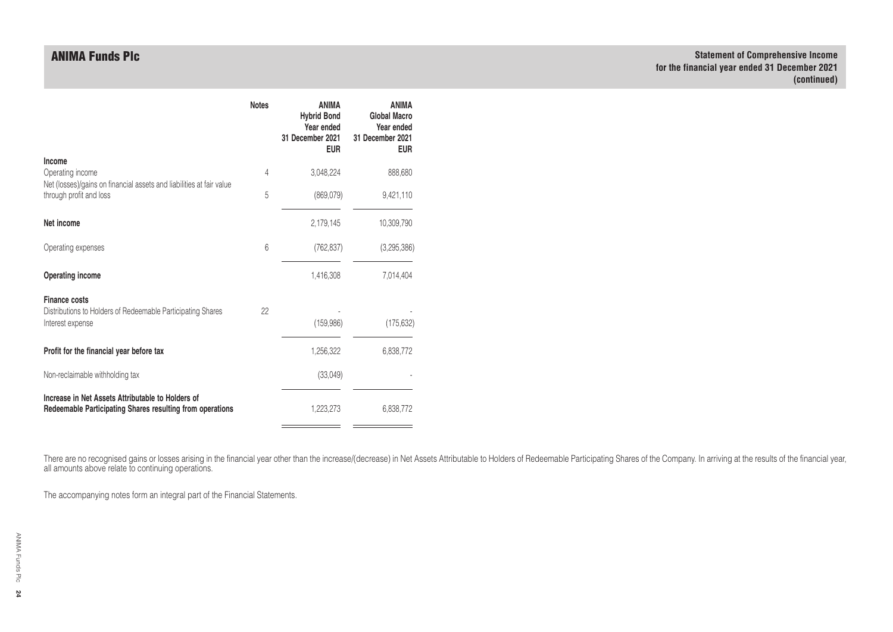# ANIMA Funds Plc

## Statement of Comprehensive Income for the financial year ended 31 December 2021 (continued)

| | Notes | ANIMA Hybrid Bond Year ended 31 December 2021 EUR | ANIMA Global Macro Year ended 31 December 2021 EUR |
|---|---|---|---|
| **Income** | | | |
| Operating income | 4 | 3,048,224 | 888,680 |
| Net (losses)/gains on financial assets and liabilities at fair value through profit and loss | 5 | (869,079) | 9,421,110 |
| **Net income** | | 2,179,145 | 10,309,790 |
| Operating expenses | 6 | (762,837) | (3,295,386) |
| **Operating income** | | 1,416,308 | 7,014,404 |
| **Finance costs** | | | |
| Distributions to Holders of Redeemable Participating Shares | 22 | - | - |
| Interest expense | | (159,986) | (175,632) |
| **Profit for the financial year before tax** | | 1,256,322 | 6,838,772 |
| Non-reclaimable withholding tax | | (33,049) | - |
| **Increase in Net Assets Attributable to Holders of Redeemable Participating Shares resulting from operations** | | 1,223,273 | 6,838,772 |

There are no recognised gains or losses arising in the financial year other than the increase/(decrease) in Net Assets Attributable to Holders of Redeemable Participating Shares of the Company. In arriving at the results of the financial year, all amounts above relate to continuing operations.

The accompanying notes form an integral part of the Financial Statements.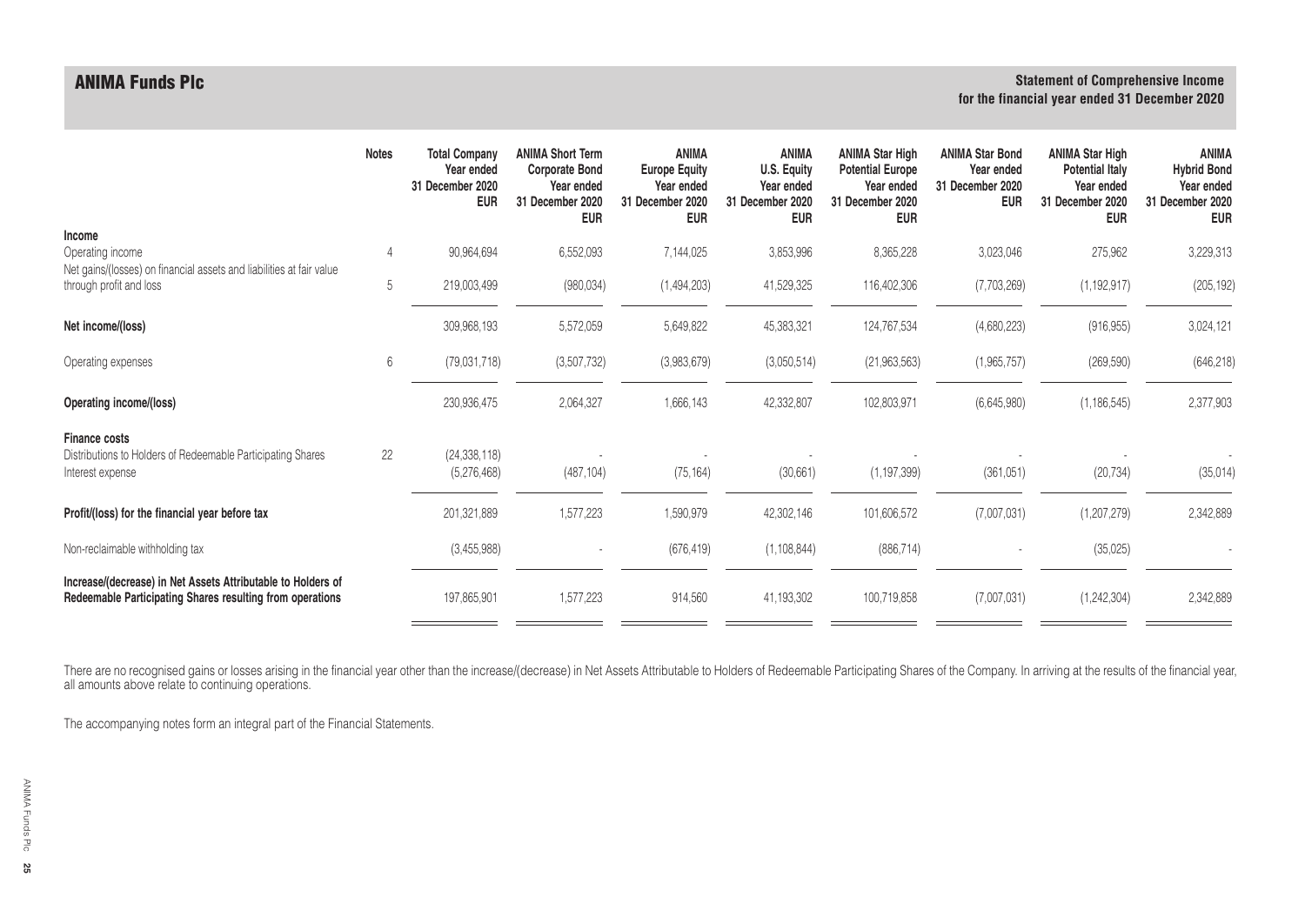## ANIMA Funds Plc

### Statement of Comprehensive Income for the financial year ended 31 December 2020

| | Notes | Total Company Year ended 31 December 2020 EUR | ANIMA Short Term Corporate Bond Year ended 31 December 2020 EUR | ANIMA Europe Equity Year ended 31 December 2020 EUR | ANIMA U.S. Equity Year ended 31 December 2020 EUR | ANIMA Star High Potential Europe Year ended 31 December 2020 EUR | ANIMA Star Bond Year ended 31 December 2020 EUR | ANIMA Star High Potential Italy Year ended 31 December 2020 EUR | ANIMA Hybrid Bond Year ended 31 December 2020 EUR |
|---|---|---|---|---|---|---|---|---|---|
| **Income** | | | | | | | | | |
| Operating income | 4 | 90,964,694 | 6,552,093 | 7,144,025 | 3,853,996 | 8,365,228 | 3,023,046 | 275,962 | 3,229,313 |
| Net gains/(losses) on financial assets and liabilities at fair value through profit and loss | 5 | 219,003,499 | (980,034) | (1,494,203) | 41,529,325 | 116,402,306 | (7,703,269) | (1,192,917) | (205,192) |
| **Net income/(loss)** | | 309,968,193 | 5,572,059 | 5,649,822 | 45,383,321 | 124,767,534 | (4,680,223) | (916,955) | 3,024,121 |
| Operating expenses | 6 | (79,031,718) | (3,507,732) | (3,983,679) | (3,050,514) | (21,963,563) | (1,965,757) | (269,590) | (646,218) |
| **Operating income/(loss)** | | 230,936,475 | 2,064,327 | 1,666,143 | 42,332,807 | 102,803,971 | (6,645,980) | (1,186,545) | 2,377,903 |
| **Finance costs** | | | | | | | | | |
| Distributions to Holders of Redeemable Participating Shares | 22 | (24,338,118) | - | - | - | - | - | - | - |
| Interest expense | | (5,276,468) | (487,104) | (75,164) | (30,661) | (1,197,399) | (361,051) | (20,734) | (35,014) |
| **Profit/(loss) for the financial year before tax** | | 201,321,889 | 1,577,223 | 1,590,979 | 42,302,146 | 101,606,572 | (7,007,031) | (1,207,279) | 2,342,889 |
| Non-reclaimable withholding tax | | (3,455,988) | - | (676,419) | (1,108,844) | (886,714) | - | (35,025) | - |
| **Increase/(decrease) in Net Assets Attributable to Holders of Redeemable Participating Shares resulting from operations** | | 197,865,901 | 1,577,223 | 914,560 | 41,193,302 | 100,719,858 | (7,007,031) | (1,242,304) | 2,342,889 |

There are no recognised gains or losses arising in the financial year other than the increase/(decrease) in Net Assets Attributable to Holders of Redeemable Participating Shares of the Company. In arriving at the results of the financial year, all amounts above relate to continuing operations.

The accompanying notes form an integral part of the Financial Statements.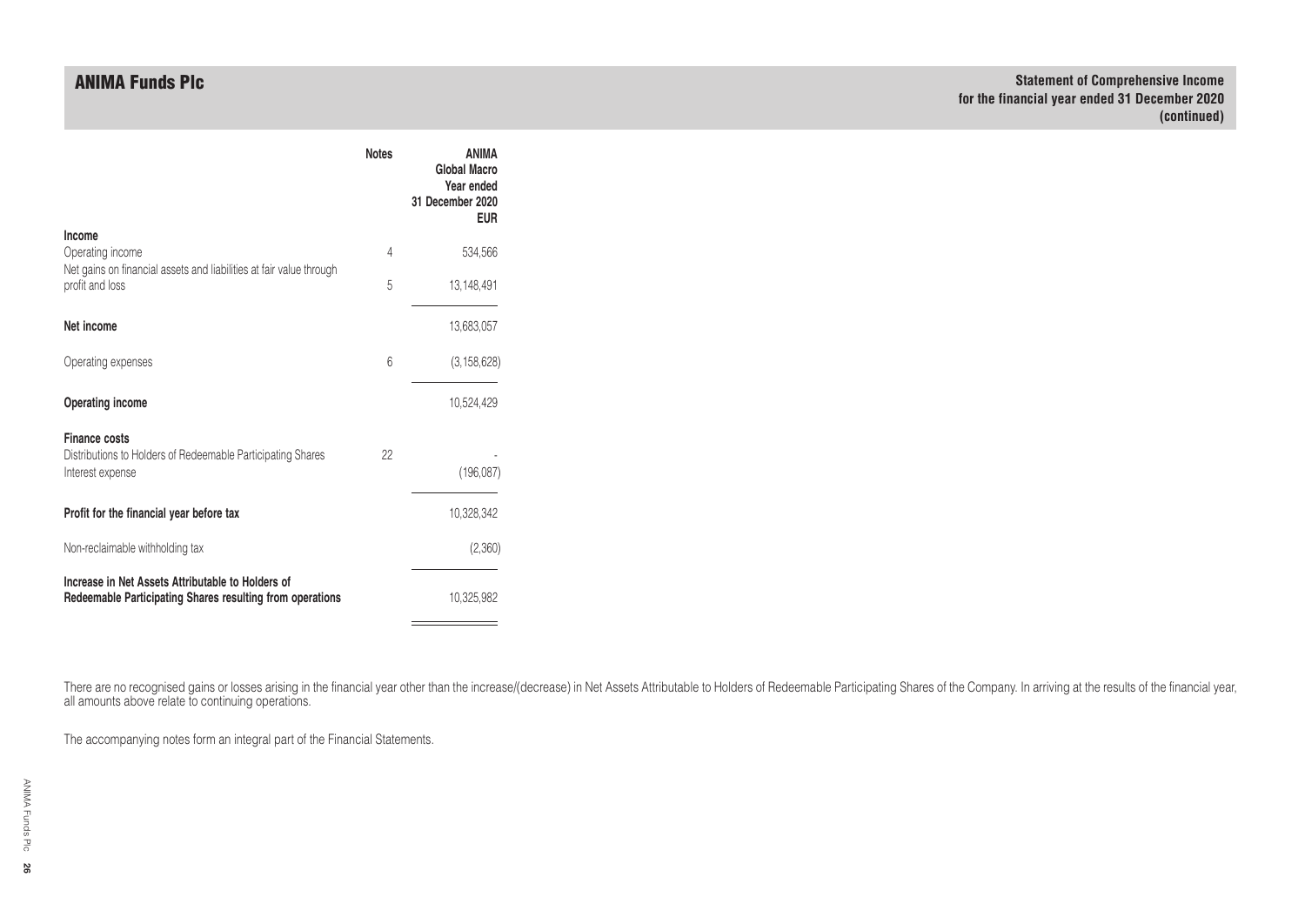# ANIMA Funds Plc

## Statement of Comprehensive Income for the financial year ended 31 December 2020 (continued)

| | Notes | ANIMA Global Macro Year ended 31 December 2020 EUR |
|---|---|---|
| **Income** | | |
| Operating income | 4 | 534,566 |
| Net gains on financial assets and liabilities at fair value through profit and loss | 5 | 13,148,491 |
| **Net income** | | 13,683,057 |
| Operating expenses | 6 | (3,158,628) |
| **Operating income** | | 10,524,429 |
| **Finance costs** | | |
| Distributions to Holders of Redeemable Participating Shares | 22 | - |
| Interest expense | | (196,087) |
| **Profit for the financial year before tax** | | 10,328,342 |
| Non-reclaimable withholding tax | | (2,360) |
| **Increase in Net Assets Attributable to Holders of Redeemable Participating Shares resulting from operations** | | 10,325,982 |

There are no recognised gains or losses arising in the financial year other than the increase/(decrease) in Net Assets Attributable to Holders of Redeemable Participating Shares of the Company. In arriving at the results of the financial year, all amounts above relate to continuing operations.

The accompanying notes form an integral part of the Financial Statements.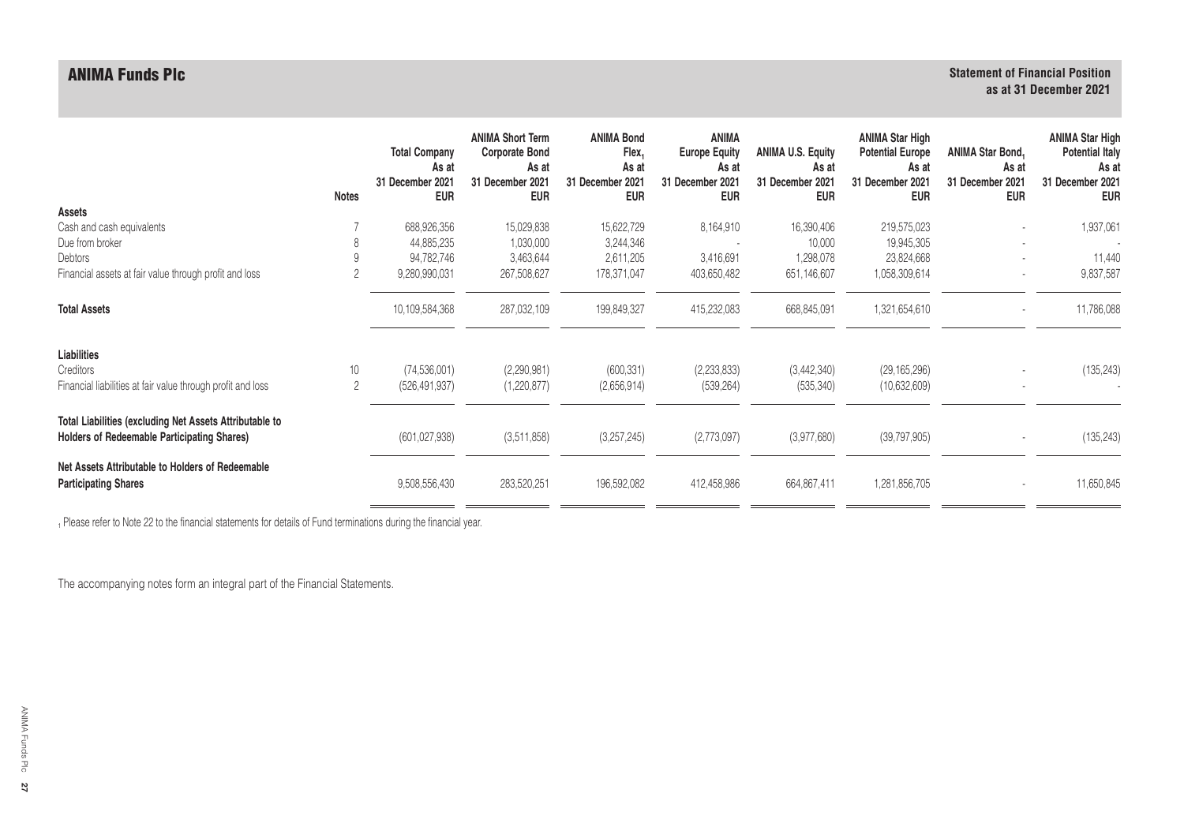# ANIMA Funds Plc

## Statement of Financial Position as at 31 December 2021

| | Notes | Total Company As at 31 December 2021 EUR | ANIMA Short Term Corporate Bond As at 31 December 2021 EUR | ANIMA Bond Flex[1] As at 31 December 2021 EUR | ANIMA Europe Equity As at 31 December 2021 EUR | ANIMA U.S. Equity As at 31 December 2021 EUR | ANIMA Star High Potential Europe As at 31 December 2021 EUR | ANIMA Star Bond[1] As at 31 December 2021 EUR | ANIMA Star High Potential Italy As at 31 December 2021 EUR |
|---|---|---|---|---|---|---|---|---|---|
| **Assets** | | | | | | | | | |
| Cash and cash equivalents | 7 | 688,926,356 | 15,029,838 | 15,622,729 | 8,164,910 | 16,390,406 | 219,575,023 | - | 1,937,061 |
| Due from broker | 8 | 44,885,235 | 1,030,000 | 3,244,346 | - | 10,000 | 19,945,305 | - | - |
| Debtors | 9 | 94,782,746 | 3,463,644 | 2,611,205 | 3,416,691 | 1,298,078 | 23,824,668 | - | 11,440 |
| Financial assets at fair value through profit and loss | 2 | 9,280,990,031 | 267,508,627 | 178,371,047 | 403,650,482 | 651,146,607 | 1,058,309,614 | - | 9,837,587 |
| **Total Assets** | | 10,109,584,368 | 287,032,109 | 199,849,327 | 415,232,083 | 668,845,091 | 1,321,654,610 | - | 11,786,088 |
| **Liabilities** | | | | | | | | | |
| Creditors | 10 | (74,536,001) | (2,290,981) | (600,331) | (2,233,833) | (3,442,340) | (29,165,296) | - | (135,243) |
| Financial liabilities at fair value through profit and loss | 2 | (526,491,937) | (1,220,877) | (2,656,914) | (539,264) | (535,340) | (10,632,609) | - | - |
| **Total Liabilities (excluding Net Assets Attributable to Holders of Redeemable Participating Shares)** | | (601,027,938) | (3,511,858) | (3,257,245) | (2,773,097) | (3,977,680) | (39,797,905) | - | (135,243) |
| **Net Assets Attributable to Holders of Redeemable Participating Shares** | | 9,508,556,430 | 283,520,251 | 196,592,082 | 412,458,986 | 664,867,411 | 1,281,856,705 | - | 11,650,845 |

[1] Please refer to Note 22 to the financial statements for details of Fund terminations during the financial year.

The accompanying notes form an integral part of the Financial Statements.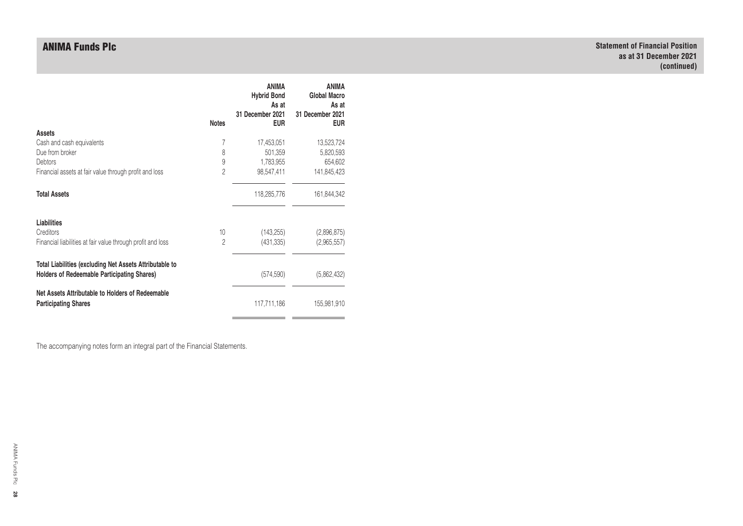# ANIMA Funds Plc

**Statement of Financial Position as at 31 December 2021 (continued)**

| | Notes | ANIMA Hybrid Bond As at 31 December 2021 EUR | ANIMA Global Macro As at 31 December 2021 EUR |
|---|---|---|---|
| **Assets** | | | |
| Cash and cash equivalents | 7 | 17,453,051 | 13,523,724 |
| Due from broker | 8 | 501,359 | 5,820,593 |
| Debtors | 9 | 1,783,955 | 654,602 |
| Financial assets at fair value through profit and loss | 2 | 98,547,411 | 141,845,423 |
| **Total Assets** | | 118,285,776 | 161,844,342 |
| **Liabilities** | | | |
| Creditors | 10 | (143,255) | (2,896,875) |
| Financial liabilities at fair value through profit and loss | 2 | (431,335) | (2,965,557) |
| **Total Liabilities (excluding Net Assets Attributable to Holders of Redeemable Participating Shares)** | | (574,590) | (5,862,432) |
| **Net Assets Attributable to Holders of Redeemable Participating Shares** | | 117,711,186 | 155,981,910 |

The accompanying notes form an integral part of the Financial Statements.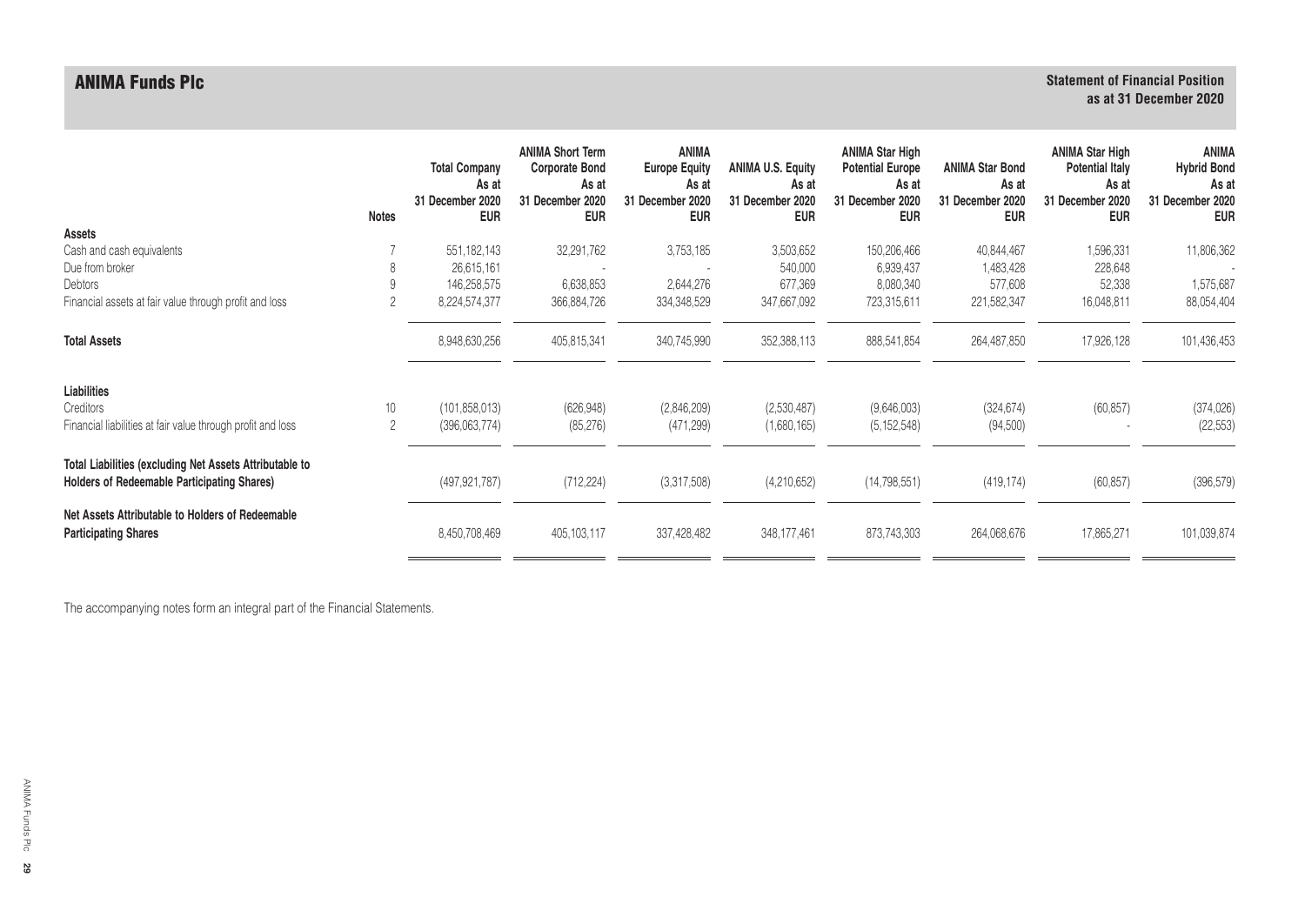# ANIMA Funds Plc

## Statement of Financial Position as at 31 December 2020

| | Notes | Total Company As at 31 December 2020 EUR | ANIMA Short Term Corporate Bond As at 31 December 2020 EUR | ANIMA Europe Equity As at 31 December 2020 EUR | ANIMA U.S. Equity As at 31 December 2020 EUR | ANIMA Star High Potential Europe As at 31 December 2020 EUR | ANIMA Star Bond As at 31 December 2020 EUR | ANIMA Star High Potential Italy As at 31 December 2020 EUR | ANIMA Hybrid Bond As at 31 December 2020 EUR |
|---|---|---|---|---|---|---|---|---|---|
| **Assets** | | | | | | | | | |
| Cash and cash equivalents | 7 | 551,182,143 | 32,291,762 | 3,753,185 | 3,503,652 | 150,206,466 | 40,844,467 | 1,596,331 | 11,806,362 |
| Due from broker | 8 | 26,615,161 | - | - | 540,000 | 6,939,437 | 1,483,428 | 228,648 | - |
| Debtors | 9 | 146,258,575 | 6,638,853 | 2,644,276 | 677,369 | 8,080,340 | 577,608 | 52,338 | 1,575,687 |
| Financial assets at fair value through profit and loss | 2 | 8,224,574,377 | 366,884,726 | 334,348,529 | 347,667,092 | 723,315,611 | 221,582,347 | 16,048,811 | 88,054,404 |
| **Total Assets** | | 8,948,630,256 | 405,815,341 | 340,745,990 | 352,388,113 | 888,541,854 | 264,487,850 | 17,926,128 | 101,436,453 |
| **Liabilities** | | | | | | | | | |
| Creditors | 10 | (101,858,013) | (626,948) | (2,846,209) | (2,530,487) | (9,646,003) | (324,674) | (60,857) | (374,026) |
| Financial liabilities at fair value through profit and loss | 2 | (396,063,774) | (85,276) | (471,299) | (1,680,165) | (5,152,548) | (94,500) | - | (22,553) |
| **Total Liabilities (excluding Net Assets Attributable to Holders of Redeemable Participating Shares)** | | (497,921,787) | (712,224) | (3,317,508) | (4,210,652) | (14,798,551) | (419,174) | (60,857) | (396,579) |
| **Net Assets Attributable to Holders of Redeemable Participating Shares** | | 8,450,708,469 | 405,103,117 | 337,428,482 | 348,177,461 | 873,743,303 | 264,068,676 | 17,865,271 | 101,039,874 |

The accompanying notes form an integral part of the Financial Statements.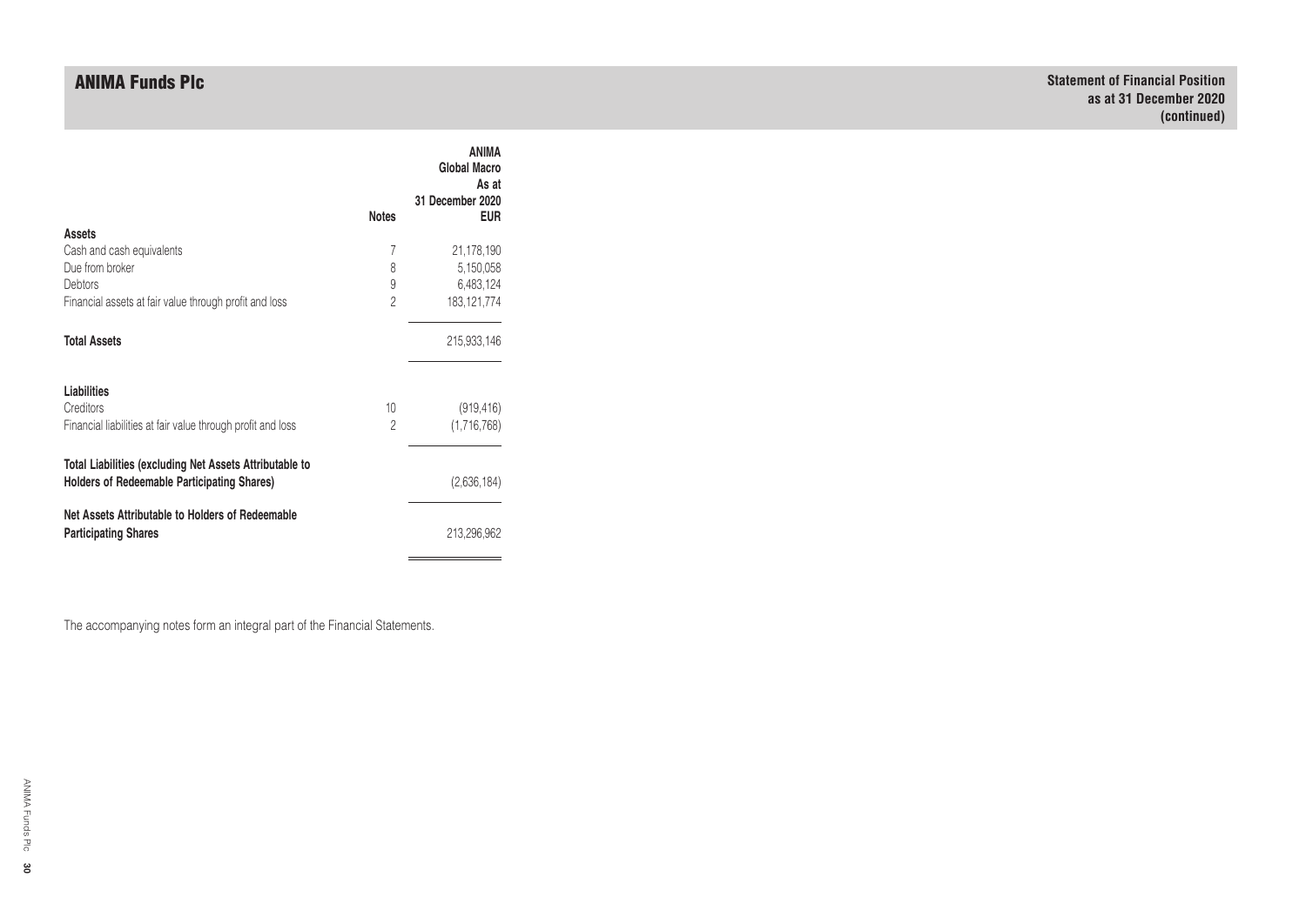# ANIMA Funds Plc

**Statement of Financial Position as at 31 December 2020 (continued)**

| | Notes | ANIMA Global Macro As at 31 December 2020 EUR |
|---|---|---|
| **Assets** | | |
| Cash and cash equivalents | 7 | 21,178,190 |
| Due from broker | 8 | 5,150,058 |
| Debtors | 9 | 6,483,124 |
| Financial assets at fair value through profit and loss | 2 | 183,121,774 |
| **Total Assets** | | 215,933,146 |
| **Liabilities** | | |
| Creditors | 10 | (919,416) |
| Financial liabilities at fair value through profit and loss | 2 | (1,716,768) |
| **Total Liabilities (excluding Net Assets Attributable to Holders of Redeemable Participating Shares)** | | (2,636,184) |
| **Net Assets Attributable to Holders of Redeemable Participating Shares** | | 213,296,962 |

The accompanying notes form an integral part of the Financial Statements.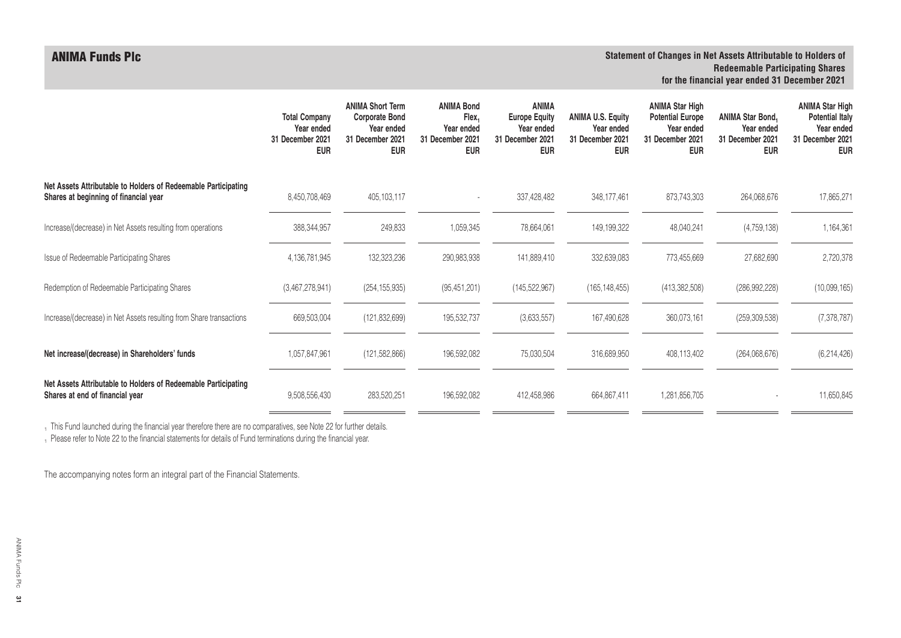# ANIMA Funds Plc

## Statement of Changes in Net Assets Attributable to Holders of Redeemable Participating Shares for the financial year ended 31 December 2021

| | Total Company Year ended 31 December 2021 EUR | ANIMA Short Term Corporate Bond Year ended 31 December 2021 EUR | ANIMA Bond Flex[1] Year ended 31 December 2021 EUR | ANIMA Europe Equity Year ended 31 December 2021 EUR | ANIMA U.S. Equity Year ended 31 December 2021 EUR | ANIMA Star High Potential Europe Year ended 31 December 2021 EUR | ANIMA Star Bond[1] Year ended 31 December 2021 EUR | ANIMA Star High Potential Italy Year ended 31 December 2021 EUR |
|---|---|---|---|---|---|---|---|---|
| **Net Assets Attributable to Holders of Redeemable Participating Shares at beginning of financial year** | 8,450,708,469 | 405,103,117 | - | 337,428,482 | 348,177,461 | 873,743,303 | 264,068,676 | 17,865,271 |
| Increase/(decrease) in Net Assets resulting from operations | 388,344,957 | 249,833 | 1,059,345 | 78,664,061 | 149,199,322 | 48,040,241 | (4,759,138) | 1,164,361 |
| Issue of Redeemable Participating Shares | 4,136,781,945 | 132,323,236 | 290,983,938 | 141,889,410 | 332,639,083 | 773,455,669 | 27,682,690 | 2,720,378 |
| Redemption of Redeemable Participating Shares | (3,467,278,941) | (254,155,935) | (95,451,201) | (145,522,967) | (165,148,455) | (413,382,508) | (286,992,228) | (10,099,165) |
| Increase/(decrease) in Net Assets resulting from Share transactions | 669,503,004 | (121,832,699) | 195,532,737 | (3,633,557) | 167,490,628 | 360,073,161 | (259,309,538) | (7,378,787) |
| **Net increase/(decrease) in Shareholders' funds** | 1,057,847,961 | (121,582,866) | 196,592,082 | 75,030,504 | 316,689,950 | 408,113,402 | (264,068,676) | (6,214,426) |
| **Net Assets Attributable to Holders of Redeemable Participating Shares at end of financial year** | 9,508,556,430 | 283,520,251 | 196,592,082 | 412,458,986 | 664,867,411 | 1,281,856,705 | - | 11,650,845 |

[1] This Fund launched during the financial year therefore there are no comparatives, see Note 22 for further details.

[1] Please refer to Note 22 to the financial statements for details of Fund terminations during the financial year.

The accompanying notes form an integral part of the Financial Statements.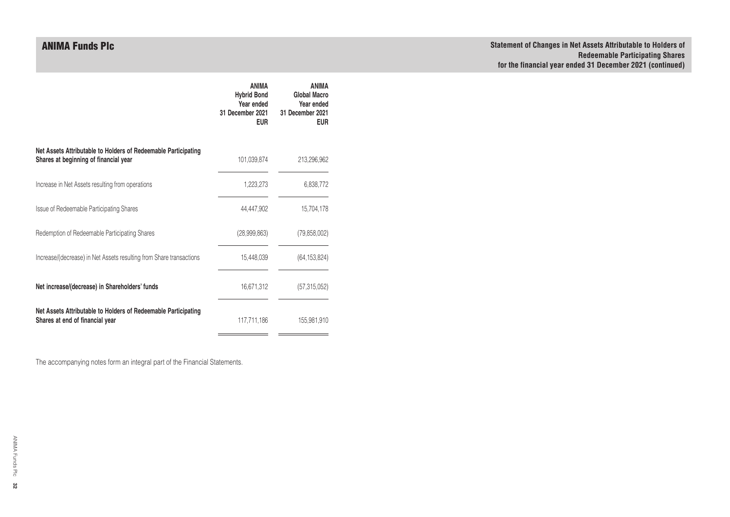## ANIMA Funds Plc

### Statement of Changes in Net Assets Attributable to Holders of Redeemable Participating Shares for the financial year ended 31 December 2021 (continued)

| | ANIMA Hybrid Bond Year ended 31 December 2021 EUR | ANIMA Global Macro Year ended 31 December 2021 EUR |
|---|---|---|
| **Net Assets Attributable to Holders of Redeemable Participating Shares at beginning of financial year** | 101,039,874 | 213,296,962 |
| Increase in Net Assets resulting from operations | 1,223,273 | 6,838,772 |
| Issue of Redeemable Participating Shares | 44,447,902 | 15,704,178 |
| Redemption of Redeemable Participating Shares | (28,999,863) | (79,858,002) |
| Increase/(decrease) in Net Assets resulting from Share transactions | 15,448,039 | (64,153,824) |
| **Net increase/(decrease) in Shareholders' funds** | 16,671,312 | (57,315,052) |
| **Net Assets Attributable to Holders of Redeemable Participating Shares at end of financial year** | 117,711,186 | 155,981,910 |

The accompanying notes form an integral part of the Financial Statements.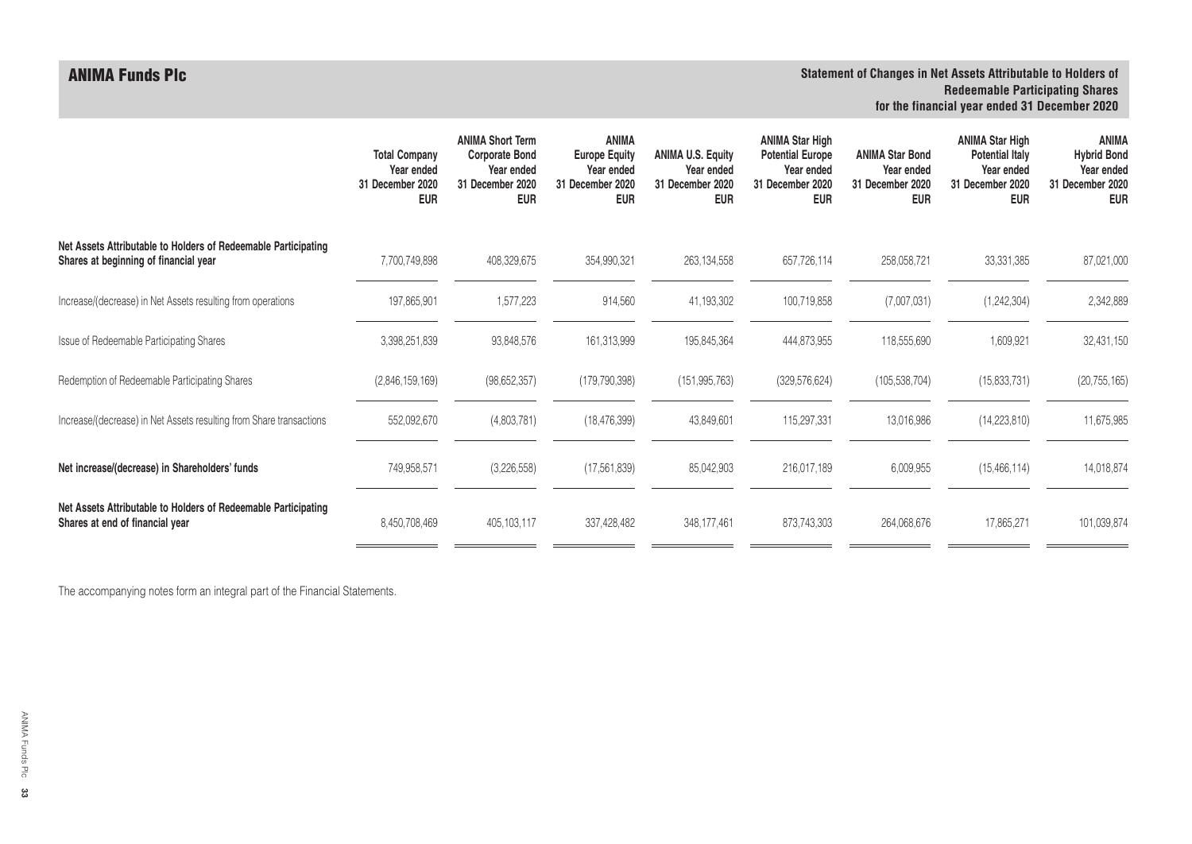## ANIMA Funds Plc

**Statement of Changes in Net Assets Attributable to Holders of Redeemable Participating Shares for the financial year ended 31 December 2020**

| | Total Company Year ended 31 December 2020 EUR | ANIMA Short Term Corporate Bond Year ended 31 December 2020 EUR | ANIMA Europe Equity Year ended 31 December 2020 EUR | ANIMA U.S. Equity Year ended 31 December 2020 EUR | ANIMA Star High Potential Europe Year ended 31 December 2020 EUR | ANIMA Star Bond Year ended 31 December 2020 EUR | ANIMA Star High Potential Italy Year ended 31 December 2020 EUR | ANIMA Hybrid Bond Year ended 31 December 2020 EUR |
|---|---|---|---|---|---|---|---|---|
| **Net Assets Attributable to Holders of Redeemable Participating Shares at beginning of financial year** | 7,700,749,898 | 408,329,675 | 354,990,321 | 263,134,558 | 657,726,114 | 258,058,721 | 33,331,385 | 87,021,000 |
| Increase/(decrease) in Net Assets resulting from operations | 197,865,901 | 1,577,223 | 914,560 | 41,193,302 | 100,719,858 | (7,007,031) | (1,242,304) | 2,342,889 |
| Issue of Redeemable Participating Shares | 3,398,251,839 | 93,848,576 | 161,313,999 | 195,845,364 | 444,873,955 | 118,555,690 | 1,609,921 | 32,431,150 |
| Redemption of Redeemable Participating Shares | (2,846,159,169) | (98,652,357) | (179,790,398) | (151,995,763) | (329,576,624) | (105,538,704) | (15,833,731) | (20,755,165) |
| Increase/(decrease) in Net Assets resulting from Share transactions | 552,092,670 | (4,803,781) | (18,476,399) | 43,849,601 | 115,297,331 | 13,016,986 | (14,223,810) | 11,675,985 |
| **Net increase/(decrease) in Shareholders' funds** | 749,958,571 | (3,226,558) | (17,561,839) | 85,042,903 | 216,017,189 | 6,009,955 | (15,466,114) | 14,018,874 |
| **Net Assets Attributable to Holders of Redeemable Participating Shares at end of financial year** | 8,450,708,469 | 405,103,117 | 337,428,482 | 348,177,461 | 873,743,303 | 264,068,676 | 17,865,271 | 101,039,874 |

The accompanying notes form an integral part of the Financial Statements.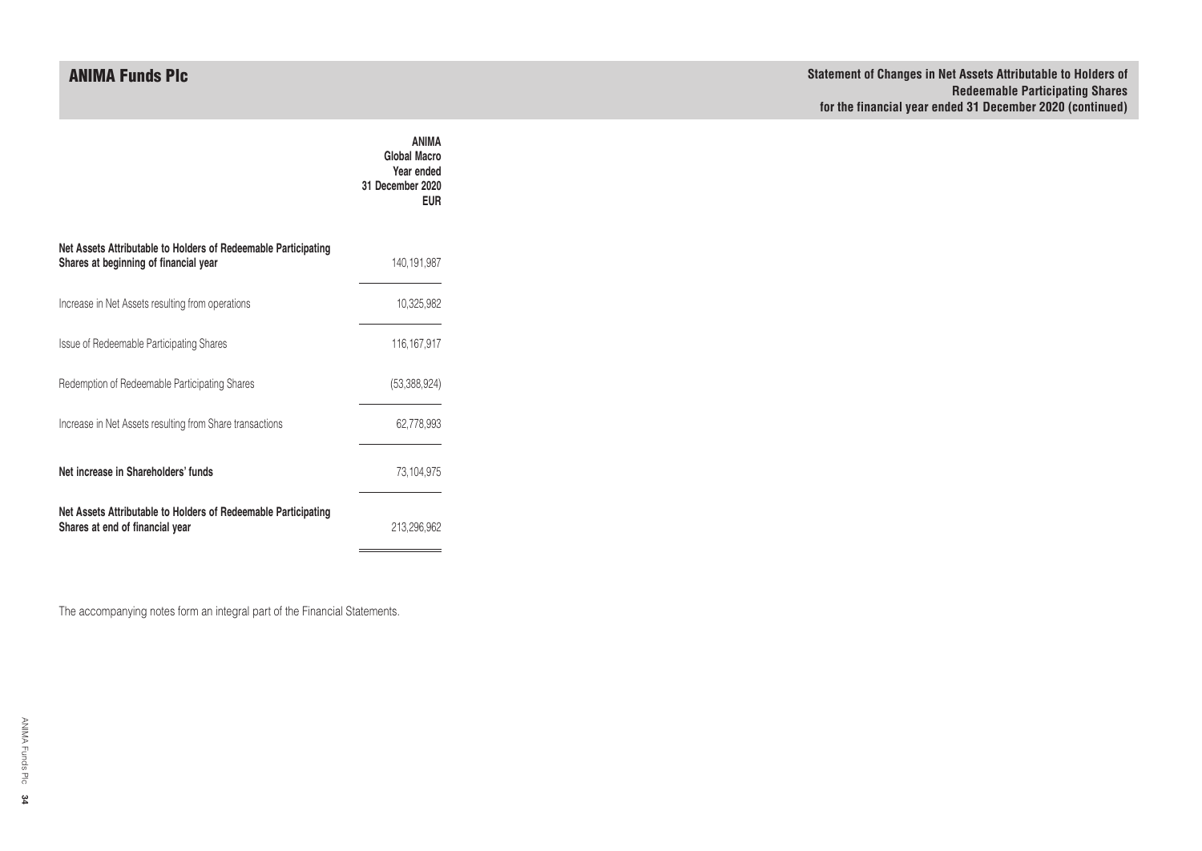# ANIMA Funds Plc

## Statement of Changes in Net Assets Attributable to Holders of Redeemable Participating Shares for the financial year ended 31 December 2020 (continued)

| | ANIMA Global Macro Year ended 31 December 2020 EUR |
|---|---|
| **Net Assets Attributable to Holders of Redeemable Participating Shares at beginning of financial year** | 140,191,987 |
| Increase in Net Assets resulting from operations | 10,325,982 |
| Issue of Redeemable Participating Shares | 116,167,917 |
| Redemption of Redeemable Participating Shares | (53,388,924) |
| Increase in Net Assets resulting from Share transactions | 62,778,993 |
| **Net increase in Shareholders' funds** | 73,104,975 |
| **Net Assets Attributable to Holders of Redeemable Participating Shares at end of financial year** | 213,296,962 |

The accompanying notes form an integral part of the Financial Statements.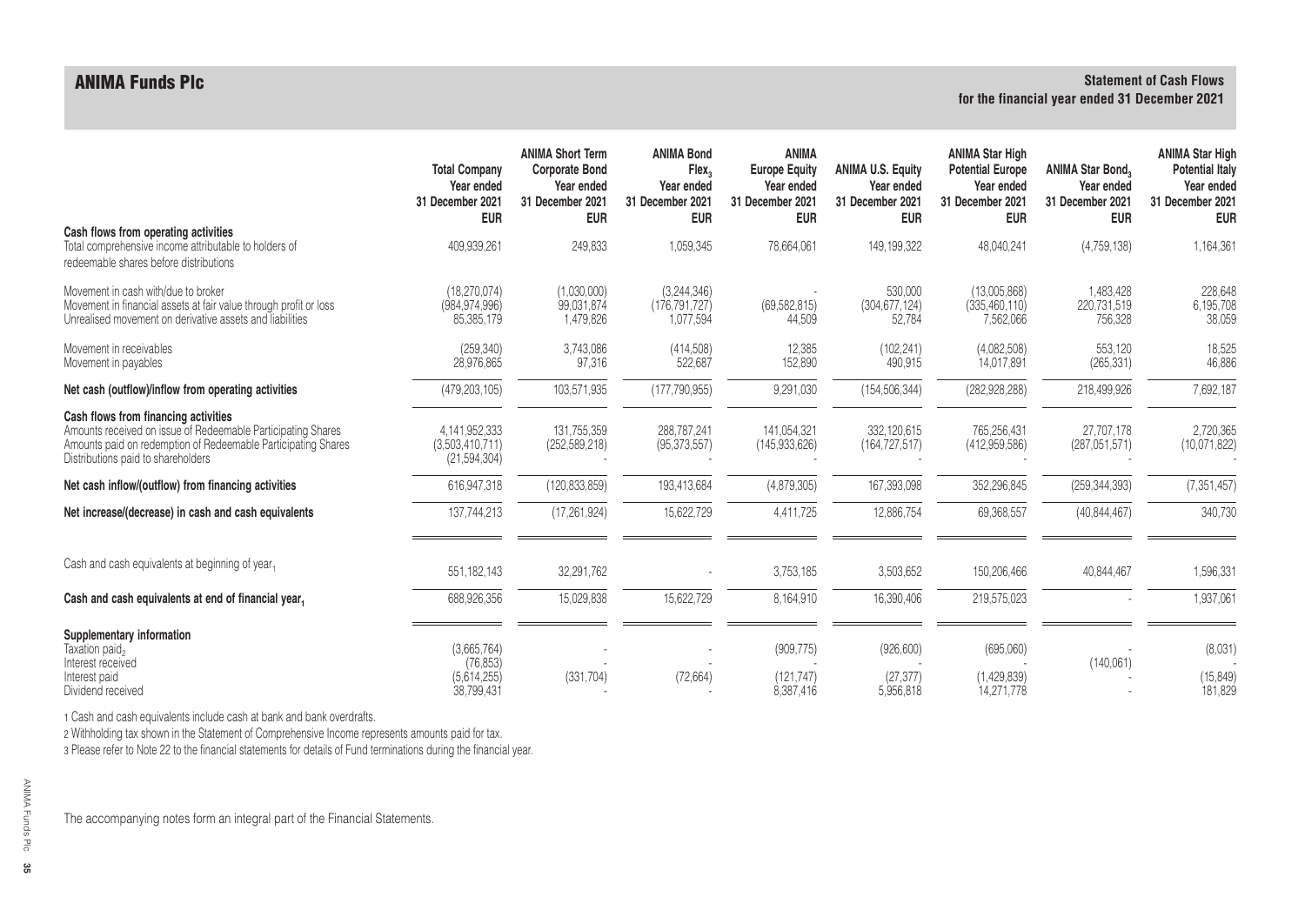# ANIMA Funds Plc

## Statement of Cash Flows
## for the financial year ended 31 December 2021

| | Total Company Year ended 31 December 2021 EUR | ANIMA Short Term Corporate Bond Year ended 31 December 2021 EUR | ANIMA Bond Flex[3] Year ended 31 December 2021 EUR | ANIMA Europe Equity Year ended 31 December 2021 EUR | ANIMA U.S. Equity Year ended 31 December 2021 EUR | ANIMA Star High Potential Europe Year ended 31 December 2021 EUR | ANIMA Star Bond[3] Year ended 31 December 2021 EUR | ANIMA Star High Potential Italy Year ended 31 December 2021 EUR |
|---|---|---|---|---|---|---|---|---|
| **Cash flows from operating activities** | | | | | | | | |
| Total comprehensive income attributable to holders of redeemable shares before distributions | 409,939,261 | 249,833 | 1,059,345 | 78,664,061 | 149,199,322 | 48,040,241 | (4,759,138) | 1,164,361 |
| Movement in cash with/due to broker | (18,270,074) | (1,030,000) | (3,244,346) | - | 530,000 | (13,005,868) | 1,483,428 | 228,648 |
| Movement in financial assets at fair value through profit or loss | (984,974,996) | 99,031,874 | (176,791,727) | (69,582,815) | (304,677,124) | (335,460,110) | 220,731,519 | 6,195,708 |
| Unrealised movement on derivative assets and liabilities | 85,385,179 | 1,479,826 | 1,077,594 | 44,509 | 52,784 | 7,562,066 | 756,328 | 38,059 |
| Movement in receivables | (259,340) | 3,743,086 | (414,508) | 12,385 | (102,241) | (4,082,508) | 553,120 | 18,525 |
| Movement in payables | 28,976,865 | 97,316 | 522,687 | 152,890 | 490,915 | 14,017,891 | (265,331) | 46,886 |
| **Net cash (outflow)/inflow from operating activities** | (479,203,105) | 103,571,935 | (177,790,955) | 9,291,030 | (154,506,344) | (282,928,288) | 218,499,926 | 7,692,187 |
| **Cash flows from financing activities** | | | | | | | | |
| Amounts received on issue of Redeemable Participating Shares | 4,141,952,333 | 131,755,359 | 288,787,241 | 141,054,321 | 332,120,615 | 765,256,431 | 27,707,178 | 2,720,365 |
| Amounts paid on redemption of Redeemable Participating Shares | (3,503,410,711) | (252,589,218) | (95,373,557) | (145,933,626) | (164,727,517) | (412,959,586) | (287,051,571) | (10,071,822) |
| Distributions paid to shareholders | (21,594,304) | - | - | - | - | - | - | - |
| **Net cash inflow/(outflow) from financing activities** | 616,947,318 | (120,833,859) | 193,413,684 | (4,879,305) | 167,393,098 | 352,296,845 | (259,344,393) | (7,351,457) |
| **Net increase/(decrease) in cash and cash equivalents** | 137,744,213 | (17,261,924) | 15,622,729 | 4,411,725 | 12,886,754 | 69,368,557 | (40,844,467) | 340,730 |
| Cash and cash equivalents at beginning of year[1] | 551,182,143 | 32,291,762 | - | 3,753,185 | 3,503,652 | 150,206,466 | 40,844,467 | 1,596,331 |
| **Cash and cash equivalents at end of financial year[1]** | 688,926,356 | 15,029,838 | 15,622,729 | 8,164,910 | 16,390,406 | 219,575,023 | - | 1,937,061 |
| **Supplementary information** | | | | | | | | |
| Taxation paid[2] | (3,665,764) | - | - | (909,775) | (926,600) | (695,060) | - | (8,031) |
| Interest received | (76,853) | - | - | - | - | - | (140,061) | - |
| Interest paid | (5,614,255) | (331,704) | (72,664) | (121,747) | (27,377) | (1,429,839) | - | (15,849) |
| Dividend received | 38,799,431 | - | - | 8,387,416 | 5,956,818 | 14,271,778 | - | 181,829 |

1 Cash and cash equivalents include cash at bank and bank overdrafts.

2 Withholding tax shown in the Statement of Comprehensive Income represents amounts paid for tax.

3 Please refer to Note 22 to the financial statements for details of Fund terminations during the financial year.

The accompanying notes form an integral part of the Financial Statements.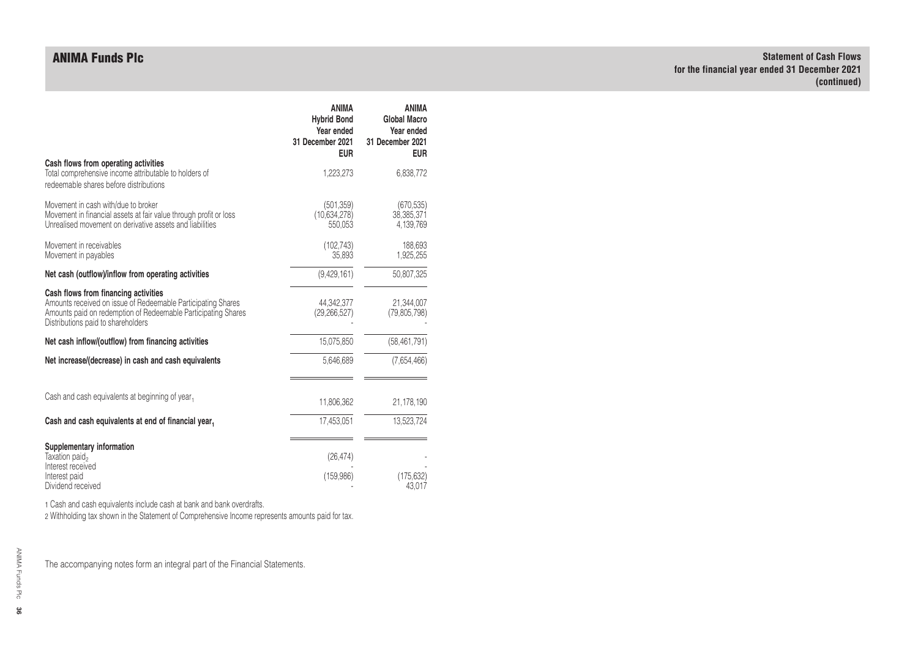## ANIMA Funds Plc

**Statement of Cash Flows**
**for the financial year ended 31 December 2021**
**(continued)**

| | ANIMA Hybrid Bond Year ended 31 December 2021 EUR | ANIMA Global Macro Year ended 31 December 2021 EUR |
|---|---|---|
| **Cash flows from operating activities** | | |
| Total comprehensive income attributable to holders of redeemable shares before distributions | 1,223,273 | 6,838,772 |
| Movement in cash with/due to broker | (501,359) | (670,535) |
| Movement in financial assets at fair value through profit or loss | (10,634,278) | 38,385,371 |
| Unrealised movement on derivative assets and liabilities | 550,053 | 4,139,769 |
| Movement in receivables | (102,743) | 188,693 |
| Movement in payables | 35,893 | 1,925,255 |
| **Net cash (outflow)/inflow from operating activities** | (9,429,161) | 50,807,325 |
| **Cash flows from financing activities** | | |
| Amounts received on issue of Redeemable Participating Shares | 44,342,377 | 21,344,007 |
| Amounts paid on redemption of Redeemable Participating Shares | (29,266,527) | (79,805,798) |
| Distributions paid to shareholders | - | - |
| **Net cash inflow/(outflow) from financing activities** | 15,075,850 | (58,461,791) |
| **Net increase/(decrease) in cash and cash equivalents** | 5,646,689 | (7,654,466) |
| Cash and cash equivalents at beginning of year[1] | 11,806,362 | 21,178,190 |
| **Cash and cash equivalents at end of financial year[1]** | 17,453,051 | 13,523,724 |
| **Supplementary information** | | |
| Taxation paid[2] | (26,474) | - |
| Interest received | - | - |
| Interest paid | (159,986) | (175,632) |
| Dividend received | - | 43,017 |

1 Cash and cash equivalents include cash at bank and bank overdrafts.

2 Withholding tax shown in the Statement of Comprehensive Income represents amounts paid for tax.

The accompanying notes form an integral part of the Financial Statements.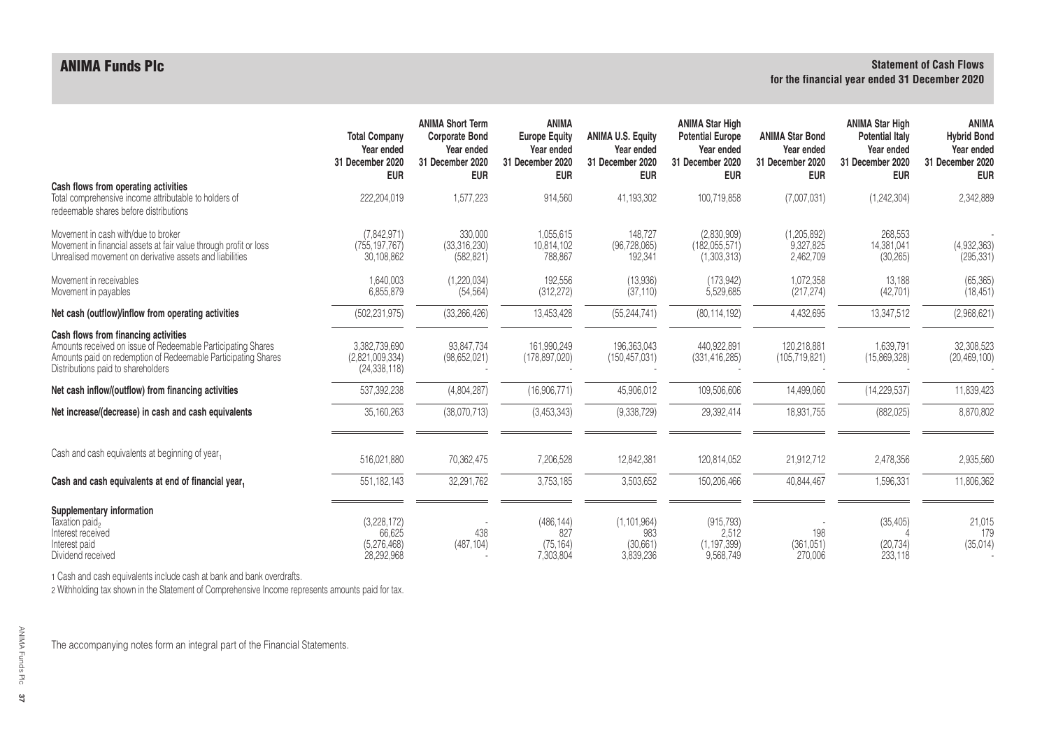# ANIMA Funds Plc

**Statement of Cash Flows**
**for the financial year ended 31 December 2020**

| | Total Company Year ended 31 December 2020 EUR | ANIMA Short Term Corporate Bond Year ended 31 December 2020 EUR | ANIMA Europe Equity Year ended 31 December 2020 EUR | ANIMA U.S. Equity Year ended 31 December 2020 EUR | ANIMA Star High Potential Europe Year ended 31 December 2020 EUR | ANIMA Star Bond Year ended 31 December 2020 EUR | ANIMA Star High Potential Italy Year ended 31 December 2020 EUR | ANIMA Hybrid Bond Year ended 31 December 2020 EUR |
|---|---|---|---|---|---|---|---|---|
| **Cash flows from operating activities** | | | | | | | | |
| Total comprehensive income attributable to holders of redeemable shares before distributions | 222,204,019 | 1,577,223 | 914,560 | 41,193,302 | 100,719,858 | (7,007,031) | (1,242,304) | 2,342,889 |
| Movement in cash with/due to broker | (7,842,971) | 330,000 | 1,055,615 | 148,727 | (2,830,909) | (1,205,892) | 268,553 | - |
| Movement in financial assets at fair value through profit or loss | (755,197,767) | (33,316,230) | 10,814,102 | (96,728,065) | (182,055,571) | 9,327,825 | 14,381,041 | (4,932,363) |
| Unrealised movement on derivative assets and liabilities | 30,108,862 | (582,821) | 788,867 | 192,341 | (1,303,313) | 2,462,709 | (30,265) | (295,331) |
| Movement in receivables | 1,640,003 | (1,220,034) | 192,556 | (13,936) | (173,942) | 1,072,358 | 13,188 | (65,365) |
| Movement in payables | 6,855,879 | (54,564) | (312,272) | (37,110) | 5,529,685 | (217,274) | (42,701) | (18,451) |
| **Net cash (outflow)/inflow from operating activities** | (502,231,975) | (33,266,426) | 13,453,428 | (55,244,741) | (80,114,192) | 4,432,695 | 13,347,512 | (2,968,621) |
| **Cash flows from financing activities** | | | | | | | | |
| Amounts received on issue of Redeemable Participating Shares | 3,382,739,690 | 93,847,734 | 161,990,249 | 196,363,043 | 440,922,891 | 120,218,881 | 1,639,791 | 32,308,523 |
| Amounts paid on redemption of Redeemable Participating Shares | (2,821,009,334) | (98,652,021) | (178,897,020) | (150,457,031) | (331,416,285) | (105,719,821) | (15,869,328) | (20,469,100) |
| Distributions paid to shareholders | (24,338,118) | - | - | - | - | - | - | - |
| **Net cash inflow/(outflow) from financing activities** | 537,392,238 | (4,804,287) | (16,906,771) | 45,906,012 | 109,506,606 | 14,499,060 | (14,229,537) | 11,839,423 |
| **Net increase/(decrease) in cash and cash equivalents** | 35,160,263 | (38,070,713) | (3,453,343) | (9,338,729) | 29,392,414 | 18,931,755 | (882,025) | 8,870,802 |
| Cash and cash equivalents at beginning of year[1] | 516,021,880 | 70,362,475 | 7,206,528 | 12,842,381 | 120,814,052 | 21,912,712 | 2,478,356 | 2,935,560 |
| **Cash and cash equivalents at end of financial year[1]** | 551,182,143 | 32,291,762 | 3,753,185 | 3,503,652 | 150,206,466 | 40,844,467 | 1,596,331 | 11,806,362 |
| **Supplementary information** | | | | | | | | |
| Taxation paid[2] | (3,228,172) | - | (486,144) | (1,101,964) | (915,793) | - | (35,405) | 21,015 |
| Interest received | 66,625 | 438 | 827 | 983 | 2,512 | 198 | 4 | 179 |
| Interest paid | (5,276,468) | (487,104) | (75,164) | (30,661) | (1,197,399) | (361,051) | (20,734) | (35,014) |
| Dividend received | 28,292,968 | - | 7,303,804 | 3,839,236 | 9,568,749 | 270,006 | 233,118 | - |

1 Cash and cash equivalents include cash at bank and bank overdrafts.

2 Withholding tax shown in the Statement of Comprehensive Income represents amounts paid for tax.

The accompanying notes form an integral part of the Financial Statements.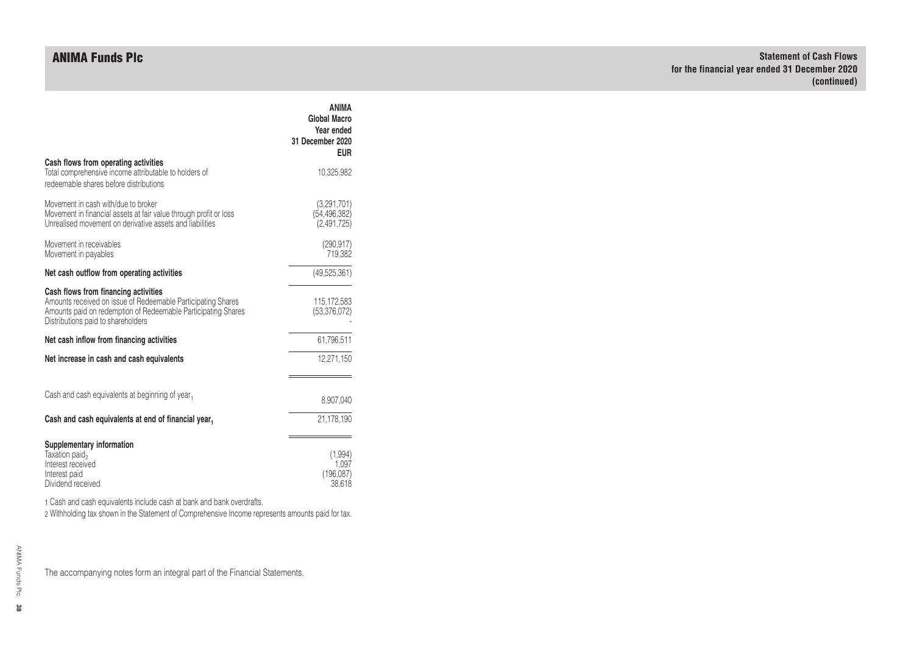# ANIMA Funds Plc

**Statement of Cash Flows**
**for the financial year ended 31 December 2020**
**(continued)**

| | ANIMA Global Macro Year ended 31 December 2020 EUR |
|---|---|
| **Cash flows from operating activities** | |
| Total comprehensive income attributable to holders of redeemable shares before distributions | 10,325,982 |
| Movement in cash with/due to broker | (3,291,701) |
| Movement in financial assets at fair value through profit or loss | (54,496,382) |
| Unrealised movement on derivative assets and liabilities | (2,491,725) |
| Movement in receivables | (290,917) |
| Movement in payables | 719,382 |
| **Net cash outflow from operating activities** | (49,525,361) |
| **Cash flows from financing activities** | |
| Amounts received on issue of Redeemable Participating Shares | 115,172,583 |
| Amounts paid on redemption of Redeemable Participating Shares | (53,376,072) |
| Distributions paid to shareholders | - |
| **Net cash inflow from financing activities** | 61,796,511 |
| **Net increase in cash and cash equivalents** | 12,271,150 |
| Cash and cash equivalents at beginning of year[1] | 8,907,040 |
| **Cash and cash equivalents at end of financial year[1]** | 21,178,190 |
| **Supplementary information** | |
| Taxation paid[2] | (1,994) |
| Interest received | 1,097 |
| Interest paid | (196,087) |
| Dividend received | 38,618 |

1 Cash and cash equivalents include cash at bank and bank overdrafts.

2 Withholding tax shown in the Statement of Comprehensive Income represents amounts paid for tax.

The accompanying notes form an integral part of the Financial Statements.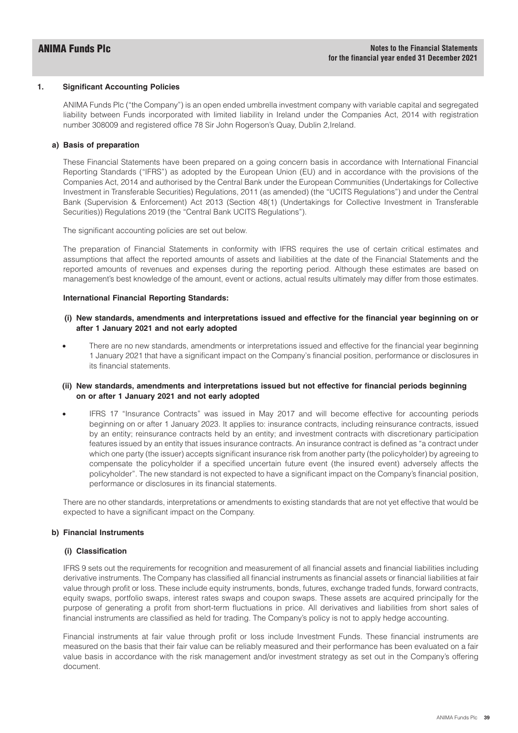## 1. Significant Accounting Policies

ANIMA Funds Plc ("the Company") is an open ended umbrella investment company with variable capital and segregated liability between Funds incorporated with limited liability in Ireland under the Companies Act, 2014 with registration number 308009 and registered office 78 Sir John Rogerson's Quay, Dublin 2,Ireland.

### a) Basis of preparation

These Financial Statements have been prepared on a going concern basis in accordance with International Financial Reporting Standards ("IFRS") as adopted by the European Union (EU) and in accordance with the provisions of the Companies Act, 2014 and authorised by the Central Bank under the European Communities (Undertakings for Collective Investment in Transferable Securities) Regulations, 2011 (as amended) (the "UCITS Regulations") and under the Central Bank (Supervision & Enforcement) Act 2013 (Section 48(1) (Undertakings for Collective Investment in Transferable Securities)) Regulations 2019 (the "Central Bank UCITS Regulations").

The significant accounting policies are set out below.

The preparation of Financial Statements in conformity with IFRS requires the use of certain critical estimates and assumptions that affect the reported amounts of assets and liabilities at the date of the Financial Statements and the reported amounts of revenues and expenses during the reporting period. Although these estimates are based on management's best knowledge of the amount, event or actions, actual results ultimately may differ from those estimates.

**International Financial Reporting Standards:**

**(i) New standards, amendments and interpretations issued and effective for the financial year beginning on or after 1 January 2021 and not early adopted**

- There are no new standards, amendments or interpretations issued and effective for the financial year beginning 1 January 2021 that have a significant impact on the Company's financial position, performance or disclosures in its financial statements.

**(ii) New standards, amendments and interpretations issued but not effective for financial periods beginning on or after 1 January 2021 and not early adopted**

- IFRS 17 "Insurance Contracts" was issued in May 2017 and will become effective for accounting periods beginning on or after 1 January 2023. It applies to: insurance contracts, including reinsurance contracts, issued by an entity; reinsurance contracts held by an entity; and investment contracts with discretionary participation features issued by an entity that issues insurance contracts. An insurance contract is defined as "a contract under which one party (the issuer) accepts significant insurance risk from another party (the policyholder) by agreeing to compensate the policyholder if a specified uncertain future event (the insured event) adversely affects the policyholder". The new standard is not expected to have a significant impact on the Company's financial position, performance or disclosures in its financial statements.

There are no other standards, interpretations or amendments to existing standards that are not yet effective that would be expected to have a significant impact on the Company.

### b) Financial Instruments

#### (i) Classification

IFRS 9 sets out the requirements for recognition and measurement of all financial assets and financial liabilities including derivative instruments. The Company has classified all financial instruments as financial assets or financial liabilities at fair value through profit or loss. These include equity instruments, bonds, futures, exchange traded funds, forward contracts, equity swaps, portfolio swaps, interest rates swaps and coupon swaps. These assets are acquired principally for the purpose of generating a profit from short-term fluctuations in price. All derivatives and liabilities from short sales of financial instruments are classified as held for trading. The Company's policy is not to apply hedge accounting.

Financial instruments at fair value through profit or loss include Investment Funds. These financial instruments are measured on the basis that their fair value can be reliably measured and their performance has been evaluated on a fair value basis in accordance with the risk management and/or investment strategy as set out in the Company's offering document.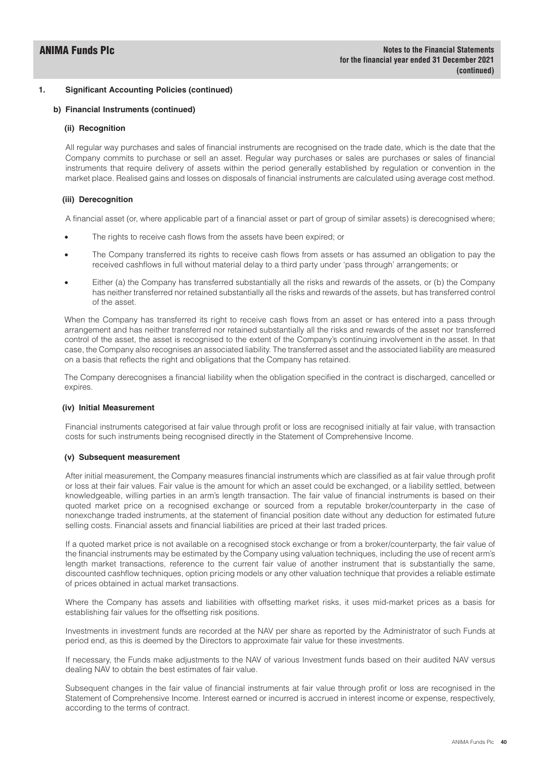## 1. Significant Accounting Policies (continued)

### b) Financial Instruments (continued)

#### (ii) Recognition

All regular way purchases and sales of financial instruments are recognised on the trade date, which is the date that the Company commits to purchase or sell an asset. Regular way purchases or sales are purchases or sales of financial instruments that require delivery of assets within the period generally established by regulation or convention in the market place. Realised gains and losses on disposals of financial instruments are calculated using average cost method.

#### (iii) Derecognition

A financial asset (or, where applicable part of a financial asset or part of group of similar assets) is derecognised where;

- The rights to receive cash flows from the assets have been expired; or
- The Company transferred its rights to receive cash flows from assets or has assumed an obligation to pay the received cashflows in full without material delay to a third party under 'pass through' arrangements; or
- Either (a) the Company has transferred substantially all the risks and rewards of the assets, or (b) the Company has neither transferred nor retained substantially all the risks and rewards of the assets, but has transferred control of the asset.

When the Company has transferred its right to receive cash flows from an asset or has entered into a pass through arrangement and has neither transferred nor retained substantially all the risks and rewards of the asset nor transferred control of the asset, the asset is recognised to the extent of the Company's continuing involvement in the asset. In that case, the Company also recognises an associated liability. The transferred asset and the associated liability are measured on a basis that reflects the right and obligations that the Company has retained.

The Company derecognises a financial liability when the obligation specified in the contract is discharged, cancelled or expires.

#### (iv) Initial Measurement

Financial instruments categorised at fair value through profit or loss are recognised initially at fair value, with transaction costs for such instruments being recognised directly in the Statement of Comprehensive Income.

#### (v) Subsequent measurement

After initial measurement, the Company measures financial instruments which are classified as at fair value through profit or loss at their fair values. Fair value is the amount for which an asset could be exchanged, or a liability settled, between knowledgeable, willing parties in an arm's length transaction. The fair value of financial instruments is based on their quoted market price on a recognised exchange or sourced from a reputable broker/counterparty in the case of nonexchange traded instruments, at the statement of financial position date without any deduction for estimated future selling costs. Financial assets and financial liabilities are priced at their last traded prices.

If a quoted market price is not available on a recognised stock exchange or from a broker/counterparty, the fair value of the financial instruments may be estimated by the Company using valuation techniques, including the use of recent arm's length market transactions, reference to the current fair value of another instrument that is substantially the same, discounted cashflow techniques, option pricing models or any other valuation technique that provides a reliable estimate of prices obtained in actual market transactions.

Where the Company has assets and liabilities with offsetting market risks, it uses mid-market prices as a basis for establishing fair values for the offsetting risk positions.

Investments in investment funds are recorded at the NAV per share as reported by the Administrator of such Funds at period end, as this is deemed by the Directors to approximate fair value for these investments.

If necessary, the Funds make adjustments to the NAV of various Investment funds based on their audited NAV versus dealing NAV to obtain the best estimates of fair value.

Subsequent changes in the fair value of financial instruments at fair value through profit or loss are recognised in the Statement of Comprehensive Income. Interest earned or incurred is accrued in interest income or expense, respectively, according to the terms of contract.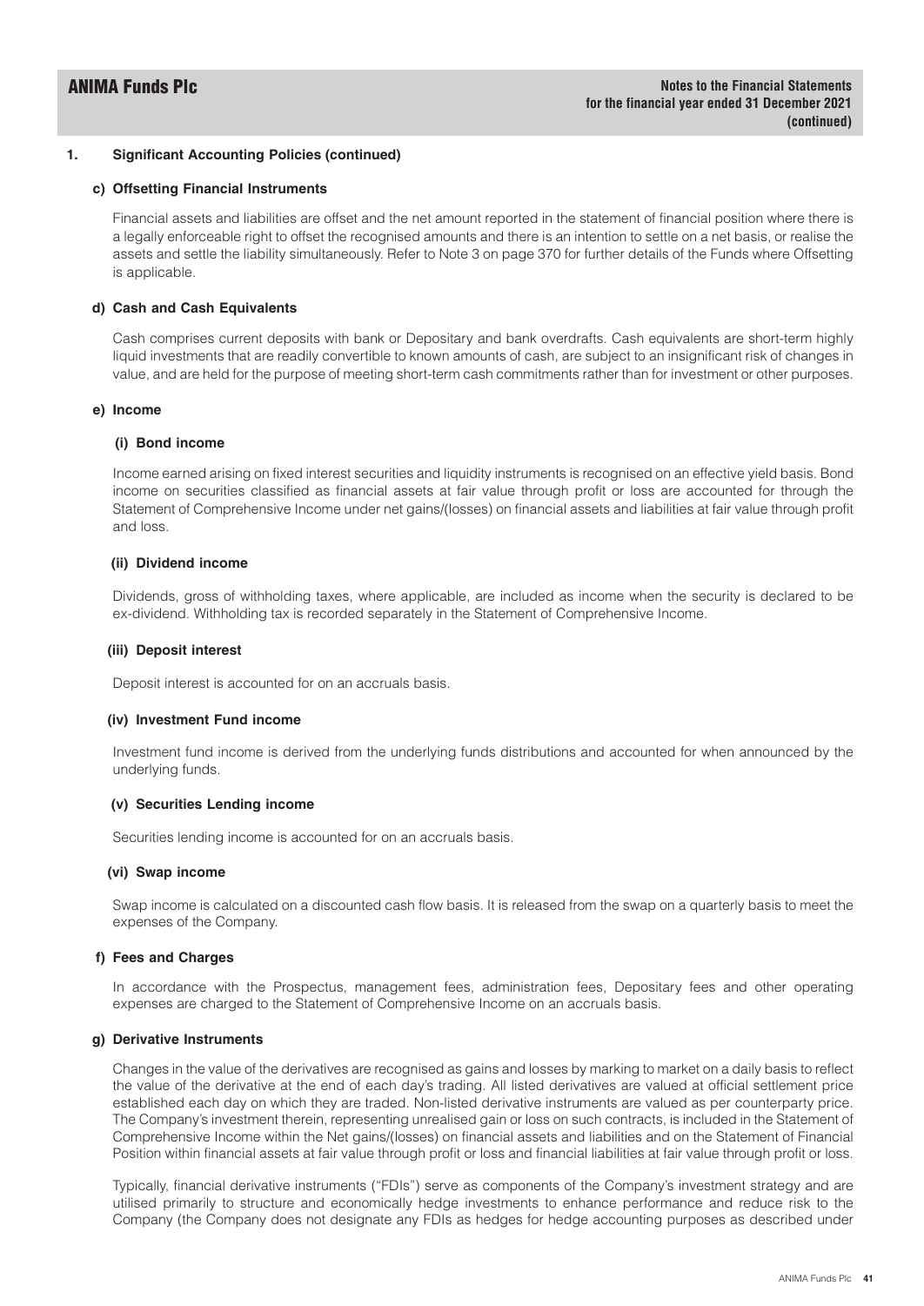## 1. Significant Accounting Policies (continued)

### c) Offsetting Financial Instruments

Financial assets and liabilities are offset and the net amount reported in the statement of financial position where there is a legally enforceable right to offset the recognised amounts and there is an intention to settle on a net basis, or realise the assets and settle the liability simultaneously. Refer to Note 3 on page 370 for further details of the Funds where Offsetting is applicable.

### d) Cash and Cash Equivalents

Cash comprises current deposits with bank or Depositary and bank overdrafts. Cash equivalents are short-term highly liquid investments that are readily convertible to known amounts of cash, are subject to an insignificant risk of changes in value, and are held for the purpose of meeting short-term cash commitments rather than for investment or other purposes.

### e) Income

#### (i) Bond income

Income earned arising on fixed interest securities and liquidity instruments is recognised on an effective yield basis. Bond income on securities classified as financial assets at fair value through profit or loss are accounted for through the Statement of Comprehensive Income under net gains/(losses) on financial assets and liabilities at fair value through profit and loss.

#### (ii) Dividend income

Dividends, gross of withholding taxes, where applicable, are included as income when the security is declared to be ex-dividend. Withholding tax is recorded separately in the Statement of Comprehensive Income.

#### (iii) Deposit interest

Deposit interest is accounted for on an accruals basis.

#### (iv) Investment Fund income

Investment fund income is derived from the underlying funds distributions and accounted for when announced by the underlying funds.

#### (v) Securities Lending income

Securities lending income is accounted for on an accruals basis.

#### (vi) Swap income

Swap income is calculated on a discounted cash flow basis. It is released from the swap on a quarterly basis to meet the expenses of the Company.

### f) Fees and Charges

In accordance with the Prospectus, management fees, administration fees, Depositary fees and other operating expenses are charged to the Statement of Comprehensive Income on an accruals basis.

### g) Derivative Instruments

Changes in the value of the derivatives are recognised as gains and losses by marking to market on a daily basis to reflect the value of the derivative at the end of each day's trading. All listed derivatives are valued at official settlement price established each day on which they are traded. Non-listed derivative instruments are valued as per counterparty price. The Company's investment therein, representing unrealised gain or loss on such contracts, is included in the Statement of Comprehensive Income within the Net gains/(losses) on financial assets and liabilities and on the Statement of Financial Position within financial assets at fair value through profit or loss and financial liabilities at fair value through profit or loss.

Typically, financial derivative instruments ("FDIs") serve as components of the Company's investment strategy and are utilised primarily to structure and economically hedge investments to enhance performance and reduce risk to the Company (the Company does not designate any FDIs as hedges for hedge accounting purposes as described under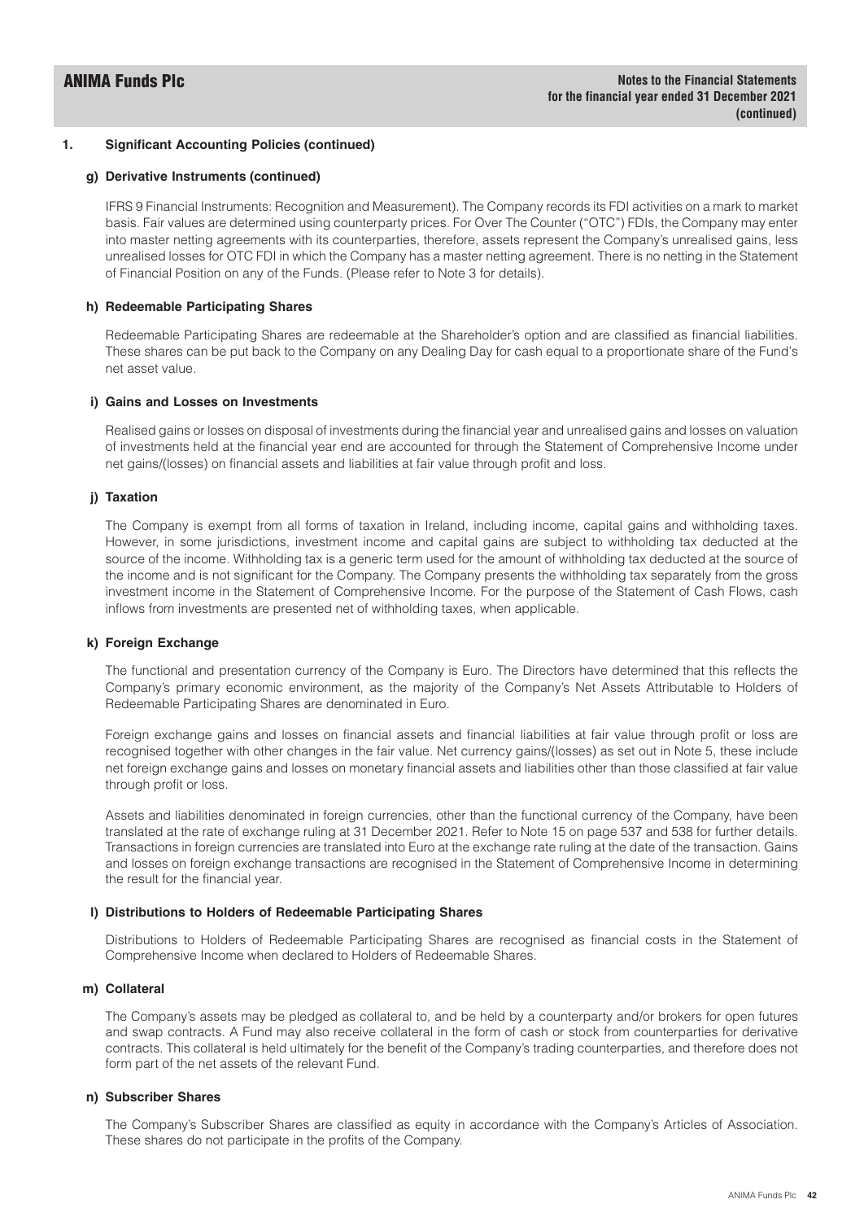## 1. Significant Accounting Policies (continued)

### g) Derivative Instruments (continued)

IFRS 9 Financial Instruments: Recognition and Measurement). The Company records its FDI activities on a mark to market basis. Fair values are determined using counterparty prices. For Over The Counter ("OTC") FDIs, the Company may enter into master netting agreements with its counterparties, therefore, assets represent the Company's unrealised gains, less unrealised losses for OTC FDI in which the Company has a master netting agreement. There is no netting in the Statement of Financial Position on any of the Funds. (Please refer to Note 3 for details).

### h) Redeemable Participating Shares

Redeemable Participating Shares are redeemable at the Shareholder's option and are classified as financial liabilities. These shares can be put back to the Company on any Dealing Day for cash equal to a proportionate share of the Fund's net asset value.

### i) Gains and Losses on Investments

Realised gains or losses on disposal of investments during the financial year and unrealised gains and losses on valuation of investments held at the financial year end are accounted for through the Statement of Comprehensive Income under net gains/(losses) on financial assets and liabilities at fair value through profit and loss.

### j) Taxation

The Company is exempt from all forms of taxation in Ireland, including income, capital gains and withholding taxes. However, in some jurisdictions, investment income and capital gains are subject to withholding tax deducted at the source of the income. Withholding tax is a generic term used for the amount of withholding tax deducted at the source of the income and is not significant for the Company. The Company presents the withholding tax separately from the gross investment income in the Statement of Comprehensive Income. For the purpose of the Statement of Cash Flows, cash inflows from investments are presented net of withholding taxes, when applicable.

### k) Foreign Exchange

The functional and presentation currency of the Company is Euro. The Directors have determined that this reflects the Company's primary economic environment, as the majority of the Company's Net Assets Attributable to Holders of Redeemable Participating Shares are denominated in Euro.

Foreign exchange gains and losses on financial assets and financial liabilities at fair value through profit or loss are recognised together with other changes in the fair value. Net currency gains/(losses) as set out in Note 5, these include net foreign exchange gains and losses on monetary financial assets and liabilities other than those classified at fair value through profit or loss.

Assets and liabilities denominated in foreign currencies, other than the functional currency of the Company, have been translated at the rate of exchange ruling at 31 December 2021. Refer to Note 15 on page 537 and 538 for further details. Transactions in foreign currencies are translated into Euro at the exchange rate ruling at the date of the transaction. Gains and losses on foreign exchange transactions are recognised in the Statement of Comprehensive Income in determining the result for the financial year.

### l) Distributions to Holders of Redeemable Participating Shares

Distributions to Holders of Redeemable Participating Shares are recognised as financial costs in the Statement of Comprehensive Income when declared to Holders of Redeemable Shares.

### m) Collateral

The Company's assets may be pledged as collateral to, and be held by a counterparty and/or brokers for open futures and swap contracts. A Fund may also receive collateral in the form of cash or stock from counterparties for derivative contracts. This collateral is held ultimately for the benefit of the Company's trading counterparties, and therefore does not form part of the net assets of the relevant Fund.

### n) Subscriber Shares

The Company's Subscriber Shares are classified as equity in accordance with the Company's Articles of Association. These shares do not participate in the profits of the Company.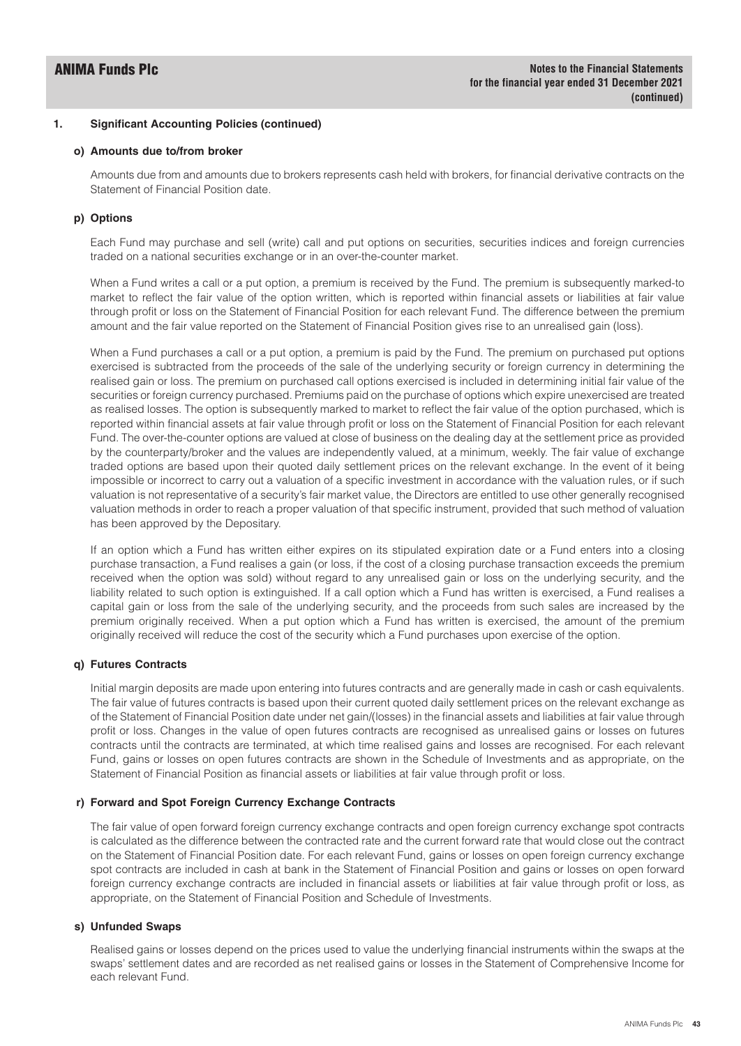## 1. Significant Accounting Policies (continued)

### o) Amounts due to/from broker

Amounts due from and amounts due to brokers represents cash held with brokers, for financial derivative contracts on the Statement of Financial Position date.

### p) Options

Each Fund may purchase and sell (write) call and put options on securities, securities indices and foreign currencies traded on a national securities exchange or in an over-the-counter market.

When a Fund writes a call or a put option, a premium is received by the Fund. The premium is subsequently marked-to market to reflect the fair value of the option written, which is reported within financial assets or liabilities at fair value through profit or loss on the Statement of Financial Position for each relevant Fund. The difference between the premium amount and the fair value reported on the Statement of Financial Position gives rise to an unrealised gain (loss).

When a Fund purchases a call or a put option, a premium is paid by the Fund. The premium on purchased put options exercised is subtracted from the proceeds of the sale of the underlying security or foreign currency in determining the realised gain or loss. The premium on purchased call options exercised is included in determining initial fair value of the securities or foreign currency purchased. Premiums paid on the purchase of options which expire unexercised are treated as realised losses. The option is subsequently marked to market to reflect the fair value of the option purchased, which is reported within financial assets at fair value through profit or loss on the Statement of Financial Position for each relevant Fund. The over-the-counter options are valued at close of business on the dealing day at the settlement price as provided by the counterparty/broker and the values are independently valued, at a minimum, weekly. The fair value of exchange traded options are based upon their quoted daily settlement prices on the relevant exchange. In the event of it being impossible or incorrect to carry out a valuation of a specific investment in accordance with the valuation rules, or if such valuation is not representative of a security's fair market value, the Directors are entitled to use other generally recognised valuation methods in order to reach a proper valuation of that specific instrument, provided that such method of valuation has been approved by the Depositary.

If an option which a Fund has written either expires on its stipulated expiration date or a Fund enters into a closing purchase transaction, a Fund realises a gain (or loss, if the cost of a closing purchase transaction exceeds the premium received when the option was sold) without regard to any unrealised gain or loss on the underlying security, and the liability related to such option is extinguished. If a call option which a Fund has written is exercised, a Fund realises a capital gain or loss from the sale of the underlying security, and the proceeds from such sales are increased by the premium originally received. When a put option which a Fund has written is exercised, the amount of the premium originally received will reduce the cost of the security which a Fund purchases upon exercise of the option.

### q) Futures Contracts

Initial margin deposits are made upon entering into futures contracts and are generally made in cash or cash equivalents. The fair value of futures contracts is based upon their current quoted daily settlement prices on the relevant exchange as of the Statement of Financial Position date under net gain/(losses) in the financial assets and liabilities at fair value through profit or loss. Changes in the value of open futures contracts are recognised as unrealised gains or losses on futures contracts until the contracts are terminated, at which time realised gains and losses are recognised. For each relevant Fund, gains or losses on open futures contracts are shown in the Schedule of Investments and as appropriate, on the Statement of Financial Position as financial assets or liabilities at fair value through profit or loss.

### r) Forward and Spot Foreign Currency Exchange Contracts

The fair value of open forward foreign currency exchange contracts and open foreign currency exchange spot contracts is calculated as the difference between the contracted rate and the current forward rate that would close out the contract on the Statement of Financial Position date. For each relevant Fund, gains or losses on open foreign currency exchange spot contracts are included in cash at bank in the Statement of Financial Position and gains or losses on open forward foreign currency exchange contracts are included in financial assets or liabilities at fair value through profit or loss, as appropriate, on the Statement of Financial Position and Schedule of Investments.

### s) Unfunded Swaps

Realised gains or losses depend on the prices used to value the underlying financial instruments within the swaps at the swaps' settlement dates and are recorded as net realised gains or losses in the Statement of Comprehensive Income for each relevant Fund.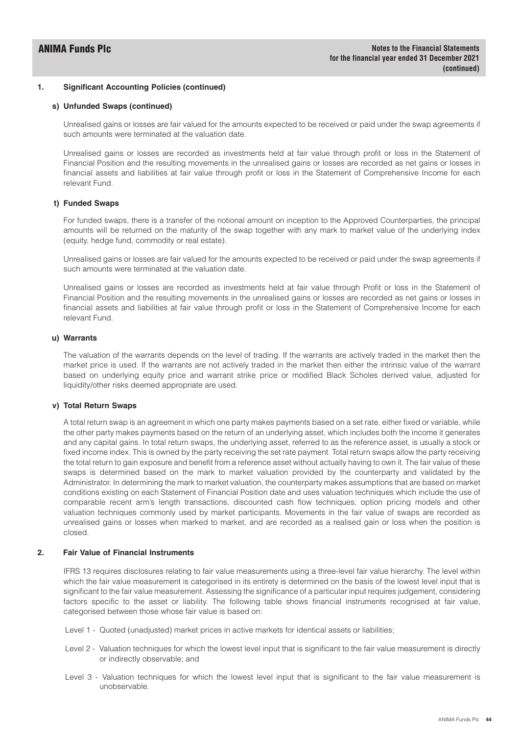## 1. Significant Accounting Policies (continued)

### s) Unfunded Swaps (continued)

Unrealised gains or losses are fair valued for the amounts expected to be received or paid under the swap agreements if such amounts were terminated at the valuation date.

Unrealised gains or losses are recorded as investments held at fair value through profit or loss in the Statement of Financial Position and the resulting movements in the unrealised gains or losses are recorded as net gains or losses in financial assets and liabilities at fair value through profit or loss in the Statement of Comprehensive Income for each relevant Fund.

### t) Funded Swaps

For funded swaps, there is a transfer of the notional amount on inception to the Approved Counterparties, the principal amounts will be returned on the maturity of the swap together with any mark to market value of the underlying index (equity, hedge fund, commodity or real estate).

Unrealised gains or losses are fair valued for the amounts expected to be received or paid under the swap agreements if such amounts were terminated at the valuation date.

Unrealised gains or losses are recorded as investments held at fair value through Profit or loss in the Statement of Financial Position and the resulting movements in the unrealised gains or losses are recorded as net gains or losses in financial assets and liabilities at fair value through profit or loss in the Statement of Comprehensive Income for each relevant Fund.

### u) Warrants

The valuation of the warrants depends on the level of trading. If the warrants are actively traded in the market then the market price is used. If the warrants are not actively traded in the market then either the intrinsic value of the warrant based on underlying equity price and warrant strike price or modified Black Scholes derived value, adjusted for liquidity/other risks deemed appropriate are used.

### v) Total Return Swaps

A total return swap is an agreement in which one party makes payments based on a set rate, either fixed or variable, while the other party makes payments based on the return of an underlying asset, which includes both the income it generates and any capital gains. In total return swaps, the underlying asset, referred to as the reference asset, is usually a stock or fixed income index. This is owned by the party receiving the set rate payment. Total return swaps allow the party receiving the total return to gain exposure and benefit from a reference asset without actually having to own it. The fair value of these swaps is determined based on the mark to market valuation provided by the counterparty and validated by the Administrator. In determining the mark to market valuation, the counterparty makes assumptions that are based on market conditions existing on each Statement of Financial Position date and uses valuation techniques which include the use of comparable recent arm's length transactions, discounted cash flow techniques, option pricing models and other valuation techniques commonly used by market participants. Movements in the fair value of swaps are recorded as unrealised gains or losses when marked to market, and are recorded as a realised gain or loss when the position is closed.

## 2. Fair Value of Financial Instruments

IFRS 13 requires disclosures relating to fair value measurements using a three-level fair value hierarchy. The level within which the fair value measurement is categorised in its entirety is determined on the basis of the lowest level input that is significant to the fair value measurement. Assessing the significance of a particular input requires judgement, considering factors specific to the asset or liability. The following table shows financial instruments recognised at fair value, categorised between those whose fair value is based on:

Level 1 - Quoted (unadjusted) market prices in active markets for identical assets or liabilities;

Level 2 - Valuation techniques for which the lowest level input that is significant to the fair value measurement is directly or indirectly observable; and

Level 3 - Valuation techniques for which the lowest level input that is significant to the fair value measurement is unobservable.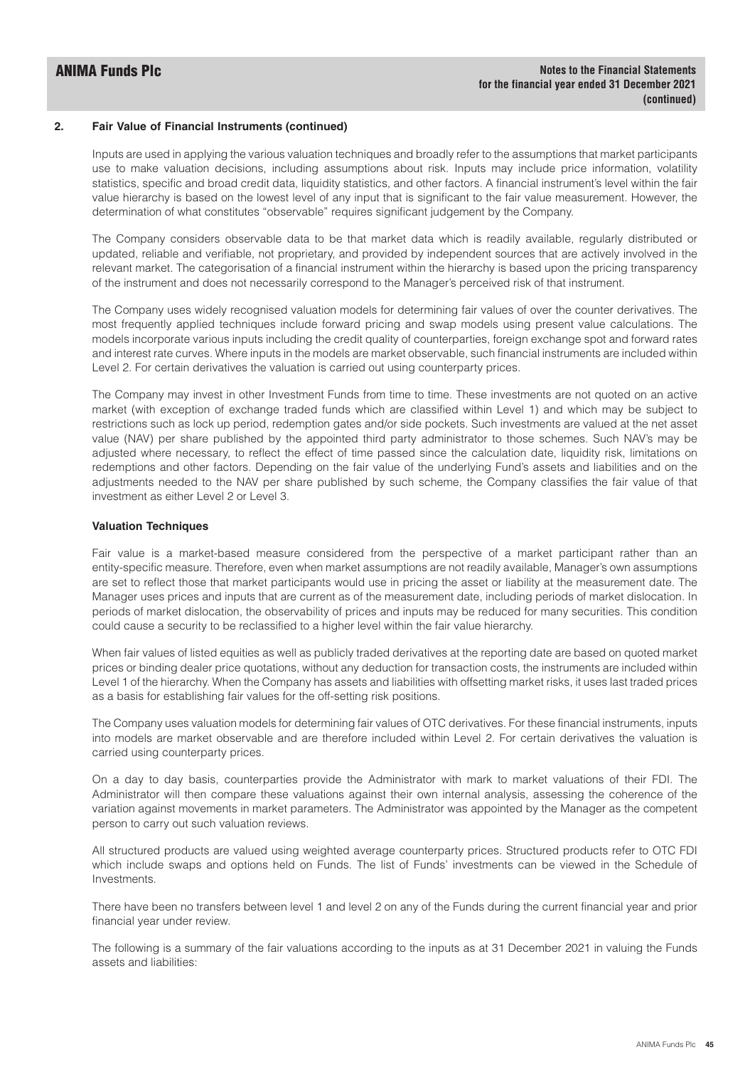## 2. Fair Value of Financial Instruments (continued)

Inputs are used in applying the various valuation techniques and broadly refer to the assumptions that market participants use to make valuation decisions, including assumptions about risk. Inputs may include price information, volatility statistics, specific and broad credit data, liquidity statistics, and other factors. A financial instrument's level within the fair value hierarchy is based on the lowest level of any input that is significant to the fair value measurement. However, the determination of what constitutes "observable" requires significant judgement by the Company.

The Company considers observable data to be that market data which is readily available, regularly distributed or updated, reliable and verifiable, not proprietary, and provided by independent sources that are actively involved in the relevant market. The categorisation of a financial instrument within the hierarchy is based upon the pricing transparency of the instrument and does not necessarily correspond to the Manager's perceived risk of that instrument.

The Company uses widely recognised valuation models for determining fair values of over the counter derivatives. The most frequently applied techniques include forward pricing and swap models using present value calculations. The models incorporate various inputs including the credit quality of counterparties, foreign exchange spot and forward rates and interest rate curves. Where inputs in the models are market observable, such financial instruments are included within Level 2. For certain derivatives the valuation is carried out using counterparty prices.

The Company may invest in other Investment Funds from time to time. These investments are not quoted on an active market (with exception of exchange traded funds which are classified within Level 1) and which may be subject to restrictions such as lock up period, redemption gates and/or side pockets. Such investments are valued at the net asset value (NAV) per share published by the appointed third party administrator to those schemes. Such NAV's may be adjusted where necessary, to reflect the effect of time passed since the calculation date, liquidity risk, limitations on redemptions and other factors. Depending on the fair value of the underlying Fund's assets and liabilities and on the adjustments needed to the NAV per share published by such scheme, the Company classifies the fair value of that investment as either Level 2 or Level 3.

### Valuation Techniques

Fair value is a market-based measure considered from the perspective of a market participant rather than an entity-specific measure. Therefore, even when market assumptions are not readily available, Manager's own assumptions are set to reflect those that market participants would use in pricing the asset or liability at the measurement date. The Manager uses prices and inputs that are current as of the measurement date, including periods of market dislocation. In periods of market dislocation, the observability of prices and inputs may be reduced for many securities. This condition could cause a security to be reclassified to a higher level within the fair value hierarchy.

When fair values of listed equities as well as publicly traded derivatives at the reporting date are based on quoted market prices or binding dealer price quotations, without any deduction for transaction costs, the instruments are included within Level 1 of the hierarchy. When the Company has assets and liabilities with offsetting market risks, it uses last traded prices as a basis for establishing fair values for the off-setting risk positions.

The Company uses valuation models for determining fair values of OTC derivatives. For these financial instruments, inputs into models are market observable and are therefore included within Level 2. For certain derivatives the valuation is carried using counterparty prices.

On a day to day basis, counterparties provide the Administrator with mark to market valuations of their FDI. The Administrator will then compare these valuations against their own internal analysis, assessing the coherence of the variation against movements in market parameters. The Administrator was appointed by the Manager as the competent person to carry out such valuation reviews.

All structured products are valued using weighted average counterparty prices. Structured products refer to OTC FDI which include swaps and options held on Funds. The list of Funds' investments can be viewed in the Schedule of Investments.

There have been no transfers between level 1 and level 2 on any of the Funds during the current financial year and prior financial year under review.

The following is a summary of the fair valuations according to the inputs as at 31 December 2021 in valuing the Funds assets and liabilities: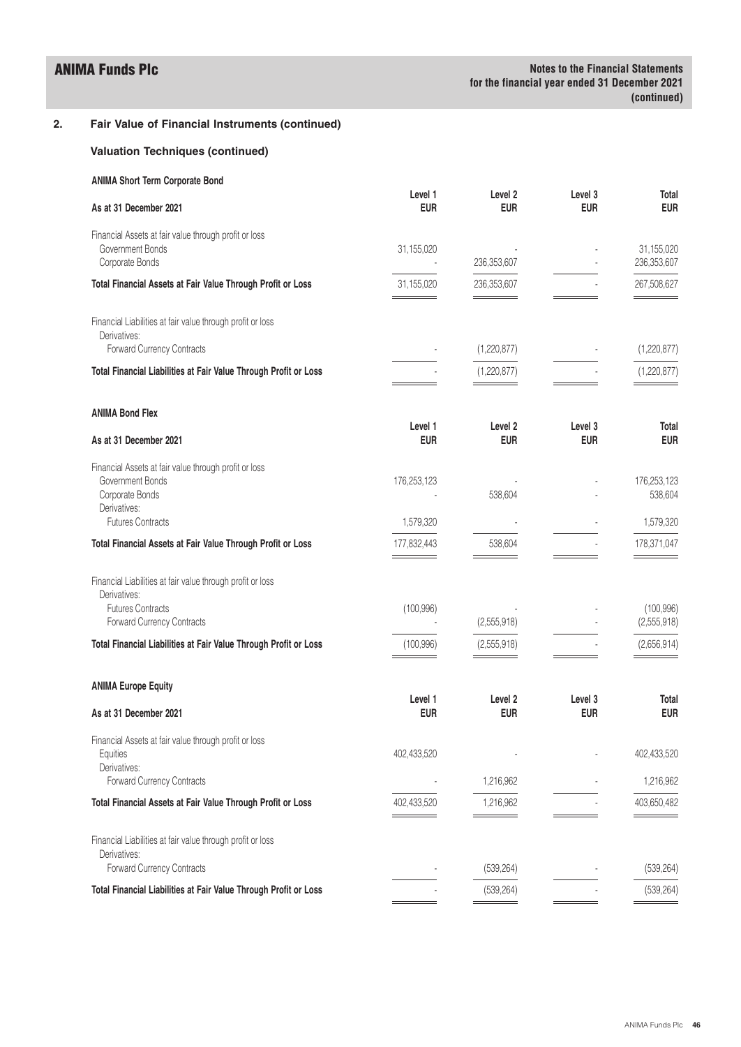## 2. Fair Value of Financial Instruments (continued)

### Valuation Techniques (continued)

**ANIMA Short Term Corporate Bond**

| As at 31 December 2021 | Level 1 EUR | Level 2 EUR | Level 3 EUR | Total EUR |
|---|---|---|---|---|
| Financial Assets at fair value through profit or loss | | | | |
| Government Bonds | 31,155,020 | - | - | 31,155,020 |
| Corporate Bonds | - | 236,353,607 | - | 236,353,607 |
| **Total Financial Assets at Fair Value Through Profit or Loss** | 31,155,020 | 236,353,607 | - | 267,508,627 |
| Financial Liabilities at fair value through profit or loss | | | | |
| Derivatives: | | | | |
| Forward Currency Contracts | - | (1,220,877) | - | (1,220,877) |
| **Total Financial Liabilities at Fair Value Through Profit or Loss** | - | (1,220,877) | - | (1,220,877) |

**ANIMA Bond Flex**

| As at 31 December 2021 | Level 1 EUR | Level 2 EUR | Level 3 EUR | Total EUR |
|---|---|---|---|---|
| Financial Assets at fair value through profit or loss | | | | |
| Government Bonds | 176,253,123 | - | - | 176,253,123 |
| Corporate Bonds | - | 538,604 | - | 538,604 |
| Derivatives: | | | | |
| Futures Contracts | 1,579,320 | - | - | 1,579,320 |
| **Total Financial Assets at Fair Value Through Profit or Loss** | 177,832,443 | 538,604 | - | 178,371,047 |
| Financial Liabilities at fair value through profit or loss | | | | |
| Derivatives: | | | | |
| Futures Contracts | (100,996) | - | - | (100,996) |
| Forward Currency Contracts | - | (2,555,918) | - | (2,555,918) |
| **Total Financial Liabilities at Fair Value Through Profit or Loss** | (100,996) | (2,555,918) | - | (2,656,914) |

**ANIMA Europe Equity**

| As at 31 December 2021 | Level 1 EUR | Level 2 EUR | Level 3 EUR | Total EUR |
|---|---|---|---|---|
| Financial Assets at fair value through profit or loss | | | | |
| Equities | 402,433,520 | - | - | 402,433,520 |
| Derivatives: | | | | |
| Forward Currency Contracts | - | 1,216,962 | - | 1,216,962 |
| **Total Financial Assets at Fair Value Through Profit or Loss** | 402,433,520 | 1,216,962 | - | 403,650,482 |
| Financial Liabilities at fair value through profit or loss | | | | |
| Derivatives: | | | | |
| Forward Currency Contracts | - | (539,264) | - | (539,264) |
| **Total Financial Liabilities at Fair Value Through Profit or Loss** | - | (539,264) | - | (539,264) |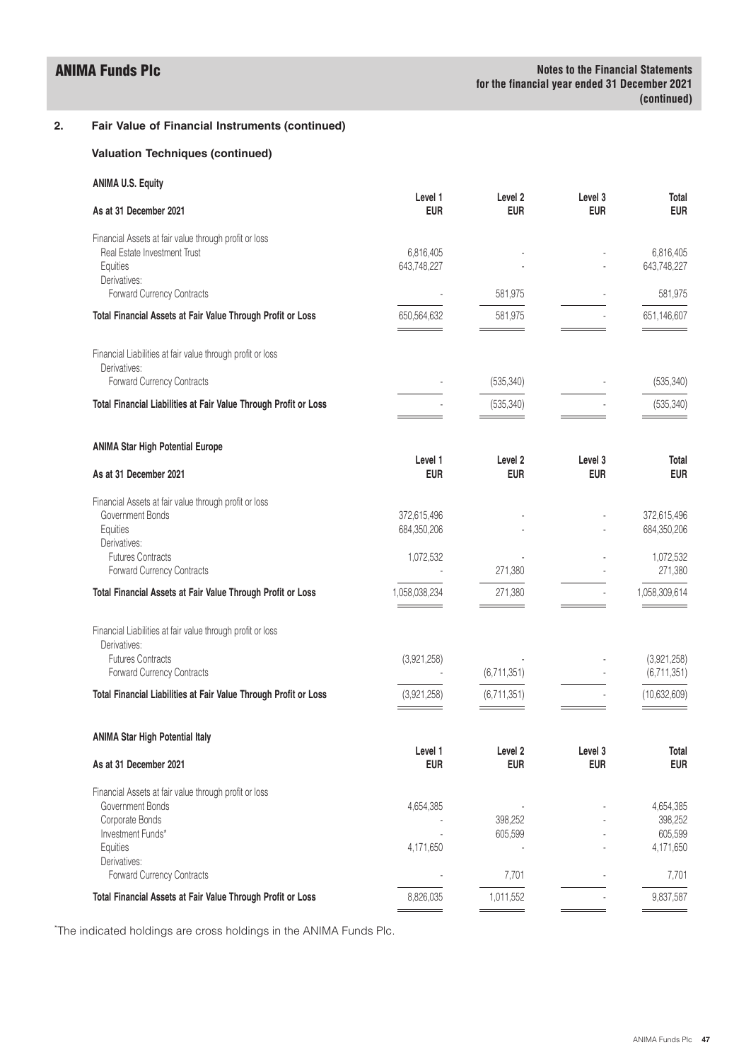## 2. Fair Value of Financial Instruments (continued)

### Valuation Techniques (continued)

**ANIMA U.S. Equity**

| As at 31 December 2021 | Level 1 EUR | Level 2 EUR | Level 3 EUR | Total EUR |
|---|---|---|---|---|
| Financial Assets at fair value through profit or loss | | | | |
| Real Estate Investment Trust | 6,816,405 | - | - | 6,816,405 |
| Equities | 643,748,227 | - | - | 643,748,227 |
| Derivatives: | | | | |
| Forward Currency Contracts | - | 581,975 | - | 581,975 |
| **Total Financial Assets at Fair Value Through Profit or Loss** | 650,564,632 | 581,975 | - | 651,146,607 |
| Financial Liabilities at fair value through profit or loss | | | | |
| Derivatives: | | | | |
| Forward Currency Contracts | - | (535,340) | - | (535,340) |
| **Total Financial Liabilities at Fair Value Through Profit or Loss** | - | (535,340) | - | (535,340) |

**ANIMA Star High Potential Europe**

| As at 31 December 2021 | Level 1 EUR | Level 2 EUR | Level 3 EUR | Total EUR |
|---|---|---|---|---|
| Financial Assets at fair value through profit or loss | | | | |
| Government Bonds | 372,615,496 | - | - | 372,615,496 |
| Equities | 684,350,206 | - | - | 684,350,206 |
| Derivatives: | | | | |
| Futures Contracts | 1,072,532 | - | - | 1,072,532 |
| Forward Currency Contracts | - | 271,380 | - | 271,380 |
| **Total Financial Assets at Fair Value Through Profit or Loss** | 1,058,038,234 | 271,380 | - | 1,058,309,614 |
| Financial Liabilities at fair value through profit or loss | | | | |
| Derivatives: | | | | |
| Futures Contracts | (3,921,258) | - | - | (3,921,258) |
| Forward Currency Contracts | - | (6,711,351) | - | (6,711,351) |
| **Total Financial Liabilities at Fair Value Through Profit or Loss** | (3,921,258) | (6,711,351) | - | (10,632,609) |

**ANIMA Star High Potential Italy**

| As at 31 December 2021 | Level 1 EUR | Level 2 EUR | Level 3 EUR | Total EUR |
|---|---|---|---|---|
| Financial Assets at fair value through profit or loss | | | | |
| Government Bonds | 4,654,385 | - | - | 4,654,385 |
| Corporate Bonds | - | 398,252 | - | 398,252 |
| Investment Funds* | - | 605,599 | - | 605,599 |
| Equities | 4,171,650 | - | - | 4,171,650 |
| Derivatives: | | | | |
| Forward Currency Contracts | - | 7,701 | - | 7,701 |
| **Total Financial Assets at Fair Value Through Profit or Loss** | 8,826,035 | 1,011,552 | - | 9,837,587 |

*The indicated holdings are cross holdings in the ANIMA Funds Plc.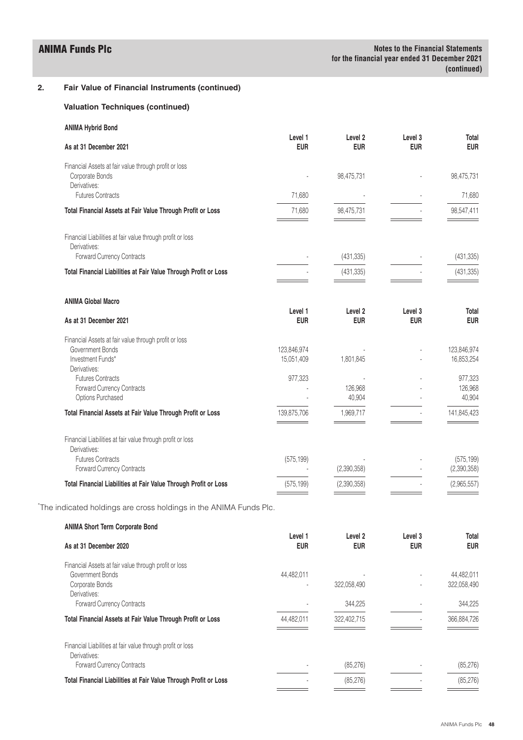## 2. Fair Value of Financial Instruments (continued)

### Valuation Techniques (continued)

**ANIMA Hybrid Bond**

| As at 31 December 2021 | Level 1 EUR | Level 2 EUR | Level 3 EUR | Total EUR |
|---|---|---|---|---|
| Financial Assets at fair value through profit or loss | | | | |
| Corporate Bonds | - | 98,475,731 | - | 98,475,731 |
| Derivatives: | | | | |
| Futures Contracts | 71,680 | - | - | 71,680 |
| **Total Financial Assets at Fair Value Through Profit or Loss** | 71,680 | 98,475,731 | - | 98,547,411 |
| Financial Liabilities at fair value through profit or loss | | | | |
| Derivatives: | | | | |
| Forward Currency Contracts | - | (431,335) | - | (431,335) |
| **Total Financial Liabilities at Fair Value Through Profit or Loss** | - | (431,335) | - | (431,335) |

**ANIMA Global Macro**

| As at 31 December 2021 | Level 1 EUR | Level 2 EUR | Level 3 EUR | Total EUR |
|---|---|---|---|---|
| Financial Assets at fair value through profit or loss | | | | |
| Government Bonds | 123,846,974 | - | - | 123,846,974 |
| Investment Funds* | 15,051,409 | 1,801,845 | - | 16,853,254 |
| Derivatives: | | | | |
| Futures Contracts | 977,323 | - | - | 977,323 |
| Forward Currency Contracts | - | 126,968 | - | 126,968 |
| Options Purchased | - | 40,904 | - | 40,904 |
| **Total Financial Assets at Fair Value Through Profit or Loss** | 139,875,706 | 1,969,717 | - | 141,845,423 |
| Financial Liabilities at fair value through profit or loss | | | | |
| Derivatives: | | | | |
| Futures Contracts | (575,199) | - | - | (575,199) |
| Forward Currency Contracts | - | (2,390,358) | - | (2,390,358) |
| **Total Financial Liabilities at Fair Value Through Profit or Loss** | (575,199) | (2,390,358) | - | (2,965,557) |

*The indicated holdings are cross holdings in the ANIMA Funds Plc.

**ANIMA Short Term Corporate Bond**

| As at 31 December 2020 | Level 1 EUR | Level 2 EUR | Level 3 EUR | Total EUR |
|---|---|---|---|---|
| Financial Assets at fair value through profit or loss | | | | |
| Government Bonds | 44,482,011 | - | - | 44,482,011 |
| Corporate Bonds | - | 322,058,490 | - | 322,058,490 |
| Derivatives: | | | | |
| Forward Currency Contracts | - | 344,225 | - | 344,225 |
| **Total Financial Assets at Fair Value Through Profit or Loss** | 44,482,011 | 322,402,715 | - | 366,884,726 |
| Financial Liabilities at fair value through profit or loss | | | | |
| Derivatives: | | | | |
| Forward Currency Contracts | - | (85,276) | - | (85,276) |
| **Total Financial Liabilities at Fair Value Through Profit or Loss** | - | (85,276) | - | (85,276) |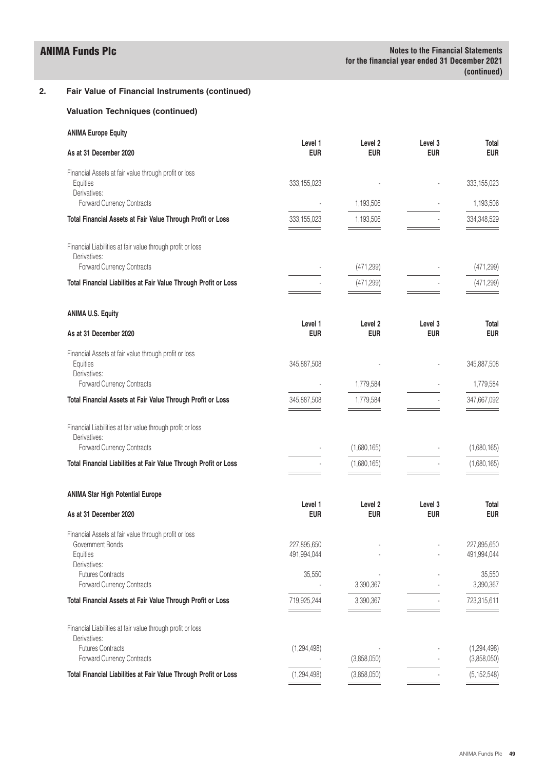## 2. Fair Value of Financial Instruments (continued)

### Valuation Techniques (continued)

**ANIMA Europe Equity**

| As at 31 December 2020 | Level 1 EUR | Level 2 EUR | Level 3 EUR | Total EUR |
|---|---|---|---|---|
| Financial Assets at fair value through profit or loss | | | | |
| Equities | 333,155,023 | - | - | 333,155,023 |
| Derivatives: | | | | |
| Forward Currency Contracts | - | 1,193,506 | - | 1,193,506 |
| **Total Financial Assets at Fair Value Through Profit or Loss** | 333,155,023 | 1,193,506 | - | 334,348,529 |
| Financial Liabilities at fair value through profit or loss | | | | |
| Derivatives: | | | | |
| Forward Currency Contracts | - | (471,299) | - | (471,299) |
| **Total Financial Liabilities at Fair Value Through Profit or Loss** | - | (471,299) | - | (471,299) |

**ANIMA U.S. Equity**

| As at 31 December 2020 | Level 1 EUR | Level 2 EUR | Level 3 EUR | Total EUR |
|---|---|---|---|---|
| Financial Assets at fair value through profit or loss | | | | |
| Equities | 345,887,508 | - | - | 345,887,508 |
| Derivatives: | | | | |
| Forward Currency Contracts | - | 1,779,584 | - | 1,779,584 |
| **Total Financial Assets at Fair Value Through Profit or Loss** | 345,887,508 | 1,779,584 | - | 347,667,092 |
| Financial Liabilities at fair value through profit or loss | | | | |
| Derivatives: | | | | |
| Forward Currency Contracts | - | (1,680,165) | - | (1,680,165) |
| **Total Financial Liabilities at Fair Value Through Profit or Loss** | - | (1,680,165) | - | (1,680,165) |

**ANIMA Star High Potential Europe**

| As at 31 December 2020 | Level 1 EUR | Level 2 EUR | Level 3 EUR | Total EUR |
|---|---|---|---|---|
| Financial Assets at fair value through profit or loss | | | | |
| Government Bonds | 227,895,650 | - | - | 227,895,650 |
| Equities | 491,994,044 | - | - | 491,994,044 |
| Derivatives: | | | | |
| Futures Contracts | 35,550 | - | - | 35,550 |
| Forward Currency Contracts | - | 3,390,367 | - | 3,390,367 |
| **Total Financial Assets at Fair Value Through Profit or Loss** | 719,925,244 | 3,390,367 | - | 723,315,611 |
| Financial Liabilities at fair value through profit or loss | | | | |
| Derivatives: | | | | |
| Futures Contracts | (1,294,498) | - | - | (1,294,498) |
| Forward Currency Contracts | - | (3,858,050) | - | (3,858,050) |
| **Total Financial Liabilities at Fair Value Through Profit or Loss** | (1,294,498) | (3,858,050) | - | (5,152,548) |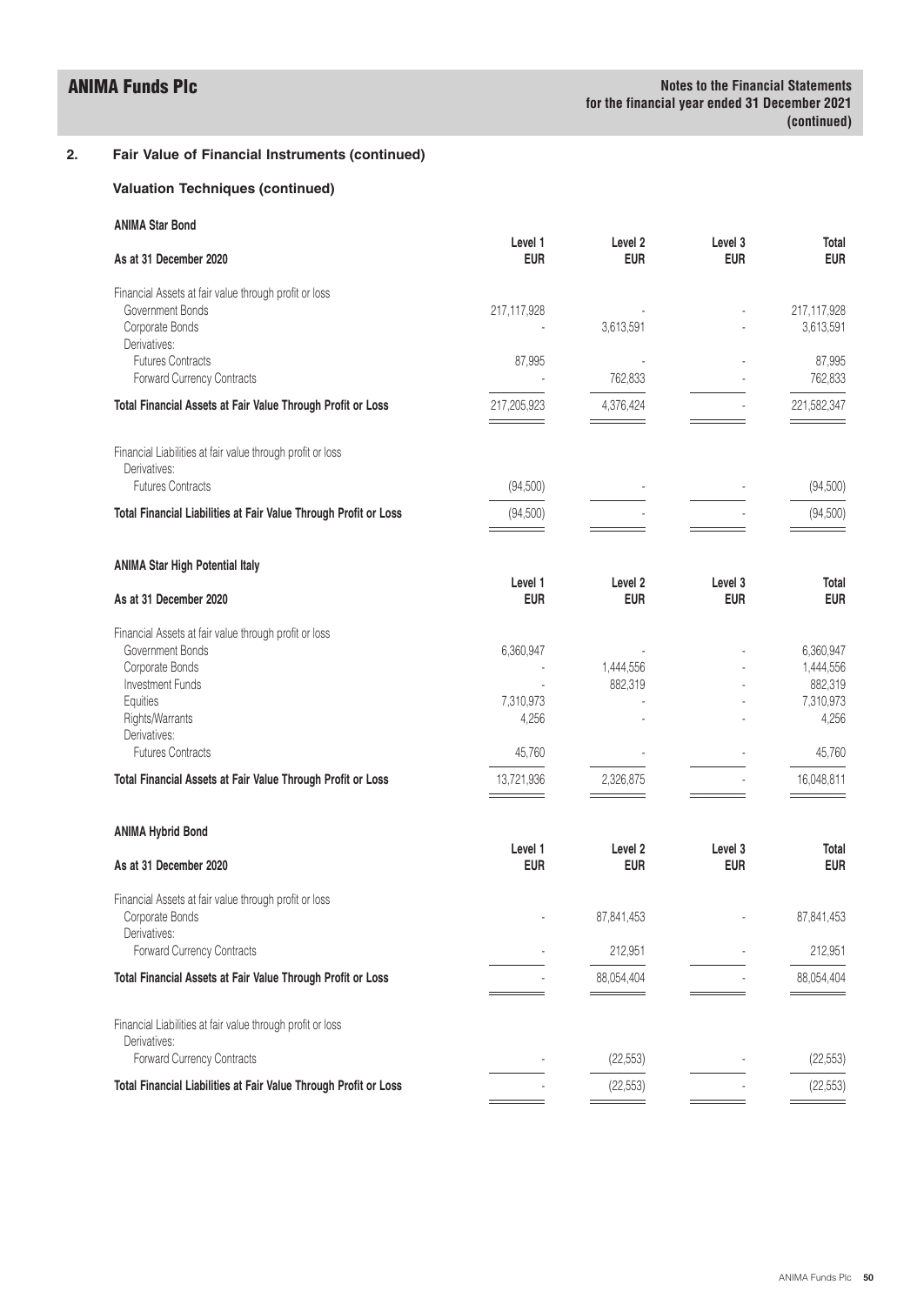## 2. Fair Value of Financial Instruments (continued)

### Valuation Techniques (continued)

**ANIMA Star Bond**

| As at 31 December 2020 | Level 1 EUR | Level 2 EUR | Level 3 EUR | Total EUR |
|---|---|---|---|---|
| Financial Assets at fair value through profit or loss | | | | |
| Government Bonds | 217,117,928 | - | - | 217,117,928 |
| Corporate Bonds | - | 3,613,591 | - | 3,613,591 |
| Derivatives: | | | | |
| Futures Contracts | 87,995 | - | - | 87,995 |
| Forward Currency Contracts | - | 762,833 | - | 762,833 |
| **Total Financial Assets at Fair Value Through Profit or Loss** | 217,205,923 | 4,376,424 | - | 221,582,347 |
| Financial Liabilities at fair value through profit or loss | | | | |
| Derivatives: | | | | |
| Futures Contracts | (94,500) | - | - | (94,500) |
| **Total Financial Liabilities at Fair Value Through Profit or Loss** | (94,500) | - | - | (94,500) |

**ANIMA Star High Potential Italy**

| As at 31 December 2020 | Level 1 EUR | Level 2 EUR | Level 3 EUR | Total EUR |
|---|---|---|---|---|
| Financial Assets at fair value through profit or loss | | | | |
| Government Bonds | 6,360,947 | - | - | 6,360,947 |
| Corporate Bonds | - | 1,444,556 | - | 1,444,556 |
| Investment Funds | - | 882,319 | - | 882,319 |
| Equities | 7,310,973 | - | - | 7,310,973 |
| Rights/Warrants | 4,256 | - | - | 4,256 |
| Derivatives: | | | | |
| Futures Contracts | 45,760 | - | - | 45,760 |
| **Total Financial Assets at Fair Value Through Profit or Loss** | 13,721,936 | 2,326,875 | - | 16,048,811 |

**ANIMA Hybrid Bond**

| As at 31 December 2020 | Level 1 EUR | Level 2 EUR | Level 3 EUR | Total EUR |
|---|---|---|---|---|
| Financial Assets at fair value through profit or loss | | | | |
| Corporate Bonds | - | 87,841,453 | - | 87,841,453 |
| Derivatives: | | | | |
| Forward Currency Contracts | - | 212,951 | - | 212,951 |
| **Total Financial Assets at Fair Value Through Profit or Loss** | - | 88,054,404 | - | 88,054,404 |
| Financial Liabilities at fair value through profit or loss | | | | |
| Derivatives: | | | | |
| Forward Currency Contracts | - | (22,553) | - | (22,553) |
| **Total Financial Liabilities at Fair Value Through Profit or Loss** | - | (22,553) | - | (22,553) |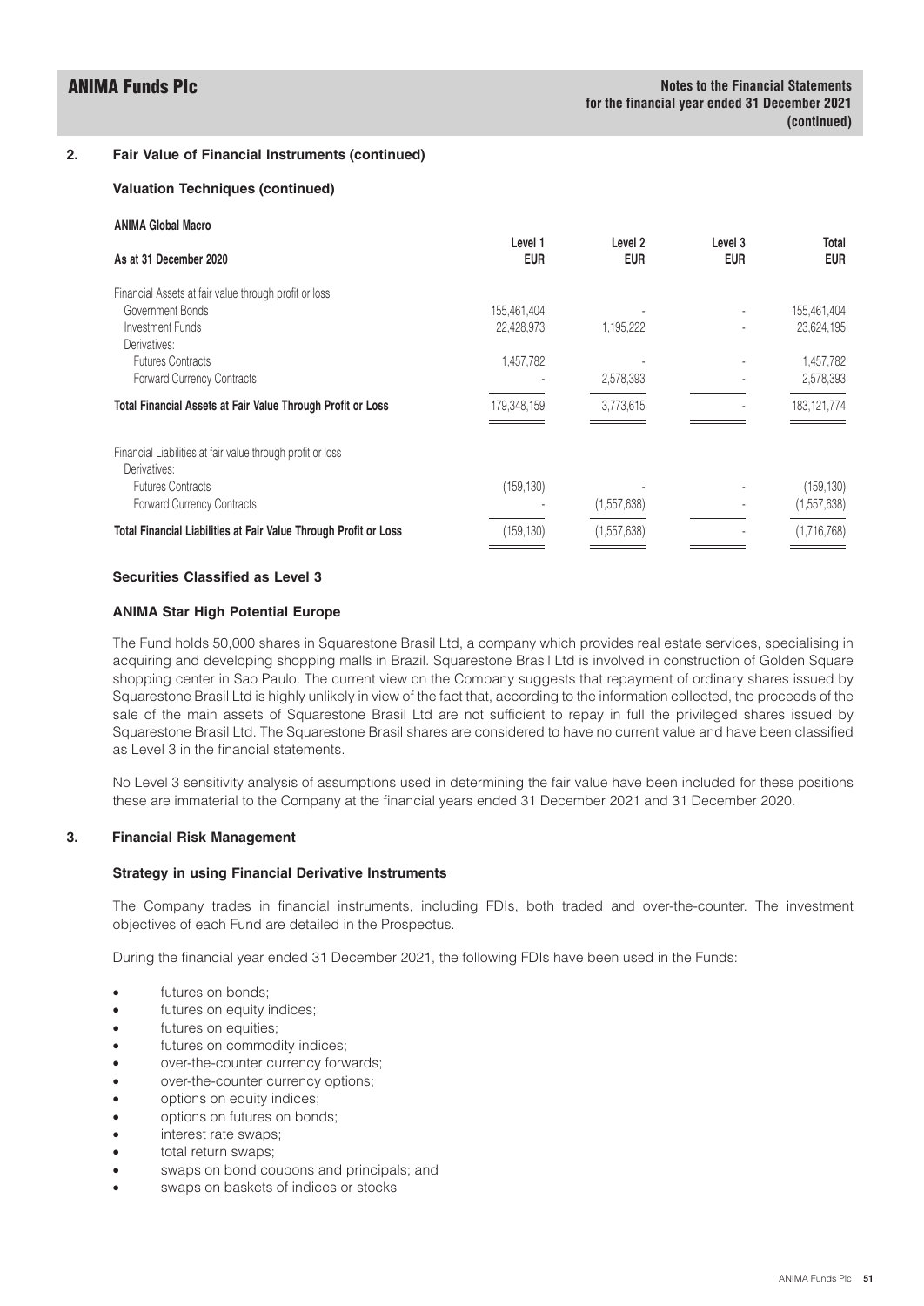## 2. Fair Value of Financial Instruments (continued)

### Valuation Techniques (continued)

**ANIMA Global Macro**

| As at 31 December 2020 | Level 1 EUR | Level 2 EUR | Level 3 EUR | Total EUR |
|---|---|---|---|---|
| Financial Assets at fair value through profit or loss | | | | |
| Government Bonds | 155,461,404 | - | - | 155,461,404 |
| Investment Funds | 22,428,973 | 1,195,222 | - | 23,624,195 |
| Derivatives: | | | | |
| Futures Contracts | 1,457,782 | - | - | 1,457,782 |
| Forward Currency Contracts | - | 2,578,393 | - | 2,578,393 |
| **Total Financial Assets at Fair Value Through Profit or Loss** | 179,348,159 | 3,773,615 | - | 183,121,774 |
| Financial Liabilities at fair value through profit or loss | | | | |
| Derivatives: | | | | |
| Futures Contracts | (159,130) | - | - | (159,130) |
| Forward Currency Contracts | - | (1,557,638) | - | (1,557,638) |
| **Total Financial Liabilities at Fair Value Through Profit or Loss** | (159,130) | (1,557,638) | - | (1,716,768) |

### Securities Classified as Level 3

### ANIMA Star High Potential Europe

The Fund holds 50,000 shares in Squarestone Brasil Ltd, a company which provides real estate services, specialising in acquiring and developing shopping malls in Brazil. Squarestone Brasil Ltd is involved in construction of Golden Square shopping center in Sao Paulo. The current view on the Company suggests that repayment of ordinary shares issued by Squarestone Brasil Ltd is highly unlikely in view of the fact that, according to the information collected, the proceeds of the sale of the main assets of Squarestone Brasil Ltd are not sufficient to repay in full the privileged shares issued by Squarestone Brasil Ltd. The Squarestone Brasil shares are considered to have no current value and have been classified as Level 3 in the financial statements.

No Level 3 sensitivity analysis of assumptions used in determining the fair value have been included for these positions these are immaterial to the Company at the financial years ended 31 December 2021 and 31 December 2020.

## 3. Financial Risk Management

### Strategy in using Financial Derivative Instruments

The Company trades in financial instruments, including FDIs, both traded and over-the-counter. The investment objectives of each Fund are detailed in the Prospectus.

During the financial year ended 31 December 2021, the following FDIs have been used in the Funds:

- futures on bonds;
- futures on equity indices;
- futures on equities;
- futures on commodity indices;
- over-the-counter currency forwards;
- over-the-counter currency options;
- options on equity indices;
- options on futures on bonds;
- interest rate swaps;
- total return swaps;
- swaps on bond coupons and principals; and
- swaps on baskets of indices or stocks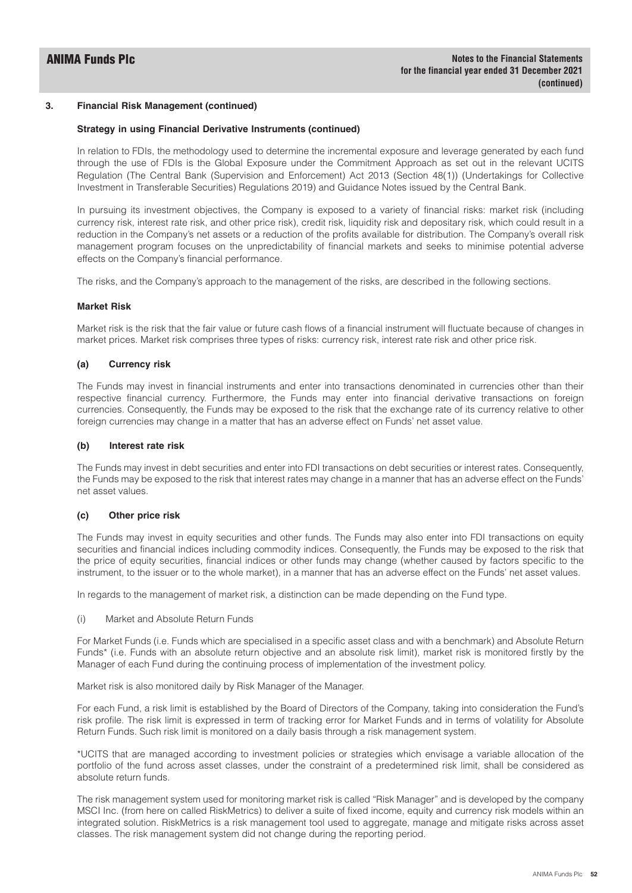## 3. Financial Risk Management (continued)

### Strategy in using Financial Derivative Instruments (continued)

In relation to FDIs, the methodology used to determine the incremental exposure and leverage generated by each fund through the use of FDIs is the Global Exposure under the Commitment Approach as set out in the relevant UCITS Regulation (The Central Bank (Supervision and Enforcement) Act 2013 (Section 48(1)) (Undertakings for Collective Investment in Transferable Securities) Regulations 2019) and Guidance Notes issued by the Central Bank.

In pursuing its investment objectives, the Company is exposed to a variety of financial risks: market risk (including currency risk, interest rate risk, and other price risk), credit risk, liquidity risk and depositary risk, which could result in a reduction in the Company's net assets or a reduction of the profits available for distribution. The Company's overall risk management program focuses on the unpredictability of financial markets and seeks to minimise potential adverse effects on the Company's financial performance.

The risks, and the Company's approach to the management of the risks, are described in the following sections.

### Market Risk

Market risk is the risk that the fair value or future cash flows of a financial instrument will fluctuate because of changes in market prices. Market risk comprises three types of risks: currency risk, interest rate risk and other price risk.

#### (a) Currency risk

The Funds may invest in financial instruments and enter into transactions denominated in currencies other than their respective financial currency. Furthermore, the Funds may enter into financial derivative transactions on foreign currencies. Consequently, the Funds may be exposed to the risk that the exchange rate of its currency relative to other foreign currencies may change in a matter that has an adverse effect on Funds' net asset value.

#### (b) Interest rate risk

The Funds may invest in debt securities and enter into FDI transactions on debt securities or interest rates. Consequently, the Funds may be exposed to the risk that interest rates may change in a manner that has an adverse effect on the Funds' net asset values.

#### (c) Other price risk

The Funds may invest in equity securities and other funds. The Funds may also enter into FDI transactions on equity securities and financial indices including commodity indices. Consequently, the Funds may be exposed to the risk that the price of equity securities, financial indices or other funds may change (whether caused by factors specific to the instrument, to the issuer or to the whole market), in a manner that has an adverse effect on the Funds' net asset values.

In regards to the management of market risk, a distinction can be made depending on the Fund type.

(i) Market and Absolute Return Funds

For Market Funds (i.e. Funds which are specialised in a specific asset class and with a benchmark) and Absolute Return Funds* (i.e. Funds with an absolute return objective and an absolute risk limit), market risk is monitored firstly by the Manager of each Fund during the continuing process of implementation of the investment policy.

Market risk is also monitored daily by Risk Manager of the Manager.

For each Fund, a risk limit is established by the Board of Directors of the Company, taking into consideration the Fund's risk profile. The risk limit is expressed in term of tracking error for Market Funds and in terms of volatility for Absolute Return Funds. Such risk limit is monitored on a daily basis through a risk management system.

*UCITS that are managed according to investment policies or strategies which envisage a variable allocation of the portfolio of the fund across asset classes, under the constraint of a predetermined risk limit, shall be considered as absolute return funds.

The risk management system used for monitoring market risk is called "Risk Manager" and is developed by the company MSCI Inc. (from here on called RiskMetrics) to deliver a suite of fixed income, equity and currency risk models within an integrated solution. RiskMetrics is a risk management tool used to aggregate, manage and mitigate risks across asset classes. The risk management system did not change during the reporting period.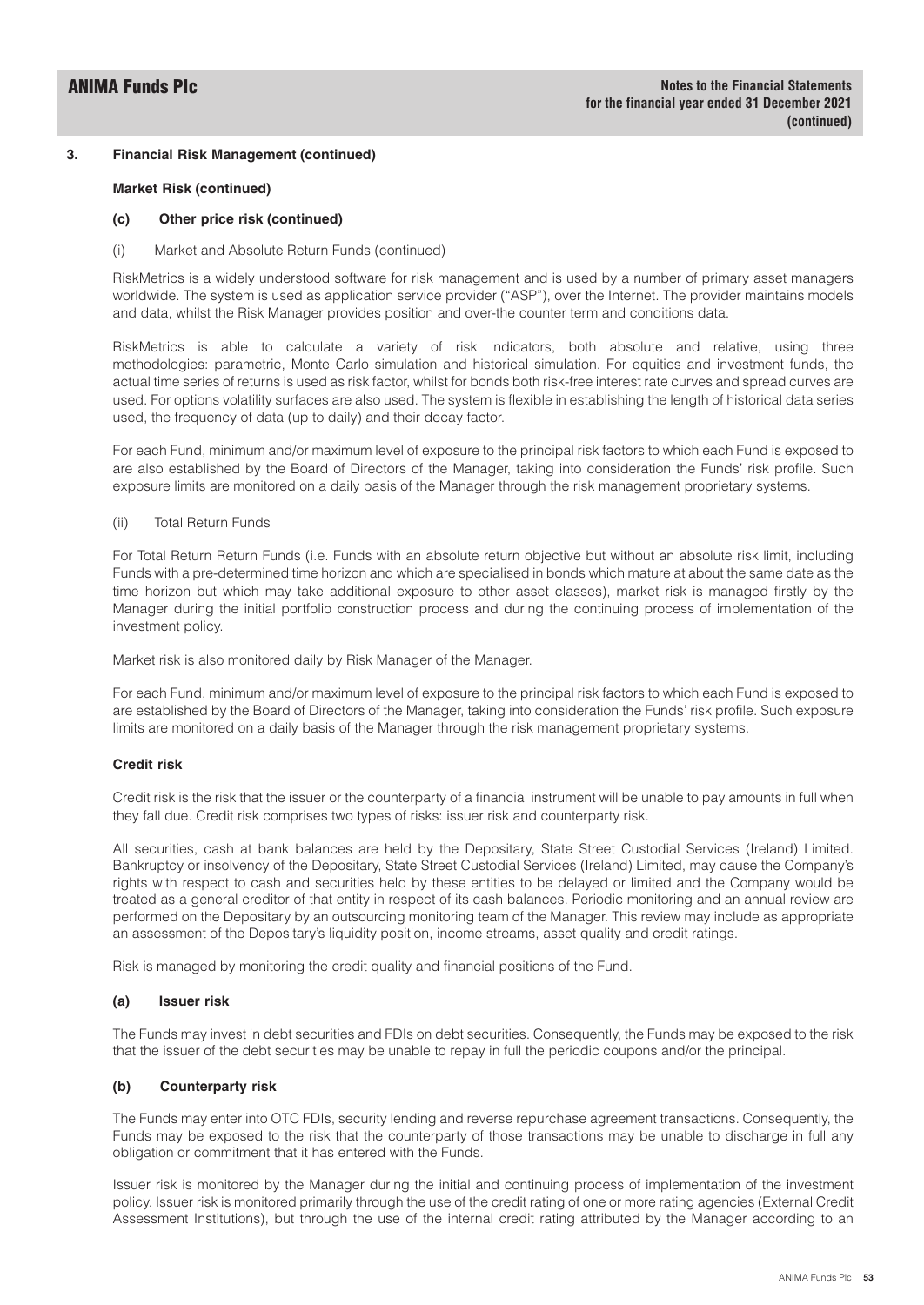## 3. Financial Risk Management (continued)

### Market Risk (continued)

#### (c) Other price risk (continued)

(i) Market and Absolute Return Funds (continued)

RiskMetrics is a widely understood software for risk management and is used by a number of primary asset managers worldwide. The system is used as application service provider ("ASP"), over the Internet. The provider maintains models and data, whilst the Risk Manager provides position and over-the counter term and conditions data.

RiskMetrics is able to calculate a variety of risk indicators, both absolute and relative, using three methodologies: parametric, Monte Carlo simulation and historical simulation. For equities and investment funds, the actual time series of returns is used as risk factor, whilst for bonds both risk-free interest rate curves and spread curves are used. For options volatility surfaces are also used. The system is flexible in establishing the length of historical data series used, the frequency of data (up to daily) and their decay factor.

For each Fund, minimum and/or maximum level of exposure to the principal risk factors to which each Fund is exposed to are also established by the Board of Directors of the Manager, taking into consideration the Funds' risk profile. Such exposure limits are monitored on a daily basis of the Manager through the risk management proprietary systems.

(ii) Total Return Funds

For Total Return Return Funds (i.e. Funds with an absolute return objective but without an absolute risk limit, including Funds with a pre-determined time horizon and which are specialised in bonds which mature at about the same date as the time horizon but which may take additional exposure to other asset classes), market risk is managed firstly by the Manager during the initial portfolio construction process and during the continuing process of implementation of the investment policy.

Market risk is also monitored daily by Risk Manager of the Manager.

For each Fund, minimum and/or maximum level of exposure to the principal risk factors to which each Fund is exposed to are established by the Board of Directors of the Manager, taking into consideration the Funds' risk profile. Such exposure limits are monitored on a daily basis of the Manager through the risk management proprietary systems.

### Credit risk

Credit risk is the risk that the issuer or the counterparty of a financial instrument will be unable to pay amounts in full when they fall due. Credit risk comprises two types of risks: issuer risk and counterparty risk.

All securities, cash at bank balances are held by the Depositary, State Street Custodial Services (Ireland) Limited. Bankruptcy or insolvency of the Depositary, State Street Custodial Services (Ireland) Limited, may cause the Company's rights with respect to cash and securities held by these entities to be delayed or limited and the Company would be treated as a general creditor of that entity in respect of its cash balances. Periodic monitoring and an annual review are performed on the Depositary by an outsourcing monitoring team of the Manager. This review may include as appropriate an assessment of the Depositary's liquidity position, income streams, asset quality and credit ratings.

Risk is managed by monitoring the credit quality and financial positions of the Fund.

#### (a) Issuer risk

The Funds may invest in debt securities and FDIs on debt securities. Consequently, the Funds may be exposed to the risk that the issuer of the debt securities may be unable to repay in full the periodic coupons and/or the principal.

#### (b) Counterparty risk

The Funds may enter into OTC FDIs, security lending and reverse repurchase agreement transactions. Consequently, the Funds may be exposed to the risk that the counterparty of those transactions may be unable to discharge in full any obligation or commitment that it has entered with the Funds.

Issuer risk is monitored by the Manager during the initial and continuing process of implementation of the investment policy. Issuer risk is monitored primarily through the use of the credit rating of one or more rating agencies (External Credit Assessment Institutions), but through the use of the internal credit rating attributed by the Manager according to an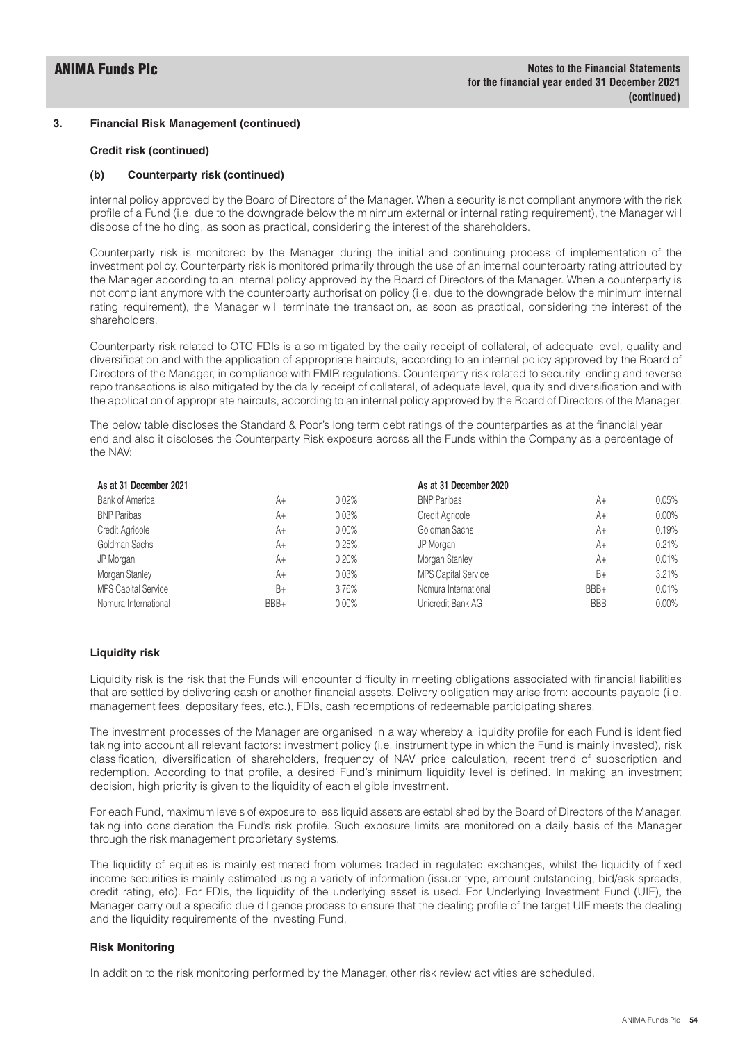## 3. Financial Risk Management (continued)

### Credit risk (continued)

#### (b) Counterparty risk (continued)

internal policy approved by the Board of Directors of the Manager. When a security is not compliant anymore with the risk profile of a Fund (i.e. due to the downgrade below the minimum external or internal rating requirement), the Manager will dispose of the holding, as soon as practical, considering the interest of the shareholders.

Counterparty risk is monitored by the Manager during the initial and continuing process of implementation of the investment policy. Counterparty risk is monitored primarily through the use of an internal counterparty rating attributed by the Manager according to an internal policy approved by the Board of Directors of the Manager. When a counterparty is not compliant anymore with the counterparty authorisation policy (i.e. due to the downgrade below the minimum internal rating requirement), the Manager will terminate the transaction, as soon as practical, considering the interest of the shareholders.

Counterparty risk related to OTC FDIs is also mitigated by the daily receipt of collateral, of adequate level, quality and diversification and with the application of appropriate haircuts, according to an internal policy approved by the Board of Directors of the Manager, in compliance with EMIR regulations. Counterparty risk related to security lending and reverse repo transactions is also mitigated by the daily receipt of collateral, of adequate level, quality and diversification and with the application of appropriate haircuts, according to an internal policy approved by the Board of Directors of the Manager.

The below table discloses the Standard & Poor's long term debt ratings of the counterparties as at the financial year end and also it discloses the Counterparty Risk exposure across all the Funds within the Company as a percentage of the NAV:

| As at 31 December 2021 | | | As at 31 December 2020 | | |
|---|---|---|---|---|---|
| Bank of America | A+ | 0.02% | BNP Paribas | A+ | 0.05% |
| BNP Paribas | A+ | 0.03% | Credit Agricole | A+ | 0.00% |
| Credit Agricole | A+ | 0.00% | Goldman Sachs | A+ | 0.19% |
| Goldman Sachs | A+ | 0.25% | JP Morgan | A+ | 0.21% |
| JP Morgan | A+ | 0.20% | Morgan Stanley | A+ | 0.01% |
| Morgan Stanley | A+ | 0.03% | MPS Capital Service | B+ | 3.21% |
| MPS Capital Service | B+ | 3.76% | Nomura International | BBB+ | 0.01% |
| Nomura International | BBB+ | 0.00% | Unicredit Bank AG | BBB | 0.00% |

### Liquidity risk

Liquidity risk is the risk that the Funds will encounter difficulty in meeting obligations associated with financial liabilities that are settled by delivering cash or another financial assets. Delivery obligation may arise from: accounts payable (i.e. management fees, depositary fees, etc.), FDIs, cash redemptions of redeemable participating shares.

The investment processes of the Manager are organised in a way whereby a liquidity profile for each Fund is identified taking into account all relevant factors: investment policy (i.e. instrument type in which the Fund is mainly invested), risk classification, diversification of shareholders, frequency of NAV price calculation, recent trend of subscription and redemption. According to that profile, a desired Fund's minimum liquidity level is defined. In making an investment decision, high priority is given to the liquidity of each eligible investment.

For each Fund, maximum levels of exposure to less liquid assets are established by the Board of Directors of the Manager, taking into consideration the Fund's risk profile. Such exposure limits are monitored on a daily basis of the Manager through the risk management proprietary systems.

The liquidity of equities is mainly estimated from volumes traded in regulated exchanges, whilst the liquidity of fixed income securities is mainly estimated using a variety of information (issuer type, amount outstanding, bid/ask spreads, credit rating, etc). For FDIs, the liquidity of the underlying asset is used. For Underlying Investment Fund (UIF), the Manager carry out a specific due diligence process to ensure that the dealing profile of the target UIF meets the dealing and the liquidity requirements of the investing Fund.

### Risk Monitoring

In addition to the risk monitoring performed by the Manager, other risk review activities are scheduled.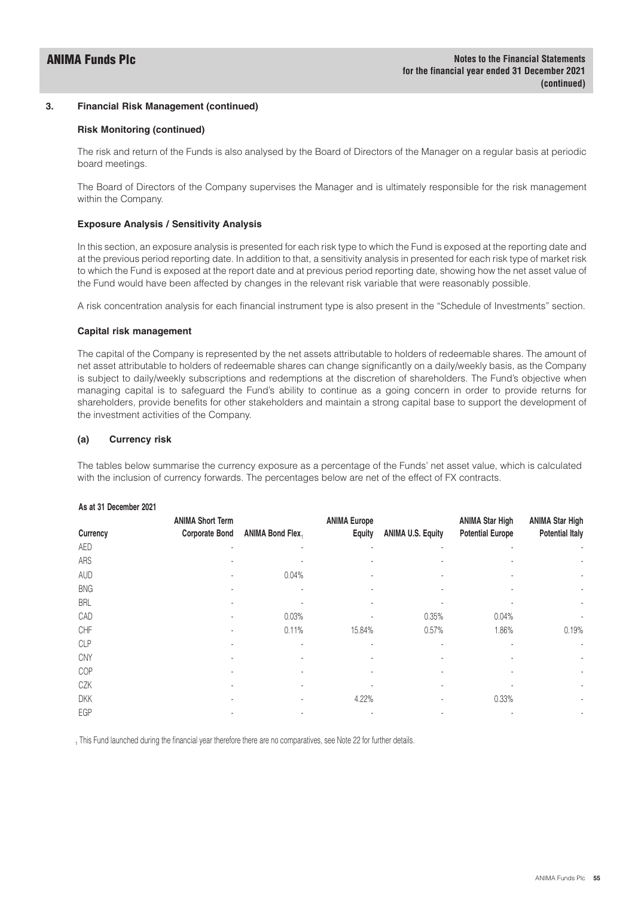### 3. Financial Risk Management (continued)

#### Risk Monitoring (continued)

The risk and return of the Funds is also analysed by the Board of Directors of the Manager on a regular basis at periodic board meetings.

The Board of Directors of the Company supervises the Manager and is ultimately responsible for the risk management within the Company.

#### Exposure Analysis / Sensitivity Analysis

In this section, an exposure analysis is presented for each risk type to which the Fund is exposed at the reporting date and at the previous period reporting date. In addition to that, a sensitivity analysis in presented for each risk type of market risk to which the Fund is exposed at the report date and at previous period reporting date, showing how the net asset value of the Fund would have been affected by changes in the relevant risk variable that were reasonably possible.

A risk concentration analysis for each financial instrument type is also present in the "Schedule of Investments" section.

#### Capital risk management

The capital of the Company is represented by the net assets attributable to holders of redeemable shares. The amount of net asset attributable to holders of redeemable shares can change significantly on a daily/weekly basis, as the Company is subject to daily/weekly subscriptions and redemptions at the discretion of shareholders. The Fund's objective when managing capital is to safeguard the Fund's ability to continue as a going concern in order to provide returns for shareholders, provide benefits for other stakeholders and maintain a strong capital base to support the development of the investment activities of the Company.

#### (a) Currency risk

The tables below summarise the currency exposure as a percentage of the Funds' net asset value, which is calculated with the inclusion of currency forwards. The percentages below are net of the effect of FX contracts.

**As at 31 December 2021**

| Currency | ANIMA Short Term Corporate Bond | ANIMA Bond Flex[1] | ANIMA Europe Equity | ANIMA U.S. Equity | ANIMA Star High Potential Europe | ANIMA Star High Potential Italy |
|---|---|---|---|---|---|---|
| AED | - | - | - | - | - | - |
| ARS | - | - | - | - | - | - |
| AUD | - | 0.04% | - | - | - | - |
| BNG | - | - | - | - | - | - |
| BRL | - | - | - | - | - | - |
| CAD | - | 0.03% | - | 0.35% | 0.04% | - |
| CHF | - | 0.11% | 15.84% | 0.57% | 1.86% | 0.19% |
| CLP | - | - | - | - | - | - |
| CNY | - | - | - | - | - | - |
| COP | - | - | - | - | - | - |
| CZK | - | - | - | - | - | - |
| DKK | - | - | 4.22% | - | 0.33% | - |
| EGP | - | - | - | - | - | - |

[1] This Fund launched during the financial year therefore there are no comparatives, see Note 22 for further details.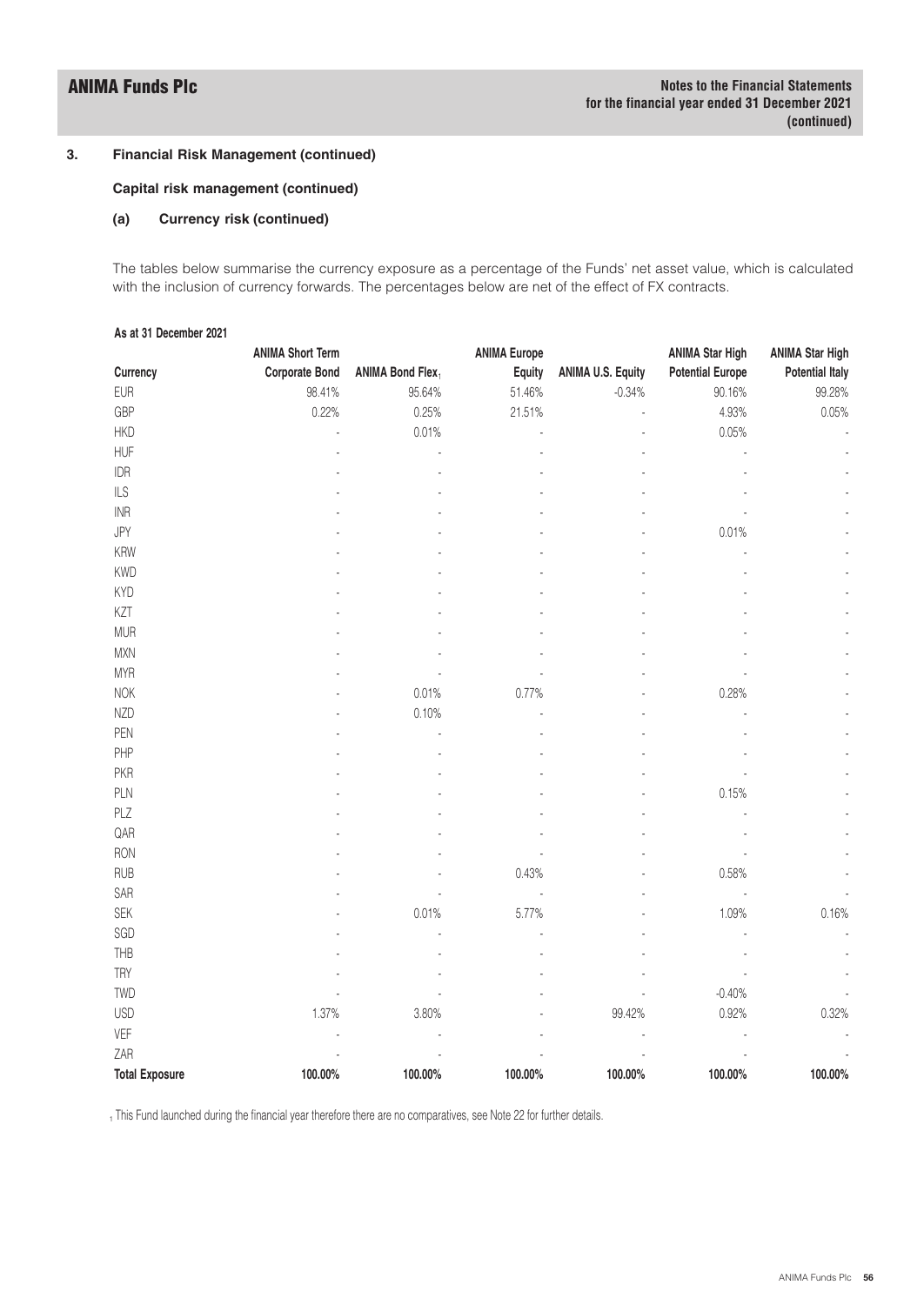## 3. Financial Risk Management (continued)

### Capital risk management (continued)

#### (a) Currency risk (continued)

The tables below summarise the currency exposure as a percentage of the Funds' net asset value, which is calculated with the inclusion of currency forwards. The percentages below are net of the effect of FX contracts.

**As at 31 December 2021**

| Currency | ANIMA Short Term Corporate Bond | ANIMA Bond Flex[1] | ANIMA Europe Equity | ANIMA U.S. Equity | ANIMA Star High Potential Europe | ANIMA Star High Potential Italy |
|---|---|---|---|---|---|---|
| EUR | 98.41% | 95.64% | 51.46% | -0.34% | 90.16% | 99.28% |
| GBP | 0.22% | 0.25% | 21.51% | - | 4.93% | 0.05% |
| HKD | - | 0.01% | - | - | 0.05% | - |
| HUF | - | - | - | - | - | - |
| IDR | - | - | - | - | - | - |
| ILS | - | - | - | - | - | - |
| INR | - | - | - | - | - | - |
| JPY | - | - | - | - | 0.01% | - |
| KRW | - | - | - | - | - | - |
| KWD | - | - | - | - | - | - |
| KYD | - | - | - | - | - | - |
| KZT | - | - | - | - | - | - |
| MUR | - | - | - | - | - | - |
| MXN | - | - | - | - | - | - |
| MYR | - | - | - | - | - | - |
| NOK | - | 0.01% | 0.77% | - | 0.28% | - |
| NZD | - | 0.10% | - | - | - | - |
| PEN | - | - | - | - | - | - |
| PHP | - | - | - | - | - | - |
| PKR | - | - | - | - | - | - |
| PLN | - | - | - | - | 0.15% | - |
| PLZ | - | - | - | - | - | - |
| QAR | - | - | - | - | - | - |
| RON | - | - | - | - | - | - |
| RUB | - | - | 0.43% | - | 0.58% | - |
| SAR | - | - | - | - | - | - |
| SEK | - | 0.01% | 5.77% | - | 1.09% | 0.16% |
| SGD | - | - | - | - | - | - |
| THB | - | - | - | - | - | - |
| TRY | - | - | - | - | - | - |
| TWD | - | - | - | - | -0.40% | - |
| USD | 1.37% | 3.80% | - | 99.42% | 0.92% | 0.32% |
| VEF | - | - | - | - | - | - |
| ZAR | - | - | - | - | - | - |
| **Total Exposure** | **100.00%** | **100.00%** | **100.00%** | **100.00%** | **100.00%** | **100.00%** |

[1] This Fund launched during the financial year therefore there are no comparatives, see Note 22 for further details.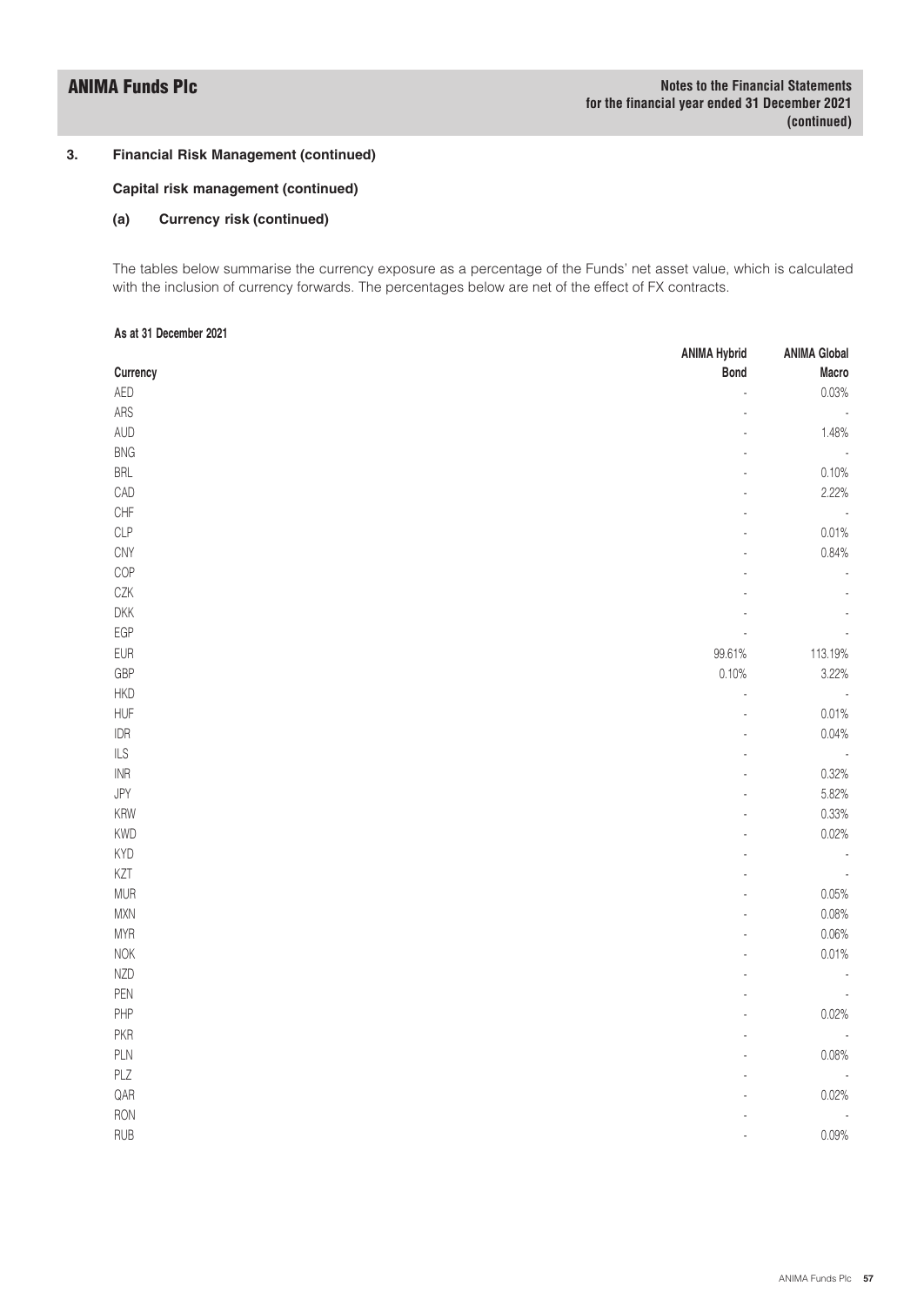## 3. Financial Risk Management (continued)

### Capital risk management (continued)

#### (a) Currency risk (continued)

The tables below summarise the currency exposure as a percentage of the Funds' net asset value, which is calculated with the inclusion of currency forwards. The percentages below are net of the effect of FX contracts.

**As at 31 December 2021**

| Currency | ANIMA Hybrid Bond | ANIMA Global Macro |
|---|---|---|
| AED | - | 0.03% |
| ARS | - | - |
| AUD | - | 1.48% |
| BNG | - | - |
| BRL | - | 0.10% |
| CAD | - | 2.22% |
| CHF | - | - |
| CLP | - | 0.01% |
| CNY | - | 0.84% |
| COP | - | - |
| CZK | - | - |
| DKK | - | - |
| EGP | - | - |
| EUR | 99.61% | 113.19% |
| GBP | 0.10% | 3.22% |
| HKD | - | - |
| HUF | - | 0.01% |
| IDR | - | 0.04% |
| ILS | - | - |
| INR | - | 0.32% |
| JPY | - | 5.82% |
| KRW | - | 0.33% |
| KWD | - | 0.02% |
| KYD | - | - |
| KZT | - | - |
| MUR | - | 0.05% |
| MXN | - | 0.08% |
| MYR | - | 0.06% |
| NOK | - | 0.01% |
| NZD | - | - |
| PEN | - | - |
| PHP | - | 0.02% |
| PKR | - | - |
| PLN | - | 0.08% |
| PLZ | - | - |
| QAR | - | 0.02% |
| RON | - | - |
| RUB | - | 0.09% |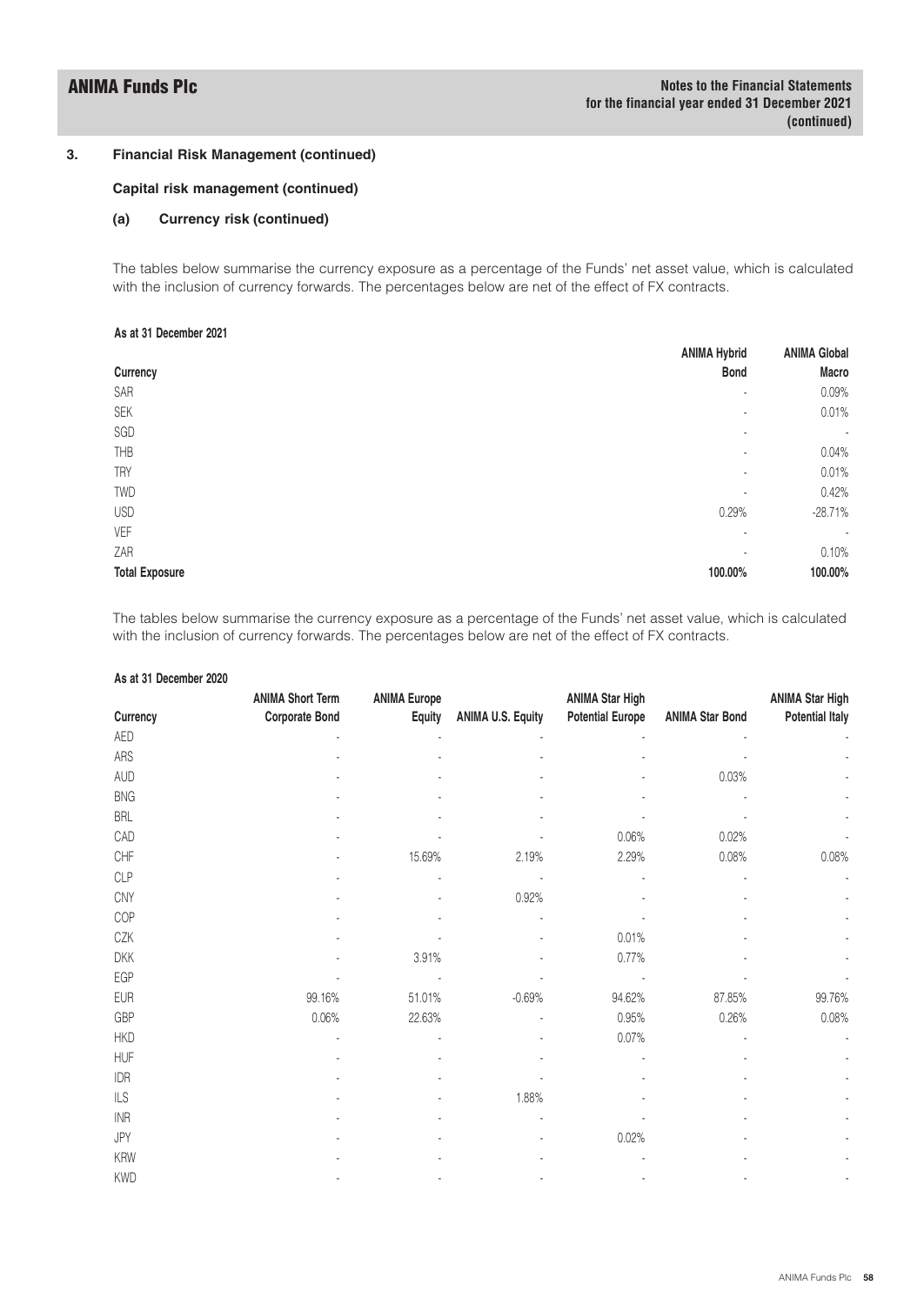## 3. Financial Risk Management (continued)

### Capital risk management (continued)

#### (a) Currency risk (continued)

The tables below summarise the currency exposure as a percentage of the Funds' net asset value, which is calculated with the inclusion of currency forwards. The percentages below are net of the effect of FX contracts.

**As at 31 December 2021**

| Currency | ANIMA Hybrid Bond | ANIMA Global Macro |
|---|---|---|
| SAR | - | 0.09% |
| SEK | - | 0.01% |
| SGD | - | - |
| THB | - | 0.04% |
| TRY | - | 0.01% |
| TWD | - | 0.42% |
| USD | 0.29% | -28.71% |
| VEF | - | - |
| ZAR | - | 0.10% |
| **Total Exposure** | **100.00%** | **100.00%** |

The tables below summarise the currency exposure as a percentage of the Funds' net asset value, which is calculated with the inclusion of currency forwards. The percentages below are net of the effect of FX contracts.

**As at 31 December 2020**

| Currency | ANIMA Short Term Corporate Bond | ANIMA Europe Equity | ANIMA U.S. Equity | ANIMA Star High Potential Europe | ANIMA Star Bond | ANIMA Star High Potential Italy |
|---|---|---|---|---|---|---|
| AED | - | - | - | - | - | - |
| ARS | - | - | - | - | - | - |
| AUD | - | - | - | - | 0.03% | - |
| BNG | - | - | - | - | - | - |
| BRL | - | - | - | - | - | - |
| CAD | - | - | - | 0.06% | 0.02% | - |
| CHF | - | 15.69% | 2.19% | 2.29% | 0.08% | 0.08% |
| CLP | - | - | - | - | - | - |
| CNY | - | - | 0.92% | - | - | - |
| COP | - | - | - | - | - | - |
| CZK | - | - | - | 0.01% | - | - |
| DKK | - | 3.91% | - | 0.77% | - | - |
| EGP | - | - | - | - | - | - |
| EUR | 99.16% | 51.01% | -0.69% | 94.62% | 87.85% | 99.76% |
| GBP | 0.06% | 22.63% | - | 0.95% | 0.26% | 0.08% |
| HKD | - | - | - | 0.07% | - | - |
| HUF | - | - | - | - | - | - |
| IDR | - | - | - | - | - | - |
| ILS | - | - | 1.88% | - | - | - |
| INR | - | - | - | - | - | - |
| JPY | - | - | - | 0.02% | - | - |
| KRW | - | - | - | - | - | - |
| KWD | - | - | - | - | - | - |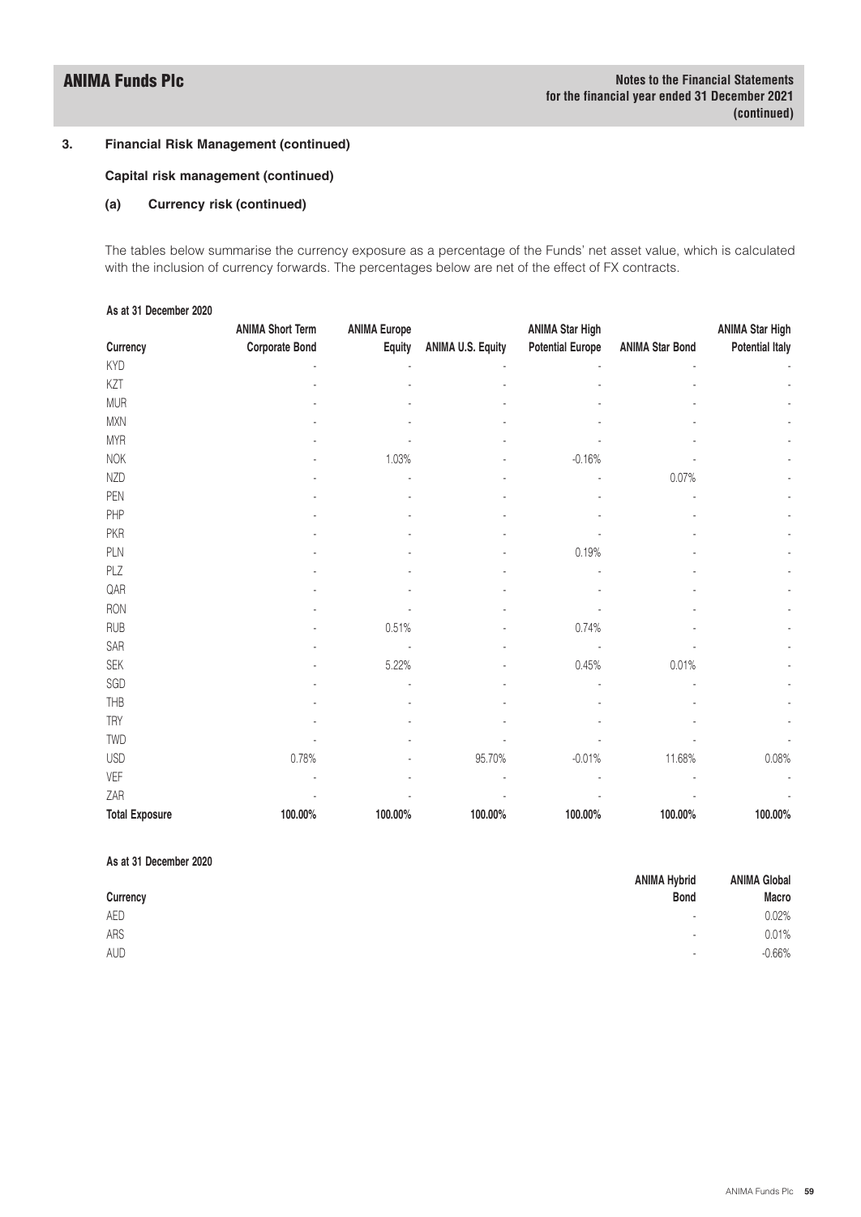## 3. Financial Risk Management (continued)

### Capital risk management (continued)

#### (a) Currency risk (continued)

The tables below summarise the currency exposure as a percentage of the Funds' net asset value, which is calculated with the inclusion of currency forwards. The percentages below are net of the effect of FX contracts.

**As at 31 December 2020**

| Currency | ANIMA Short Term Corporate Bond | ANIMA Europe Equity | ANIMA U.S. Equity | ANIMA Star High Potential Europe | ANIMA Star Bond | ANIMA Star High Potential Italy |
|---|---|---|---|---|---|---|
| KYD | - | - | - | - | - | - |
| KZT | - | - | - | - | - | - |
| MUR | - | - | - | - | - | - |
| MXN | - | - | - | - | - | - |
| MYR | - | - | - | - | - | - |
| NOK | - | 1.03% | - | -0.16% | - | - |
| NZD | - | - | - | - | 0.07% | - |
| PEN | - | - | - | - | - | - |
| PHP | - | - | - | - | - | - |
| PKR | - | - | - | - | - | - |
| PLN | - | - | - | 0.19% | - | - |
| PLZ | - | - | - | - | - | - |
| QAR | - | - | - | - | - | - |
| RON | - | - | - | - | - | - |
| RUB | - | 0.51% | - | 0.74% | - | - |
| SAR | - | - | - | - | - | - |
| SEK | - | 5.22% | - | 0.45% | 0.01% | - |
| SGD | - | - | - | - | - | - |
| THB | - | - | - | - | - | - |
| TRY | - | - | - | - | - | - |
| TWD | - | - | - | - | - | - |
| USD | 0.78% | - | 95.70% | -0.01% | 11.68% | 0.08% |
| VEF | - | - | - | - | - | - |
| ZAR | - | - | - | - | - | - |
| **Total Exposure** | **100.00%** | **100.00%** | **100.00%** | **100.00%** | **100.00%** | **100.00%** |

**As at 31 December 2020**

| Currency | ANIMA Hybrid Bond | ANIMA Global Macro |
|---|---|---|
| AED | - | 0.02% |
| ARS | - | 0.01% |
| AUD | - | -0.66% |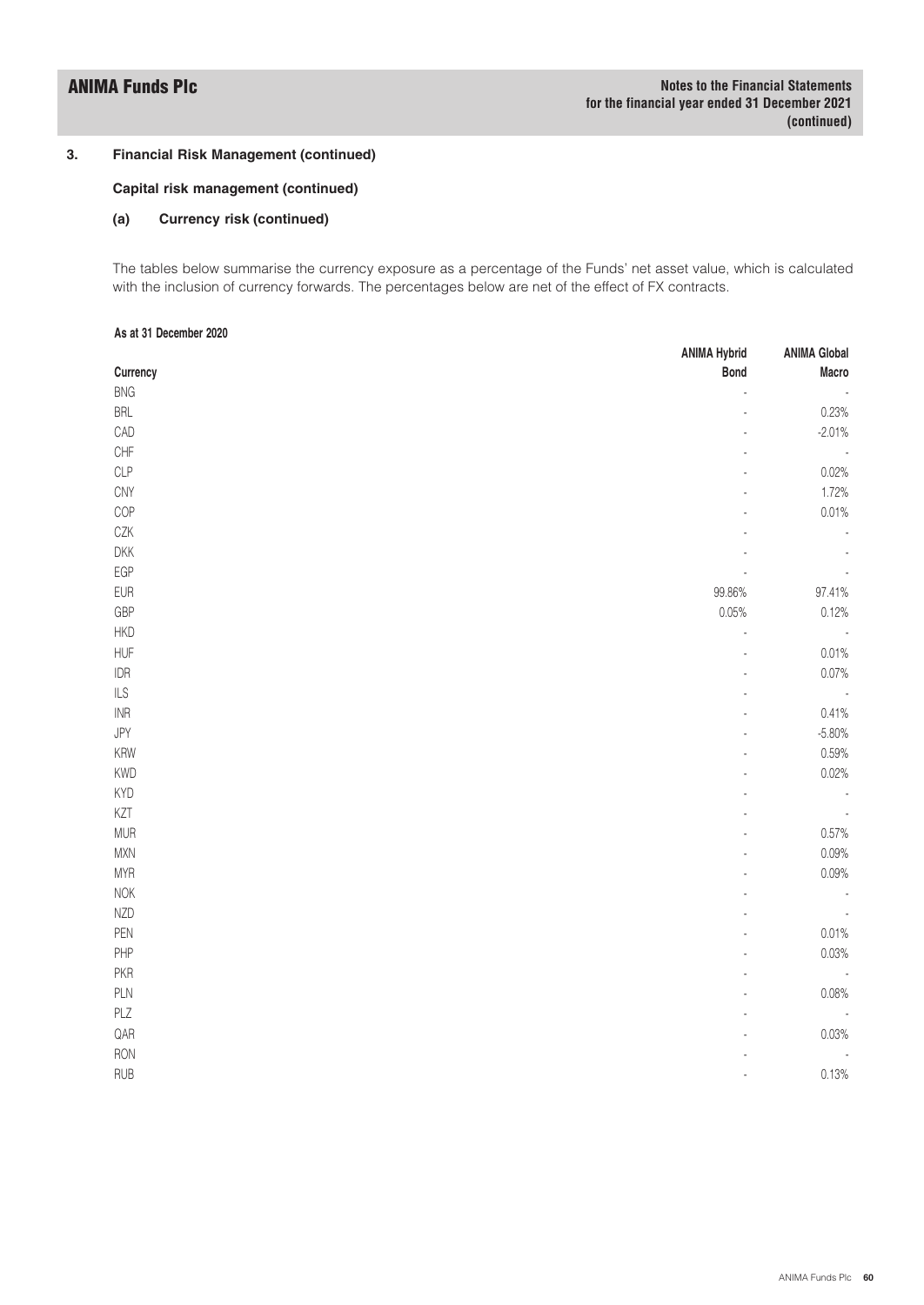## 3. Financial Risk Management (continued)

### Capital risk management (continued)

#### (a) Currency risk (continued)

The tables below summarise the currency exposure as a percentage of the Funds' net asset value, which is calculated with the inclusion of currency forwards. The percentages below are net of the effect of FX contracts.

**As at 31 December 2020**

| Currency | ANIMA Hybrid Bond | ANIMA Global Macro |
|---|---|---|
| BNG | - | - |
| BRL | - | 0.23% |
| CAD | - | -2.01% |
| CHF | - | - |
| CLP | - | 0.02% |
| CNY | - | 1.72% |
| COP | - | 0.01% |
| CZK | - | - |
| DKK | - | - |
| EGP | - | - |
| EUR | 99.86% | 97.41% |
| GBP | 0.05% | 0.12% |
| HKD | - | - |
| HUF | - | 0.01% |
| IDR | - | 0.07% |
| ILS | - | - |
| INR | - | 0.41% |
| JPY | - | -5.80% |
| KRW | - | 0.59% |
| KWD | - | 0.02% |
| KYD | - | - |
| KZT | - | - |
| MUR | - | 0.57% |
| MXN | - | 0.09% |
| MYR | - | 0.09% |
| NOK | - | - |
| NZD | - | - |
| PEN | - | 0.01% |
| PHP | - | 0.03% |
| PKR | - | - |
| PLN | - | 0.08% |
| PLZ | - | - |
| QAR | - | 0.03% |
| RON | - | - |
| RUB | - | 0.13% |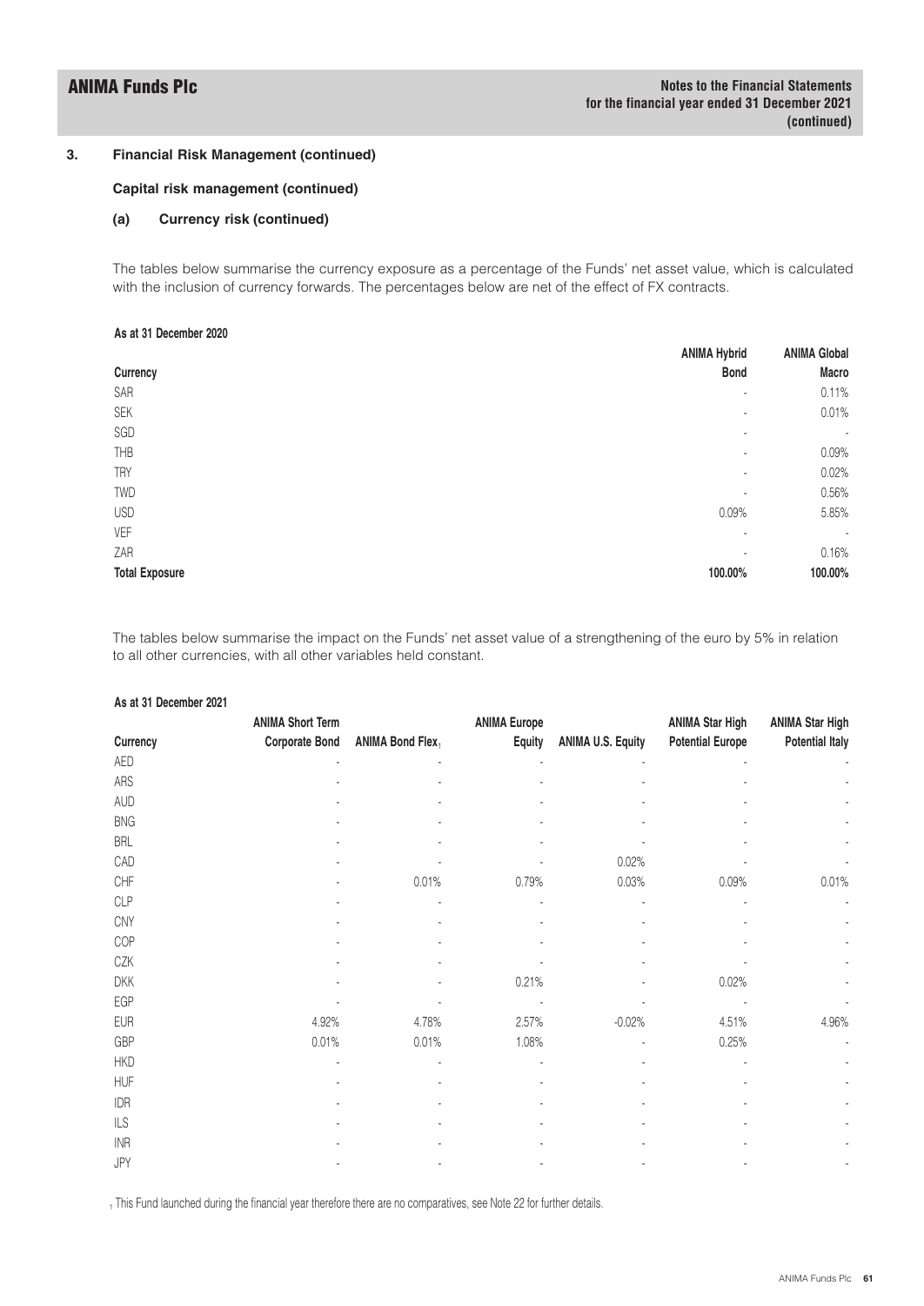### 3. Financial Risk Management (continued)

**Capital risk management (continued)**

**(a) Currency risk (continued)**

The tables below summarise the currency exposure as a percentage of the Funds' net asset value, which is calculated with the inclusion of currency forwards. The percentages below are net of the effect of FX contracts.

**As at 31 December 2020**

| Currency | ANIMA Hybrid Bond | ANIMA Global Macro |
|---|---|---|
| SAR | - | 0.11% |
| SEK | - | 0.01% |
| SGD | - | - |
| THB | - | 0.09% |
| TRY | - | 0.02% |
| TWD | - | 0.56% |
| USD | 0.09% | 5.85% |
| VEF | - | - |
| ZAR | - | 0.16% |
| **Total Exposure** | **100.00%** | **100.00%** |

The tables below summarise the impact on the Funds' net asset value of a strengthening of the euro by 5% in relation to all other currencies, with all other variables held constant.

**As at 31 December 2021**

| Currency | ANIMA Short Term Corporate Bond | ANIMA Bond Flex[1] | ANIMA Europe Equity | ANIMA U.S. Equity | ANIMA Star High Potential Europe | ANIMA Star High Potential Italy |
|---|---|---|---|---|---|---|
| AED | - | - | - | - | - | - |
| ARS | - | - | - | - | - | - |
| AUD | - | - | - | - | - | - |
| BNG | - | - | - | - | - | - |
| BRL | - | - | - | - | - | - |
| CAD | - | - | - | 0.02% | - | - |
| CHF | - | 0.01% | 0.79% | 0.03% | 0.09% | 0.01% |
| CLP | - | - | - | - | - | - |
| CNY | - | - | - | - | - | - |
| COP | - | - | - | - | - | - |
| CZK | - | - | - | - | - | - |
| DKK | - | - | 0.21% | - | 0.02% | - |
| EGP | - | - | - | - | - | - |
| EUR | 4.92% | 4.78% | 2.57% | -0.02% | 4.51% | 4.96% |
| GBP | 0.01% | 0.01% | 1.08% | - | 0.25% | - |
| HKD | - | - | - | - | - | - |
| HUF | - | - | - | - | - | - |
| IDR | - | - | - | - | - | - |
| ILS | - | - | - | - | - | - |
| INR | - | - | - | - | - | - |
| JPY | - | - | - | - | - | - |

[1] This Fund launched during the financial year therefore there are no comparatives, see Note 22 for further details.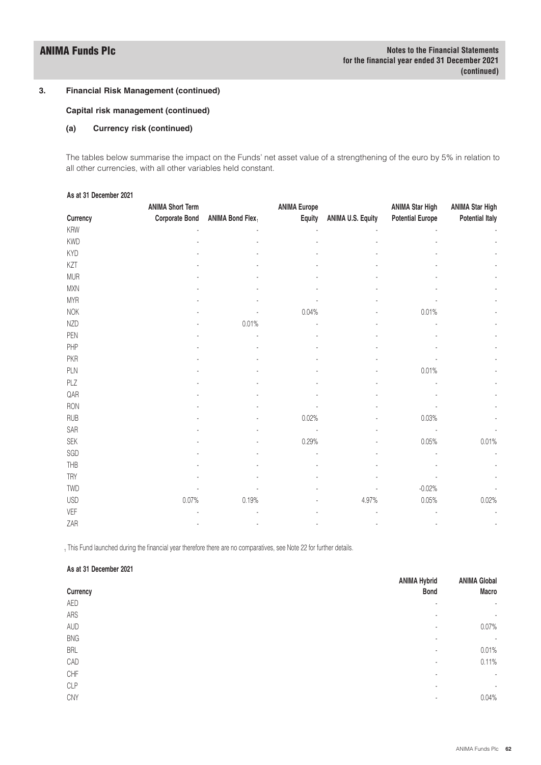## 3. Financial Risk Management (continued)

### Capital risk management (continued)

#### (a) Currency risk (continued)

The tables below summarise the impact on the Funds' net asset value of a strengthening of the euro by 5% in relation to all other currencies, with all other variables held constant.

**As at 31 December 2021**

| Currency | ANIMA Short Term Corporate Bond | ANIMA Bond Flex[1] | ANIMA Europe Equity | ANIMA U.S. Equity | ANIMA Star High Potential Europe | ANIMA Star High Potential Italy |
|---|---|---|---|---|---|---|
| KRW | - | - | - | - | - | - |
| KWD | - | - | - | - | - | - |
| KYD | - | - | - | - | - | - |
| KZT | - | - | - | - | - | - |
| MUR | - | - | - | - | - | - |
| MXN | - | - | - | - | - | - |
| MYR | - | - | - | - | - | - |
| NOK | - | - | 0.04% | - | 0.01% | - |
| NZD | - | 0.01% | - | - | - | - |
| PEN | - | - | - | - | - | - |
| PHP | - | - | - | - | - | - |
| PKR | - | - | - | - | - | - |
| PLN | - | - | - | - | 0.01% | - |
| PLZ | - | - | - | - | - | - |
| QAR | - | - | - | - | - | - |
| RON | - | - | - | - | - | - |
| RUB | - | - | 0.02% | - | 0.03% | - |
| SAR | - | - | - | - | - | - |
| SEK | - | - | 0.29% | - | 0.05% | 0.01% |
| SGD | - | - | - | - | - | - |
| THB | - | - | - | - | - | - |
| TRY | - | - | - | - | - | - |
| TWD | - | - | - | - | -0.02% | - |
| USD | 0.07% | 0.19% | - | 4.97% | 0.05% | 0.02% |
| VEF | - | - | - | - | - | - |
| ZAR | - | - | - | - | - | - |

[1] This Fund launched during the financial year therefore there are no comparatives, see Note 22 for further details.

**As at 31 December 2021**

| Currency | ANIMA Hybrid Bond | ANIMA Global Macro |
|---|---|---|
| AED | - | - |
| ARS | - | - |
| AUD | - | 0.07% |
| BNG | - | - |
| BRL | - | 0.01% |
| CAD | - | 0.11% |
| CHF | - | - |
| CLP | - | - |
| CNY | - | 0.04% |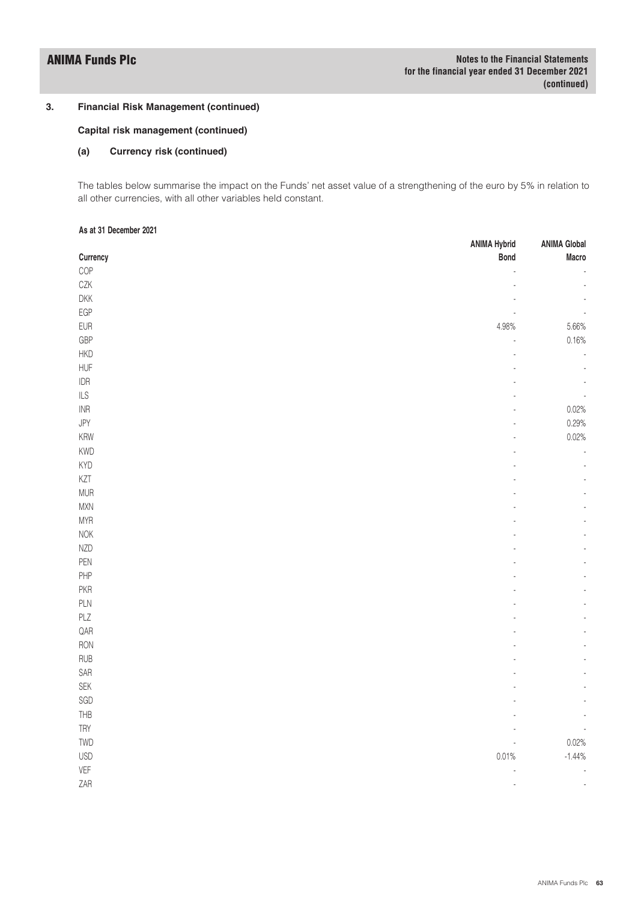## 3. Financial Risk Management (continued)

### Capital risk management (continued)

#### (a) Currency risk (continued)

The tables below summarise the impact on the Funds' net asset value of a strengthening of the euro by 5% in relation to all other currencies, with all other variables held constant.

**As at 31 December 2021**

| Currency | ANIMA Hybrid Bond | ANIMA Global Macro |
|---|---|---|
| COP | - | - |
| CZK | - | - |
| DKK | - | - |
| EGP | - | - |
| EUR | 4.98% | 5.66% |
| GBP | - | 0.16% |
| HKD | - | - |
| HUF | - | - |
| IDR | - | - |
| ILS | - | - |
| INR | - | 0.02% |
| JPY | - | 0.29% |
| KRW | - | 0.02% |
| KWD | - | - |
| KYD | - | - |
| KZT | - | - |
| MUR | - | - |
| MXN | - | - |
| MYR | - | - |
| NOK | - | - |
| NZD | - | - |
| PEN | - | - |
| PHP | - | - |
| PKR | - | - |
| PLN | - | - |
| PLZ | - | - |
| QAR | - | - |
| RON | - | - |
| RUB | - | - |
| SAR | - | - |
| SEK | - | - |
| SGD | - | - |
| THB | - | - |
| TRY | - | - |
| TWD | - | 0.02% |
| USD | 0.01% | -1.44% |
| VEF | - | - |
| ZAR | - | - |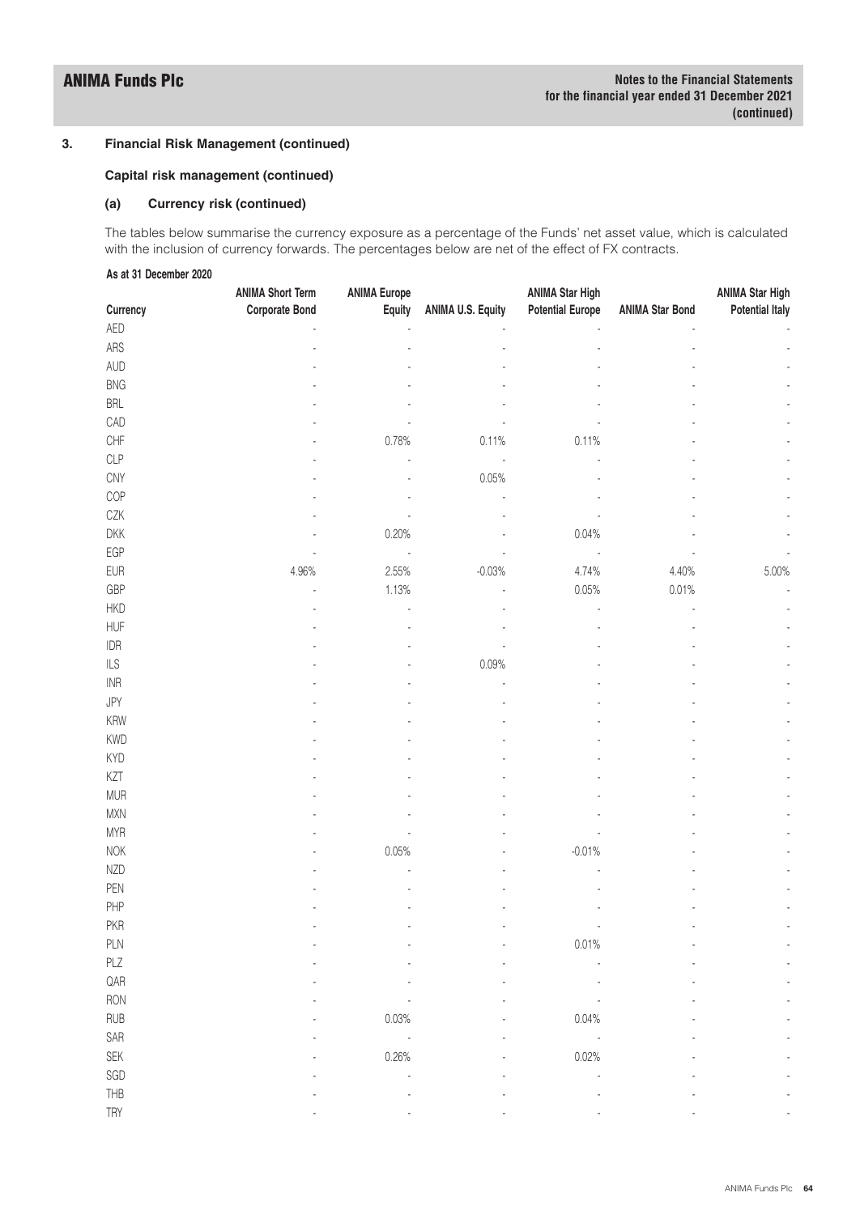## 3. Financial Risk Management (continued)

### Capital risk management (continued)

#### (a) Currency risk (continued)

The tables below summarise the currency exposure as a percentage of the Funds' net asset value, which is calculated with the inclusion of currency forwards. The percentages below are net of the effect of FX contracts.

**As at 31 December 2020**

| Currency | ANIMA Short Term Corporate Bond | ANIMA Europe Equity | ANIMA U.S. Equity | ANIMA Star High Potential Europe | ANIMA Star Bond | ANIMA Star High Potential Italy |
|---|---|---|---|---|---|---|
| AED | - | - | - | - | - | - |
| ARS | - | - | - | - | - | - |
| AUD | - | - | - | - | - | - |
| BNG | - | - | - | - | - | - |
| BRL | - | - | - | - | - | - |
| CAD | - | - | - | - | - | - |
| CHF | - | 0.78% | 0.11% | 0.11% | - | - |
| CLP | - | - | - | - | - | - |
| CNY | - | - | 0.05% | - | - | - |
| COP | - | - | - | - | - | - |
| CZK | - | - | - | - | - | - |
| DKK | - | 0.20% | - | 0.04% | - | - |
| EGP | - | - | - | - | - | - |
| EUR | 4.96% | 2.55% | -0.03% | 4.74% | 4.40% | 5.00% |
| GBP | - | 1.13% | - | 0.05% | 0.01% | - |
| HKD | - | - | - | - | - | - |
| HUF | - | - | - | - | - | - |
| IDR | - | - | - | - | - | - |
| ILS | - | - | 0.09% | - | - | - |
| INR | - | - | - | - | - | - |
| JPY | - | - | - | - | - | - |
| KRW | - | - | - | - | - | - |
| KWD | - | - | - | - | - | - |
| KYD | - | - | - | - | - | - |
| KZT | - | - | - | - | - | - |
| MUR | - | - | - | - | - | - |
| MXN | - | - | - | - | - | - |
| MYR | - | - | - | - | - | - |
| NOK | - | 0.05% | - | -0.01% | - | - |
| NZD | - | - | - | - | - | - |
| PEN | - | - | - | - | - | - |
| PHP | - | - | - | - | - | - |
| PKR | - | - | - | - | - | - |
| PLN | - | - | - | 0.01% | - | - |
| PLZ | - | - | - | - | - | - |
| QAR | - | - | - | - | - | - |
| RON | - | - | - | - | - | - |
| RUB | - | 0.03% | - | 0.04% | - | - |
| SAR | - | - | - | - | - | - |
| SEK | - | 0.26% | - | 0.02% | - | - |
| SGD | - | - | - | - | - | - |
| THB | - | - | - | - | - | - |
| TRY | - | - | - | - | - | - |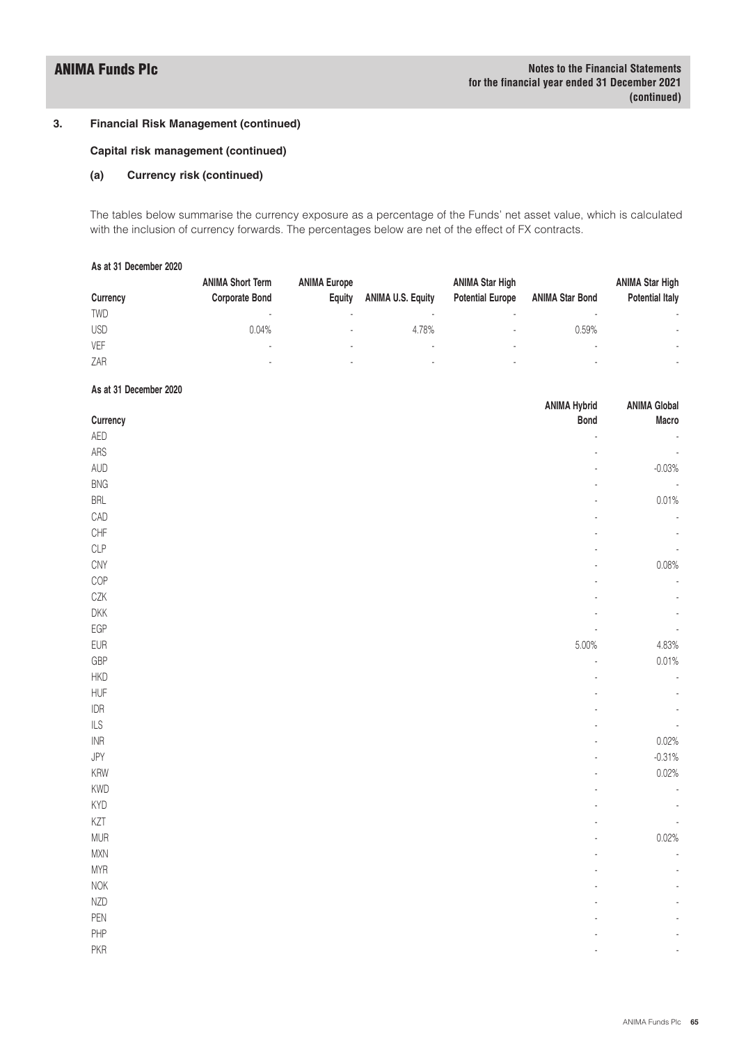## 3. Financial Risk Management (continued)

### Capital risk management (continued)

#### (a) Currency risk (continued)

The tables below summarise the currency exposure as a percentage of the Funds' net asset value, which is calculated with the inclusion of currency forwards. The percentages below are net of the effect of FX contracts.

**As at 31 December 2020**

| Currency | ANIMA Short Term Corporate Bond | ANIMA Europe Equity | ANIMA U.S. Equity | ANIMA Star High Potential Europe | ANIMA Star Bond | ANIMA Star High Potential Italy |
|---|---|---|---|---|---|---|
| TWD | - | - | - | - | - | - |
| USD | 0.04% | - | 4.78% | - | 0.59% | - |
| VEF | - | - | - | - | - | - |
| ZAR | - | - | - | - | - | - |

**As at 31 December 2020**

| Currency | ANIMA Hybrid Bond | ANIMA Global Macro |
|---|---|---|
| AED | - | - |
| ARS | - | - |
| AUD | - | -0.03% |
| BNG | - | - |
| BRL | - | 0.01% |
| CAD | - | - |
| CHF | - | - |
| CLP | - | - |
| CNY | - | 0.08% |
| COP | - | - |
| CZK | - | - |
| DKK | - | - |
| EGP | - | - |
| EUR | 5.00% | 4.83% |
| GBP | - | 0.01% |
| HKD | - | - |
| HUF | - | - |
| IDR | - | - |
| ILS | - | - |
| INR | - | 0.02% |
| JPY | - | -0.31% |
| KRW | - | 0.02% |
| KWD | - | - |
| KYD | - | - |
| KZT | - | - |
| MUR | - | 0.02% |
| MXN | - | - |
| MYR | - | - |
| NOK | - | - |
| NZD | - | - |
| PEN | - | - |
| PHP | - | - |
| PKR | - | - |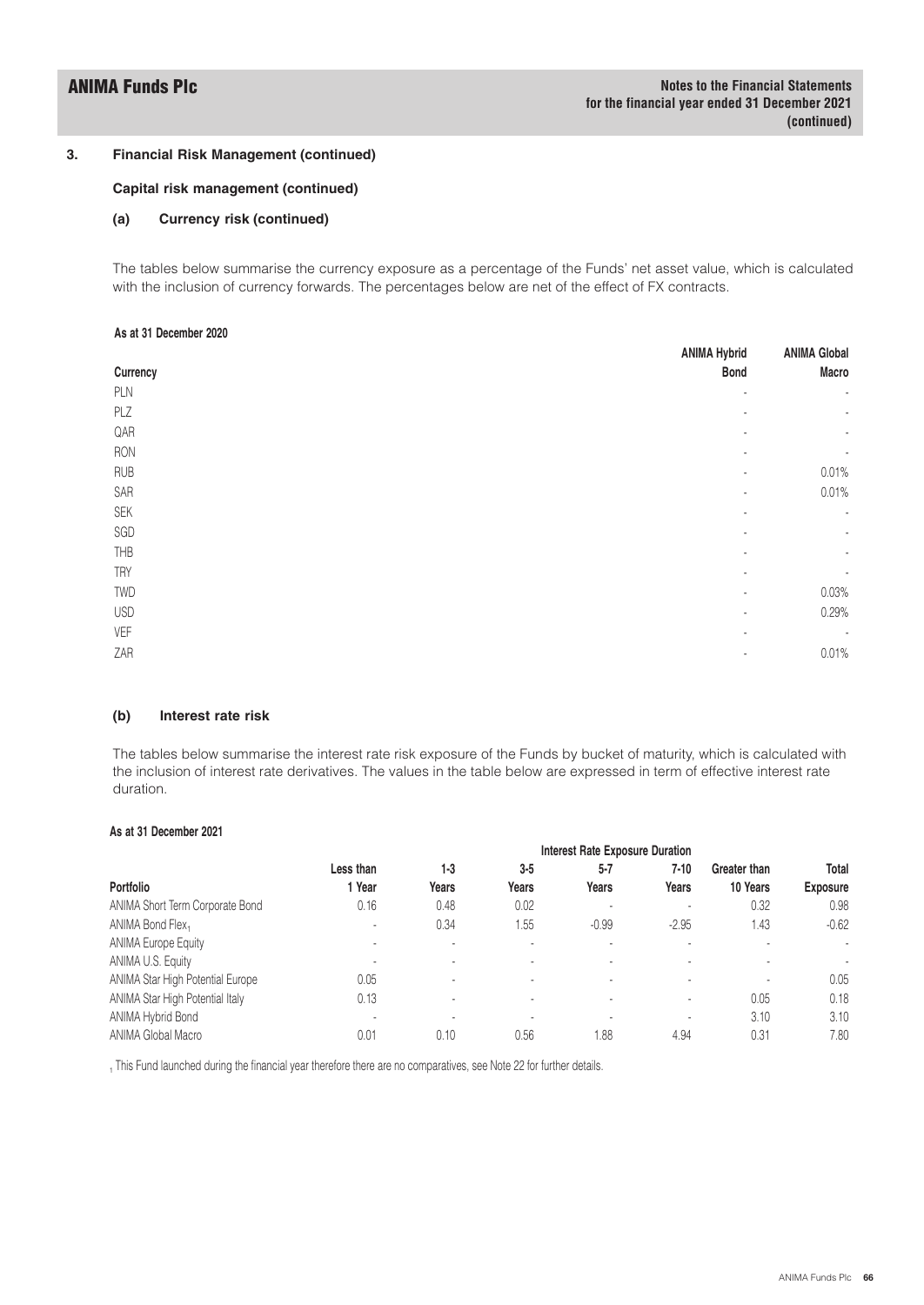## 3. Financial Risk Management (continued)

### Capital risk management (continued)

### (a) Currency risk (continued)

The tables below summarise the currency exposure as a percentage of the Funds' net asset value, which is calculated with the inclusion of currency forwards. The percentages below are net of the effect of FX contracts.

**As at 31 December 2020**

| Currency | ANIMA Hybrid Bond | ANIMA Global Macro |
|---|---|---|
| PLN | - | - |
| PLZ | - | - |
| QAR | - | - |
| RON | - | - |
| RUB | - | 0.01% |
| SAR | - | 0.01% |
| SEK | - | - |
| SGD | - | - |
| THB | - | - |
| TRY | - | - |
| TWD | - | 0.03% |
| USD | - | 0.29% |
| VEF | - | - |
| ZAR | - | 0.01% |

### (b) Interest rate risk

The tables below summarise the interest rate risk exposure of the Funds by bucket of maturity, which is calculated with the inclusion of interest rate derivatives. The values in the table below are expressed in term of effective interest rate duration.

**As at 31 December 2021**

| | Interest Rate Exposure Duration | | | | | | |
|---|---|---|---|---|---|---|---|
| Portfolio | Less than 1 Year | 1-3 Years | 3-5 Years | 5-7 Years | 7-10 Years | Greater than 10 Years | Total Exposure |
| ANIMA Short Term Corporate Bond | 0.16 | 0.48 | 0.02 | - | - | 0.32 | 0.98 |
| ANIMA Bond Flex[1] | - | 0.34 | 1.55 | -0.99 | -2.95 | 1.43 | -0.62 |
| ANIMA Europe Equity | - | - | - | - | - | - | - |
| ANIMA U.S. Equity | - | - | - | - | - | - | - |
| ANIMA Star High Potential Europe | 0.05 | - | - | - | - | - | 0.05 |
| ANIMA Star High Potential Italy | 0.13 | - | - | - | - | 0.05 | 0.18 |
| ANIMA Hybrid Bond | - | - | - | - | - | 3.10 | 3.10 |
| ANIMA Global Macro | 0.01 | 0.10 | 0.56 | 1.88 | 4.94 | 0.31 | 7.80 |

[1] This Fund launched during the financial year therefore there are no comparatives, see Note 22 for further details.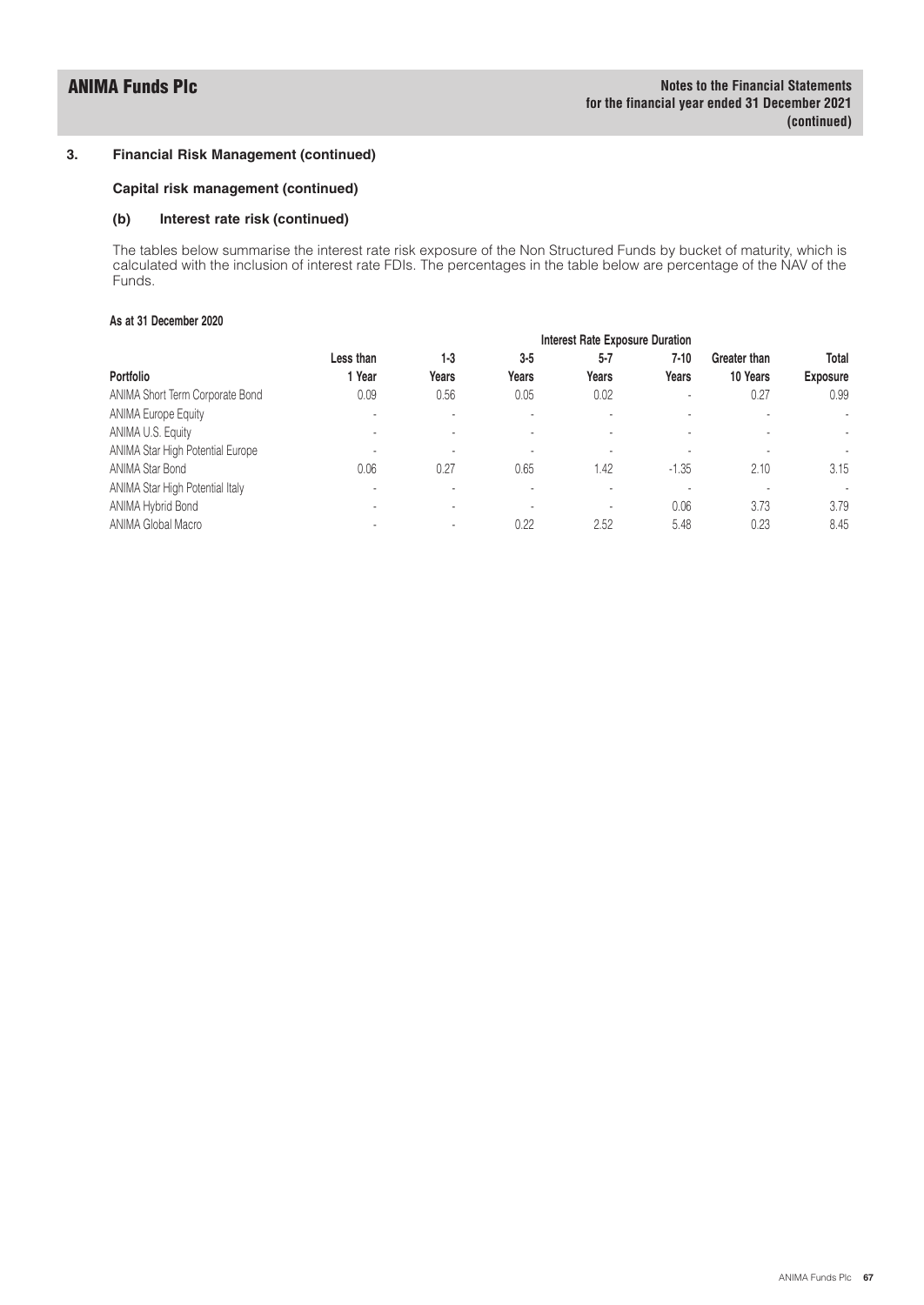### 3. Financial Risk Management (continued)

#### Capital risk management (continued)

#### (b) Interest rate risk (continued)

The tables below summarise the interest rate risk exposure of the Non Structured Funds by bucket of maturity, which is calculated with the inclusion of interest rate FDIs. The percentages in the table below are percentage of the NAV of the Funds.

**As at 31 December 2020**

| | Interest Rate Exposure Duration | | | | | | |
|---|---|---|---|---|---|---|---|
| **Portfolio** | **Less than 1 Year** | **1-3 Years** | **3-5 Years** | **5-7 Years** | **7-10 Years** | **Greater than 10 Years** | **Total Exposure** |
| ANIMA Short Term Corporate Bond | 0.09 | 0.56 | 0.05 | 0.02 | - | 0.27 | 0.99 |
| ANIMA Europe Equity | - | - | - | - | - | - | - |
| ANIMA U.S. Equity | - | - | - | - | - | - | - |
| ANIMA Star High Potential Europe | - | - | - | - | - | - | - |
| ANIMA Star Bond | 0.06 | 0.27 | 0.65 | 1.42 | -1.35 | 2.10 | 3.15 |
| ANIMA Star High Potential Italy | - | - | - | - | - | - | - |
| ANIMA Hybrid Bond | - | - | - | - | 0.06 | 3.73 | 3.79 |
| ANIMA Global Macro | - | - | 0.22 | 2.52 | 5.48 | 0.23 | 8.45 |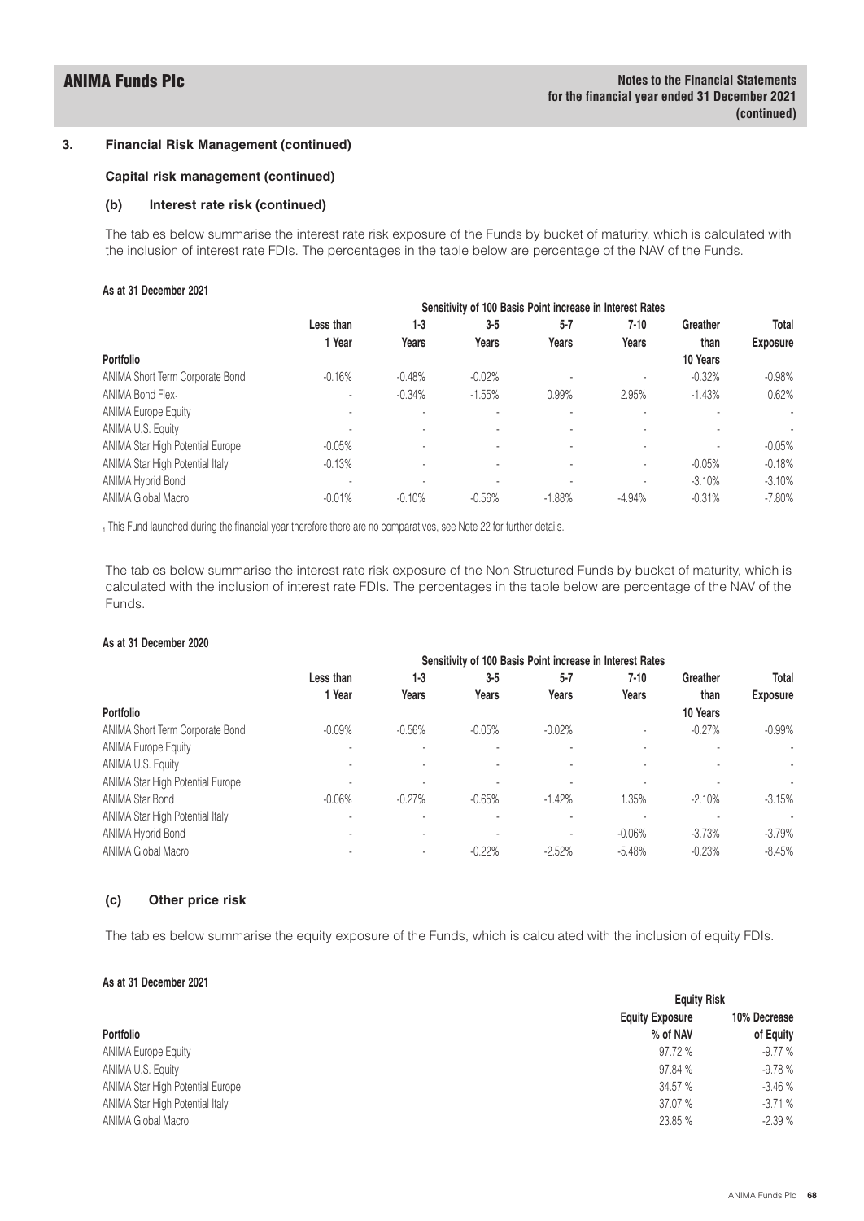### 3. Financial Risk Management (continued)

#### Capital risk management (continued)

#### (b) Interest rate risk (continued)

The tables below summarise the interest rate risk exposure of the Funds by bucket of maturity, which is calculated with the inclusion of interest rate FDIs. The percentages in the table below are percentage of the NAV of the Funds.

**As at 31 December 2021**

| | Sensitivity of 100 Basis Point increase in Interest Rates | | | | | | |
|---|---|---|---|---|---|---|---|
| **Portfolio** | **Less than 1 Year** | **1-3 Years** | **3-5 Years** | **5-7 Years** | **7-10 Years** | **Greather than 10 Years** | **Total Exposure** |
| ANIMA Short Term Corporate Bond | -0.16% | -0.48% | -0.02% | - | - | -0.32% | -0.98% |
| ANIMA Bond Flex[1] | - | -0.34% | -1.55% | 0.99% | 2.95% | -1.43% | 0.62% |
| ANIMA Europe Equity | - | - | - | - | - | - | - |
| ANIMA U.S. Equity | - | - | - | - | - | - | - |
| ANIMA Star High Potential Europe | -0.05% | - | - | - | - | - | -0.05% |
| ANIMA Star High Potential Italy | -0.13% | - | - | - | - | -0.05% | -0.18% |
| ANIMA Hybrid Bond | - | - | - | - | - | -3.10% | -3.10% |
| ANIMA Global Macro | -0.01% | -0.10% | -0.56% | -1.88% | -4.94% | -0.31% | -7.80% |

[1] This Fund launched during the financial year therefore there are no comparatives, see Note 22 for further details.

The tables below summarise the interest rate risk exposure of the Non Structured Funds by bucket of maturity, which is calculated with the inclusion of interest rate FDIs. The percentages in the table below are percentage of the NAV of the Funds.

**As at 31 December 2020**

| | Sensitivity of 100 Basis Point increase in Interest Rates | | | | | | |
|---|---|---|---|---|---|---|---|
| **Portfolio** | **Less than 1 Year** | **1-3 Years** | **3-5 Years** | **5-7 Years** | **7-10 Years** | **Greather than 10 Years** | **Total Exposure** |
| ANIMA Short Term Corporate Bond | -0.09% | -0.56% | -0.05% | -0.02% | - | -0.27% | -0.99% |
| ANIMA Europe Equity | - | - | - | - | - | - | - |
| ANIMA U.S. Equity | - | - | - | - | - | - | - |
| ANIMA Star High Potential Europe | - | - | - | - | - | - | - |
| ANIMA Star Bond | -0.06% | -0.27% | -0.65% | -1.42% | 1.35% | -2.10% | -3.15% |
| ANIMA Star High Potential Italy | - | - | - | - | - | - | - |
| ANIMA Hybrid Bond | - | - | - | - | -0.06% | -3.73% | -3.79% |
| ANIMA Global Macro | - | - | -0.22% | -2.52% | -5.48% | -0.23% | -8.45% |

#### (c) Other price risk

The tables below summarise the equity exposure of the Funds, which is calculated with the inclusion of equity FDIs.

**As at 31 December 2021**

| | Equity Risk | |
|---|---|---|
| **Portfolio** | **Equity Exposure % of NAV** | **10% Decrease of Equity** |
| ANIMA Europe Equity | 97.72 % | -9.77 % |
| ANIMA U.S. Equity | 97.84 % | -9.78 % |
| ANIMA Star High Potential Europe | 34.57 % | -3.46 % |
| ANIMA Star High Potential Italy | 37.07 % | -3.71 % |
| ANIMA Global Macro | 23.85 % | -2.39 % |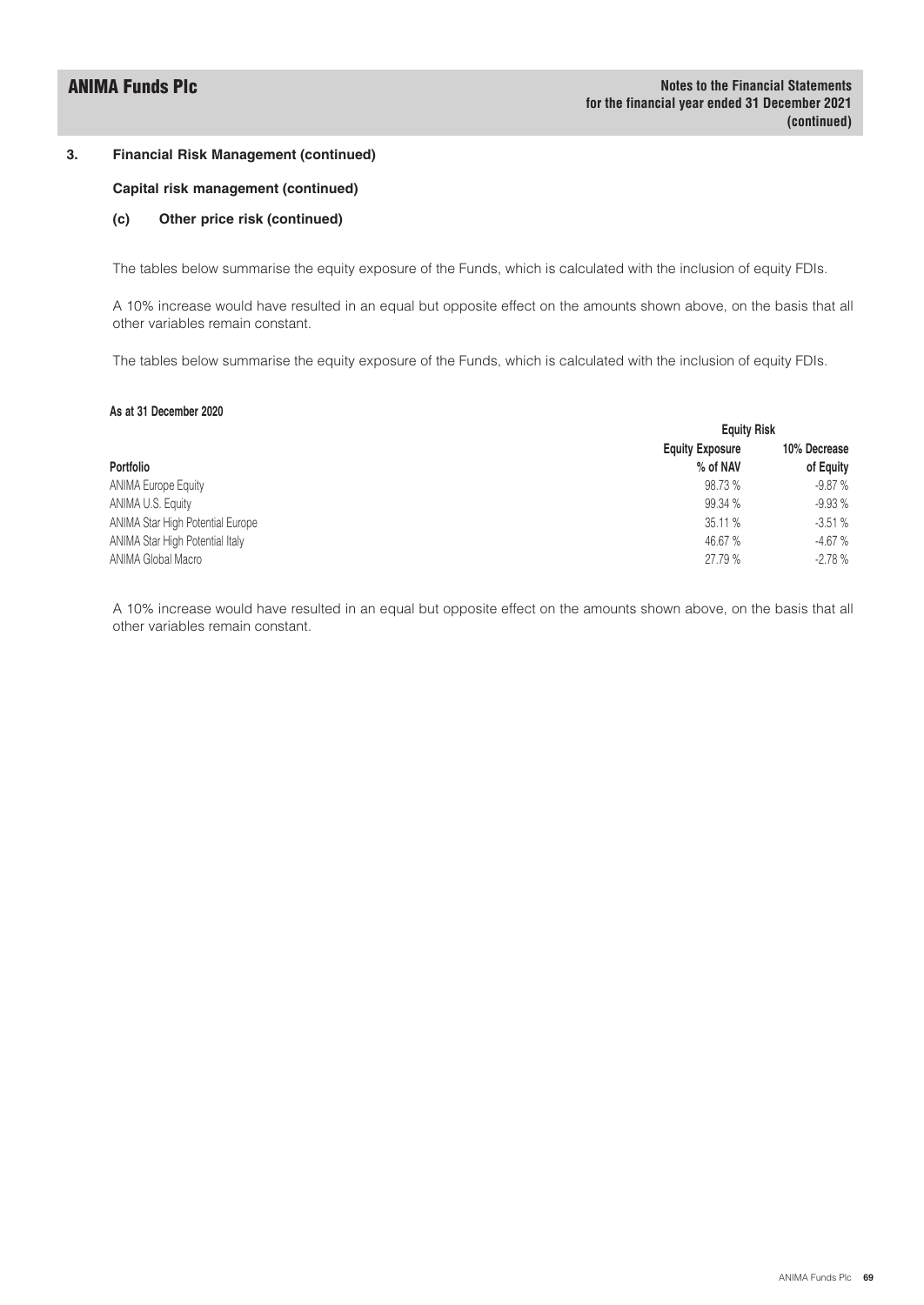## 3. Financial Risk Management (continued)

### Capital risk management (continued)

#### (c) Other price risk (continued)

The tables below summarise the equity exposure of the Funds, which is calculated with the inclusion of equity FDIs.

A 10% increase would have resulted in an equal but opposite effect on the amounts shown above, on the basis that all other variables remain constant.

The tables below summarise the equity exposure of the Funds, which is calculated with the inclusion of equity FDIs.

**As at 31 December 2020**

| | Equity Risk | |
|---|---|---|
| **Portfolio** | **Equity Exposure % of NAV** | **10% Decrease of Equity** |
| ANIMA Europe Equity | 98.73 % | -9.87 % |
| ANIMA U.S. Equity | 99.34 % | -9.93 % |
| ANIMA Star High Potential Europe | 35.11 % | -3.51 % |
| ANIMA Star High Potential Italy | 46.67 % | -4.67 % |
| ANIMA Global Macro | 27.79 % | -2.78 % |

A 10% increase would have resulted in an equal but opposite effect on the amounts shown above, on the basis that all other variables remain constant.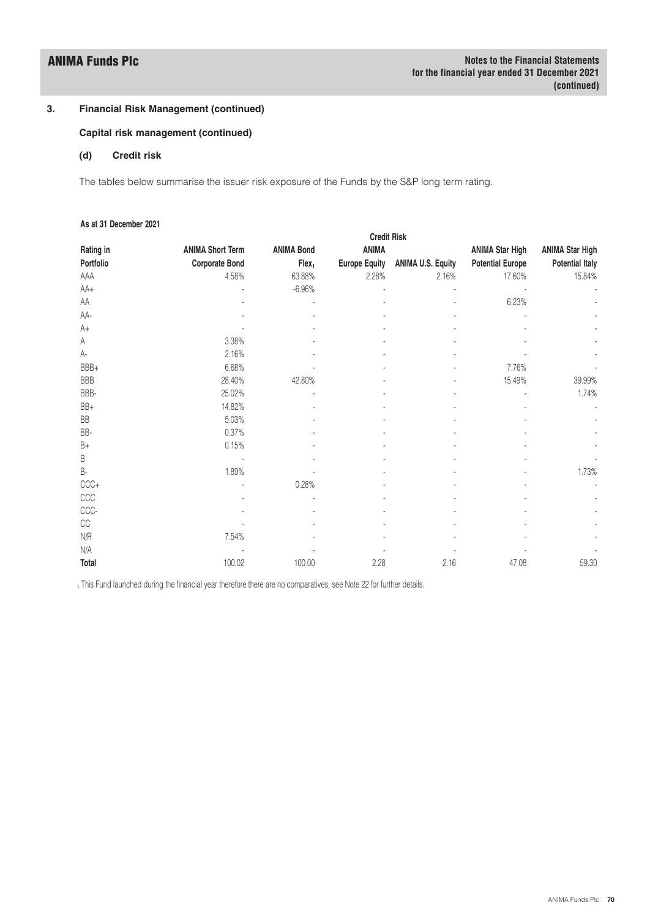## 3. Financial Risk Management (continued)

### Capital risk management (continued)

#### (d) Credit risk

The tables below summarise the issuer risk exposure of the Funds by the S&P long term rating.

**As at 31 December 2021**

| | Credit Risk | | | | | |
|---|---|---|---|---|---|---|
| Rating in Portfolio | ANIMA Short Term Corporate Bond | ANIMA Bond Flex[1] | ANIMA Europe Equity | ANIMA U.S. Equity | ANIMA Star High Potential Europe | ANIMA Star High Potential Italy |
| AAA | 4.58% | 63.88% | 2.28% | 2.16% | 17.60% | 15.84% |
| AA+ | - | -6.96% | - | - | - | - |
| AA | - | - | - | - | 6.23% | - |
| AA- | - | - | - | - | - | - |
| A+ | - | - | - | - | - | - |
| A | 3.38% | - | - | - | - | - |
| A- | 2.16% | - | - | - | - | - |
| BBB+ | 6.68% | - | - | - | 7.76% | - |
| BBB | 28.40% | 42.80% | - | - | 15.49% | 39.99% |
| BBB- | 25.02% | - | - | - | - | 1.74% |
| BB+ | 14.82% | - | - | - | - | - |
| BB | 5.03% | - | - | - | - | - |
| BB- | 0.37% | - | - | - | - | - |
| B+ | 0.15% | - | - | - | - | - |
| B | - | - | - | - | - | - |
| B- | 1.89% | - | - | - | - | 1.73% |
| CCC+ | - | 0.28% | - | - | - | - |
| CCC | - | - | - | - | - | - |
| CCC- | - | - | - | - | - | - |
| CC | - | - | - | - | - | - |
| N/R | 7.54% | - | - | - | - | - |
| N/A | - | - | - | - | - | - |
| **Total** | 100.02 | 100.00 | 2.28 | 2.16 | 47.08 | 59.30 |

[1] This Fund launched during the financial year therefore there are no comparatives, see Note 22 for further details.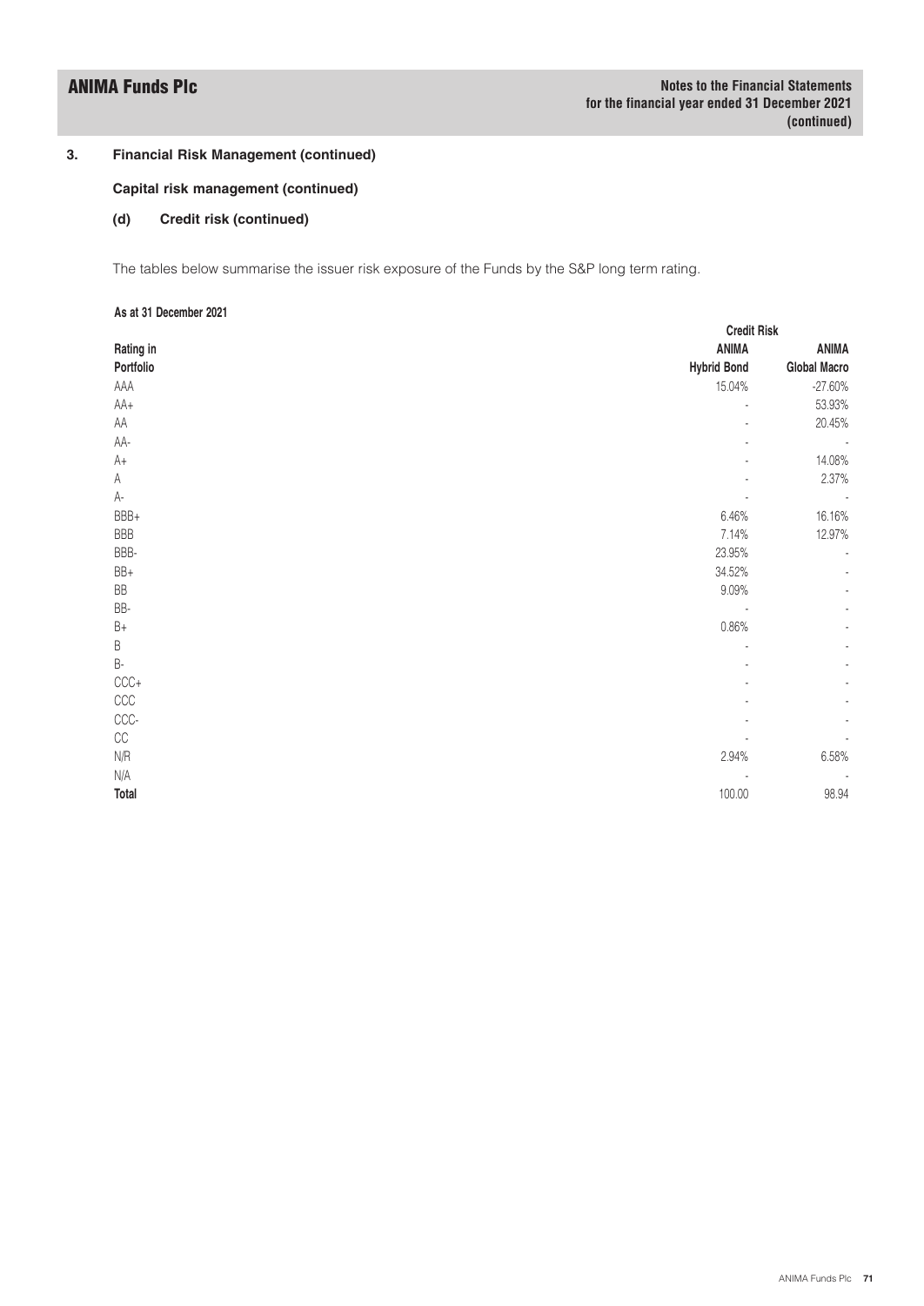## 3. Financial Risk Management (continued)

### Capital risk management (continued)

#### (d) Credit risk (continued)

The tables below summarise the issuer risk exposure of the Funds by the S&P long term rating.

**As at 31 December 2021**

| | Credit Risk | |
|---|---|---|
| **Rating in Portfolio** | **ANIMA Hybrid Bond** | **ANIMA Global Macro** |
| AAA | 15.04% | -27.60% |
| AA+ | - | 53.93% |
| AA | - | 20.45% |
| AA- | - | - |
| A+ | - | 14.08% |
| A | - | 2.37% |
| A- | - | - |
| BBB+ | 6.46% | 16.16% |
| BBB | 7.14% | 12.97% |
| BBB- | 23.95% | - |
| BB+ | 34.52% | - |
| BB | 9.09% | - |
| BB- | - | - |
| B+ | 0.86% | - |
| B | - | - |
| B- | - | - |
| CCC+ | - | - |
| CCC | - | - |
| CCC- | - | - |
| CC | - | - |
| N/R | 2.94% | 6.58% |
| N/A | - | - |
| **Total** | 100.00 | 98.94 |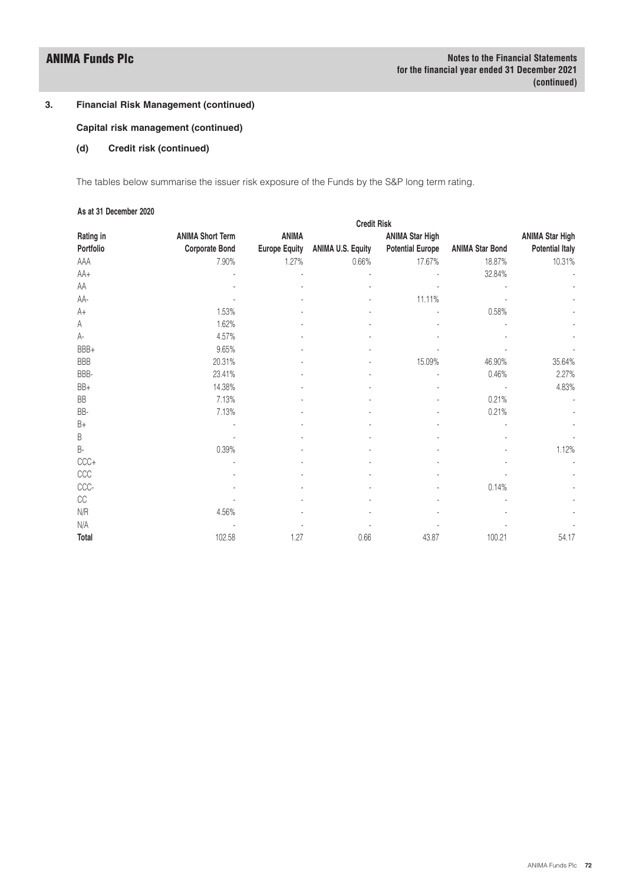## 3. Financial Risk Management (continued)

### Capital risk management (continued)

#### (d) Credit risk (continued)

The tables below summarise the issuer risk exposure of the Funds by the S&P long term rating.

**As at 31 December 2020**

| | Credit Risk | | | | | |
|---|---|---|---|---|---|---|
| **Rating in Portfolio** | **ANIMA Short Term Corporate Bond** | **ANIMA Europe Equity** | **ANIMA U.S. Equity** | **ANIMA Star High Potential Europe** | **ANIMA Star Bond** | **ANIMA Star High Potential Italy** |
| AAA | 7.90% | 1.27% | 0.66% | 17.67% | 18.87% | 10.31% |
| AA+ | - | - | - | - | 32.84% | - |
| AA | - | - | - | - | - | - |
| AA- | - | - | - | 11.11% | - | - |
| A+ | 1.53% | - | - | - | 0.58% | - |
| A | 1.62% | - | - | - | - | - |
| A- | 4.57% | - | - | - | - | - |
| BBB+ | 9.65% | - | - | - | - | - |
| BBB | 20.31% | - | - | 15.09% | 46.90% | 35.64% |
| BBB- | 23.41% | - | - | - | 0.46% | 2.27% |
| BB+ | 14.38% | - | - | - | - | 4.83% |
| BB | 7.13% | - | - | - | 0.21% | - |
| BB- | 7.13% | - | - | - | 0.21% | - |
| B+ | - | - | - | - | - | - |
| B | - | - | - | - | - | - |
| B- | 0.39% | - | - | - | - | 1.12% |
| CCC+ | - | - | - | - | - | - |
| CCC | - | - | - | - | - | - |
| CCC- | - | - | - | - | 0.14% | - |
| CC | - | - | - | - | - | - |
| N/R | 4.56% | - | - | - | - | - |
| N/A | - | - | - | - | - | - |
| **Total** | 102.58 | 1.27 | 0.66 | 43.87 | 100.21 | 54.17 |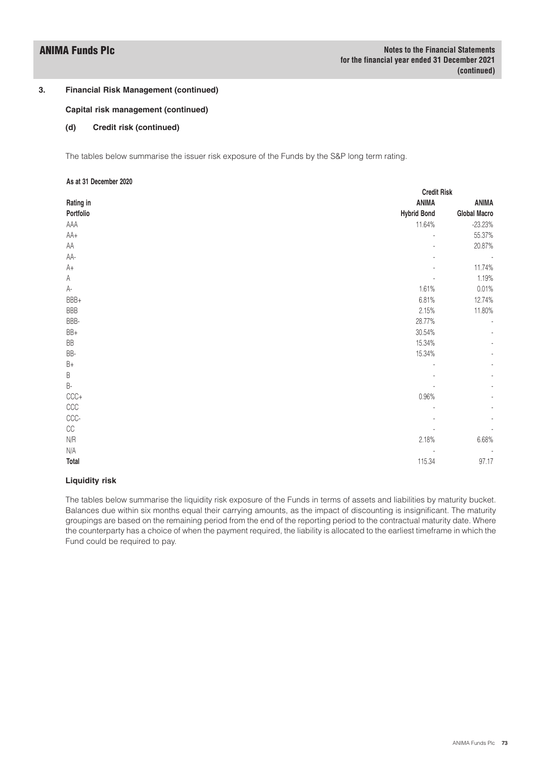### 3. Financial Risk Management (continued)

**Capital risk management (continued)**

**(d) Credit risk (continued)**

The tables below summarise the issuer risk exposure of the Funds by the S&P long term rating.

**As at 31 December 2020**

| | Credit Risk | |
|---|---|---|
| **Rating in Portfolio** | **ANIMA Hybrid Bond** | **ANIMA Global Macro** |
| AAA | 11.64% | -23.23% |
| AA+ | - | 55.37% |
| AA | - | 20.87% |
| AA- | - | - |
| A+ | - | 11.74% |
| A | - | 1.19% |
| A- | 1.61% | 0.01% |
| BBB+ | 6.81% | 12.74% |
| BBB | 2.15% | 11.80% |
| BBB- | 28.77% | - |
| BB+ | 30.54% | - |
| BB | 15.34% | - |
| BB- | 15.34% | - |
| B+ | - | - |
| B | - | - |
| B- | - | - |
| CCC+ | 0.96% | - |
| CCC | - | - |
| CCC- | - | - |
| CC | - | - |
| N/R | 2.18% | 6.68% |
| N/A | - | - |
| **Total** | 115.34 | 97.17 |

**Liquidity risk**

The tables below summarise the liquidity risk exposure of the Funds in terms of assets and liabilities by maturity bucket. Balances due within six months equal their carrying amounts, as the impact of discounting is insignificant. The maturity groupings are based on the remaining period from the end of the reporting period to the contractual maturity date. Where the counterparty has a choice of when the payment required, the liability is allocated to the earliest timeframe in which the Fund could be required to pay.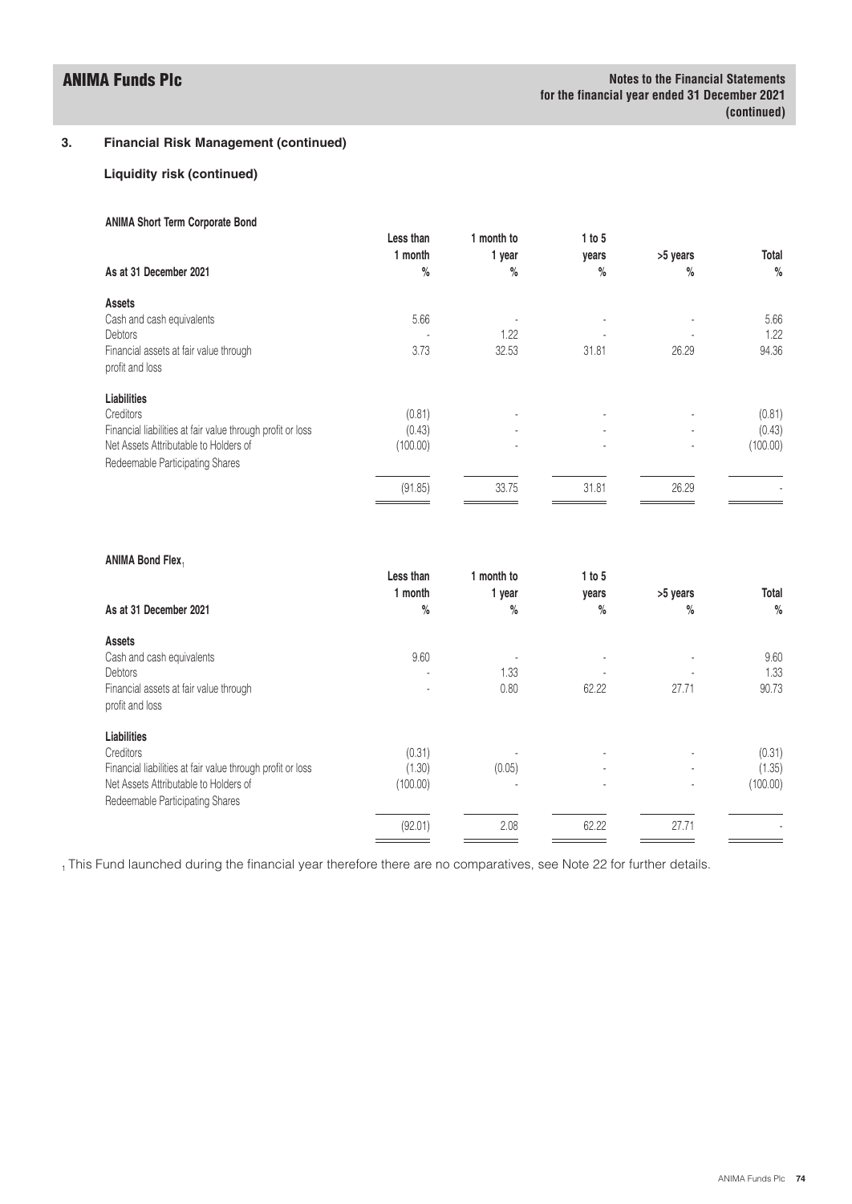## 3. Financial Risk Management (continued)

### Liquidity risk (continued)

**ANIMA Short Term Corporate Bond**

| As at 31 December 2021 | Less than 1 month % | 1 month to 1 year % | 1 to 5 years % | >5 years % | Total % |
|---|---|---|---|---|---|
| **Assets** | | | | | |
| Cash and cash equivalents | 5.66 | - | - | - | 5.66 |
| Debtors | - | 1.22 | - | - | 1.22 |
| Financial assets at fair value through profit and loss | 3.73 | 32.53 | 31.81 | 26.29 | 94.36 |
| **Liabilities** | | | | | |
| Creditors | (0.81) | - | - | - | (0.81) |
| Financial liabilities at fair value through profit or loss | (0.43) | - | - | - | (0.43) |
| Net Assets Attributable to Holders of Redeemable Participating Shares | (100.00) | - | - | - | (100.00) |
| | (91.85) | 33.75 | 31.81 | 26.29 | - |

**ANIMA Bond Flex[1]**

| As at 31 December 2021 | Less than 1 month % | 1 month to 1 year % | 1 to 5 years % | >5 years % | Total % |
|---|---|---|---|---|---|
| **Assets** | | | | | |
| Cash and cash equivalents | 9.60 | - | - | - | 9.60 |
| Debtors | - | 1.33 | - | - | 1.33 |
| Financial assets at fair value through profit and loss | - | 0.80 | 62.22 | 27.71 | 90.73 |
| **Liabilities** | | | | | |
| Creditors | (0.31) | - | - | - | (0.31) |
| Financial liabilities at fair value through profit or loss | (1.30) | (0.05) | - | - | (1.35) |
| Net Assets Attributable to Holders of Redeemable Participating Shares | (100.00) | - | - | - | (100.00) |
| | (92.01) | 2.08 | 62.22 | 27.71 | - |

[1] This Fund launched during the financial year therefore there are no comparatives, see Note 22 for further details.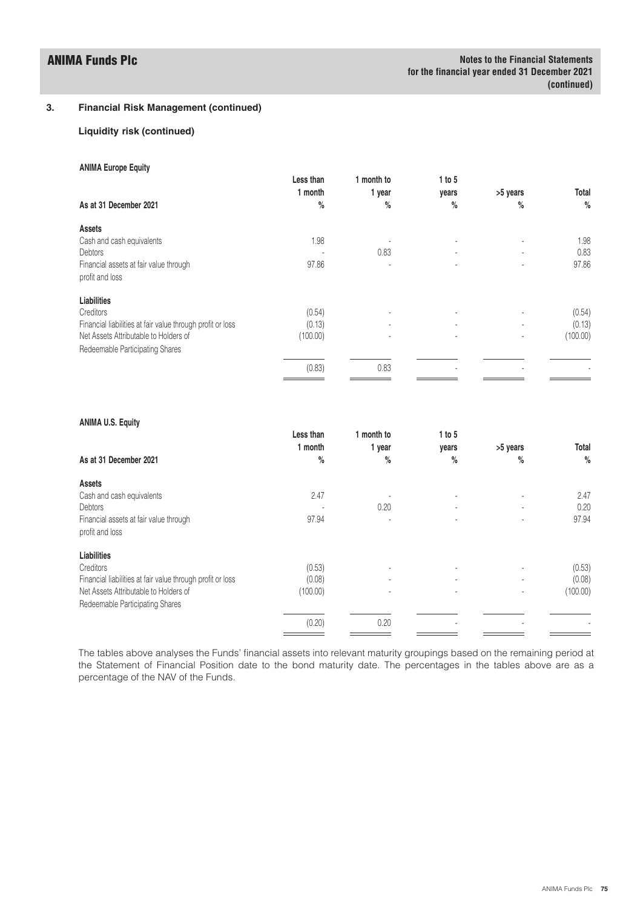## 3. Financial Risk Management (continued)

### Liquidity risk (continued)

**ANIMA Europe Equity**

| As at 31 December 2021 | Less than 1 month % | 1 month to 1 year % | 1 to 5 years % | >5 years % | Total % |
|---|---|---|---|---|---|
| **Assets** | | | | | |
| Cash and cash equivalents | 1.98 | - | - | - | 1.98 |
| Debtors | - | 0.83 | - | - | 0.83 |
| Financial assets at fair value through profit and loss | 97.86 | - | - | - | 97.86 |
| **Liabilities** | | | | | |
| Creditors | (0.54) | - | - | - | (0.54) |
| Financial liabilities at fair value through profit or loss | (0.13) | - | - | - | (0.13) |
| Net Assets Attributable to Holders of Redeemable Participating Shares | (100.00) | - | - | - | (100.00) |
| | (0.83) | 0.83 | - | - | - |

**ANIMA U.S. Equity**

| As at 31 December 2021 | Less than 1 month % | 1 month to 1 year % | 1 to 5 years % | >5 years % | Total % |
|---|---|---|---|---|---|
| **Assets** | | | | | |
| Cash and cash equivalents | 2.47 | - | - | - | 2.47 |
| Debtors | - | 0.20 | - | - | 0.20 |
| Financial assets at fair value through profit and loss | 97.94 | - | - | - | 97.94 |
| **Liabilities** | | | | | |
| Creditors | (0.53) | - | - | - | (0.53) |
| Financial liabilities at fair value through profit or loss | (0.08) | - | - | - | (0.08) |
| Net Assets Attributable to Holders of Redeemable Participating Shares | (100.00) | - | - | - | (100.00) |
| | (0.20) | 0.20 | - | - | - |

The tables above analyses the Funds' financial assets into relevant maturity groupings based on the remaining period at the Statement of Financial Position date to the bond maturity date. The percentages in the tables above are as a percentage of the NAV of the Funds.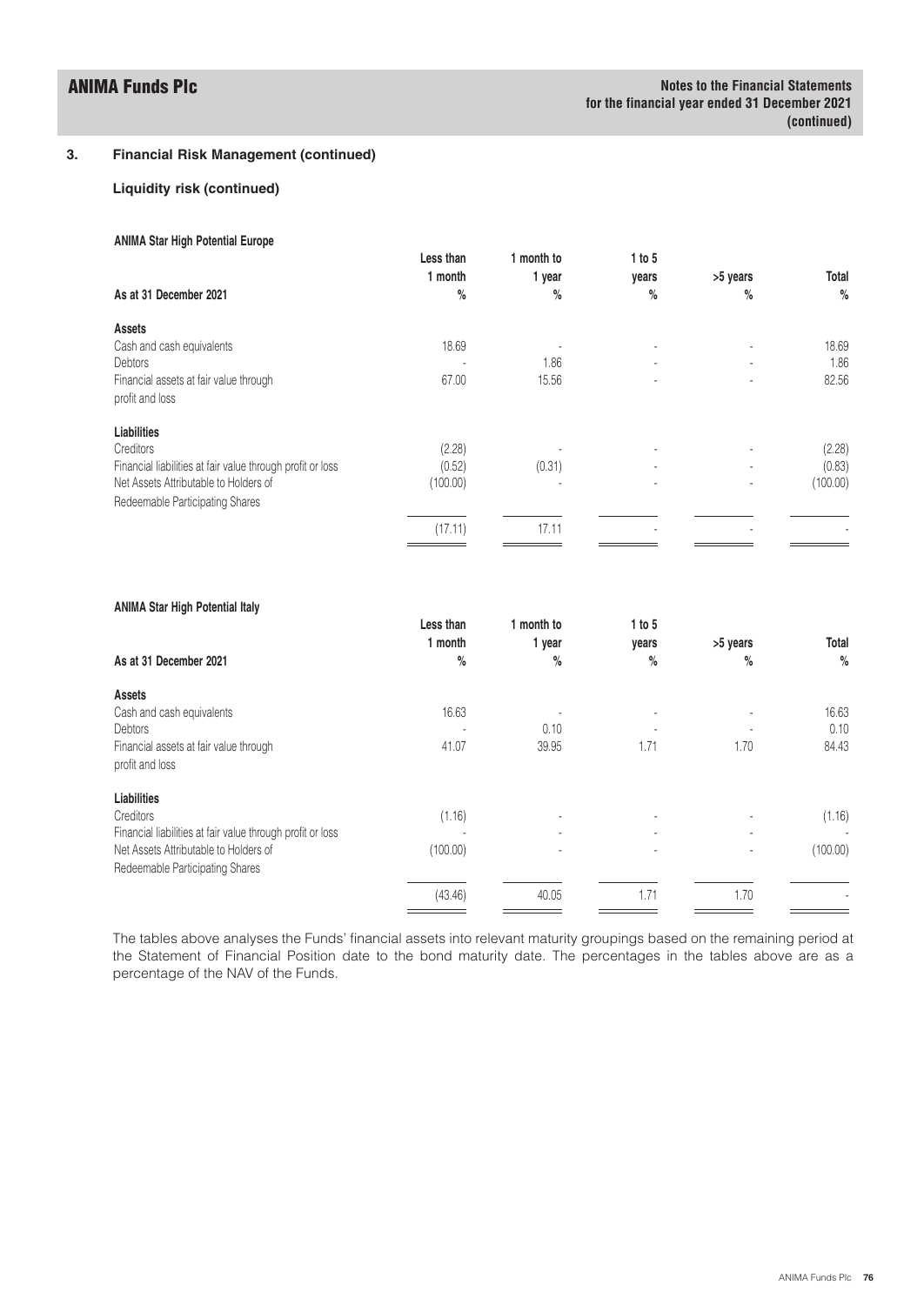## 3. Financial Risk Management (continued)

### Liquidity risk (continued)

**ANIMA Star High Potential Europe**

| As at 31 December 2021 | Less than 1 month % | 1 month to 1 year % | 1 to 5 years % | >5 years % | Total % |
|---|---|---|---|---|---|
| **Assets** | | | | | |
| Cash and cash equivalents | 18.69 | - | - | - | 18.69 |
| Debtors | - | 1.86 | - | - | 1.86 |
| Financial assets at fair value through profit and loss | 67.00 | 15.56 | - | - | 82.56 |
| **Liabilities** | | | | | |
| Creditors | (2.28) | - | - | - | (2.28) |
| Financial liabilities at fair value through profit or loss | (0.52) | (0.31) | - | - | (0.83) |
| Net Assets Attributable to Holders of Redeemable Participating Shares | (100.00) | - | - | - | (100.00) |
| | (17.11) | 17.11 | - | - | - |

**ANIMA Star High Potential Italy**

| As at 31 December 2021 | Less than 1 month % | 1 month to 1 year % | 1 to 5 years % | >5 years % | Total % |
|---|---|---|---|---|---|
| **Assets** | | | | | |
| Cash and cash equivalents | 16.63 | - | - | - | 16.63 |
| Debtors | - | 0.10 | - | - | 0.10 |
| Financial assets at fair value through profit and loss | 41.07 | 39.95 | 1.71 | 1.70 | 84.43 |
| **Liabilities** | | | | | |
| Creditors | (1.16) | - | - | - | (1.16) |
| Financial liabilities at fair value through profit or loss | - | - | - | - | - |
| Net Assets Attributable to Holders of Redeemable Participating Shares | (100.00) | - | - | - | (100.00) |
| | (43.46) | 40.05 | 1.71 | 1.70 | - |

The tables above analyses the Funds' financial assets into relevant maturity groupings based on the remaining period at the Statement of Financial Position date to the bond maturity date. The percentages in the tables above are as a percentage of the NAV of the Funds.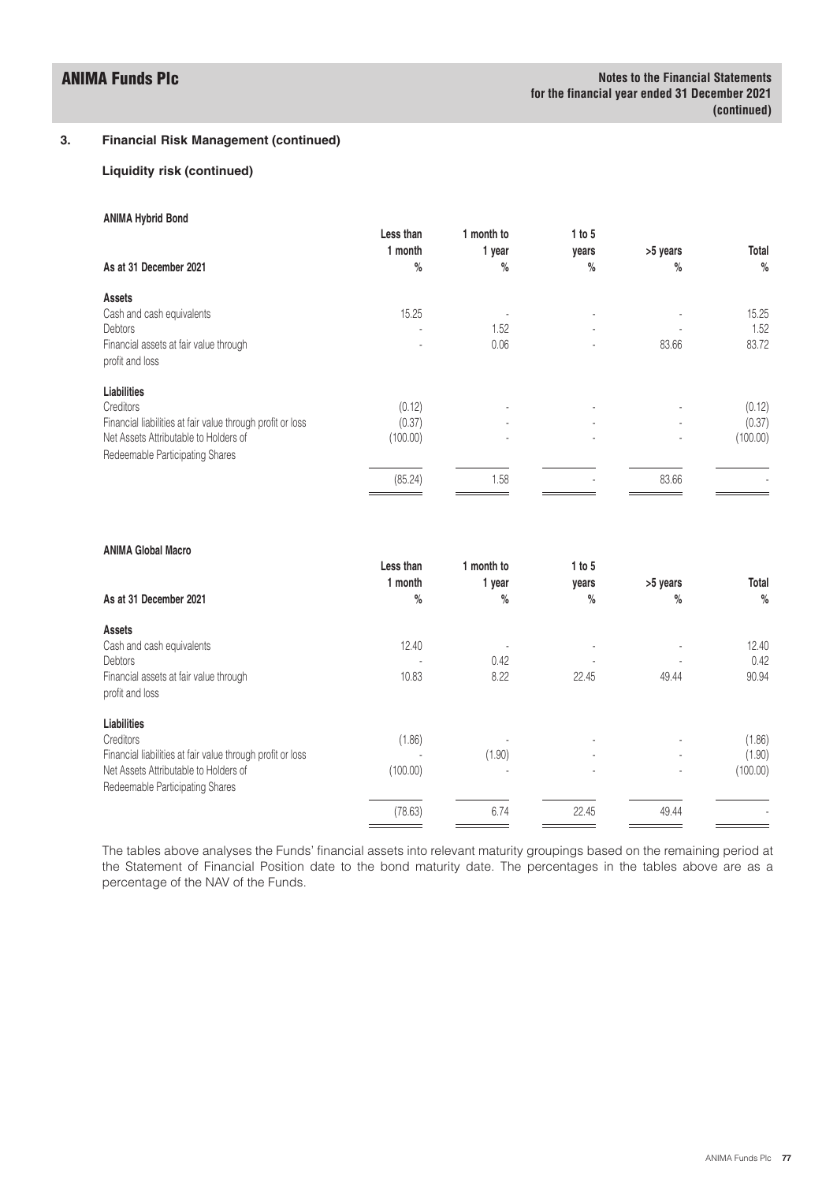## 3. Financial Risk Management (continued)

### Liquidity risk (continued)

**ANIMA Hybrid Bond**

| As at 31 December 2021 | Less than 1 month % | 1 month to 1 year % | 1 to 5 years % | >5 years % | Total % |
|---|---|---|---|---|---|
| **Assets** | | | | | |
| Cash and cash equivalents | 15.25 | - | - | - | 15.25 |
| Debtors | - | 1.52 | - | - | 1.52 |
| Financial assets at fair value through profit and loss | - | 0.06 | - | 83.66 | 83.72 |
| **Liabilities** | | | | | |
| Creditors | (0.12) | - | - | - | (0.12) |
| Financial liabilities at fair value through profit or loss | (0.37) | - | - | - | (0.37) |
| Net Assets Attributable to Holders of Redeemable Participating Shares | (100.00) | - | - | - | (100.00) |
| | (85.24) | 1.58 | - | 83.66 | - |

**ANIMA Global Macro**

| As at 31 December 2021 | Less than 1 month % | 1 month to 1 year % | 1 to 5 years % | >5 years % | Total % |
|---|---|---|---|---|---|
| **Assets** | | | | | |
| Cash and cash equivalents | 12.40 | - | - | - | 12.40 |
| Debtors | - | 0.42 | - | - | 0.42 |
| Financial assets at fair value through profit and loss | 10.83 | 8.22 | 22.45 | 49.44 | 90.94 |
| **Liabilities** | | | | | |
| Creditors | (1.86) | - | - | - | (1.86) |
| Financial liabilities at fair value through profit or loss | - | (1.90) | - | - | (1.90) |
| Net Assets Attributable to Holders of Redeemable Participating Shares | (100.00) | - | - | - | (100.00) |
| | (78.63) | 6.74 | 22.45 | 49.44 | - |

The tables above analyses the Funds' financial assets into relevant maturity groupings based on the remaining period at the Statement of Financial Position date to the bond maturity date. The percentages in the tables above are as a percentage of the NAV of the Funds.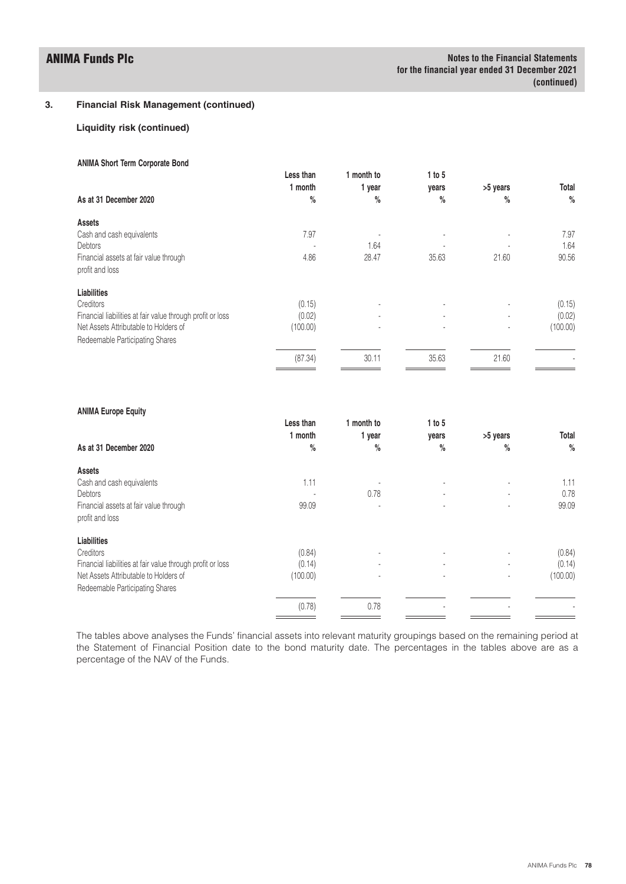## 3. Financial Risk Management (continued)

### Liquidity risk (continued)

**ANIMA Short Term Corporate Bond**

| As at 31 December 2020 | Less than 1 month % | 1 month to 1 year % | 1 to 5 years % | >5 years % | Total % |
|---|---|---|---|---|---|
| **Assets** | | | | | |
| Cash and cash equivalents | 7.97 | - | - | - | 7.97 |
| Debtors | - | 1.64 | - | - | 1.64 |
| Financial assets at fair value through profit and loss | 4.86 | 28.47 | 35.63 | 21.60 | 90.56 |
| **Liabilities** | | | | | |
| Creditors | (0.15) | - | - | - | (0.15) |
| Financial liabilities at fair value through profit or loss | (0.02) | - | - | - | (0.02) |
| Net Assets Attributable to Holders of Redeemable Participating Shares | (100.00) | - | - | - | (100.00) |
| | (87.34) | 30.11 | 35.63 | 21.60 | - |

**ANIMA Europe Equity**

| As at 31 December 2020 | Less than 1 month % | 1 month to 1 year % | 1 to 5 years % | >5 years % | Total % |
|---|---|---|---|---|---|
| **Assets** | | | | | |
| Cash and cash equivalents | 1.11 | - | - | - | 1.11 |
| Debtors | - | 0.78 | - | - | 0.78 |
| Financial assets at fair value through profit and loss | 99.09 | - | - | - | 99.09 |
| **Liabilities** | | | | | |
| Creditors | (0.84) | - | - | - | (0.84) |
| Financial liabilities at fair value through profit or loss | (0.14) | - | - | - | (0.14) |
| Net Assets Attributable to Holders of Redeemable Participating Shares | (100.00) | - | - | - | (100.00) |
| | (0.78) | 0.78 | - | - | - |

The tables above analyses the Funds' financial assets into relevant maturity groupings based on the remaining period at the Statement of Financial Position date to the bond maturity date. The percentages in the tables above are as a percentage of the NAV of the Funds.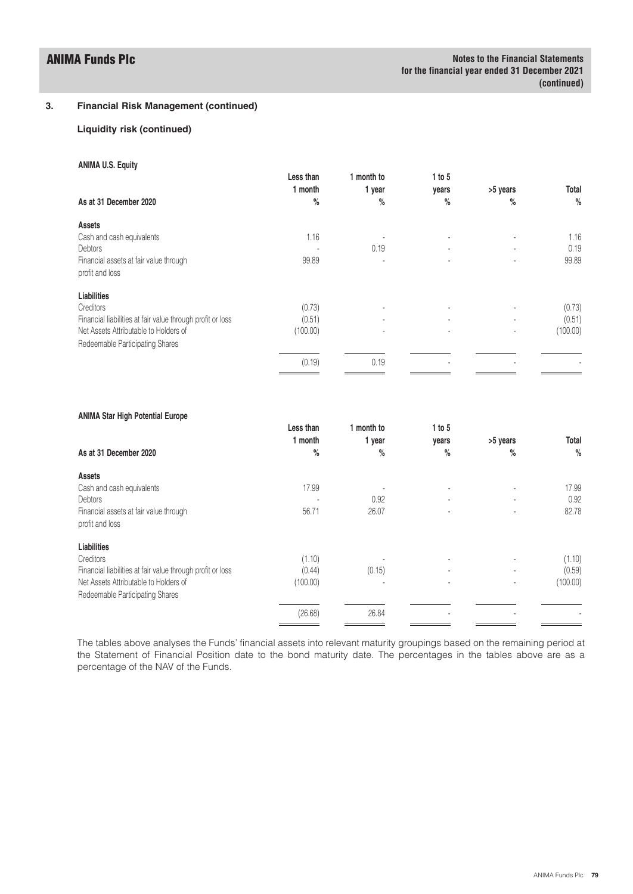## 3. Financial Risk Management (continued)

### Liquidity risk (continued)

**ANIMA U.S. Equity**

| As at 31 December 2020 | Less than 1 month % | 1 month to 1 year % | 1 to 5 years % | >5 years % | Total % |
|---|---|---|---|---|---|
| **Assets** | | | | | |
| Cash and cash equivalents | 1.16 | - | - | - | 1.16 |
| Debtors | - | 0.19 | - | - | 0.19 |
| Financial assets at fair value through profit and loss | 99.89 | - | - | - | 99.89 |
| **Liabilities** | | | | | |
| Creditors | (0.73) | - | - | - | (0.73) |
| Financial liabilities at fair value through profit or loss | (0.51) | - | - | - | (0.51) |
| Net Assets Attributable to Holders of Redeemable Participating Shares | (100.00) | - | - | - | (100.00) |
| | (0.19) | 0.19 | - | - | - |

**ANIMA Star High Potential Europe**

| As at 31 December 2020 | Less than 1 month % | 1 month to 1 year % | 1 to 5 years % | >5 years % | Total % |
|---|---|---|---|---|---|
| **Assets** | | | | | |
| Cash and cash equivalents | 17.99 | - | - | - | 17.99 |
| Debtors | - | 0.92 | - | - | 0.92 |
| Financial assets at fair value through profit and loss | 56.71 | 26.07 | - | - | 82.78 |
| **Liabilities** | | | | | |
| Creditors | (1.10) | - | - | - | (1.10) |
| Financial liabilities at fair value through profit or loss | (0.44) | (0.15) | - | - | (0.59) |
| Net Assets Attributable to Holders of Redeemable Participating Shares | (100.00) | - | - | - | (100.00) |
| | (26.68) | 26.84 | - | - | - |

The tables above analyses the Funds' financial assets into relevant maturity groupings based on the remaining period at the Statement of Financial Position date to the bond maturity date. The percentages in the tables above are as a percentage of the NAV of the Funds.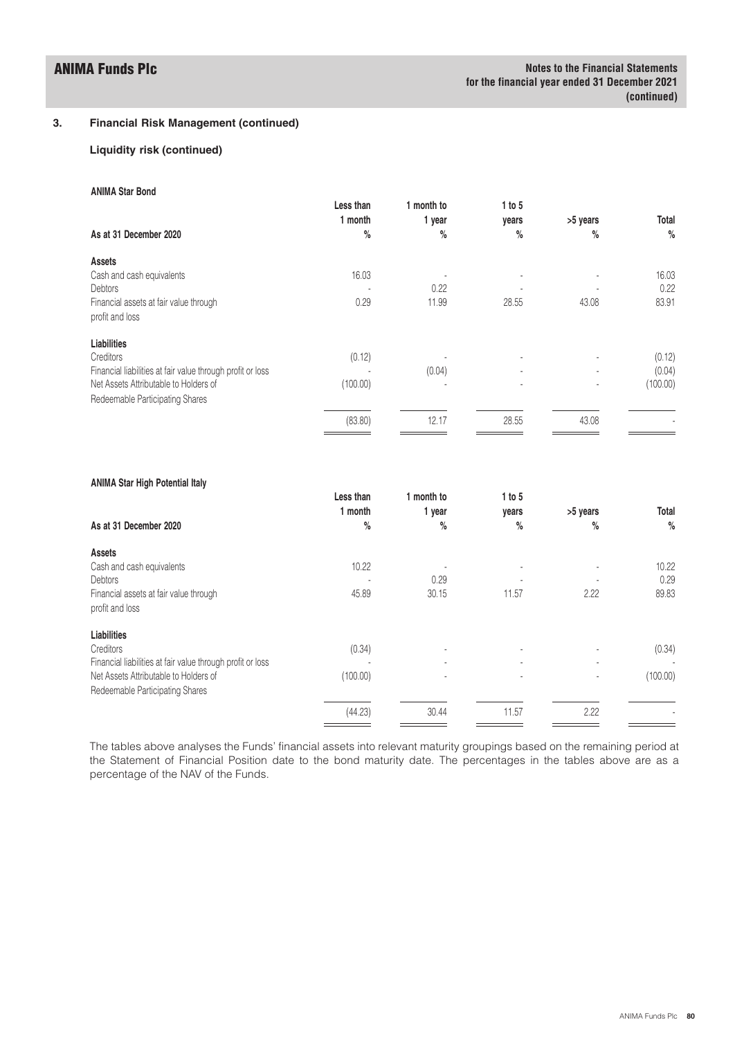## 3. Financial Risk Management (continued)

### Liquidity risk (continued)

**ANIMA Star Bond**

| As at 31 December 2020 | Less than 1 month % | 1 month to 1 year % | 1 to 5 years % | >5 years % | Total % |
|---|---|---|---|---|---|
| **Assets** | | | | | |
| Cash and cash equivalents | 16.03 | - | - | - | 16.03 |
| Debtors | - | 0.22 | - | - | 0.22 |
| Financial assets at fair value through profit and loss | 0.29 | 11.99 | 28.55 | 43.08 | 83.91 |
| **Liabilities** | | | | | |
| Creditors | (0.12) | - | - | - | (0.12) |
| Financial liabilities at fair value through profit or loss | - | (0.04) | - | - | (0.04) |
| Net Assets Attributable to Holders of Redeemable Participating Shares | (100.00) | - | - | - | (100.00) |
| | (83.80) | 12.17 | 28.55 | 43.08 | - |

**ANIMA Star High Potential Italy**

| As at 31 December 2020 | Less than 1 month % | 1 month to 1 year % | 1 to 5 years % | >5 years % | Total % |
|---|---|---|---|---|---|
| **Assets** | | | | | |
| Cash and cash equivalents | 10.22 | - | - | - | 10.22 |
| Debtors | - | 0.29 | - | - | 0.29 |
| Financial assets at fair value through profit and loss | 45.89 | 30.15 | 11.57 | 2.22 | 89.83 |
| **Liabilities** | | | | | |
| Creditors | (0.34) | - | - | - | (0.34) |
| Financial liabilities at fair value through profit or loss | - | - | - | - | - |
| Net Assets Attributable to Holders of Redeemable Participating Shares | (100.00) | - | - | - | (100.00) |
| | (44.23) | 30.44 | 11.57 | 2.22 | - |

The tables above analyses the Funds' financial assets into relevant maturity groupings based on the remaining period at the Statement of Financial Position date to the bond maturity date. The percentages in the tables above are as a percentage of the NAV of the Funds.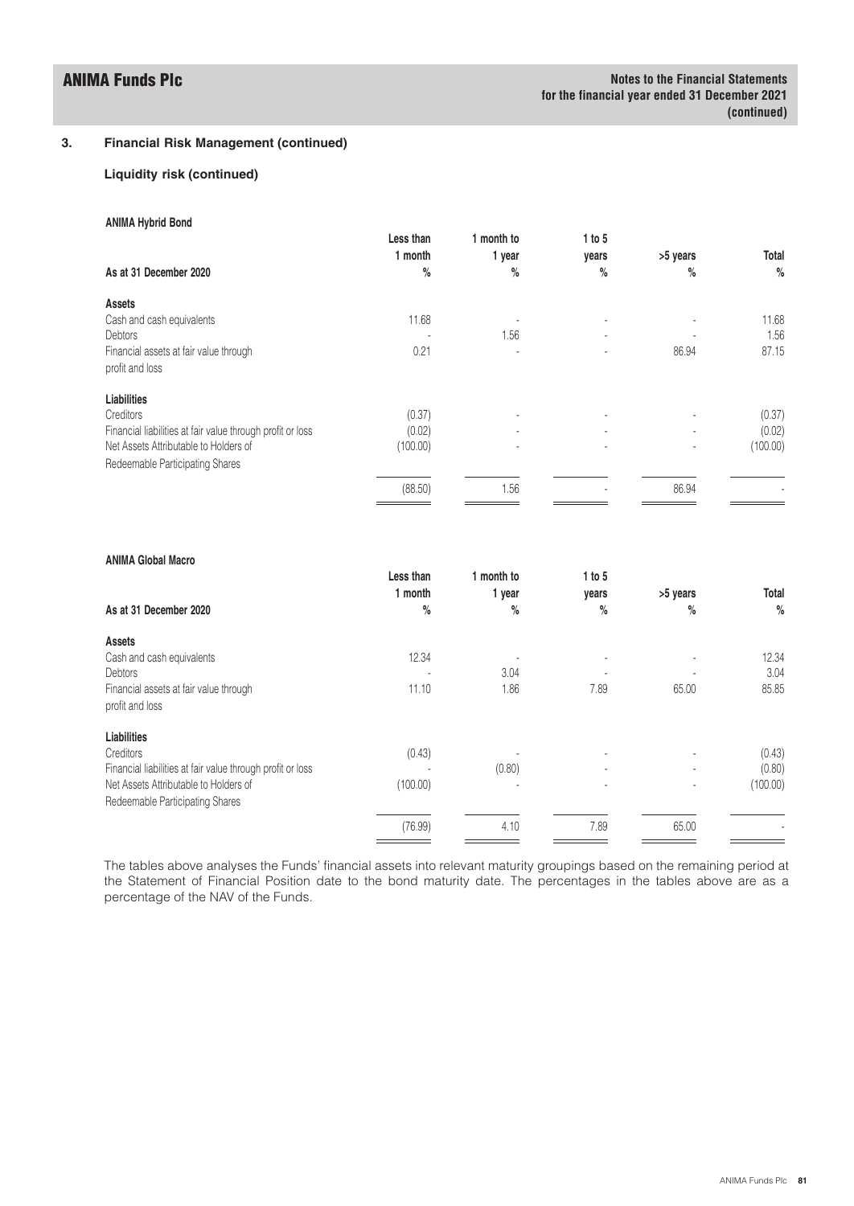## 3. Financial Risk Management (continued)

### Liquidity risk (continued)

**ANIMA Hybrid Bond**

| As at 31 December 2020 | Less than 1 month % | 1 month to 1 year % | 1 to 5 years % | >5 years % | Total % |
|---|---|---|---|---|---|
| **Assets** | | | | | |
| Cash and cash equivalents | 11.68 | - | - | - | 11.68 |
| Debtors | - | 1.56 | - | - | 1.56 |
| Financial assets at fair value through profit and loss | 0.21 | - | - | 86.94 | 87.15 |
| **Liabilities** | | | | | |
| Creditors | (0.37) | - | - | - | (0.37) |
| Financial liabilities at fair value through profit or loss | (0.02) | - | - | - | (0.02) |
| Net Assets Attributable to Holders of Redeemable Participating Shares | (100.00) | - | - | - | (100.00) |
| | (88.50) | 1.56 | - | 86.94 | - |

**ANIMA Global Macro**

| As at 31 December 2020 | Less than 1 month % | 1 month to 1 year % | 1 to 5 years % | >5 years % | Total % |
|---|---|---|---|---|---|
| **Assets** | | | | | |
| Cash and cash equivalents | 12.34 | - | - | - | 12.34 |
| Debtors | - | 3.04 | - | - | 3.04 |
| Financial assets at fair value through profit and loss | 11.10 | 1.86 | 7.89 | 65.00 | 85.85 |
| **Liabilities** | | | | | |
| Creditors | (0.43) | - | - | - | (0.43) |
| Financial liabilities at fair value through profit or loss | - | (0.80) | - | - | (0.80) |
| Net Assets Attributable to Holders of Redeemable Participating Shares | (100.00) | - | - | - | (100.00) |
| | (76.99) | 4.10 | 7.89 | 65.00 | - |

The tables above analyses the Funds' financial assets into relevant maturity groupings based on the remaining period at the Statement of Financial Position date to the bond maturity date. The percentages in the tables above are as a percentage of the NAV of the Funds.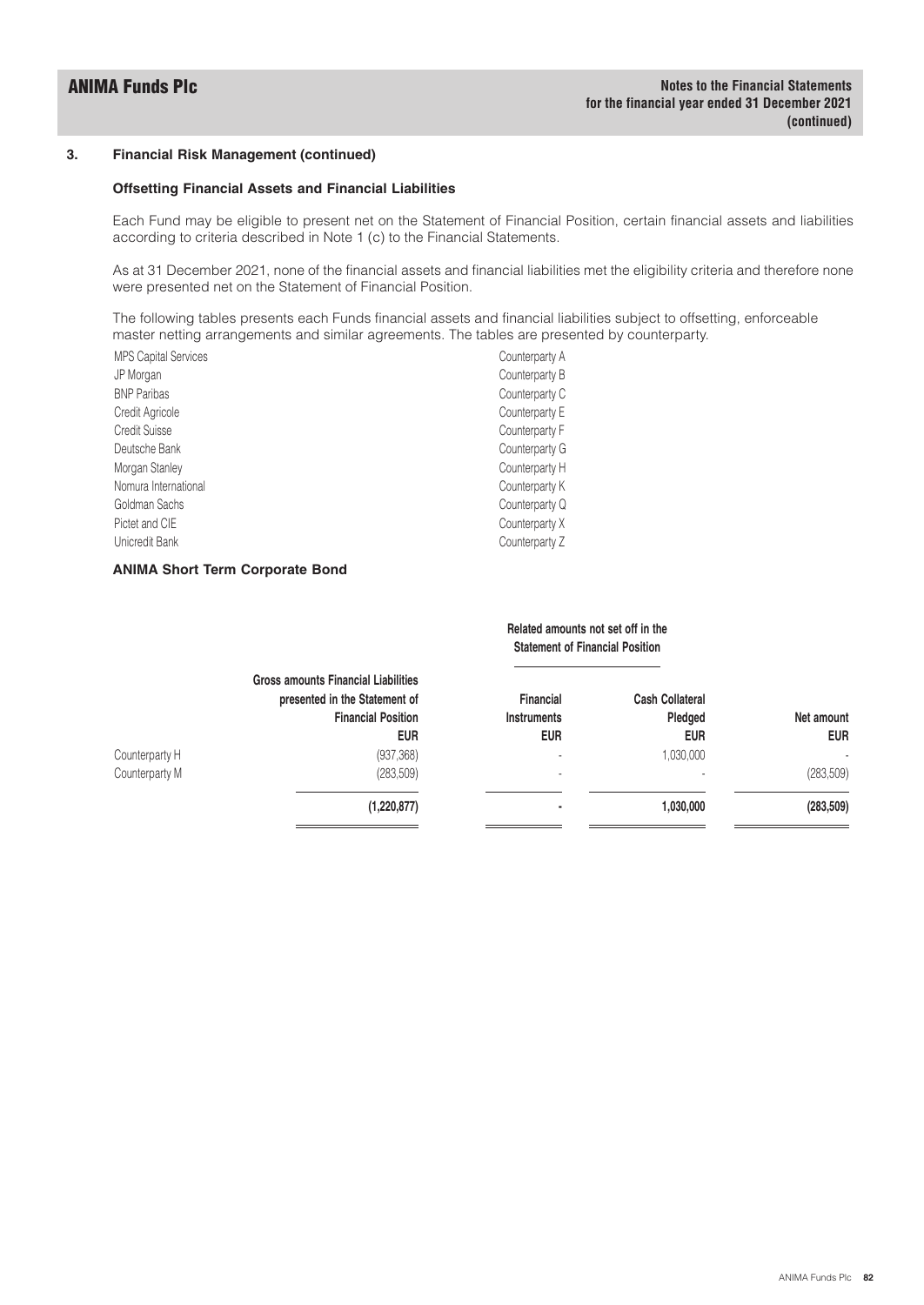## 3. Financial Risk Management (continued)

### Offsetting Financial Assets and Financial Liabilities

Each Fund may be eligible to present net on the Statement of Financial Position, certain financial assets and liabilities according to criteria described in Note 1 (c) to the Financial Statements.

As at 31 December 2021, none of the financial assets and financial liabilities met the eligibility criteria and therefore none were presented net on the Statement of Financial Position.

The following tables presents each Funds financial assets and financial liabilities subject to offsetting, enforceable master netting arrangements and similar agreements. The tables are presented by counterparty.

| | |
|---|---|
| MPS Capital Services | Counterparty A |
| JP Morgan | Counterparty B |
| BNP Paribas | Counterparty C |
| Credit Agricole | Counterparty E |
| Credit Suisse | Counterparty F |
| Deutsche Bank | Counterparty G |
| Morgan Stanley | Counterparty H |
| Nomura International | Counterparty K |
| Goldman Sachs | Counterparty Q |
| Pictet and CIE | Counterparty X |
| Unicredit Bank | Counterparty Z |

### ANIMA Short Term Corporate Bond

| | | Related amounts not set off in the Statement of Financial Position | | |
|---|---|---|---|---|
| | **Gross amounts Financial Liabilities presented in the Statement of Financial Position EUR** | **Financial Instruments EUR** | **Cash Collateral Pledged EUR** | **Net amount EUR** |
| Counterparty H | (937,368) | - | 1,030,000 | - |
| Counterparty M | (283,509) | - | - | (283,509) |
| | **(1,220,877)** | **-** | **1,030,000** | **(283,509)** |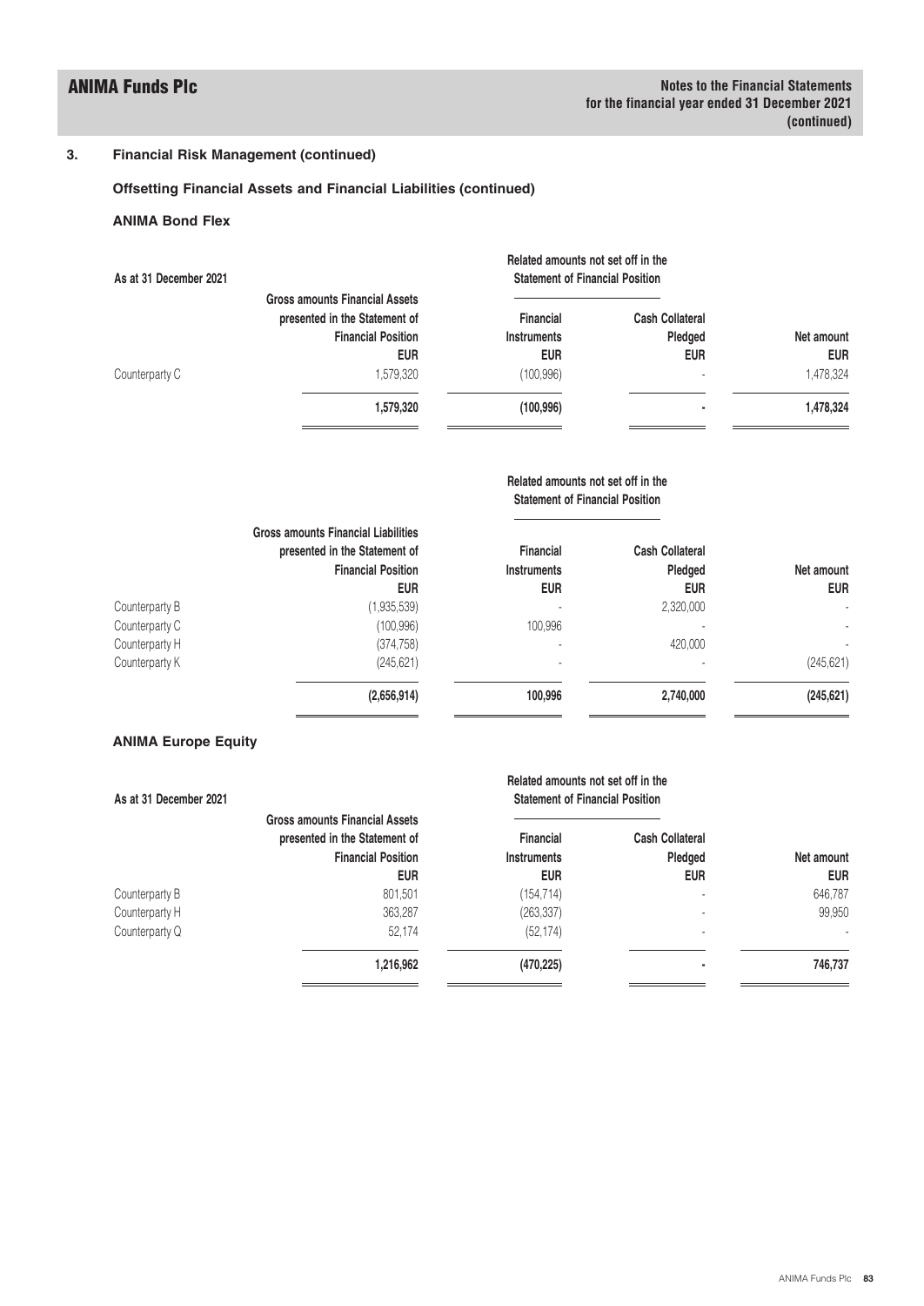## 3. Financial Risk Management (continued)

### Offsetting Financial Assets and Financial Liabilities (continued)

### ANIMA Bond Flex

| As at 31 December 2021 | Gross amounts Financial Assets presented in the Statement of Financial Position | Related amounts not set off in the Statement of Financial Position | | |
|---|---|---|---|---|
| | | Financial Instruments | Cash Collateral Pledged | Net amount |
| | EUR | EUR | EUR | EUR |
| Counterparty C | 1,579,320 | (100,996) | - | 1,478,324 |
| | **1,579,320** | **(100,996)** | **-** | **1,478,324** |

| | Gross amounts Financial Liabilities presented in the Statement of Financial Position | Related amounts not set off in the Statement of Financial Position | | |
|---|---|---|---|---|
| | | Financial Instruments | Cash Collateral Pledged | Net amount |
| | EUR | EUR | EUR | EUR |
| Counterparty B | (1,935,539) | - | 2,320,000 | - |
| Counterparty C | (100,996) | 100,996 | - | - |
| Counterparty H | (374,758) | - | 420,000 | - |
| Counterparty K | (245,621) | - | - | (245,621) |
| | **(2,656,914)** | **100,996** | **2,740,000** | **(245,621)** |

### ANIMA Europe Equity

| As at 31 December 2021 | Gross amounts Financial Assets presented in the Statement of Financial Position | Related amounts not set off in the Statement of Financial Position | | |
|---|---|---|---|---|
| | | Financial Instruments | Cash Collateral Pledged | Net amount |
| | EUR | EUR | EUR | EUR |
| Counterparty B | 801,501 | (154,714) | - | 646,787 |
| Counterparty H | 363,287 | (263,337) | - | 99,950 |
| Counterparty Q | 52,174 | (52,174) | - | - |
| | **1,216,962** | **(470,225)** | **-** | **746,737** |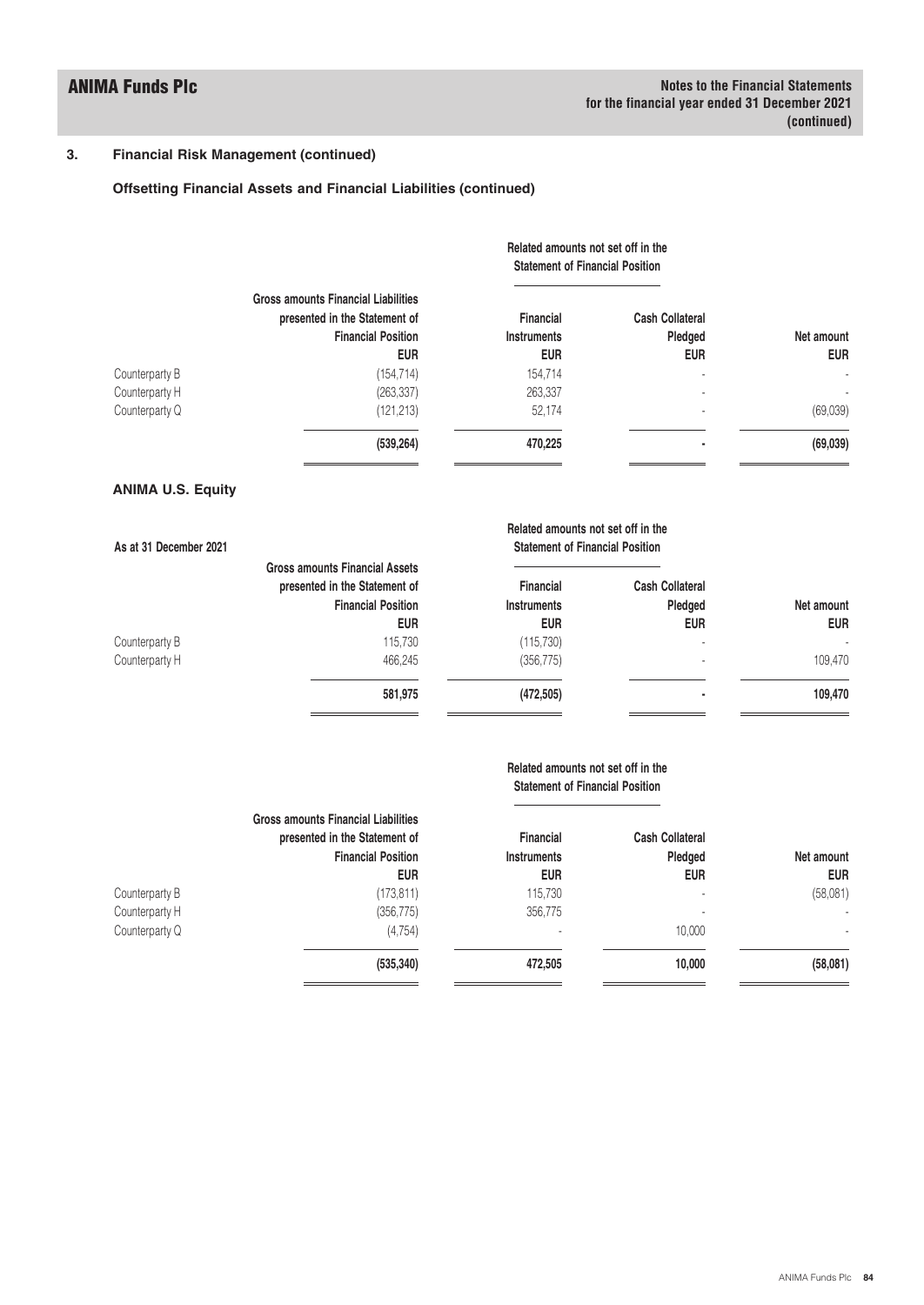## 3. Financial Risk Management (continued)

### Offsetting Financial Assets and Financial Liabilities (continued)

| | Gross amounts Financial Liabilities presented in the Statement of Financial Position | Related amounts not set off in the Statement of Financial Position | | |
|---|---|---|---|---|
| | | Financial Instruments | Cash Collateral Pledged | Net amount |
| | EUR | EUR | EUR | EUR |
| Counterparty B | (154,714) | 154,714 | - | - |
| Counterparty H | (263,337) | 263,337 | - | - |
| Counterparty Q | (121,213) | 52,174 | - | (69,039) |
| | **(539,264)** | **470,225** | **-** | **(69,039)** |

### ANIMA U.S. Equity

**As at 31 December 2021**

| | Gross amounts Financial Assets presented in the Statement of Financial Position | Related amounts not set off in the Statement of Financial Position | | |
|---|---|---|---|---|
| | | Financial Instruments | Cash Collateral Pledged | Net amount |
| | EUR | EUR | EUR | EUR |
| Counterparty B | 115,730 | (115,730) | - | - |
| Counterparty H | 466,245 | (356,775) | - | 109,470 |
| | **581,975** | **(472,505)** | **-** | **109,470** |

| | Gross amounts Financial Liabilities presented in the Statement of Financial Position | Related amounts not set off in the Statement of Financial Position | | |
|---|---|---|---|---|
| | | Financial Instruments | Cash Collateral Pledged | Net amount |
| | EUR | EUR | EUR | EUR |
| Counterparty B | (173,811) | 115,730 | - | (58,081) |
| Counterparty H | (356,775) | 356,775 | - | - |
| Counterparty Q | (4,754) | - | 10,000 | - |
| | **(535,340)** | **472,505** | **10,000** | **(58,081)** |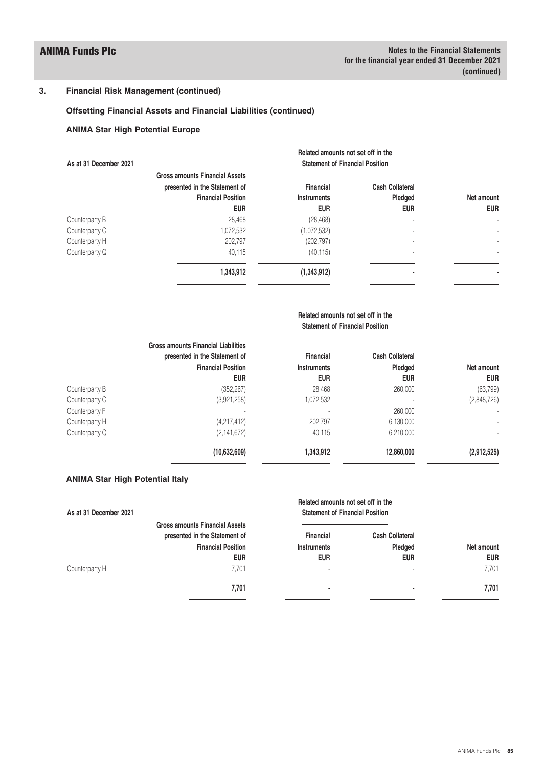## 3. Financial Risk Management (continued)

### Offsetting Financial Assets and Financial Liabilities (continued)

### ANIMA Star High Potential Europe

| As at 31 December 2021 | Gross amounts Financial Assets presented in the Statement of Financial Position EUR | Related amounts not set off in the Statement of Financial Position | | Net amount EUR |
|---|---|---|---|---|
| | | Financial Instruments EUR | Cash Collateral Pledged EUR | |
| Counterparty B | 28,468 | (28,468) | - | - |
| Counterparty C | 1,072,532 | (1,072,532) | - | - |
| Counterparty H | 202,797 | (202,797) | - | - |
| Counterparty Q | 40,115 | (40,115) | - | - |
| | **1,343,912** | **(1,343,912)** | **-** | **-** |

| | Gross amounts Financial Liabilities presented in the Statement of Financial Position EUR | Related amounts not set off in the Statement of Financial Position | | Net amount EUR |
|---|---|---|---|---|
| | | Financial Instruments EUR | Cash Collateral Pledged EUR | |
| Counterparty B | (352,267) | 28,468 | 260,000 | (63,799) |
| Counterparty C | (3,921,258) | 1,072,532 | - | (2,848,726) |
| Counterparty F | - | - | 260,000 | - |
| Counterparty H | (4,217,412) | 202,797 | 6,130,000 | - |
| Counterparty Q | (2,141,672) | 40,115 | 6,210,000 | - |
| | **(10,632,609)** | **1,343,912** | **12,860,000** | **(2,912,525)** |

### ANIMA Star High Potential Italy

| As at 31 December 2021 | Gross amounts Financial Assets presented in the Statement of Financial Position EUR | Related amounts not set off in the Statement of Financial Position | | Net amount EUR |
|---|---|---|---|---|
| | | Financial Instruments EUR | Cash Collateral Pledged EUR | |
| Counterparty H | 7,701 | - | - | 7,701 |
| | **7,701** | **-** | **-** | **7,701** |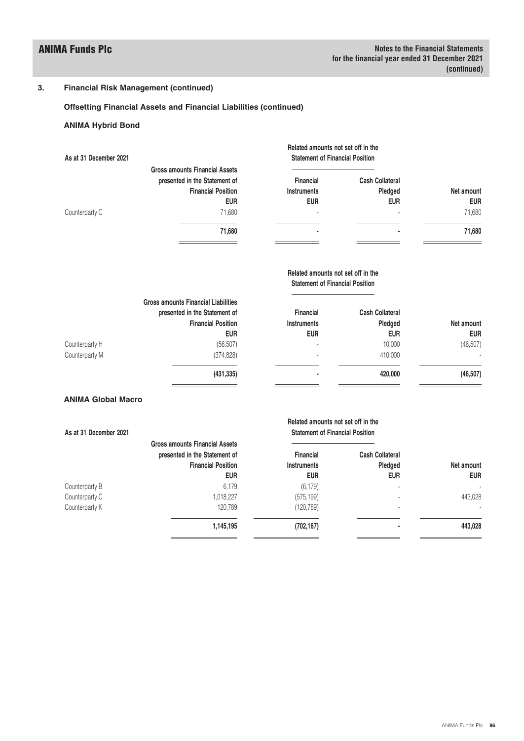## 3. Financial Risk Management (continued)

### Offsetting Financial Assets and Financial Liabilities (continued)

### ANIMA Hybrid Bond

| As at 31 December 2021 | Gross amounts Financial Assets presented in the Statement of Financial Position EUR | Related amounts not set off in the Statement of Financial Position | | Net amount EUR |
|---|---|---|---|---|
| | | Financial Instruments EUR | Cash Collateral Pledged EUR | |
| Counterparty C | 71,680 | - | - | 71,680 |
| | **71,680** | **-** | **-** | **71,680** |

| | Gross amounts Financial Liabilities presented in the Statement of Financial Position EUR | Related amounts not set off in the Statement of Financial Position | | Net amount EUR |
|---|---|---|---|---|
| | | Financial Instruments EUR | Cash Collateral Pledged EUR | |
| Counterparty H | (56,507) | - | 10,000 | (46,507) |
| Counterparty M | (374,828) | - | 410,000 | - |
| | **(431,335)** | **-** | **420,000** | **(46,507)** |

### ANIMA Global Macro

| As at 31 December 2021 | Gross amounts Financial Assets presented in the Statement of Financial Position EUR | Related amounts not set off in the Statement of Financial Position | | Net amount EUR |
|---|---|---|---|---|
| | | Financial Instruments EUR | Cash Collateral Pledged EUR | |
| Counterparty B | 6,179 | (6,179) | - | - |
| Counterparty C | 1,018,227 | (575,199) | - | 443,028 |
| Counterparty K | 120,789 | (120,789) | - | - |
| | **1,145,195** | **(702,167)** | **-** | **443,028** |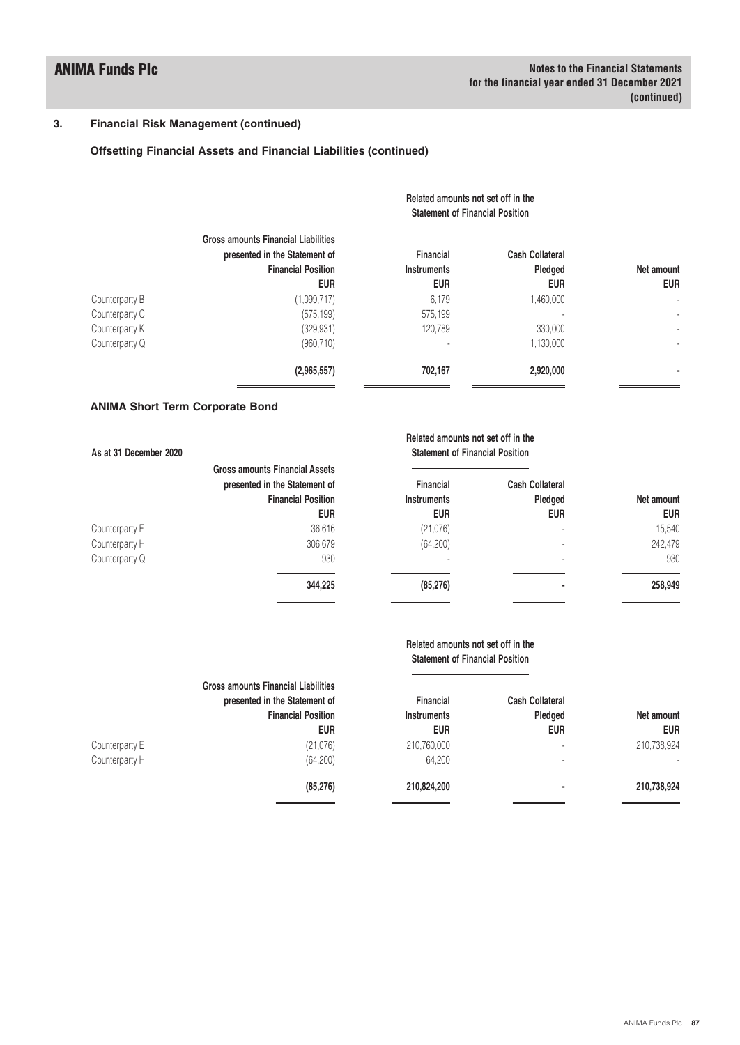## 3. Financial Risk Management (continued)

### Offsetting Financial Assets and Financial Liabilities (continued)

| | Gross amounts Financial Liabilities presented in the Statement of Financial Position | Related amounts not set off in the Statement of Financial Position | | Net amount |
|---|---|---|---|---|
| | | Financial Instruments | Cash Collateral Pledged | |
| | EUR | EUR | EUR | EUR |
| Counterparty B | (1,099,717) | 6,179 | 1,460,000 | - |
| Counterparty C | (575,199) | 575,199 | - | - |
| Counterparty K | (329,931) | 120,789 | 330,000 | - |
| Counterparty Q | (960,710) | - | 1,130,000 | - |
| | **(2,965,557)** | **702,167** | **2,920,000** | **-** |

### ANIMA Short Term Corporate Bond

**As at 31 December 2020**

| | Gross amounts Financial Assets presented in the Statement of Financial Position | Related amounts not set off in the Statement of Financial Position | | Net amount |
|---|---|---|---|---|
| | | Financial Instruments | Cash Collateral Pledged | |
| | EUR | EUR | EUR | EUR |
| Counterparty E | 36,616 | (21,076) | - | 15,540 |
| Counterparty H | 306,679 | (64,200) | - | 242,479 |
| Counterparty Q | 930 | - | - | 930 |
| | **344,225** | **(85,276)** | **-** | **258,949** |

| | Gross amounts Financial Liabilities presented in the Statement of Financial Position | Related amounts not set off in the Statement of Financial Position | | Net amount |
|---|---|---|---|---|
| | | Financial Instruments | Cash Collateral Pledged | |
| | EUR | EUR | EUR | EUR |
| Counterparty E | (21,076) | 210,760,000 | - | 210,738,924 |
| Counterparty H | (64,200) | 64,200 | - | - |
| | **(85,276)** | **210,824,200** | **-** | **210,738,924** |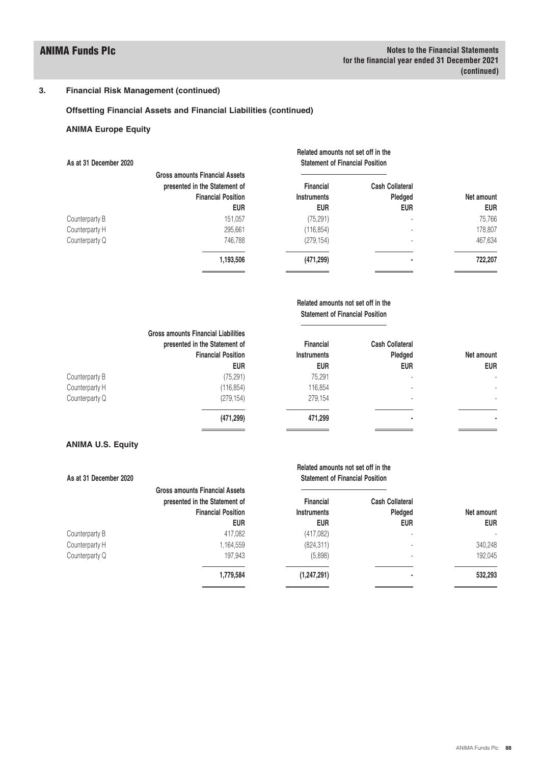## 3. Financial Risk Management (continued)

### Offsetting Financial Assets and Financial Liabilities (continued)

### ANIMA Europe Equity

**As at 31 December 2020**

| | Gross amounts Financial Assets presented in the Statement of Financial Position | Related amounts not set off in the Statement of Financial Position | | |
|---|---|---|---|---|
| | | Financial Instruments | Cash Collateral Pledged | Net amount |
| | EUR | EUR | EUR | EUR |
| Counterparty B | 151,057 | (75,291) | - | 75,766 |
| Counterparty H | 295,661 | (116,854) | - | 178,807 |
| Counterparty Q | 746,788 | (279,154) | - | 467,634 |
| | **1,193,506** | **(471,299)** | **-** | **722,207** |

| | Gross amounts Financial Liabilities presented in the Statement of Financial Position | Related amounts not set off in the Statement of Financial Position | | |
|---|---|---|---|---|
| | | Financial Instruments | Cash Collateral Pledged | Net amount |
| | EUR | EUR | EUR | EUR |
| Counterparty B | (75,291) | 75,291 | - | - |
| Counterparty H | (116,854) | 116,854 | - | - |
| Counterparty Q | (279,154) | 279,154 | - | - |
| | **(471,299)** | **471,299** | **-** | **-** |

### ANIMA U.S. Equity

**As at 31 December 2020**

| | Gross amounts Financial Assets presented in the Statement of Financial Position | Related amounts not set off in the Statement of Financial Position | | |
|---|---|---|---|---|
| | | Financial Instruments | Cash Collateral Pledged | Net amount |
| | EUR | EUR | EUR | EUR |
| Counterparty B | 417,082 | (417,082) | - | - |
| Counterparty H | 1,164,559 | (824,311) | - | 340,248 |
| Counterparty Q | 197,943 | (5,898) | - | 192,045 |
| | **1,779,584** | **(1,247,291)** | **-** | **532,293** |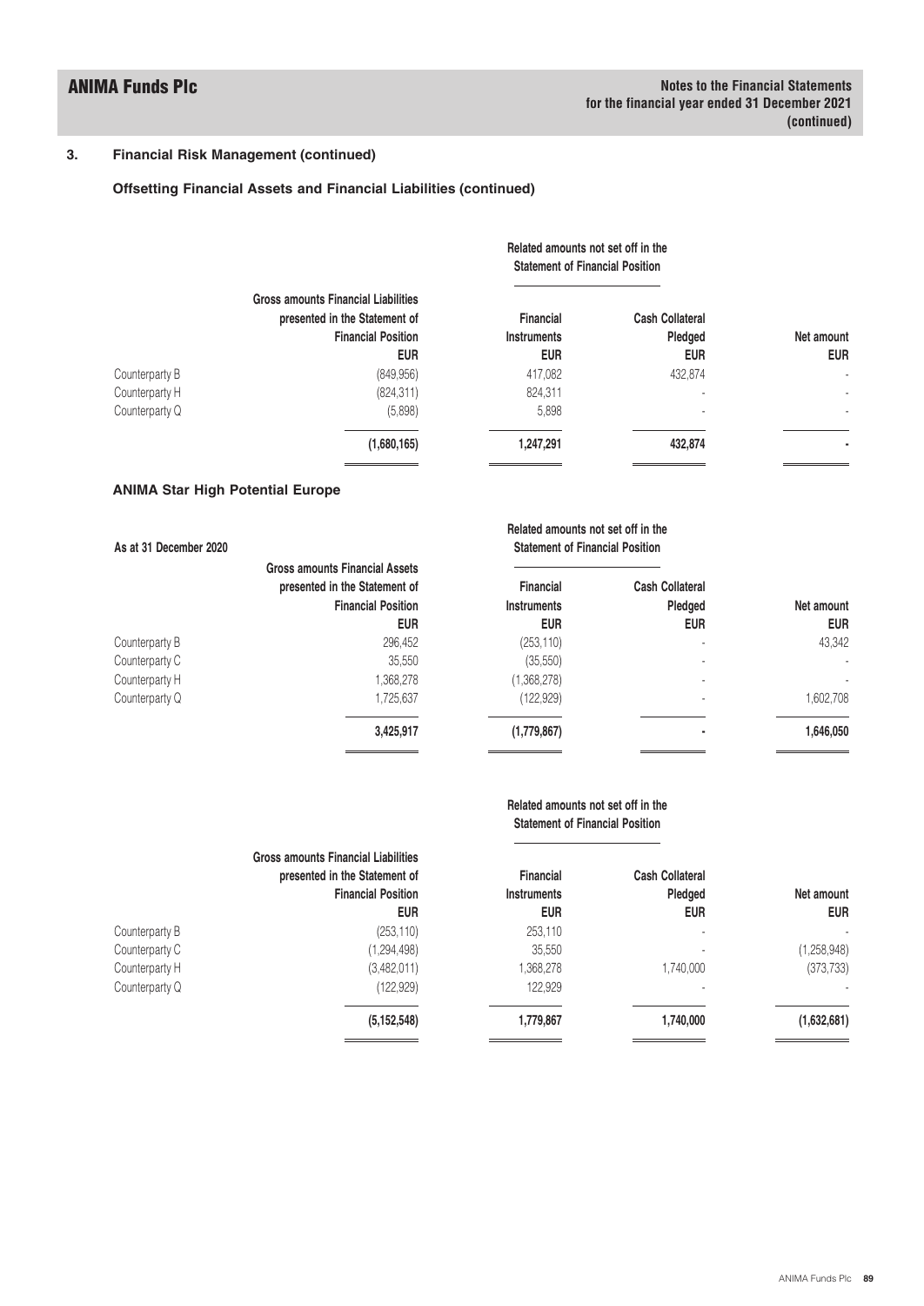## 3. Financial Risk Management (continued)

### Offsetting Financial Assets and Financial Liabilities (continued)

| | Gross amounts Financial Liabilities presented in the Statement of Financial Position | Related amounts not set off in the Statement of Financial Position | | |
|---|---|---|---|---|
| | | Financial Instruments | Cash Collateral Pledged | Net amount |
| | EUR | EUR | EUR | EUR |
| Counterparty B | (849,956) | 417,082 | 432,874 | - |
| Counterparty H | (824,311) | 824,311 | - | - |
| Counterparty Q | (5,898) | 5,898 | - | - |
| | **(1,680,165)** | **1,247,291** | **432,874** | **-** |

### ANIMA Star High Potential Europe

**As at 31 December 2020**

| | Gross amounts Financial Assets presented in the Statement of Financial Position | Related amounts not set off in the Statement of Financial Position | | |
|---|---|---|---|---|
| | | Financial Instruments | Cash Collateral Pledged | Net amount |
| | EUR | EUR | EUR | EUR |
| Counterparty B | 296,452 | (253,110) | - | 43,342 |
| Counterparty C | 35,550 | (35,550) | - | - |
| Counterparty H | 1,368,278 | (1,368,278) | - | - |
| Counterparty Q | 1,725,637 | (122,929) | - | 1,602,708 |
| | **3,425,917** | **(1,779,867)** | **-** | **1,646,050** |

| | Gross amounts Financial Liabilities presented in the Statement of Financial Position | Related amounts not set off in the Statement of Financial Position | | |
|---|---|---|---|---|
| | | Financial Instruments | Cash Collateral Pledged | Net amount |
| | EUR | EUR | EUR | EUR |
| Counterparty B | (253,110) | 253,110 | - | - |
| Counterparty C | (1,294,498) | 35,550 | - | (1,258,948) |
| Counterparty H | (3,482,011) | 1,368,278 | 1,740,000 | (373,733) |
| Counterparty Q | (122,929) | 122,929 | - | - |
| | **(5,152,548)** | **1,779,867** | **1,740,000** | **(1,632,681)** |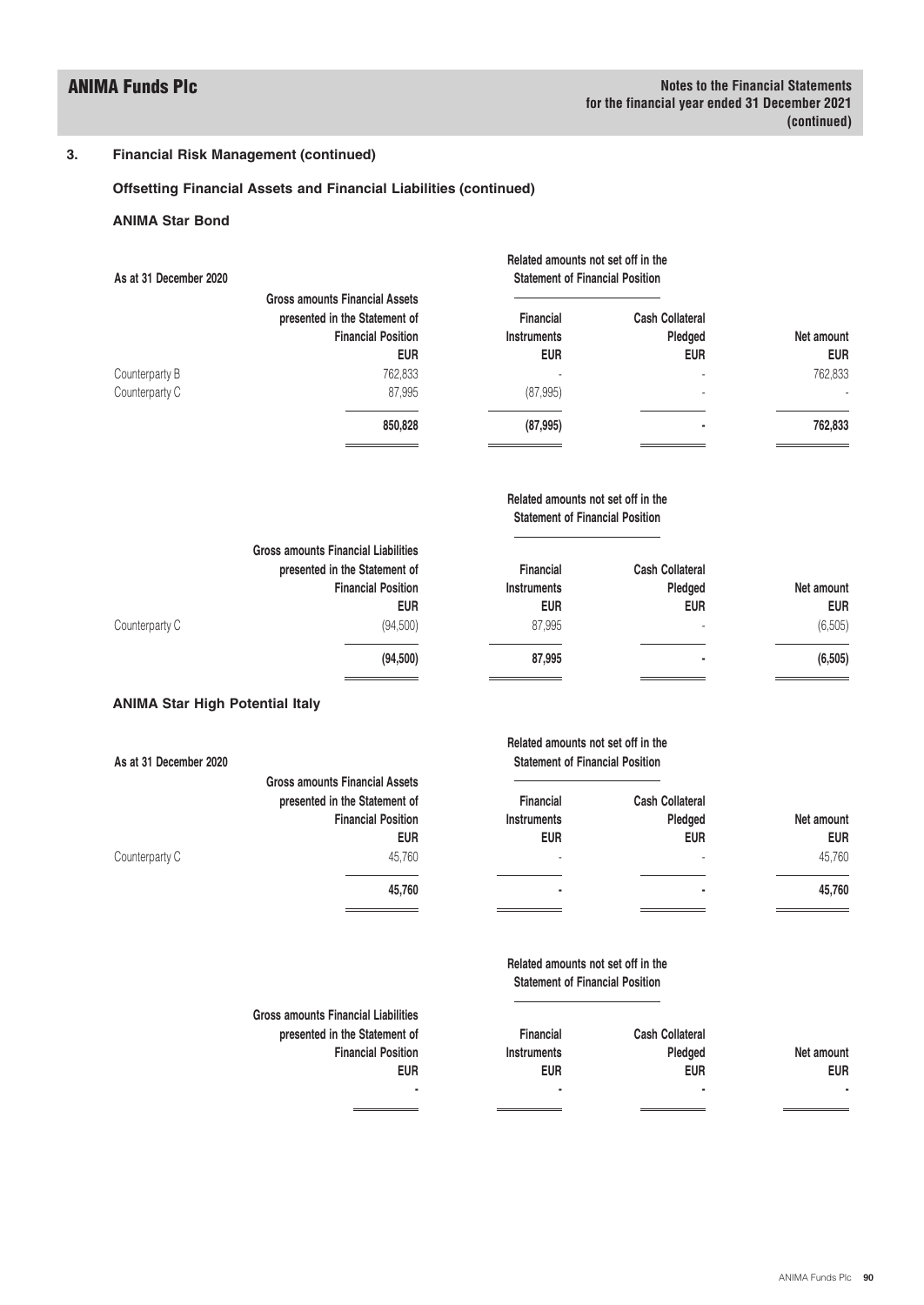## 3. Financial Risk Management (continued)

### Offsetting Financial Assets and Financial Liabilities (continued)

### ANIMA Star Bond

| As at 31 December 2020 | Gross amounts Financial Assets presented in the Statement of Financial Position EUR | Related amounts not set off in the Statement of Financial Position | | Net amount EUR |
|---|---|---|---|---|
| | | Financial Instruments EUR | Cash Collateral Pledged EUR | |
| Counterparty B | 762,833 | - | - | 762,833 |
| Counterparty C | 87,995 | (87,995) | - | - |
| | **850,828** | **(87,995)** | **-** | **762,833** |

| | Gross amounts Financial Liabilities presented in the Statement of Financial Position EUR | Related amounts not set off in the Statement of Financial Position | | Net amount EUR |
|---|---|---|---|---|
| | | Financial Instruments EUR | Cash Collateral Pledged EUR | |
| Counterparty C | (94,500) | 87,995 | - | (6,505) |
| | **(94,500)** | **87,995** | **-** | **(6,505)** |

### ANIMA Star High Potential Italy

| As at 31 December 2020 | Gross amounts Financial Assets presented in the Statement of Financial Position EUR | Related amounts not set off in the Statement of Financial Position | | Net amount EUR |
|---|---|---|---|---|
| | | Financial Instruments EUR | Cash Collateral Pledged EUR | |
| Counterparty C | 45,760 | - | - | 45,760 |
| | **45,760** | **-** | **-** | **45,760** |

| | Gross amounts Financial Liabilities presented in the Statement of Financial Position EUR | Related amounts not set off in the Statement of Financial Position | | Net amount EUR |
|---|---|---|---|---|
| | | Financial Instruments EUR | Cash Collateral Pledged EUR | |
| | **-** | **-** | **-** | **-** |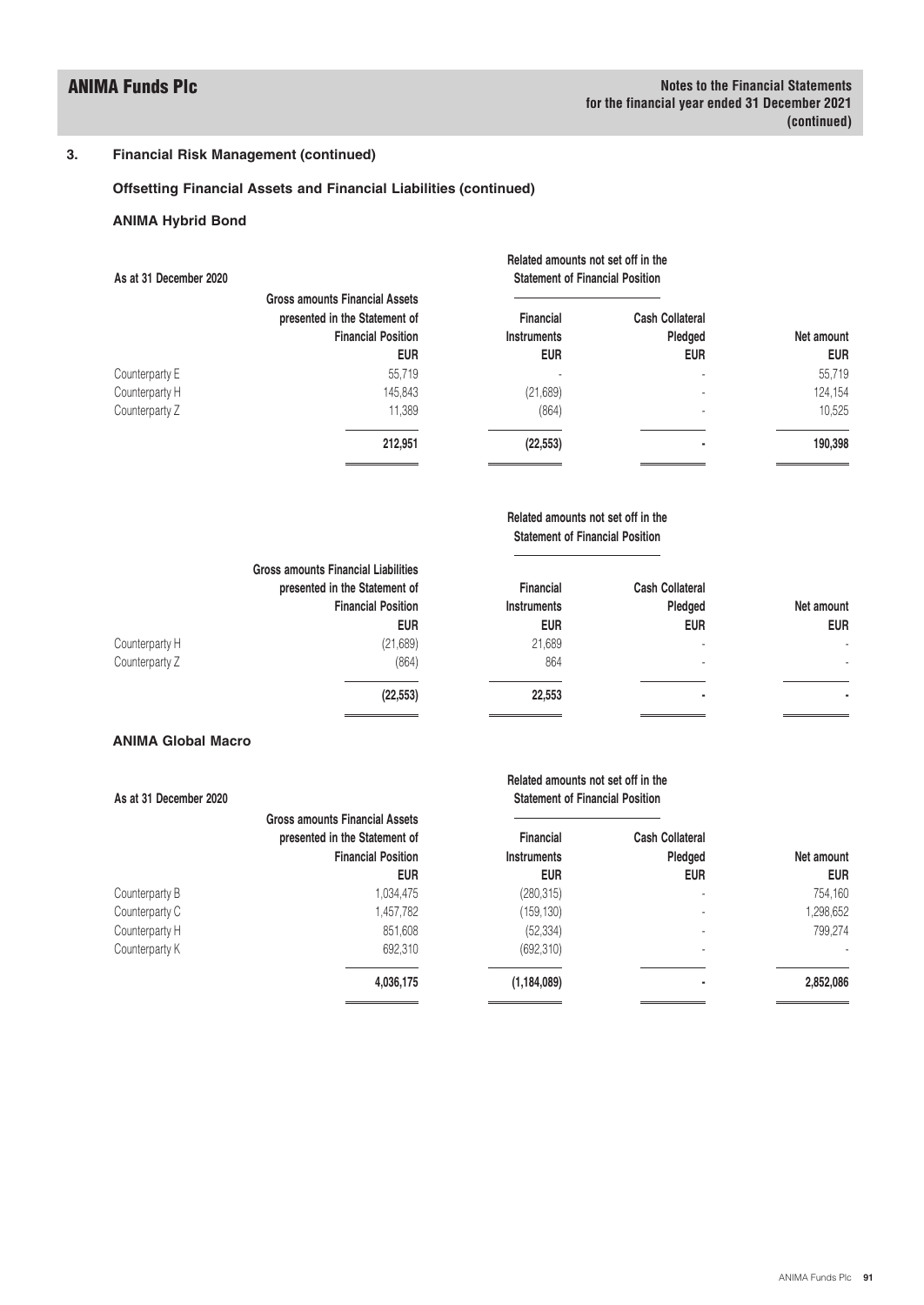## 3. Financial Risk Management (continued)

### Offsetting Financial Assets and Financial Liabilities (continued)

### ANIMA Hybrid Bond

| As at 31 December 2020 | Gross amounts Financial Assets presented in the Statement of Financial Position | Related amounts not set off in the Statement of Financial Position | | |
|---|---|---|---|---|
| | | Financial Instruments | Cash Collateral Pledged | Net amount |
| | EUR | EUR | EUR | EUR |
| Counterparty E | 55,719 | - | - | 55,719 |
| Counterparty H | 145,843 | (21,689) | - | 124,154 |
| Counterparty Z | 11,389 | (864) | - | 10,525 |
| | **212,951** | **(22,553)** | **-** | **190,398** |

| | Gross amounts Financial Liabilities presented in the Statement of Financial Position | Related amounts not set off in the Statement of Financial Position | | |
|---|---|---|---|---|
| | | Financial Instruments | Cash Collateral Pledged | Net amount |
| | EUR | EUR | EUR | EUR |
| Counterparty H | (21,689) | 21,689 | - | - |
| Counterparty Z | (864) | 864 | - | - |
| | **(22,553)** | **22,553** | **-** | **-** |

### ANIMA Global Macro

| As at 31 December 2020 | Gross amounts Financial Assets presented in the Statement of Financial Position | Related amounts not set off in the Statement of Financial Position | | |
|---|---|---|---|---|
| | | Financial Instruments | Cash Collateral Pledged | Net amount |
| | EUR | EUR | EUR | EUR |
| Counterparty B | 1,034,475 | (280,315) | - | 754,160 |
| Counterparty C | 1,457,782 | (159,130) | - | 1,298,652 |
| Counterparty H | 851,608 | (52,334) | - | 799,274 |
| Counterparty K | 692,310 | (692,310) | - | - |
| | **4,036,175** | **(1,184,089)** | **-** | **2,852,086** |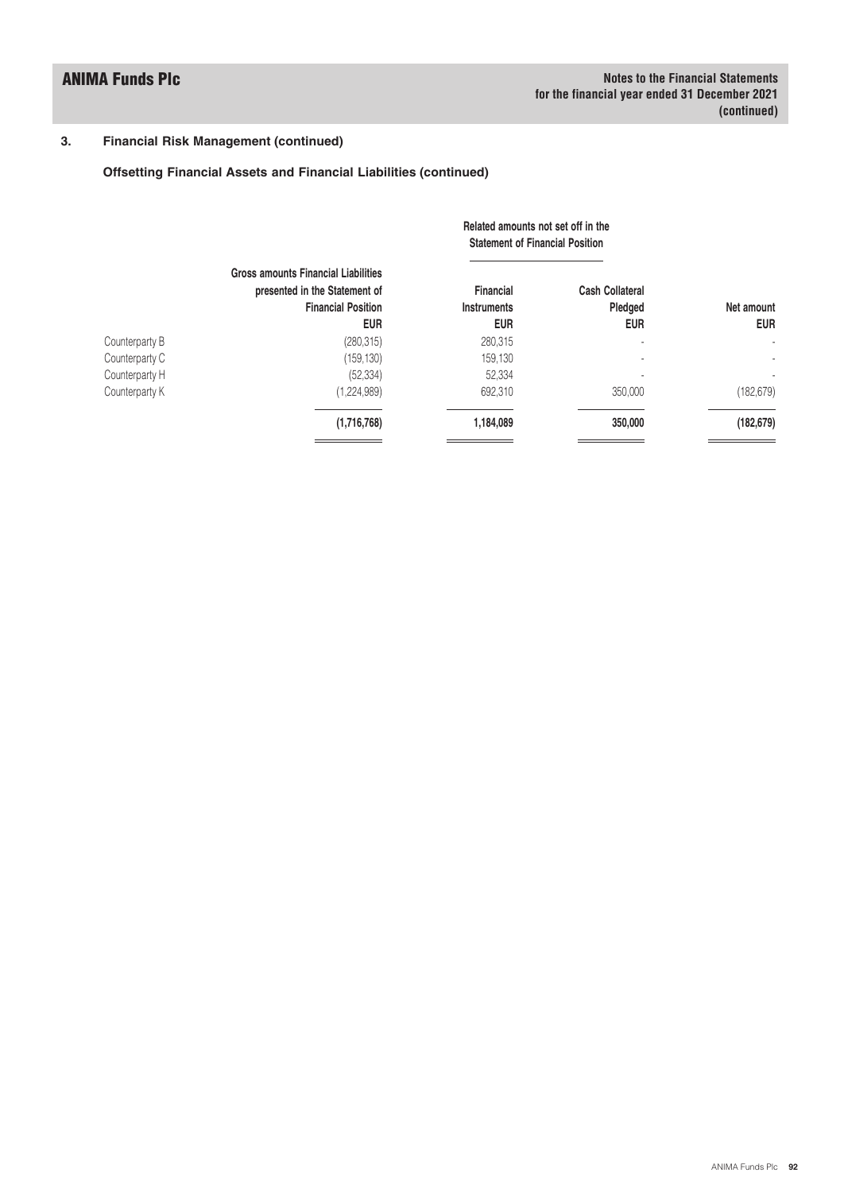## 3. Financial Risk Management (continued)

### Offsetting Financial Assets and Financial Liabilities (continued)

| | Gross amounts Financial Liabilities presented in the Statement of Financial Position | Related amounts not set off in the Statement of Financial Position | | |
|---|---|---|---|---|
| | | Financial Instruments | Cash Collateral Pledged | Net amount |
| | EUR | EUR | EUR | EUR |
| Counterparty B | (280,315) | 280,315 | - | - |
| Counterparty C | (159,130) | 159,130 | - | - |
| Counterparty H | (52,334) | 52,334 | - | - |
| Counterparty K | (1,224,989) | 692,310 | 350,000 | (182,679) |
| | **(1,716,768)** | **1,184,089** | **350,000** | **(182,679)** |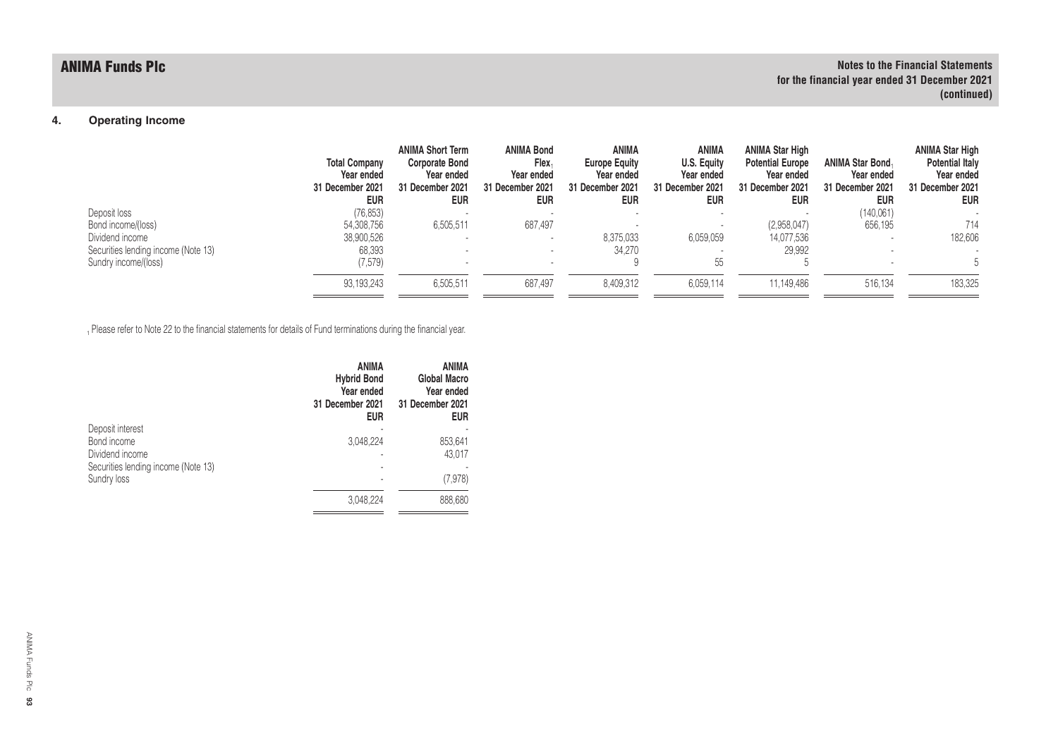## 4. Operating Income

| | Total Company Year ended 31 December 2021 EUR | ANIMA Short Term Corporate Bond Year ended 31 December 2021 EUR | ANIMA Bond Flex[1] Year ended 31 December 2021 EUR | ANIMA Europe Equity Year ended 31 December 2021 EUR | ANIMA U.S. Equity Year ended 31 December 2021 EUR | ANIMA Star High Potential Europe Year ended 31 December 2021 EUR | ANIMA Star Bond[1] Year ended 31 December 2021 EUR | ANIMA Star High Potential Italy Year ended 31 December 2021 EUR |
|---|---|---|---|---|---|---|---|---|
| Deposit loss | (76,853) | - | - | - | - | - | (140,061) | - |
| Bond income/(loss) | 54,308,756 | 6,505,511 | 687,497 | - | - | (2,958,047) | 656,195 | 714 |
| Dividend income | 38,900,526 | - | - | 8,375,033 | 6,059,059 | 14,077,536 | - | 182,606 |
| Securities lending income (Note 13) | 68,393 | - | - | 34,270 | - | 29,992 | - | - |
| Sundry income/(loss) | (7,579) | - | - | 9 | 55 | 5 | - | 5 |
| | 93,193,243 | 6,505,511 | 687,497 | 8,409,312 | 6,059,114 | 11,149,486 | 516,134 | 183,325 |

[1] Please refer to Note 22 to the financial statements for details of Fund terminations during the financial year.

| | ANIMA Hybrid Bond Year ended 31 December 2021 EUR | ANIMA Global Macro Year ended 31 December 2021 EUR |
|---|---|---|
| Deposit interest | - | - |
| Bond income | 3,048,224 | 853,641 |
| Dividend income | - | 43,017 |
| Securities lending income (Note 13) | - | - |
| Sundry loss | - | (7,978) |
| | 3,048,224 | 888,680 |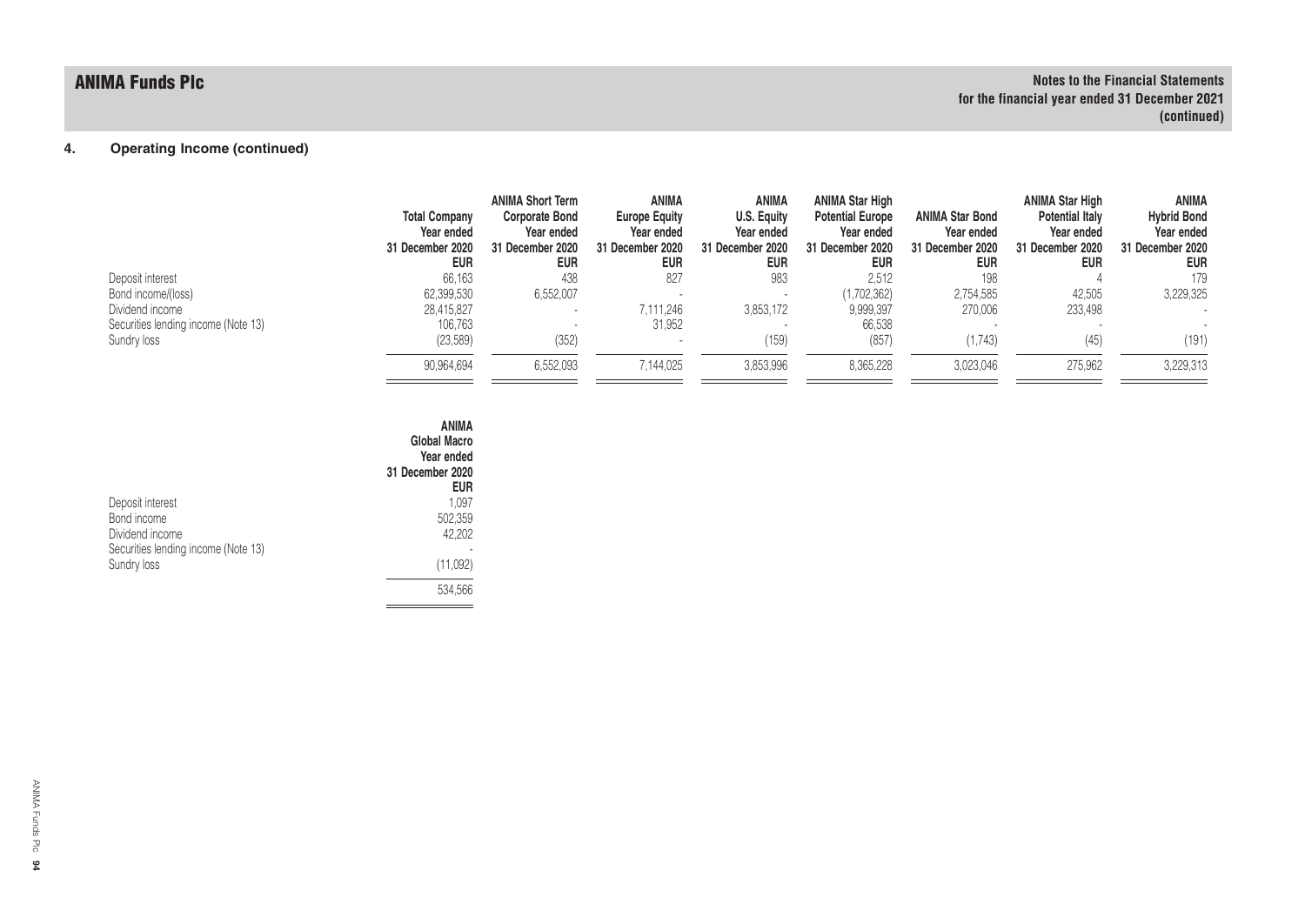## 4. Operating Income (continued)

| | Total Company Year ended 31 December 2020 EUR | ANIMA Short Term Corporate Bond Year ended 31 December 2020 EUR | ANIMA Europe Equity Year ended 31 December 2020 EUR | ANIMA U.S. Equity Year ended 31 December 2020 EUR | ANIMA Star High Potential Europe Year ended 31 December 2020 EUR | ANIMA Star Bond Year ended 31 December 2020 EUR | ANIMA Star High Potential Italy Year ended 31 December 2020 EUR | ANIMA Hybrid Bond Year ended 31 December 2020 EUR |
|---|---|---|---|---|---|---|---|---|
| Deposit interest | 66,163 | 438 | 827 | 983 | 2,512 | 198 | 4 | 179 |
| Bond income/(loss) | 62,399,530 | 6,552,007 | - | - | (1,702,362) | 2,754,585 | 42,505 | 3,229,325 |
| Dividend income | 28,415,827 | - | 7,111,246 | 3,853,172 | 9,999,397 | 270,006 | 233,498 | - |
| Securities lending income (Note 13) | 106,763 | - | 31,952 | - | 66,538 | - | - | - |
| Sundry loss | (23,589) | (352) | - | (159) | (857) | (1,743) | (45) | (191) |
| | 90,964,694 | 6,552,093 | 7,144,025 | 3,853,996 | 8,365,228 | 3,023,046 | 275,962 | 3,229,313 |

| | ANIMA Global Macro Year ended 31 December 2020 EUR |
|---|---|
| Deposit interest | 1,097 |
| Bond income | 502,359 |
| Dividend income | 42,202 |
| Securities lending income (Note 13) | - |
| Sundry loss | (11,092) |
| | 534,566 |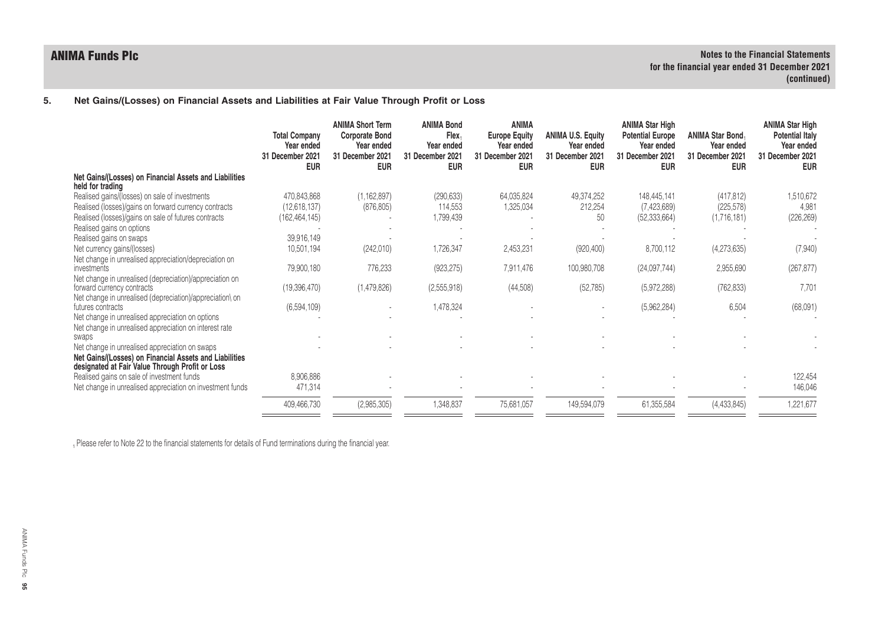## 5. Net Gains/(Losses) on Financial Assets and Liabilities at Fair Value Through Profit or Loss

| | Total Company Year ended 31 December 2021 EUR | ANIMA Short Term Corporate Bond Year ended 31 December 2021 EUR | ANIMA Bond Flex[1] Year ended 31 December 2021 EUR | ANIMA Europe Equity Year ended 31 December 2021 EUR | ANIMA U.S. Equity Year ended 31 December 2021 EUR | ANIMA Star High Potential Europe Year ended 31 December 2021 EUR | ANIMA Star Bond[1] Year ended 31 December 2021 EUR | ANIMA Star High Potential Italy Year ended 31 December 2021 EUR |
|---|---|---|---|---|---|---|---|---|
| **Net Gains/(Losses) on Financial Assets and Liabilities held for trading** | | | | | | | | |
| Realised gains/(losses) on sale of investments | 470,843,868 | (1,162,897) | (290,633) | 64,035,824 | 49,374,252 | 148,445,141 | (417,812) | 1,510,672 |
| Realised (losses)/gains on forward currency contracts | (12,618,137) | (876,805) | 114,553 | 1,325,034 | 212,254 | (7,423,689) | (225,578) | 4,981 |
| Realised (losses)/gains on sale of futures contracts | (162,464,145) | - | 1,799,439 | - | 50 | (52,333,664) | (1,716,181) | (226,269) |
| Realised gains on options | - | - | - | - | - | - | - | - |
| Realised gains on swaps | 39,916,149 | - | - | - | - | - | - | - |
| Net currency gains/(losses) | 10,501,194 | (242,010) | 1,726,347 | 2,453,231 | (920,400) | 8,700,112 | (4,273,635) | (7,940) |
| Net change in unrealised appreciation/depreciation on investments | 79,900,180 | 776,233 | (923,275) | 7,911,476 | 100,980,708 | (24,097,744) | 2,955,690 | (267,877) |
| Net change in unrealised (depreciation)/appreciation on forward currency contracts | (19,396,470) | (1,479,826) | (2,555,918) | (44,508) | (52,785) | (5,972,288) | (762,833) | 7,701 |
| Net change in unrealised (depreciation)/appreciation\ on futures contracts | (6,594,109) | - | 1,478,324 | - | - | (5,962,284) | 6,504 | (68,091) |
| Net change in unrealised appreciation on options | - | - | - | - | - | - | - | - |
| Net change in unrealised appreciation on interest rate swaps | - | - | - | - | - | - | - | - |
| Net change in unrealised appreciation on swaps | - | - | - | - | - | - | - | - |
| **Net Gains/(Losses) on Financial Assets and Liabilities designated at Fair Value Through Profit or Loss** | | | | | | | | |
| Realised gains on sale of investment funds | 8,906,886 | - | - | - | - | - | - | 122,454 |
| Net change in unrealised appreciation on investment funds | 471,314 | - | - | - | - | - | - | 146,046 |
| | 409,466,730 | (2,985,305) | 1,348,837 | 75,681,057 | 149,594,079 | 61,355,584 | (4,433,845) | 1,221,677 |

[1] Please refer to Note 22 to the financial statements for details of Fund terminations during the financial year.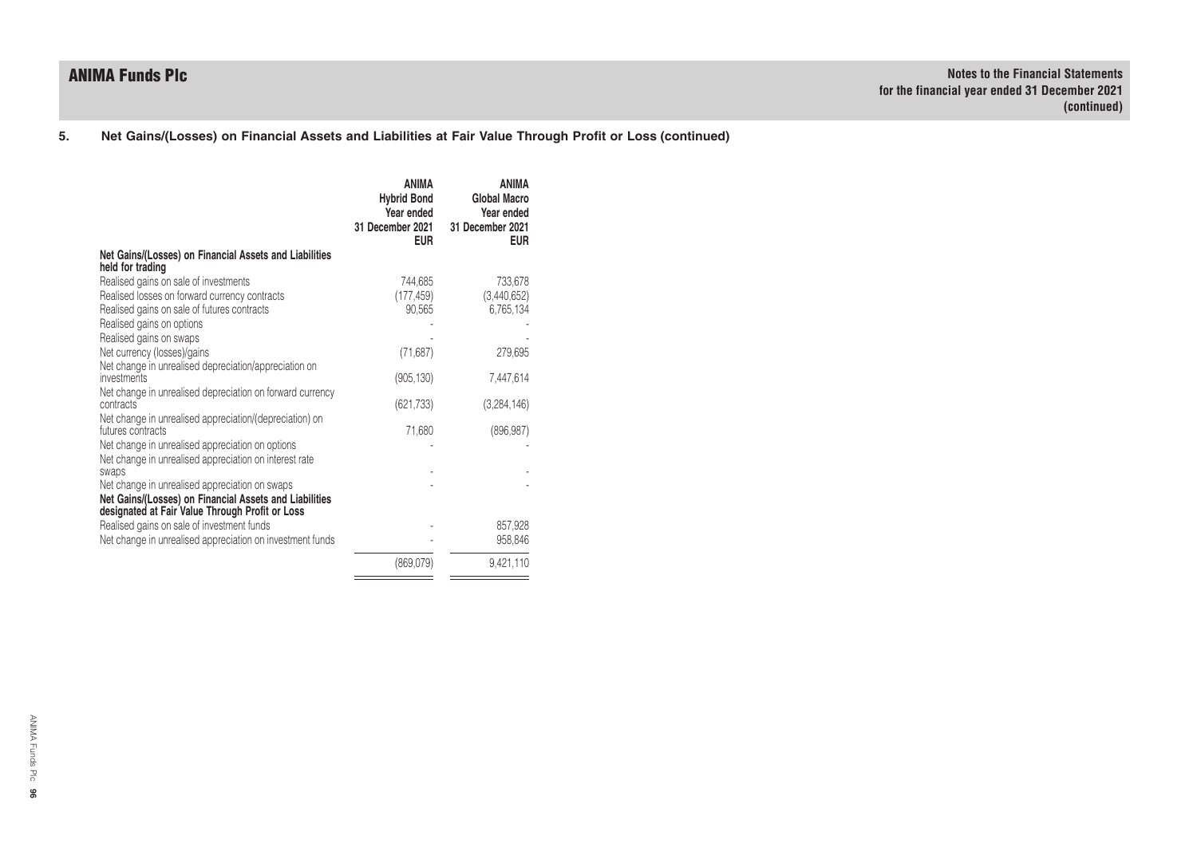## 5. Net Gains/(Losses) on Financial Assets and Liabilities at Fair Value Through Profit or Loss (continued)

| | ANIMA Hybrid Bond Year ended 31 December 2021 EUR | ANIMA Global Macro Year ended 31 December 2021 EUR |
|---|---|---|
| **Net Gains/(Losses) on Financial Assets and Liabilities held for trading** | | |
| Realised gains on sale of investments | 744,685 | 733,678 |
| Realised losses on forward currency contracts | (177,459) | (3,440,652) |
| Realised gains on sale of futures contracts | 90,565 | 6,765,134 |
| Realised gains on options | - | - |
| Realised gains on swaps | - | - |
| Net currency (losses)/gains | (71,687) | 279,695 |
| Net change in unrealised depreciation/appreciation on investments | (905,130) | 7,447,614 |
| Net change in unrealised depreciation on forward currency contracts | (621,733) | (3,284,146) |
| Net change in unrealised appreciation/(depreciation) on futures contracts | 71,680 | (896,987) |
| Net change in unrealised appreciation on options | - | - |
| Net change in unrealised appreciation on interest rate swaps | - | - |
| Net change in unrealised appreciation on swaps | - | - |
| **Net Gains/(Losses) on Financial Assets and Liabilities designated at Fair Value Through Profit or Loss** | | |
| Realised gains on sale of investment funds | - | 857,928 |
| Net change in unrealised appreciation on investment funds | - | 958,846 |
| | (869,079) | 9,421,110 |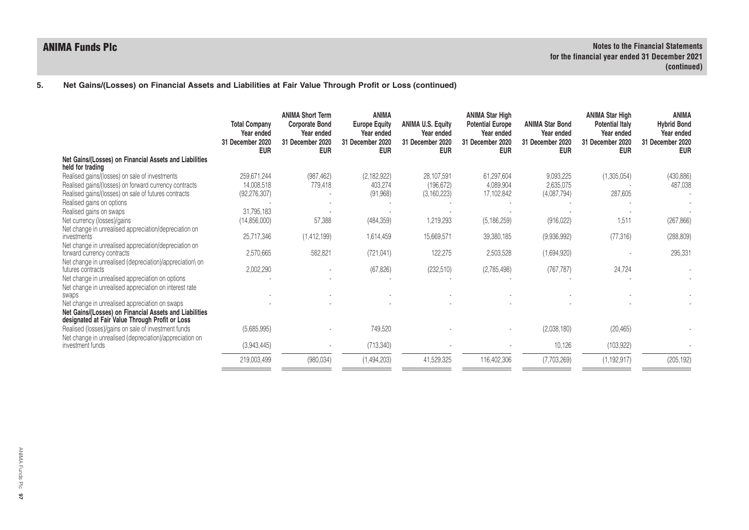## 5. Net Gains/(Losses) on Financial Assets and Liabilities at Fair Value Through Profit or Loss (continued)

| | Total Company Year ended 31 December 2020 EUR | ANIMA Short Term Corporate Bond Year ended 31 December 2020 EUR | ANIMA Europe Equity Year ended 31 December 2020 EUR | ANIMA U.S. Equity Year ended 31 December 2020 EUR | ANIMA Star High Potential Europe Year ended 31 December 2020 EUR | ANIMA Star Bond Year ended 31 December 2020 EUR | ANIMA Star High Potential Italy Year ended 31 December 2020 EUR | ANIMA Hybrid Bond Year ended 31 December 2020 EUR |
|---|---|---|---|---|---|---|---|---|
| **Net Gains/(Losses) on Financial Assets and Liabilities held for trading** | | | | | | | | |
| Realised gains/(losses) on sale of investments | 259,671,244 | (987,462) | (2,182,922) | 28,107,591 | 61,297,604 | 9,093,225 | (1,305,054) | (430,886) |
| Realised gains/(losses) on forward currency contracts | 14,008,518 | 779,418 | 403,274 | (196,672) | 4,089,904 | 2,635,075 | - | 487,038 |
| Realised gains/(losses) on sale of futures contracts | (92,276,307) | - | (91,968) | (3,160,223) | 17,102,842 | (4,087,794) | 287,605 | - |
| Realised gains on options | - | - | - | - | - | - | - | - |
| Realised gains on swaps | 31,795,183 | - | - | - | - | - | - | - |
| Net currency (losses)/gains | (14,856,000) | 57,388 | (484,359) | 1,219,293 | (5,186,259) | (916,022) | 1,511 | (267,866) |
| Net change in unrealised appreciation/depreciation on investments | 25,717,346 | (1,412,199) | 1,614,459 | 15,669,571 | 39,380,185 | (9,936,992) | (77,316) | (288,809) |
| Net change in unrealised appreciation/depreciation on forward currency contracts | 2,570,665 | 582,821 | (721,041) | 122,275 | 2,503,528 | (1,694,920) | - | 295,331 |
| Net change in unrealised (depreciation)/appreciation\ on futures contracts | 2,002,290 | - | (67,826) | (232,510) | (2,785,498) | (767,787) | 24,724 | - |
| Net change in unrealised appreciation on options | - | - | - | - | - | - | - | - |
| Net change in unrealised appreciation on interest rate swaps | - | - | - | - | - | - | - | - |
| Net change in unrealised appreciation on swaps | - | - | - | - | - | - | - | - |
| **Net Gains/(Losses) on Financial Assets and Liabilities designated at Fair Value Through Profit or Loss** | | | | | | | | |
| Realised (losses)/gains on sale of investment funds | (5,685,995) | - | 749,520 | - | - | (2,038,180) | (20,465) | - |
| Net change in unrealised (depreciation)/appreciation on investment funds | (3,943,445) | - | (713,340) | - | - | 10,126 | (103,922) | - |
| | 219,003,499 | (980,034) | (1,494,203) | 41,529,325 | 116,402,306 | (7,703,269) | (1,192,917) | (205,192) |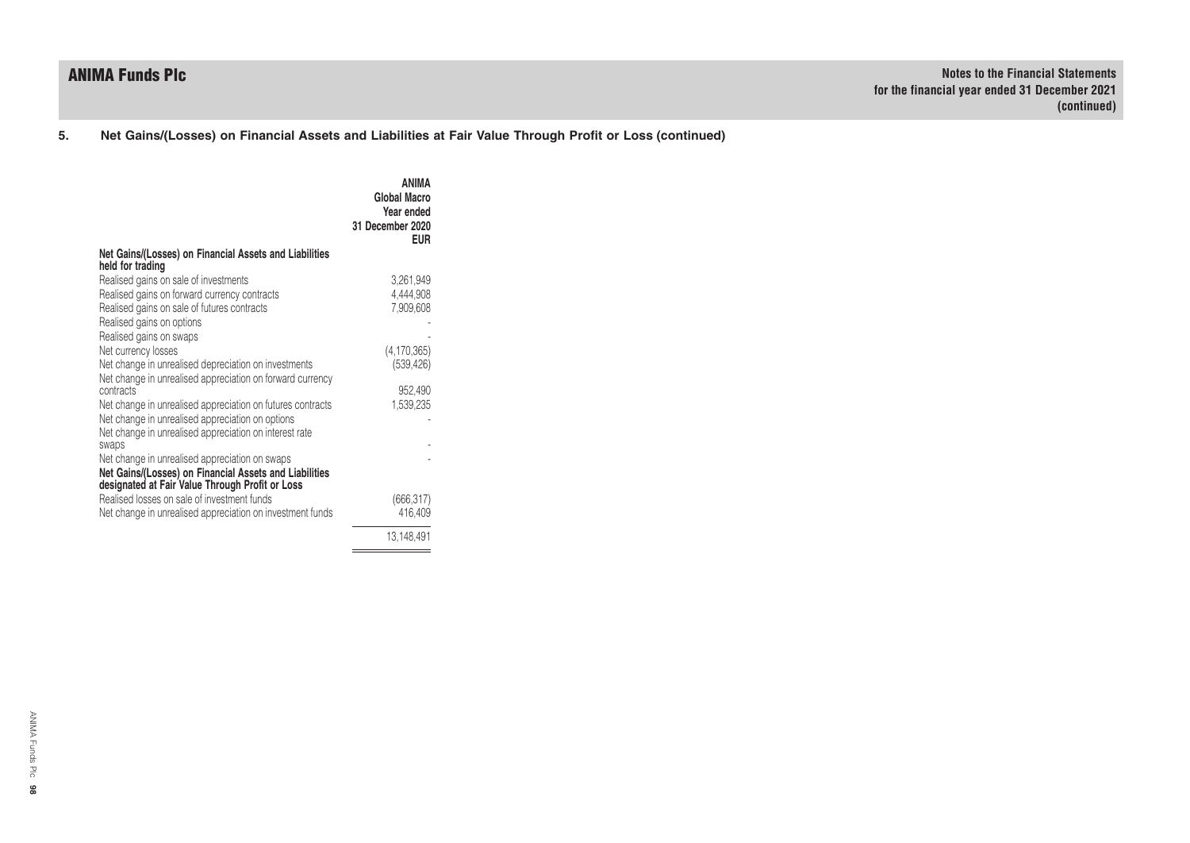## 5. Net Gains/(Losses) on Financial Assets and Liabilities at Fair Value Through Profit or Loss (continued)

| | ANIMA Global Macro Year ended 31 December 2020 EUR |
|---|---|
| **Net Gains/(Losses) on Financial Assets and Liabilities held for trading** | |
| Realised gains on sale of investments | 3,261,949 |
| Realised gains on forward currency contracts | 4,444,908 |
| Realised gains on sale of futures contracts | 7,909,608 |
| Realised gains on options | - |
| Realised gains on swaps | - |
| Net currency losses | (4,170,365) |
| Net change in unrealised depreciation on investments | (539,426) |
| Net change in unrealised appreciation on forward currency contracts | 952,490 |
| Net change in unrealised appreciation on futures contracts | 1,539,235 |
| Net change in unrealised appreciation on options | - |
| Net change in unrealised appreciation on interest rate swaps | - |
| Net change in unrealised appreciation on swaps | - |
| **Net Gains/(Losses) on Financial Assets and Liabilities designated at Fair Value Through Profit or Loss** | |
| Realised losses on sale of investment funds | (666,317) |
| Net change in unrealised appreciation on investment funds | 416,409 |
| | 13,148,491 |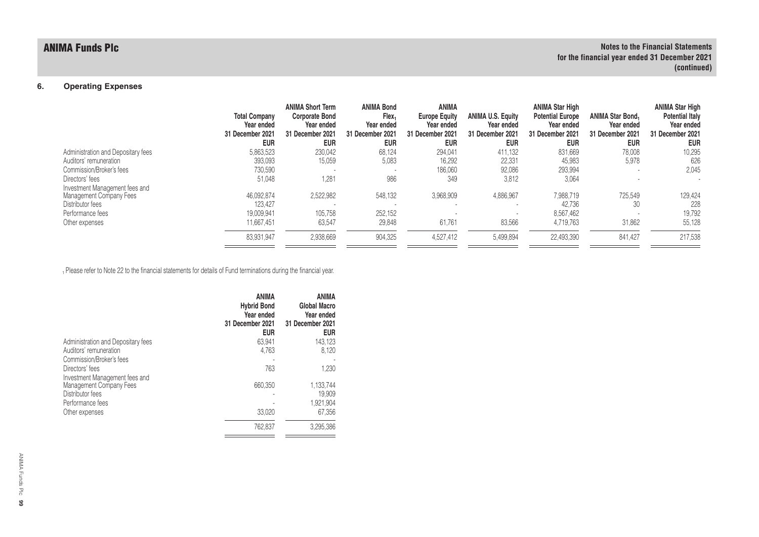## 6. Operating Expenses

| | Total Company Year ended 31 December 2021 EUR | ANIMA Short Term Corporate Bond Year ended 31 December 2021 EUR | ANIMA Bond Flex[1] Year ended 31 December 2021 EUR | ANIMA Europe Equity Year ended 31 December 2021 EUR | ANIMA U.S. Equity Year ended 31 December 2021 EUR | ANIMA Star High Potential Europe Year ended 31 December 2021 EUR | ANIMA Star Bond[1] Year ended 31 December 2021 EUR | ANIMA Star High Potential Italy Year ended 31 December 2021 EUR |
|---|---|---|---|---|---|---|---|---|
| Administration and Depositary fees | 5,863,523 | 230,042 | 68,124 | 294,041 | 411,132 | 831,669 | 78,008 | 10,295 |
| Auditors' remuneration | 393,093 | 15,059 | 5,083 | 16,292 | 22,331 | 45,983 | 5,978 | 626 |
| Commission/Broker's fees | 730,590 | - | - | 186,060 | 92,086 | 293,994 | - | 2,045 |
| Directors' fees | 51,048 | 1,281 | 986 | 349 | 3,812 | 3,064 | - | - |
| Investment Management fees and Management Company Fees | 46,092,874 | 2,522,982 | 548,132 | 3,968,909 | 4,886,967 | 7,988,719 | 725,549 | 129,424 |
| Distributor fees | 123,427 | - | - | - | - | 42,736 | 30 | 228 |
| Performance fees | 19,009,941 | 105,758 | 252,152 | - | - | 8,567,462 | - | 19,792 |
| Other expenses | 11,667,451 | 63,547 | 29,848 | 61,761 | 83,566 | 4,719,763 | 31,862 | 55,128 |
| | 83,931,947 | 2,938,669 | 904,325 | 4,527,412 | 5,499,894 | 22,493,390 | 841,427 | 217,538 |

[1] Please refer to Note 22 to the financial statements for details of Fund terminations during the financial year.

| | ANIMA Hybrid Bond Year ended 31 December 2021 EUR | ANIMA Global Macro Year ended 31 December 2021 EUR |
|---|---|---|
| Administration and Depositary fees | 63,941 | 143,123 |
| Auditors' remuneration | 4,763 | 8,120 |
| Commission/Broker's fees | - | - |
| Directors' fees | 763 | 1,230 |
| Investment Management fees and Management Company Fees | 660,350 | 1,133,744 |
| Distributor fees | - | 19,909 |
| Performance fees | - | 1,921,904 |
| Other expenses | 33,020 | 67,356 |
| | 762,837 | 3,295,386 |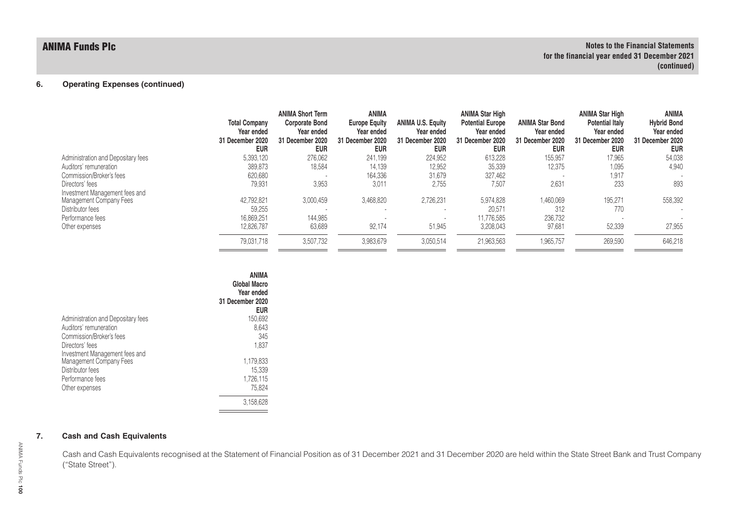## 6. Operating Expenses (continued)

| | Total Company Year ended 31 December 2020 EUR | ANIMA Short Term Corporate Bond Year ended 31 December 2020 EUR | ANIMA Europe Equity Year ended 31 December 2020 EUR | ANIMA U.S. Equity Year ended 31 December 2020 EUR | ANIMA Star High Potential Europe Year ended 31 December 2020 EUR | ANIMA Star Bond Year ended 31 December 2020 EUR | ANIMA Star High Potential Italy Year ended 31 December 2020 EUR | ANIMA Hybrid Bond Year ended 31 December 2020 EUR |
|---|---|---|---|---|---|---|---|---|
| Administration and Depositary fees | 5,393,120 | 276,062 | 241,199 | 224,952 | 613,228 | 155,957 | 17,965 | 54,038 |
| Auditors' remuneration | 389,873 | 18,584 | 14,139 | 12,952 | 35,339 | 12,375 | 1,095 | 4,940 |
| Commission/Broker's fees | 620,680 | - | 164,336 | 31,679 | 327,462 | - | 1,917 | - |
| Directors' fees | 79,931 | 3,953 | 3,011 | 2,755 | 7,507 | 2,631 | 233 | 893 |
| Investment Management fees and Management Company Fees | 42,792,821 | 3,000,459 | 3,468,820 | 2,726,231 | 5,974,828 | 1,460,069 | 195,271 | 558,392 |
| Distributor fees | 59,255 | - | - | - | 20,571 | 312 | 770 | - |
| Performance fees | 16,869,251 | 144,985 | - | - | 11,776,585 | 236,732 | - | - |
| Other expenses | 12,826,787 | 63,689 | 92,174 | 51,945 | 3,208,043 | 97,681 | 52,339 | 27,955 |
| | 79,031,718 | 3,507,732 | 3,983,679 | 3,050,514 | 21,963,563 | 1,965,757 | 269,590 | 646,218 |

| | ANIMA Global Macro Year ended 31 December 2020 EUR |
|---|---|
| Administration and Depositary fees | 150,692 |
| Auditors' remuneration | 8,643 |
| Commission/Broker's fees | 345 |
| Directors' fees | 1,837 |
| Investment Management fees and Management Company Fees | 1,179,833 |
| Distributor fees | 15,339 |
| Performance fees | 1,726,115 |
| Other expenses | 75,824 |
| | 3,158,628 |

## 7. Cash and Cash Equivalents

Cash and Cash Equivalents recognised at the Statement of Financial Position as of 31 December 2021 and 31 December 2020 are held within the State Street Bank and Trust Company ("State Street").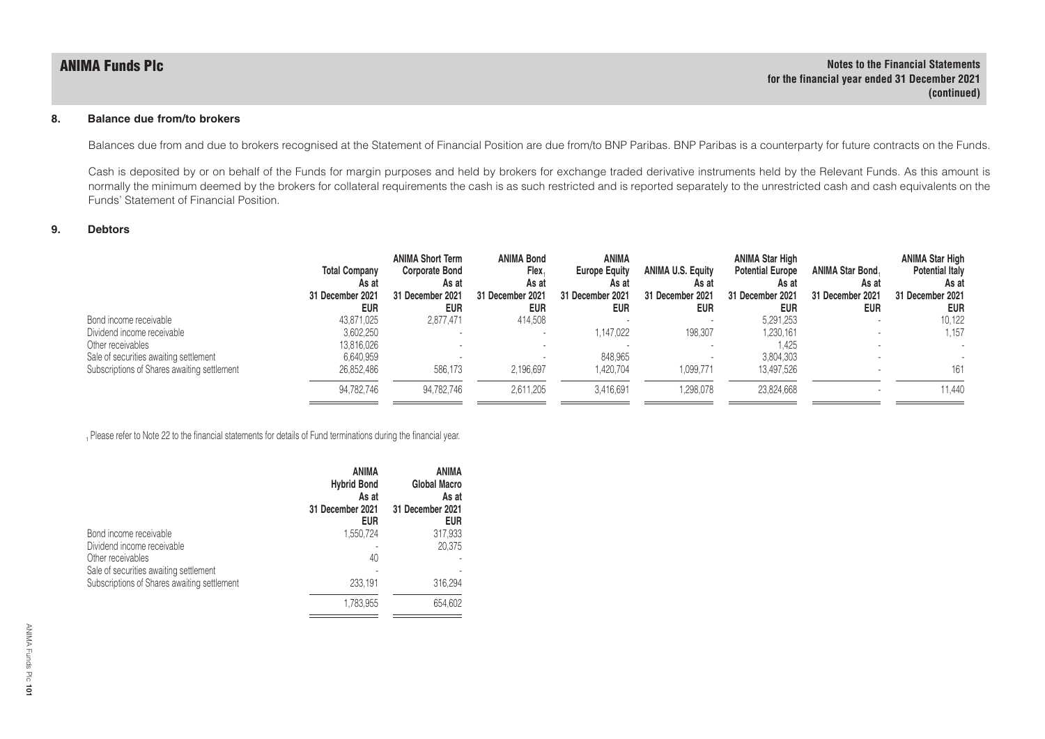## 8. Balance due from/to brokers

Balances due from and due to brokers recognised at the Statement of Financial Position are due from/to BNP Paribas. BNP Paribas is a counterparty for future contracts on the Funds.

Cash is deposited by or on behalf of the Funds for margin purposes and held by brokers for exchange traded derivative instruments held by the Relevant Funds. As this amount is normally the minimum deemed by the brokers for collateral requirements the cash is as such restricted and is reported separately to the unrestricted cash and cash equivalents on the Funds' Statement of Financial Position.

## 9. Debtors

| | Total Company As at 31 December 2021 EUR | ANIMA Short Term Corporate Bond As at 31 December 2021 EUR | ANIMA Bond Flex[1] As at 31 December 2021 EUR | ANIMA Europe Equity As at 31 December 2021 EUR | ANIMA U.S. Equity As at 31 December 2021 EUR | ANIMA Star High Potential Europe As at 31 December 2021 EUR | ANIMA Star Bond[1] As at 31 December 2021 EUR | ANIMA Star High Potential Italy As at 31 December 2021 EUR |
|---|---|---|---|---|---|---|---|---|
| Bond income receivable | 43,871,025 | 2,877,471 | 414,508 | - | - | 5,291,253 | - | 10,122 |
| Dividend income receivable | 3,602,250 | - | - | 1,147,022 | 198,307 | 1,230,161 | - | 1,157 |
| Other receivables | 13,816,026 | - | - | - | - | 1,425 | - | - |
| Sale of securities awaiting settlement | 6,640,959 | - | - | 848,965 | - | 3,804,303 | - | - |
| Subscriptions of Shares awaiting settlement | 26,852,486 | 586,173 | 2,196,697 | 1,420,704 | 1,099,771 | 13,497,526 | - | 161 |
| | 94,782,746 | 94,782,746 | 2,611,205 | 3,416,691 | 1,298,078 | 23,824,668 | - | 11,440 |

[1] Please refer to Note 22 to the financial statements for details of Fund terminations during the financial year.

| | ANIMA Hybrid Bond As at 31 December 2021 EUR | ANIMA Global Macro As at 31 December 2021 EUR |
|---|---|---|
| Bond income receivable | 1,550,724 | 317,933 |
| Dividend income receivable | - | 20,375 |
| Other receivables | 40 | - |
| Sale of securities awaiting settlement | - | - |
| Subscriptions of Shares awaiting settlement | 233,191 | 316,294 |
| | 1,783,955 | 654,602 |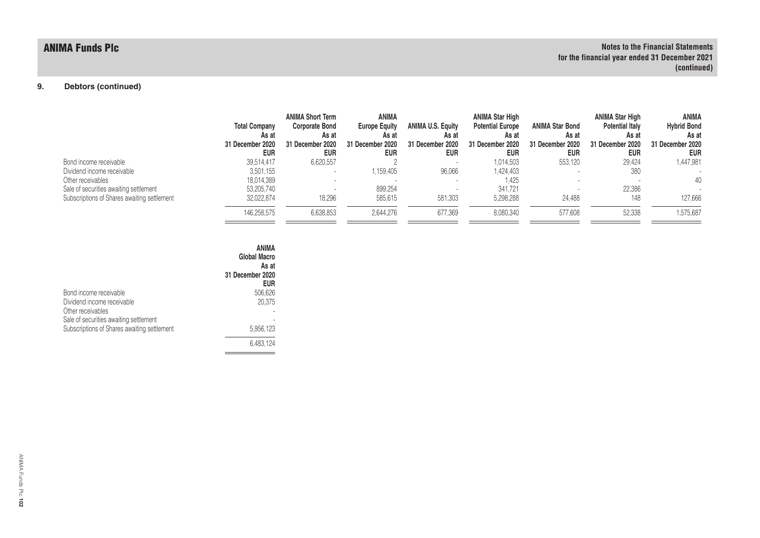## 9. Debtors (continued)

| | Total Company As at 31 December 2020 EUR | ANIMA Short Term Corporate Bond As at 31 December 2020 EUR | ANIMA Europe Equity As at 31 December 2020 EUR | ANIMA U.S. Equity As at 31 December 2020 EUR | ANIMA Star High Potential Europe As at 31 December 2020 EUR | ANIMA Star Bond As at 31 December 2020 EUR | ANIMA Star High Potential Italy As at 31 December 2020 EUR | ANIMA Hybrid Bond As at 31 December 2020 EUR |
|---|---|---|---|---|---|---|---|---|
| Bond income receivable | 39,514,417 | 6,620,557 | 2 | - | 1,014,503 | 553,120 | 29,424 | 1,447,981 |
| Dividend income receivable | 3,501,155 | - | 1,159,405 | 96,066 | 1,424,403 | - | 380 | - |
| Other receivables | 18,014,389 | - | - | - | 1,425 | - | - | 40 |
| Sale of securities awaiting settlement | 53,205,740 | - | 899,254 | - | 341,721 | - | 22,386 | - |
| Subscriptions of Shares awaiting settlement | 32,022,874 | 18,296 | 585,615 | 581,303 | 5,298,288 | 24,488 | 148 | 127,666 |
| | 146,258,575 | 6,638,853 | 2,644,276 | 677,369 | 8,080,340 | 577,608 | 52,338 | 1,575,687 |

| | ANIMA Global Macro As at 31 December 2020 EUR |
|---|---|
| Bond income receivable | 506,626 |
| Dividend income receivable | 20,375 |
| Other receivables | - |
| Sale of securities awaiting settlement | - |
| Subscriptions of Shares awaiting settlement | 5,956,123 |
| | 6,483,124 |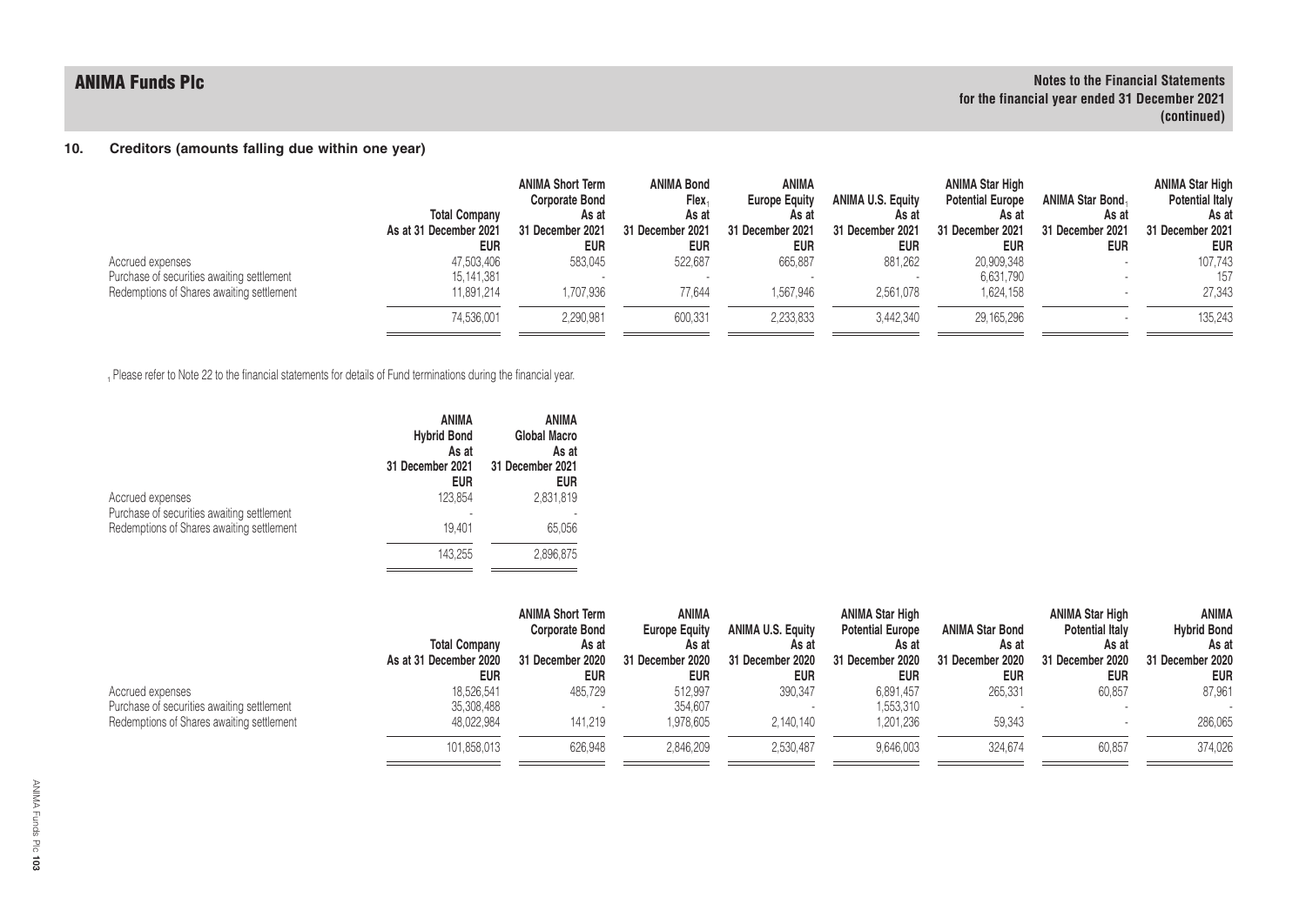## 10. Creditors (amounts falling due within one year)

| | Total Company As at 31 December 2021 EUR | ANIMA Short Term Corporate Bond As at 31 December 2021 EUR | ANIMA Bond Flex[1] As at 31 December 2021 EUR | ANIMA Europe Equity As at 31 December 2021 EUR | ANIMA U.S. Equity As at 31 December 2021 EUR | ANIMA Star High Potential Europe As at 31 December 2021 EUR | ANIMA Star Bond[1] As at 31 December 2021 EUR | ANIMA Star High Potential Italy As at 31 December 2021 EUR |
|---|---|---|---|---|---|---|---|---|
| Accrued expenses | 47,503,406 | 583,045 | 522,687 | 665,887 | 881,262 | 20,909,348 | - | 107,743 |
| Purchase of securities awaiting settlement | 15,141,381 | - | - | - | - | 6,631,790 | - | 157 |
| Redemptions of Shares awaiting settlement | 11,891,214 | 1,707,936 | 77,644 | 1,567,946 | 2,561,078 | 1,624,158 | - | 27,343 |
| | 74,536,001 | 2,290,981 | 600,331 | 2,233,833 | 3,442,340 | 29,165,296 | - | 135,243 |

[1] Please refer to Note 22 to the financial statements for details of Fund terminations during the financial year.

| | ANIMA Hybrid Bond As at 31 December 2021 EUR | ANIMA Global Macro As at 31 December 2021 EUR |
|---|---|---|
| Accrued expenses | 123,854 | 2,831,819 |
| Purchase of securities awaiting settlement | - | - |
| Redemptions of Shares awaiting settlement | 19,401 | 65,056 |
| | 143,255 | 2,896,875 |

| | Total Company As at 31 December 2020 EUR | ANIMA Short Term Corporate Bond As at 31 December 2020 EUR | ANIMA Europe Equity As at 31 December 2020 EUR | ANIMA U.S. Equity As at 31 December 2020 EUR | ANIMA Star High Potential Europe As at 31 December 2020 EUR | ANIMA Star Bond As at 31 December 2020 EUR | ANIMA Star High Potential Italy As at 31 December 2020 EUR | ANIMA Hybrid Bond As at 31 December 2020 EUR |
|---|---|---|---|---|---|---|---|---|
| Accrued expenses | 18,526,541 | 485,729 | 512,997 | 390,347 | 6,891,457 | 265,331 | 60,857 | 87,961 |
| Purchase of securities awaiting settlement | 35,308,488 | - | 354,607 | - | 1,553,310 | - | - | - |
| Redemptions of Shares awaiting settlement | 48,022,984 | 141,219 | 1,978,605 | 2,140,140 | 1,201,236 | 59,343 | - | 286,065 |
| | 101,858,013 | 626,948 | 2,846,209 | 2,530,487 | 9,646,003 | 324,674 | 60,857 | 374,026 |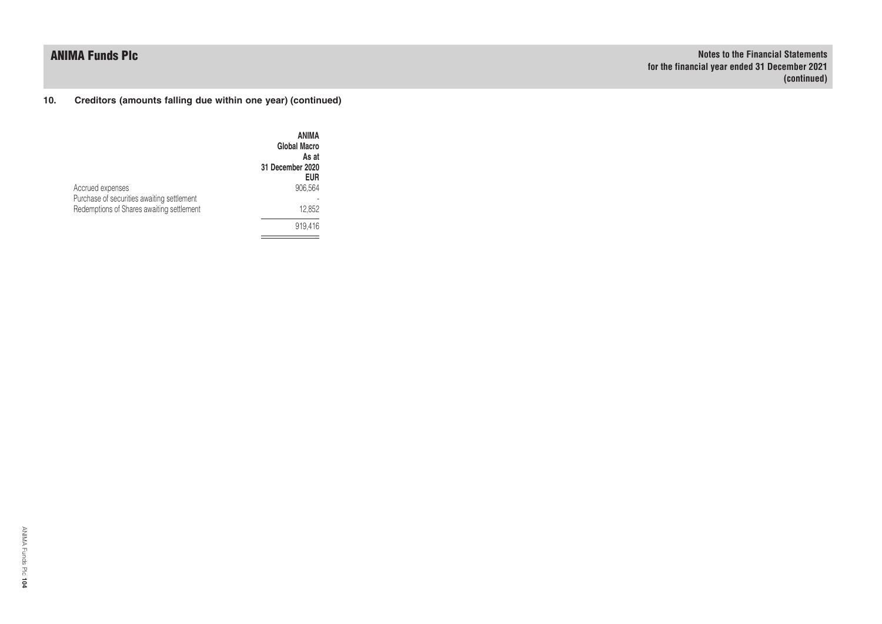## 10. Creditors (amounts falling due within one year) (continued)

| | ANIMA Global Macro As at 31 December 2020 EUR |
|---|---|
| Accrued expenses | 906,564 |
| Purchase of securities awaiting settlement | - |
| Redemptions of Shares awaiting settlement | 12,852 |
| | 919,416 |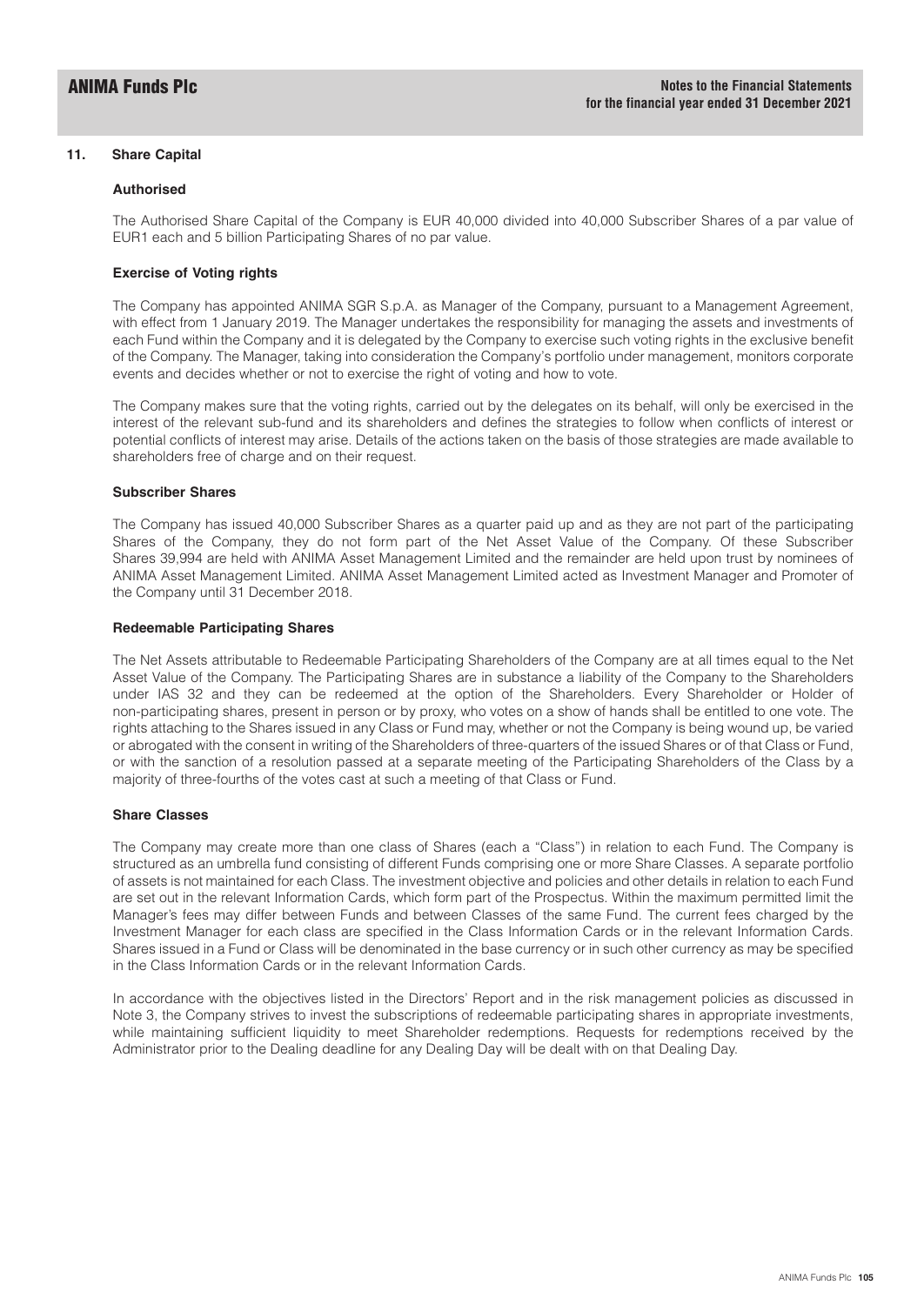## 11. Share Capital

### Authorised

The Authorised Share Capital of the Company is EUR 40,000 divided into 40,000 Subscriber Shares of a par value of EUR1 each and 5 billion Participating Shares of no par value.

### Exercise of Voting rights

The Company has appointed ANIMA SGR S.p.A. as Manager of the Company, pursuant to a Management Agreement, with effect from 1 January 2019. The Manager undertakes the responsibility for managing the assets and investments of each Fund within the Company and it is delegated by the Company to exercise such voting rights in the exclusive benefit of the Company. The Manager, taking into consideration the Company's portfolio under management, monitors corporate events and decides whether or not to exercise the right of voting and how to vote.

The Company makes sure that the voting rights, carried out by the delegates on its behalf, will only be exercised in the interest of the relevant sub-fund and its shareholders and defines the strategies to follow when conflicts of interest or potential conflicts of interest may arise. Details of the actions taken on the basis of those strategies are made available to shareholders free of charge and on their request.

### Subscriber Shares

The Company has issued 40,000 Subscriber Shares as a quarter paid up and as they are not part of the participating Shares of the Company, they do not form part of the Net Asset Value of the Company. Of these Subscriber Shares 39,994 are held with ANIMA Asset Management Limited and the remainder are held upon trust by nominees of ANIMA Asset Management Limited. ANIMA Asset Management Limited acted as Investment Manager and Promoter of the Company until 31 December 2018.

### Redeemable Participating Shares

The Net Assets attributable to Redeemable Participating Shareholders of the Company are at all times equal to the Net Asset Value of the Company. The Participating Shares are in substance a liability of the Company to the Shareholders under IAS 32 and they can be redeemed at the option of the Shareholders. Every Shareholder or Holder of non-participating shares, present in person or by proxy, who votes on a show of hands shall be entitled to one vote. The rights attaching to the Shares issued in any Class or Fund may, whether or not the Company is being wound up, be varied or abrogated with the consent in writing of the Shareholders of three-quarters of the issued Shares or of that Class or Fund, or with the sanction of a resolution passed at a separate meeting of the Participating Shareholders of the Class by a majority of three-fourths of the votes cast at such a meeting of that Class or Fund.

### Share Classes

The Company may create more than one class of Shares (each a "Class") in relation to each Fund. The Company is structured as an umbrella fund consisting of different Funds comprising one or more Share Classes. A separate portfolio of assets is not maintained for each Class. The investment objective and policies and other details in relation to each Fund are set out in the relevant Information Cards, which form part of the Prospectus. Within the maximum permitted limit the Manager's fees may differ between Funds and between Classes of the same Fund. The current fees charged by the Investment Manager for each class are specified in the Class Information Cards or in the relevant Information Cards. Shares issued in a Fund or Class will be denominated in the base currency or in such other currency as may be specified in the Class Information Cards or in the relevant Information Cards.

In accordance with the objectives listed in the Directors' Report and in the risk management policies as discussed in Note 3, the Company strives to invest the subscriptions of redeemable participating shares in appropriate investments, while maintaining sufficient liquidity to meet Shareholder redemptions. Requests for redemptions received by the Administrator prior to the Dealing deadline for any Dealing Day will be dealt with on that Dealing Day.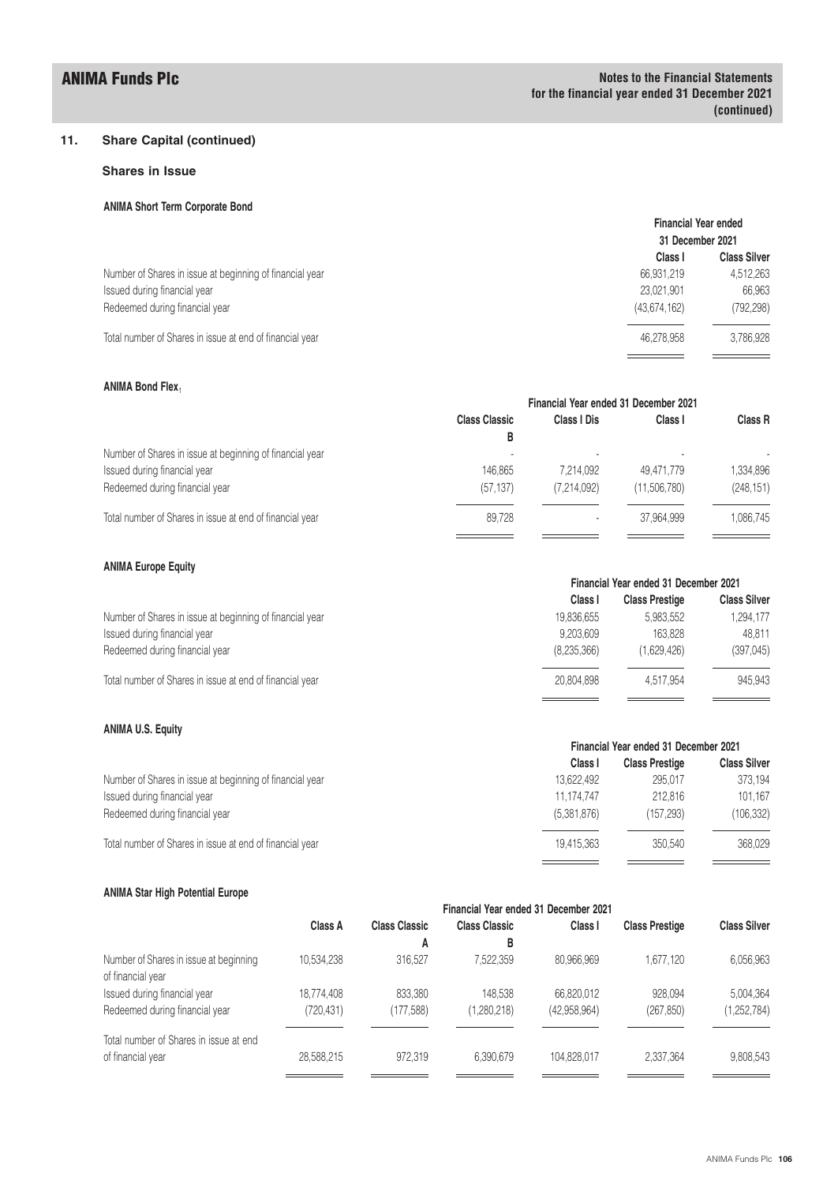## 11. Share Capital (continued)

### Shares in Issue

**ANIMA Short Term Corporate Bond**

| | Financial Year ended 31 December 2021 | |
|---|---|---|
| | Class I | Class Silver |
| Number of Shares in issue at beginning of financial year | 66,931,219 | 4,512,263 |
| Issued during financial year | 23,021,901 | 66,963 |
| Redeemed during financial year | (43,674,162) | (792,298) |
| Total number of Shares in issue at end of financial year | 46,278,958 | 3,786,928 |

**ANIMA Bond Flex[1]**

| | Financial Year ended 31 December 2021 | | | |
|---|---|---|---|---|
| | Class Classic B | Class I Dis | Class I | Class R |
| Number of Shares in issue at beginning of financial year | - | - | - | - |
| Issued during financial year | 146,865 | 7,214,092 | 49,471,779 | 1,334,896 |
| Redeemed during financial year | (57,137) | (7,214,092) | (11,506,780) | (248,151) |
| Total number of Shares in issue at end of financial year | 89,728 | - | 37,964,999 | 1,086,745 |

**ANIMA Europe Equity**

| | Financial Year ended 31 December 2021 | | |
|---|---|---|---|
| | Class I | Class Prestige | Class Silver |
| Number of Shares in issue at beginning of financial year | 19,836,655 | 5,983,552 | 1,294,177 |
| Issued during financial year | 9,203,609 | 163,828 | 48,811 |
| Redeemed during financial year | (8,235,366) | (1,629,426) | (397,045) |
| Total number of Shares in issue at end of financial year | 20,804,898 | 4,517,954 | 945,943 |

**ANIMA U.S. Equity**

| | Financial Year ended 31 December 2021 | | |
|---|---|---|---|
| | Class I | Class Prestige | Class Silver |
| Number of Shares in issue at beginning of financial year | 13,622,492 | 295,017 | 373,194 |
| Issued during financial year | 11,174,747 | 212,816 | 101,167 |
| Redeemed during financial year | (5,381,876) | (157,293) | (106,332) |
| Total number of Shares in issue at end of financial year | 19,415,363 | 350,540 | 368,029 |

**ANIMA Star High Potential Europe**

| | Financial Year ended 31 December 2021 | | | | | |
|---|---|---|---|---|---|---|
| | Class A | Class Classic A | Class Classic B | Class I | Class Prestige | Class Silver |
| Number of Shares in issue at beginning of financial year | 10,534,238 | 316,527 | 7,522,359 | 80,966,969 | 1,677,120 | 6,056,963 |
| Issued during financial year | 18,774,408 | 833,380 | 148,538 | 66,820,012 | 928,094 | 5,004,364 |
| Redeemed during financial year | (720,431) | (177,588) | (1,280,218) | (42,958,964) | (267,850) | (1,252,784) |
| Total number of Shares in issue at end of financial year | 28,588,215 | 972,319 | 6,390,679 | 104,828,017 | 2,337,364 | 9,808,543 |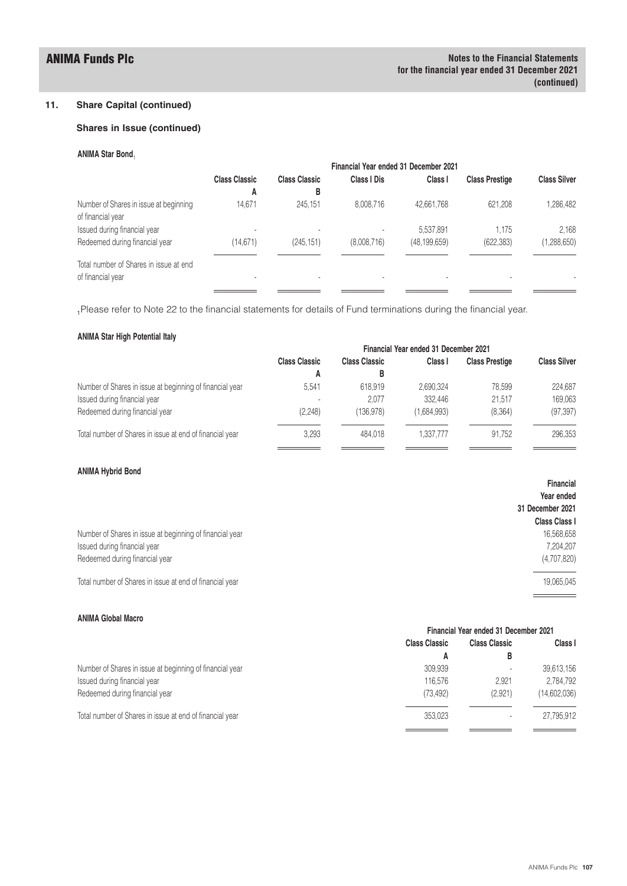## 11. Share Capital (continued)

### Shares in Issue (continued)

**ANIMA Star Bond**[1]

| | Financial Year ended 31 December 2021 | | | | | |
|---|---|---|---|---|---|---|
| | Class Classic A | Class Classic B | Class I Dis | Class I | Class Prestige | Class Silver |
| Number of Shares in issue at beginning of financial year | 14,671 | 245,151 | 8,008,716 | 42,661,768 | 621,208 | 1,286,482 |
| Issued during financial year | - | - | - | 5,537,891 | 1,175 | 2,168 |
| Redeemed during financial year | (14,671) | (245,151) | (8,008,716) | (48,199,659) | (622,383) | (1,288,650) |
| Total number of Shares in issue at end of financial year | - | - | - | - | - | - |

[1]Please refer to Note 22 to the financial statements for details of Fund terminations during the financial year.

**ANIMA Star High Potential Italy**

| | Financial Year ended 31 December 2021 | | | | |
|---|---|---|---|---|---|
| | Class Classic A | Class Classic B | Class I | Class Prestige | Class Silver |
| Number of Shares in issue at beginning of financial year | 5,541 | 618,919 | 2,690,324 | 78,599 | 224,687 |
| Issued during financial year | - | 2,077 | 332,446 | 21,517 | 169,063 |
| Redeemed during financial year | (2,248) | (136,978) | (1,684,993) | (8,364) | (97,397) |
| Total number of Shares in issue at end of financial year | 3,293 | 484,018 | 1,337,777 | 91,752 | 296,353 |

**ANIMA Hybrid Bond**

| | Financial Year ended 31 December 2021 |
|---|---|
| | Class Class I |
| Number of Shares in issue at beginning of financial year | 16,568,658 |
| Issued during financial year | 7,204,207 |
| Redeemed during financial year | (4,707,820) |
| Total number of Shares in issue at end of financial year | 19,065,045 |

**ANIMA Global Macro**

| | Financial Year ended 31 December 2021 | | |
|---|---|---|---|
| | Class Classic A | Class Classic B | Class I |
| Number of Shares in issue at beginning of financial year | 309,939 | - | 39,613,156 |
| Issued during financial year | 116,576 | 2,921 | 2,784,792 |
| Redeemed during financial year | (73,492) | (2,921) | (14,602,036) |
| Total number of Shares in issue at end of financial year | 353,023 | - | 27,795,912 |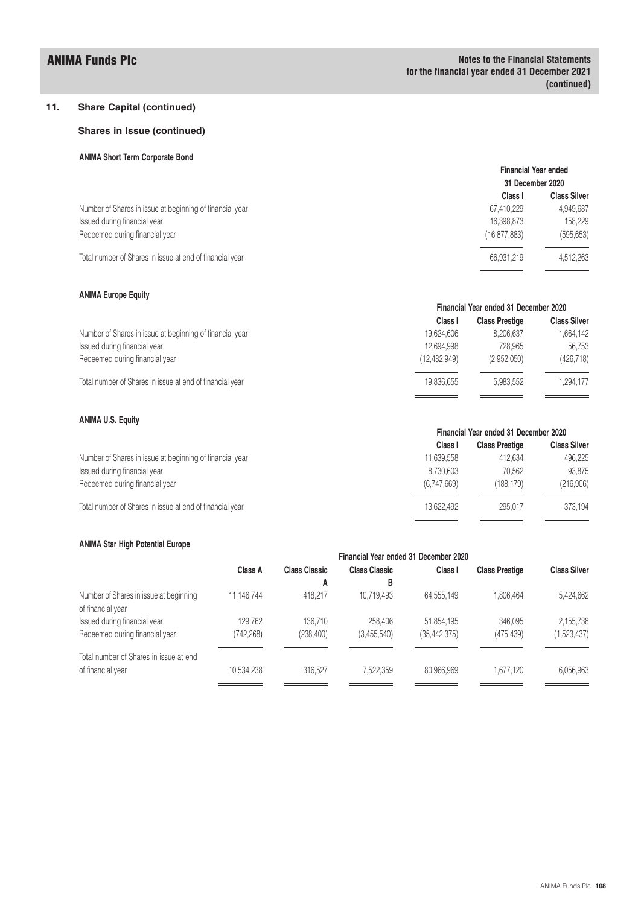## 11. Share Capital (continued)

### Shares in Issue (continued)

#### ANIMA Short Term Corporate Bond

| | Financial Year ended 31 December 2020 | |
|---|---|---|
| | Class I | Class Silver |
| Number of Shares in issue at beginning of financial year | 67,410,229 | 4,949,687 |
| Issued during financial year | 16,398,873 | 158,229 |
| Redeemed during financial year | (16,877,883) | (595,653) |
| Total number of Shares in issue at end of financial year | 66,931,219 | 4,512,263 |

#### ANIMA Europe Equity

| | Financial Year ended 31 December 2020 | | |
|---|---|---|---|
| | Class I | Class Prestige | Class Silver |
| Number of Shares in issue at beginning of financial year | 19,624,606 | 8,206,637 | 1,664,142 |
| Issued during financial year | 12,694,998 | 728,965 | 56,753 |
| Redeemed during financial year | (12,482,949) | (2,952,050) | (426,718) |
| Total number of Shares in issue at end of financial year | 19,836,655 | 5,983,552 | 1,294,177 |

#### ANIMA U.S. Equity

| | Financial Year ended 31 December 2020 | | |
|---|---|---|---|
| | Class I | Class Prestige | Class Silver |
| Number of Shares in issue at beginning of financial year | 11,639,558 | 412,634 | 496,225 |
| Issued during financial year | 8,730,603 | 70,562 | 93,875 |
| Redeemed during financial year | (6,747,669) | (188,179) | (216,906) |
| Total number of Shares in issue at end of financial year | 13,622,492 | 295,017 | 373,194 |

#### ANIMA Star High Potential Europe

| | Financial Year ended 31 December 2020 | | | | | |
|---|---|---|---|---|---|---|
| | Class A | Class Classic A | Class Classic B | Class I | Class Prestige | Class Silver |
| Number of Shares in issue at beginning of financial year | 11,146,744 | 418,217 | 10,719,493 | 64,555,149 | 1,806,464 | 5,424,662 |
| Issued during financial year | 129,762 | 136,710 | 258,406 | 51,854,195 | 346,095 | 2,155,738 |
| Redeemed during financial year | (742,268) | (238,400) | (3,455,540) | (35,442,375) | (475,439) | (1,523,437) |
| Total number of Shares in issue at end of financial year | 10,534,238 | 316,527 | 7,522,359 | 80,966,969 | 1,677,120 | 6,056,963 |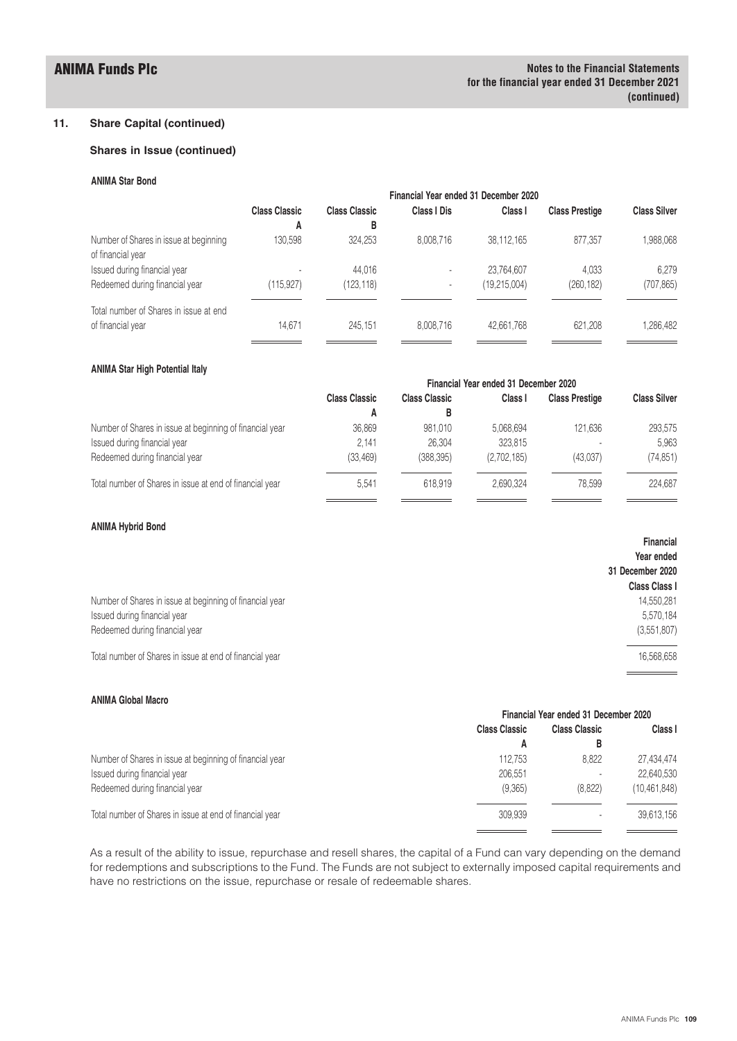## 11. Share Capital (continued)

### Shares in Issue (continued)

**ANIMA Star Bond**

| | Financial Year ended 31 December 2020 | | | | | |
|---|---|---|---|---|---|---|
| | Class Classic A | Class Classic B | Class I Dis | Class I | Class Prestige | Class Silver |
| Number of Shares in issue at beginning of financial year | 130,598 | 324,253 | 8,008,716 | 38,112,165 | 877,357 | 1,988,068 |
| Issued during financial year | - | 44,016 | - | 23,764,607 | 4,033 | 6,279 |
| Redeemed during financial year | (115,927) | (123,118) | - | (19,215,004) | (260,182) | (707,865) |
| Total number of Shares in issue at end of financial year | 14,671 | 245,151 | 8,008,716 | 42,661,768 | 621,208 | 1,286,482 |

**ANIMA Star High Potential Italy**

| | Financial Year ended 31 December 2020 | | | | |
|---|---|---|---|---|---|
| | Class Classic A | Class Classic B | Class I | Class Prestige | Class Silver |
| Number of Shares in issue at beginning of financial year | 36,869 | 981,010 | 5,068,694 | 121,636 | 293,575 |
| Issued during financial year | 2,141 | 26,304 | 323,815 | - | 5,963 |
| Redeemed during financial year | (33,469) | (388,395) | (2,702,185) | (43,037) | (74,851) |
| Total number of Shares in issue at end of financial year | 5,541 | 618,919 | 2,690,324 | 78,599 | 224,687 |

**ANIMA Hybrid Bond**

| | Financial Year ended 31 December 2020 |
|---|---|
| | Class Class I |
| Number of Shares in issue at beginning of financial year | 14,550,281 |
| Issued during financial year | 5,570,184 |
| Redeemed during financial year | (3,551,807) |
| Total number of Shares in issue at end of financial year | 16,568,658 |

**ANIMA Global Macro**

| | Financial Year ended 31 December 2020 | | |
|---|---|---|---|
| | Class Classic A | Class Classic B | Class I |
| Number of Shares in issue at beginning of financial year | 112,753 | 8,822 | 27,434,474 |
| Issued during financial year | 206,551 | - | 22,640,530 |
| Redeemed during financial year | (9,365) | (8,822) | (10,461,848) |
| Total number of Shares in issue at end of financial year | 309,939 | - | 39,613,156 |

As a result of the ability to issue, repurchase and resell shares, the capital of a Fund can vary depending on the demand for redemptions and subscriptions to the Fund. The Funds are not subject to externally imposed capital requirements and have no restrictions on the issue, repurchase or resale of redeemable shares.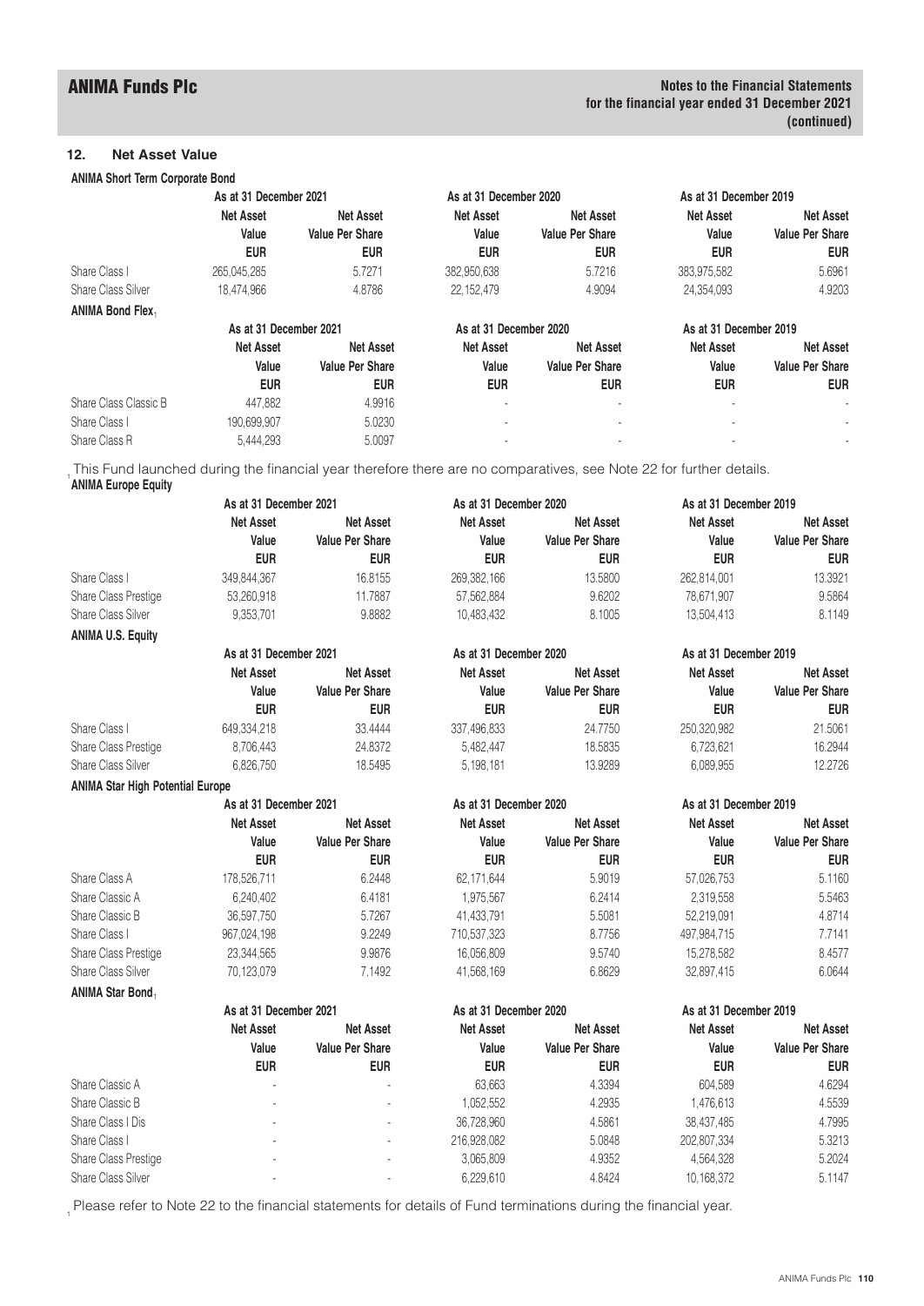## 12. Net Asset Value

**ANIMA Short Term Corporate Bond**

| | As at 31 December 2021 | | As at 31 December 2020 | | As at 31 December 2019 | |
|---|---|---|---|---|---|---|
| | Net Asset Value EUR | Net Asset Value Per Share EUR | Net Asset Value EUR | Net Asset Value Per Share EUR | Net Asset Value EUR | Net Asset Value Per Share EUR |
| Share Class I | 265,045,285 | 5.7271 | 382,950,638 | 5.7216 | 383,975,582 | 5.6961 |
| Share Class Silver | 18,474,966 | 4.8786 | 22,152,479 | 4.9094 | 24,354,093 | 4.9203 |

**ANIMA Bond Flex**[1]

| | As at 31 December 2021 | | As at 31 December 2020 | | As at 31 December 2019 | |
|---|---|---|---|---|---|---|
| | Net Asset Value EUR | Net Asset Value Per Share EUR | Net Asset Value EUR | Net Asset Value Per Share EUR | Net Asset Value EUR | Net Asset Value Per Share EUR |
| Share Class Classic B | 447,882 | 4.9916 | - | - | - | - |
| Share Class I | 190,699,907 | 5.0230 | - | - | - | - |
| Share Class R | 5,444,293 | 5.0097 | - | - | - | - |

[1] This Fund launched during the financial year therefore there are no comparatives, see Note 22 for further details.

**ANIMA Europe Equity**

| | As at 31 December 2021 | | As at 31 December 2020 | | As at 31 December 2019 | |
|---|---|---|---|---|---|---|
| | Net Asset Value EUR | Net Asset Value Per Share EUR | Net Asset Value EUR | Net Asset Value Per Share EUR | Net Asset Value EUR | Net Asset Value Per Share EUR |
| Share Class I | 349,844,367 | 16.8155 | 269,382,166 | 13.5800 | 262,814,001 | 13.3921 |
| Share Class Prestige | 53,260,918 | 11.7887 | 57,562,884 | 9.6202 | 78,671,907 | 9.5864 |
| Share Class Silver | 9,353,701 | 9.8882 | 10,483,432 | 8.1005 | 13,504,413 | 8.1149 |

**ANIMA U.S. Equity**

| | As at 31 December 2021 | | As at 31 December 2020 | | As at 31 December 2019 | |
|---|---|---|---|---|---|---|
| | Net Asset Value EUR | Net Asset Value Per Share EUR | Net Asset Value EUR | Net Asset Value Per Share EUR | Net Asset Value EUR | Net Asset Value Per Share EUR |
| Share Class I | 649,334,218 | 33.4444 | 337,496,833 | 24.7750 | 250,320,982 | 21.5061 |
| Share Class Prestige | 8,706,443 | 24.8372 | 5,482,447 | 18.5835 | 6,723,621 | 16.2944 |
| Share Class Silver | 6,826,750 | 18.5495 | 5,198,181 | 13.9289 | 6,089,955 | 12.2726 |

**ANIMA Star High Potential Europe**

| | As at 31 December 2021 | | As at 31 December 2020 | | As at 31 December 2019 | |
|---|---|---|---|---|---|---|
| | Net Asset Value EUR | Net Asset Value Per Share EUR | Net Asset Value EUR | Net Asset Value Per Share EUR | Net Asset Value EUR | Net Asset Value Per Share EUR |
| Share Class A | 178,526,711 | 6.2448 | 62,171,644 | 5.9019 | 57,026,753 | 5.1160 |
| Share Classic A | 6,240,402 | 6.4181 | 1,975,567 | 6.2414 | 2,319,558 | 5.5463 |
| Share Classic B | 36,597,750 | 5.7267 | 41,433,791 | 5.5081 | 52,219,091 | 4.8714 |
| Share Class I | 967,024,198 | 9.2249 | 710,537,323 | 8.7756 | 497,984,715 | 7.7141 |
| Share Class Prestige | 23,344,565 | 9.9876 | 16,056,809 | 9.5740 | 15,278,582 | 8.4577 |
| Share Class Silver | 70,123,079 | 7.1492 | 41,568,169 | 6.8629 | 32,897,415 | 6.0644 |

**ANIMA Star Bond**[1]

| | As at 31 December 2021 | | As at 31 December 2020 | | As at 31 December 2019 | |
|---|---|---|---|---|---|---|
| | Net Asset Value EUR | Net Asset Value Per Share EUR | Net Asset Value EUR | Net Asset Value Per Share EUR | Net Asset Value EUR | Net Asset Value Per Share EUR |
| Share Classic A | - | - | 63,663 | 4.3394 | 604,589 | 4.6294 |
| Share Classic B | - | - | 1,052,552 | 4.2935 | 1,476,613 | 4.5539 |
| Share Class I Dis | - | - | 36,728,960 | 4.5861 | 38,437,485 | 4.7995 |
| Share Class I | - | - | 216,928,082 | 5.0848 | 202,807,334 | 5.3213 |
| Share Class Prestige | - | - | 3,065,809 | 4.9352 | 4,564,328 | 5.2024 |
| Share Class Silver | - | - | 6,229,610 | 4.8424 | 10,168,372 | 5.1147 |

[1] Please refer to Note 22 to the financial statements for details of Fund terminations during the financial year.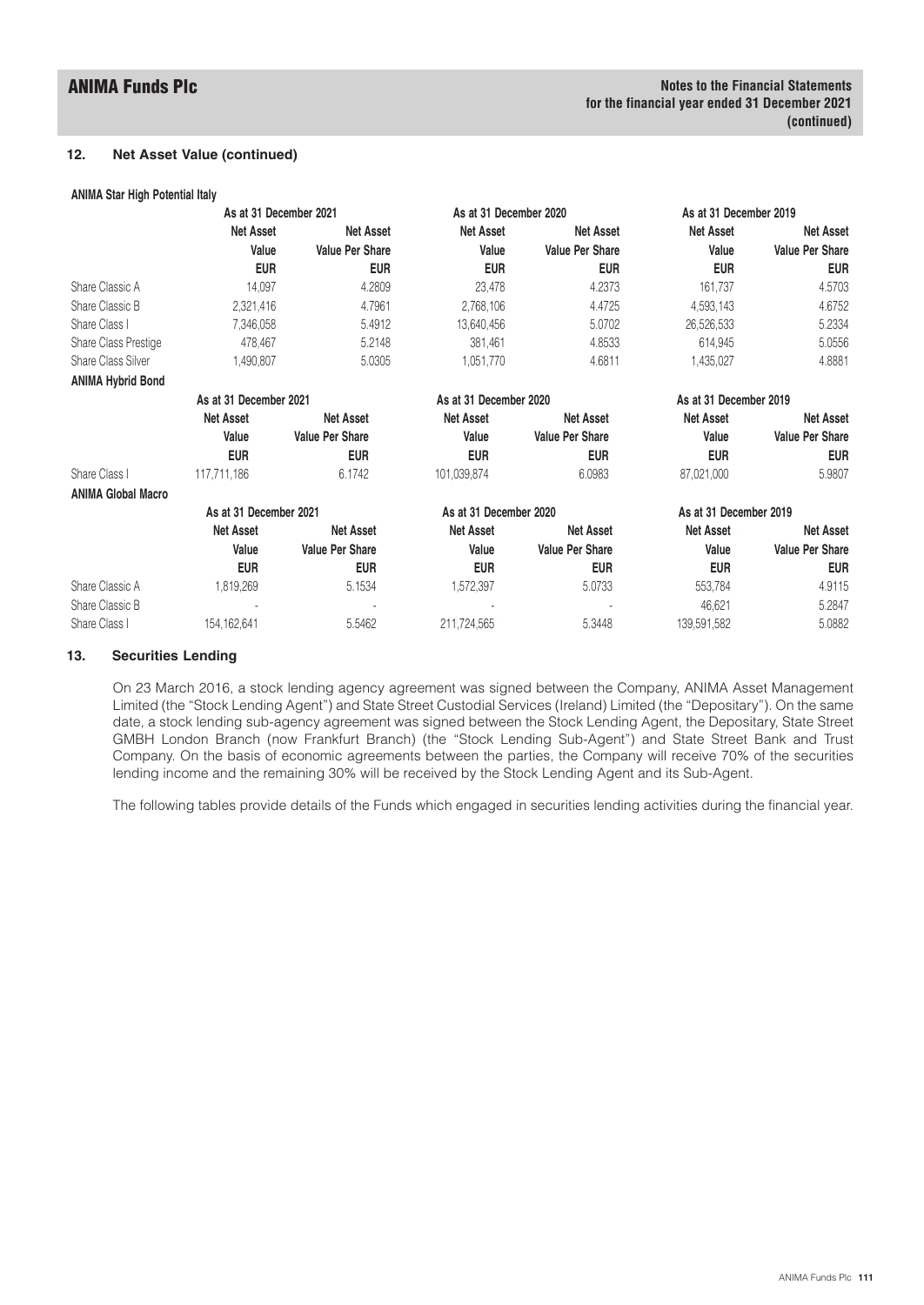## 12. Net Asset Value (continued)

**ANIMA Star High Potential Italy**

| | As at 31 December 2021 | | As at 31 December 2020 | | As at 31 December 2019 | |
|---|---|---|---|---|---|---|
| | Net Asset Value EUR | Net Asset Value Per Share EUR | Net Asset Value EUR | Net Asset Value Per Share EUR | Net Asset Value EUR | Net Asset Value Per Share EUR |
| Share Classic A | 14,097 | 4.2809 | 23,478 | 4.2373 | 161,737 | 4.5703 |
| Share Classic B | 2,321,416 | 4.7961 | 2,768,106 | 4.4725 | 4,593,143 | 4.6752 |
| Share Class I | 7,346,058 | 5.4912 | 13,640,456 | 5.0702 | 26,526,533 | 5.2334 |
| Share Class Prestige | 478,467 | 5.2148 | 381,461 | 4.8533 | 614,945 | 5.0556 |
| Share Class Silver | 1,490,807 | 5.0305 | 1,051,770 | 4.6811 | 1,435,027 | 4.8881 |

**ANIMA Hybrid Bond**

| | As at 31 December 2021 | | As at 31 December 2020 | | As at 31 December 2019 | |
|---|---|---|---|---|---|---|
| | Net Asset Value EUR | Net Asset Value Per Share EUR | Net Asset Value EUR | Net Asset Value Per Share EUR | Net Asset Value EUR | Net Asset Value Per Share EUR |
| Share Class I | 117,711,186 | 6.1742 | 101,039,874 | 6.0983 | 87,021,000 | 5.9807 |

**ANIMA Global Macro**

| | As at 31 December 2021 | | As at 31 December 2020 | | As at 31 December 2019 | |
|---|---|---|---|---|---|---|
| | Net Asset Value EUR | Net Asset Value Per Share EUR | Net Asset Value EUR | Net Asset Value Per Share EUR | Net Asset Value EUR | Net Asset Value Per Share EUR |
| Share Classic A | 1,819,269 | 5.1534 | 1,572,397 | 5.0733 | 553,784 | 4.9115 |
| Share Classic B | - | - | - | - | 46,621 | 5.2847 |
| Share Class I | 154,162,641 | 5.5462 | 211,724,565 | 5.3448 | 139,591,582 | 5.0882 |

## 13. Securities Lending

On 23 March 2016, a stock lending agency agreement was signed between the Company, ANIMA Asset Management Limited (the "Stock Lending Agent") and State Street Custodial Services (Ireland) Limited (the "Depositary"). On the same date, a stock lending sub-agency agreement was signed between the Stock Lending Agent, the Depositary, State Street GMBH London Branch (now Frankfurt Branch) (the "Stock Lending Sub-Agent") and State Street Bank and Trust Company. On the basis of economic agreements between the parties, the Company will receive 70% of the securities lending income and the remaining 30% will be received by the Stock Lending Agent and its Sub-Agent.

The following tables provide details of the Funds which engaged in securities lending activities during the financial year.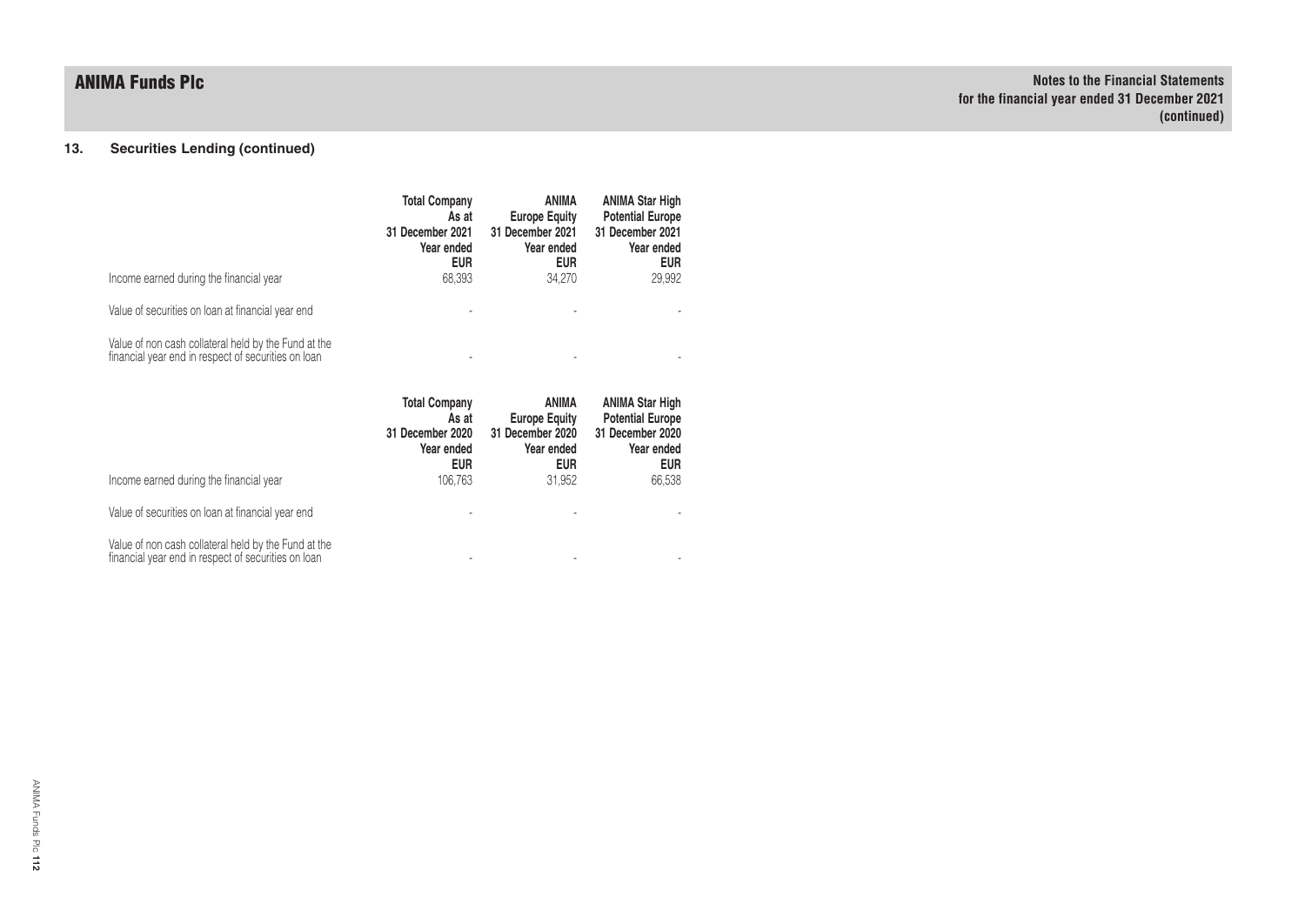## 13. Securities Lending (continued)

| | Total Company As at 31 December 2021 Year ended EUR | ANIMA Europe Equity 31 December 2021 Year ended EUR | ANIMA Star High Potential Europe 31 December 2021 Year ended EUR |
|---|---|---|---|
| Income earned during the financial year | 68,393 | 34,270 | 29,992 |
| Value of securities on loan at financial year end | - | - | - |
| Value of non cash collateral held by the Fund at the financial year end in respect of securities on loan | - | - | - |

| | Total Company As at 31 December 2020 Year ended EUR | ANIMA Europe Equity 31 December 2020 Year ended EUR | ANIMA Star High Potential Europe 31 December 2020 Year ended EUR |
|---|---|---|---|
| Income earned during the financial year | 106,763 | 31,952 | 66,538 |
| Value of securities on loan at financial year end | - | - | - |
| Value of non cash collateral held by the Fund at the financial year end in respect of securities on loan | - | - | - |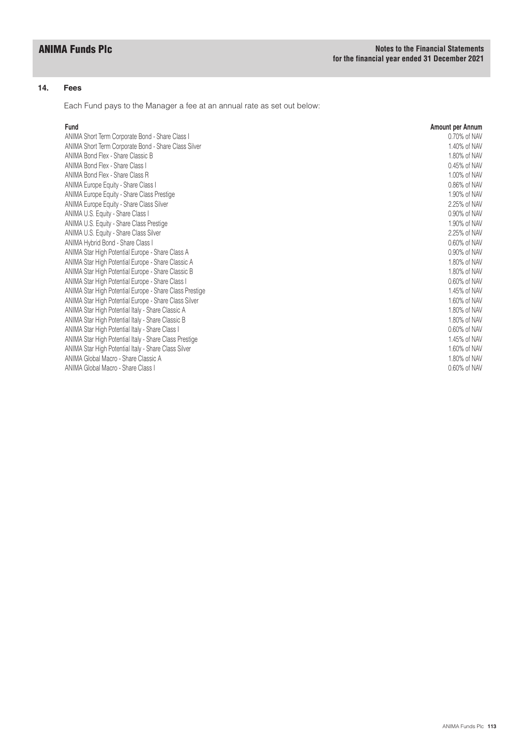## 14. Fees

Each Fund pays to the Manager a fee at an annual rate as set out below:

| Fund | Amount per Annum |
|---|---|
| ANIMA Short Term Corporate Bond - Share Class I | 0.70% of NAV |
| ANIMA Short Term Corporate Bond - Share Class Silver | 1.40% of NAV |
| ANIMA Bond Flex - Share Classic B | 1.80% of NAV |
| ANIMA Bond Flex - Share Class I | 0.45% of NAV |
| ANIMA Bond Flex - Share Class R | 1.00% of NAV |
| ANIMA Europe Equity - Share Class I | 0.86% of NAV |
| ANIMA Europe Equity - Share Class Prestige | 1.90% of NAV |
| ANIMA Europe Equity - Share Class Silver | 2.25% of NAV |
| ANIMA U.S. Equity - Share Class I | 0.90% of NAV |
| ANIMA U.S. Equity - Share Class Prestige | 1.90% of NAV |
| ANIMA U.S. Equity - Share Class Silver | 2.25% of NAV |
| ANIMA Hybrid Bond - Share Class I | 0.60% of NAV |
| ANIMA Star High Potential Europe - Share Class A | 0.90% of NAV |
| ANIMA Star High Potential Europe - Share Classic A | 1.80% of NAV |
| ANIMA Star High Potential Europe - Share Classic B | 1.80% of NAV |
| ANIMA Star High Potential Europe - Share Class I | 0.60% of NAV |
| ANIMA Star High Potential Europe - Share Class Prestige | 1.45% of NAV |
| ANIMA Star High Potential Europe - Share Class Silver | 1.60% of NAV |
| ANIMA Star High Potential Italy - Share Classic A | 1.80% of NAV |
| ANIMA Star High Potential Italy - Share Classic B | 1.80% of NAV |
| ANIMA Star High Potential Italy - Share Class I | 0.60% of NAV |
| ANIMA Star High Potential Italy - Share Class Prestige | 1.45% of NAV |
| ANIMA Star High Potential Italy - Share Class Silver | 1.60% of NAV |
| ANIMA Global Macro - Share Classic A | 1.80% of NAV |
| ANIMA Global Macro - Share Class I | 0.60% of NAV |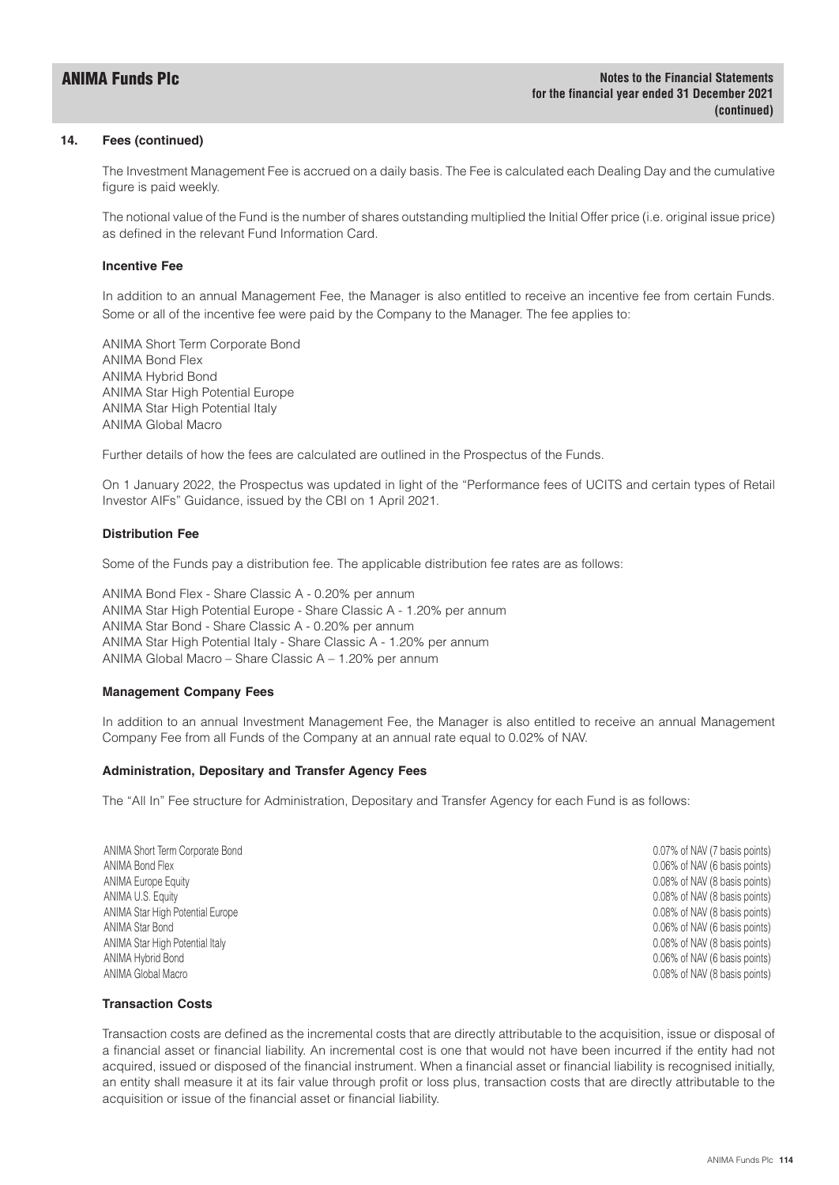## 14. Fees (continued)

The Investment Management Fee is accrued on a daily basis. The Fee is calculated each Dealing Day and the cumulative figure is paid weekly.

The notional value of the Fund is the number of shares outstanding multiplied the Initial Offer price (i.e. original issue price) as defined in the relevant Fund Information Card.

### Incentive Fee

In addition to an annual Management Fee, the Manager is also entitled to receive an incentive fee from certain Funds. Some or all of the incentive fee were paid by the Company to the Manager. The fee applies to:

ANIMA Short Term Corporate Bond
ANIMA Bond Flex
ANIMA Hybrid Bond
ANIMA Star High Potential Europe
ANIMA Star High Potential Italy
ANIMA Global Macro

Further details of how the fees are calculated are outlined in the Prospectus of the Funds.

On 1 January 2022, the Prospectus was updated in light of the "Performance fees of UCITS and certain types of Retail Investor AIFs" Guidance, issued by the CBI on 1 April 2021.

### Distribution Fee

Some of the Funds pay a distribution fee. The applicable distribution fee rates are as follows:

ANIMA Bond Flex - Share Classic A - 0.20% per annum
ANIMA Star High Potential Europe - Share Classic A - 1.20% per annum
ANIMA Star Bond - Share Classic A - 0.20% per annum
ANIMA Star High Potential Italy - Share Classic A - 1.20% per annum
ANIMA Global Macro – Share Classic A – 1.20% per annum

### Management Company Fees

In addition to an annual Investment Management Fee, the Manager is also entitled to receive an annual Management Company Fee from all Funds of the Company at an annual rate equal to 0.02% of NAV.

### Administration, Depositary and Transfer Agency Fees

The "All In" Fee structure for Administration, Depositary and Transfer Agency for each Fund is as follows:

| | |
|---|---|
| ANIMA Short Term Corporate Bond | 0.07% of NAV (7 basis points) |
| ANIMA Bond Flex | 0.06% of NAV (6 basis points) |
| ANIMA Europe Equity | 0.08% of NAV (8 basis points) |
| ANIMA U.S. Equity | 0.08% of NAV (8 basis points) |
| ANIMA Star High Potential Europe | 0.08% of NAV (8 basis points) |
| ANIMA Star Bond | 0.06% of NAV (6 basis points) |
| ANIMA Star High Potential Italy | 0.08% of NAV (8 basis points) |
| ANIMA Hybrid Bond | 0.06% of NAV (6 basis points) |
| ANIMA Global Macro | 0.08% of NAV (8 basis points) |

### Transaction Costs

Transaction costs are defined as the incremental costs that are directly attributable to the acquisition, issue or disposal of a financial asset or financial liability. An incremental cost is one that would not have been incurred if the entity had not acquired, issued or disposed of the financial instrument. When a financial asset or financial liability is recognised initially, an entity shall measure it at its fair value through profit or loss plus, transaction costs that are directly attributable to the acquisition or issue of the financial asset or financial liability.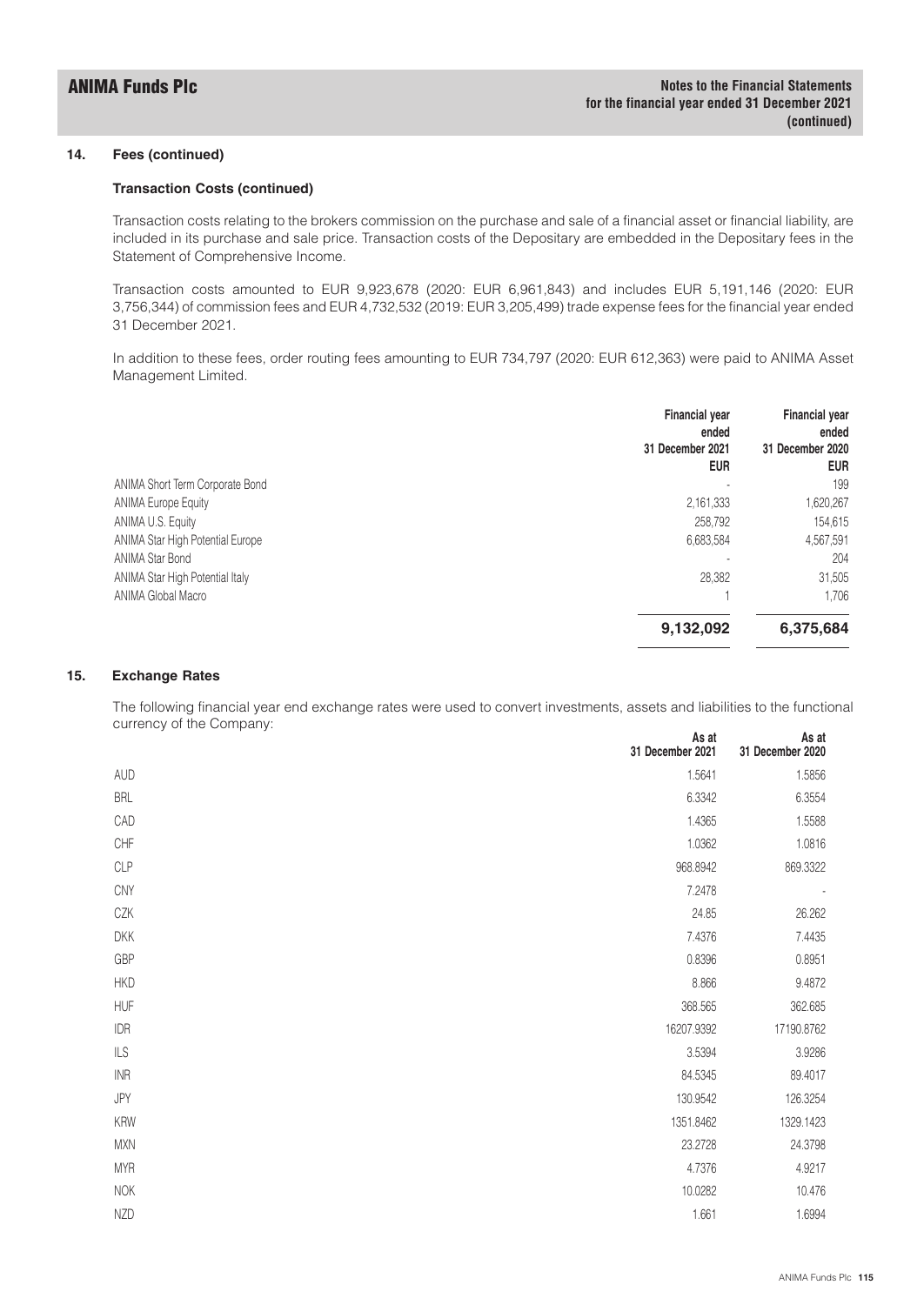### 14. Fees (continued)

#### Transaction Costs (continued)

Transaction costs relating to the brokers commission on the purchase and sale of a financial asset or financial liability, are included in its purchase and sale price. Transaction costs of the Depositary are embedded in the Depositary fees in the Statement of Comprehensive Income.

Transaction costs amounted to EUR 9,923,678 (2020: EUR 6,961,843) and includes EUR 5,191,146 (2020: EUR 3,756,344) of commission fees and EUR 4,732,532 (2019: EUR 3,205,499) trade expense fees for the financial year ended 31 December 2021.

In addition to these fees, order routing fees amounting to EUR 734,797 (2020: EUR 612,363) were paid to ANIMA Asset Management Limited.

| | Financial year ended 31 December 2021 EUR | Financial year ended 31 December 2020 EUR |
|---|---|---|
| ANIMA Short Term Corporate Bond | - | 199 |
| ANIMA Europe Equity | 2,161,333 | 1,620,267 |
| ANIMA U.S. Equity | 258,792 | 154,615 |
| ANIMA Star High Potential Europe | 6,683,584 | 4,567,591 |
| ANIMA Star Bond | - | 204 |
| ANIMA Star High Potential Italy | 28,382 | 31,505 |
| ANIMA Global Macro | 1 | 1,706 |
| | **9,132,092** | **6,375,684** |

### 15. Exchange Rates

The following financial year end exchange rates were used to convert investments, assets and liabilities to the functional currency of the Company:

| | As at 31 December 2021 | As at 31 December 2020 |
|---|---|---|
| AUD | 1.5641 | 1.5856 |
| BRL | 6.3342 | 6.3554 |
| CAD | 1.4365 | 1.5588 |
| CHF | 1.0362 | 1.0816 |
| CLP | 968.8942 | 869.3322 |
| CNY | 7.2478 | - |
| CZK | 24.85 | 26.262 |
| DKK | 7.4376 | 7.4435 |
| GBP | 0.8396 | 0.8951 |
| HKD | 8.866 | 9.4872 |
| HUF | 368.565 | 362.685 |
| IDR | 16207.9392 | 17190.8762 |
| ILS | 3.5394 | 3.9286 |
| INR | 84.5345 | 89.4017 |
| JPY | 130.9542 | 126.3254 |
| KRW | 1351.8462 | 1329.1423 |
| MXN | 23.2728 | 24.3798 |
| MYR | 4.7376 | 4.9217 |
| NOK | 10.0282 | 10.476 |
| NZD | 1.661 | 1.6994 |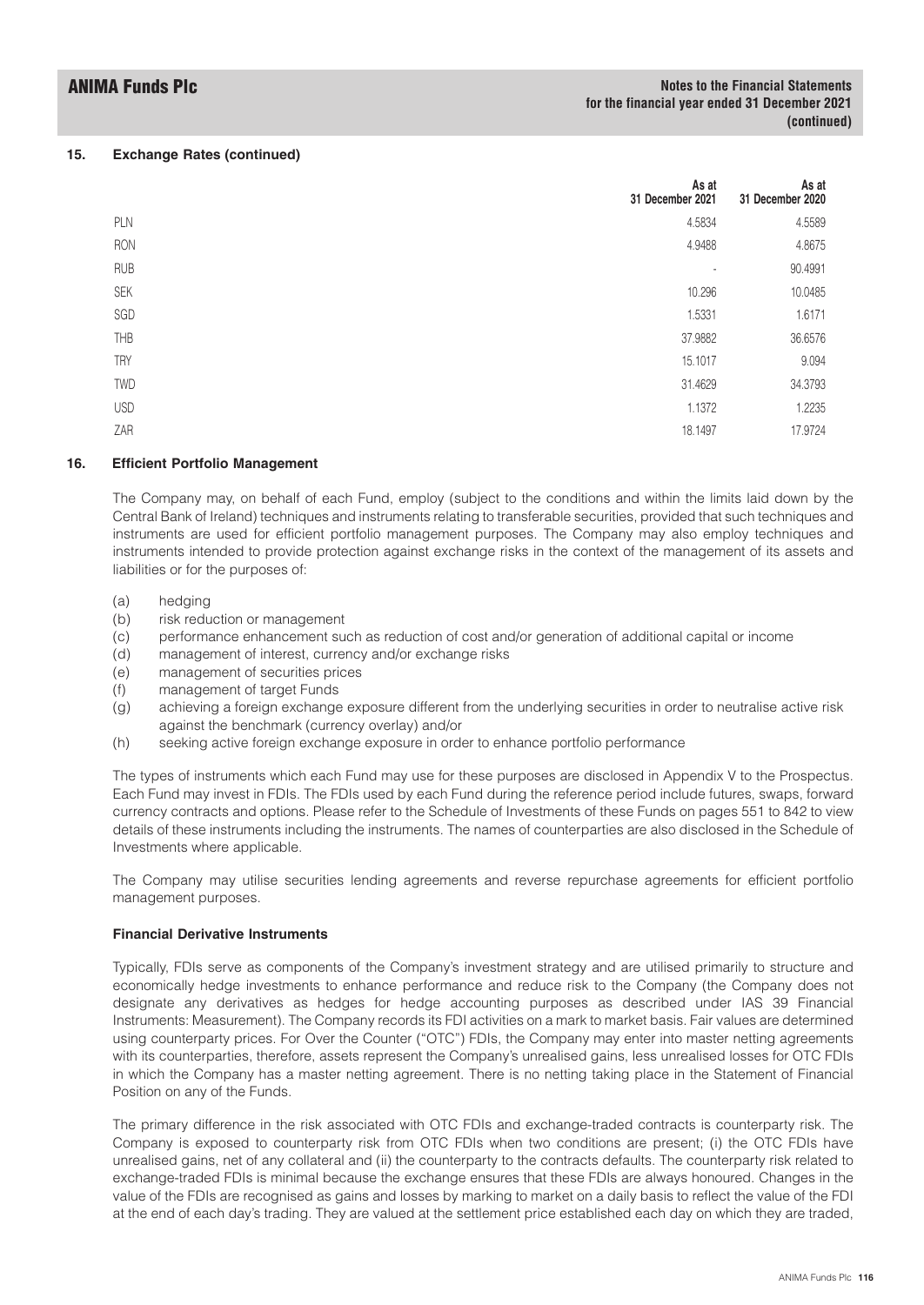## 15. Exchange Rates (continued)

| | As at 31 December 2021 | As at 31 December 2020 |
|---|---|---|
| PLN | 4.5834 | 4.5589 |
| RON | 4.9488 | 4.8675 |
| RUB | - | 90.4991 |
| SEK | 10.296 | 10.0485 |
| SGD | 1.5331 | 1.6171 |
| THB | 37.9882 | 36.6576 |
| TRY | 15.1017 | 9.094 |
| TWD | 31.4629 | 34.3793 |
| USD | 1.1372 | 1.2235 |
| ZAR | 18.1497 | 17.9724 |

## 16. Efficient Portfolio Management

The Company may, on behalf of each Fund, employ (subject to the conditions and within the limits laid down by the Central Bank of Ireland) techniques and instruments relating to transferable securities, provided that such techniques and instruments are used for efficient portfolio management purposes. The Company may also employ techniques and instruments intended to provide protection against exchange risks in the context of the management of its assets and liabilities or for the purposes of:

(a) hedging
(b) risk reduction or management
(c) performance enhancement such as reduction of cost and/or generation of additional capital or income
(d) management of interest, currency and/or exchange risks
(e) management of securities prices
(f) management of target Funds
(g) achieving a foreign exchange exposure different from the underlying securities in order to neutralise active risk against the benchmark (currency overlay) and/or
(h) seeking active foreign exchange exposure in order to enhance portfolio performance

The types of instruments which each Fund may use for these purposes are disclosed in Appendix V to the Prospectus. Each Fund may invest in FDIs. The FDIs used by each Fund during the reference period include futures, swaps, forward currency contracts and options. Please refer to the Schedule of Investments of these Funds on pages 551 to 842 to view details of these instruments including the instruments. The names of counterparties are also disclosed in the Schedule of Investments where applicable.

The Company may utilise securities lending agreements and reverse repurchase agreements for efficient portfolio management purposes.

### Financial Derivative Instruments

Typically, FDIs serve as components of the Company's investment strategy and are utilised primarily to structure and economically hedge investments to enhance performance and reduce risk to the Company (the Company does not designate any derivatives as hedges for hedge accounting purposes as described under IAS 39 Financial Instruments: Measurement). The Company records its FDI activities on a mark to market basis. Fair values are determined using counterparty prices. For Over the Counter ("OTC") FDIs, the Company may enter into master netting agreements with its counterparties, therefore, assets represent the Company's unrealised gains, less unrealised losses for OTC FDIs in which the Company has a master netting agreement. There is no netting taking place in the Statement of Financial Position on any of the Funds.

The primary difference in the risk associated with OTC FDIs and exchange-traded contracts is counterparty risk. The Company is exposed to counterparty risk from OTC FDIs when two conditions are present; (i) the OTC FDIs have unrealised gains, net of any collateral and (ii) the counterparty to the contracts defaults. The counterparty risk related to exchange-traded FDIs is minimal because the exchange ensures that these FDIs are always honoured. Changes in the value of the FDIs are recognised as gains and losses by marking to market on a daily basis to reflect the value of the FDI at the end of each day's trading. They are valued at the settlement price established each day on which they are traded,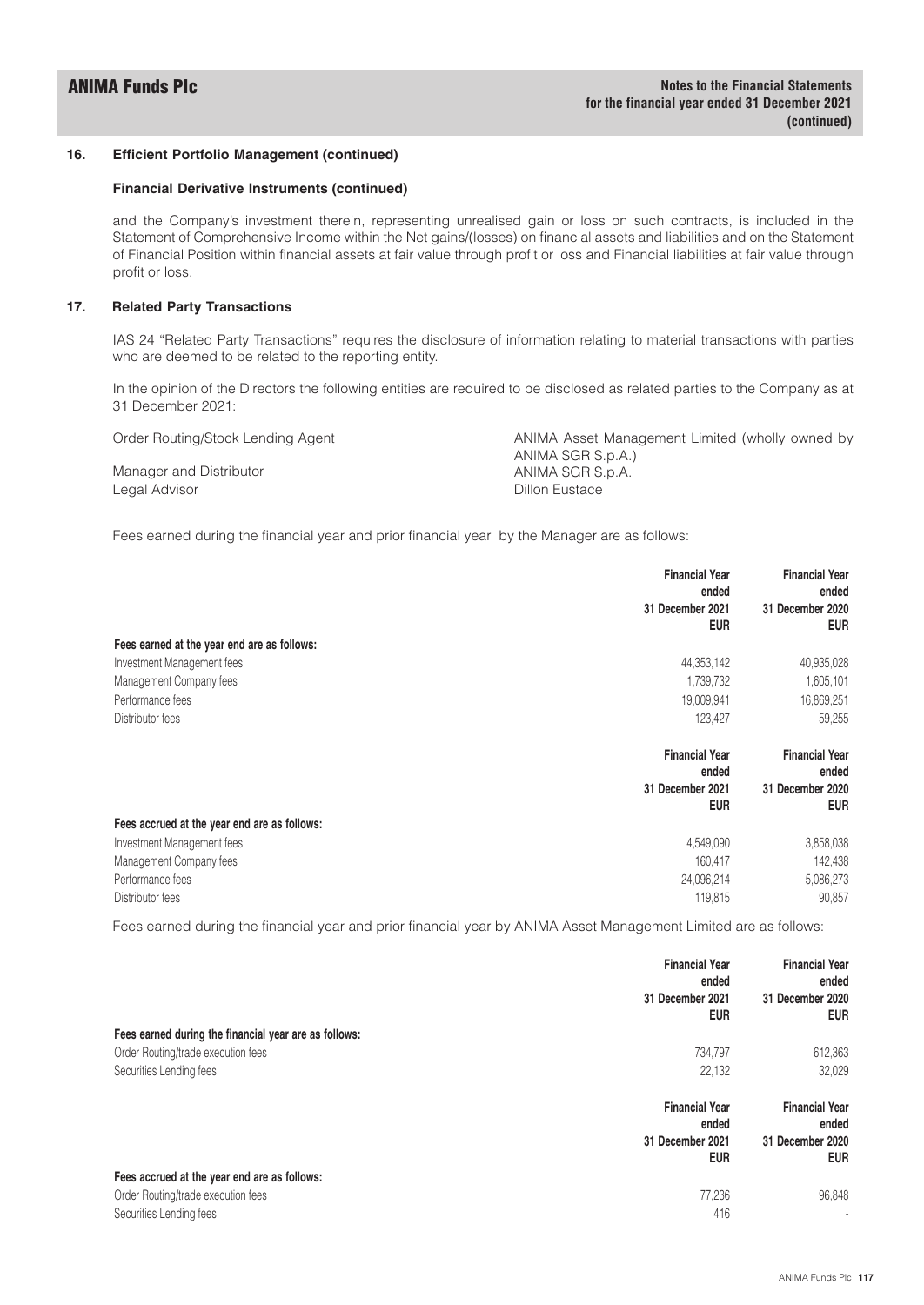## 16. Efficient Portfolio Management (continued)

### Financial Derivative Instruments (continued)

and the Company's investment therein, representing unrealised gain or loss on such contracts, is included in the Statement of Comprehensive Income within the Net gains/(losses) on financial assets and liabilities and on the Statement of Financial Position within financial assets at fair value through profit or loss and Financial liabilities at fair value through profit or loss.

## 17. Related Party Transactions

IAS 24 "Related Party Transactions" requires the disclosure of information relating to material transactions with parties who are deemed to be related to the reporting entity.

In the opinion of the Directors the following entities are required to be disclosed as related parties to the Company as at 31 December 2021:

| | |
|---|---|
| Order Routing/Stock Lending Agent | ANIMA Asset Management Limited (wholly owned by ANIMA SGR S.p.A.) |
| Manager and Distributor | ANIMA SGR S.p.A. |
| Legal Advisor | Dillon Eustace |

Fees earned during the financial year and prior financial year by the Manager are as follows:

| | Financial Year ended 31 December 2021 EUR | Financial Year ended 31 December 2020 EUR |
|---|---|---|
| **Fees earned at the year end are as follows:** | | |
| Investment Management fees | 44,353,142 | 40,935,028 |
| Management Company fees | 1,739,732 | 1,605,101 |
| Performance fees | 19,009,941 | 16,869,251 |
| Distributor fees | 123,427 | 59,255 |

| | Financial Year ended 31 December 2021 EUR | Financial Year ended 31 December 2020 EUR |
|---|---|---|
| **Fees accrued at the year end are as follows:** | | |
| Investment Management fees | 4,549,090 | 3,858,038 |
| Management Company fees | 160,417 | 142,438 |
| Performance fees | 24,096,214 | 5,086,273 |
| Distributor fees | 119,815 | 90,857 |

Fees earned during the financial year and prior financial year by ANIMA Asset Management Limited are as follows:

| | Financial Year ended 31 December 2021 EUR | Financial Year ended 31 December 2020 EUR |
|---|---|---|
| **Fees earned during the financial year are as follows:** | | |
| Order Routing/trade execution fees | 734,797 | 612,363 |
| Securities Lending fees | 22,132 | 32,029 |

| | Financial Year ended 31 December 2021 EUR | Financial Year ended 31 December 2020 EUR |
|---|---|---|
| **Fees accrued at the year end are as follows:** | | |
| Order Routing/trade execution fees | 77,236 | 96,848 |
| Securities Lending fees | 416 | - |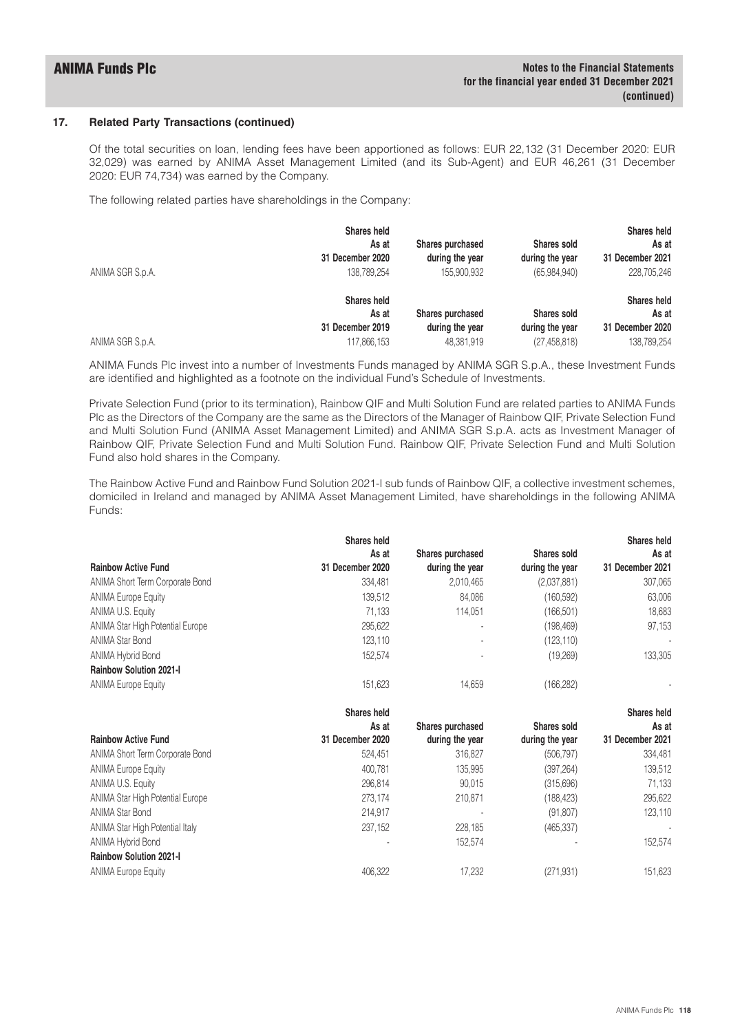### 17. Related Party Transactions (continued)

Of the total securities on loan, lending fees have been apportioned as follows: EUR 22,132 (31 December 2020: EUR 32,029) was earned by ANIMA Asset Management Limited (and its Sub-Agent) and EUR 46,261 (31 December 2020: EUR 74,734) was earned by the Company.

The following related parties have shareholdings in the Company:

| | Shares held As at 31 December 2020 | Shares purchased during the year | Shares sold during the year | Shares held As at 31 December 2021 |
|---|---|---|---|---|
| ANIMA SGR S.p.A. | 138,789,254 | 155,900,932 | (65,984,940) | 228,705,246 |

| | Shares held As at 31 December 2019 | Shares purchased during the year | Shares sold during the year | Shares held As at 31 December 2020 |
|---|---|---|---|---|
| ANIMA SGR S.p.A. | 117,866,153 | 48,381,919 | (27,458,818) | 138,789,254 |

ANIMA Funds Plc invest into a number of Investments Funds managed by ANIMA SGR S.p.A., these Investment Funds are identified and highlighted as a footnote on the individual Fund's Schedule of Investments.

Private Selection Fund (prior to its termination), Rainbow QIF and Multi Solution Fund are related parties to ANIMA Funds Plc as the Directors of the Company are the same as the Directors of the Manager of Rainbow QIF, Private Selection Fund and Multi Solution Fund (ANIMA Asset Management Limited) and ANIMA SGR S.p.A. acts as Investment Manager of Rainbow QIF, Private Selection Fund and Multi Solution Fund. Rainbow QIF, Private Selection Fund and Multi Solution Fund also hold shares in the Company.

The Rainbow Active Fund and Rainbow Fund Solution 2021-I sub funds of Rainbow QIF, a collective investment schemes, domiciled in Ireland and managed by ANIMA Asset Management Limited, have shareholdings in the following ANIMA Funds:

| **Rainbow Active Fund** | Shares held As at 31 December 2020 | Shares purchased during the year | Shares sold during the year | Shares held As at 31 December 2021 |
|---|---|---|---|---|
| ANIMA Short Term Corporate Bond | 334,481 | 2,010,465 | (2,037,881) | 307,065 |
| ANIMA Europe Equity | 139,512 | 84,086 | (160,592) | 63,006 |
| ANIMA U.S. Equity | 71,133 | 114,051 | (166,501) | 18,683 |
| ANIMA Star High Potential Europe | 295,622 | - | (198,469) | 97,153 |
| ANIMA Star Bond | 123,110 | - | (123,110) | - |
| ANIMA Hybrid Bond | 152,574 | - | (19,269) | 133,305 |
| **Rainbow Solution 2021-I** | | | | |
| ANIMA Europe Equity | 151,623 | 14,659 | (166,282) | - |

| **Rainbow Active Fund** | Shares held As at 31 December 2020 | Shares purchased during the year | Shares sold during the year | Shares held As at 31 December 2021 |
|---|---|---|---|---|
| ANIMA Short Term Corporate Bond | 524,451 | 316,827 | (506,797) | 334,481 |
| ANIMA Europe Equity | 400,781 | 135,995 | (397,264) | 139,512 |
| ANIMA U.S. Equity | 296,814 | 90,015 | (315,696) | 71,133 |
| ANIMA Star High Potential Europe | 273,174 | 210,871 | (188,423) | 295,622 |
| ANIMA Star Bond | 214,917 | - | (91,807) | 123,110 |
| ANIMA Star High Potential Italy | 237,152 | 228,185 | (465,337) | - |
| ANIMA Hybrid Bond | - | 152,574 | - | 152,574 |
| **Rainbow Solution 2021-I** | | | | |
| ANIMA Europe Equity | 406,322 | 17,232 | (271,931) | 151,623 |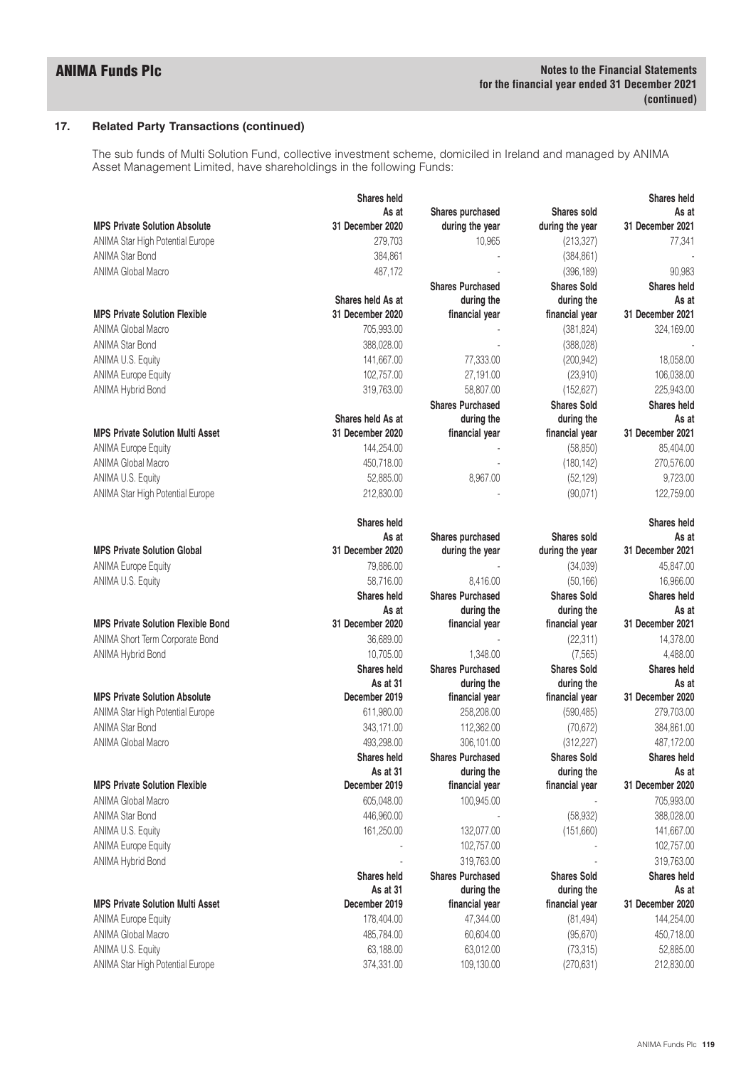## 17. Related Party Transactions (continued)

The sub funds of Multi Solution Fund, collective investment scheme, domiciled in Ireland and managed by ANIMA Asset Management Limited, have shareholdings in the following Funds:

| MPS Private Solution Absolute | Shares held As at 31 December 2020 | Shares purchased during the year | Shares sold during the year | Shares held As at 31 December 2021 |
|---|---|---|---|---|
| ANIMA Star High Potential Europe | 279,703 | 10,965 | (213,327) | 77,341 |
| ANIMA Star Bond | 384,861 | - | (384,861) | - |
| ANIMA Global Macro | 487,172 | - | (396,189) | 90,983 |

| MPS Private Solution Flexible | Shares held As at 31 December 2020 | Shares Purchased during the financial year | Shares Sold during the financial year | Shares held As at 31 December 2021 |
|---|---|---|---|---|
| ANIMA Global Macro | 705,993.00 | - | (381,824) | 324,169.00 |
| ANIMA Star Bond | 388,028.00 | - | (388,028) | - |
| ANIMA U.S. Equity | 141,667.00 | 77,333.00 | (200,942) | 18,058.00 |
| ANIMA Europe Equity | 102,757.00 | 27,191.00 | (23,910) | 106,038.00 |
| ANIMA Hybrid Bond | 319,763.00 | 58,807.00 | (152,627) | 225,943.00 |

| MPS Private Solution Multi Asset | Shares held As at 31 December 2020 | Shares Purchased during the financial year | Shares Sold during the financial year | Shares held As at 31 December 2021 |
|---|---|---|---|---|
| ANIMA Europe Equity | 144,254.00 | - | (58,850) | 85,404.00 |
| ANIMA Global Macro | 450,718.00 | - | (180,142) | 270,576.00 |
| ANIMA U.S. Equity | 52,885.00 | 8,967.00 | (52,129) | 9,723.00 |
| ANIMA Star High Potential Europe | 212,830.00 | - | (90,071) | 122,759.00 |

| MPS Private Solution Global | Shares held As at 31 December 2020 | Shares purchased during the year | Shares sold during the year | Shares held As at 31 December 2021 |
|---|---|---|---|---|
| ANIMA Europe Equity | 79,886.00 | - | (34,039) | 45,847.00 |
| ANIMA U.S. Equity | 58,716.00 | 8,416.00 | (50,166) | 16,966.00 |

| MPS Private Solution Flexible Bond | Shares held As at 31 December 2020 | Shares Purchased during the financial year | Shares Sold during the financial year | Shares held As at 31 December 2021 |
|---|---|---|---|---|
| ANIMA Short Term Corporate Bond | 36,689.00 | - | (22,311) | 14,378.00 |
| ANIMA Hybrid Bond | 10,705.00 | 1,348.00 | (7,565) | 4,488.00 |

| MPS Private Solution Absolute | Shares held As at 31 December 2019 | Shares Purchased during the financial year | Shares Sold during the financial year | Shares held As at 31 December 2020 |
|---|---|---|---|---|
| ANIMA Star High Potential Europe | 611,980.00 | 258,208.00 | (590,485) | 279,703.00 |
| ANIMA Star Bond | 343,171.00 | 112,362.00 | (70,672) | 384,861.00 |
| ANIMA Global Macro | 493,298.00 | 306,101.00 | (312,227) | 487,172.00 |

| MPS Private Solution Flexible | Shares held As at 31 December 2019 | Shares Purchased during the financial year | Shares Sold during the financial year | Shares held As at 31 December 2020 |
|---|---|---|---|---|
| ANIMA Global Macro | 605,048.00 | 100,945.00 | - | 705,993.00 |
| ANIMA Star Bond | 446,960.00 | - | (58,932) | 388,028.00 |
| ANIMA U.S. Equity | 161,250.00 | 132,077.00 | (151,660) | 141,667.00 |
| ANIMA Europe Equity | - | 102,757.00 | - | 102,757.00 |
| ANIMA Hybrid Bond | - | 319,763.00 | - | 319,763.00 |

| MPS Private Solution Multi Asset | Shares held As at 31 December 2019 | Shares Purchased during the financial year | Shares Sold during the financial year | Shares held As at 31 December 2020 |
|---|---|---|---|---|
| ANIMA Europe Equity | 178,404.00 | 47,344.00 | (81,494) | 144,254.00 |
| ANIMA Global Macro | 485,784.00 | 60,604.00 | (95,670) | 450,718.00 |
| ANIMA U.S. Equity | 63,188.00 | 63,012.00 | (73,315) | 52,885.00 |
| ANIMA Star High Potential Europe | 374,331.00 | 109,130.00 | (270,631) | 212,830.00 |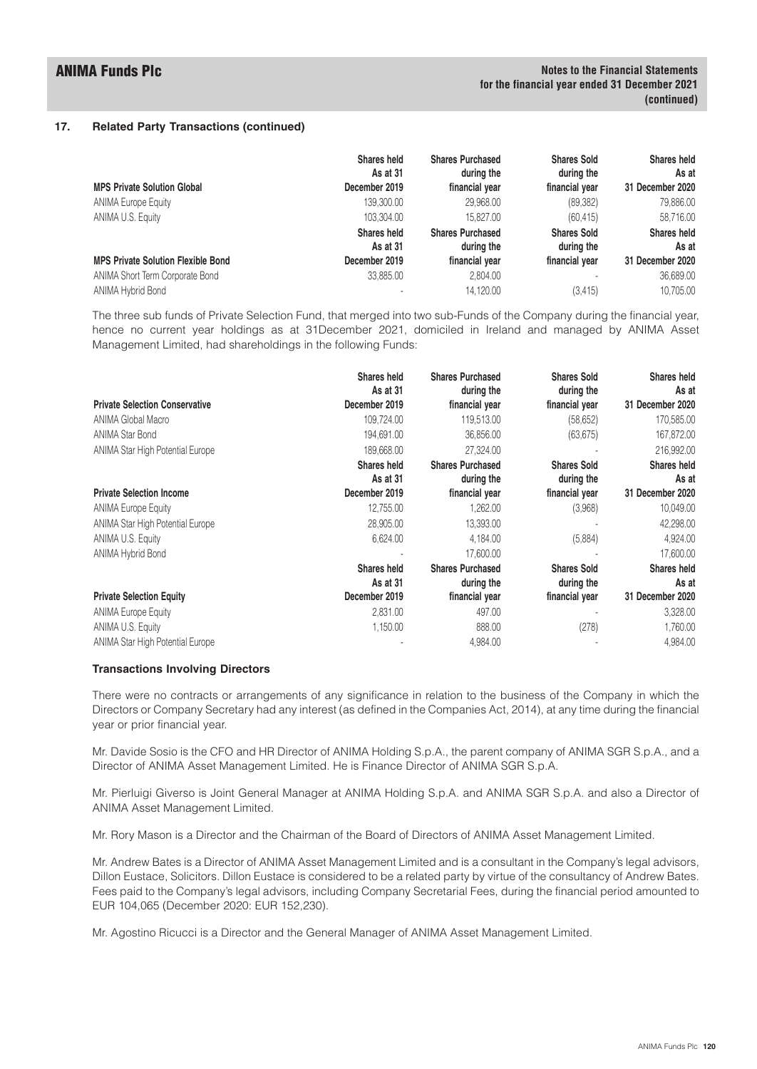## 17. Related Party Transactions (continued)

| MPS Private Solution Global | Shares held As at 31 December 2019 | Shares Purchased during the financial year | Shares Sold during the financial year | Shares held As at 31 December 2020 |
|---|---|---|---|---|
| ANIMA Europe Equity | 139,300.00 | 29,968.00 | (89,382) | 79,886.00 |
| ANIMA U.S. Equity | 103,304.00 | 15,827.00 | (60,415) | 58,716.00 |

| MPS Private Solution Flexible Bond | Shares held As at 31 December 2019 | Shares Purchased during the financial year | Shares Sold during the financial year | Shares held As at 31 December 2020 |
|---|---|---|---|---|
| ANIMA Short Term Corporate Bond | 33,885.00 | 2,804.00 | - | 36,689.00 |
| ANIMA Hybrid Bond | - | 14,120.00 | (3,415) | 10,705.00 |

The three sub funds of Private Selection Fund, that merged into two sub-Funds of the Company during the financial year, hence no current year holdings as at 31December 2021, domiciled in Ireland and managed by ANIMA Asset Management Limited, had shareholdings in the following Funds:

| Private Selection Conservative | Shares held As at 31 December 2019 | Shares Purchased during the financial year | Shares Sold during the financial year | Shares held As at 31 December 2020 |
|---|---|---|---|---|
| ANIMA Global Macro | 109,724.00 | 119,513.00 | (58,652) | 170,585.00 |
| ANIMA Star Bond | 194,691.00 | 36,856.00 | (63,675) | 167,872.00 |
| ANIMA Star High Potential Europe | 189,668.00 | 27,324.00 | - | 216,992.00 |

| Private Selection Income | Shares held As at 31 December 2019 | Shares Purchased during the financial year | Shares Sold during the financial year | Shares held As at 31 December 2020 |
|---|---|---|---|---|
| ANIMA Europe Equity | 12,755.00 | 1,262.00 | (3,968) | 10,049.00 |
| ANIMA Star High Potential Europe | 28,905.00 | 13,393.00 | - | 42,298.00 |
| ANIMA U.S. Equity | 6,624.00 | 4,184.00 | (5,884) | 4,924.00 |
| ANIMA Hybrid Bond | - | 17,600.00 | - | 17,600.00 |

| Private Selection Equity | Shares held As at 31 December 2019 | Shares Purchased during the financial year | Shares Sold during the financial year | Shares held As at 31 December 2020 |
|---|---|---|---|---|
| ANIMA Europe Equity | 2,831.00 | 497.00 | - | 3,328.00 |
| ANIMA U.S. Equity | 1,150.00 | 888.00 | (278) | 1,760.00 |
| ANIMA Star High Potential Europe | - | 4,984.00 | - | 4,984.00 |

### Transactions Involving Directors

There were no contracts or arrangements of any significance in relation to the business of the Company in which the Directors or Company Secretary had any interest (as defined in the Companies Act, 2014), at any time during the financial year or prior financial year.

Mr. Davide Sosio is the CFO and HR Director of ANIMA Holding S.p.A., the parent company of ANIMA SGR S.p.A., and a Director of ANIMA Asset Management Limited. He is Finance Director of ANIMA SGR S.p.A.

Mr. Pierluigi Giverso is Joint General Manager at ANIMA Holding S.p.A. and ANIMA SGR S.p.A. and also a Director of ANIMA Asset Management Limited.

Mr. Rory Mason is a Director and the Chairman of the Board of Directors of ANIMA Asset Management Limited.

Mr. Andrew Bates is a Director of ANIMA Asset Management Limited and is a consultant in the Company's legal advisors, Dillon Eustace, Solicitors. Dillon Eustace is considered to be a related party by virtue of the consultancy of Andrew Bates. Fees paid to the Company's legal advisors, including Company Secretarial Fees, during the financial period amounted to EUR 104,065 (December 2020: EUR 152,230).

Mr. Agostino Ricucci is a Director and the General Manager of ANIMA Asset Management Limited.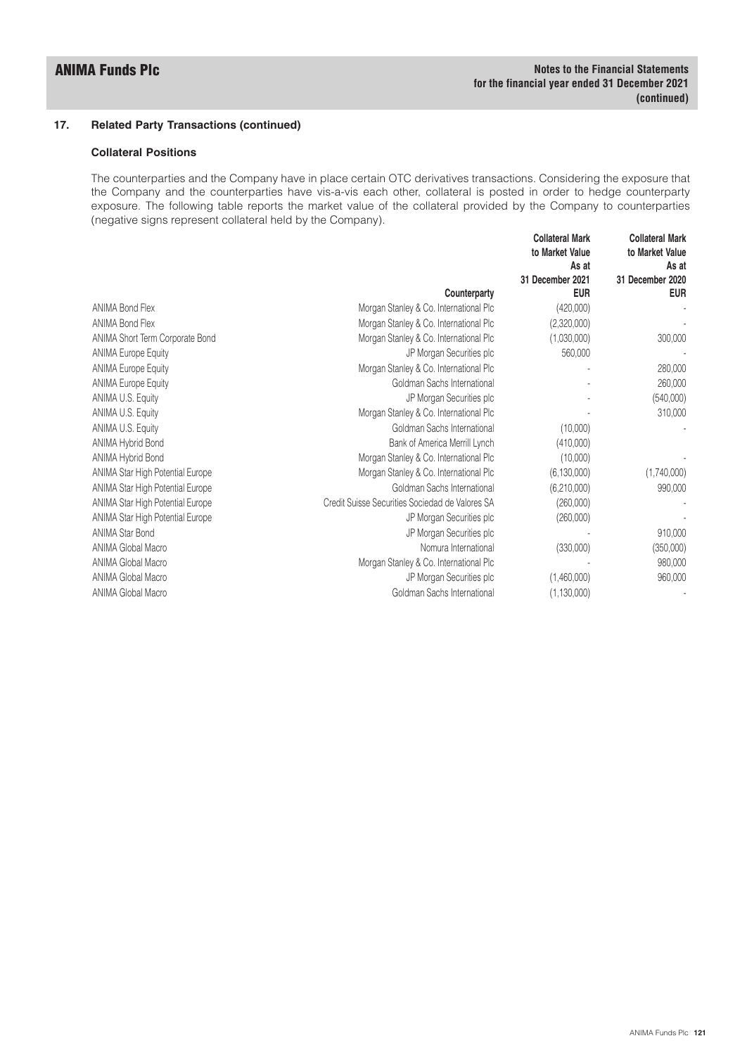## 17. Related Party Transactions (continued)

### Collateral Positions

The counterparties and the Company have in place certain OTC derivatives transactions. Considering the exposure that the Company and the counterparties have vis-a-vis each other, collateral is posted in order to hedge counterparty exposure. The following table reports the market value of the collateral provided by the Company to counterparties (negative signs represent collateral held by the Company).

| | Counterparty | Collateral Mark to Market Value As at 31 December 2021 EUR | Collateral Mark to Market Value As at 31 December 2020 EUR |
|---|---|---|---|
| ANIMA Bond Flex | Morgan Stanley & Co. International Plc | (420,000) | - |
| ANIMA Bond Flex | Morgan Stanley & Co. International Plc | (2,320,000) | - |
| ANIMA Short Term Corporate Bond | Morgan Stanley & Co. International Plc | (1,030,000) | 300,000 |
| ANIMA Europe Equity | JP Morgan Securities plc | 560,000 | - |
| ANIMA Europe Equity | Morgan Stanley & Co. International Plc | - | 280,000 |
| ANIMA Europe Equity | Goldman Sachs International | - | 260,000 |
| ANIMA U.S. Equity | JP Morgan Securities plc | - | (540,000) |
| ANIMA U.S. Equity | Morgan Stanley & Co. International Plc | - | 310,000 |
| ANIMA U.S. Equity | Goldman Sachs International | (10,000) | - |
| ANIMA Hybrid Bond | Bank of America Merrill Lynch | (410,000) | |
| ANIMA Hybrid Bond | Morgan Stanley & Co. International Plc | (10,000) | - |
| ANIMA Star High Potential Europe | Morgan Stanley & Co. International Plc | (6,130,000) | (1,740,000) |
| ANIMA Star High Potential Europe | Goldman Sachs International | (6,210,000) | 990,000 |
| ANIMA Star High Potential Europe | Credit Suisse Securities Sociedad de Valores SA | (260,000) | - |
| ANIMA Star High Potential Europe | JP Morgan Securities plc | (260,000) | - |
| ANIMA Star Bond | JP Morgan Securities plc | - | 910,000 |
| ANIMA Global Macro | Nomura International | (330,000) | (350,000) |
| ANIMA Global Macro | Morgan Stanley & Co. International Plc | - | 980,000 |
| ANIMA Global Macro | JP Morgan Securities plc | (1,460,000) | 960,000 |
| ANIMA Global Macro | Goldman Sachs International | (1,130,000) | - |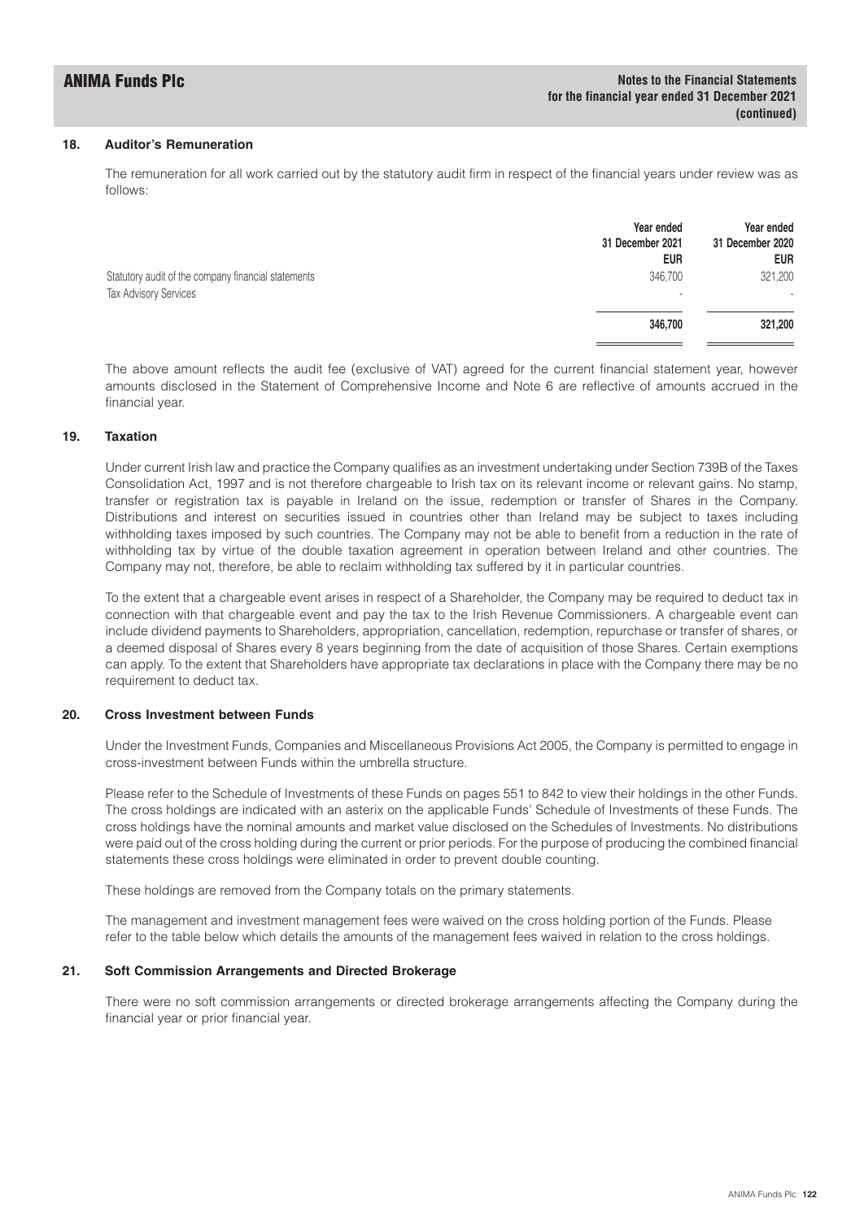### 18. Auditor's Remuneration

The remuneration for all work carried out by the statutory audit firm in respect of the financial years under review was as follows:

| | Year ended 31 December 2021 EUR | Year ended 31 December 2020 EUR |
|---|---|---|
| Statutory audit of the company financial statements | 346,700 | 321,200 |
| Tax Advisory Services | - | - |
| | **346,700** | **321,200** |

The above amount reflects the audit fee (exclusive of VAT) agreed for the current financial statement year, however amounts disclosed in the Statement of Comprehensive Income and Note 6 are reflective of amounts accrued in the financial year.

### 19. Taxation

Under current Irish law and practice the Company qualifies as an investment undertaking under Section 739B of the Taxes Consolidation Act, 1997 and is not therefore chargeable to Irish tax on its relevant income or relevant gains. No stamp, transfer or registration tax is payable in Ireland on the issue, redemption or transfer of Shares in the Company. Distributions and interest on securities issued in countries other than Ireland may be subject to taxes including withholding taxes imposed by such countries. The Company may not be able to benefit from a reduction in the rate of withholding tax by virtue of the double taxation agreement in operation between Ireland and other countries. The Company may not, therefore, be able to reclaim withholding tax suffered by it in particular countries.

To the extent that a chargeable event arises in respect of a Shareholder, the Company may be required to deduct tax in connection with that chargeable event and pay the tax to the Irish Revenue Commissioners. A chargeable event can include dividend payments to Shareholders, appropriation, cancellation, redemption, repurchase or transfer of shares, or a deemed disposal of Shares every 8 years beginning from the date of acquisition of those Shares. Certain exemptions can apply. To the extent that Shareholders have appropriate tax declarations in place with the Company there may be no requirement to deduct tax.

### 20. Cross Investment between Funds

Under the Investment Funds, Companies and Miscellaneous Provisions Act 2005, the Company is permitted to engage in cross-investment between Funds within the umbrella structure.

Please refer to the Schedule of Investments of these Funds on pages 551 to 842 to view their holdings in the other Funds. The cross holdings are indicated with an asterix on the applicable Funds' Schedule of Investments of these Funds. The cross holdings have the nominal amounts and market value disclosed on the Schedules of Investments. No distributions were paid out of the cross holding during the current or prior periods. For the purpose of producing the combined financial statements these cross holdings were eliminated in order to prevent double counting.

These holdings are removed from the Company totals on the primary statements.

The management and investment management fees were waived on the cross holding portion of the Funds. Please refer to the table below which details the amounts of the management fees waived in relation to the cross holdings.

### 21. Soft Commission Arrangements and Directed Brokerage

There were no soft commission arrangements or directed brokerage arrangements affecting the Company during the financial year or prior financial year.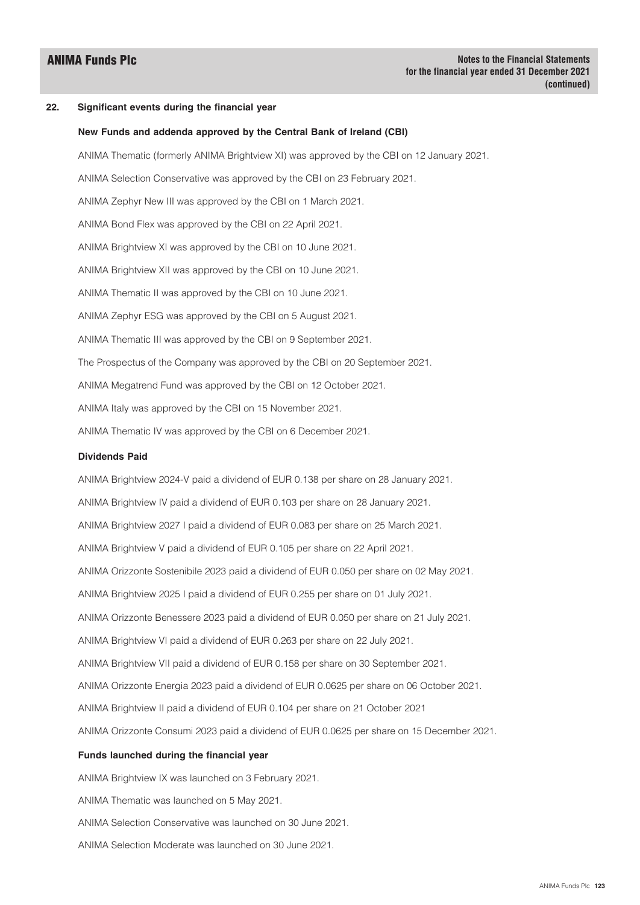## 22. Significant events during the financial year

### New Funds and addenda approved by the Central Bank of Ireland (CBI)

ANIMA Thematic (formerly ANIMA Brightview XI) was approved by the CBI on 12 January 2021.

ANIMA Selection Conservative was approved by the CBI on 23 February 2021.

ANIMA Zephyr New III was approved by the CBI on 1 March 2021.

ANIMA Bond Flex was approved by the CBI on 22 April 2021.

ANIMA Brightview XI was approved by the CBI on 10 June 2021.

ANIMA Brightview XII was approved by the CBI on 10 June 2021.

ANIMA Thematic II was approved by the CBI on 10 June 2021.

ANIMA Zephyr ESG was approved by the CBI on 5 August 2021.

ANIMA Thematic III was approved by the CBI on 9 September 2021.

The Prospectus of the Company was approved by the CBI on 20 September 2021.

ANIMA Megatrend Fund was approved by the CBI on 12 October 2021.

ANIMA Italy was approved by the CBI on 15 November 2021.

ANIMA Thematic IV was approved by the CBI on 6 December 2021.

### Dividends Paid

ANIMA Brightview 2024-V paid a dividend of EUR 0.138 per share on 28 January 2021.

ANIMA Brightview IV paid a dividend of EUR 0.103 per share on 28 January 2021.

ANIMA Brightview 2027 I paid a dividend of EUR 0.083 per share on 25 March 2021.

ANIMA Brightview V paid a dividend of EUR 0.105 per share on 22 April 2021.

ANIMA Orizzonte Sostenibile 2023 paid a dividend of EUR 0.050 per share on 02 May 2021.

ANIMA Brightview 2025 I paid a dividend of EUR 0.255 per share on 01 July 2021.

ANIMA Orizzonte Benessere 2023 paid a dividend of EUR 0.050 per share on 21 July 2021.

ANIMA Brightview VI paid a dividend of EUR 0.263 per share on 22 July 2021.

ANIMA Brightview VII paid a dividend of EUR 0.158 per share on 30 September 2021.

ANIMA Orizzonte Energia 2023 paid a dividend of EUR 0.0625 per share on 06 October 2021.

ANIMA Brightview II paid a dividend of EUR 0.104 per share on 21 October 2021

ANIMA Orizzonte Consumi 2023 paid a dividend of EUR 0.0625 per share on 15 December 2021.

### Funds launched during the financial year

ANIMA Brightview IX was launched on 3 February 2021.

ANIMA Thematic was launched on 5 May 2021.

ANIMA Selection Conservative was launched on 30 June 2021.

ANIMA Selection Moderate was launched on 30 June 2021.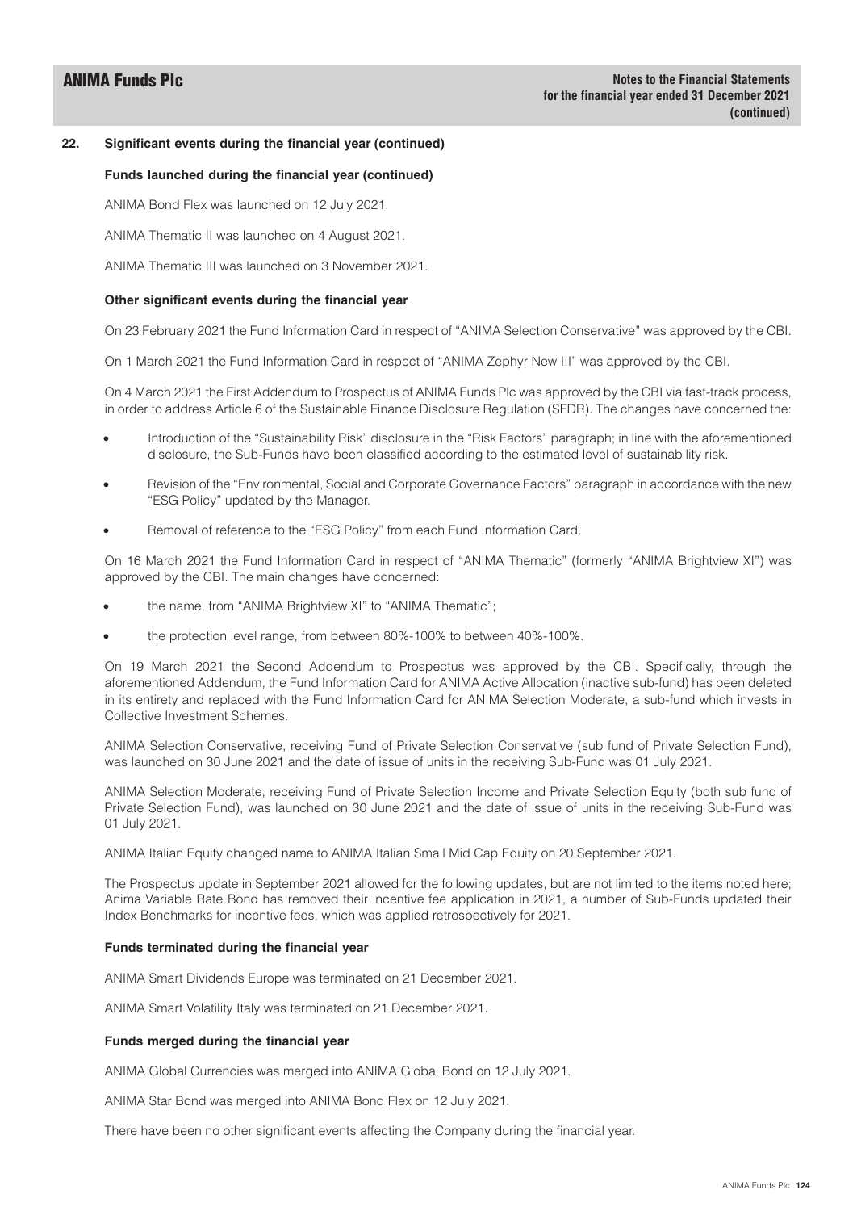## 22. Significant events during the financial year (continued)

### Funds launched during the financial year (continued)

ANIMA Bond Flex was launched on 12 July 2021.

ANIMA Thematic II was launched on 4 August 2021.

ANIMA Thematic III was launched on 3 November 2021.

### Other significant events during the financial year

On 23 February 2021 the Fund Information Card in respect of "ANIMA Selection Conservative" was approved by the CBI.

On 1 March 2021 the Fund Information Card in respect of "ANIMA Zephyr New III" was approved by the CBI.

On 4 March 2021 the First Addendum to Prospectus of ANIMA Funds Plc was approved by the CBI via fast-track process, in order to address Article 6 of the Sustainable Finance Disclosure Regulation (SFDR). The changes have concerned the:

- Introduction of the "Sustainability Risk" disclosure in the "Risk Factors" paragraph; in line with the aforementioned disclosure, the Sub-Funds have been classified according to the estimated level of sustainability risk.
- Revision of the "Environmental, Social and Corporate Governance Factors" paragraph in accordance with the new "ESG Policy" updated by the Manager.
- Removal of reference to the "ESG Policy" from each Fund Information Card.

On 16 March 2021 the Fund Information Card in respect of "ANIMA Thematic" (formerly "ANIMA Brightview XI") was approved by the CBI. The main changes have concerned:

- the name, from "ANIMA Brightview XI" to "ANIMA Thematic";
- the protection level range, from between 80%-100% to between 40%-100%.

On 19 March 2021 the Second Addendum to Prospectus was approved by the CBI. Specifically, through the aforementioned Addendum, the Fund Information Card for ANIMA Active Allocation (inactive sub-fund) has been deleted in its entirety and replaced with the Fund Information Card for ANIMA Selection Moderate, a sub-fund which invests in Collective Investment Schemes.

ANIMA Selection Conservative, receiving Fund of Private Selection Conservative (sub fund of Private Selection Fund), was launched on 30 June 2021 and the date of issue of units in the receiving Sub-Fund was 01 July 2021.

ANIMA Selection Moderate, receiving Fund of Private Selection Income and Private Selection Equity (both sub fund of Private Selection Fund), was launched on 30 June 2021 and the date of issue of units in the receiving Sub-Fund was 01 July 2021.

ANIMA Italian Equity changed name to ANIMA Italian Small Mid Cap Equity on 20 September 2021.

The Prospectus update in September 2021 allowed for the following updates, but are not limited to the items noted here; Anima Variable Rate Bond has removed their incentive fee application in 2021, a number of Sub-Funds updated their Index Benchmarks for incentive fees, which was applied retrospectively for 2021.

### Funds terminated during the financial year

ANIMA Smart Dividends Europe was terminated on 21 December 2021.

ANIMA Smart Volatility Italy was terminated on 21 December 2021.

### Funds merged during the financial year

ANIMA Global Currencies was merged into ANIMA Global Bond on 12 July 2021.

ANIMA Star Bond was merged into ANIMA Bond Flex on 12 July 2021.

There have been no other significant events affecting the Company during the financial year.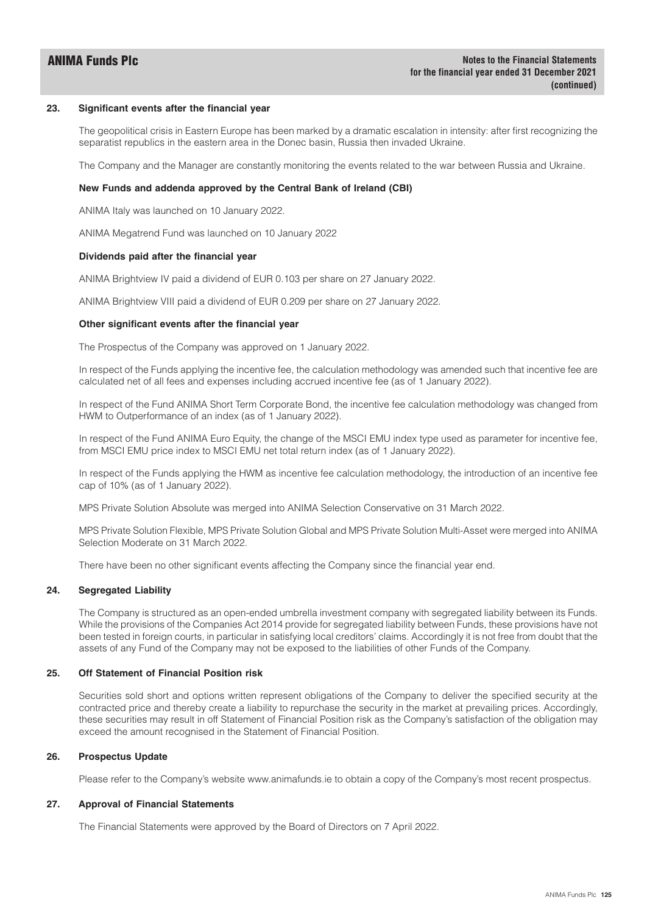## 23. Significant events after the financial year

The geopolitical crisis in Eastern Europe has been marked by a dramatic escalation in intensity: after first recognizing the separatist republics in the eastern area in the Donec basin, Russia then invaded Ukraine.

The Company and the Manager are constantly monitoring the events related to the war between Russia and Ukraine.

### New Funds and addenda approved by the Central Bank of Ireland (CBI)

ANIMA Italy was launched on 10 January 2022.

ANIMA Megatrend Fund was launched on 10 January 2022

### Dividends paid after the financial year

ANIMA Brightview IV paid a dividend of EUR 0.103 per share on 27 January 2022.

ANIMA Brightview VIII paid a dividend of EUR 0.209 per share on 27 January 2022.

### Other significant events after the financial year

The Prospectus of the Company was approved on 1 January 2022.

In respect of the Funds applying the incentive fee, the calculation methodology was amended such that incentive fee are calculated net of all fees and expenses including accrued incentive fee (as of 1 January 2022).

In respect of the Fund ANIMA Short Term Corporate Bond, the incentive fee calculation methodology was changed from HWM to Outperformance of an index (as of 1 January 2022).

In respect of the Fund ANIMA Euro Equity, the change of the MSCI EMU index type used as parameter for incentive fee, from MSCI EMU price index to MSCI EMU net total return index (as of 1 January 2022).

In respect of the Funds applying the HWM as incentive fee calculation methodology, the introduction of an incentive fee cap of 10% (as of 1 January 2022).

MPS Private Solution Absolute was merged into ANIMA Selection Conservative on 31 March 2022.

MPS Private Solution Flexible, MPS Private Solution Global and MPS Private Solution Multi-Asset were merged into ANIMA Selection Moderate on 31 March 2022.

There have been no other significant events affecting the Company since the financial year end.

## 24. Segregated Liability

The Company is structured as an open-ended umbrella investment company with segregated liability between its Funds. While the provisions of the Companies Act 2014 provide for segregated liability between Funds, these provisions have not been tested in foreign courts, in particular in satisfying local creditors' claims. Accordingly it is not free from doubt that the assets of any Fund of the Company may not be exposed to the liabilities of other Funds of the Company.

## 25. Off Statement of Financial Position risk

Securities sold short and options written represent obligations of the Company to deliver the specified security at the contracted price and thereby create a liability to repurchase the security in the market at prevailing prices. Accordingly, these securities may result in off Statement of Financial Position risk as the Company's satisfaction of the obligation may exceed the amount recognised in the Statement of Financial Position.

## 26. Prospectus Update

Please refer to the Company's website www.animafunds.ie to obtain a copy of the Company's most recent prospectus.

## 27. Approval of Financial Statements

The Financial Statements were approved by the Board of Directors on 7 April 2022.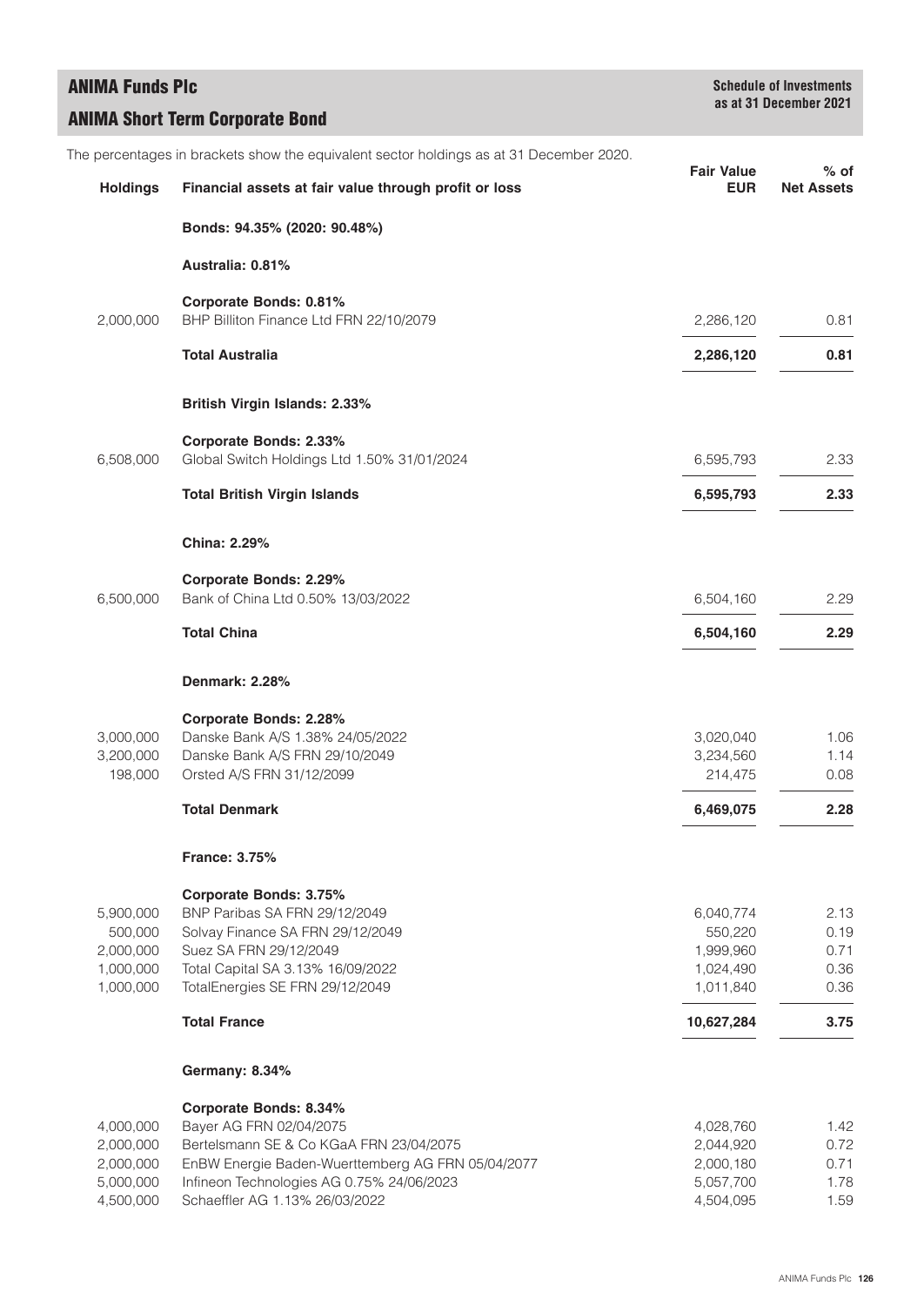# ANIMA Funds Plc

## ANIMA Short Term Corporate Bond

**Schedule of Investments as at 31 December 2021**

The percentages in brackets show the equivalent sector holdings as at 31 December 2020.

| Holdings | Financial assets at fair value through profit or loss | Fair Value EUR | % of Net Assets |
|---|---|---|---|
| | **Bonds: 94.35% (2020: 90.48%)** | | |
| | **Australia: 0.81%** | | |
| | **Corporate Bonds: 0.81%** | | |
| 2,000,000 | BHP Billiton Finance Ltd FRN 22/10/2079 | 2,286,120 | 0.81 |
| | **Total Australia** | **2,286,120** | **0.81** |
| | **British Virgin Islands: 2.33%** | | |
| | **Corporate Bonds: 2.33%** | | |
| 6,508,000 | Global Switch Holdings Ltd 1.50% 31/01/2024 | 6,595,793 | 2.33 |
| | **Total British Virgin Islands** | **6,595,793** | **2.33** |
| | **China: 2.29%** | | |
| | **Corporate Bonds: 2.29%** | | |
| 6,500,000 | Bank of China Ltd 0.50% 13/03/2022 | 6,504,160 | 2.29 |
| | **Total China** | **6,504,160** | **2.29** |
| | **Denmark: 2.28%** | | |
| | **Corporate Bonds: 2.28%** | | |
| 3,000,000 | Danske Bank A/S 1.38% 24/05/2022 | 3,020,040 | 1.06 |
| 3,200,000 | Danske Bank A/S FRN 29/10/2049 | 3,234,560 | 1.14 |
| 198,000 | Orsted A/S FRN 31/12/2099 | 214,475 | 0.08 |
| | **Total Denmark** | **6,469,075** | **2.28** |
| | **France: 3.75%** | | |
| | **Corporate Bonds: 3.75%** | | |
| 5,900,000 | BNP Paribas SA FRN 29/12/2049 | 6,040,774 | 2.13 |
| 500,000 | Solvay Finance SA FRN 29/12/2049 | 550,220 | 0.19 |
| 2,000,000 | Suez SA FRN 29/12/2049 | 1,999,960 | 0.71 |
| 1,000,000 | Total Capital SA 3.13% 16/09/2022 | 1,024,490 | 0.36 |
| 1,000,000 | TotalEnergies SE FRN 29/12/2049 | 1,011,840 | 0.36 |
| | **Total France** | **10,627,284** | **3.75** |
| | **Germany: 8.34%** | | |
| | **Corporate Bonds: 8.34%** | | |
| 4,000,000 | Bayer AG FRN 02/04/2075 | 4,028,760 | 1.42 |
| 2,000,000 | Bertelsmann SE & Co KGaA FRN 23/04/2075 | 2,044,920 | 0.72 |
| 2,000,000 | EnBW Energie Baden-Wuerttemberg AG FRN 05/04/2077 | 2,000,180 | 0.71 |
| 5,000,000 | Infineon Technologies AG 0.75% 24/06/2023 | 5,057,700 | 1.78 |
| 4,500,000 | Schaeffler AG 1.13% 26/03/2022 | 4,504,095 | 1.59 |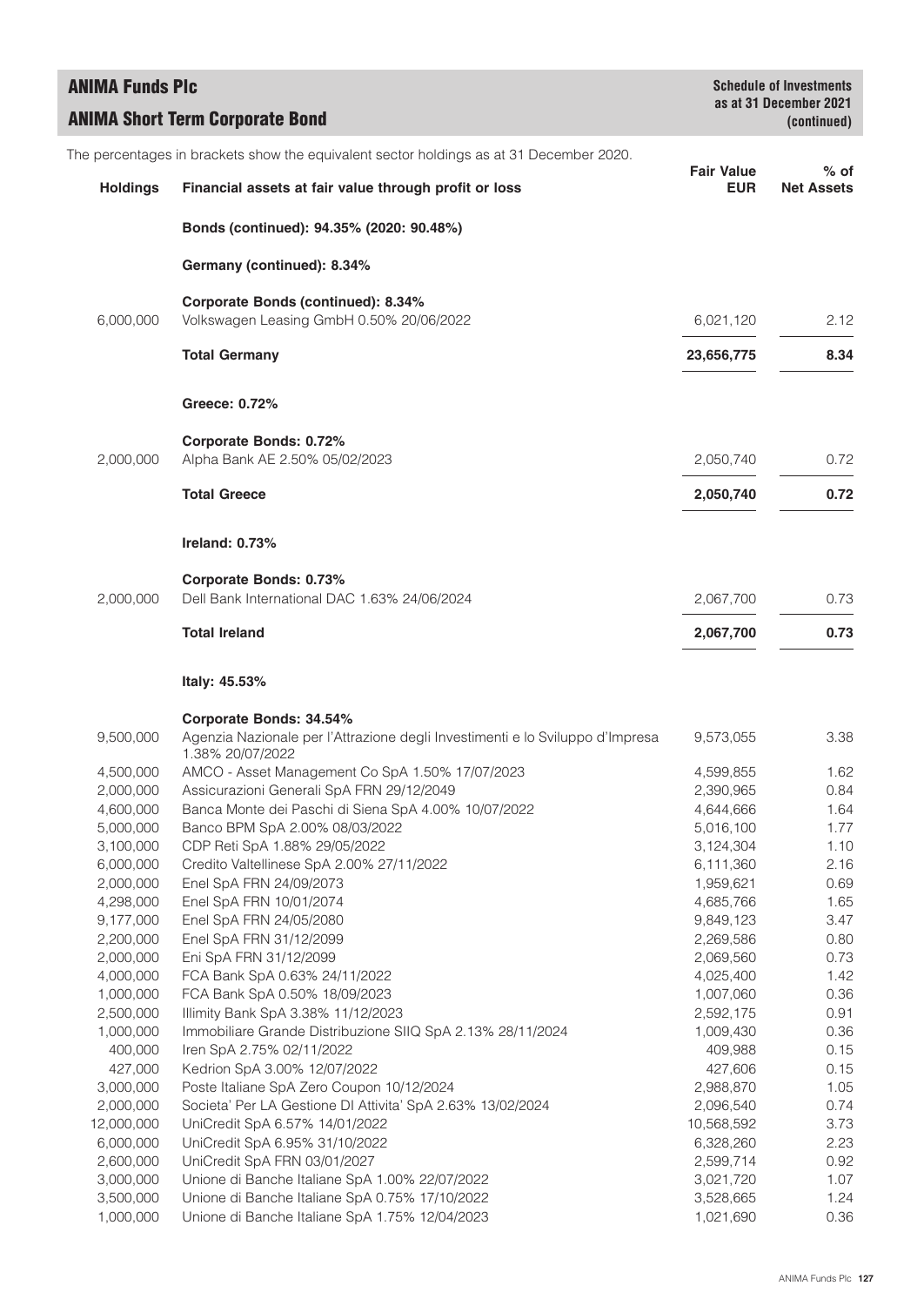# ANIMA Funds Plc

## ANIMA Short Term Corporate Bond

**Schedule of Investments as at 31 December 2021 (continued)**

The percentages in brackets show the equivalent sector holdings as at 31 December 2020.

| Holdings | Financial assets at fair value through profit or loss | Fair Value EUR | % of Net Assets |
|---|---|---|---|
| | **Bonds (continued): 94.35% (2020: 90.48%)** | | |
| | **Germany (continued): 8.34%** | | |
| | **Corporate Bonds (continued): 8.34%** | | |
| 6,000,000 | Volkswagen Leasing GmbH 0.50% 20/06/2022 | 6,021,120 | 2.12 |
| | **Total Germany** | **23,656,775** | **8.34** |
| | **Greece: 0.72%** | | |
| | **Corporate Bonds: 0.72%** | | |
| 2,000,000 | Alpha Bank AE 2.50% 05/02/2023 | 2,050,740 | 0.72 |
| | **Total Greece** | **2,050,740** | **0.72** |
| | **Ireland: 0.73%** | | |
| | **Corporate Bonds: 0.73%** | | |
| 2,000,000 | Dell Bank International DAC 1.63% 24/06/2024 | 2,067,700 | 0.73 |
| | **Total Ireland** | **2,067,700** | **0.73** |
| | **Italy: 45.53%** | | |
| | **Corporate Bonds: 34.54%** | | |
| 9,500,000 | Agenzia Nazionale per l'Attrazione degli Investimenti e lo Sviluppo d'Impresa 1.38% 20/07/2022 | 9,573,055 | 3.38 |
| 4,500,000 | AMCO - Asset Management Co SpA 1.50% 17/07/2023 | 4,599,855 | 1.62 |
| 2,000,000 | Assicurazioni Generali SpA FRN 29/12/2049 | 2,390,965 | 0.84 |
| 4,600,000 | Banca Monte dei Paschi di Siena SpA 4.00% 10/07/2022 | 4,644,666 | 1.64 |
| 5,000,000 | Banco BPM SpA 2.00% 08/03/2022 | 5,016,100 | 1.77 |
| 3,100,000 | CDP Reti SpA 1.88% 29/05/2022 | 3,124,304 | 1.10 |
| 6,000,000 | Credito Valtellinese SpA 2.00% 27/11/2022 | 6,111,360 | 2.16 |
| 2,000,000 | Enel SpA FRN 24/09/2073 | 1,959,621 | 0.69 |
| 4,298,000 | Enel SpA FRN 10/01/2074 | 4,685,766 | 1.65 |
| 9,177,000 | Enel SpA FRN 24/05/2080 | 9,849,123 | 3.47 |
| 2,200,000 | Enel SpA FRN 31/12/2099 | 2,269,586 | 0.80 |
| 2,000,000 | Eni SpA FRN 31/12/2099 | 2,069,560 | 0.73 |
| 4,000,000 | FCA Bank SpA 0.63% 24/11/2022 | 4,025,400 | 1.42 |
| 1,000,000 | FCA Bank SpA 0.50% 18/09/2023 | 1,007,060 | 0.36 |
| 2,500,000 | Illimity Bank SpA 3.38% 11/12/2023 | 2,592,175 | 0.91 |
| 1,000,000 | Immobiliare Grande Distribuzione SIIQ SpA 2.13% 28/11/2024 | 1,009,430 | 0.36 |
| 400,000 | Iren SpA 2.75% 02/11/2022 | 409,988 | 0.15 |
| 427,000 | Kedrion SpA 3.00% 12/07/2022 | 427,606 | 0.15 |
| 3,000,000 | Poste Italiane SpA Zero Coupon 10/12/2024 | 2,988,870 | 1.05 |
| 2,000,000 | Societa' Per LA Gestione DI Attivita' SpA 2.63% 13/02/2024 | 2,096,540 | 0.74 |
| 12,000,000 | UniCredit SpA 6.57% 14/01/2022 | 10,568,592 | 3.73 |
| 6,000,000 | UniCredit SpA 6.95% 31/10/2022 | 6,328,260 | 2.23 |
| 2,600,000 | UniCredit SpA FRN 03/01/2027 | 2,599,714 | 0.92 |
| 3,000,000 | Unione di Banche Italiane SpA 1.00% 22/07/2022 | 3,021,720 | 1.07 |
| 3,500,000 | Unione di Banche Italiane SpA 0.75% 17/10/2022 | 3,528,665 | 1.24 |
| 1,000,000 | Unione di Banche Italiane SpA 1.75% 12/04/2023 | 1,021,690 | 0.36 |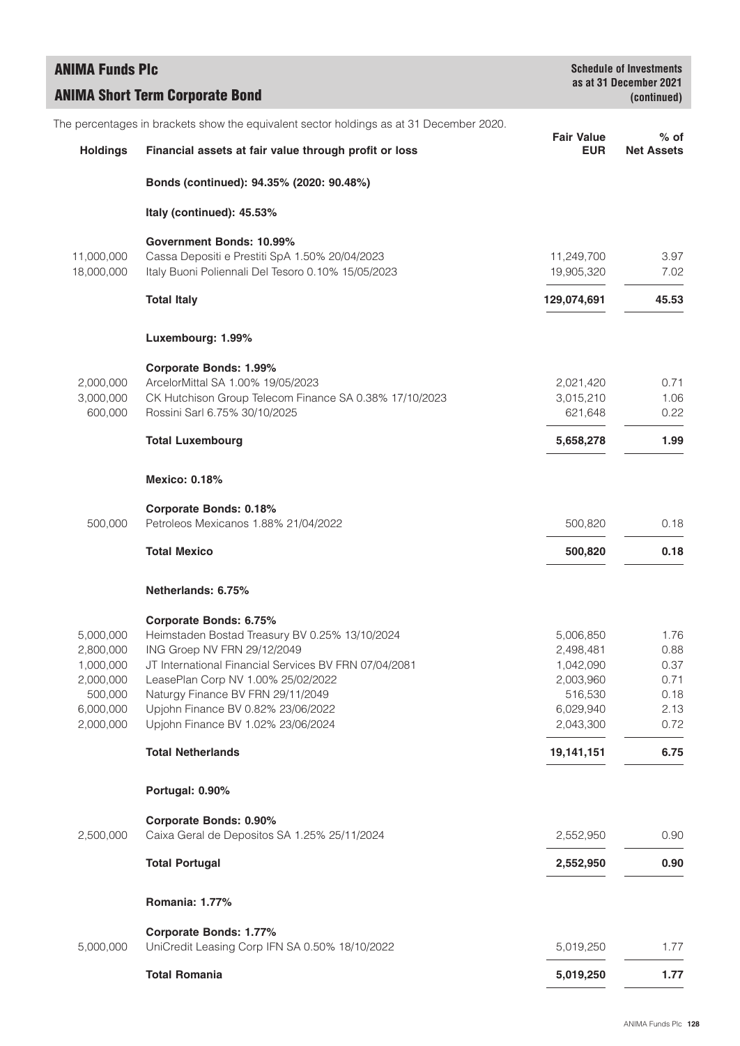# ANIMA Funds Plc

## ANIMA Short Term Corporate Bond

**Schedule of Investments as at 31 December 2021 (continued)**

The percentages in brackets show the equivalent sector holdings as at 31 December 2020.

| Holdings | Financial assets at fair value through profit or loss | Fair Value EUR | % of Net Assets |
|---|---|---|---|
| | **Bonds (continued): 94.35% (2020: 90.48%)** | | |
| | **Italy (continued): 45.53%** | | |
| | **Government Bonds: 10.99%** | | |
| 11,000,000 | Cassa Depositi e Prestiti SpA 1.50% 20/04/2023 | 11,249,700 | 3.97 |
| 18,000,000 | Italy Buoni Poliennali Del Tesoro 0.10% 15/05/2023 | 19,905,320 | 7.02 |
| | **Total Italy** | **129,074,691** | **45.53** |
| | **Luxembourg: 1.99%** | | |
| | **Corporate Bonds: 1.99%** | | |
| 2,000,000 | ArcelorMittal SA 1.00% 19/05/2023 | 2,021,420 | 0.71 |
| 3,000,000 | CK Hutchison Group Telecom Finance SA 0.38% 17/10/2023 | 3,015,210 | 1.06 |
| 600,000 | Rossini Sarl 6.75% 30/10/2025 | 621,648 | 0.22 |
| | **Total Luxembourg** | **5,658,278** | **1.99** |
| | **Mexico: 0.18%** | | |
| | **Corporate Bonds: 0.18%** | | |
| 500,000 | Petroleos Mexicanos 1.88% 21/04/2022 | 500,820 | 0.18 |
| | **Total Mexico** | **500,820** | **0.18** |
| | **Netherlands: 6.75%** | | |
| | **Corporate Bonds: 6.75%** | | |
| 5,000,000 | Heimstaden Bostad Treasury BV 0.25% 13/10/2024 | 5,006,850 | 1.76 |
| 2,800,000 | ING Groep NV FRN 29/12/2049 | 2,498,481 | 0.88 |
| 1,000,000 | JT International Financial Services BV FRN 07/04/2081 | 1,042,090 | 0.37 |
| 2,000,000 | LeasePlan Corp NV 1.00% 25/02/2022 | 2,003,960 | 0.71 |
| 500,000 | Naturgy Finance BV FRN 29/11/2049 | 516,530 | 0.18 |
| 6,000,000 | Upjohn Finance BV 0.82% 23/06/2022 | 6,029,940 | 2.13 |
| 2,000,000 | Upjohn Finance BV 1.02% 23/06/2024 | 2,043,300 | 0.72 |
| | **Total Netherlands** | **19,141,151** | **6.75** |
| | **Portugal: 0.90%** | | |
| | **Corporate Bonds: 0.90%** | | |
| 2,500,000 | Caixa Geral de Depositos SA 1.25% 25/11/2024 | 2,552,950 | 0.90 |
| | **Total Portugal** | **2,552,950** | **0.90** |
| | **Romania: 1.77%** | | |
| | **Corporate Bonds: 1.77%** | | |
| 5,000,000 | UniCredit Leasing Corp IFN SA 0.50% 18/10/2022 | 5,019,250 | 1.77 |
| | **Total Romania** | **5,019,250** | **1.77** |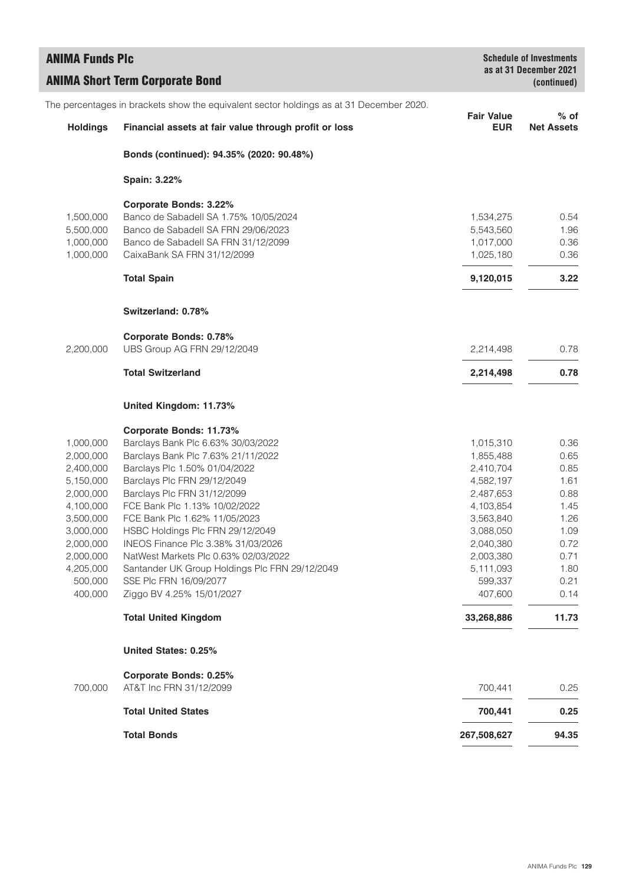# ANIMA Funds Plc

## ANIMA Short Term Corporate Bond

**Schedule of Investments as at 31 December 2021 (continued)**

The percentages in brackets show the equivalent sector holdings as at 31 December 2020.

| Holdings | Financial assets at fair value through profit or loss | Fair Value EUR | % of Net Assets |
|---|---|---|---|
| | **Bonds (continued): 94.35% (2020: 90.48%)** | | |
| | **Spain: 3.22%** | | |
| | **Corporate Bonds: 3.22%** | | |
| 1,500,000 | Banco de Sabadell SA 1.75% 10/05/2024 | 1,534,275 | 0.54 |
| 5,500,000 | Banco de Sabadell SA FRN 29/06/2023 | 5,543,560 | 1.96 |
| 1,000,000 | Banco de Sabadell SA FRN 31/12/2099 | 1,017,000 | 0.36 |
| 1,000,000 | CaixaBank SA FRN 31/12/2099 | 1,025,180 | 0.36 |
| | **Total Spain** | **9,120,015** | **3.22** |
| | **Switzerland: 0.78%** | | |
| | **Corporate Bonds: 0.78%** | | |
| 2,200,000 | UBS Group AG FRN 29/12/2049 | 2,214,498 | 0.78 |
| | **Total Switzerland** | **2,214,498** | **0.78** |
| | **United Kingdom: 11.73%** | | |
| | **Corporate Bonds: 11.73%** | | |
| 1,000,000 | Barclays Bank Plc 6.63% 30/03/2022 | 1,015,310 | 0.36 |
| 2,000,000 | Barclays Bank Plc 7.63% 21/11/2022 | 1,855,488 | 0.65 |
| 2,400,000 | Barclays Plc 1.50% 01/04/2022 | 2,410,704 | 0.85 |
| 5,150,000 | Barclays Plc FRN 29/12/2049 | 4,582,197 | 1.61 |
| 2,000,000 | Barclays Plc FRN 31/12/2099 | 2,487,653 | 0.88 |
| 4,100,000 | FCE Bank Plc 1.13% 10/02/2022 | 4,103,854 | 1.45 |
| 3,500,000 | FCE Bank Plc 1.62% 11/05/2023 | 3,563,840 | 1.26 |
| 3,000,000 | HSBC Holdings Plc FRN 29/12/2049 | 3,088,050 | 1.09 |
| 2,000,000 | INEOS Finance Plc 3.38% 31/03/2026 | 2,040,380 | 0.72 |
| 2,000,000 | NatWest Markets Plc 0.63% 02/03/2022 | 2,003,380 | 0.71 |
| 4,205,000 | Santander UK Group Holdings Plc FRN 29/12/2049 | 5,111,093 | 1.80 |
| 500,000 | SSE Plc FRN 16/09/2077 | 599,337 | 0.21 |
| 400,000 | Ziggo BV 4.25% 15/01/2027 | 407,600 | 0.14 |
| | **Total United Kingdom** | **33,268,886** | **11.73** |
| | **United States: 0.25%** | | |
| | **Corporate Bonds: 0.25%** | | |
| 700,000 | AT&T Inc FRN 31/12/2099 | 700,441 | 0.25 |
| | **Total United States** | **700,441** | **0.25** |
| | **Total Bonds** | **267,508,627** | **94.35** |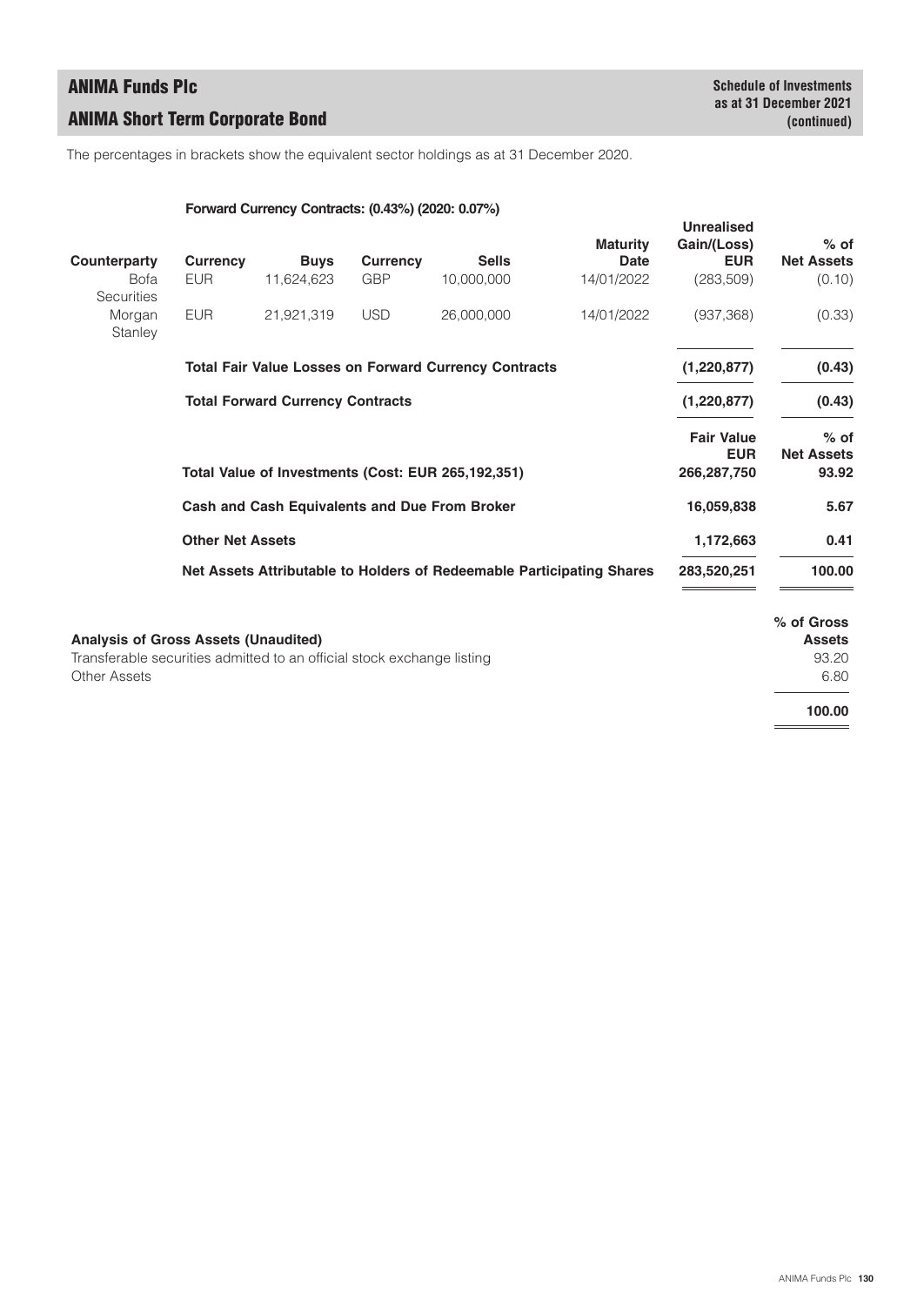# ANIMA Funds Plc

## ANIMA Short Term Corporate Bond

**Schedule of Investments as at 31 December 2021 (continued)**

The percentages in brackets show the equivalent sector holdings as at 31 December 2020.

**Forward Currency Contracts: (0.43%) (2020: 0.07%)**

| Counterparty | Currency | Buys | Currency | Sells | Maturity Date | Unrealised Gain/(Loss) EUR | % of Net Assets |
|---|---|---|---|---|---|---|---|
| Bofa Securities | EUR | 11,624,623 | GBP | 10,000,000 | 14/01/2022 | (283,509) | (0.10) |
| Morgan Stanley | EUR | 21,921,319 | USD | 26,000,000 | 14/01/2022 | (937,368) | (0.33) |
| | **Total Fair Value Losses on Forward Currency Contracts** | | | | | **(1,220,877)** | **(0.43)** |
| | **Total Forward Currency Contracts** | | | | | **(1,220,877)** | **(0.43)** |

| | Fair Value EUR | % of Net Assets |
|---|---|---|
| **Total Value of Investments (Cost: EUR 265,192,351)** | **266,287,750** | **93.92** |
| **Cash and Cash Equivalents and Due From Broker** | **16,059,838** | **5.67** |
| **Other Net Assets** | **1,172,663** | **0.41** |
| **Net Assets Attributable to Holders of Redeemable Participating Shares** | **283,520,251** | **100.00** |

| **Analysis of Gross Assets (Unaudited)** | **% of Gross Assets** |
|---|---|
| Transferable securities admitted to an official stock exchange listing | 93.20 |
| Other Assets | 6.80 |
| | **100.00** |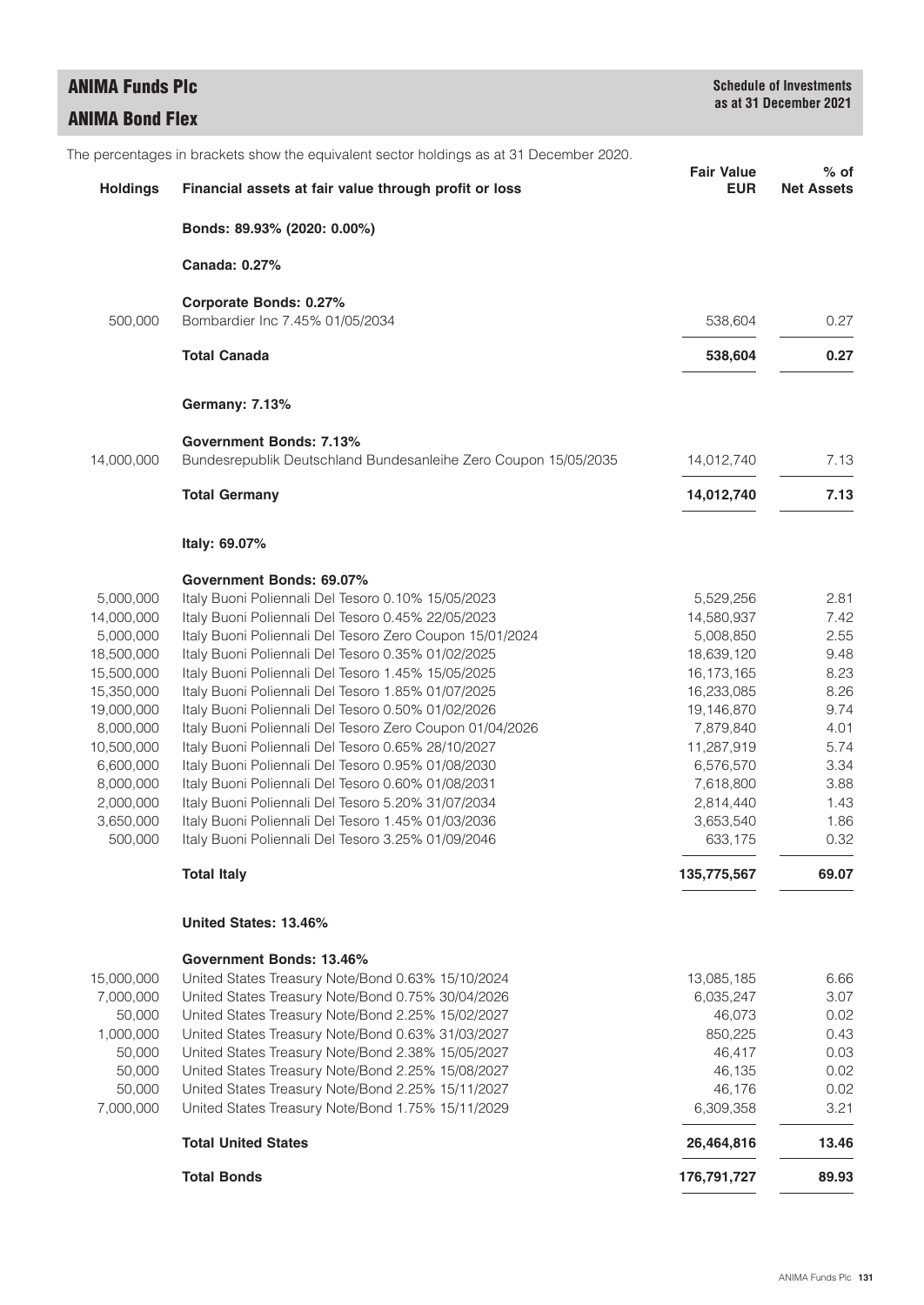# ANIMA Funds Plc

## ANIMA Bond Flex

**Schedule of Investments as at 31 December 2021**

The percentages in brackets show the equivalent sector holdings as at 31 December 2020.

| Holdings | Financial assets at fair value through profit or loss | Fair Value EUR | % of Net Assets |
|---|---|---|---|
| | **Bonds: 89.93% (2020: 0.00%)** | | |
| | **Canada: 0.27%** | | |
| | **Corporate Bonds: 0.27%** | | |
| 500,000 | Bombardier Inc 7.45% 01/05/2034 | 538,604 | 0.27 |
| | **Total Canada** | **538,604** | **0.27** |
| | **Germany: 7.13%** | | |
| | **Government Bonds: 7.13%** | | |
| 14,000,000 | Bundesrepublik Deutschland Bundesanleihe Zero Coupon 15/05/2035 | 14,012,740 | 7.13 |
| | **Total Germany** | **14,012,740** | **7.13** |
| | **Italy: 69.07%** | | |
| | **Government Bonds: 69.07%** | | |
| 5,000,000 | Italy Buoni Poliennali Del Tesoro 0.10% 15/05/2023 | 5,529,256 | 2.81 |
| 14,000,000 | Italy Buoni Poliennali Del Tesoro 0.45% 22/05/2023 | 14,580,937 | 7.42 |
| 5,000,000 | Italy Buoni Poliennali Del Tesoro Zero Coupon 15/01/2024 | 5,008,850 | 2.55 |
| 18,500,000 | Italy Buoni Poliennali Del Tesoro 0.35% 01/02/2025 | 18,639,120 | 9.48 |
| 15,500,000 | Italy Buoni Poliennali Del Tesoro 1.45% 15/05/2025 | 16,173,165 | 8.23 |
| 15,350,000 | Italy Buoni Poliennali Del Tesoro 1.85% 01/07/2025 | 16,233,085 | 8.26 |
| 19,000,000 | Italy Buoni Poliennali Del Tesoro 0.50% 01/02/2026 | 19,146,870 | 9.74 |
| 8,000,000 | Italy Buoni Poliennali Del Tesoro Zero Coupon 01/04/2026 | 7,879,840 | 4.01 |
| 10,500,000 | Italy Buoni Poliennali Del Tesoro 0.65% 28/10/2027 | 11,287,919 | 5.74 |
| 6,600,000 | Italy Buoni Poliennali Del Tesoro 0.95% 01/08/2030 | 6,576,570 | 3.34 |
| 8,000,000 | Italy Buoni Poliennali Del Tesoro 0.60% 01/08/2031 | 7,618,800 | 3.88 |
| 2,000,000 | Italy Buoni Poliennali Del Tesoro 5.20% 31/07/2034 | 2,814,440 | 1.43 |
| 3,650,000 | Italy Buoni Poliennali Del Tesoro 1.45% 01/03/2036 | 3,653,540 | 1.86 |
| 500,000 | Italy Buoni Poliennali Del Tesoro 3.25% 01/09/2046 | 633,175 | 0.32 |
| | **Total Italy** | **135,775,567** | **69.07** |
| | **United States: 13.46%** | | |
| | **Government Bonds: 13.46%** | | |
| 15,000,000 | United States Treasury Note/Bond 0.63% 15/10/2024 | 13,085,185 | 6.66 |
| 7,000,000 | United States Treasury Note/Bond 0.75% 30/04/2026 | 6,035,247 | 3.07 |
| 50,000 | United States Treasury Note/Bond 2.25% 15/02/2027 | 46,073 | 0.02 |
| 1,000,000 | United States Treasury Note/Bond 0.63% 31/03/2027 | 850,225 | 0.43 |
| 50,000 | United States Treasury Note/Bond 2.38% 15/05/2027 | 46,417 | 0.03 |
| 50,000 | United States Treasury Note/Bond 2.25% 15/08/2027 | 46,135 | 0.02 |
| 50,000 | United States Treasury Note/Bond 2.25% 15/11/2027 | 46,176 | 0.02 |
| 7,000,000 | United States Treasury Note/Bond 1.75% 15/11/2029 | 6,309,358 | 3.21 |
| | **Total United States** | **26,464,816** | **13.46** |
| | **Total Bonds** | **176,791,727** | **89.93** |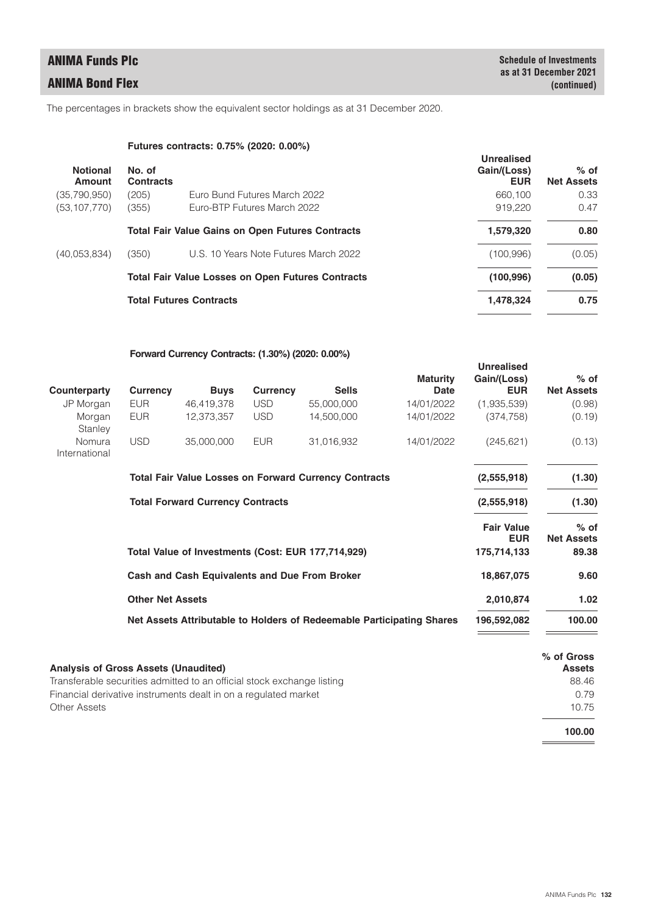# ANIMA Funds Plc

## ANIMA Bond Flex

**Schedule of Investments as at 31 December 2021 (continued)**

The percentages in brackets show the equivalent sector holdings as at 31 December 2020.

### Futures contracts: 0.75% (2020: 0.00%)

| Notional Amount | No. of Contracts | | Unrealised Gain/(Loss) EUR | % of Net Assets |
|---|---|---|---|---|
| (35,790,950) | (205) | Euro Bund Futures March 2022 | 660,100 | 0.33 |
| (53,107,770) | (355) | Euro-BTP Futures March 2022 | 919,220 | 0.47 |
| | | **Total Fair Value Gains on Open Futures Contracts** | **1,579,320** | **0.80** |
| (40,053,834) | (350) | U.S. 10 Years Note Futures March 2022 | (100,996) | (0.05) |
| | | **Total Fair Value Losses on Open Futures Contracts** | **(100,996)** | **(0.05)** |
| | | **Total Futures Contracts** | **1,478,324** | **0.75** |

### Forward Currency Contracts: (1.30%) (2020: 0.00%)

| Counterparty | Currency | Buys | Currency | Sells | Maturity Date | Unrealised Gain/(Loss) EUR | % of Net Assets |
|---|---|---|---|---|---|---|---|
| JP Morgan | EUR | 46,419,378 | USD | 55,000,000 | 14/01/2022 | (1,935,539) | (0.98) |
| Morgan Stanley | EUR | 12,373,357 | USD | 14,500,000 | 14/01/2022 | (374,758) | (0.19) |
| Nomura International | USD | 35,000,000 | EUR | 31,016,932 | 14/01/2022 | (245,621) | (0.13) |
| | **Total Fair Value Losses on Forward Currency Contracts** | | | | | **(2,555,918)** | **(1.30)** |
| | **Total Forward Currency Contracts** | | | | | **(2,555,918)** | **(1.30)** |

| | Fair Value EUR | % of Net Assets |
|---|---|---|
| **Total Value of Investments (Cost: EUR 177,714,929)** | **175,714,133** | **89.38** |
| **Cash and Cash Equivalents and Due From Broker** | **18,867,075** | **9.60** |
| **Other Net Assets** | **2,010,874** | **1.02** |
| **Net Assets Attributable to Holders of Redeemable Participating Shares** | **196,592,082** | **100.00** |

| **Analysis of Gross Assets (Unaudited)** | % of Gross Assets |
|---|---|
| Transferable securities admitted to an official stock exchange listing | 88.46 |
| Financial derivative instruments dealt in on a regulated market | 0.79 |
| Other Assets | 10.75 |
| | **100.00** |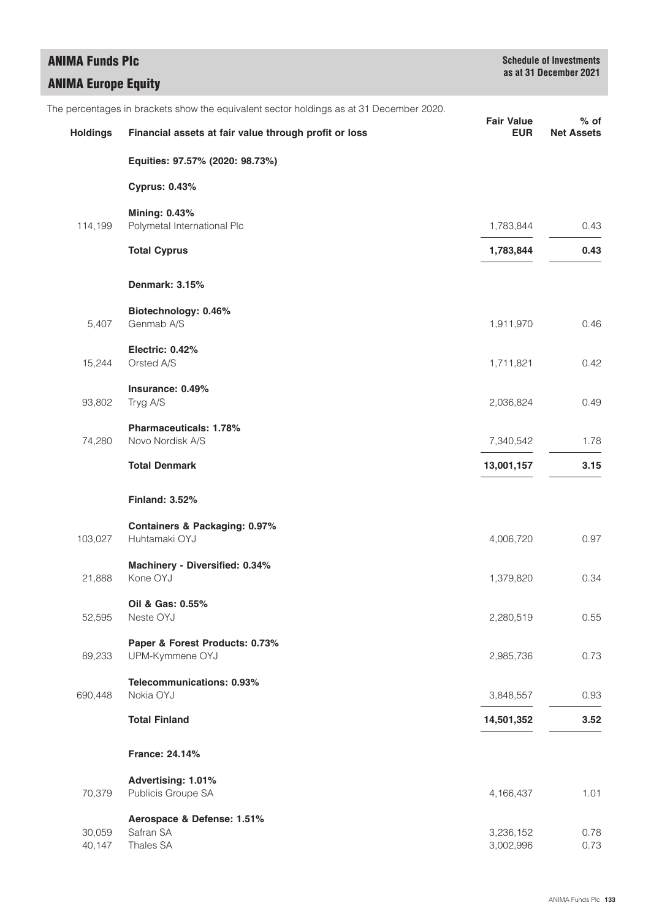# ANIMA Funds Plc

## ANIMA Europe Equity

**Schedule of Investments as at 31 December 2021**

The percentages in brackets show the equivalent sector holdings as at 31 December 2020.

| Holdings | Financial assets at fair value through profit or loss | Fair Value EUR | % of Net Assets |
|---|---|---|---|
| | **Equities: 97.57% (2020: 98.73%)** | | |
| | **Cyprus: 0.43%** | | |
| | **Mining: 0.43%** | | |
| 114,199 | Polymetal International Plc | 1,783,844 | 0.43 |
| | **Total Cyprus** | **1,783,844** | **0.43** |
| | **Denmark: 3.15%** | | |
| | **Biotechnology: 0.46%** | | |
| 5,407 | Genmab A/S | 1,911,970 | 0.46 |
| | **Electric: 0.42%** | | |
| 15,244 | Orsted A/S | 1,711,821 | 0.42 |
| | **Insurance: 0.49%** | | |
| 93,802 | Tryg A/S | 2,036,824 | 0.49 |
| | **Pharmaceuticals: 1.78%** | | |
| 74,280 | Novo Nordisk A/S | 7,340,542 | 1.78 |
| | **Total Denmark** | **13,001,157** | **3.15** |
| | **Finland: 3.52%** | | |
| | **Containers & Packaging: 0.97%** | | |
| 103,027 | Huhtamaki OYJ | 4,006,720 | 0.97 |
| | **Machinery - Diversified: 0.34%** | | |
| 21,888 | Kone OYJ | 1,379,820 | 0.34 |
| | **Oil & Gas: 0.55%** | | |
| 52,595 | Neste OYJ | 2,280,519 | 0.55 |
| | **Paper & Forest Products: 0.73%** | | |
| 89,233 | UPM-Kymmene OYJ | 2,985,736 | 0.73 |
| | **Telecommunications: 0.93%** | | |
| 690,448 | Nokia OYJ | 3,848,557 | 0.93 |
| | **Total Finland** | **14,501,352** | **3.52** |
| | **France: 24.14%** | | |
| | **Advertising: 1.01%** | | |
| 70,379 | Publicis Groupe SA | 4,166,437 | 1.01 |
| | **Aerospace & Defense: 1.51%** | | |
| 30,059 | Safran SA | 3,236,152 | 0.78 |
| 40,147 | Thales SA | 3,002,996 | 0.73 |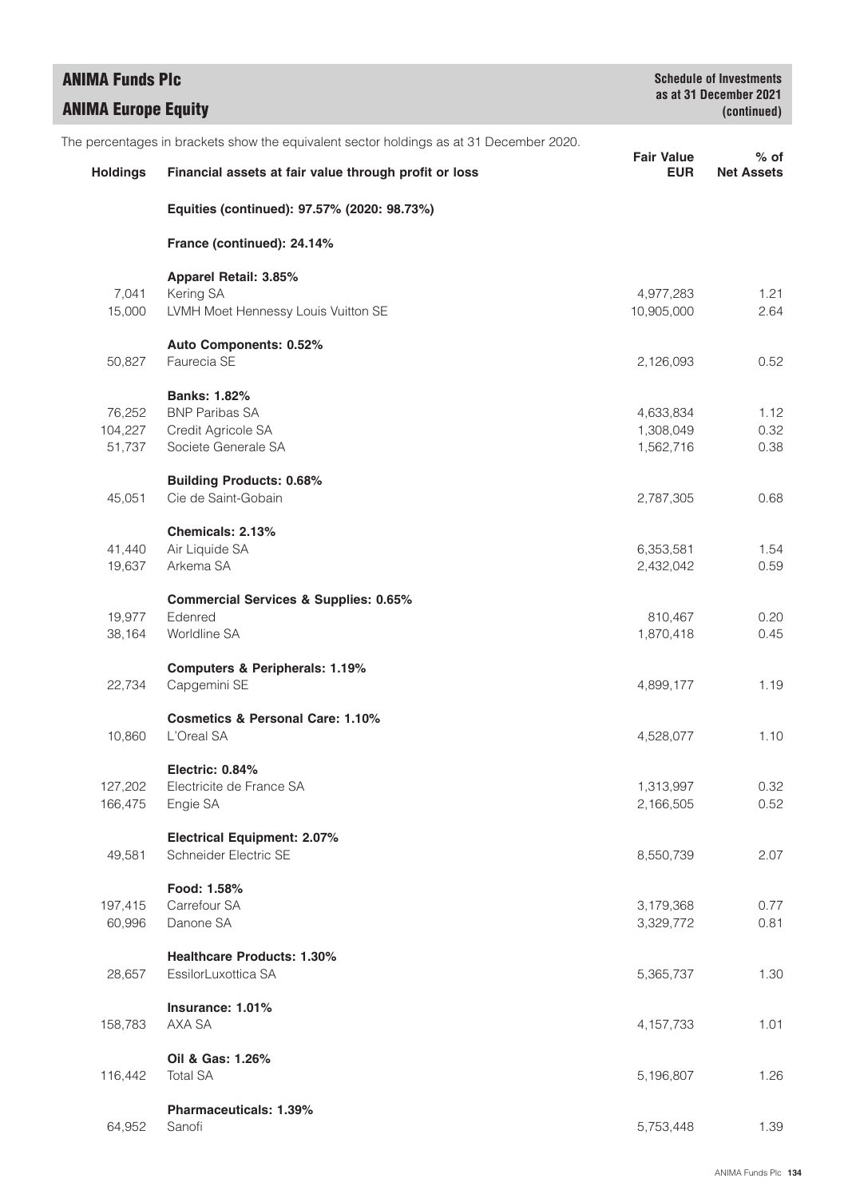# ANIMA Funds Plc

## ANIMA Europe Equity

**Schedule of Investments as at 31 December 2021 (continued)**

The percentages in brackets show the equivalent sector holdings as at 31 December 2020.

| Holdings | Financial assets at fair value through profit or loss | Fair Value EUR | % of Net Assets |
|---|---|---|---|
| | **Equities (continued): 97.57% (2020: 98.73%)** | | |
| | **France (continued): 24.14%** | | |
| | **Apparel Retail: 3.85%** | | |
| 7,041 | Kering SA | 4,977,283 | 1.21 |
| 15,000 | LVMH Moet Hennessy Louis Vuitton SE | 10,905,000 | 2.64 |
| | **Auto Components: 0.52%** | | |
| 50,827 | Faurecia SE | 2,126,093 | 0.52 |
| | **Banks: 1.82%** | | |
| 76,252 | BNP Paribas SA | 4,633,834 | 1.12 |
| 104,227 | Credit Agricole SA | 1,308,049 | 0.32 |
| 51,737 | Societe Generale SA | 1,562,716 | 0.38 |
| | **Building Products: 0.68%** | | |
| 45,051 | Cie de Saint-Gobain | 2,787,305 | 0.68 |
| | **Chemicals: 2.13%** | | |
| 41,440 | Air Liquide SA | 6,353,581 | 1.54 |
| 19,637 | Arkema SA | 2,432,042 | 0.59 |
| | **Commercial Services & Supplies: 0.65%** | | |
| 19,977 | Edenred | 810,467 | 0.20 |
| 38,164 | Worldline SA | 1,870,418 | 0.45 |
| | **Computers & Peripherals: 1.19%** | | |
| 22,734 | Capgemini SE | 4,899,177 | 1.19 |
| | **Cosmetics & Personal Care: 1.10%** | | |
| 10,860 | L'Oreal SA | 4,528,077 | 1.10 |
| | **Electric: 0.84%** | | |
| 127,202 | Electricite de France SA | 1,313,997 | 0.32 |
| 166,475 | Engie SA | 2,166,505 | 0.52 |
| | **Electrical Equipment: 2.07%** | | |
| 49,581 | Schneider Electric SE | 8,550,739 | 2.07 |
| | **Food: 1.58%** | | |
| 197,415 | Carrefour SA | 3,179,368 | 0.77 |
| 60,996 | Danone SA | 3,329,772 | 0.81 |
| | **Healthcare Products: 1.30%** | | |
| 28,657 | EssilorLuxottica SA | 5,365,737 | 1.30 |
| | **Insurance: 1.01%** | | |
| 158,783 | AXA SA | 4,157,733 | 1.01 |
| | **Oil & Gas: 1.26%** | | |
| 116,442 | Total SA | 5,196,807 | 1.26 |
| | **Pharmaceuticals: 1.39%** | | |
| 64,952 | Sanofi | 5,753,448 | 1.39 |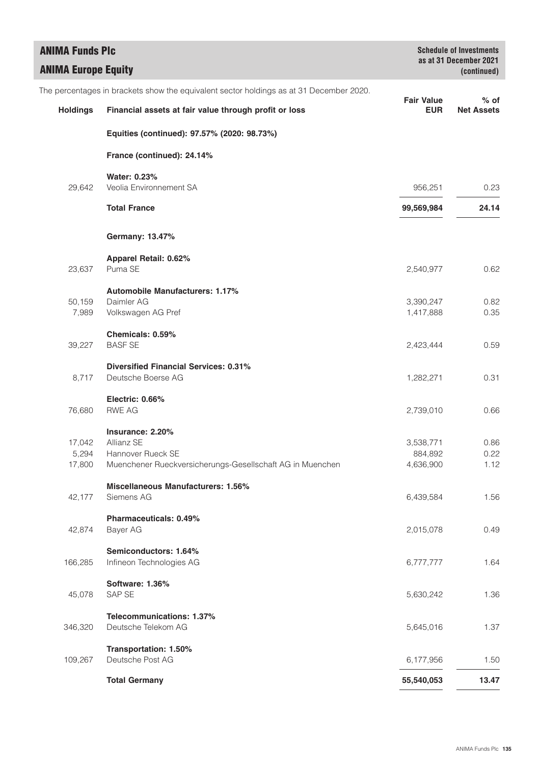# ANIMA Funds Plc

## ANIMA Europe Equity

**Schedule of Investments as at 31 December 2021 (continued)**

The percentages in brackets show the equivalent sector holdings as at 31 December 2020.

| Holdings | Financial assets at fair value through profit or loss | Fair Value EUR | % of Net Assets |
|---|---|---|---|
| | **Equities (continued): 97.57% (2020: 98.73%)** | | |
| | **France (continued): 24.14%** | | |
| | **Water: 0.23%** | | |
| 29,642 | Veolia Environnement SA | 956,251 | 0.23 |
| | **Total France** | **99,569,984** | **24.14** |
| | **Germany: 13.47%** | | |
| | **Apparel Retail: 0.62%** | | |
| 23,637 | Puma SE | 2,540,977 | 0.62 |
| | **Automobile Manufacturers: 1.17%** | | |
| 50,159 | Daimler AG | 3,390,247 | 0.82 |
| 7,989 | Volkswagen AG Pref | 1,417,888 | 0.35 |
| | **Chemicals: 0.59%** | | |
| 39,227 | BASF SE | 2,423,444 | 0.59 |
| | **Diversified Financial Services: 0.31%** | | |
| 8,717 | Deutsche Boerse AG | 1,282,271 | 0.31 |
| | **Electric: 0.66%** | | |
| 76,680 | RWE AG | 2,739,010 | 0.66 |
| | **Insurance: 2.20%** | | |
| 17,042 | Allianz SE | 3,538,771 | 0.86 |
| 5,294 | Hannover Rueck SE | 884,892 | 0.22 |
| 17,800 | Muenchener Rueckversicherungs-Gesellschaft AG in Muenchen | 4,636,900 | 1.12 |
| | **Miscellaneous Manufacturers: 1.56%** | | |
| 42,177 | Siemens AG | 6,439,584 | 1.56 |
| | **Pharmaceuticals: 0.49%** | | |
| 42,874 | Bayer AG | 2,015,078 | 0.49 |
| | **Semiconductors: 1.64%** | | |
| 166,285 | Infineon Technologies AG | 6,777,777 | 1.64 |
| | **Software: 1.36%** | | |
| 45,078 | SAP SE | 5,630,242 | 1.36 |
| | **Telecommunications: 1.37%** | | |
| 346,320 | Deutsche Telekom AG | 5,645,016 | 1.37 |
| | **Transportation: 1.50%** | | |
| 109,267 | Deutsche Post AG | 6,177,956 | 1.50 |
| | **Total Germany** | **55,540,053** | **13.47** |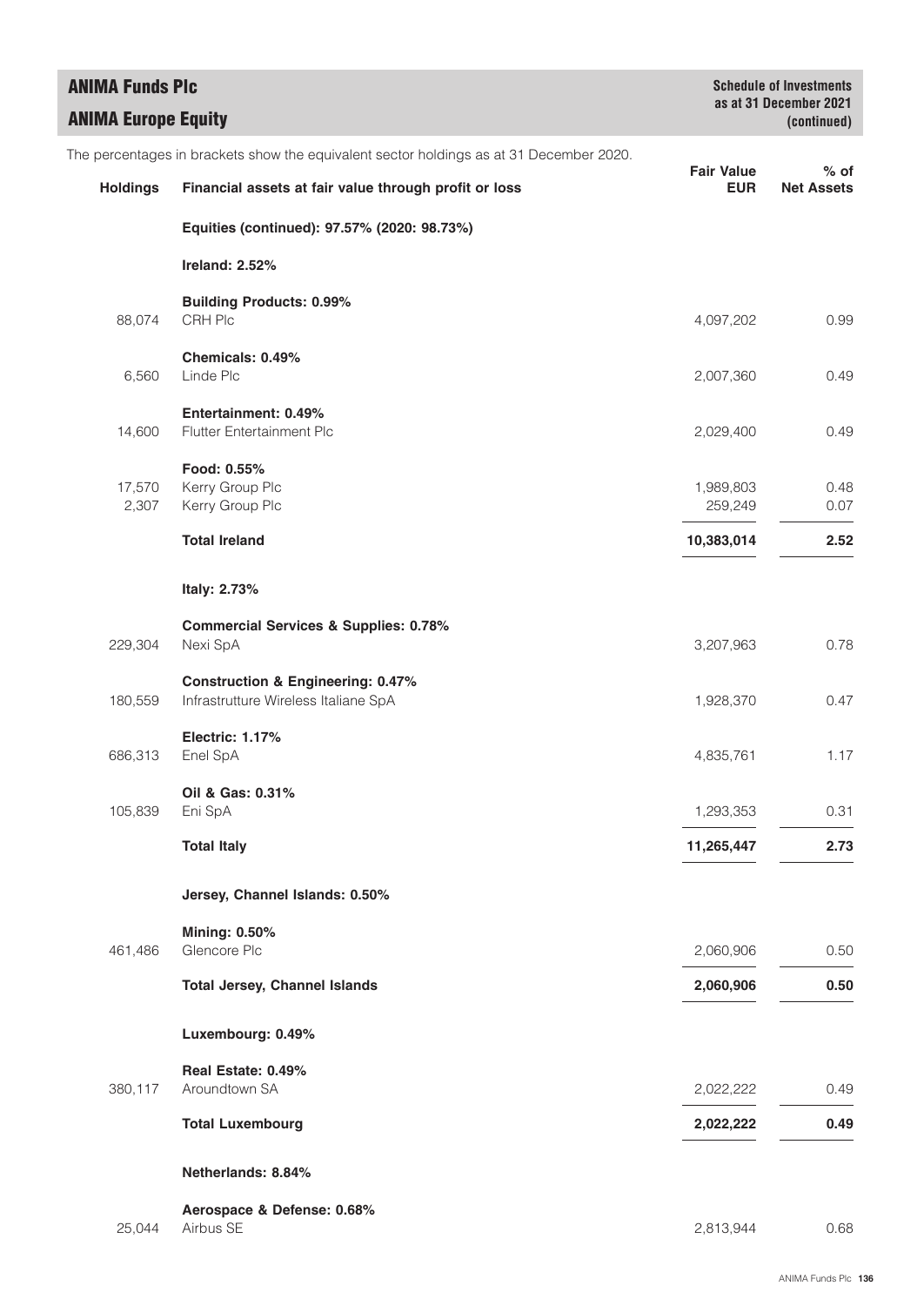# ANIMA Funds Plc

## ANIMA Europe Equity

**Schedule of Investments as at 31 December 2021 (continued)**

The percentages in brackets show the equivalent sector holdings as at 31 December 2020.

| Holdings | Financial assets at fair value through profit or loss | Fair Value EUR | % of Net Assets |
|---|---|---|---|
| | **Equities (continued): 97.57% (2020: 98.73%)** | | |
| | **Ireland: 2.52%** | | |
| | **Building Products: 0.99%** | | |
| 88,074 | CRH Plc | 4,097,202 | 0.99 |
| | **Chemicals: 0.49%** | | |
| 6,560 | Linde Plc | 2,007,360 | 0.49 |
| | **Entertainment: 0.49%** | | |
| 14,600 | Flutter Entertainment Plc | 2,029,400 | 0.49 |
| | **Food: 0.55%** | | |
| 17,570 | Kerry Group Plc | 1,989,803 | 0.48 |
| 2,307 | Kerry Group Plc | 259,249 | 0.07 |
| | **Total Ireland** | **10,383,014** | **2.52** |
| | **Italy: 2.73%** | | |
| | **Commercial Services & Supplies: 0.78%** | | |
| 229,304 | Nexi SpA | 3,207,963 | 0.78 |
| | **Construction & Engineering: 0.47%** | | |
| 180,559 | Infrastrutture Wireless Italiane SpA | 1,928,370 | 0.47 |
| | **Electric: 1.17%** | | |
| 686,313 | Enel SpA | 4,835,761 | 1.17 |
| | **Oil & Gas: 0.31%** | | |
| 105,839 | Eni SpA | 1,293,353 | 0.31 |
| | **Total Italy** | **11,265,447** | **2.73** |
| | **Jersey, Channel Islands: 0.50%** | | |
| | **Mining: 0.50%** | | |
| 461,486 | Glencore Plc | 2,060,906 | 0.50 |
| | **Total Jersey, Channel Islands** | **2,060,906** | **0.50** |
| | **Luxembourg: 0.49%** | | |
| | **Real Estate: 0.49%** | | |
| 380,117 | Aroundtown SA | 2,022,222 | 0.49 |
| | **Total Luxembourg** | **2,022,222** | **0.49** |
| | **Netherlands: 8.84%** | | |
| | **Aerospace & Defense: 0.68%** | | |
| 25,044 | Airbus SE | 2,813,944 | 0.68 |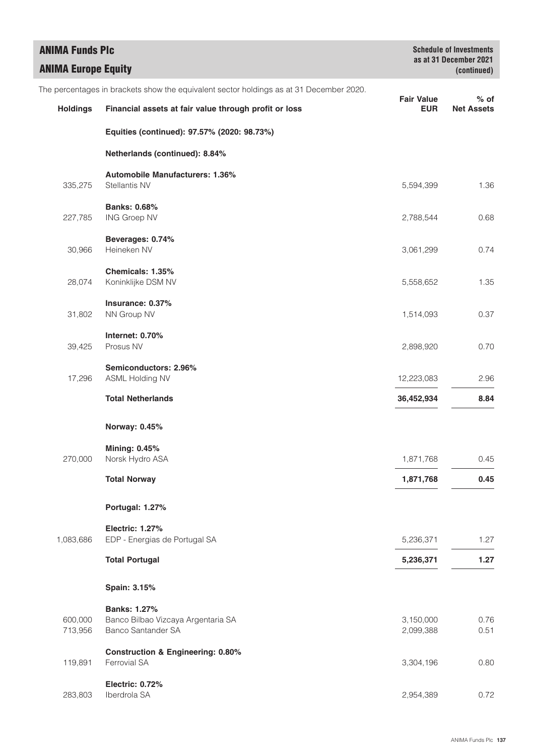# ANIMA Funds Plc

## ANIMA Europe Equity

**Schedule of Investments as at 31 December 2021 (continued)**

The percentages in brackets show the equivalent sector holdings as at 31 December 2020.

| Holdings | Financial assets at fair value through profit or loss | Fair Value EUR | % of Net Assets |
|---|---|---|---|
| | **Equities (continued): 97.57% (2020: 98.73%)** | | |
| | **Netherlands (continued): 8.84%** | | |
| | **Automobile Manufacturers: 1.36%** | | |
| 335,275 | Stellantis NV | 5,594,399 | 1.36 |
| | **Banks: 0.68%** | | |
| 227,785 | ING Groep NV | 2,788,544 | 0.68 |
| | **Beverages: 0.74%** | | |
| 30,966 | Heineken NV | 3,061,299 | 0.74 |
| | **Chemicals: 1.35%** | | |
| 28,074 | Koninklijke DSM NV | 5,558,652 | 1.35 |
| | **Insurance: 0.37%** | | |
| 31,802 | NN Group NV | 1,514,093 | 0.37 |
| | **Internet: 0.70%** | | |
| 39,425 | Prosus NV | 2,898,920 | 0.70 |
| | **Semiconductors: 2.96%** | | |
| 17,296 | ASML Holding NV | 12,223,083 | 2.96 |
| | **Total Netherlands** | **36,452,934** | **8.84** |
| | **Norway: 0.45%** | | |
| | **Mining: 0.45%** | | |
| 270,000 | Norsk Hydro ASA | 1,871,768 | 0.45 |
| | **Total Norway** | **1,871,768** | **0.45** |
| | **Portugal: 1.27%** | | |
| | **Electric: 1.27%** | | |
| 1,083,686 | EDP - Energias de Portugal SA | 5,236,371 | 1.27 |
| | **Total Portugal** | **5,236,371** | **1.27** |
| | **Spain: 3.15%** | | |
| | **Banks: 1.27%** | | |
| 600,000 | Banco Bilbao Vizcaya Argentaria SA | 3,150,000 | 0.76 |
| 713,956 | Banco Santander SA | 2,099,388 | 0.51 |
| | **Construction & Engineering: 0.80%** | | |
| 119,891 | Ferrovial SA | 3,304,196 | 0.80 |
| | **Electric: 0.72%** | | |
| 283,803 | Iberdrola SA | 2,954,389 | 0.72 |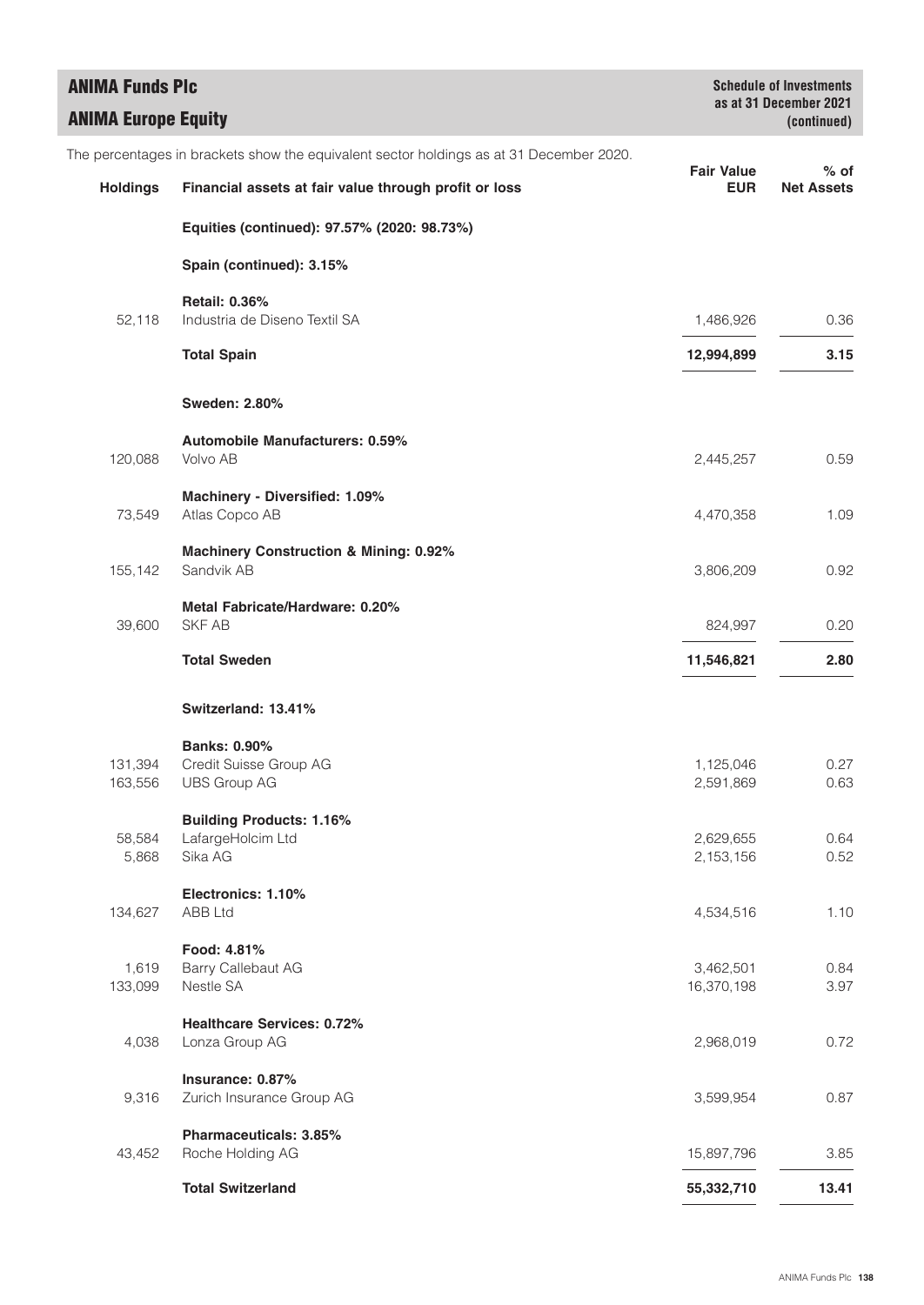## ANIMA Funds Plc

## ANIMA Europe Equity

**Schedule of Investments as at 31 December 2021 (continued)**

The percentages in brackets show the equivalent sector holdings as at 31 December 2020.

| Holdings | Financial assets at fair value through profit or loss | Fair Value EUR | % of Net Assets |
|---|---|---|---|
| | **Equities (continued): 97.57% (2020: 98.73%)** | | |
| | **Spain (continued): 3.15%** | | |
| | **Retail: 0.36%** | | |
| 52,118 | Industria de Diseno Textil SA | 1,486,926 | 0.36 |
| | **Total Spain** | **12,994,899** | **3.15** |
| | **Sweden: 2.80%** | | |
| | **Automobile Manufacturers: 0.59%** | | |
| 120,088 | Volvo AB | 2,445,257 | 0.59 |
| | **Machinery - Diversified: 1.09%** | | |
| 73,549 | Atlas Copco AB | 4,470,358 | 1.09 |
| | **Machinery Construction & Mining: 0.92%** | | |
| 155,142 | Sandvik AB | 3,806,209 | 0.92 |
| | **Metal Fabricate/Hardware: 0.20%** | | |
| 39,600 | SKF AB | 824,997 | 0.20 |
| | **Total Sweden** | **11,546,821** | **2.80** |
| | **Switzerland: 13.41%** | | |
| | **Banks: 0.90%** | | |
| 131,394 | Credit Suisse Group AG | 1,125,046 | 0.27 |
| 163,556 | UBS Group AG | 2,591,869 | 0.63 |
| | **Building Products: 1.16%** | | |
| 58,584 | LafargeHolcim Ltd | 2,629,655 | 0.64 |
| 5,868 | Sika AG | 2,153,156 | 0.52 |
| | **Electronics: 1.10%** | | |
| 134,627 | ABB Ltd | 4,534,516 | 1.10 |
| | **Food: 4.81%** | | |
| 1,619 | Barry Callebaut AG | 3,462,501 | 0.84 |
| 133,099 | Nestle SA | 16,370,198 | 3.97 |
| | **Healthcare Services: 0.72%** | | |
| 4,038 | Lonza Group AG | 2,968,019 | 0.72 |
| | **Insurance: 0.87%** | | |
| 9,316 | Zurich Insurance Group AG | 3,599,954 | 0.87 |
| | **Pharmaceuticals: 3.85%** | | |
| 43,452 | Roche Holding AG | 15,897,796 | 3.85 |
| | **Total Switzerland** | **55,332,710** | **13.41** |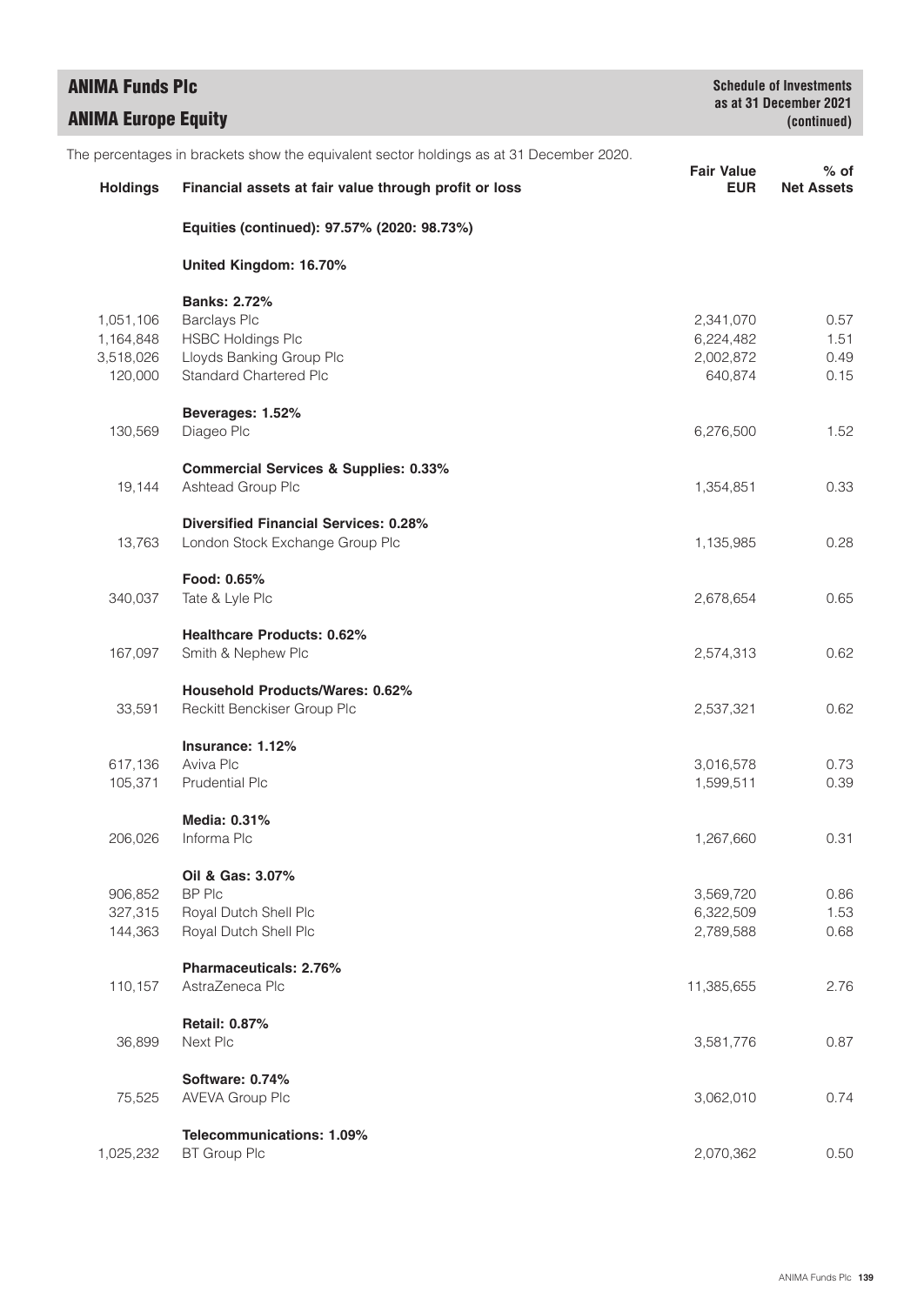## ANIMA Funds Plc

## ANIMA Europe Equity

**Schedule of Investments as at 31 December 2021 (continued)**

The percentages in brackets show the equivalent sector holdings as at 31 December 2020.

| Holdings | Financial assets at fair value through profit or loss | Fair Value EUR | % of Net Assets |
|---|---|---|---|
| | **Equities (continued): 97.57% (2020: 98.73%)** | | |
| | **United Kingdom: 16.70%** | | |
| | **Banks: 2.72%** | | |
| 1,051,106 | Barclays Plc | 2,341,070 | 0.57 |
| 1,164,848 | HSBC Holdings Plc | 6,224,482 | 1.51 |
| 3,518,026 | Lloyds Banking Group Plc | 2,002,872 | 0.49 |
| 120,000 | Standard Chartered Plc | 640,874 | 0.15 |
| | **Beverages: 1.52%** | | |
| 130,569 | Diageo Plc | 6,276,500 | 1.52 |
| | **Commercial Services & Supplies: 0.33%** | | |
| 19,144 | Ashtead Group Plc | 1,354,851 | 0.33 |
| | **Diversified Financial Services: 0.28%** | | |
| 13,763 | London Stock Exchange Group Plc | 1,135,985 | 0.28 |
| | **Food: 0.65%** | | |
| 340,037 | Tate & Lyle Plc | 2,678,654 | 0.65 |
| | **Healthcare Products: 0.62%** | | |
| 167,097 | Smith & Nephew Plc | 2,574,313 | 0.62 |
| | **Household Products/Wares: 0.62%** | | |
| 33,591 | Reckitt Benckiser Group Plc | 2,537,321 | 0.62 |
| | **Insurance: 1.12%** | | |
| 617,136 | Aviva Plc | 3,016,578 | 0.73 |
| 105,371 | Prudential Plc | 1,599,511 | 0.39 |
| | **Media: 0.31%** | | |
| 206,026 | Informa Plc | 1,267,660 | 0.31 |
| | **Oil & Gas: 3.07%** | | |
| 906,852 | BP Plc | 3,569,720 | 0.86 |
| 327,315 | Royal Dutch Shell Plc | 6,322,509 | 1.53 |
| 144,363 | Royal Dutch Shell Plc | 2,789,588 | 0.68 |
| | **Pharmaceuticals: 2.76%** | | |
| 110,157 | AstraZeneca Plc | 11,385,655 | 2.76 |
| | **Retail: 0.87%** | | |
| 36,899 | Next Plc | 3,581,776 | 0.87 |
| | **Software: 0.74%** | | |
| 75,525 | AVEVA Group Plc | 3,062,010 | 0.74 |
| | **Telecommunications: 1.09%** | | |
| 1,025,232 | BT Group Plc | 2,070,362 | 0.50 |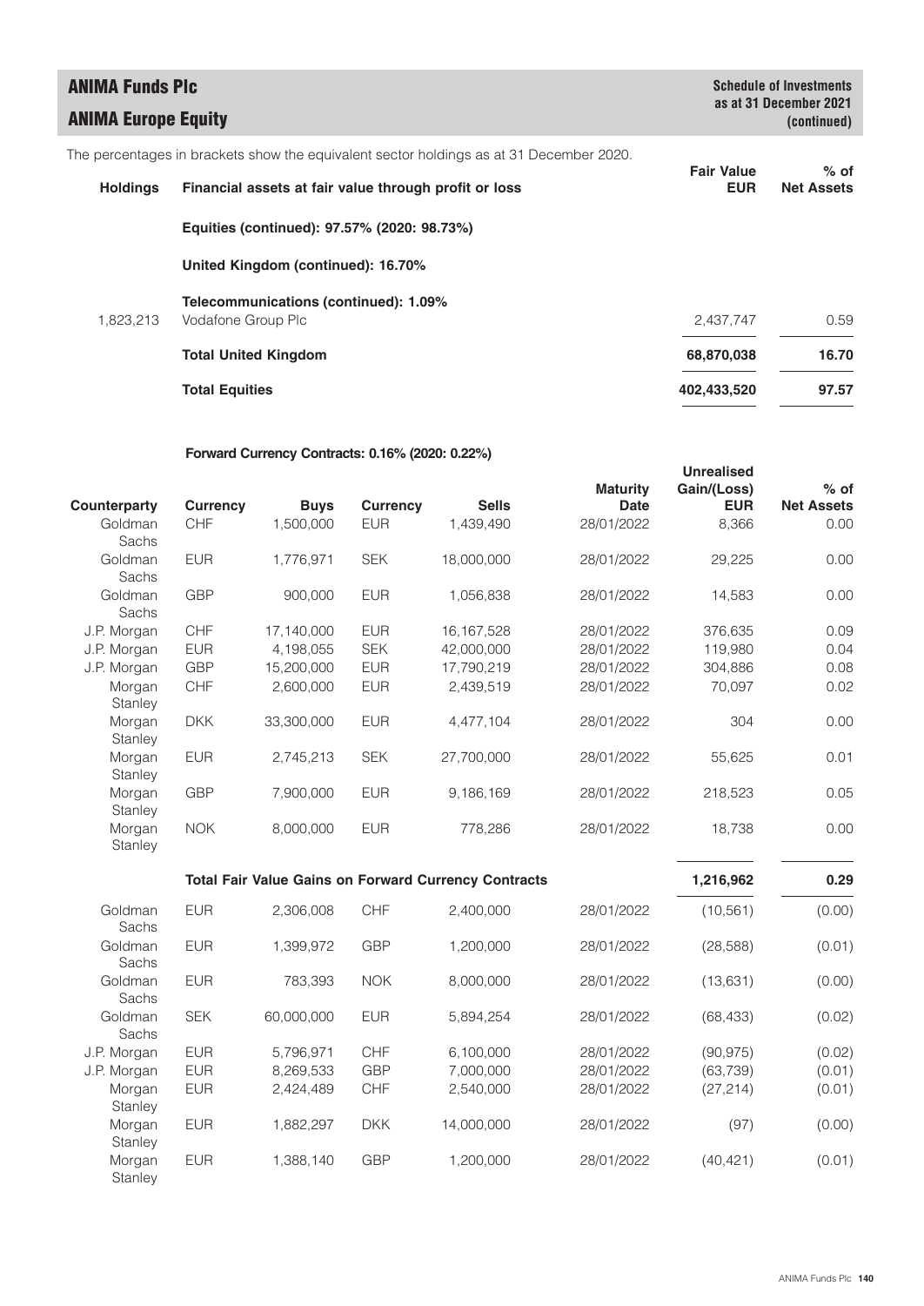The percentages in brackets show the equivalent sector holdings as at 31 December 2020.

| Holdings | Financial assets at fair value through profit or loss | Fair Value EUR | % of Net Assets |
|---|---|---|---|
| | **Equities (continued): 97.57% (2020: 98.73%)** | | |
| | **United Kingdom (continued): 16.70%** | | |
| | **Telecommunications (continued): 1.09%** | | |
| 1,823,213 | Vodafone Group Plc | 2,437,747 | 0.59 |
| | **Total United Kingdom** | **68,870,038** | **16.70** |
| | **Total Equities** | **402,433,520** | **97.57** |

**Forward Currency Contracts: 0.16% (2020: 0.22%)**

| Counterparty | Currency | Buys | Currency | Sells | Maturity Date | Unrealised Gain/(Loss) EUR | % of Net Assets |
|---|---|---|---|---|---|---|---|
| Goldman Sachs | CHF | 1,500,000 | EUR | 1,439,490 | 28/01/2022 | 8,366 | 0.00 |
| Goldman Sachs | EUR | 1,776,971 | SEK | 18,000,000 | 28/01/2022 | 29,225 | 0.00 |
| Goldman Sachs | GBP | 900,000 | EUR | 1,056,838 | 28/01/2022 | 14,583 | 0.00 |
| J.P. Morgan | CHF | 17,140,000 | EUR | 16,167,528 | 28/01/2022 | 376,635 | 0.09 |
| J.P. Morgan | EUR | 4,198,055 | SEK | 42,000,000 | 28/01/2022 | 119,980 | 0.04 |
| J.P. Morgan | GBP | 15,200,000 | EUR | 17,790,219 | 28/01/2022 | 304,886 | 0.08 |
| Morgan Stanley | CHF | 2,600,000 | EUR | 2,439,519 | 28/01/2022 | 70,097 | 0.02 |
| Morgan Stanley | DKK | 33,300,000 | EUR | 4,477,104 | 28/01/2022 | 304 | 0.00 |
| Morgan Stanley | EUR | 2,745,213 | SEK | 27,700,000 | 28/01/2022 | 55,625 | 0.01 |
| Morgan Stanley | GBP | 7,900,000 | EUR | 9,186,169 | 28/01/2022 | 218,523 | 0.05 |
| Morgan Stanley | NOK | 8,000,000 | EUR | 778,286 | 28/01/2022 | 18,738 | 0.00 |
| | **Total Fair Value Gains on Forward Currency Contracts** | | | | | **1,216,962** | **0.29** |
| Goldman Sachs | EUR | 2,306,008 | CHF | 2,400,000 | 28/01/2022 | (10,561) | (0.00) |
| Goldman Sachs | EUR | 1,399,972 | GBP | 1,200,000 | 28/01/2022 | (28,588) | (0.01) |
| Goldman Sachs | EUR | 783,393 | NOK | 8,000,000 | 28/01/2022 | (13,631) | (0.00) |
| Goldman Sachs | SEK | 60,000,000 | EUR | 5,894,254 | 28/01/2022 | (68,433) | (0.02) |
| J.P. Morgan | EUR | 5,796,971 | CHF | 6,100,000 | 28/01/2022 | (90,975) | (0.02) |
| J.P. Morgan | EUR | 8,269,533 | GBP | 7,000,000 | 28/01/2022 | (63,739) | (0.01) |
| Morgan Stanley | EUR | 2,424,489 | CHF | 2,540,000 | 28/01/2022 | (27,214) | (0.01) |
| Morgan Stanley | EUR | 1,882,297 | DKK | 14,000,000 | 28/01/2022 | (97) | (0.00) |
| Morgan Stanley | EUR | 1,388,140 | GBP | 1,200,000 | 28/01/2022 | (40,421) | (0.01) |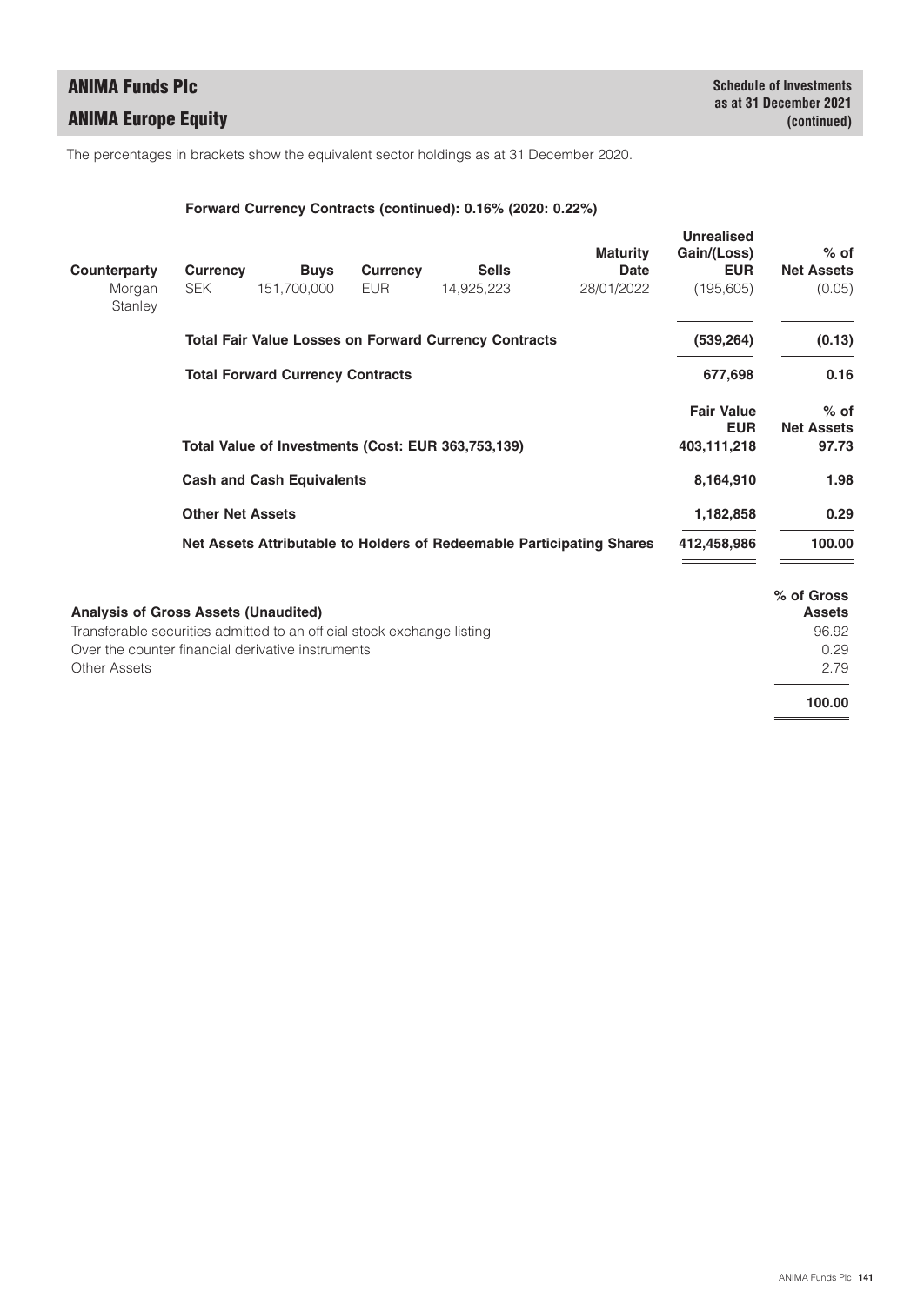The percentages in brackets show the equivalent sector holdings as at 31 December 2020.

**Forward Currency Contracts (continued): 0.16% (2020: 0.22%)**

| Counterparty | Currency | Buys | Currency | Sells | Maturity Date | Unrealised Gain/(Loss) EUR | % of Net Assets |
|---|---|---|---|---|---|---|---|
| Morgan Stanley | SEK | 151,700,000 | EUR | 14,925,223 | 28/01/2022 | (195,605) | (0.05) |
| | **Total Fair Value Losses on Forward Currency Contracts** | | | | | **(539,264)** | **(0.13)** |
| | **Total Forward Currency Contracts** | | | | | **677,698** | **0.16** |

| | Fair Value EUR | % of Net Assets |
|---|---|---|
| **Total Value of Investments (Cost: EUR 363,753,139)** | **403,111,218** | **97.73** |
| **Cash and Cash Equivalents** | **8,164,910** | **1.98** |
| **Other Net Assets** | **1,182,858** | **0.29** |
| **Net Assets Attributable to Holders of Redeemable Participating Shares** | **412,458,986** | **100.00** |

| Analysis of Gross Assets (Unaudited) | % of Gross Assets |
|---|---|
| Transferable securities admitted to an official stock exchange listing | 96.92 |
| Over the counter financial derivative instruments | 0.29 |
| Other Assets | 2.79 |
| | **100.00** |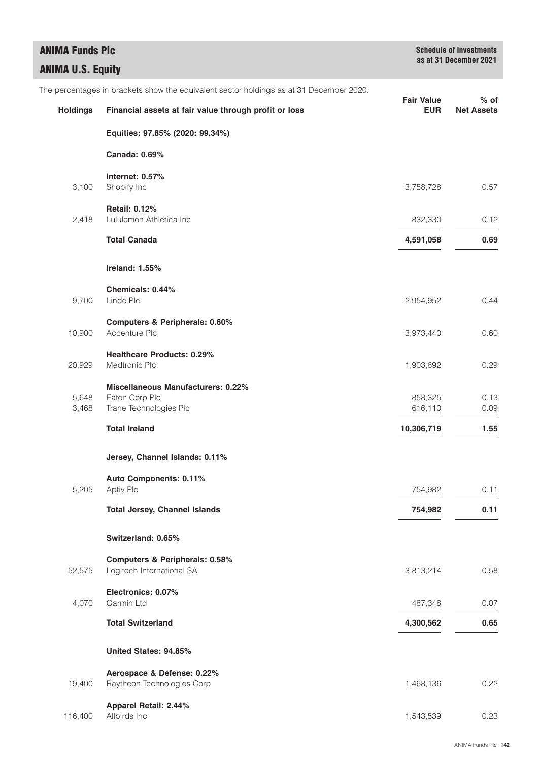# ANIMA Funds Plc

## ANIMA U.S. Equity

**Schedule of Investments as at 31 December 2021**

The percentages in brackets show the equivalent sector holdings as at 31 December 2020.

| Holdings | Financial assets at fair value through profit or loss | Fair Value EUR | % of Net Assets |
|---|---|---|---|
| | **Equities: 97.85% (2020: 99.34%)** | | |
| | **Canada: 0.69%** | | |
| | **Internet: 0.57%** | | |
| 3,100 | Shopify Inc | 3,758,728 | 0.57 |
| | **Retail: 0.12%** | | |
| 2,418 | Lululemon Athletica Inc | 832,330 | 0.12 |
| | **Total Canada** | **4,591,058** | **0.69** |
| | **Ireland: 1.55%** | | |
| | **Chemicals: 0.44%** | | |
| 9,700 | Linde Plc | 2,954,952 | 0.44 |
| | **Computers & Peripherals: 0.60%** | | |
| 10,900 | Accenture Plc | 3,973,440 | 0.60 |
| | **Healthcare Products: 0.29%** | | |
| 20,929 | Medtronic Plc | 1,903,892 | 0.29 |
| | **Miscellaneous Manufacturers: 0.22%** | | |
| 5,648 | Eaton Corp Plc | 858,325 | 0.13 |
| 3,468 | Trane Technologies Plc | 616,110 | 0.09 |
| | **Total Ireland** | **10,306,719** | **1.55** |
| | **Jersey, Channel Islands: 0.11%** | | |
| | **Auto Components: 0.11%** | | |
| 5,205 | Aptiv Plc | 754,982 | 0.11 |
| | **Total Jersey, Channel Islands** | **754,982** | **0.11** |
| | **Switzerland: 0.65%** | | |
| | **Computers & Peripherals: 0.58%** | | |
| 52,575 | Logitech International SA | 3,813,214 | 0.58 |
| | **Electronics: 0.07%** | | |
| 4,070 | Garmin Ltd | 487,348 | 0.07 |
| | **Total Switzerland** | **4,300,562** | **0.65** |
| | **United States: 94.85%** | | |
| | **Aerospace & Defense: 0.22%** | | |
| 19,400 | Raytheon Technologies Corp | 1,468,136 | 0.22 |
| | **Apparel Retail: 2.44%** | | |
| 116,400 | Allbirds Inc | 1,543,539 | 0.23 |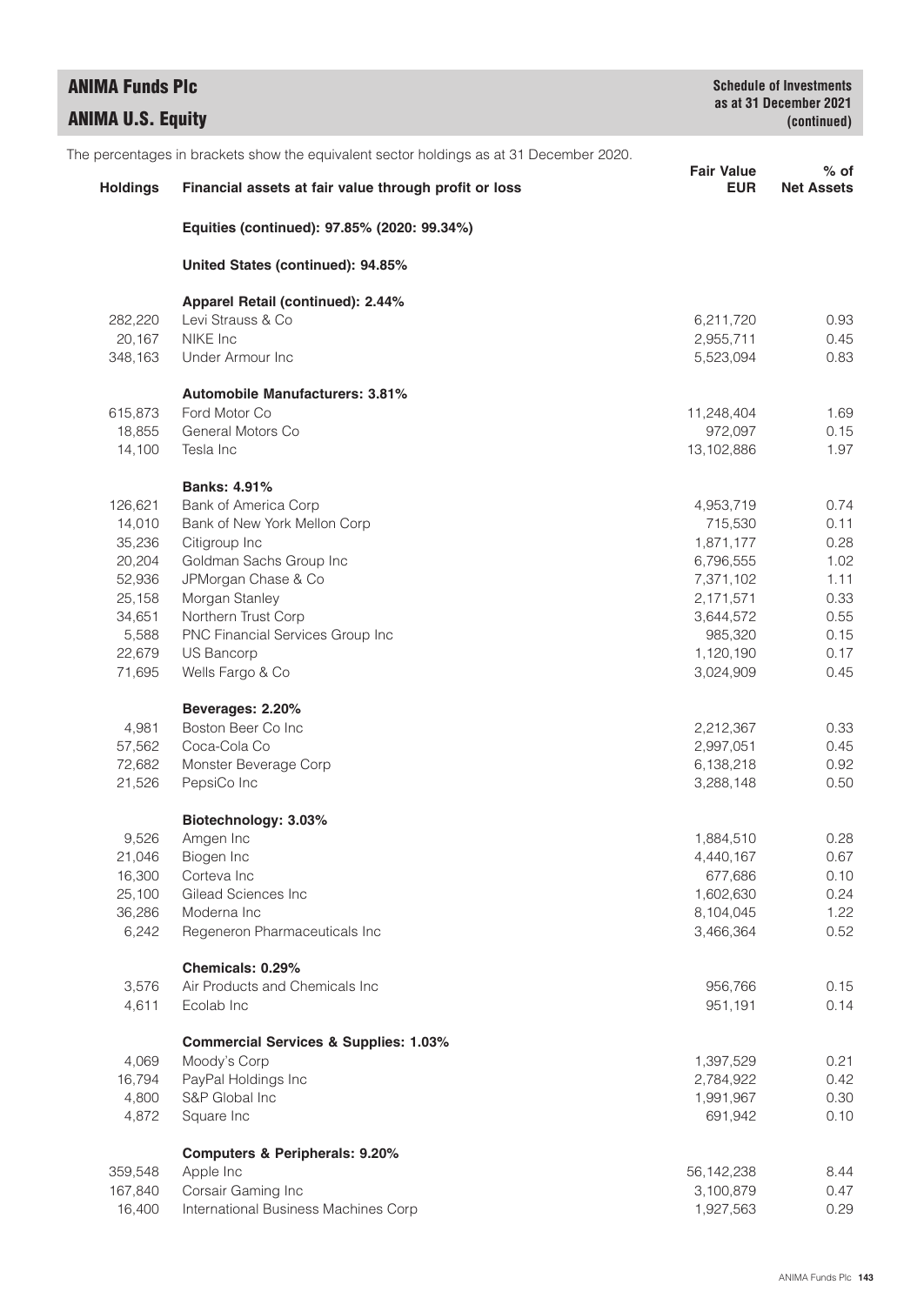# ANIMA Funds Plc

## ANIMA U.S. Equity

**Schedule of Investments as at 31 December 2021 (continued)**

The percentages in brackets show the equivalent sector holdings as at 31 December 2020.

| Holdings | Financial assets at fair value through profit or loss | Fair Value EUR | % of Net Assets |
|---|---|---|---|
| | **Equities (continued): 97.85% (2020: 99.34%)** | | |
| | **United States (continued): 94.85%** | | |
| | **Apparel Retail (continued): 2.44%** | | |
| 282,220 | Levi Strauss & Co | 6,211,720 | 0.93 |
| 20,167 | NIKE Inc | 2,955,711 | 0.45 |
| 348,163 | Under Armour Inc | 5,523,094 | 0.83 |
| | **Automobile Manufacturers: 3.81%** | | |
| 615,873 | Ford Motor Co | 11,248,404 | 1.69 |
| 18,855 | General Motors Co | 972,097 | 0.15 |
| 14,100 | Tesla Inc | 13,102,886 | 1.97 |
| | **Banks: 4.91%** | | |
| 126,621 | Bank of America Corp | 4,953,719 | 0.74 |
| 14,010 | Bank of New York Mellon Corp | 715,530 | 0.11 |
| 35,236 | Citigroup Inc | 1,871,177 | 0.28 |
| 20,204 | Goldman Sachs Group Inc | 6,796,555 | 1.02 |
| 52,936 | JPMorgan Chase & Co | 7,371,102 | 1.11 |
| 25,158 | Morgan Stanley | 2,171,571 | 0.33 |
| 34,651 | Northern Trust Corp | 3,644,572 | 0.55 |
| 5,588 | PNC Financial Services Group Inc | 985,320 | 0.15 |
| 22,679 | US Bancorp | 1,120,190 | 0.17 |
| 71,695 | Wells Fargo & Co | 3,024,909 | 0.45 |
| | **Beverages: 2.20%** | | |
| 4,981 | Boston Beer Co Inc | 2,212,367 | 0.33 |
| 57,562 | Coca-Cola Co | 2,997,051 | 0.45 |
| 72,682 | Monster Beverage Corp | 6,138,218 | 0.92 |
| 21,526 | PepsiCo Inc | 3,288,148 | 0.50 |
| | **Biotechnology: 3.03%** | | |
| 9,526 | Amgen Inc | 1,884,510 | 0.28 |
| 21,046 | Biogen Inc | 4,440,167 | 0.67 |
| 16,300 | Corteva Inc | 677,686 | 0.10 |
| 25,100 | Gilead Sciences Inc | 1,602,630 | 0.24 |
| 36,286 | Moderna Inc | 8,104,045 | 1.22 |
| 6,242 | Regeneron Pharmaceuticals Inc | 3,466,364 | 0.52 |
| | **Chemicals: 0.29%** | | |
| 3,576 | Air Products and Chemicals Inc | 956,766 | 0.15 |
| 4,611 | Ecolab Inc | 951,191 | 0.14 |
| | **Commercial Services & Supplies: 1.03%** | | |
| 4,069 | Moody's Corp | 1,397,529 | 0.21 |
| 16,794 | PayPal Holdings Inc | 2,784,922 | 0.42 |
| 4,800 | S&P Global Inc | 1,991,967 | 0.30 |
| 4,872 | Square Inc | 691,942 | 0.10 |
| | **Computers & Peripherals: 9.20%** | | |
| 359,548 | Apple Inc | 56,142,238 | 8.44 |
| 167,840 | Corsair Gaming Inc | 3,100,879 | 0.47 |
| 16,400 | International Business Machines Corp | 1,927,563 | 0.29 |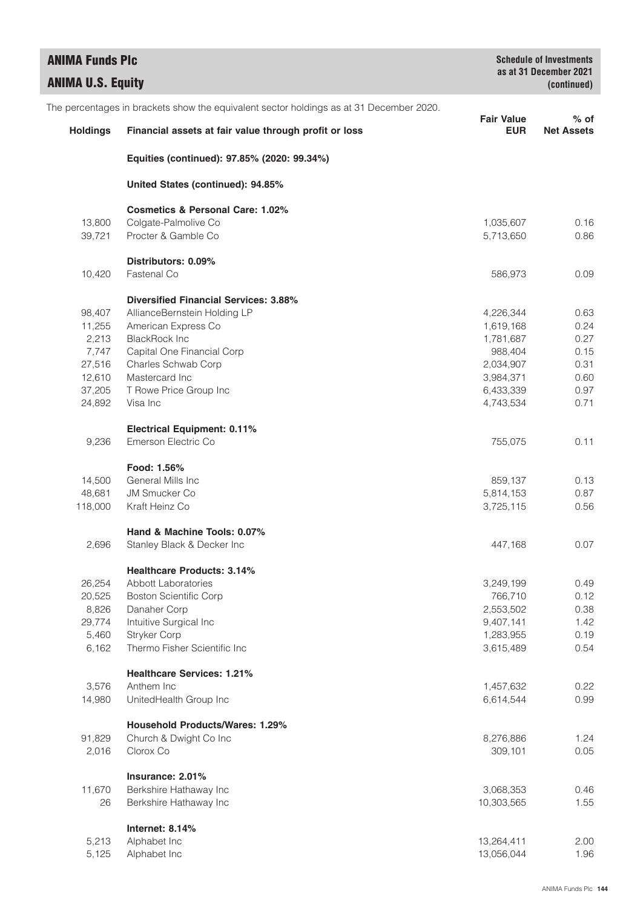# ANIMA Funds Plc

## ANIMA U.S. Equity

**Schedule of Investments as at 31 December 2021 (continued)**

The percentages in brackets show the equivalent sector holdings as at 31 December 2020.

| Holdings | Financial assets at fair value through profit or loss | Fair Value EUR | % of Net Assets |
|---|---|---|---|
| | **Equities (continued): 97.85% (2020: 99.34%)** | | |
| | **United States (continued): 94.85%** | | |
| | **Cosmetics & Personal Care: 1.02%** | | |
| 13,800 | Colgate-Palmolive Co | 1,035,607 | 0.16 |
| 39,721 | Procter & Gamble Co | 5,713,650 | 0.86 |
| | **Distributors: 0.09%** | | |
| 10,420 | Fastenal Co | 586,973 | 0.09 |
| | **Diversified Financial Services: 3.88%** | | |
| 98,407 | AllianceBernstein Holding LP | 4,226,344 | 0.63 |
| 11,255 | American Express Co | 1,619,168 | 0.24 |
| 2,213 | BlackRock Inc | 1,781,687 | 0.27 |
| 7,747 | Capital One Financial Corp | 988,404 | 0.15 |
| 27,516 | Charles Schwab Corp | 2,034,907 | 0.31 |
| 12,610 | Mastercard Inc | 3,984,371 | 0.60 |
| 37,205 | T Rowe Price Group Inc | 6,433,339 | 0.97 |
| 24,892 | Visa Inc | 4,743,534 | 0.71 |
| | **Electrical Equipment: 0.11%** | | |
| 9,236 | Emerson Electric Co | 755,075 | 0.11 |
| | **Food: 1.56%** | | |
| 14,500 | General Mills Inc | 859,137 | 0.13 |
| 48,681 | JM Smucker Co | 5,814,153 | 0.87 |
| 118,000 | Kraft Heinz Co | 3,725,115 | 0.56 |
| | **Hand & Machine Tools: 0.07%** | | |
| 2,696 | Stanley Black & Decker Inc | 447,168 | 0.07 |
| | **Healthcare Products: 3.14%** | | |
| 26,254 | Abbott Laboratories | 3,249,199 | 0.49 |
| 20,525 | Boston Scientific Corp | 766,710 | 0.12 |
| 8,826 | Danaher Corp | 2,553,502 | 0.38 |
| 29,774 | Intuitive Surgical Inc | 9,407,141 | 1.42 |
| 5,460 | Stryker Corp | 1,283,955 | 0.19 |
| 6,162 | Thermo Fisher Scientific Inc | 3,615,489 | 0.54 |
| | **Healthcare Services: 1.21%** | | |
| 3,576 | Anthem Inc | 1,457,632 | 0.22 |
| 14,980 | UnitedHealth Group Inc | 6,614,544 | 0.99 |
| | **Household Products/Wares: 1.29%** | | |
| 91,829 | Church & Dwight Co Inc | 8,276,886 | 1.24 |
| 2,016 | Clorox Co | 309,101 | 0.05 |
| | **Insurance: 2.01%** | | |
| 11,670 | Berkshire Hathaway Inc | 3,068,353 | 0.46 |
| 26 | Berkshire Hathaway Inc | 10,303,565 | 1.55 |
| | **Internet: 8.14%** | | |
| 5,213 | Alphabet Inc | 13,264,411 | 2.00 |
| 5,125 | Alphabet Inc | 13,056,044 | 1.96 |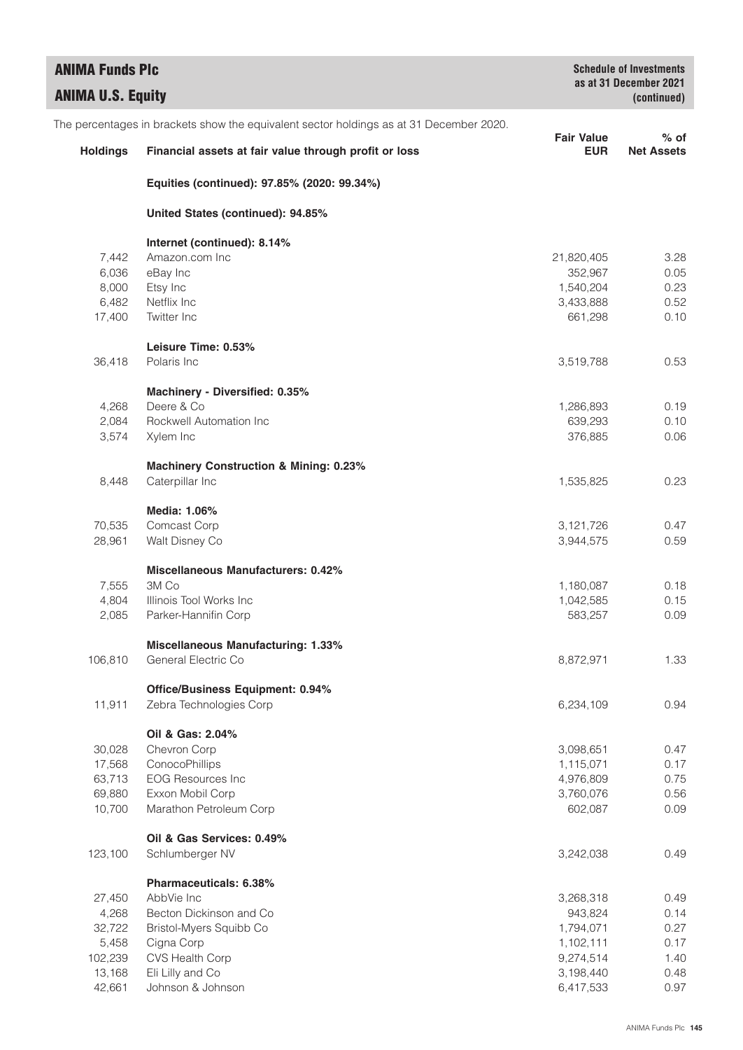## ANIMA Funds Plc
## ANIMA U.S. Equity

**Schedule of Investments as at 31 December 2021 (continued)**

The percentages in brackets show the equivalent sector holdings as at 31 December 2020.

| Holdings | Financial assets at fair value through profit or loss | Fair Value EUR | % of Net Assets |
|---|---|---|---|
| | **Equities (continued): 97.85% (2020: 99.34%)** | | |
| | **United States (continued): 94.85%** | | |
| | **Internet (continued): 8.14%** | | |
| 7,442 | Amazon.com Inc | 21,820,405 | 3.28 |
| 6,036 | eBay Inc | 352,967 | 0.05 |
| 8,000 | Etsy Inc | 1,540,204 | 0.23 |
| 6,482 | Netflix Inc | 3,433,888 | 0.52 |
| 17,400 | Twitter Inc | 661,298 | 0.10 |
| | **Leisure Time: 0.53%** | | |
| 36,418 | Polaris Inc | 3,519,788 | 0.53 |
| | **Machinery - Diversified: 0.35%** | | |
| 4,268 | Deere & Co | 1,286,893 | 0.19 |
| 2,084 | Rockwell Automation Inc | 639,293 | 0.10 |
| 3,574 | Xylem Inc | 376,885 | 0.06 |
| | **Machinery Construction & Mining: 0.23%** | | |
| 8,448 | Caterpillar Inc | 1,535,825 | 0.23 |
| | **Media: 1.06%** | | |
| 70,535 | Comcast Corp | 3,121,726 | 0.47 |
| 28,961 | Walt Disney Co | 3,944,575 | 0.59 |
| | **Miscellaneous Manufacturers: 0.42%** | | |
| 7,555 | 3M Co | 1,180,087 | 0.18 |
| 4,804 | Illinois Tool Works Inc | 1,042,585 | 0.15 |
| 2,085 | Parker-Hannifin Corp | 583,257 | 0.09 |
| | **Miscellaneous Manufacturing: 1.33%** | | |
| 106,810 | General Electric Co | 8,872,971 | 1.33 |
| | **Office/Business Equipment: 0.94%** | | |
| 11,911 | Zebra Technologies Corp | 6,234,109 | 0.94 |
| | **Oil & Gas: 2.04%** | | |
| 30,028 | Chevron Corp | 3,098,651 | 0.47 |
| 17,568 | ConocoPhillips | 1,115,071 | 0.17 |
| 63,713 | EOG Resources Inc | 4,976,809 | 0.75 |
| 69,880 | Exxon Mobil Corp | 3,760,076 | 0.56 |
| 10,700 | Marathon Petroleum Corp | 602,087 | 0.09 |
| | **Oil & Gas Services: 0.49%** | | |
| 123,100 | Schlumberger NV | 3,242,038 | 0.49 |
| | **Pharmaceuticals: 6.38%** | | |
| 27,450 | AbbVie Inc | 3,268,318 | 0.49 |
| 4,268 | Becton Dickinson and Co | 943,824 | 0.14 |
| 32,722 | Bristol-Myers Squibb Co | 1,794,071 | 0.27 |
| 5,458 | Cigna Corp | 1,102,111 | 0.17 |
| 102,239 | CVS Health Corp | 9,274,514 | 1.40 |
| 13,168 | Eli Lilly and Co | 3,198,440 | 0.48 |
| 42,661 | Johnson & Johnson | 6,417,533 | 0.97 |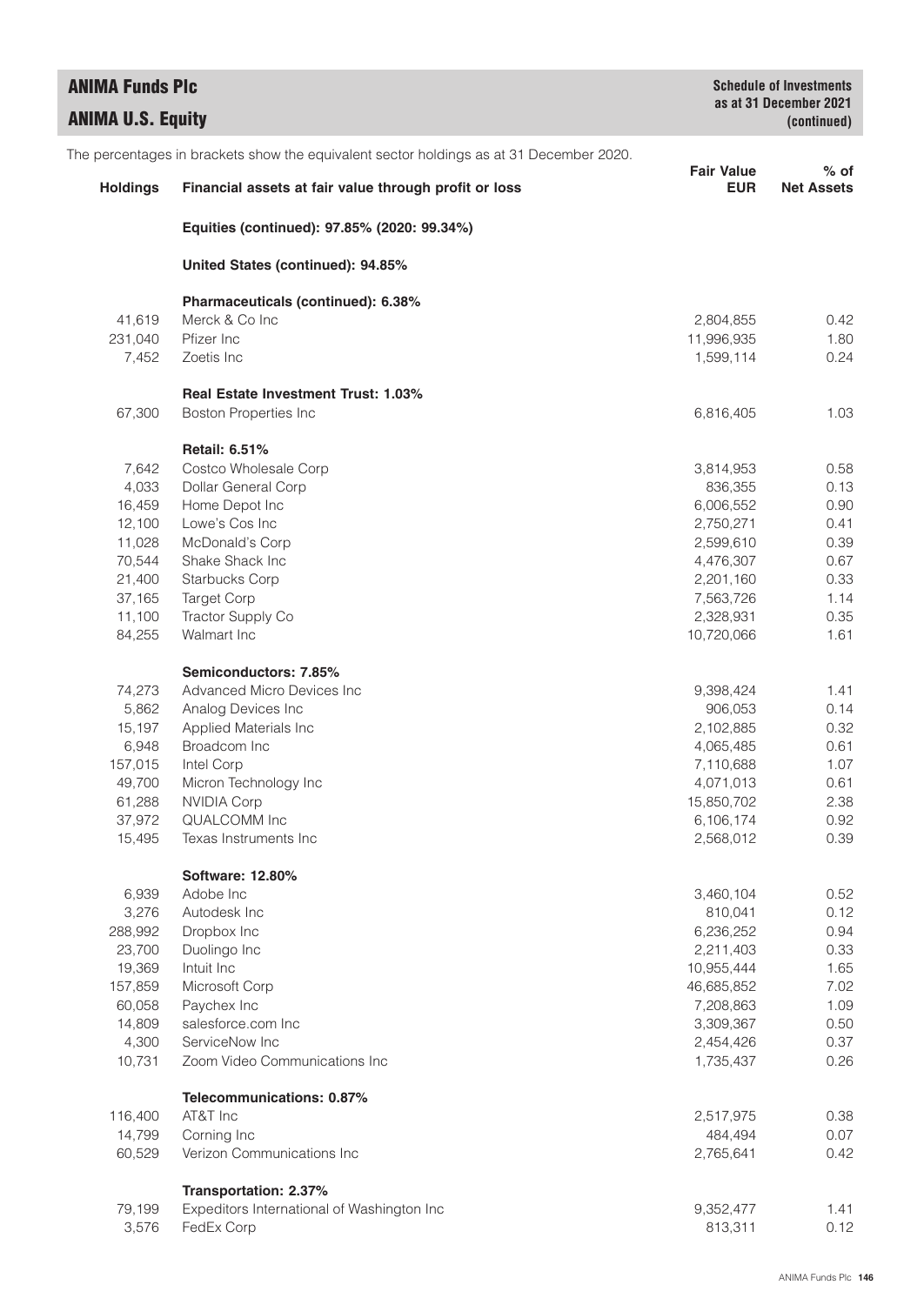# ANIMA Funds Plc

## ANIMA U.S. Equity

**Schedule of Investments as at 31 December 2021 (continued)**

The percentages in brackets show the equivalent sector holdings as at 31 December 2020.

| Holdings | Financial assets at fair value through profit or loss | Fair Value EUR | % of Net Assets |
|---|---|---|---|
| | **Equities (continued): 97.85% (2020: 99.34%)** | | |
| | **United States (continued): 94.85%** | | |
| | **Pharmaceuticals (continued): 6.38%** | | |
| 41,619 | Merck & Co Inc | 2,804,855 | 0.42 |
| 231,040 | Pfizer Inc | 11,996,935 | 1.80 |
| 7,452 | Zoetis Inc | 1,599,114 | 0.24 |
| | **Real Estate Investment Trust: 1.03%** | | |
| 67,300 | Boston Properties Inc | 6,816,405 | 1.03 |
| | **Retail: 6.51%** | | |
| 7,642 | Costco Wholesale Corp | 3,814,953 | 0.58 |
| 4,033 | Dollar General Corp | 836,355 | 0.13 |
| 16,459 | Home Depot Inc | 6,006,552 | 0.90 |
| 12,100 | Lowe's Cos Inc | 2,750,271 | 0.41 |
| 11,028 | McDonald's Corp | 2,599,610 | 0.39 |
| 70,544 | Shake Shack Inc | 4,476,307 | 0.67 |
| 21,400 | Starbucks Corp | 2,201,160 | 0.33 |
| 37,165 | Target Corp | 7,563,726 | 1.14 |
| 11,100 | Tractor Supply Co | 2,328,931 | 0.35 |
| 84,255 | Walmart Inc | 10,720,066 | 1.61 |
| | **Semiconductors: 7.85%** | | |
| 74,273 | Advanced Micro Devices Inc | 9,398,424 | 1.41 |
| 5,862 | Analog Devices Inc | 906,053 | 0.14 |
| 15,197 | Applied Materials Inc | 2,102,885 | 0.32 |
| 6,948 | Broadcom Inc | 4,065,485 | 0.61 |
| 157,015 | Intel Corp | 7,110,688 | 1.07 |
| 49,700 | Micron Technology Inc | 4,071,013 | 0.61 |
| 61,288 | NVIDIA Corp | 15,850,702 | 2.38 |
| 37,972 | QUALCOMM Inc | 6,106,174 | 0.92 |
| 15,495 | Texas Instruments Inc | 2,568,012 | 0.39 |
| | **Software: 12.80%** | | |
| 6,939 | Adobe Inc | 3,460,104 | 0.52 |
| 3,276 | Autodesk Inc | 810,041 | 0.12 |
| 288,992 | Dropbox Inc | 6,236,252 | 0.94 |
| 23,700 | Duolingo Inc | 2,211,403 | 0.33 |
| 19,369 | Intuit Inc | 10,955,444 | 1.65 |
| 157,859 | Microsoft Corp | 46,685,852 | 7.02 |
| 60,058 | Paychex Inc | 7,208,863 | 1.09 |
| 14,809 | salesforce.com Inc | 3,309,367 | 0.50 |
| 4,300 | ServiceNow Inc | 2,454,426 | 0.37 |
| 10,731 | Zoom Video Communications Inc | 1,735,437 | 0.26 |
| | **Telecommunications: 0.87%** | | |
| 116,400 | AT&T Inc | 2,517,975 | 0.38 |
| 14,799 | Corning Inc | 484,494 | 0.07 |
| 60,529 | Verizon Communications Inc | 2,765,641 | 0.42 |
| | **Transportation: 2.37%** | | |
| 79,199 | Expeditors International of Washington Inc | 9,352,477 | 1.41 |
| 3,576 | FedEx Corp | 813,311 | 0.12 |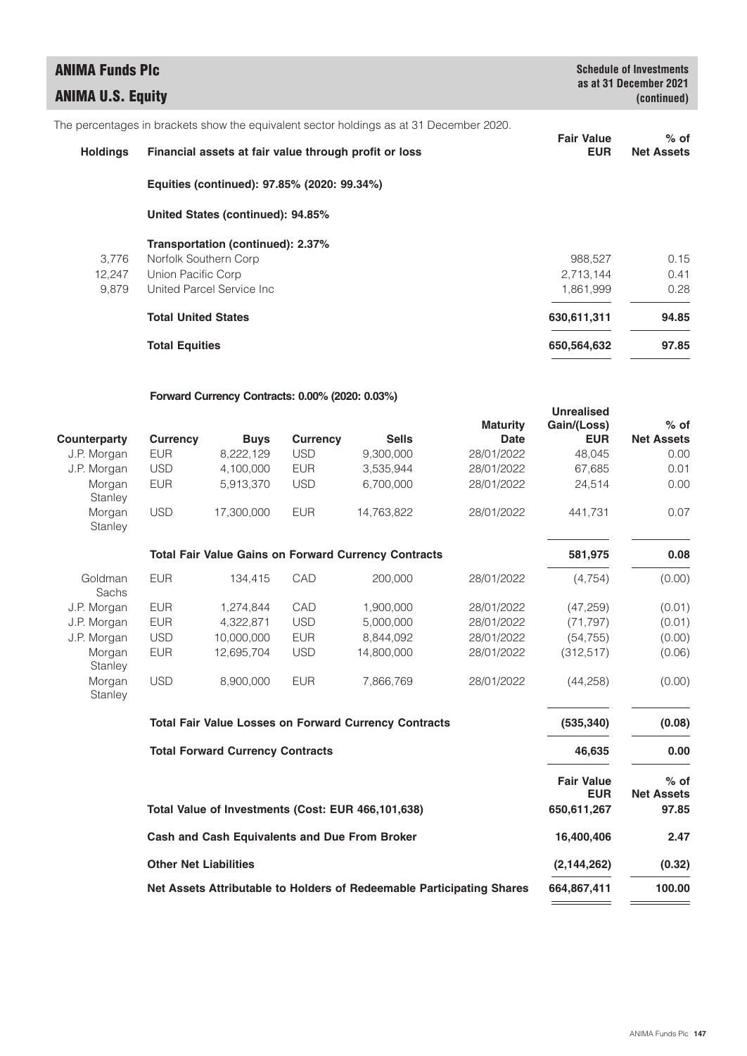## ANIMA Funds Plc

## ANIMA U.S. Equity

**Schedule of Investments as at 31 December 2021 (continued)**

The percentages in brackets show the equivalent sector holdings as at 31 December 2020.

| Holdings | Financial assets at fair value through profit or loss | Fair Value EUR | % of Net Assets |
|---|---|---|---|
| | **Equities (continued): 97.85% (2020: 99.34%)** | | |
| | **United States (continued): 94.85%** | | |
| | **Transportation (continued): 2.37%** | | |
| 3,776 | Norfolk Southern Corp | 988,527 | 0.15 |
| 12,247 | Union Pacific Corp | 2,713,144 | 0.41 |
| 9,879 | United Parcel Service Inc | 1,861,999 | 0.28 |
| | **Total United States** | **630,611,311** | **94.85** |
| | **Total Equities** | **650,564,632** | **97.85** |

**Forward Currency Contracts: 0.00% (2020: 0.03%)**

| Counterparty | Currency | Buys | Currency | Sells | Maturity Date | Unrealised Gain/(Loss) EUR | % of Net Assets |
|---|---|---|---|---|---|---|---|
| J.P. Morgan | EUR | 8,222,129 | USD | 9,300,000 | 28/01/2022 | 48,045 | 0.00 |
| J.P. Morgan | USD | 4,100,000 | EUR | 3,535,944 | 28/01/2022 | 67,685 | 0.01 |
| Morgan Stanley | EUR | 5,913,370 | USD | 6,700,000 | 28/01/2022 | 24,514 | 0.00 |
| Morgan Stanley | USD | 17,300,000 | EUR | 14,763,822 | 28/01/2022 | 441,731 | 0.07 |
| | **Total Fair Value Gains on Forward Currency Contracts** | | | | | **581,975** | **0.08** |
| Goldman Sachs | EUR | 134,415 | CAD | 200,000 | 28/01/2022 | (4,754) | (0.00) |
| J.P. Morgan | EUR | 1,274,844 | CAD | 1,900,000 | 28/01/2022 | (47,259) | (0.01) |
| J.P. Morgan | EUR | 4,322,871 | USD | 5,000,000 | 28/01/2022 | (71,797) | (0.01) |
| J.P. Morgan | USD | 10,000,000 | EUR | 8,844,092 | 28/01/2022 | (54,755) | (0.00) |
| Morgan Stanley | EUR | 12,695,704 | USD | 14,800,000 | 28/01/2022 | (312,517) | (0.06) |
| Morgan Stanley | USD | 8,900,000 | EUR | 7,866,769 | 28/01/2022 | (44,258) | (0.00) |
| | **Total Fair Value Losses on Forward Currency Contracts** | | | | | **(535,340)** | **(0.08)** |
| | **Total Forward Currency Contracts** | | | | | **46,635** | **0.00** |

| | Fair Value EUR | % of Net Assets |
|---|---|---|
| **Total Value of Investments (Cost: EUR 466,101,638)** | **650,611,267** | **97.85** |
| **Cash and Cash Equivalents and Due From Broker** | **16,400,406** | **2.47** |
| **Other Net Liabilities** | **(2,144,262)** | **(0.32)** |
| **Net Assets Attributable to Holders of Redeemable Participating Shares** | **664,867,411** | **100.00** |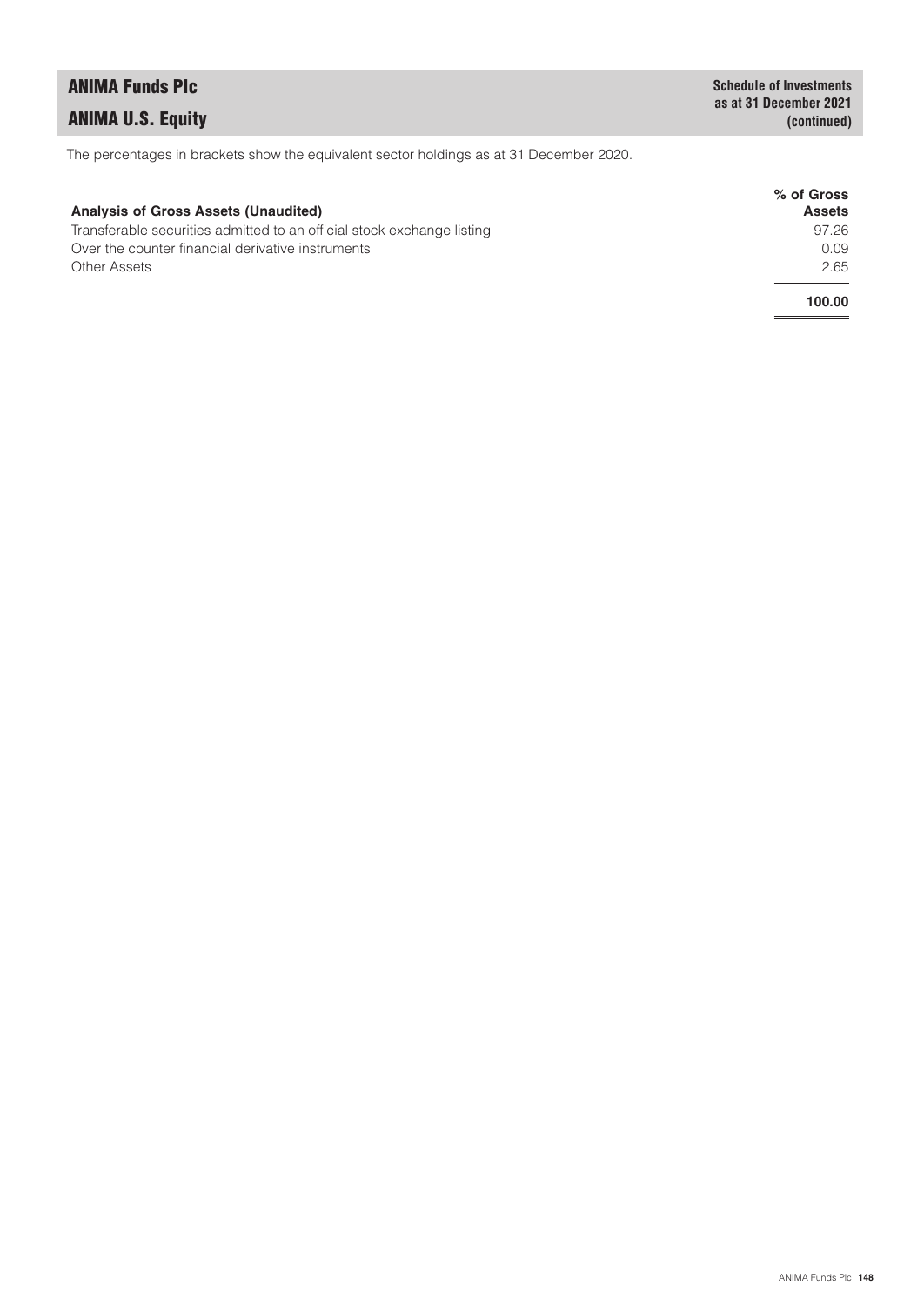The percentages in brackets show the equivalent sector holdings as at 31 December 2020.

| Analysis of Gross Assets (Unaudited) | % of Gross Assets |
|---|---|
| Transferable securities admitted to an official stock exchange listing | 97.26 |
| Over the counter financial derivative instruments | 0.09 |
| Other Assets | 2.65 |
| | **100.00** |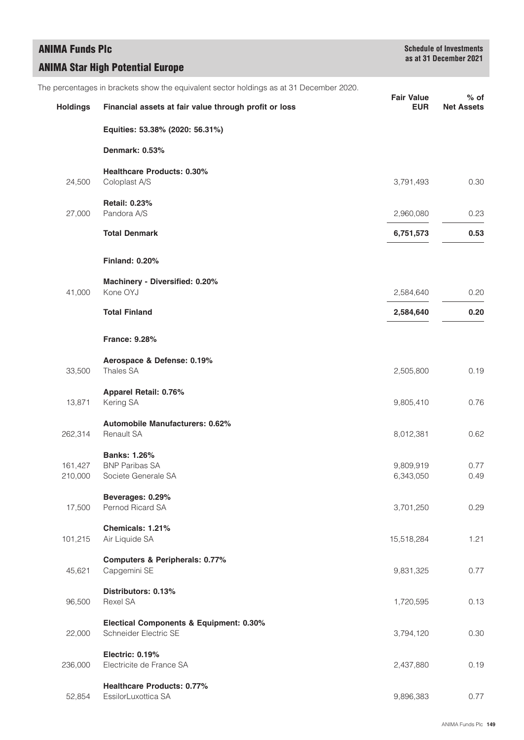# ANIMA Funds Plc

## ANIMA Star High Potential Europe

**Schedule of Investments as at 31 December 2021**

The percentages in brackets show the equivalent sector holdings as at 31 December 2020.

| Holdings | Financial assets at fair value through profit or loss | Fair Value EUR | % of Net Assets |
|---|---|---|---|
| | **Equities: 53.38% (2020: 56.31%)** | | |
| | **Denmark: 0.53%** | | |
| | **Healthcare Products: 0.30%** | | |
| 24,500 | Coloplast A/S | 3,791,493 | 0.30 |
| | **Retail: 0.23%** | | |
| 27,000 | Pandora A/S | 2,960,080 | 0.23 |
| | **Total Denmark** | **6,751,573** | **0.53** |
| | **Finland: 0.20%** | | |
| | **Machinery - Diversified: 0.20%** | | |
| 41,000 | Kone OYJ | 2,584,640 | 0.20 |
| | **Total Finland** | **2,584,640** | **0.20** |
| | **France: 9.28%** | | |
| | **Aerospace & Defense: 0.19%** | | |
| 33,500 | Thales SA | 2,505,800 | 0.19 |
| | **Apparel Retail: 0.76%** | | |
| 13,871 | Kering SA | 9,805,410 | 0.76 |
| | **Automobile Manufacturers: 0.62%** | | |
| 262,314 | Renault SA | 8,012,381 | 0.62 |
| | **Banks: 1.26%** | | |
| 161,427 | BNP Paribas SA | 9,809,919 | 0.77 |
| 210,000 | Societe Generale SA | 6,343,050 | 0.49 |
| | **Beverages: 0.29%** | | |
| 17,500 | Pernod Ricard SA | 3,701,250 | 0.29 |
| | **Chemicals: 1.21%** | | |
| 101,215 | Air Liquide SA | 15,518,284 | 1.21 |
| | **Computers & Peripherals: 0.77%** | | |
| 45,621 | Capgemini SE | 9,831,325 | 0.77 |
| | **Distributors: 0.13%** | | |
| 96,500 | Rexel SA | 1,720,595 | 0.13 |
| | **Electical Components & Equipment: 0.30%** | | |
| 22,000 | Schneider Electric SE | 3,794,120 | 0.30 |
| | **Electric: 0.19%** | | |
| 236,000 | Electricite de France SA | 2,437,880 | 0.19 |
| | **Healthcare Products: 0.77%** | | |
| 52,854 | EssilorLuxottica SA | 9,896,383 | 0.77 |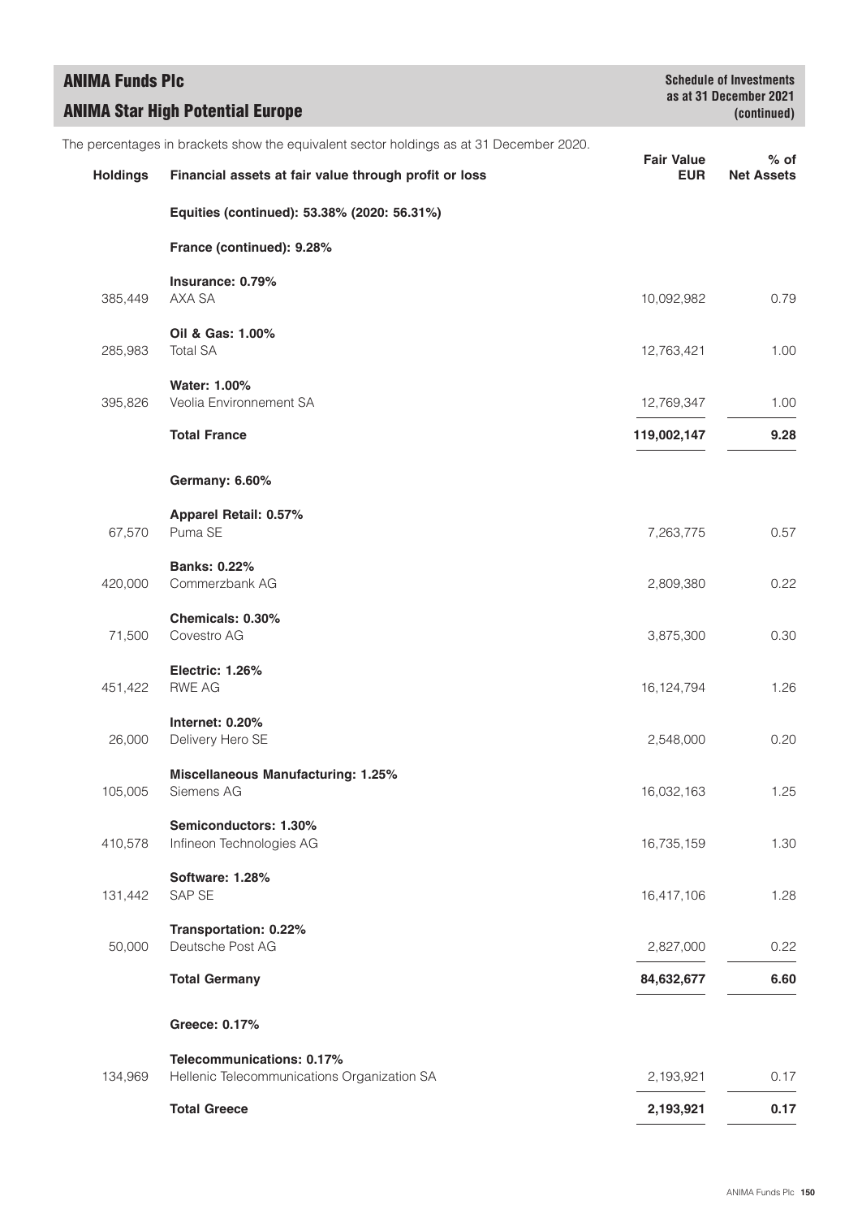The percentages in brackets show the equivalent sector holdings as at 31 December 2020.

| Holdings | Financial assets at fair value through profit or loss | Fair Value EUR | % of Net Assets |
|---|---|---|---|
| | **Equities (continued): 53.38% (2020: 56.31%)** | | |
| | **France (continued): 9.28%** | | |
| | **Insurance: 0.79%** | | |
| 385,449 | AXA SA | 10,092,982 | 0.79 |
| | **Oil & Gas: 1.00%** | | |
| 285,983 | Total SA | 12,763,421 | 1.00 |
| | **Water: 1.00%** | | |
| 395,826 | Veolia Environnement SA | 12,769,347 | 1.00 |
| | **Total France** | **119,002,147** | **9.28** |
| | **Germany: 6.60%** | | |
| | **Apparel Retail: 0.57%** | | |
| 67,570 | Puma SE | 7,263,775 | 0.57 |
| | **Banks: 0.22%** | | |
| 420,000 | Commerzbank AG | 2,809,380 | 0.22 |
| | **Chemicals: 0.30%** | | |
| 71,500 | Covestro AG | 3,875,300 | 0.30 |
| | **Electric: 1.26%** | | |
| 451,422 | RWE AG | 16,124,794 | 1.26 |
| | **Internet: 0.20%** | | |
| 26,000 | Delivery Hero SE | 2,548,000 | 0.20 |
| | **Miscellaneous Manufacturing: 1.25%** | | |
| 105,005 | Siemens AG | 16,032,163 | 1.25 |
| | **Semiconductors: 1.30%** | | |
| 410,578 | Infineon Technologies AG | 16,735,159 | 1.30 |
| | **Software: 1.28%** | | |
| 131,442 | SAP SE | 16,417,106 | 1.28 |
| | **Transportation: 0.22%** | | |
| 50,000 | Deutsche Post AG | 2,827,000 | 0.22 |
| | **Total Germany** | **84,632,677** | **6.60** |
| | **Greece: 0.17%** | | |
| | **Telecommunications: 0.17%** | | |
| 134,969 | Hellenic Telecommunications Organization SA | 2,193,921 | 0.17 |
| | **Total Greece** | **2,193,921** | **0.17** |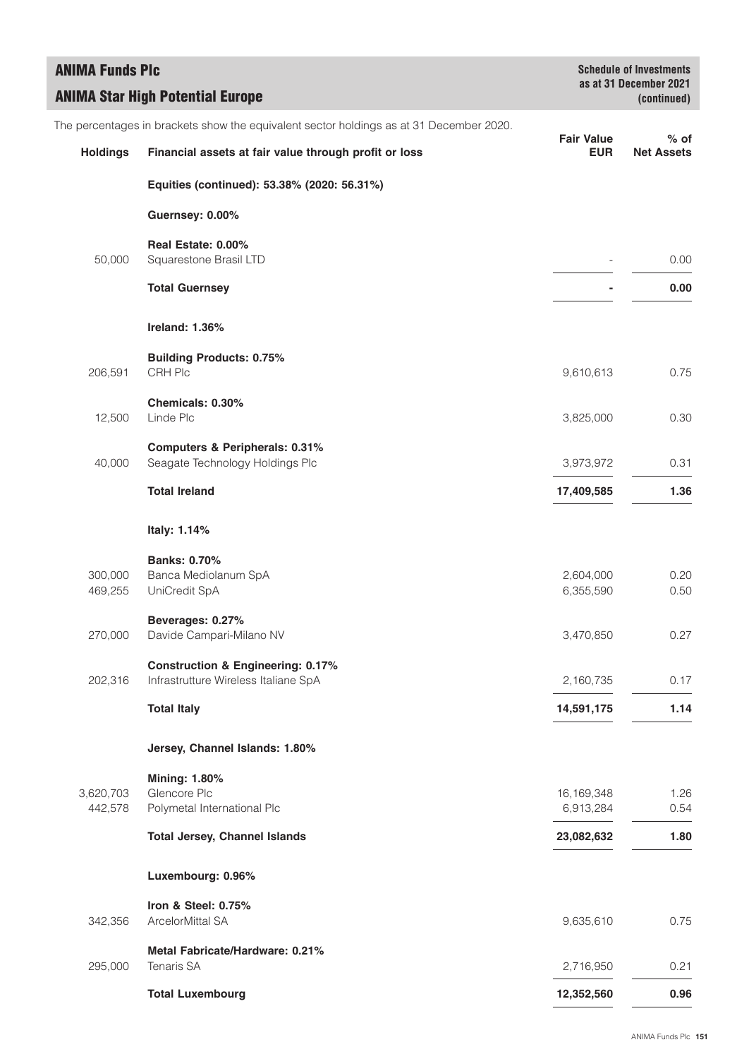# ANIMA Funds Plc

## ANIMA Star High Potential Europe

**Schedule of Investments as at 31 December 2021 (continued)**

The percentages in brackets show the equivalent sector holdings as at 31 December 2020.

| Holdings | Financial assets at fair value through profit or loss | Fair Value EUR | % of Net Assets |
|---|---|---|---|
| | **Equities (continued): 53.38% (2020: 56.31%)** | | |
| | **Guernsey: 0.00%** | | |
| | **Real Estate: 0.00%** | | |
| 50,000 | Squarestone Brasil LTD | - | 0.00 |
| | **Total Guernsey** | **-** | **0.00** |
| | **Ireland: 1.36%** | | |
| | **Building Products: 0.75%** | | |
| 206,591 | CRH Plc | 9,610,613 | 0.75 |
| | **Chemicals: 0.30%** | | |
| 12,500 | Linde Plc | 3,825,000 | 0.30 |
| | **Computers & Peripherals: 0.31%** | | |
| 40,000 | Seagate Technology Holdings Plc | 3,973,972 | 0.31 |
| | **Total Ireland** | **17,409,585** | **1.36** |
| | **Italy: 1.14%** | | |
| | **Banks: 0.70%** | | |
| 300,000 | Banca Mediolanum SpA | 2,604,000 | 0.20 |
| 469,255 | UniCredit SpA | 6,355,590 | 0.50 |
| | **Beverages: 0.27%** | | |
| 270,000 | Davide Campari-Milano NV | 3,470,850 | 0.27 |
| | **Construction & Engineering: 0.17%** | | |
| 202,316 | Infrastrutture Wireless Italiane SpA | 2,160,735 | 0.17 |
| | **Total Italy** | **14,591,175** | **1.14** |
| | **Jersey, Channel Islands: 1.80%** | | |
| | **Mining: 1.80%** | | |
| 3,620,703 | Glencore Plc | 16,169,348 | 1.26 |
| 442,578 | Polymetal International Plc | 6,913,284 | 0.54 |
| | **Total Jersey, Channel Islands** | **23,082,632** | **1.80** |
| | **Luxembourg: 0.96%** | | |
| | **Iron & Steel: 0.75%** | | |
| 342,356 | ArcelorMittal SA | 9,635,610 | 0.75 |
| | **Metal Fabricate/Hardware: 0.21%** | | |
| 295,000 | Tenaris SA | 2,716,950 | 0.21 |
| | **Total Luxembourg** | **12,352,560** | **0.96** |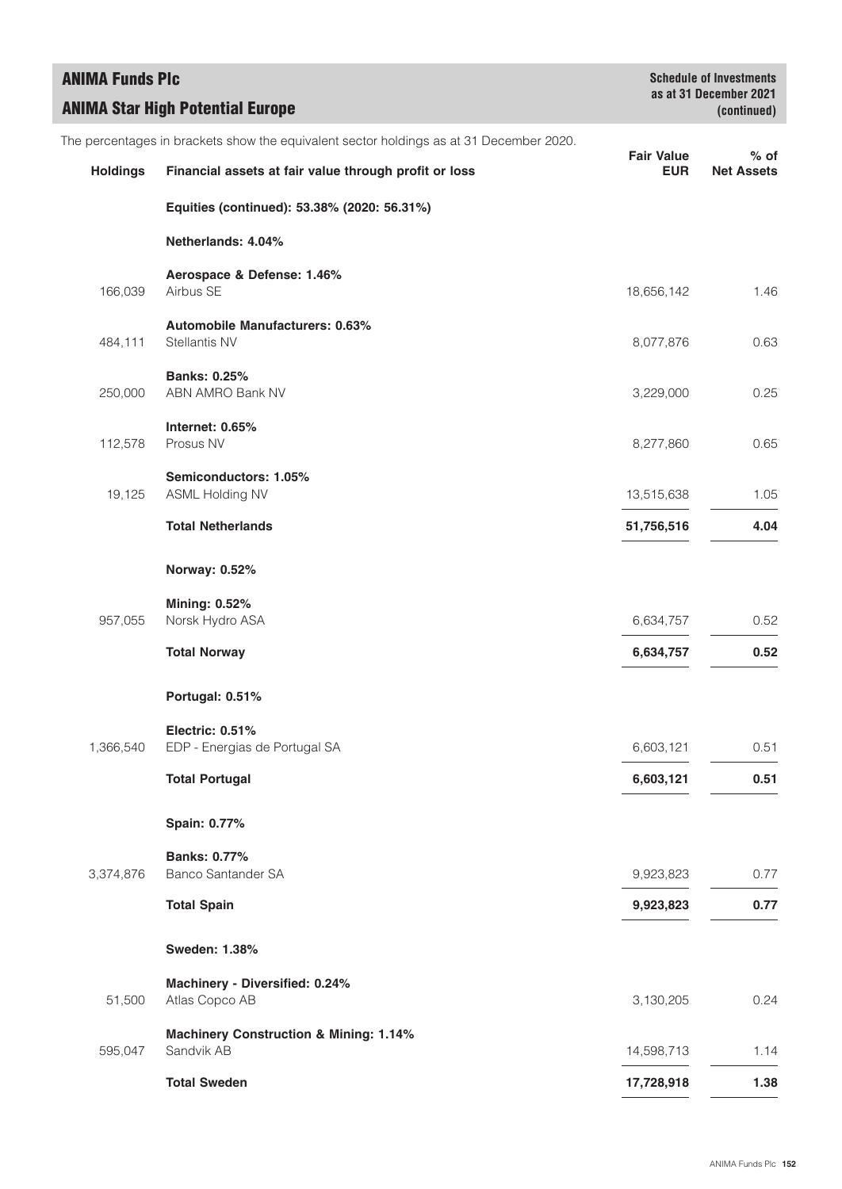# ANIMA Funds Plc

## ANIMA Star High Potential Europe

**Schedule of Investments as at 31 December 2021 (continued)**

The percentages in brackets show the equivalent sector holdings as at 31 December 2020.

| Holdings | Financial assets at fair value through profit or loss | Fair Value EUR | % of Net Assets |
|---|---|---|---|
| | **Equities (continued): 53.38% (2020: 56.31%)** | | |
| | **Netherlands: 4.04%** | | |
| | **Aerospace & Defense: 1.46%** | | |
| 166,039 | Airbus SE | 18,656,142 | 1.46 |
| | **Automobile Manufacturers: 0.63%** | | |
| 484,111 | Stellantis NV | 8,077,876 | 0.63 |
| | **Banks: 0.25%** | | |
| 250,000 | ABN AMRO Bank NV | 3,229,000 | 0.25 |
| | **Internet: 0.65%** | | |
| 112,578 | Prosus NV | 8,277,860 | 0.65 |
| | **Semiconductors: 1.05%** | | |
| 19,125 | ASML Holding NV | 13,515,638 | 1.05 |
| | **Total Netherlands** | **51,756,516** | **4.04** |
| | **Norway: 0.52%** | | |
| | **Mining: 0.52%** | | |
| 957,055 | Norsk Hydro ASA | 6,634,757 | 0.52 |
| | **Total Norway** | **6,634,757** | **0.52** |
| | **Portugal: 0.51%** | | |
| | **Electric: 0.51%** | | |
| 1,366,540 | EDP - Energias de Portugal SA | 6,603,121 | 0.51 |
| | **Total Portugal** | **6,603,121** | **0.51** |
| | **Spain: 0.77%** | | |
| | **Banks: 0.77%** | | |
| 3,374,876 | Banco Santander SA | 9,923,823 | 0.77 |
| | **Total Spain** | **9,923,823** | **0.77** |
| | **Sweden: 1.38%** | | |
| | **Machinery - Diversified: 0.24%** | | |
| 51,500 | Atlas Copco AB | 3,130,205 | 0.24 |
| | **Machinery Construction & Mining: 1.14%** | | |
| 595,047 | Sandvik AB | 14,598,713 | 1.14 |
| | **Total Sweden** | **17,728,918** | **1.38** |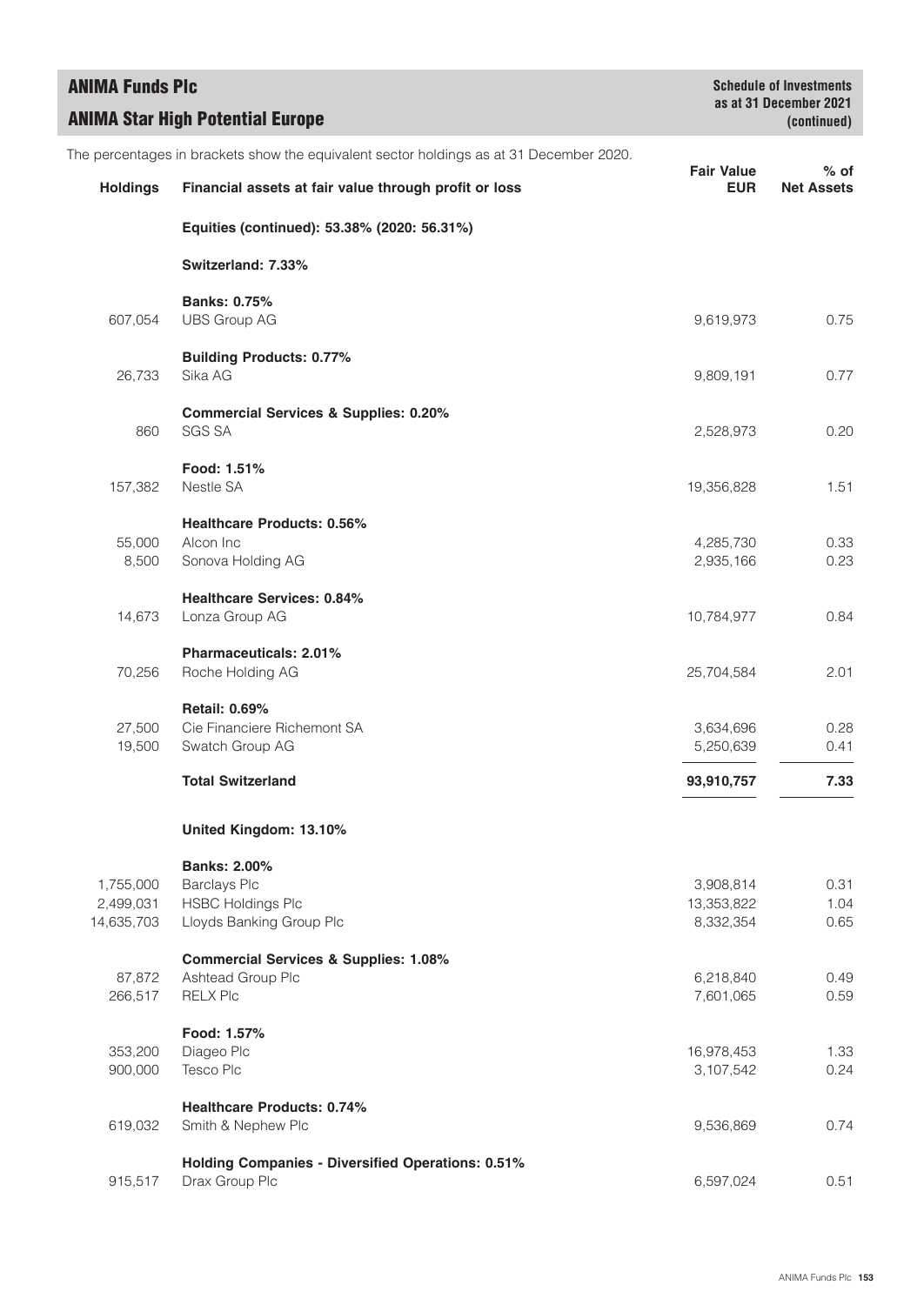# ANIMA Funds Plc

## ANIMA Star High Potential Europe

**Schedule of Investments as at 31 December 2021 (continued)**

The percentages in brackets show the equivalent sector holdings as at 31 December 2020.

| Holdings | Financial assets at fair value through profit or loss | Fair Value EUR | % of Net Assets |
|---|---|---|---|
| | **Equities (continued): 53.38% (2020: 56.31%)** | | |
| | **Switzerland: 7.33%** | | |
| | **Banks: 0.75%** | | |
| 607,054 | UBS Group AG | 9,619,973 | 0.75 |
| | **Building Products: 0.77%** | | |
| 26,733 | Sika AG | 9,809,191 | 0.77 |
| | **Commercial Services & Supplies: 0.20%** | | |
| 860 | SGS SA | 2,528,973 | 0.20 |
| | **Food: 1.51%** | | |
| 157,382 | Nestle SA | 19,356,828 | 1.51 |
| | **Healthcare Products: 0.56%** | | |
| 55,000 | Alcon Inc | 4,285,730 | 0.33 |
| 8,500 | Sonova Holding AG | 2,935,166 | 0.23 |
| | **Healthcare Services: 0.84%** | | |
| 14,673 | Lonza Group AG | 10,784,977 | 0.84 |
| | **Pharmaceuticals: 2.01%** | | |
| 70,256 | Roche Holding AG | 25,704,584 | 2.01 |
| | **Retail: 0.69%** | | |
| 27,500 | Cie Financiere Richemont SA | 3,634,696 | 0.28 |
| 19,500 | Swatch Group AG | 5,250,639 | 0.41 |
| | **Total Switzerland** | **93,910,757** | **7.33** |
| | **United Kingdom: 13.10%** | | |
| | **Banks: 2.00%** | | |
| 1,755,000 | Barclays Plc | 3,908,814 | 0.31 |
| 2,499,031 | HSBC Holdings Plc | 13,353,822 | 1.04 |
| 14,635,703 | Lloyds Banking Group Plc | 8,332,354 | 0.65 |
| | **Commercial Services & Supplies: 1.08%** | | |
| 87,872 | Ashtead Group Plc | 6,218,840 | 0.49 |
| 266,517 | RELX Plc | 7,601,065 | 0.59 |
| | **Food: 1.57%** | | |
| 353,200 | Diageo Plc | 16,978,453 | 1.33 |
| 900,000 | Tesco Plc | 3,107,542 | 0.24 |
| | **Healthcare Products: 0.74%** | | |
| 619,032 | Smith & Nephew Plc | 9,536,869 | 0.74 |
| | **Holding Companies - Diversified Operations: 0.51%** | | |
| 915,517 | Drax Group Plc | 6,597,024 | 0.51 |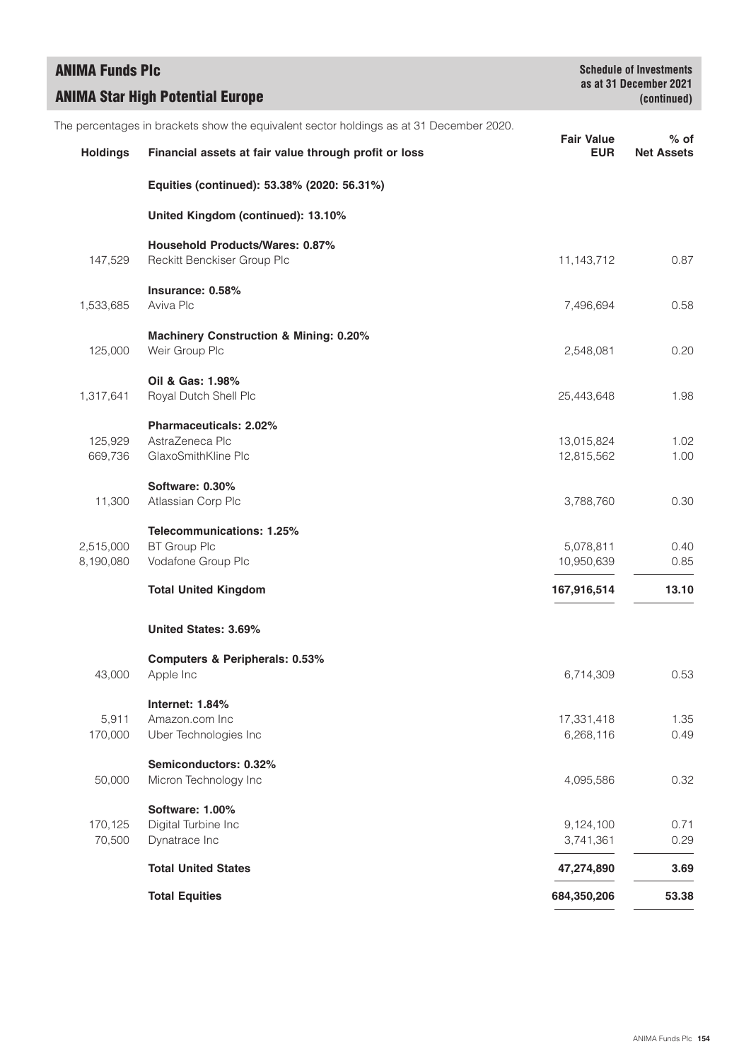# ANIMA Funds Plc

## ANIMA Star High Potential Europe

**Schedule of Investments as at 31 December 2021 (continued)**

The percentages in brackets show the equivalent sector holdings as at 31 December 2020.

| Holdings | Financial assets at fair value through profit or loss | Fair Value EUR | % of Net Assets |
|---|---|---|---|
| | **Equities (continued): 53.38% (2020: 56.31%)** | | |
| | **United Kingdom (continued): 13.10%** | | |
| | **Household Products/Wares: 0.87%** | | |
| 147,529 | Reckitt Benckiser Group Plc | 11,143,712 | 0.87 |
| | **Insurance: 0.58%** | | |
| 1,533,685 | Aviva Plc | 7,496,694 | 0.58 |
| | **Machinery Construction & Mining: 0.20%** | | |
| 125,000 | Weir Group Plc | 2,548,081 | 0.20 |
| | **Oil & Gas: 1.98%** | | |
| 1,317,641 | Royal Dutch Shell Plc | 25,443,648 | 1.98 |
| | **Pharmaceuticals: 2.02%** | | |
| 125,929 | AstraZeneca Plc | 13,015,824 | 1.02 |
| 669,736 | GlaxoSmithKline Plc | 12,815,562 | 1.00 |
| | **Software: 0.30%** | | |
| 11,300 | Atlassian Corp Plc | 3,788,760 | 0.30 |
| | **Telecommunications: 1.25%** | | |
| 2,515,000 | BT Group Plc | 5,078,811 | 0.40 |
| 8,190,080 | Vodafone Group Plc | 10,950,639 | 0.85 |
| | **Total United Kingdom** | **167,916,514** | **13.10** |
| | **United States: 3.69%** | | |
| | **Computers & Peripherals: 0.53%** | | |
| 43,000 | Apple Inc | 6,714,309 | 0.53 |
| | **Internet: 1.84%** | | |
| 5,911 | Amazon.com Inc | 17,331,418 | 1.35 |
| 170,000 | Uber Technologies Inc | 6,268,116 | 0.49 |
| | **Semiconductors: 0.32%** | | |
| 50,000 | Micron Technology Inc | 4,095,586 | 0.32 |
| | **Software: 1.00%** | | |
| 170,125 | Digital Turbine Inc | 9,124,100 | 0.71 |
| 70,500 | Dynatrace Inc | 3,741,361 | 0.29 |
| | **Total United States** | **47,274,890** | **3.69** |
| | **Total Equities** | **684,350,206** | **53.38** |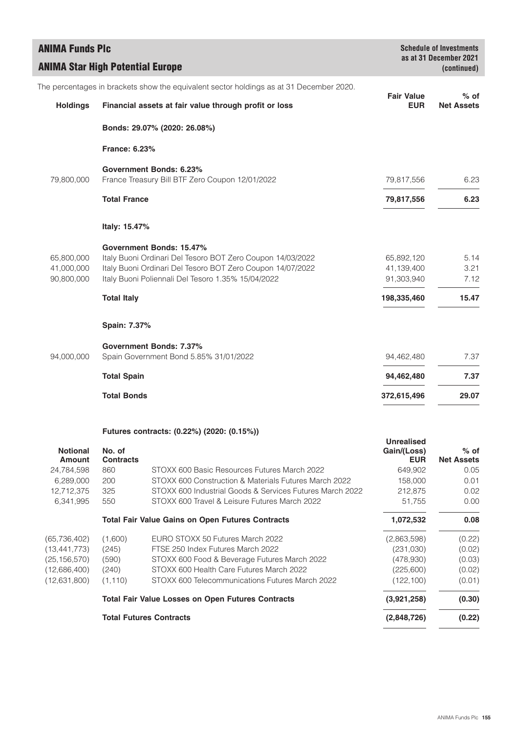# ANIMA Funds Plc

## ANIMA Star High Potential Europe

**Schedule of Investments as at 31 December 2021 (continued)**

The percentages in brackets show the equivalent sector holdings as at 31 December 2020.

| Holdings | Financial assets at fair value through profit or loss | Fair Value EUR | % of Net Assets |
|---|---|---|---|
| | **Bonds: 29.07% (2020: 26.08%)** | | |
| | **France: 6.23%** | | |
| | **Government Bonds: 6.23%** | | |
| 79,800,000 | France Treasury Bill BTF Zero Coupon 12/01/2022 | 79,817,556 | 6.23 |
| | **Total France** | **79,817,556** | **6.23** |
| | **Italy: 15.47%** | | |
| | **Government Bonds: 15.47%** | | |
| 65,800,000 | Italy Buoni Ordinari Del Tesoro BOT Zero Coupon 14/03/2022 | 65,892,120 | 5.14 |
| 41,000,000 | Italy Buoni Ordinari Del Tesoro BOT Zero Coupon 14/07/2022 | 41,139,400 | 3.21 |
| 90,800,000 | Italy Buoni Poliennali Del Tesoro 1.35% 15/04/2022 | 91,303,940 | 7.12 |
| | **Total Italy** | **198,335,460** | **15.47** |
| | **Spain: 7.37%** | | |
| | **Government Bonds: 7.37%** | | |
| 94,000,000 | Spain Government Bond 5.85% 31/01/2022 | 94,462,480 | 7.37 |
| | **Total Spain** | **94,462,480** | **7.37** |
| | **Total Bonds** | **372,615,496** | **29.07** |

**Futures contracts: (0.22%) (2020: (0.15%))**

| Notional Amount | No. of Contracts | | Unrealised Gain/(Loss) EUR | % of Net Assets |
|---|---|---|---|---|
| 24,784,598 | 860 | STOXX 600 Basic Resources Futures March 2022 | 649,902 | 0.05 |
| 6,289,000 | 200 | STOXX 600 Construction & Materials Futures March 2022 | 158,000 | 0.01 |
| 12,712,375 | 325 | STOXX 600 Industrial Goods & Services Futures March 2022 | 212,875 | 0.02 |
| 6,341,995 | 550 | STOXX 600 Travel & Leisure Futures March 2022 | 51,755 | 0.00 |
| | | **Total Fair Value Gains on Open Futures Contracts** | **1,072,532** | **0.08** |
| (65,736,402) | (1,600) | EURO STOXX 50 Futures March 2022 | (2,863,598) | (0.22) |
| (13,441,773) | (245) | FTSE 250 Index Futures March 2022 | (231,030) | (0.02) |
| (25,156,570) | (590) | STOXX 600 Food & Beverage Futures March 2022 | (478,930) | (0.03) |
| (12,686,400) | (240) | STOXX 600 Health Care Futures March 2022 | (225,600) | (0.02) |
| (12,631,800) | (1,110) | STOXX 600 Telecommunications Futures March 2022 | (122,100) | (0.01) |
| | | **Total Fair Value Losses on Open Futures Contracts** | **(3,921,258)** | **(0.30)** |
| | | **Total Futures Contracts** | **(2,848,726)** | **(0.22)** |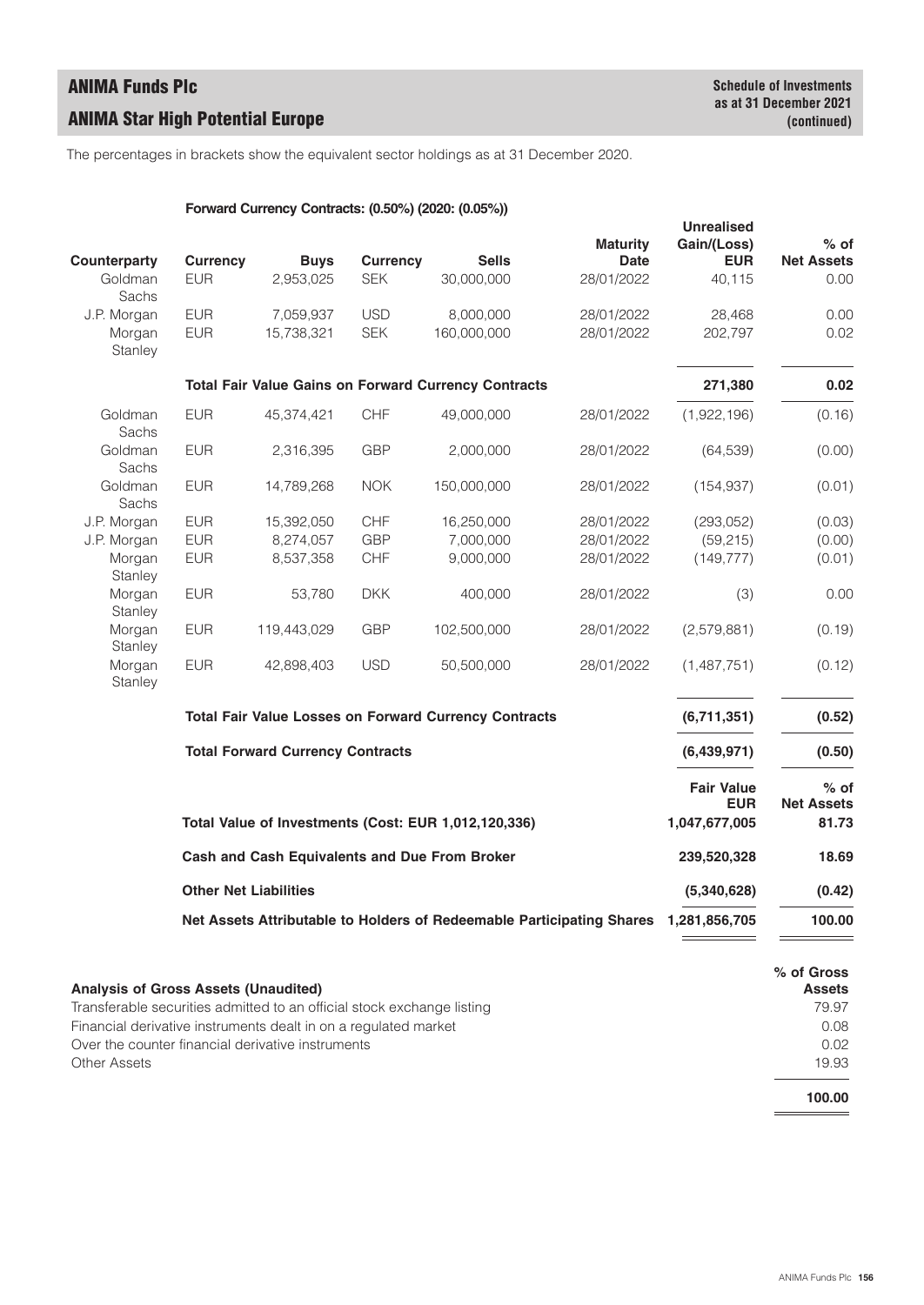# ANIMA Funds Plc

## ANIMA Star High Potential Europe

**Schedule of Investments as at 31 December 2021 (continued)**

The percentages in brackets show the equivalent sector holdings as at 31 December 2020.

**Forward Currency Contracts: (0.50%) (2020: (0.05%))**

| Counterparty | Currency | Buys | Currency | Sells | Maturity Date | Unrealised Gain/(Loss) EUR | % of Net Assets |
|---|---|---|---|---|---|---|---|
| Goldman Sachs | EUR | 2,953,025 | SEK | 30,000,000 | 28/01/2022 | 40,115 | 0.00 |
| J.P. Morgan | EUR | 7,059,937 | USD | 8,000,000 | 28/01/2022 | 28,468 | 0.00 |
| Morgan Stanley | EUR | 15,738,321 | SEK | 160,000,000 | 28/01/2022 | 202,797 | 0.02 |
| | **Total Fair Value Gains on Forward Currency Contracts** | | | | | **271,380** | **0.02** |
| Goldman Sachs | EUR | 45,374,421 | CHF | 49,000,000 | 28/01/2022 | (1,922,196) | (0.16) |
| Goldman Sachs | EUR | 2,316,395 | GBP | 2,000,000 | 28/01/2022 | (64,539) | (0.00) |
| Goldman Sachs | EUR | 14,789,268 | NOK | 150,000,000 | 28/01/2022 | (154,937) | (0.01) |
| J.P. Morgan | EUR | 15,392,050 | CHF | 16,250,000 | 28/01/2022 | (293,052) | (0.03) |
| J.P. Morgan | EUR | 8,274,057 | GBP | 7,000,000 | 28/01/2022 | (59,215) | (0.00) |
| Morgan Stanley | EUR | 8,537,358 | CHF | 9,000,000 | 28/01/2022 | (149,777) | (0.01) |
| Morgan Stanley | EUR | 53,780 | DKK | 400,000 | 28/01/2022 | (3) | 0.00 |
| Morgan Stanley | EUR | 119,443,029 | GBP | 102,500,000 | 28/01/2022 | (2,579,881) | (0.19) |
| Morgan Stanley | EUR | 42,898,403 | USD | 50,500,000 | 28/01/2022 | (1,487,751) | (0.12) |
| | **Total Fair Value Losses on Forward Currency Contracts** | | | | | **(6,711,351)** | **(0.52)** |
| | **Total Forward Currency Contracts** | | | | | **(6,439,971)** | **(0.50)** |

| | Fair Value EUR | % of Net Assets |
|---|---|---|
| **Total Value of Investments (Cost: EUR 1,012,120,336)** | **1,047,677,005** | **81.73** |
| **Cash and Cash Equivalents and Due From Broker** | **239,520,328** | **18.69** |
| **Other Net Liabilities** | **(5,340,628)** | **(0.42)** |
| **Net Assets Attributable to Holders of Redeemable Participating Shares** | **1,281,856,705** | **100.00** |

| **Analysis of Gross Assets (Unaudited)** | % of Gross Assets |
|---|---|
| Transferable securities admitted to an official stock exchange listing | 79.97 |
| Financial derivative instruments dealt in on a regulated market | 0.08 |
| Over the counter financial derivative instruments | 0.02 |
| Other Assets | 19.93 |
| | **100.00** |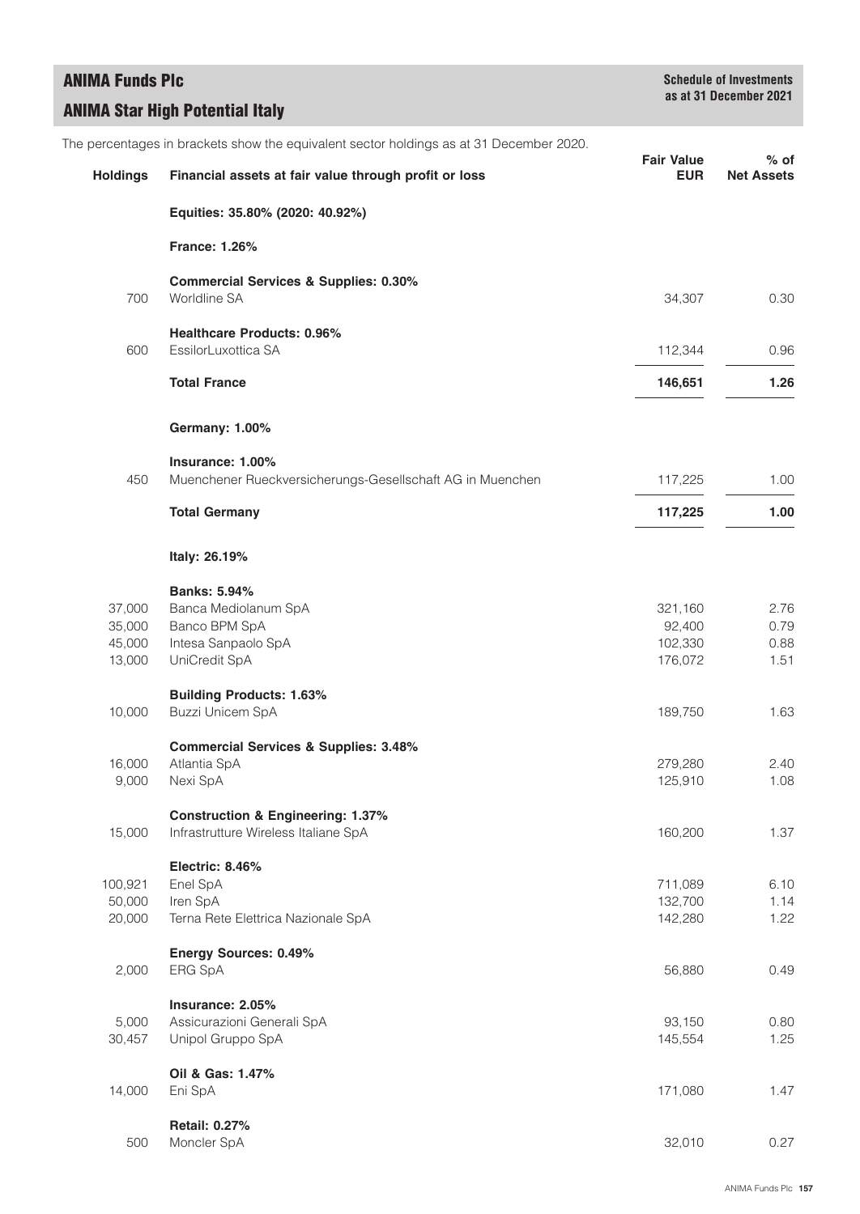# ANIMA Funds Plc

## ANIMA Star High Potential Italy

**Schedule of Investments as at 31 December 2021**

The percentages in brackets show the equivalent sector holdings as at 31 December 2020.

| Holdings | Financial assets at fair value through profit or loss | Fair Value EUR | % of Net Assets |
|---|---|---|---|
| | **Equities: 35.80% (2020: 40.92%)** | | |
| | **France: 1.26%** | | |
| | **Commercial Services & Supplies: 0.30%** | | |
| 700 | Worldline SA | 34,307 | 0.30 |
| | **Healthcare Products: 0.96%** | | |
| 600 | EssilorLuxottica SA | 112,344 | 0.96 |
| | **Total France** | **146,651** | **1.26** |
| | **Germany: 1.00%** | | |
| | **Insurance: 1.00%** | | |
| 450 | Muenchener Rueckversicherungs-Gesellschaft AG in Muenchen | 117,225 | 1.00 |
| | **Total Germany** | **117,225** | **1.00** |
| | **Italy: 26.19%** | | |
| | **Banks: 5.94%** | | |
| 37,000 | Banca Mediolanum SpA | 321,160 | 2.76 |
| 35,000 | Banco BPM SpA | 92,400 | 0.79 |
| 45,000 | Intesa Sanpaolo SpA | 102,330 | 0.88 |
| 13,000 | UniCredit SpA | 176,072 | 1.51 |
| | **Building Products: 1.63%** | | |
| 10,000 | Buzzi Unicem SpA | 189,750 | 1.63 |
| | **Commercial Services & Supplies: 3.48%** | | |
| 16,000 | Atlantia SpA | 279,280 | 2.40 |
| 9,000 | Nexi SpA | 125,910 | 1.08 |
| | **Construction & Engineering: 1.37%** | | |
| 15,000 | Infrastrutture Wireless Italiane SpA | 160,200 | 1.37 |
| | **Electric: 8.46%** | | |
| 100,921 | Enel SpA | 711,089 | 6.10 |
| 50,000 | Iren SpA | 132,700 | 1.14 |
| 20,000 | Terna Rete Elettrica Nazionale SpA | 142,280 | 1.22 |
| | **Energy Sources: 0.49%** | | |
| 2,000 | ERG SpA | 56,880 | 0.49 |
| | **Insurance: 2.05%** | | |
| 5,000 | Assicurazioni Generali SpA | 93,150 | 0.80 |
| 30,457 | Unipol Gruppo SpA | 145,554 | 1.25 |
| | **Oil & Gas: 1.47%** | | |
| 14,000 | Eni SpA | 171,080 | 1.47 |
| | **Retail: 0.27%** | | |
| 500 | Moncler SpA | 32,010 | 0.27 |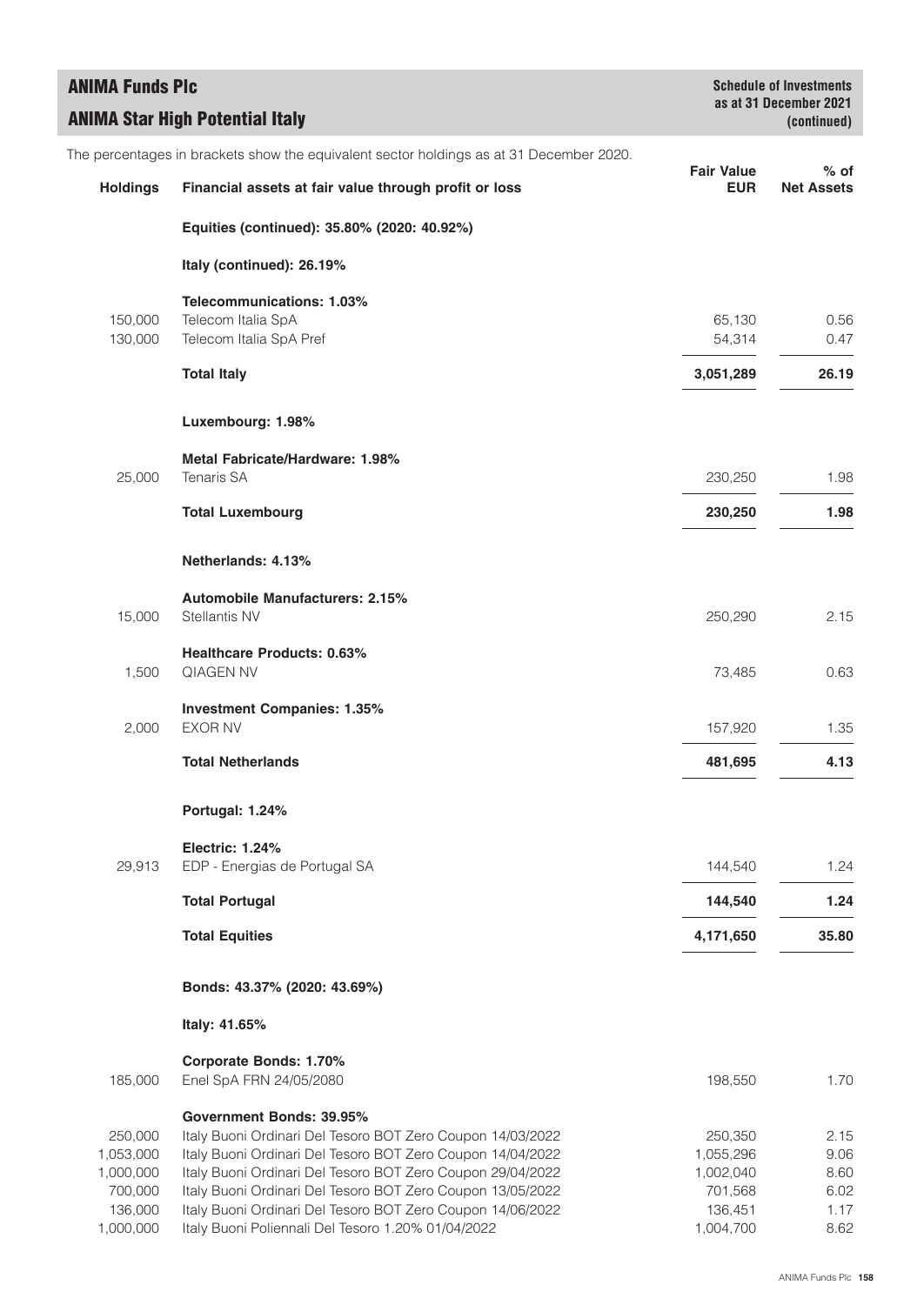# ANIMA Funds Plc

## ANIMA Star High Potential Italy

**Schedule of Investments as at 31 December 2021 (continued)**

The percentages in brackets show the equivalent sector holdings as at 31 December 2020.

| Holdings | Financial assets at fair value through profit or loss | Fair Value EUR | % of Net Assets |
|---|---|---|---|
| | **Equities (continued): 35.80% (2020: 40.92%)** | | |
| | **Italy (continued): 26.19%** | | |
| | **Telecommunications: 1.03%** | | |
| 150,000 | Telecom Italia SpA | 65,130 | 0.56 |
| 130,000 | Telecom Italia SpA Pref | 54,314 | 0.47 |
| | **Total Italy** | **3,051,289** | **26.19** |
| | **Luxembourg: 1.98%** | | |
| | **Metal Fabricate/Hardware: 1.98%** | | |
| 25,000 | Tenaris SA | 230,250 | 1.98 |
| | **Total Luxembourg** | **230,250** | **1.98** |
| | **Netherlands: 4.13%** | | |
| | **Automobile Manufacturers: 2.15%** | | |
| 15,000 | Stellantis NV | 250,290 | 2.15 |
| | **Healthcare Products: 0.63%** | | |
| 1,500 | QIAGEN NV | 73,485 | 0.63 |
| | **Investment Companies: 1.35%** | | |
| 2,000 | EXOR NV | 157,920 | 1.35 |
| | **Total Netherlands** | **481,695** | **4.13** |
| | **Portugal: 1.24%** | | |
| | **Electric: 1.24%** | | |
| 29,913 | EDP - Energias de Portugal SA | 144,540 | 1.24 |
| | **Total Portugal** | **144,540** | **1.24** |
| | **Total Equities** | **4,171,650** | **35.80** |
| | **Bonds: 43.37% (2020: 43.69%)** | | |
| | **Italy: 41.65%** | | |
| | **Corporate Bonds: 1.70%** | | |
| 185,000 | Enel SpA FRN 24/05/2080 | 198,550 | 1.70 |
| | **Government Bonds: 39.95%** | | |
| 250,000 | Italy Buoni Ordinari Del Tesoro BOT Zero Coupon 14/03/2022 | 250,350 | 2.15 |
| 1,053,000 | Italy Buoni Ordinari Del Tesoro BOT Zero Coupon 14/04/2022 | 1,055,296 | 9.06 |
| 1,000,000 | Italy Buoni Ordinari Del Tesoro BOT Zero Coupon 29/04/2022 | 1,002,040 | 8.60 |
| 700,000 | Italy Buoni Ordinari Del Tesoro BOT Zero Coupon 13/05/2022 | 701,568 | 6.02 |
| 136,000 | Italy Buoni Ordinari Del Tesoro BOT Zero Coupon 14/06/2022 | 136,451 | 1.17 |
| 1,000,000 | Italy Buoni Poliennali Del Tesoro 1.20% 01/04/2022 | 1,004,700 | 8.62 |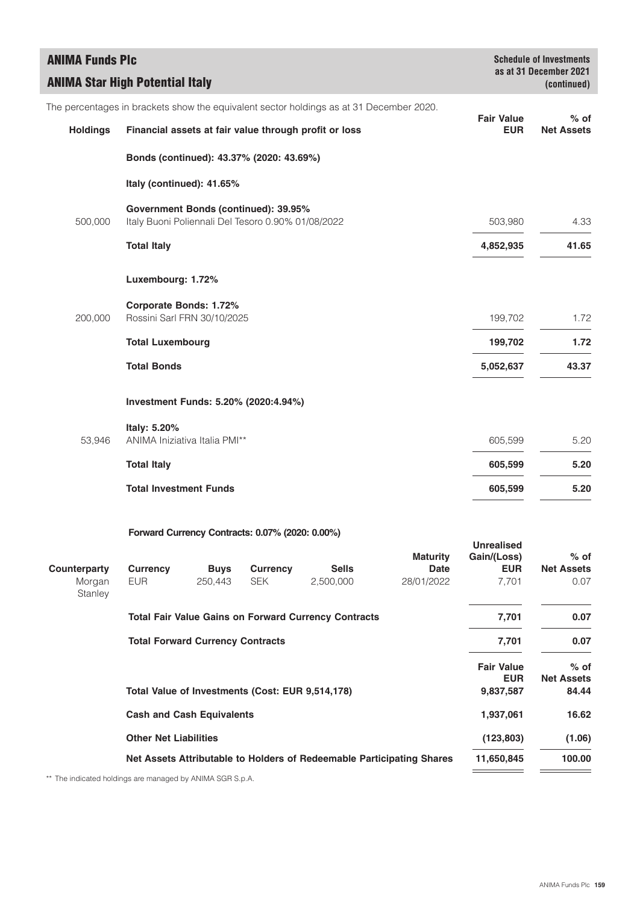## ANIMA Funds Plc

## ANIMA Star High Potential Italy

**Schedule of Investments as at 31 December 2021 (continued)**

The percentages in brackets show the equivalent sector holdings as at 31 December 2020.

| Holdings | Financial assets at fair value through profit or loss | Fair Value EUR | % of Net Assets |
|---|---|---|---|
| | **Bonds (continued): 43.37% (2020: 43.69%)** | | |
| | **Italy (continued): 41.65%** | | |
| | **Government Bonds (continued): 39.95%** | | |
| 500,000 | Italy Buoni Poliennali Del Tesoro 0.90% 01/08/2022 | 503,980 | 4.33 |
| | **Total Italy** | **4,852,935** | **41.65** |
| | **Luxembourg: 1.72%** | | |
| | **Corporate Bonds: 1.72%** | | |
| 200,000 | Rossini Sarl FRN 30/10/2025 | 199,702 | 1.72 |
| | **Total Luxembourg** | **199,702** | **1.72** |
| | **Total Bonds** | **5,052,637** | **43.37** |
| | **Investment Funds: 5.20% (2020:4.94%)** | | |
| | **Italy: 5.20%** | | |
| 53,946 | ANIMA Iniziativa Italia PMI** | 605,599 | 5.20 |
| | **Total Italy** | **605,599** | **5.20** |
| | **Total Investment Funds** | **605,599** | **5.20** |

**Forward Currency Contracts: 0.07% (2020: 0.00%)**

| Counterparty | Currency | Buys | Currency | Sells | Maturity Date | Unrealised Gain/(Loss) EUR | % of Net Assets |
|---|---|---|---|---|---|---|---|
| Morgan Stanley | EUR | 250,443 | SEK | 2,500,000 | 28/01/2022 | 7,701 | 0.07 |
| | **Total Fair Value Gains on Forward Currency Contracts** | | | | | **7,701** | **0.07** |
| | **Total Forward Currency Contracts** | | | | | **7,701** | **0.07** |

| | Fair Value EUR | % of Net Assets |
|---|---|---|
| **Total Value of Investments (Cost: EUR 9,514,178)** | **9,837,587** | **84.44** |
| **Cash and Cash Equivalents** | **1,937,061** | **16.62** |
| **Other Net Liabilities** | **(123,803)** | **(1.06)** |
| **Net Assets Attributable to Holders of Redeemable Participating Shares** | **11,650,845** | **100.00** |

** The indicated holdings are managed by ANIMA SGR S.p.A.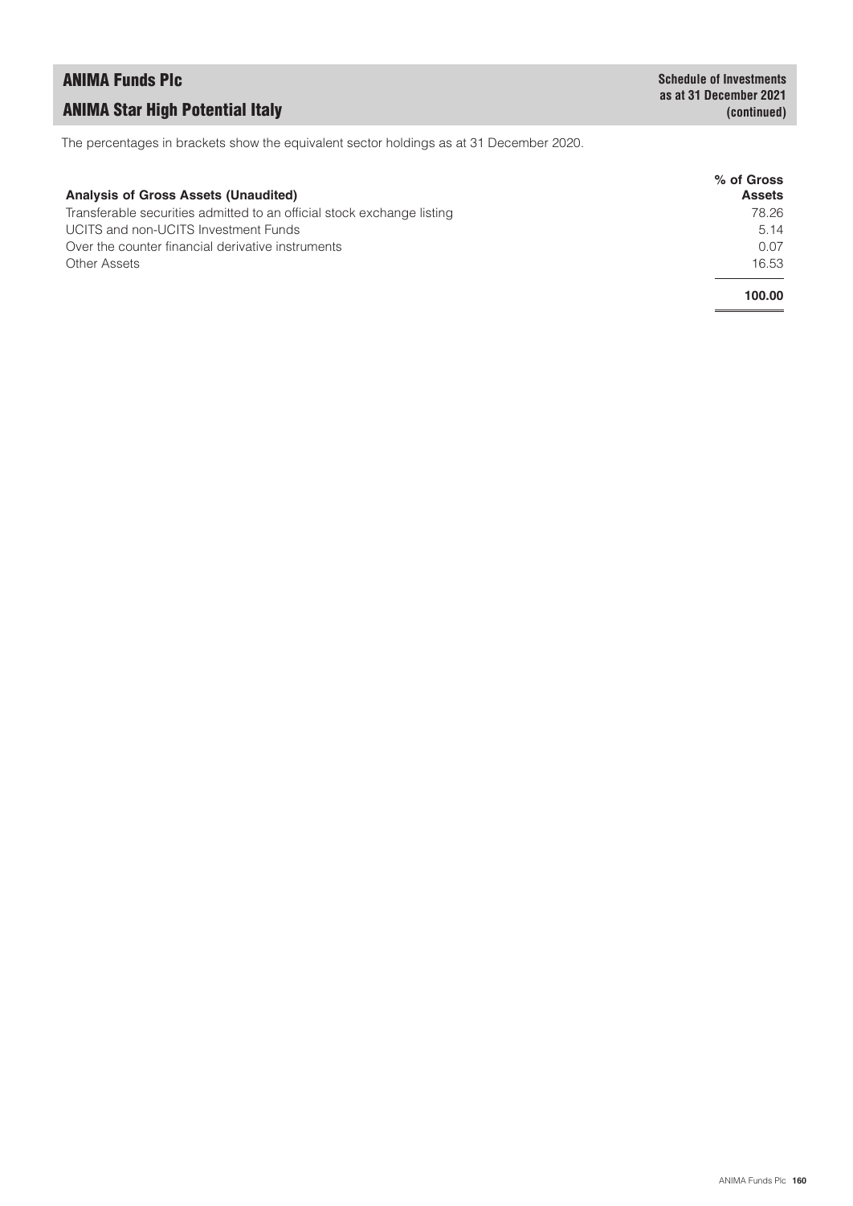# ANIMA Funds Plc

## ANIMA Star High Potential Italy

**Schedule of Investments as at 31 December 2021 (continued)**

The percentages in brackets show the equivalent sector holdings as at 31 December 2020.

| Analysis of Gross Assets (Unaudited) | % of Gross Assets |
|---|---|
| Transferable securities admitted to an official stock exchange listing | 78.26 |
| UCITS and non-UCITS Investment Funds | 5.14 |
| Over the counter financial derivative instruments | 0.07 |
| Other Assets | 16.53 |
| | **100.00** |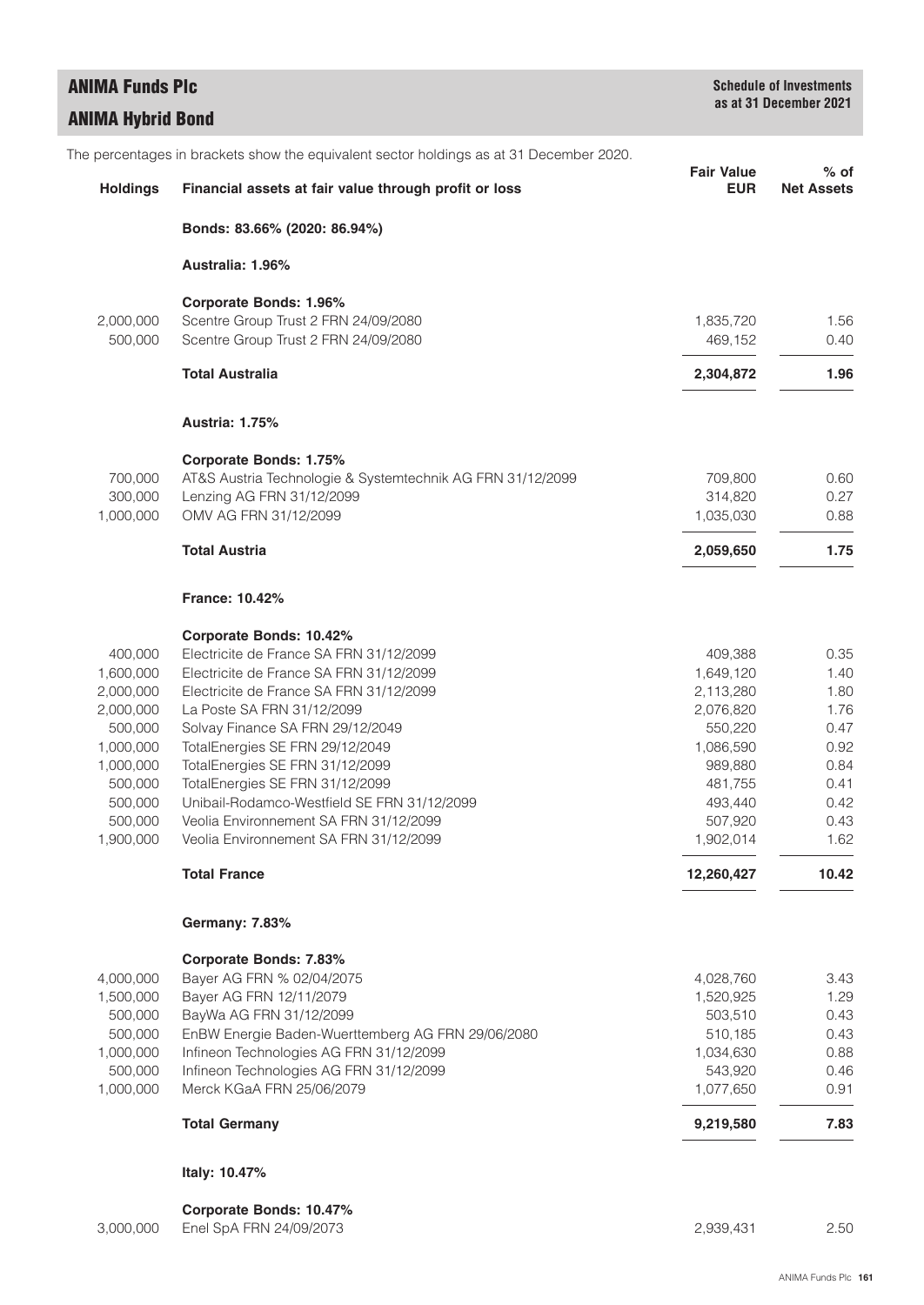# ANIMA Funds Plc

## ANIMA Hybrid Bond

**Schedule of Investments as at 31 December 2021**

The percentages in brackets show the equivalent sector holdings as at 31 December 2020.

| Holdings | Financial assets at fair value through profit or loss | Fair Value EUR | % of Net Assets |
|---|---|---|---|
| | **Bonds: 83.66% (2020: 86.94%)** | | |
| | **Australia: 1.96%** | | |
| | **Corporate Bonds: 1.96%** | | |
| 2,000,000 | Scentre Group Trust 2 FRN 24/09/2080 | 1,835,720 | 1.56 |
| 500,000 | Scentre Group Trust 2 FRN 24/09/2080 | 469,152 | 0.40 |
| | **Total Australia** | **2,304,872** | **1.96** |
| | **Austria: 1.75%** | | |
| | **Corporate Bonds: 1.75%** | | |
| 700,000 | AT&S Austria Technologie & Systemtechnik AG FRN 31/12/2099 | 709,800 | 0.60 |
| 300,000 | Lenzing AG FRN 31/12/2099 | 314,820 | 0.27 |
| 1,000,000 | OMV AG FRN 31/12/2099 | 1,035,030 | 0.88 |
| | **Total Austria** | **2,059,650** | **1.75** |
| | **France: 10.42%** | | |
| | **Corporate Bonds: 10.42%** | | |
| 400,000 | Electricite de France SA FRN 31/12/2099 | 409,388 | 0.35 |
| 1,600,000 | Electricite de France SA FRN 31/12/2099 | 1,649,120 | 1.40 |
| 2,000,000 | Electricite de France SA FRN 31/12/2099 | 2,113,280 | 1.80 |
| 2,000,000 | La Poste SA FRN 31/12/2099 | 2,076,820 | 1.76 |
| 500,000 | Solvay Finance SA FRN 29/12/2049 | 550,220 | 0.47 |
| 1,000,000 | TotalEnergies SE FRN 29/12/2049 | 1,086,590 | 0.92 |
| 1,000,000 | TotalEnergies SE FRN 31/12/2099 | 989,880 | 0.84 |
| 500,000 | TotalEnergies SE FRN 31/12/2099 | 481,755 | 0.41 |
| 500,000 | Unibail-Rodamco-Westfield SE FRN 31/12/2099 | 493,440 | 0.42 |
| 500,000 | Veolia Environnement SA FRN 31/12/2099 | 507,920 | 0.43 |
| 1,900,000 | Veolia Environnement SA FRN 31/12/2099 | 1,902,014 | 1.62 |
| | **Total France** | **12,260,427** | **10.42** |
| | **Germany: 7.83%** | | |
| | **Corporate Bonds: 7.83%** | | |
| 4,000,000 | Bayer AG FRN % 02/04/2075 | 4,028,760 | 3.43 |
| 1,500,000 | Bayer AG FRN 12/11/2079 | 1,520,925 | 1.29 |
| 500,000 | BayWa AG FRN 31/12/2099 | 503,510 | 0.43 |
| 500,000 | EnBW Energie Baden-Wuerttemberg AG FRN 29/06/2080 | 510,185 | 0.43 |
| 1,000,000 | Infineon Technologies AG FRN 31/12/2099 | 1,034,630 | 0.88 |
| 500,000 | Infineon Technologies AG FRN 31/12/2099 | 543,920 | 0.46 |
| 1,000,000 | Merck KGaA FRN 25/06/2079 | 1,077,650 | 0.91 |
| | **Total Germany** | **9,219,580** | **7.83** |
| | **Italy: 10.47%** | | |
| | **Corporate Bonds: 10.47%** | | |
| 3,000,000 | Enel SpA FRN 24/09/2073 | 2,939,431 | 2.50 |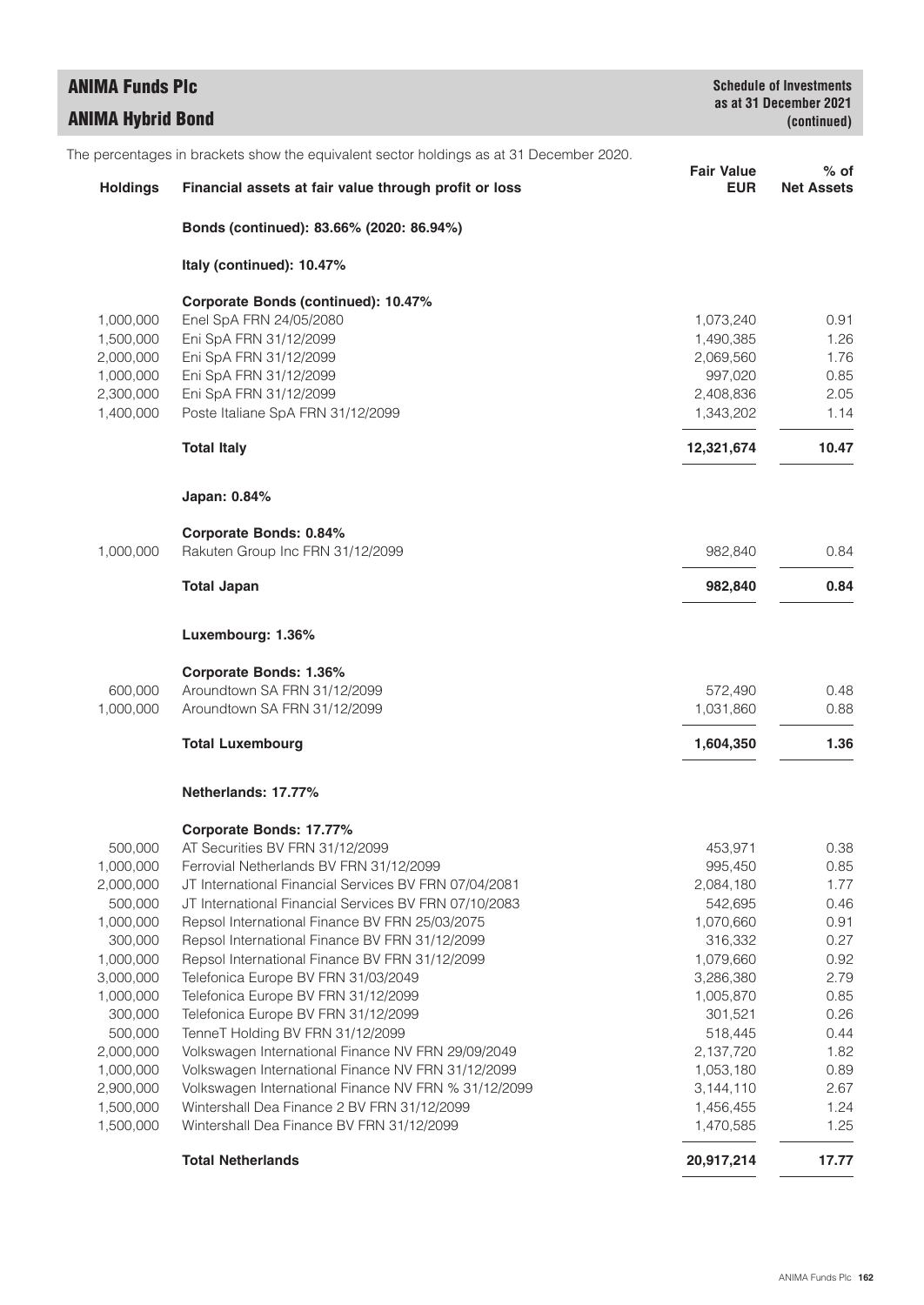**ANIMA Funds Plc**

**ANIMA Hybrid Bond**

**Schedule of Investments as at 31 December 2021 (continued)**

The percentages in brackets show the equivalent sector holdings as at 31 December 2020.

| Holdings | Financial assets at fair value through profit or loss | Fair Value EUR | % of Net Assets |
|---|---|---|---|
| | **Bonds (continued): 83.66% (2020: 86.94%)** | | |
| | **Italy (continued): 10.47%** | | |
| | **Corporate Bonds (continued): 10.47%** | | |
| 1,000,000 | Enel SpA FRN 24/05/2080 | 1,073,240 | 0.91 |
| 1,500,000 | Eni SpA FRN 31/12/2099 | 1,490,385 | 1.26 |
| 2,000,000 | Eni SpA FRN 31/12/2099 | 2,069,560 | 1.76 |
| 1,000,000 | Eni SpA FRN 31/12/2099 | 997,020 | 0.85 |
| 2,300,000 | Eni SpA FRN 31/12/2099 | 2,408,836 | 2.05 |
| 1,400,000 | Poste Italiane SpA FRN 31/12/2099 | 1,343,202 | 1.14 |
| | **Total Italy** | **12,321,674** | **10.47** |
| | **Japan: 0.84%** | | |
| | **Corporate Bonds: 0.84%** | | |
| 1,000,000 | Rakuten Group Inc FRN 31/12/2099 | 982,840 | 0.84 |
| | **Total Japan** | **982,840** | **0.84** |
| | **Luxembourg: 1.36%** | | |
| | **Corporate Bonds: 1.36%** | | |
| 600,000 | Aroundtown SA FRN 31/12/2099 | 572,490 | 0.48 |
| 1,000,000 | Aroundtown SA FRN 31/12/2099 | 1,031,860 | 0.88 |
| | **Total Luxembourg** | **1,604,350** | **1.36** |
| | **Netherlands: 17.77%** | | |
| | **Corporate Bonds: 17.77%** | | |
| 500,000 | AT Securities BV FRN 31/12/2099 | 453,971 | 0.38 |
| 1,000,000 | Ferrovial Netherlands BV FRN 31/12/2099 | 995,450 | 0.85 |
| 2,000,000 | JT International Financial Services BV FRN 07/04/2081 | 2,084,180 | 1.77 |
| 500,000 | JT International Financial Services BV FRN 07/10/2083 | 542,695 | 0.46 |
| 1,000,000 | Repsol International Finance BV FRN 25/03/2075 | 1,070,660 | 0.91 |
| 300,000 | Repsol International Finance BV FRN 31/12/2099 | 316,332 | 0.27 |
| 1,000,000 | Repsol International Finance BV FRN 31/12/2099 | 1,079,660 | 0.92 |
| 3,000,000 | Telefonica Europe BV FRN 31/03/2049 | 3,286,380 | 2.79 |
| 1,000,000 | Telefonica Europe BV FRN 31/12/2099 | 1,005,870 | 0.85 |
| 300,000 | Telefonica Europe BV FRN 31/12/2099 | 301,521 | 0.26 |
| 500,000 | TenneT Holding BV FRN 31/12/2099 | 518,445 | 0.44 |
| 2,000,000 | Volkswagen International Finance NV FRN 29/09/2049 | 2,137,720 | 1.82 |
| 1,000,000 | Volkswagen International Finance NV FRN 31/12/2099 | 1,053,180 | 0.89 |
| 2,900,000 | Volkswagen International Finance NV FRN % 31/12/2099 | 3,144,110 | 2.67 |
| 1,500,000 | Wintershall Dea Finance 2 BV FRN 31/12/2099 | 1,456,455 | 1.24 |
| 1,500,000 | Wintershall Dea Finance BV FRN 31/12/2099 | 1,470,585 | 1.25 |
| | **Total Netherlands** | **20,917,214** | **17.77** |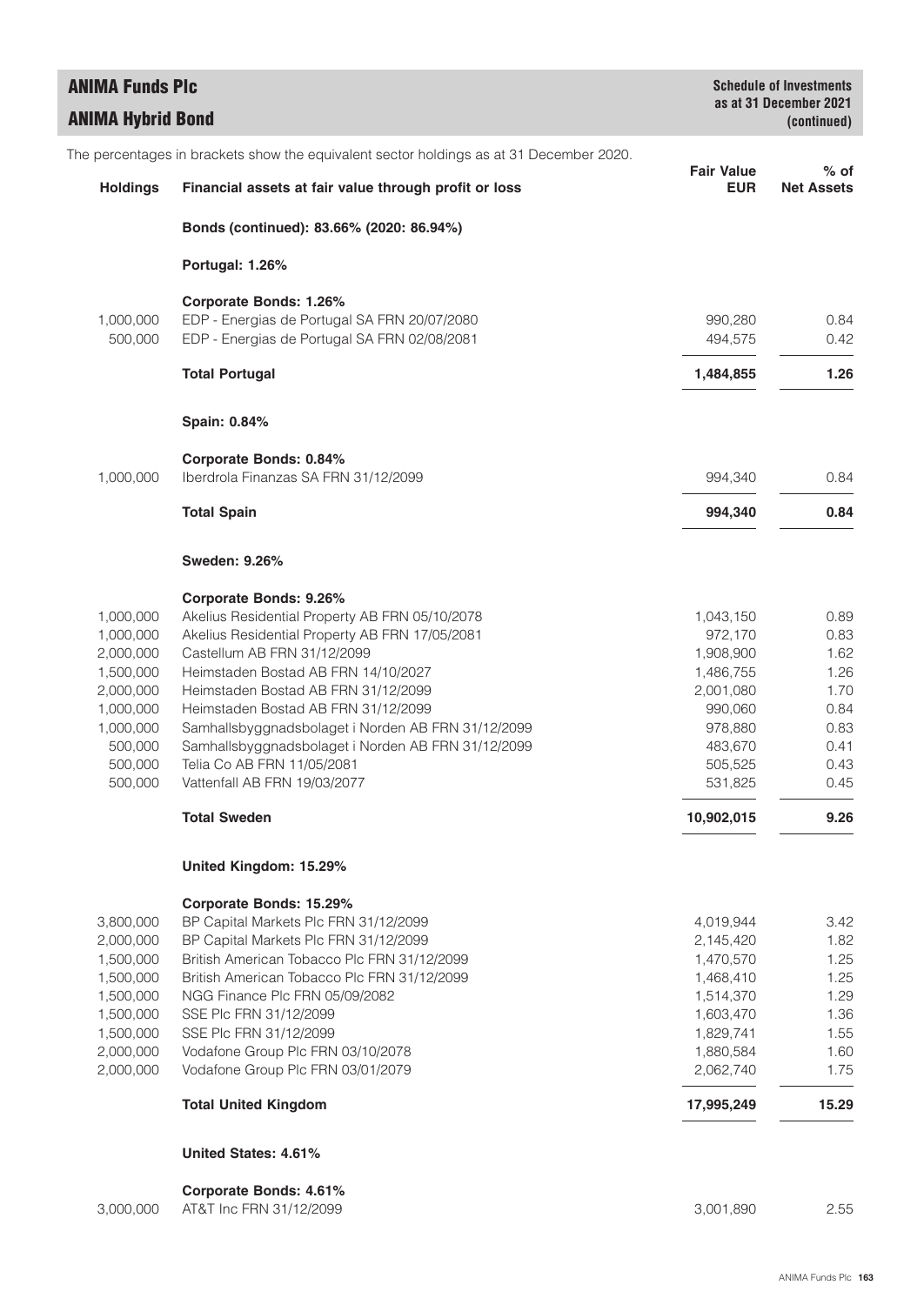The percentages in brackets show the equivalent sector holdings as at 31 December 2020.

| Holdings | Financial assets at fair value through profit or loss | Fair Value EUR | % of Net Assets |
|---|---|---|---|
| | **Bonds (continued): 83.66% (2020: 86.94%)** | | |
| | **Portugal: 1.26%** | | |
| | **Corporate Bonds: 1.26%** | | |
| 1,000,000 | EDP - Energias de Portugal SA FRN 20/07/2080 | 990,280 | 0.84 |
| 500,000 | EDP - Energias de Portugal SA FRN 02/08/2081 | 494,575 | 0.42 |
| | **Total Portugal** | **1,484,855** | **1.26** |
| | **Spain: 0.84%** | | |
| | **Corporate Bonds: 0.84%** | | |
| 1,000,000 | Iberdrola Finanzas SA FRN 31/12/2099 | 994,340 | 0.84 |
| | **Total Spain** | **994,340** | **0.84** |
| | **Sweden: 9.26%** | | |
| | **Corporate Bonds: 9.26%** | | |
| 1,000,000 | Akelius Residential Property AB FRN 05/10/2078 | 1,043,150 | 0.89 |
| 1,000,000 | Akelius Residential Property AB FRN 17/05/2081 | 972,170 | 0.83 |
| 2,000,000 | Castellum AB FRN 31/12/2099 | 1,908,900 | 1.62 |
| 1,500,000 | Heimstaden Bostad AB FRN 14/10/2027 | 1,486,755 | 1.26 |
| 2,000,000 | Heimstaden Bostad AB FRN 31/12/2099 | 2,001,080 | 1.70 |
| 1,000,000 | Heimstaden Bostad AB FRN 31/12/2099 | 990,060 | 0.84 |
| 1,000,000 | Samhallsbyggnadsbolaget i Norden AB FRN 31/12/2099 | 978,880 | 0.83 |
| 500,000 | Samhallsbyggnadsbolaget i Norden AB FRN 31/12/2099 | 483,670 | 0.41 |
| 500,000 | Telia Co AB FRN 11/05/2081 | 505,525 | 0.43 |
| 500,000 | Vattenfall AB FRN 19/03/2077 | 531,825 | 0.45 |
| | **Total Sweden** | **10,902,015** | **9.26** |
| | **United Kingdom: 15.29%** | | |
| | **Corporate Bonds: 15.29%** | | |
| 3,800,000 | BP Capital Markets Plc FRN 31/12/2099 | 4,019,944 | 3.42 |
| 2,000,000 | BP Capital Markets Plc FRN 31/12/2099 | 2,145,420 | 1.82 |
| 1,500,000 | British American Tobacco Plc FRN 31/12/2099 | 1,470,570 | 1.25 |
| 1,500,000 | British American Tobacco Plc FRN 31/12/2099 | 1,468,410 | 1.25 |
| 1,500,000 | NGG Finance Plc FRN 05/09/2082 | 1,514,370 | 1.29 |
| 1,500,000 | SSE Plc FRN 31/12/2099 | 1,603,470 | 1.36 |
| 1,500,000 | SSE Plc FRN 31/12/2099 | 1,829,741 | 1.55 |
| 2,000,000 | Vodafone Group Plc FRN 03/10/2078 | 1,880,584 | 1.60 |
| 2,000,000 | Vodafone Group Plc FRN 03/01/2079 | 2,062,740 | 1.75 |
| | **Total United Kingdom** | **17,995,249** | **15.29** |
| | **United States: 4.61%** | | |
| | **Corporate Bonds: 4.61%** | | |
| 3,000,000 | AT&T Inc FRN 31/12/2099 | 3,001,890 | 2.55 |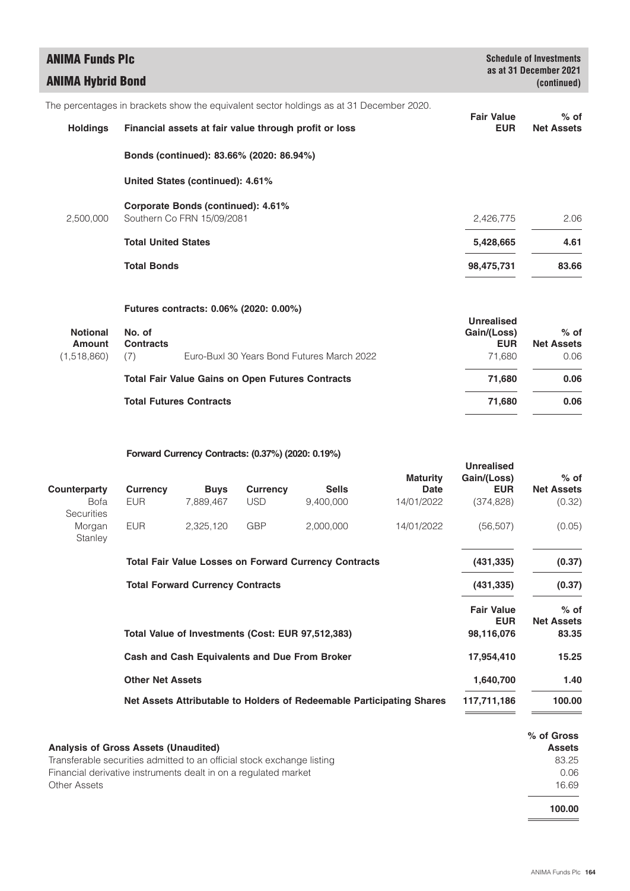## ANIMA Funds Plc

## ANIMA Hybrid Bond

**Schedule of Investments as at 31 December 2021 (continued)**

The percentages in brackets show the equivalent sector holdings as at 31 December 2020.

| Holdings | Financial assets at fair value through profit or loss | Fair Value EUR | % of Net Assets |
|---|---|---|---|
| | **Bonds (continued): 83.66% (2020: 86.94%)** | | |
| | **United States (continued): 4.61%** | | |
| | **Corporate Bonds (continued): 4.61%** | | |
| 2,500,000 | Southern Co FRN 15/09/2081 | 2,426,775 | 2.06 |
| | **Total United States** | **5,428,665** | **4.61** |
| | **Total Bonds** | **98,475,731** | **83.66** |

**Futures contracts: 0.06% (2020: 0.00%)**

| Notional Amount | No. of Contracts | | Unrealised Gain/(Loss) EUR | % of Net Assets |
|---|---|---|---|---|
| (1,518,860) | (7) | Euro-Buxl 30 Years Bond Futures March 2022 | 71,680 | 0.06 |
| | | **Total Fair Value Gains on Open Futures Contracts** | **71,680** | **0.06** |
| | | **Total Futures Contracts** | **71,680** | **0.06** |

**Forward Currency Contracts: (0.37%) (2020: 0.19%)**

| Counterparty | Currency | Buys | Currency | Sells | Maturity Date | Unrealised Gain/(Loss) EUR | % of Net Assets |
|---|---|---|---|---|---|---|---|
| Bofa Securities | EUR | 7,889,467 | USD | 9,400,000 | 14/01/2022 | (374,828) | (0.32) |
| Morgan Stanley | EUR | 2,325,120 | GBP | 2,000,000 | 14/01/2022 | (56,507) | (0.05) |
| | **Total Fair Value Losses on Forward Currency Contracts** | | | | | **(431,335)** | **(0.37)** |
| | **Total Forward Currency Contracts** | | | | | **(431,335)** | **(0.37)** |

| | Fair Value EUR | % of Net Assets |
|---|---|---|
| **Total Value of Investments (Cost: EUR 97,512,383)** | **98,116,076** | **83.35** |
| **Cash and Cash Equivalents and Due From Broker** | **17,954,410** | **15.25** |
| **Other Net Assets** | **1,640,700** | **1.40** |
| **Net Assets Attributable to Holders of Redeemable Participating Shares** | **117,711,186** | **100.00** |

| **Analysis of Gross Assets (Unaudited)** | % of Gross Assets |
|---|---|
| Transferable securities admitted to an official stock exchange listing | 83.25 |
| Financial derivative instruments dealt in on a regulated market | 0.06 |
| Other Assets | 16.69 |
| | **100.00** |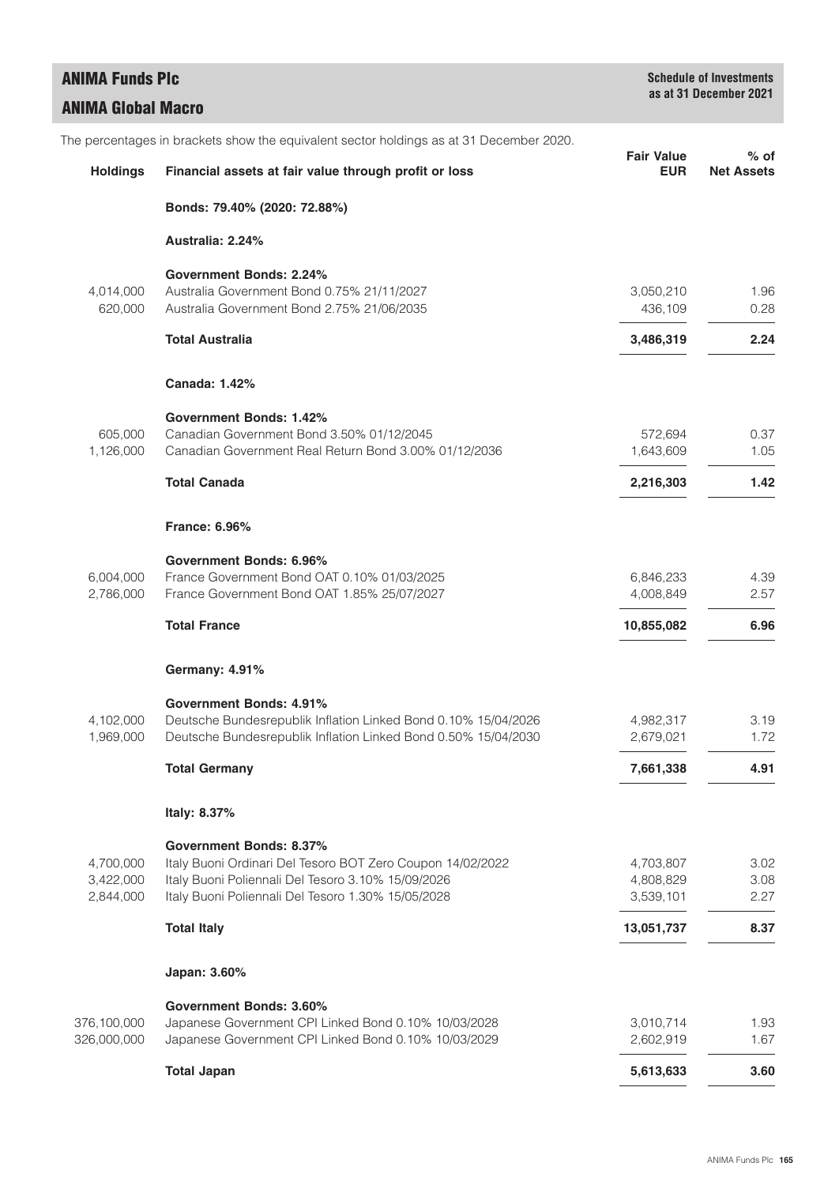# ANIMA Funds Plc

## ANIMA Global Macro

**Schedule of Investments as at 31 December 2021**

The percentages in brackets show the equivalent sector holdings as at 31 December 2020.

| Holdings | Financial assets at fair value through profit or loss | Fair Value EUR | % of Net Assets |
|---|---|---|---|
| | **Bonds: 79.40% (2020: 72.88%)** | | |
| | **Australia: 2.24%** | | |
| | **Government Bonds: 2.24%** | | |
| 4,014,000 | Australia Government Bond 0.75% 21/11/2027 | 3,050,210 | 1.96 |
| 620,000 | Australia Government Bond 2.75% 21/06/2035 | 436,109 | 0.28 |
| | **Total Australia** | **3,486,319** | **2.24** |
| | **Canada: 1.42%** | | |
| | **Government Bonds: 1.42%** | | |
| 605,000 | Canadian Government Bond 3.50% 01/12/2045 | 572,694 | 0.37 |
| 1,126,000 | Canadian Government Real Return Bond 3.00% 01/12/2036 | 1,643,609 | 1.05 |
| | **Total Canada** | **2,216,303** | **1.42** |
| | **France: 6.96%** | | |
| | **Government Bonds: 6.96%** | | |
| 6,004,000 | France Government Bond OAT 0.10% 01/03/2025 | 6,846,233 | 4.39 |
| 2,786,000 | France Government Bond OAT 1.85% 25/07/2027 | 4,008,849 | 2.57 |
| | **Total France** | **10,855,082** | **6.96** |
| | **Germany: 4.91%** | | |
| | **Government Bonds: 4.91%** | | |
| 4,102,000 | Deutsche Bundesrepublik Inflation Linked Bond 0.10% 15/04/2026 | 4,982,317 | 3.19 |
| 1,969,000 | Deutsche Bundesrepublik Inflation Linked Bond 0.50% 15/04/2030 | 2,679,021 | 1.72 |
| | **Total Germany** | **7,661,338** | **4.91** |
| | **Italy: 8.37%** | | |
| | **Government Bonds: 8.37%** | | |
| 4,700,000 | Italy Buoni Ordinari Del Tesoro BOT Zero Coupon 14/02/2022 | 4,703,807 | 3.02 |
| 3,422,000 | Italy Buoni Poliennali Del Tesoro 3.10% 15/09/2026 | 4,808,829 | 3.08 |
| 2,844,000 | Italy Buoni Poliennali Del Tesoro 1.30% 15/05/2028 | 3,539,101 | 2.27 |
| | **Total Italy** | **13,051,737** | **8.37** |
| | **Japan: 3.60%** | | |
| | **Government Bonds: 3.60%** | | |
| 376,100,000 | Japanese Government CPI Linked Bond 0.10% 10/03/2028 | 3,010,714 | 1.93 |
| 326,000,000 | Japanese Government CPI Linked Bond 0.10% 10/03/2029 | 2,602,919 | 1.67 |
| | **Total Japan** | **5,613,633** | **3.60** |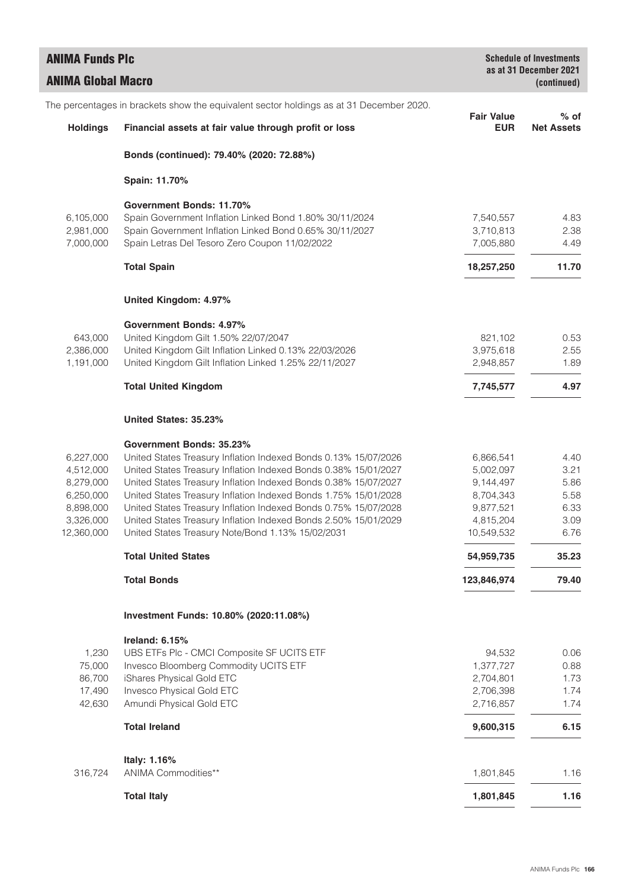## ANIMA Funds Plc
## ANIMA Global Macro

**Schedule of Investments as at 31 December 2021 (continued)**

The percentages in brackets show the equivalent sector holdings as at 31 December 2020.

| Holdings | Financial assets at fair value through profit or loss | Fair Value EUR | % of Net Assets |
|---|---|---|---|
| | **Bonds (continued): 79.40% (2020: 72.88%)** | | |
| | **Spain: 11.70%** | | |
| | **Government Bonds: 11.70%** | | |
| 6,105,000 | Spain Government Inflation Linked Bond 1.80% 30/11/2024 | 7,540,557 | 4.83 |
| 2,981,000 | Spain Government Inflation Linked Bond 0.65% 30/11/2027 | 3,710,813 | 2.38 |
| 7,000,000 | Spain Letras Del Tesoro Zero Coupon 11/02/2022 | 7,005,880 | 4.49 |
| | **Total Spain** | **18,257,250** | **11.70** |
| | **United Kingdom: 4.97%** | | |
| | **Government Bonds: 4.97%** | | |
| 643,000 | United Kingdom Gilt 1.50% 22/07/2047 | 821,102 | 0.53 |
| 2,386,000 | United Kingdom Gilt Inflation Linked 0.13% 22/03/2026 | 3,975,618 | 2.55 |
| 1,191,000 | United Kingdom Gilt Inflation Linked 1.25% 22/11/2027 | 2,948,857 | 1.89 |
| | **Total United Kingdom** | **7,745,577** | **4.97** |
| | **United States: 35.23%** | | |
| | **Government Bonds: 35.23%** | | |
| 6,227,000 | United States Treasury Inflation Indexed Bonds 0.13% 15/07/2026 | 6,866,541 | 4.40 |
| 4,512,000 | United States Treasury Inflation Indexed Bonds 0.38% 15/01/2027 | 5,002,097 | 3.21 |
| 8,279,000 | United States Treasury Inflation Indexed Bonds 0.38% 15/07/2027 | 9,144,497 | 5.86 |
| 6,250,000 | United States Treasury Inflation Indexed Bonds 1.75% 15/01/2028 | 8,704,343 | 5.58 |
| 8,898,000 | United States Treasury Inflation Indexed Bonds 0.75% 15/07/2028 | 9,877,521 | 6.33 |
| 3,326,000 | United States Treasury Inflation Indexed Bonds 2.50% 15/01/2029 | 4,815,204 | 3.09 |
| 12,360,000 | United States Treasury Note/Bond 1.13% 15/02/2031 | 10,549,532 | 6.76 |
| | **Total United States** | **54,959,735** | **35.23** |
| | **Total Bonds** | **123,846,974** | **79.40** |
| | **Investment Funds: 10.80% (2020:11.08%)** | | |
| | **Ireland: 6.15%** | | |
| 1,230 | UBS ETFs Plc - CMCI Composite SF UCITS ETF | 94,532 | 0.06 |
| 75,000 | Invesco Bloomberg Commodity UCITS ETF | 1,377,727 | 0.88 |
| 86,700 | iShares Physical Gold ETC | 2,704,801 | 1.73 |
| 17,490 | Invesco Physical Gold ETC | 2,706,398 | 1.74 |
| 42,630 | Amundi Physical Gold ETC | 2,716,857 | 1.74 |
| | **Total Ireland** | **9,600,315** | **6.15** |
| | **Italy: 1.16%** | | |
| 316,724 | ANIMA Commodities** | 1,801,845 | 1.16 |
| | **Total Italy** | **1,801,845** | **1.16** |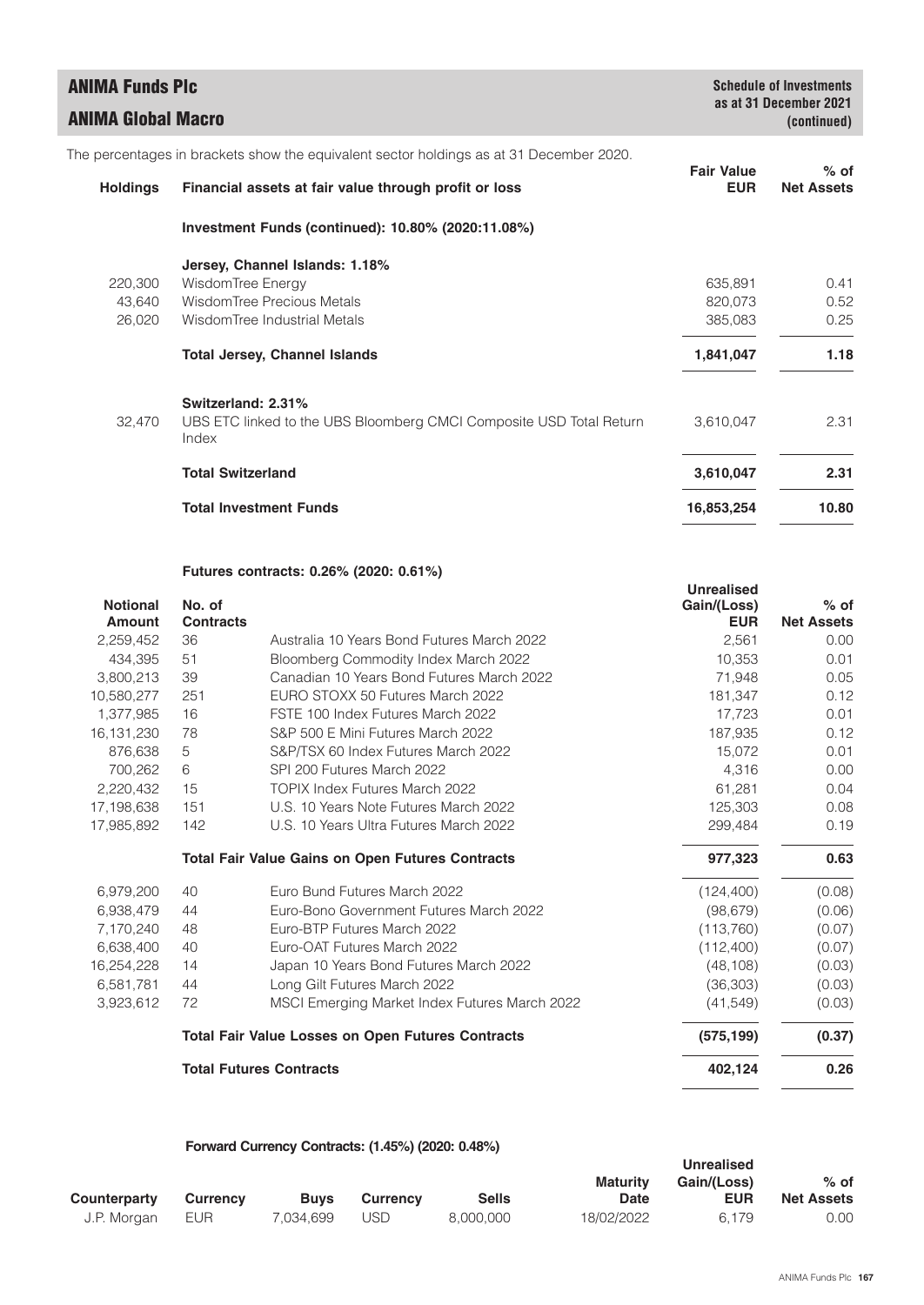The percentages in brackets show the equivalent sector holdings as at 31 December 2020.

| Holdings | Financial assets at fair value through profit or loss | Fair Value EUR | % of Net Assets |
|---|---|---|---|
| | **Investment Funds (continued): 10.80% (2020:11.08%)** | | |
| | **Jersey, Channel Islands: 1.18%** | | |
| 220,300 | WisdomTree Energy | 635,891 | 0.41 |
| 43,640 | WisdomTree Precious Metals | 820,073 | 0.52 |
| 26,020 | WisdomTree Industrial Metals | 385,083 | 0.25 |
| | **Total Jersey, Channel Islands** | **1,841,047** | **1.18** |
| | **Switzerland: 2.31%** | | |
| 32,470 | UBS ETC linked to the UBS Bloomberg CMCI Composite USD Total Return Index | 3,610,047 | 2.31 |
| | **Total Switzerland** | **3,610,047** | **2.31** |
| | **Total Investment Funds** | **16,853,254** | **10.80** |

**Futures contracts: 0.26% (2020: 0.61%)**

| Notional Amount | No. of Contracts | | Unrealised Gain/(Loss) EUR | % of Net Assets |
|---|---|---|---|---|
| 2,259,452 | 36 | Australia 10 Years Bond Futures March 2022 | 2,561 | 0.00 |
| 434,395 | 51 | Bloomberg Commodity Index March 2022 | 10,353 | 0.01 |
| 3,800,213 | 39 | Canadian 10 Years Bond Futures March 2022 | 71,948 | 0.05 |
| 10,580,277 | 251 | EURO STOXX 50 Futures March 2022 | 181,347 | 0.12 |
| 1,377,985 | 16 | FSTE 100 Index Futures March 2022 | 17,723 | 0.01 |
| 16,131,230 | 78 | S&P 500 E Mini Futures March 2022 | 187,935 | 0.12 |
| 876,638 | 5 | S&P/TSX 60 Index Futures March 2022 | 15,072 | 0.01 |
| 700,262 | 6 | SPI 200 Futures March 2022 | 4,316 | 0.00 |
| 2,220,432 | 15 | TOPIX Index Futures March 2022 | 61,281 | 0.04 |
| 17,198,638 | 151 | U.S. 10 Years Note Futures March 2022 | 125,303 | 0.08 |
| 17,985,892 | 142 | U.S. 10 Years Ultra Futures March 2022 | 299,484 | 0.19 |
| | | **Total Fair Value Gains on Open Futures Contracts** | **977,323** | **0.63** |
| 6,979,200 | 40 | Euro Bund Futures March 2022 | (124,400) | (0.08) |
| 6,938,479 | 44 | Euro-Bono Government Futures March 2022 | (98,679) | (0.06) |
| 7,170,240 | 48 | Euro-BTP Futures March 2022 | (113,760) | (0.07) |
| 6,638,400 | 40 | Euro-OAT Futures March 2022 | (112,400) | (0.07) |
| 16,254,228 | 14 | Japan 10 Years Bond Futures March 2022 | (48,108) | (0.03) |
| 6,581,781 | 44 | Long Gilt Futures March 2022 | (36,303) | (0.03) |
| 3,923,612 | 72 | MSCI Emerging Market Index Futures March 2022 | (41,549) | (0.03) |
| | | **Total Fair Value Losses on Open Futures Contracts** | **(575,199)** | **(0.37)** |
| | | **Total Futures Contracts** | **402,124** | **0.26** |

**Forward Currency Contracts: (1.45%) (2020: 0.48%)**

| Counterparty | Currency | Buys | Currency | Sells | Maturity Date | Unrealised Gain/(Loss) EUR | % of Net Assets |
|---|---|---|---|---|---|---|---|
| J.P. Morgan | EUR | 7,034,699 | USD | 8,000,000 | 18/02/2022 | 6,179 | 0.00 |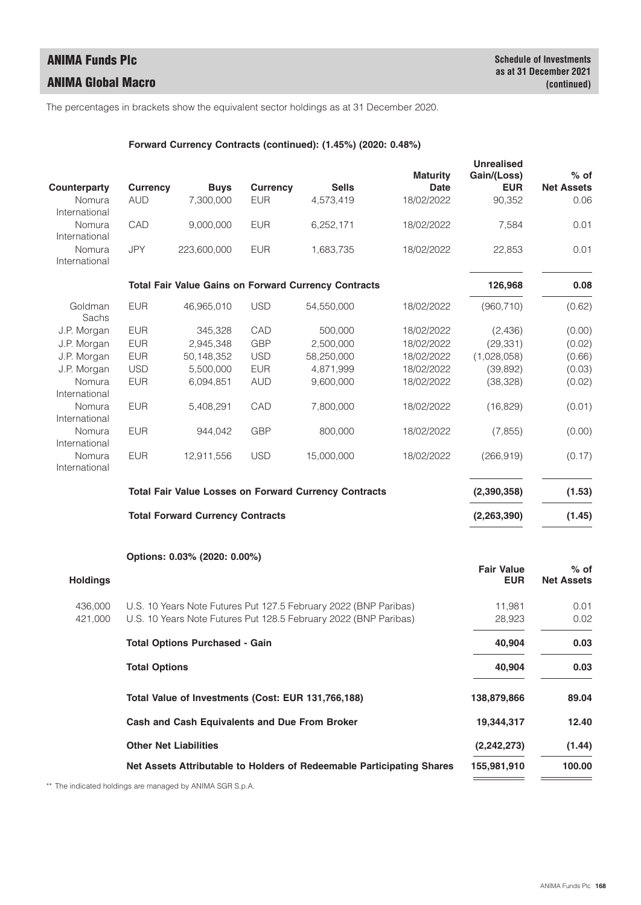The percentages in brackets show the equivalent sector holdings as at 31 December 2020.

**Forward Currency Contracts (continued): (1.45%) (2020: 0.48%)**

| Counterparty | Currency | Buys | Currency | Sells | Maturity Date | Unrealised Gain/(Loss) EUR | % of Net Assets |
|---|---|---|---|---|---|---|---|
| Nomura International | AUD | 7,300,000 | EUR | 4,573,419 | 18/02/2022 | 90,352 | 0.06 |
| Nomura International | CAD | 9,000,000 | EUR | 6,252,171 | 18/02/2022 | 7,584 | 0.01 |
| Nomura International | JPY | 223,600,000 | EUR | 1,683,735 | 18/02/2022 | 22,853 | 0.01 |
| | **Total Fair Value Gains on Forward Currency Contracts** | | | | | **126,968** | **0.08** |
| Goldman Sachs | EUR | 46,965,010 | USD | 54,550,000 | 18/02/2022 | (960,710) | (0.62) |
| J.P. Morgan | EUR | 345,328 | CAD | 500,000 | 18/02/2022 | (2,436) | (0.00) |
| J.P. Morgan | EUR | 2,945,348 | GBP | 2,500,000 | 18/02/2022 | (29,331) | (0.02) |
| J.P. Morgan | EUR | 50,148,352 | USD | 58,250,000 | 18/02/2022 | (1,028,058) | (0.66) |
| J.P. Morgan | USD | 5,500,000 | EUR | 4,871,999 | 18/02/2022 | (39,892) | (0.03) |
| Nomura International | EUR | 6,094,851 | AUD | 9,600,000 | 18/02/2022 | (38,328) | (0.02) |
| Nomura International | EUR | 5,408,291 | CAD | 7,800,000 | 18/02/2022 | (16,829) | (0.01) |
| Nomura International | EUR | 944,042 | GBP | 800,000 | 18/02/2022 | (7,855) | (0.00) |
| Nomura International | EUR | 12,911,556 | USD | 15,000,000 | 18/02/2022 | (266,919) | (0.17) |
| | **Total Fair Value Losses on Forward Currency Contracts** | | | | | **(2,390,358)** | **(1.53)** |
| | **Total Forward Currency Contracts** | | | | | **(2,263,390)** | **(1.45)** |

**Options: 0.03% (2020: 0.00%)**

| Holdings | | Fair Value EUR | % of Net Assets |
|---|---|---|---|
| 436,000 | U.S. 10 Years Note Futures Put 127.5 February 2022 (BNP Paribas) | 11,981 | 0.01 |
| 421,000 | U.S. 10 Years Note Futures Put 128.5 February 2022 (BNP Paribas) | 28,923 | 0.02 |
| | **Total Options Purchased - Gain** | **40,904** | **0.03** |
| | **Total Options** | **40,904** | **0.03** |
| | **Total Value of Investments (Cost: EUR 131,766,188)** | **138,879,866** | **89.04** |
| | **Cash and Cash Equivalents and Due From Broker** | **19,344,317** | **12.40** |
| | **Other Net Liabilities** | **(2,242,273)** | **(1.44)** |
| | **Net Assets Attributable to Holders of Redeemable Participating Shares** | **155,981,910** | **100.00** |

** The indicated holdings are managed by ANIMA SGR S.p.A.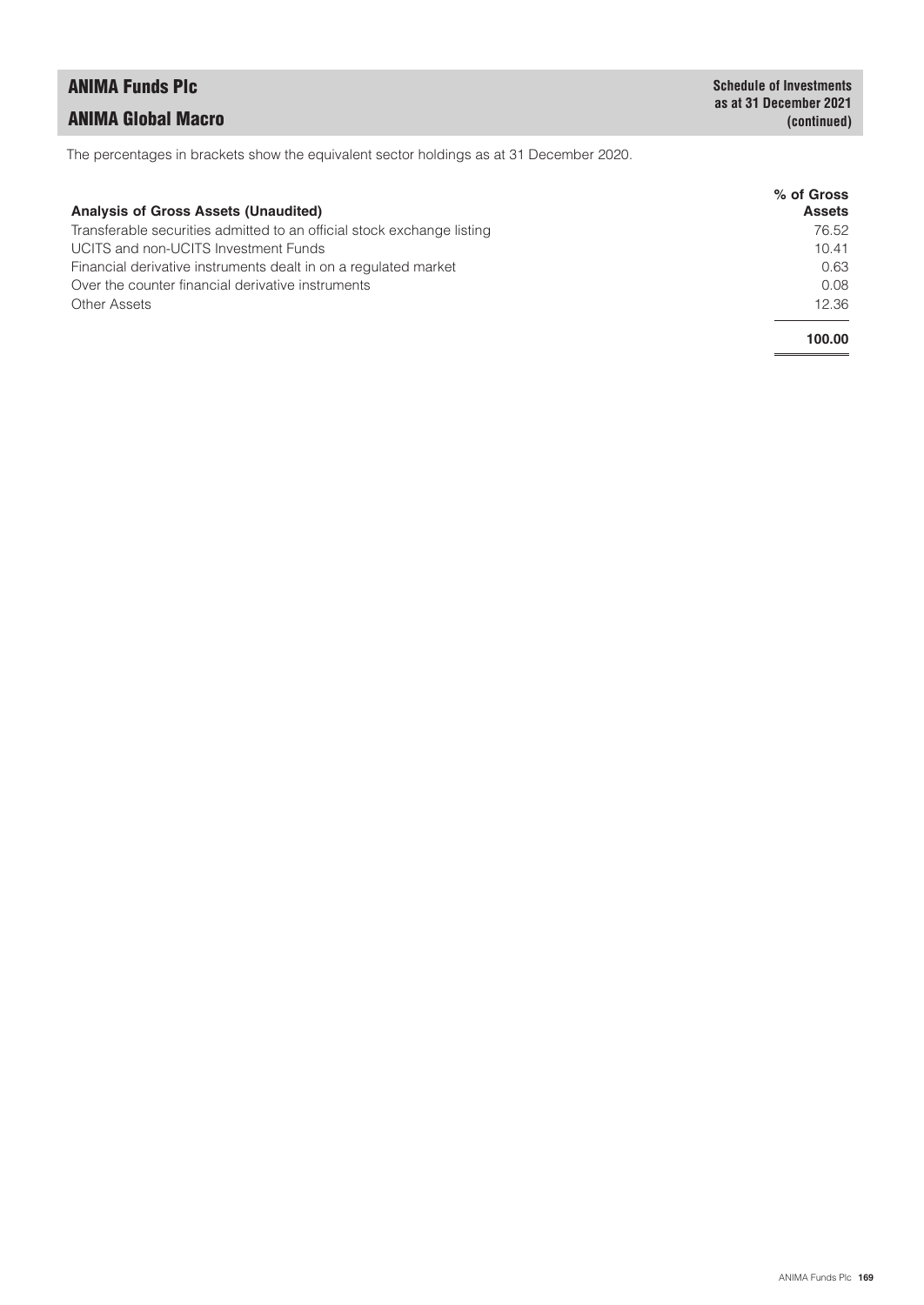# ANIMA Funds Plc

## ANIMA Global Macro

**Schedule of Investments as at 31 December 2021 (continued)**

The percentages in brackets show the equivalent sector holdings as at 31 December 2020.

| **Analysis of Gross Assets (Unaudited)** | **% of Gross Assets** |
|---|---|
| Transferable securities admitted to an official stock exchange listing | 76.52 |
| UCITS and non-UCITS Investment Funds | 10.41 |
| Financial derivative instruments dealt in on a regulated market | 0.63 |
| Over the counter financial derivative instruments | 0.08 |
| Other Assets | 12.36 |
| | **100.00** |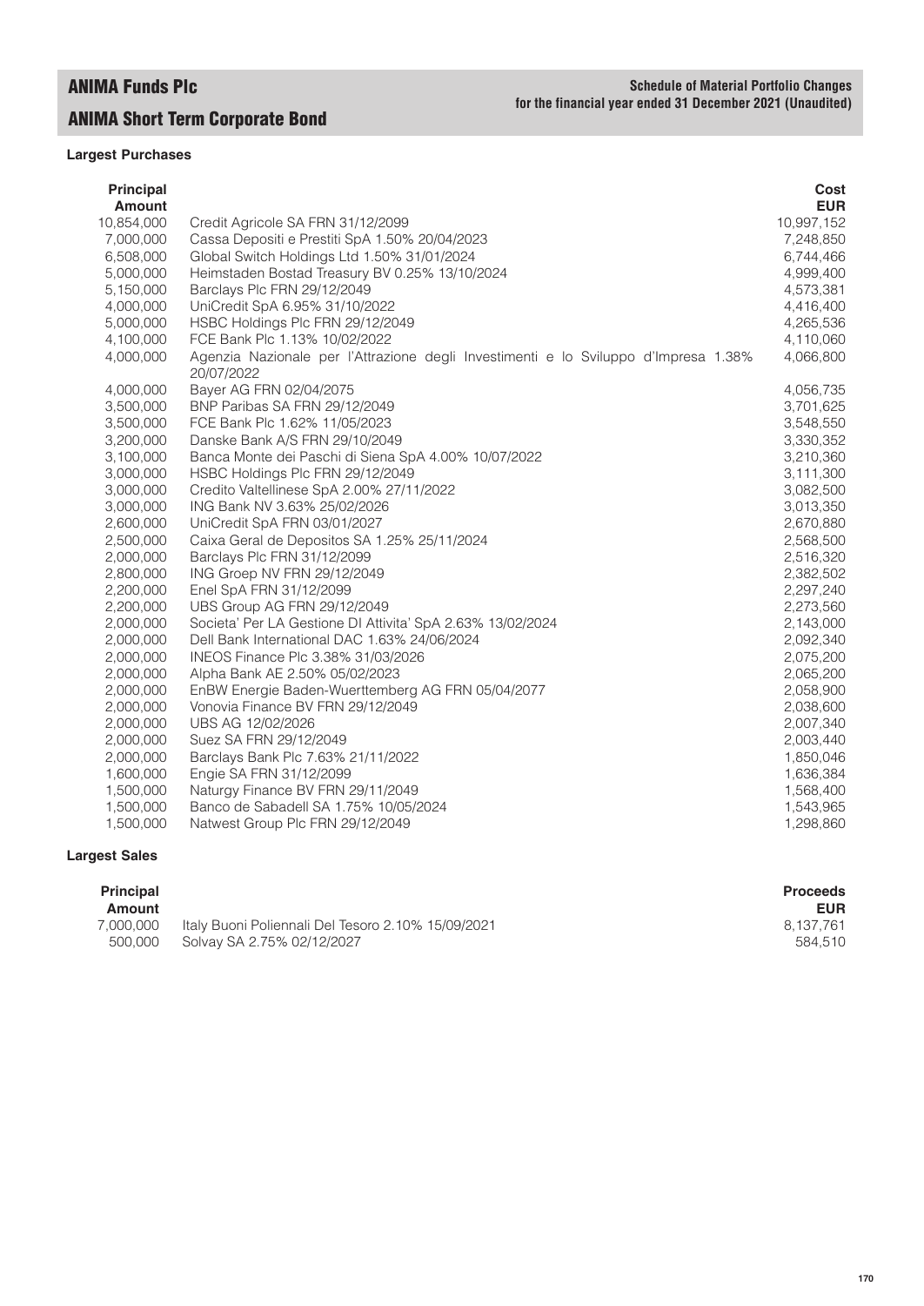# ANIMA Funds Plc

## ANIMA Short Term Corporate Bond

**Schedule of Material Portfolio Changes for the financial year ended 31 December 2021 (Unaudited)**

### Largest Purchases

| Principal Amount | | Cost EUR |
|---|---|---|
| 10,854,000 | Credit Agricole SA FRN 31/12/2099 | 10,997,152 |
| 7,000,000 | Cassa Depositi e Prestiti SpA 1.50% 20/04/2023 | 7,248,850 |
| 6,508,000 | Global Switch Holdings Ltd 1.50% 31/01/2024 | 6,744,466 |
| 5,000,000 | Heimstaden Bostad Treasury BV 0.25% 13/10/2024 | 4,999,400 |
| 5,150,000 | Barclays Plc FRN 29/12/2049 | 4,573,381 |
| 4,000,000 | UniCredit SpA 6.95% 31/10/2022 | 4,416,400 |
| 5,000,000 | HSBC Holdings Plc FRN 29/12/2049 | 4,265,536 |
| 4,100,000 | FCE Bank Plc 1.13% 10/02/2022 | 4,110,060 |
| 4,000,000 | Agenzia Nazionale per l'Attrazione degli Investimenti e lo Sviluppo d'Impresa 1.38% 20/07/2022 | 4,066,800 |
| 4,000,000 | Bayer AG FRN 02/04/2075 | 4,056,735 |
| 3,500,000 | BNP Paribas SA FRN 29/12/2049 | 3,701,625 |
| 3,500,000 | FCE Bank Plc 1.62% 11/05/2023 | 3,548,550 |
| 3,200,000 | Danske Bank A/S FRN 29/10/2049 | 3,330,352 |
| 3,100,000 | Banca Monte dei Paschi di Siena SpA 4.00% 10/07/2022 | 3,210,360 |
| 3,000,000 | HSBC Holdings Plc FRN 29/12/2049 | 3,111,300 |
| 3,000,000 | Credito Valtellinese SpA 2.00% 27/11/2022 | 3,082,500 |
| 3,000,000 | ING Bank NV 3.63% 25/02/2026 | 3,013,350 |
| 2,600,000 | UniCredit SpA FRN 03/01/2027 | 2,670,880 |
| 2,500,000 | Caixa Geral de Depositos SA 1.25% 25/11/2024 | 2,568,500 |
| 2,000,000 | Barclays Plc FRN 31/12/2099 | 2,516,320 |
| 2,800,000 | ING Groep NV FRN 29/12/2049 | 2,382,502 |
| 2,200,000 | Enel SpA FRN 31/12/2099 | 2,297,240 |
| 2,200,000 | UBS Group AG FRN 29/12/2049 | 2,273,560 |
| 2,000,000 | Societa' Per LA Gestione DI Attivita' SpA 2.63% 13/02/2024 | 2,143,000 |
| 2,000,000 | Dell Bank International DAC 1.63% 24/06/2024 | 2,092,340 |
| 2,000,000 | INEOS Finance Plc 3.38% 31/03/2026 | 2,075,200 |
| 2,000,000 | Alpha Bank AE 2.50% 05/02/2023 | 2,065,200 |
| 2,000,000 | EnBW Energie Baden-Wuerttemberg AG FRN 05/04/2077 | 2,058,900 |
| 2,000,000 | Vonovia Finance BV FRN 29/12/2049 | 2,038,600 |
| 2,000,000 | UBS AG 12/02/2026 | 2,007,340 |
| 2,000,000 | Suez SA FRN 29/12/2049 | 2,003,440 |
| 2,000,000 | Barclays Bank Plc 7.63% 21/11/2022 | 1,850,046 |
| 1,600,000 | Engie SA FRN 31/12/2099 | 1,636,384 |
| 1,500,000 | Naturgy Finance BV FRN 29/11/2049 | 1,568,400 |
| 1,500,000 | Banco de Sabadell SA 1.75% 10/05/2024 | 1,543,965 |
| 1,500,000 | Natwest Group Plc FRN 29/12/2049 | 1,298,860 |

### Largest Sales

| Principal Amount | | Proceeds EUR |
|---|---|---|
| 7,000,000 | Italy Buoni Poliennali Del Tesoro 2.10% 15/09/2021 | 8,137,761 |
| 500,000 | Solvay SA 2.75% 02/12/2027 | 584,510 |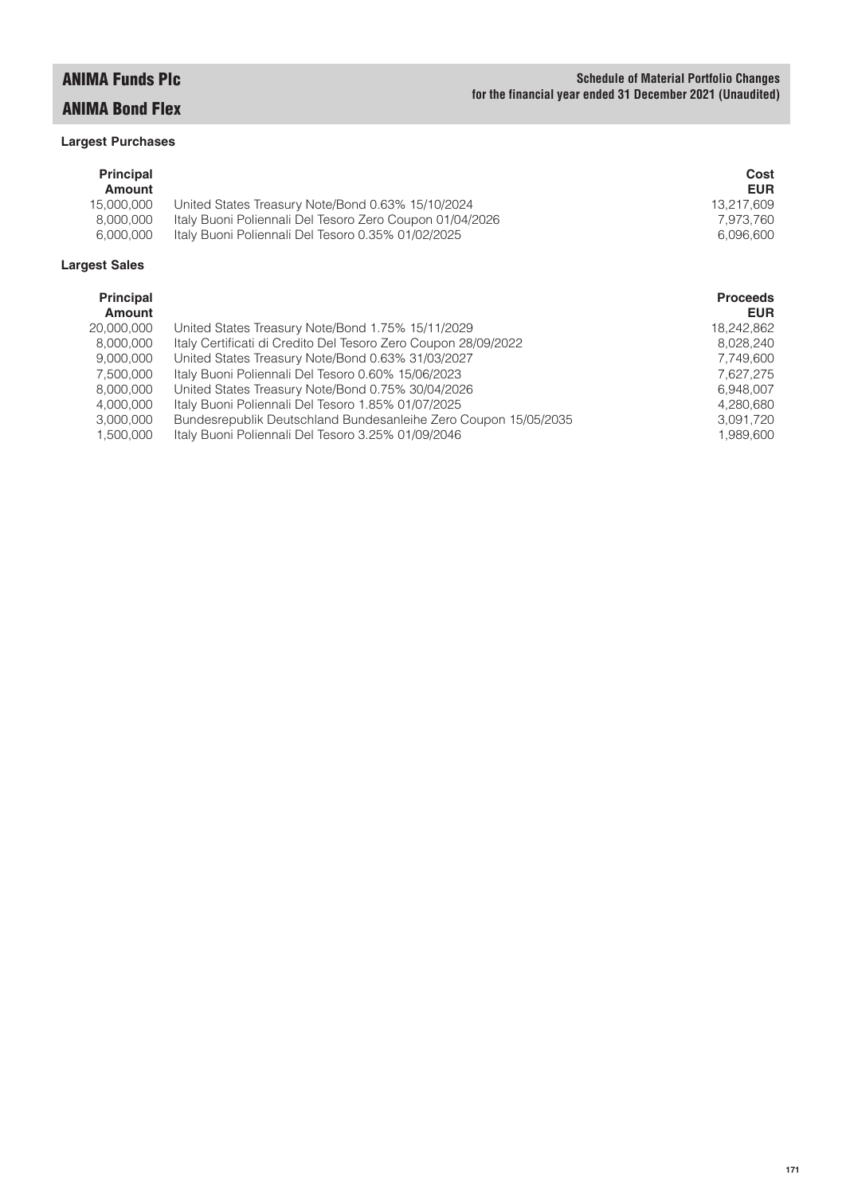# ANIMA Funds Plc

## ANIMA Bond Flex

**Schedule of Material Portfolio Changes for the financial year ended 31 December 2021 (Unaudited)**

### Largest Purchases

| Principal Amount | | Cost EUR |
|---|---|---|
| 15,000,000 | United States Treasury Note/Bond 0.63% 15/10/2024 | 13,217,609 |
| 8,000,000 | Italy Buoni Poliennali Del Tesoro Zero Coupon 01/04/2026 | 7,973,760 |
| 6,000,000 | Italy Buoni Poliennali Del Tesoro 0.35% 01/02/2025 | 6,096,600 |

### Largest Sales

| Principal Amount | | Proceeds EUR |
|---|---|---|
| 20,000,000 | United States Treasury Note/Bond 1.75% 15/11/2029 | 18,242,862 |
| 8,000,000 | Italy Certificati di Credito Del Tesoro Zero Coupon 28/09/2022 | 8,028,240 |
| 9,000,000 | United States Treasury Note/Bond 0.63% 31/03/2027 | 7,749,600 |
| 7,500,000 | Italy Buoni Poliennali Del Tesoro 0.60% 15/06/2023 | 7,627,275 |
| 8,000,000 | United States Treasury Note/Bond 0.75% 30/04/2026 | 6,948,007 |
| 4,000,000 | Italy Buoni Poliennali Del Tesoro 1.85% 01/07/2025 | 4,280,680 |
| 3,000,000 | Bundesrepublik Deutschland Bundesanleihe Zero Coupon 15/05/2035 | 3,091,720 |
| 1,500,000 | Italy Buoni Poliennali Del Tesoro 3.25% 01/09/2046 | 1,989,600 |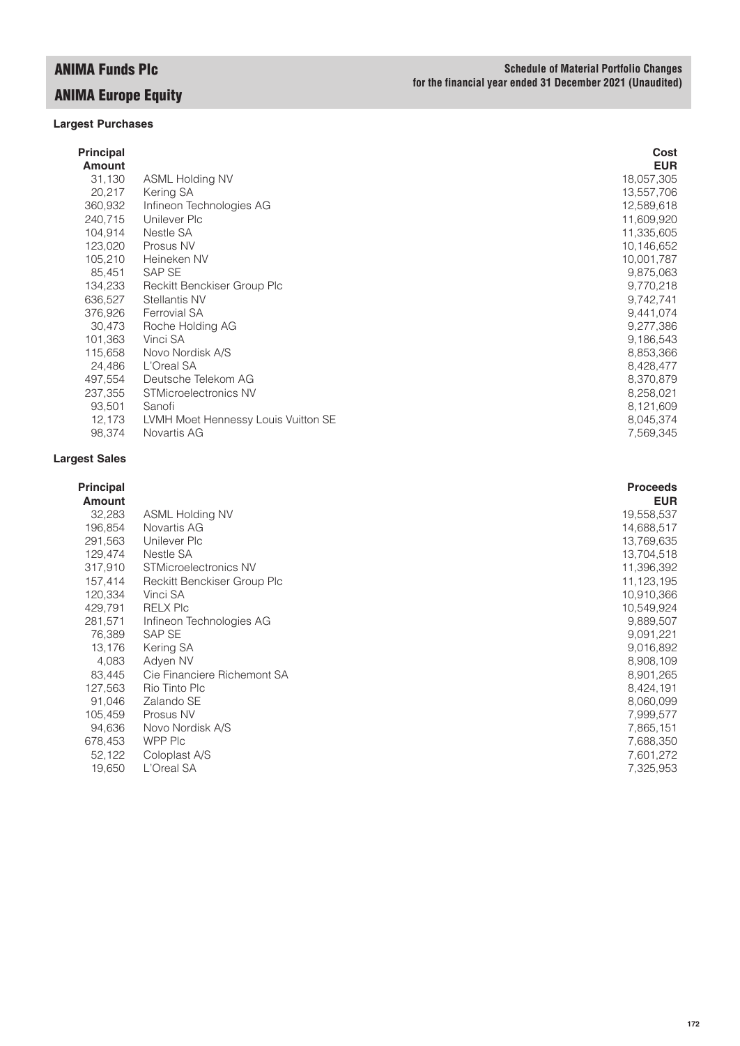# ANIMA Funds Plc

## ANIMA Europe Equity

**Schedule of Material Portfolio Changes for the financial year ended 31 December 2021 (Unaudited)**

### Largest Purchases

| Principal Amount | | Cost EUR |
|---|---|---|
| 31,130 | ASML Holding NV | 18,057,305 |
| 20,217 | Kering SA | 13,557,706 |
| 360,932 | Infineon Technologies AG | 12,589,618 |
| 240,715 | Unilever Plc | 11,609,920 |
| 104,914 | Nestle SA | 11,335,605 |
| 123,020 | Prosus NV | 10,146,652 |
| 105,210 | Heineken NV | 10,001,787 |
| 85,451 | SAP SE | 9,875,063 |
| 134,233 | Reckitt Benckiser Group Plc | 9,770,218 |
| 636,527 | Stellantis NV | 9,742,741 |
| 376,926 | Ferrovial SA | 9,441,074 |
| 30,473 | Roche Holding AG | 9,277,386 |
| 101,363 | Vinci SA | 9,186,543 |
| 115,658 | Novo Nordisk A/S | 8,853,366 |
| 24,486 | L'Oreal SA | 8,428,477 |
| 497,554 | Deutsche Telekom AG | 8,370,879 |
| 237,355 | STMicroelectronics NV | 8,258,021 |
| 93,501 | Sanofi | 8,121,609 |
| 12,173 | LVMH Moet Hennessy Louis Vuitton SE | 8,045,374 |
| 98,374 | Novartis AG | 7,569,345 |

### Largest Sales

| Principal Amount | | Proceeds EUR |
|---|---|---|
| 32,283 | ASML Holding NV | 19,558,537 |
| 196,854 | Novartis AG | 14,688,517 |
| 291,563 | Unilever Plc | 13,769,635 |
| 129,474 | Nestle SA | 13,704,518 |
| 317,910 | STMicroelectronics NV | 11,396,392 |
| 157,414 | Reckitt Benckiser Group Plc | 11,123,195 |
| 120,334 | Vinci SA | 10,910,366 |
| 429,791 | RELX Plc | 10,549,924 |
| 281,571 | Infineon Technologies AG | 9,889,507 |
| 76,389 | SAP SE | 9,091,221 |
| 13,176 | Kering SA | 9,016,892 |
| 4,083 | Adyen NV | 8,908,109 |
| 83,445 | Cie Financiere Richemont SA | 8,901,265 |
| 127,563 | Rio Tinto Plc | 8,424,191 |
| 91,046 | Zalando SE | 8,060,099 |
| 105,459 | Prosus NV | 7,999,577 |
| 94,636 | Novo Nordisk A/S | 7,865,151 |
| 678,453 | WPP Plc | 7,688,350 |
| 52,122 | Coloplast A/S | 7,601,272 |
| 19,650 | L'Oreal SA | 7,325,953 |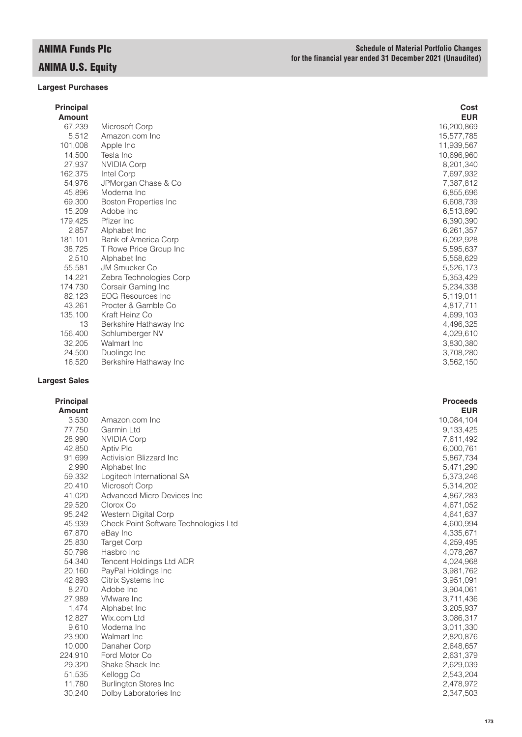# ANIMA Funds Plc

## ANIMA U.S. Equity

**Schedule of Material Portfolio Changes for the financial year ended 31 December 2021 (Unaudited)**

### Largest Purchases

| Principal Amount | | Cost EUR |
|---|---|---|
| 67,239 | Microsoft Corp | 16,200,869 |
| 5,512 | Amazon.com Inc | 15,577,785 |
| 101,008 | Apple Inc | 11,939,567 |
| 14,500 | Tesla Inc | 10,696,960 |
| 27,937 | NVIDIA Corp | 8,201,340 |
| 162,375 | Intel Corp | 7,697,932 |
| 54,976 | JPMorgan Chase & Co | 7,387,812 |
| 45,896 | Moderna Inc | 6,855,696 |
| 69,300 | Boston Properties Inc | 6,608,739 |
| 15,209 | Adobe Inc | 6,513,890 |
| 179,425 | Pfizer Inc | 6,390,390 |
| 2,857 | Alphabet Inc | 6,261,357 |
| 181,101 | Bank of America Corp | 6,092,928 |
| 38,725 | T Rowe Price Group Inc | 5,595,637 |
| 2,510 | Alphabet Inc | 5,558,629 |
| 55,581 | JM Smucker Co | 5,526,173 |
| 14,221 | Zebra Technologies Corp | 5,353,429 |
| 174,730 | Corsair Gaming Inc | 5,234,338 |
| 82,123 | EOG Resources Inc | 5,119,011 |
| 43,261 | Procter & Gamble Co | 4,817,711 |
| 135,100 | Kraft Heinz Co | 4,699,103 |
| 13 | Berkshire Hathaway Inc | 4,496,325 |
| 156,400 | Schlumberger NV | 4,029,610 |
| 32,205 | Walmart Inc | 3,830,380 |
| 24,500 | Duolingo Inc | 3,708,280 |
| 16,520 | Berkshire Hathaway Inc | 3,562,150 |

### Largest Sales

| Principal Amount | | Proceeds EUR |
|---|---|---|
| 3,530 | Amazon.com Inc | 10,084,104 |
| 77,750 | Garmin Ltd | 9,133,425 |
| 28,990 | NVIDIA Corp | 7,611,492 |
| 42,850 | Aptiv Plc | 6,000,761 |
| 91,699 | Activision Blizzard Inc | 5,867,734 |
| 2,990 | Alphabet Inc | 5,471,290 |
| 59,332 | Logitech International SA | 5,373,246 |
| 20,410 | Microsoft Corp | 5,314,202 |
| 41,020 | Advanced Micro Devices Inc | 4,867,283 |
| 29,520 | Clorox Co | 4,671,052 |
| 95,242 | Western Digital Corp | 4,641,637 |
| 45,939 | Check Point Software Technologies Ltd | 4,600,994 |
| 67,870 | eBay Inc | 4,335,671 |
| 25,830 | Target Corp | 4,259,495 |
| 50,798 | Hasbro Inc | 4,078,267 |
| 54,340 | Tencent Holdings Ltd ADR | 4,024,968 |
| 20,160 | PayPal Holdings Inc | 3,981,762 |
| 42,893 | Citrix Systems Inc | 3,951,091 |
| 8,270 | Adobe Inc | 3,904,061 |
| 27,989 | VMware Inc | 3,711,436 |
| 1,474 | Alphabet Inc | 3,205,937 |
| 12,827 | Wix.com Ltd | 3,086,317 |
| 9,610 | Moderna Inc | 3,011,330 |
| 23,900 | Walmart Inc | 2,820,876 |
| 10,000 | Danaher Corp | 2,648,657 |
| 224,910 | Ford Motor Co | 2,631,379 |
| 29,320 | Shake Shack Inc | 2,629,039 |
| 51,535 | Kellogg Co | 2,543,204 |
| 11,780 | Burlington Stores Inc | 2,478,972 |
| 30,240 | Dolby Laboratories Inc | 2,347,503 |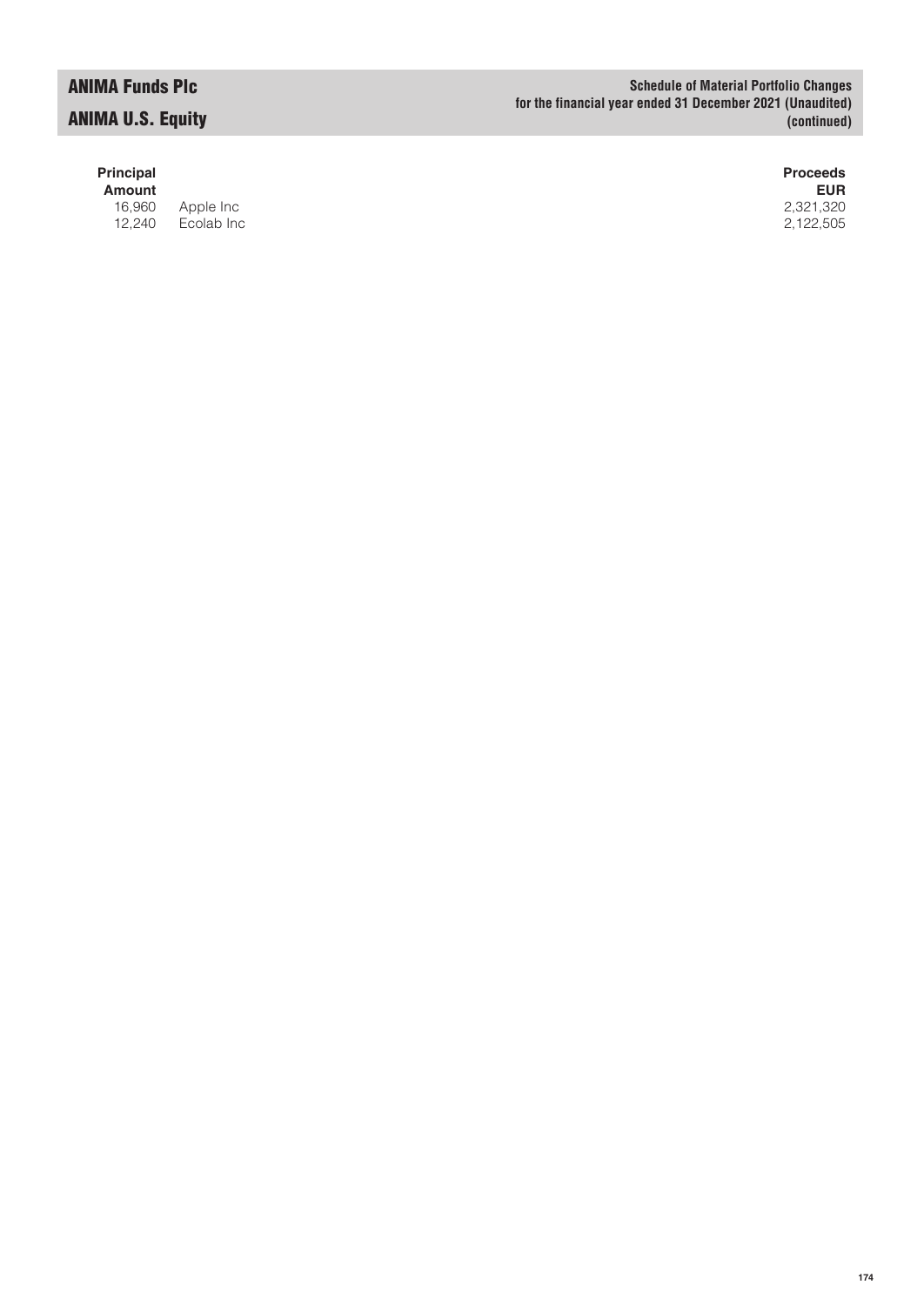# ANIMA Funds Plc

## ANIMA U.S. Equity

**Schedule of Material Portfolio Changes for the financial year ended 31 December 2021 (Unaudited) (continued)**

| Principal Amount | | Proceeds EUR |
|---|---|---|
| 16,960 | Apple Inc | 2,321,320 |
| 12,240 | Ecolab Inc | 2,122,505 |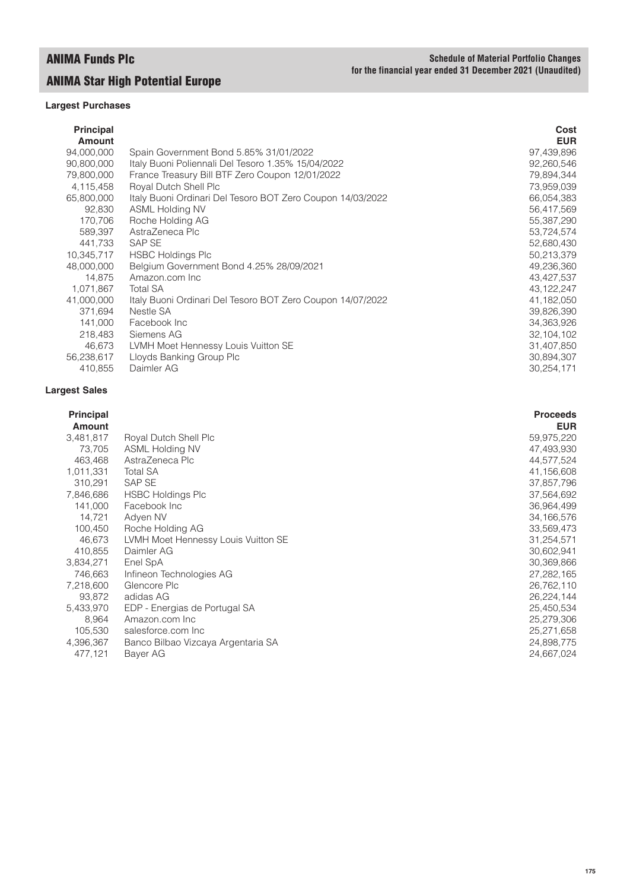# ANIMA Funds Plc

## ANIMA Star High Potential Europe

**Schedule of Material Portfolio Changes for the financial year ended 31 December 2021 (Unaudited)**

### Largest Purchases

| Principal Amount | | Cost EUR |
|---|---|---|
| 94,000,000 | Spain Government Bond 5.85% 31/01/2022 | 97,439,896 |
| 90,800,000 | Italy Buoni Poliennali Del Tesoro 1.35% 15/04/2022 | 92,260,546 |
| 79,800,000 | France Treasury Bill BTF Zero Coupon 12/01/2022 | 79,894,344 |
| 4,115,458 | Royal Dutch Shell Plc | 73,959,039 |
| 65,800,000 | Italy Buoni Ordinari Del Tesoro BOT Zero Coupon 14/03/2022 | 66,054,383 |
| 92,830 | ASML Holding NV | 56,417,569 |
| 170,706 | Roche Holding AG | 55,387,290 |
| 589,397 | AstraZeneca Plc | 53,724,574 |
| 441,733 | SAP SE | 52,680,430 |
| 10,345,717 | HSBC Holdings Plc | 50,213,379 |
| 48,000,000 | Belgium Government Bond 4.25% 28/09/2021 | 49,236,360 |
| 14,875 | Amazon.com Inc | 43,427,537 |
| 1,071,867 | Total SA | 43,122,247 |
| 41,000,000 | Italy Buoni Ordinari Del Tesoro BOT Zero Coupon 14/07/2022 | 41,182,050 |
| 371,694 | Nestle SA | 39,826,390 |
| 141,000 | Facebook Inc | 34,363,926 |
| 218,483 | Siemens AG | 32,104,102 |
| 46,673 | LVMH Moet Hennessy Louis Vuitton SE | 31,407,850 |
| 56,238,617 | Lloyds Banking Group Plc | 30,894,307 |
| 410,855 | Daimler AG | 30,254,171 |

### Largest Sales

| Principal Amount | | Proceeds EUR |
|---|---|---|
| 3,481,817 | Royal Dutch Shell Plc | 59,975,220 |
| 73,705 | ASML Holding NV | 47,493,930 |
| 463,468 | AstraZeneca Plc | 44,577,524 |
| 1,011,331 | Total SA | 41,156,608 |
| 310,291 | SAP SE | 37,857,796 |
| 7,846,686 | HSBC Holdings Plc | 37,564,692 |
| 141,000 | Facebook Inc | 36,964,499 |
| 14,721 | Adyen NV | 34,166,576 |
| 100,450 | Roche Holding AG | 33,569,473 |
| 46,673 | LVMH Moet Hennessy Louis Vuitton SE | 31,254,571 |
| 410,855 | Daimler AG | 30,602,941 |
| 3,834,271 | Enel SpA | 30,369,866 |
| 746,663 | Infineon Technologies AG | 27,282,165 |
| 7,218,600 | Glencore Plc | 26,762,110 |
| 93,872 | adidas AG | 26,224,144 |
| 5,433,970 | EDP - Energias de Portugal SA | 25,450,534 |
| 8,964 | Amazon.com Inc | 25,279,306 |
| 105,530 | salesforce.com Inc | 25,271,658 |
| 4,396,367 | Banco Bilbao Vizcaya Argentaria SA | 24,898,775 |
| 477,121 | Bayer AG | 24,667,024 |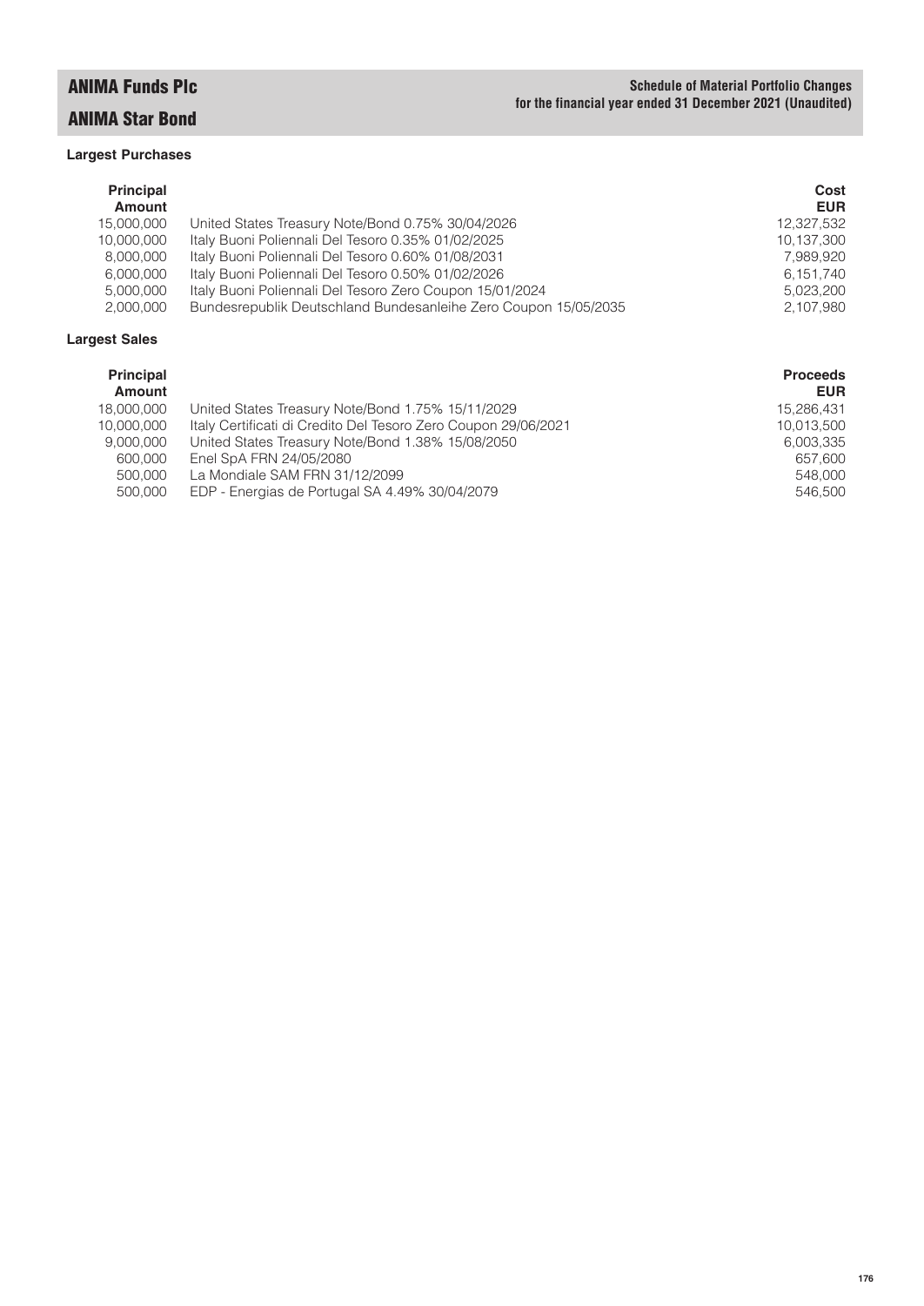# ANIMA Funds Plc

## ANIMA Star Bond

**Schedule of Material Portfolio Changes for the financial year ended 31 December 2021 (Unaudited)**

### Largest Purchases

| Principal Amount | | Cost EUR |
|---|---|---|
| 15,000,000 | United States Treasury Note/Bond 0.75% 30/04/2026 | 12,327,532 |
| 10,000,000 | Italy Buoni Poliennali Del Tesoro 0.35% 01/02/2025 | 10,137,300 |
| 8,000,000 | Italy Buoni Poliennali Del Tesoro 0.60% 01/08/2031 | 7,989,920 |
| 6,000,000 | Italy Buoni Poliennali Del Tesoro 0.50% 01/02/2026 | 6,151,740 |
| 5,000,000 | Italy Buoni Poliennali Del Tesoro Zero Coupon 15/01/2024 | 5,023,200 |
| 2,000,000 | Bundesrepublik Deutschland Bundesanleihe Zero Coupon 15/05/2035 | 2,107,980 |

### Largest Sales

| Principal Amount | | Proceeds EUR |
|---|---|---|
| 18,000,000 | United States Treasury Note/Bond 1.75% 15/11/2029 | 15,286,431 |
| 10,000,000 | Italy Certificati di Credito Del Tesoro Zero Coupon 29/06/2021 | 10,013,500 |
| 9,000,000 | United States Treasury Note/Bond 1.38% 15/08/2050 | 6,003,335 |
| 600,000 | Enel SpA FRN 24/05/2080 | 657,600 |
| 500,000 | La Mondiale SAM FRN 31/12/2099 | 548,000 |
| 500,000 | EDP - Energias de Portugal SA 4.49% 30/04/2079 | 546,500 |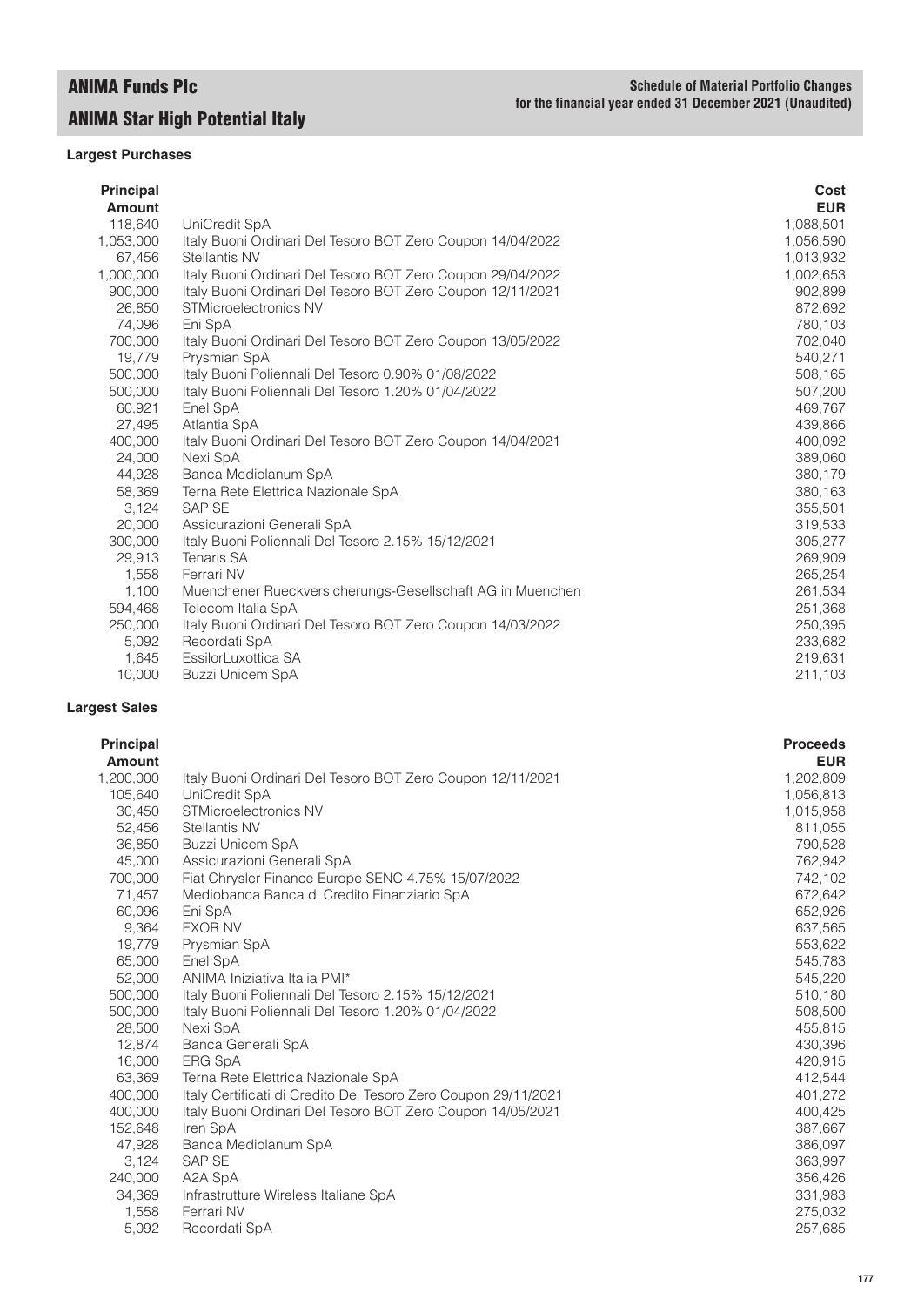# ANIMA Funds Plc

## ANIMA Star High Potential Italy

**Schedule of Material Portfolio Changes for the financial year ended 31 December 2021 (Unaudited)**

### Largest Purchases

| Principal Amount | | Cost EUR |
|---|---|---|
| 118,640 | UniCredit SpA | 1,088,501 |
| 1,053,000 | Italy Buoni Ordinari Del Tesoro BOT Zero Coupon 14/04/2022 | 1,056,590 |
| 67,456 | Stellantis NV | 1,013,932 |
| 1,000,000 | Italy Buoni Ordinari Del Tesoro BOT Zero Coupon 29/04/2022 | 1,002,653 |
| 900,000 | Italy Buoni Ordinari Del Tesoro BOT Zero Coupon 12/11/2021 | 902,899 |
| 26,850 | STMicroelectronics NV | 872,692 |
| 74,096 | Eni SpA | 780,103 |
| 700,000 | Italy Buoni Ordinari Del Tesoro BOT Zero Coupon 13/05/2022 | 702,040 |
| 19,779 | Prysmian SpA | 540,271 |
| 500,000 | Italy Buoni Poliennali Del Tesoro 0.90% 01/08/2022 | 508,165 |
| 500,000 | Italy Buoni Poliennali Del Tesoro 1.20% 01/04/2022 | 507,200 |
| 60,921 | Enel SpA | 469,767 |
| 27,495 | Atlantia SpA | 439,866 |
| 400,000 | Italy Buoni Ordinari Del Tesoro BOT Zero Coupon 14/04/2021 | 400,092 |
| 24,000 | Nexi SpA | 389,060 |
| 44,928 | Banca Mediolanum SpA | 380,179 |
| 58,369 | Terna Rete Elettrica Nazionale SpA | 380,163 |
| 3,124 | SAP SE | 355,501 |
| 20,000 | Assicurazioni Generali SpA | 319,533 |
| 300,000 | Italy Buoni Poliennali Del Tesoro 2.15% 15/12/2021 | 305,277 |
| 29,913 | Tenaris SA | 269,909 |
| 1,558 | Ferrari NV | 265,254 |
| 1,100 | Muenchener Rueckversicherungs-Gesellschaft AG in Muenchen | 261,534 |
| 594,468 | Telecom Italia SpA | 251,368 |
| 250,000 | Italy Buoni Ordinari Del Tesoro BOT Zero Coupon 14/03/2022 | 250,395 |
| 5,092 | Recordati SpA | 233,682 |
| 1,645 | EssilorLuxottica SA | 219,631 |
| 10,000 | Buzzi Unicem SpA | 211,103 |

### Largest Sales

| Principal Amount | | Proceeds EUR |
|---|---|---|
| 1,200,000 | Italy Buoni Ordinari Del Tesoro BOT Zero Coupon 12/11/2021 | 1,202,809 |
| 105,640 | UniCredit SpA | 1,056,813 |
| 30,450 | STMicroelectronics NV | 1,015,958 |
| 52,456 | Stellantis NV | 811,055 |
| 36,850 | Buzzi Unicem SpA | 790,528 |
| 45,000 | Assicurazioni Generali SpA | 762,942 |
| 700,000 | Fiat Chrysler Finance Europe SENC 4.75% 15/07/2022 | 742,102 |
| 71,457 | Mediobanca Banca di Credito Finanziario SpA | 672,642 |
| 60,096 | Eni SpA | 652,926 |
| 9,364 | EXOR NV | 637,565 |
| 19,779 | Prysmian SpA | 553,622 |
| 65,000 | Enel SpA | 545,783 |
| 52,000 | ANIMA Iniziativa Italia PMI* | 545,220 |
| 500,000 | Italy Buoni Poliennali Del Tesoro 2.15% 15/12/2021 | 510,180 |
| 500,000 | Italy Buoni Poliennali Del Tesoro 1.20% 01/04/2022 | 508,500 |
| 28,500 | Nexi SpA | 455,815 |
| 12,874 | Banca Generali SpA | 430,396 |
| 16,000 | ERG SpA | 420,915 |
| 63,369 | Terna Rete Elettrica Nazionale SpA | 412,544 |
| 400,000 | Italy Certificati di Credito Del Tesoro Zero Coupon 29/11/2021 | 401,272 |
| 400,000 | Italy Buoni Ordinari Del Tesoro BOT Zero Coupon 14/05/2021 | 400,425 |
| 152,648 | Iren SpA | 387,667 |
| 47,928 | Banca Mediolanum SpA | 386,097 |
| 3,124 | SAP SE | 363,997 |
| 240,000 | A2A SpA | 356,426 |
| 34,369 | Infrastrutture Wireless Italiane SpA | 331,983 |
| 1,558 | Ferrari NV | 275,032 |
| 5,092 | Recordati SpA | 257,685 |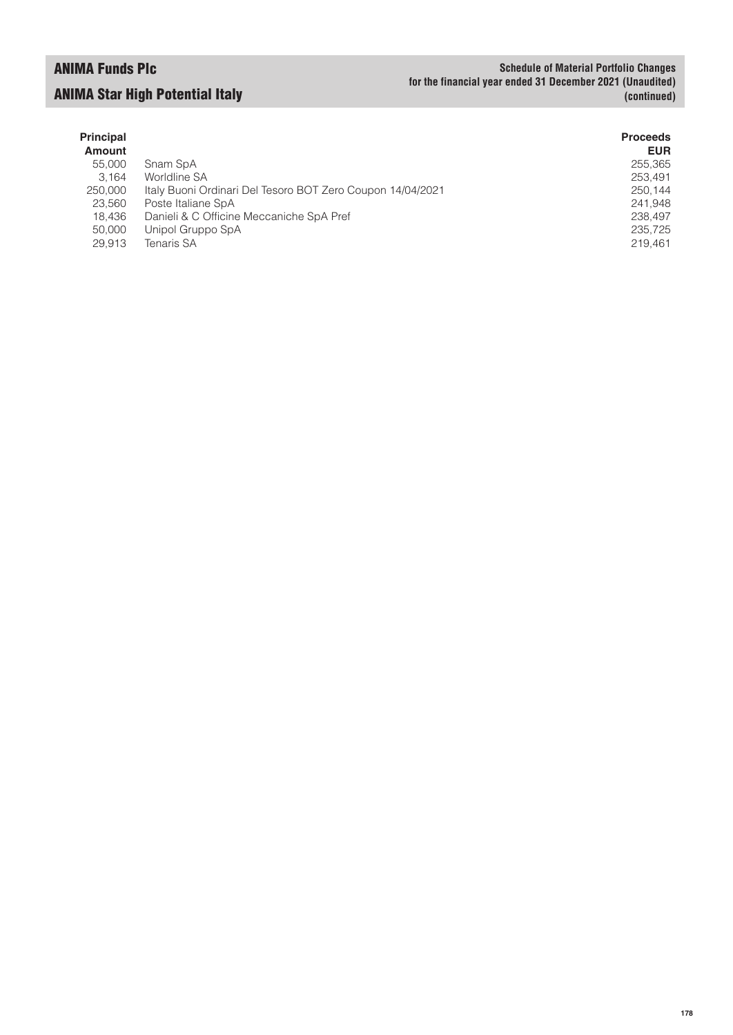| Principal Amount | | Proceeds EUR |
|---|---|---|
| 55,000 | Snam SpA | 255,365 |
| 3,164 | Worldline SA | 253,491 |
| 250,000 | Italy Buoni Ordinari Del Tesoro BOT Zero Coupon 14/04/2021 | 250,144 |
| 23,560 | Poste Italiane SpA | 241,948 |
| 18,436 | Danieli & C Officine Meccaniche SpA Pref | 238,497 |
| 50,000 | Unipol Gruppo SpA | 235,725 |
| 29,913 | Tenaris SA | 219,461 |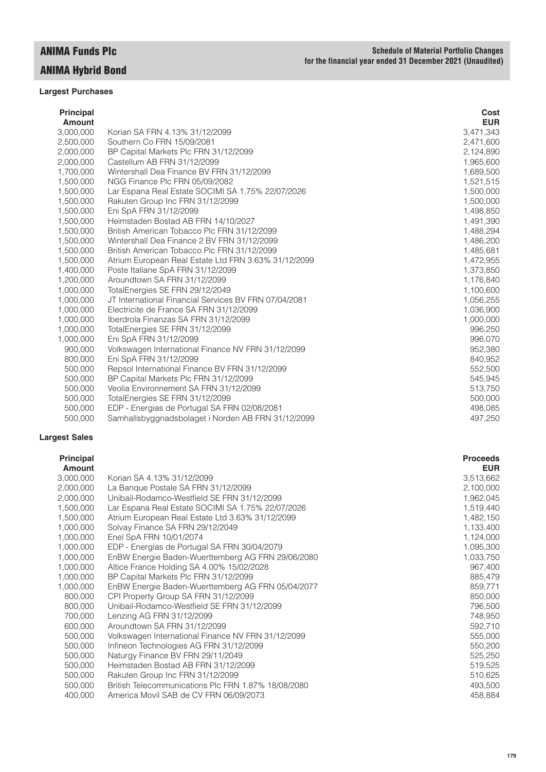# ANIMA Funds Plc

## ANIMA Hybrid Bond

**Schedule of Material Portfolio Changes for the financial year ended 31 December 2021 (Unaudited)**

### Largest Purchases

| Principal Amount | | Cost EUR |
|---|---|---|
| 3,000,000 | Korian SA FRN 4.13% 31/12/2099 | 3,471,343 |
| 2,500,000 | Southern Co FRN 15/09/2081 | 2,471,600 |
| 2,000,000 | BP Capital Markets Plc FRN 31/12/2099 | 2,124,890 |
| 2,000,000 | Castellum AB FRN 31/12/2099 | 1,965,600 |
| 1,700,000 | Wintershall Dea Finance BV FRN 31/12/2099 | 1,689,500 |
| 1,500,000 | NGG Finance Plc FRN 05/09/2082 | 1,521,515 |
| 1,500,000 | Lar Espana Real Estate SOCIMI SA 1.75% 22/07/2026 | 1,500,000 |
| 1,500,000 | Rakuten Group Inc FRN 31/12/2099 | 1,500,000 |
| 1,500,000 | Eni SpA FRN 31/12/2099 | 1,498,850 |
| 1,500,000 | Heimstaden Bostad AB FRN 14/10/2027 | 1,491,390 |
| 1,500,000 | British American Tobacco Plc FRN 31/12/2099 | 1,488,294 |
| 1,500,000 | Wintershall Dea Finance 2 BV FRN 31/12/2099 | 1,486,200 |
| 1,500,000 | British American Tobacco Plc FRN 31/12/2099 | 1,485,681 |
| 1,500,000 | Atrium European Real Estate Ltd FRN 3.63% 31/12/2099 | 1,472,955 |
| 1,400,000 | Poste Italiane SpA FRN 31/12/2099 | 1,373,850 |
| 1,200,000 | Aroundtown SA FRN 31/12/2099 | 1,176,840 |
| 1,000,000 | TotalEnergies SE FRN 29/12/2049 | 1,100,600 |
| 1,000,000 | JT International Financial Services BV FRN 07/04/2081 | 1,056,255 |
| 1,000,000 | Electricite de France SA FRN 31/12/2099 | 1,036,900 |
| 1,000,000 | Iberdrola Finanzas SA FRN 31/12/2099 | 1,000,000 |
| 1,000,000 | TotalEnergies SE FRN 31/12/2099 | 996,250 |
| 1,000,000 | Eni SpA FRN 31/12/2099 | 996,070 |
| 900,000 | Volkswagen International Finance NV FRN 31/12/2099 | 952,380 |
| 800,000 | Eni SpA FRN 31/12/2099 | 840,952 |
| 500,000 | Repsol International Finance BV FRN 31/12/2099 | 552,500 |
| 500,000 | BP Capital Markets Plc FRN 31/12/2099 | 545,945 |
| 500,000 | Veolia Environnement SA FRN 31/12/2099 | 513,750 |
| 500,000 | TotalEnergies SE FRN 31/12/2099 | 500,000 |
| 500,000 | EDP - Energias de Portugal SA FRN 02/08/2081 | 498,085 |
| 500,000 | Samhallsbyggnadsbolaget i Norden AB FRN 31/12/2099 | 497,250 |

### Largest Sales

| Principal Amount | | Proceeds EUR |
|---|---|---|
| 3,000,000 | Korian SA 4.13% 31/12/2099 | 3,513,662 |
| 2,000,000 | La Banque Postale SA FRN 31/12/2099 | 2,100,000 |
| 2,000,000 | Unibail-Rodamco-Westfield SE FRN 31/12/2099 | 1,962,045 |
| 1,500,000 | Lar Espana Real Estate SOCIMI SA 1.75% 22/07/2026 | 1,519,440 |
| 1,500,000 | Atrium European Real Estate Ltd 3.63% 31/12/2099 | 1,482,150 |
| 1,000,000 | Solvay Finance SA FRN 29/12/2049 | 1,133,400 |
| 1,000,000 | Enel SpA FRN 10/01/2074 | 1,124,000 |
| 1,000,000 | EDP - Energias de Portugal SA FRN 30/04/2079 | 1,095,300 |
| 1,000,000 | EnBW Energie Baden-Wuerttemberg AG FRN 29/06/2080 | 1,033,750 |
| 1,000,000 | Altice France Holding SA 4.00% 15/02/2028 | 967,400 |
| 1,000,000 | BP Capital Markets Plc FRN 31/12/2099 | 885,479 |
| 1,000,000 | EnBW Energie Baden-Wuerttemberg AG FRN 05/04/2077 | 859,771 |
| 800,000 | CPI Property Group SA FRN 31/12/2099 | 850,000 |
| 800,000 | Unibail-Rodamco-Westfield SE FRN 31/12/2099 | 796,500 |
| 700,000 | Lenzing AG FRN 31/12/2099 | 748,950 |
| 600,000 | Aroundtown SA FRN 31/12/2099 | 592,710 |
| 500,000 | Volkswagen International Finance NV FRN 31/12/2099 | 555,000 |
| 500,000 | Infineon Technologies AG FRN 31/12/2099 | 550,200 |
| 500,000 | Naturgy Finance BV FRN 29/11/2049 | 525,250 |
| 500,000 | Heimstaden Bostad AB FRN 31/12/2099 | 519,525 |
| 500,000 | Rakuten Group Inc FRN 31/12/2099 | 510,625 |
| 500,000 | British Telecommunications Plc FRN 1.87% 18/08/2080 | 493,500 |
| 400,000 | America Movil SAB de CV FRN 06/09/2073 | 458,884 |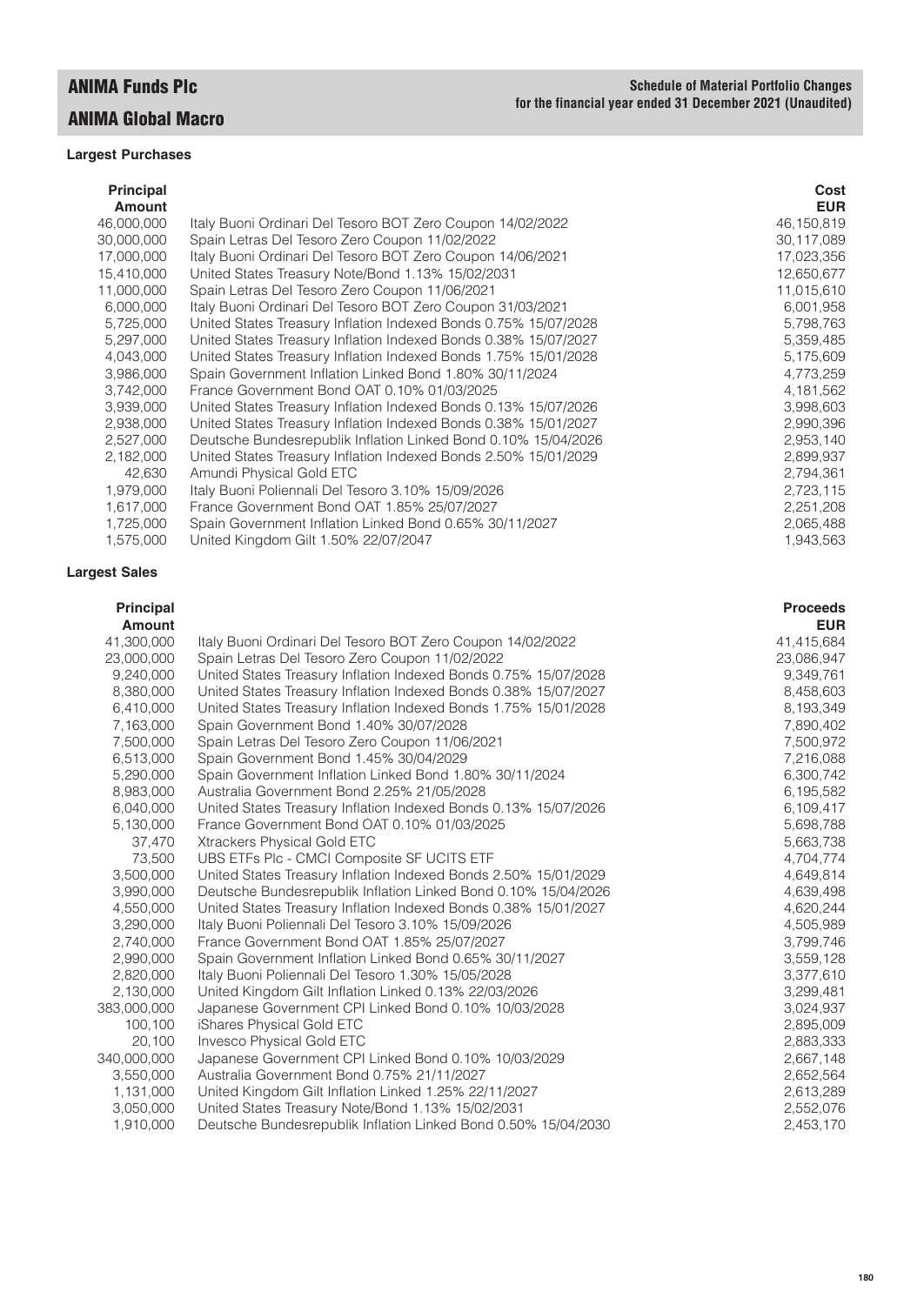# ANIMA Funds Plc

## ANIMA Global Macro

**Schedule of Material Portfolio Changes for the financial year ended 31 December 2021 (Unaudited)**

### Largest Purchases

| Principal Amount | | Cost EUR |
|---|---|---|
| 46,000,000 | Italy Buoni Ordinari Del Tesoro BOT Zero Coupon 14/02/2022 | 46,150,819 |
| 30,000,000 | Spain Letras Del Tesoro Zero Coupon 11/02/2022 | 30,117,089 |
| 17,000,000 | Italy Buoni Ordinari Del Tesoro BOT Zero Coupon 14/06/2021 | 17,023,356 |
| 15,410,000 | United States Treasury Note/Bond 1.13% 15/02/2031 | 12,650,677 |
| 11,000,000 | Spain Letras Del Tesoro Zero Coupon 11/06/2021 | 11,015,610 |
| 6,000,000 | Italy Buoni Ordinari Del Tesoro BOT Zero Coupon 31/03/2021 | 6,001,958 |
| 5,725,000 | United States Treasury Inflation Indexed Bonds 0.75% 15/07/2028 | 5,798,763 |
| 5,297,000 | United States Treasury Inflation Indexed Bonds 0.38% 15/07/2027 | 5,359,485 |
| 4,043,000 | United States Treasury Inflation Indexed Bonds 1.75% 15/01/2028 | 5,175,609 |
| 3,986,000 | Spain Government Inflation Linked Bond 1.80% 30/11/2024 | 4,773,259 |
| 3,742,000 | France Government Bond OAT 0.10% 01/03/2025 | 4,181,562 |
| 3,939,000 | United States Treasury Inflation Indexed Bonds 0.13% 15/07/2026 | 3,998,603 |
| 2,938,000 | United States Treasury Inflation Indexed Bonds 0.38% 15/01/2027 | 2,990,396 |
| 2,527,000 | Deutsche Bundesrepublik Inflation Linked Bond 0.10% 15/04/2026 | 2,953,140 |
| 2,182,000 | United States Treasury Inflation Indexed Bonds 2.50% 15/01/2029 | 2,899,937 |
| 42,630 | Amundi Physical Gold ETC | 2,794,361 |
| 1,979,000 | Italy Buoni Poliennali Del Tesoro 3.10% 15/09/2026 | 2,723,115 |
| 1,617,000 | France Government Bond OAT 1.85% 25/07/2027 | 2,251,208 |
| 1,725,000 | Spain Government Inflation Linked Bond 0.65% 30/11/2027 | 2,065,488 |
| 1,575,000 | United Kingdom Gilt 1.50% 22/07/2047 | 1,943,563 |

### Largest Sales

| Principal Amount | | Proceeds EUR |
|---|---|---|
| 41,300,000 | Italy Buoni Ordinari Del Tesoro BOT Zero Coupon 14/02/2022 | 41,415,684 |
| 23,000,000 | Spain Letras Del Tesoro Zero Coupon 11/02/2022 | 23,086,947 |
| 9,240,000 | United States Treasury Inflation Indexed Bonds 0.75% 15/07/2028 | 9,349,761 |
| 8,380,000 | United States Treasury Inflation Indexed Bonds 0.38% 15/07/2027 | 8,458,603 |
| 6,410,000 | United States Treasury Inflation Indexed Bonds 1.75% 15/01/2028 | 8,193,349 |
| 7,163,000 | Spain Government Bond 1.40% 30/07/2028 | 7,890,402 |
| 7,500,000 | Spain Letras Del Tesoro Zero Coupon 11/06/2021 | 7,500,972 |
| 6,513,000 | Spain Government Bond 1.45% 30/04/2029 | 7,216,088 |
| 5,290,000 | Spain Government Inflation Linked Bond 1.80% 30/11/2024 | 6,300,742 |
| 8,983,000 | Australia Government Bond 2.25% 21/05/2028 | 6,195,582 |
| 6,040,000 | United States Treasury Inflation Indexed Bonds 0.13% 15/07/2026 | 6,109,417 |
| 5,130,000 | France Government Bond OAT 0.10% 01/03/2025 | 5,698,788 |
| 37,470 | Xtrackers Physical Gold ETC | 5,663,738 |
| 73,500 | UBS ETFs Plc - CMCI Composite SF UCITS ETF | 4,704,774 |
| 3,500,000 | United States Treasury Inflation Indexed Bonds 2.50% 15/01/2029 | 4,649,814 |
| 3,990,000 | Deutsche Bundesrepublik Inflation Linked Bond 0.10% 15/04/2026 | 4,639,498 |
| 4,550,000 | United States Treasury Inflation Indexed Bonds 0.38% 15/01/2027 | 4,620,244 |
| 3,290,000 | Italy Buoni Poliennali Del Tesoro 3.10% 15/09/2026 | 4,505,989 |
| 2,740,000 | France Government Bond OAT 1.85% 25/07/2027 | 3,799,746 |
| 2,990,000 | Spain Government Inflation Linked Bond 0.65% 30/11/2027 | 3,559,128 |
| 2,820,000 | Italy Buoni Poliennali Del Tesoro 1.30% 15/05/2028 | 3,377,610 |
| 2,130,000 | United Kingdom Gilt Inflation Linked 0.13% 22/03/2026 | 3,299,481 |
| 383,000,000 | Japanese Government CPI Linked Bond 0.10% 10/03/2028 | 3,024,937 |
| 100,100 | iShares Physical Gold ETC | 2,895,009 |
| 20,100 | Invesco Physical Gold ETC | 2,883,333 |
| 340,000,000 | Japanese Government CPI Linked Bond 0.10% 10/03/2029 | 2,667,148 |
| 3,550,000 | Australia Government Bond 0.75% 21/11/2027 | 2,652,564 |
| 1,131,000 | United Kingdom Gilt Inflation Linked 1.25% 22/11/2027 | 2,613,289 |
| 3,050,000 | United States Treasury Note/Bond 1.13% 15/02/2031 | 2,552,076 |
| 1,910,000 | Deutsche Bundesrepublik Inflation Linked Bond 0.50% 15/04/2030 | 2,453,170 |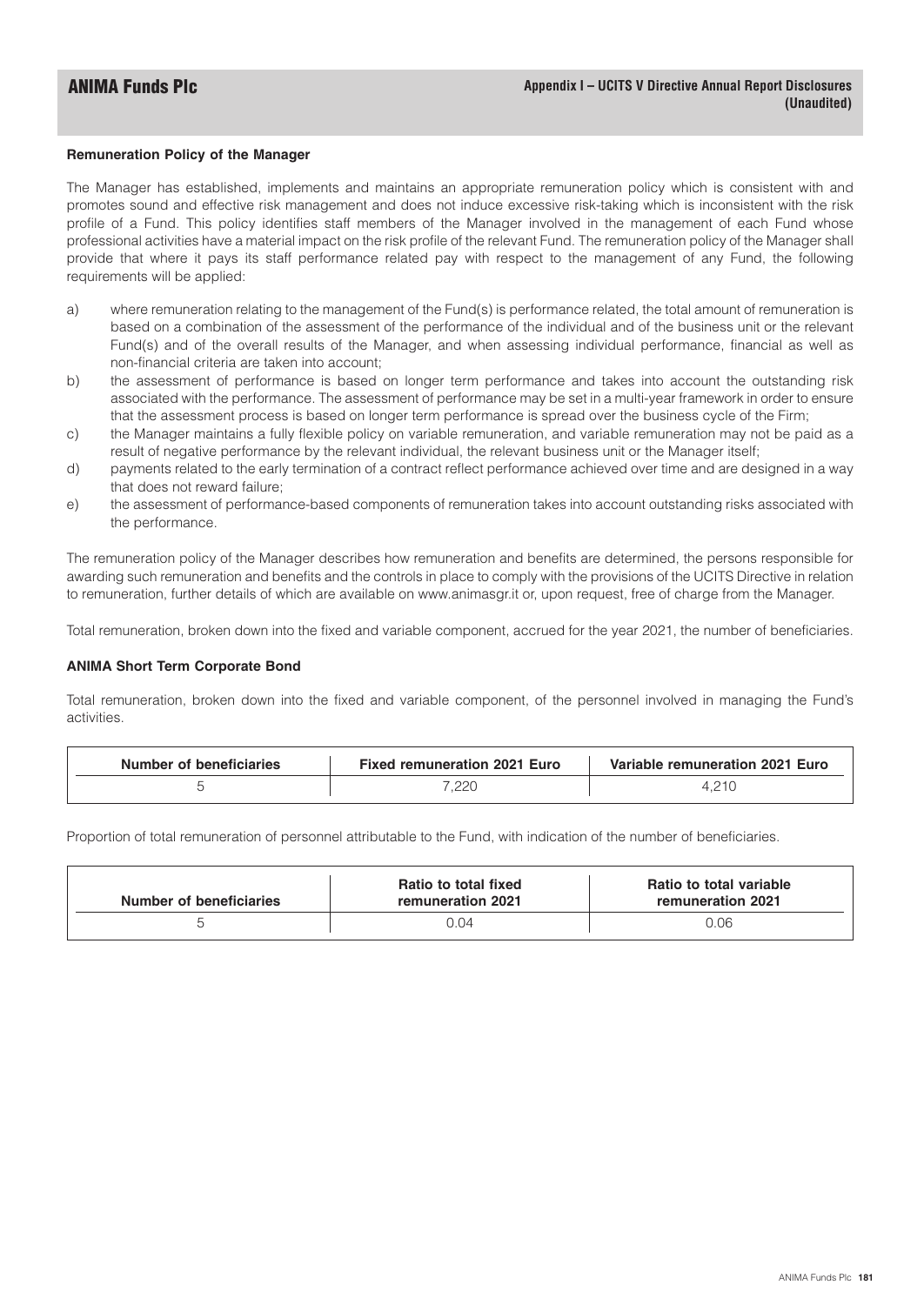#### Remuneration Policy of the Manager

The Manager has established, implements and maintains an appropriate remuneration policy which is consistent with and promotes sound and effective risk management and does not induce excessive risk-taking which is inconsistent with the risk profile of a Fund. This policy identifies staff members of the Manager involved in the management of each Fund whose professional activities have a material impact on the risk profile of the relevant Fund. The remuneration policy of the Manager shall provide that where it pays its staff performance related pay with respect to the management of any Fund, the following requirements will be applied:

a) where remuneration relating to the management of the Fund(s) is performance related, the total amount of remuneration is based on a combination of the assessment of the performance of the individual and of the business unit or the relevant Fund(s) and of the overall results of the Manager, and when assessing individual performance, financial as well as non-financial criteria are taken into account;

b) the assessment of performance is based on longer term performance and takes into account the outstanding risk associated with the performance. The assessment of performance may be set in a multi-year framework in order to ensure that the assessment process is based on longer term performance is spread over the business cycle of the Firm;

c) the Manager maintains a fully flexible policy on variable remuneration, and variable remuneration may not be paid as a result of negative performance by the relevant individual, the relevant business unit or the Manager itself;

d) payments related to the early termination of a contract reflect performance achieved over time and are designed in a way that does not reward failure;

e) the assessment of performance-based components of remuneration takes into account outstanding risks associated with the performance.

The remuneration policy of the Manager describes how remuneration and benefits are determined, the persons responsible for awarding such remuneration and benefits and the controls in place to comply with the provisions of the UCITS Directive in relation to remuneration, further details of which are available on www.animasgr.it or, upon request, free of charge from the Manager.

Total remuneration, broken down into the fixed and variable component, accrued for the year 2021, the number of beneficiaries.

#### ANIMA Short Term Corporate Bond

Total remuneration, broken down into the fixed and variable component, of the personnel involved in managing the Fund's activities.

| Number of beneficiaries | Fixed remuneration 2021 Euro | Variable remuneration 2021 Euro |
|---|---|---|
| 5 | 7,220 | 4,210 |

Proportion of total remuneration of personnel attributable to the Fund, with indication of the number of beneficiaries.

| Number of beneficiaries | Ratio to total fixed remuneration 2021 | Ratio to total variable remuneration 2021 |
|---|---|---|
| 5 | 0.04 | 0.06 |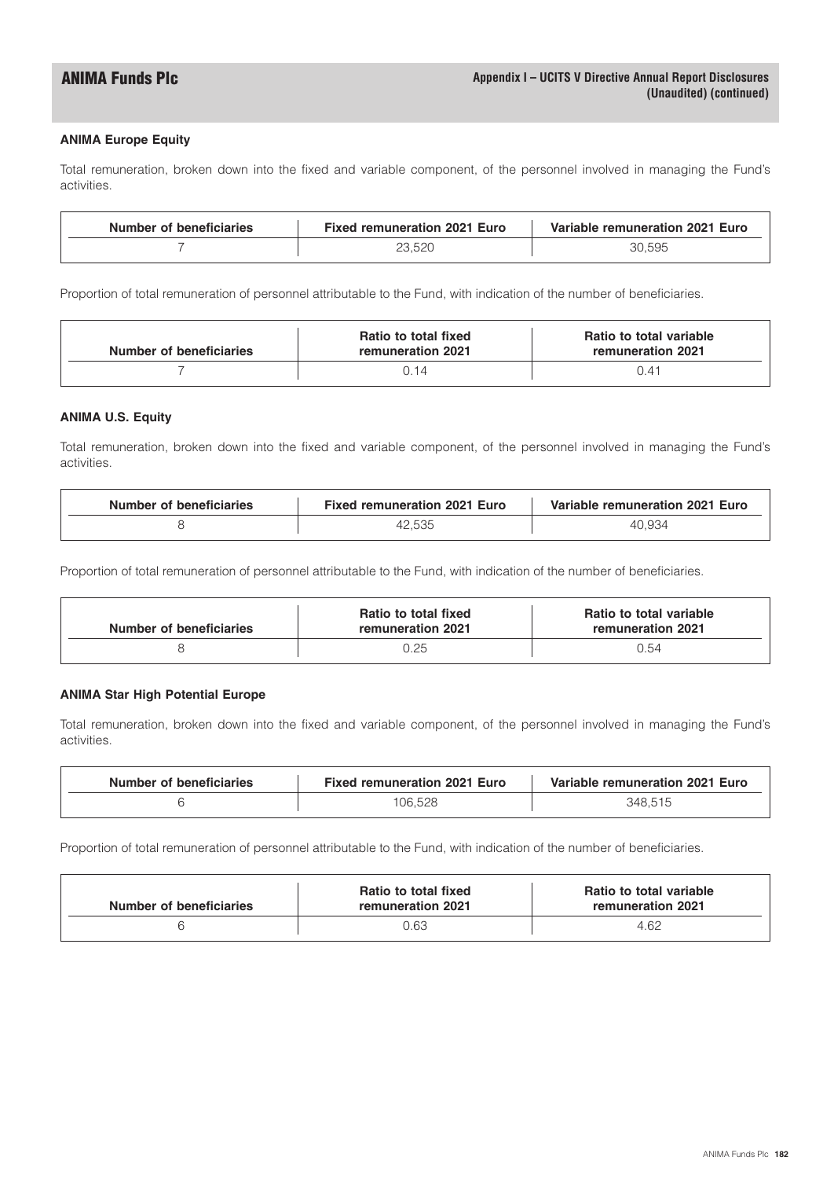### ANIMA Europe Equity

Total remuneration, broken down into the fixed and variable component, of the personnel involved in managing the Fund's activities.

| Number of beneficiaries | Fixed remuneration 2021 Euro | Variable remuneration 2021 Euro |
|---|---|---|
| 7 | 23,520 | 30,595 |

Proportion of total remuneration of personnel attributable to the Fund, with indication of the number of beneficiaries.

| Number of beneficiaries | Ratio to total fixed remuneration 2021 | Ratio to total variable remuneration 2021 |
|---|---|---|
| 7 | 0.14 | 0.41 |

### ANIMA U.S. Equity

Total remuneration, broken down into the fixed and variable component, of the personnel involved in managing the Fund's activities.

| Number of beneficiaries | Fixed remuneration 2021 Euro | Variable remuneration 2021 Euro |
|---|---|---|
| 8 | 42,535 | 40,934 |

Proportion of total remuneration of personnel attributable to the Fund, with indication of the number of beneficiaries.

| Number of beneficiaries | Ratio to total fixed remuneration 2021 | Ratio to total variable remuneration 2021 |
|---|---|---|
| 8 | 0.25 | 0.54 |

### ANIMA Star High Potential Europe

Total remuneration, broken down into the fixed and variable component, of the personnel involved in managing the Fund's activities.

| Number of beneficiaries | Fixed remuneration 2021 Euro | Variable remuneration 2021 Euro |
|---|---|---|
| 6 | 106,528 | 348,515 |

Proportion of total remuneration of personnel attributable to the Fund, with indication of the number of beneficiaries.

| Number of beneficiaries | Ratio to total fixed remuneration 2021 | Ratio to total variable remuneration 2021 |
|---|---|---|
| 6 | 0.63 | 4.62 |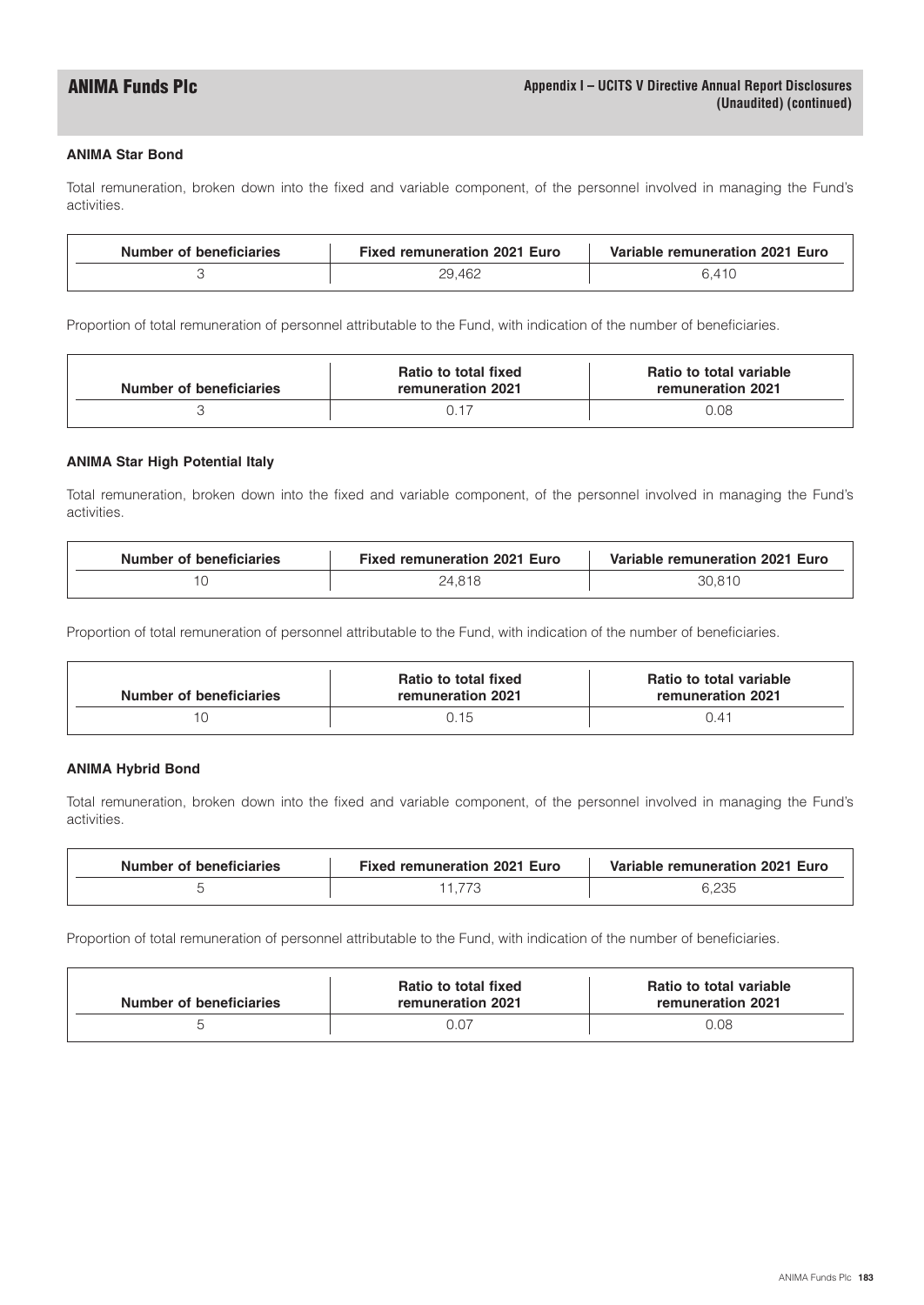### ANIMA Star Bond

Total remuneration, broken down into the fixed and variable component, of the personnel involved in managing the Fund's activities.

| Number of beneficiaries | Fixed remuneration 2021 Euro | Variable remuneration 2021 Euro |
|---|---|---|
| 3 | 29,462 | 6,410 |

Proportion of total remuneration of personnel attributable to the Fund, with indication of the number of beneficiaries.

| Number of beneficiaries | Ratio to total fixed remuneration 2021 | Ratio to total variable remuneration 2021 |
|---|---|---|
| 3 | 0.17 | 0.08 |

### ANIMA Star High Potential Italy

Total remuneration, broken down into the fixed and variable component, of the personnel involved in managing the Fund's activities.

| Number of beneficiaries | Fixed remuneration 2021 Euro | Variable remuneration 2021 Euro |
|---|---|---|
| 10 | 24,818 | 30,810 |

Proportion of total remuneration of personnel attributable to the Fund, with indication of the number of beneficiaries.

| Number of beneficiaries | Ratio to total fixed remuneration 2021 | Ratio to total variable remuneration 2021 |
|---|---|---|
| 10 | 0.15 | 0.41 |

### ANIMA Hybrid Bond

Total remuneration, broken down into the fixed and variable component, of the personnel involved in managing the Fund's activities.

| Number of beneficiaries | Fixed remuneration 2021 Euro | Variable remuneration 2021 Euro |
|---|---|---|
| 5 | 11,773 | 6,235 |

Proportion of total remuneration of personnel attributable to the Fund, with indication of the number of beneficiaries.

| Number of beneficiaries | Ratio to total fixed remuneration 2021 | Ratio to total variable remuneration 2021 |
|---|---|---|
| 5 | 0.07 | 0.08 |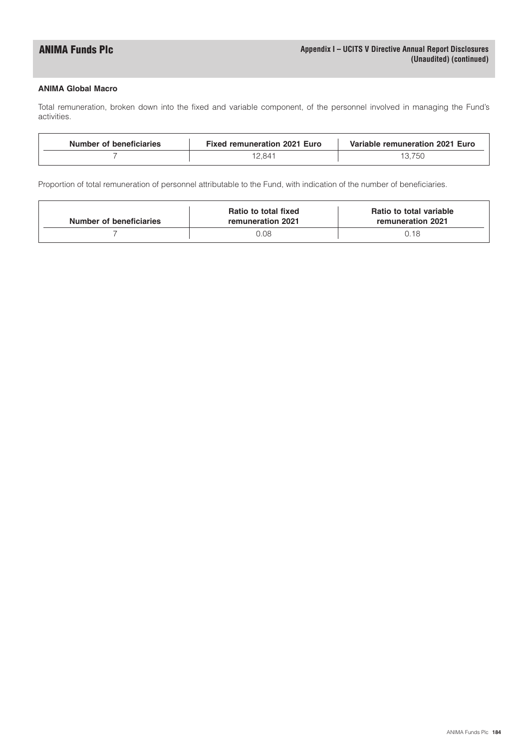## ANIMA Global Macro

Total remuneration, broken down into the fixed and variable component, of the personnel involved in managing the Fund's activities.

| Number of beneficiaries | Fixed remuneration 2021 Euro | Variable remuneration 2021 Euro |
|---|---|---|
| 7 | 12,841 | 13,750 |

Proportion of total remuneration of personnel attributable to the Fund, with indication of the number of beneficiaries.

| Number of beneficiaries | Ratio to total fixed remuneration 2021 | Ratio to total variable remuneration 2021 |
|---|---|---|
| 7 | 0.08 | 0.18 |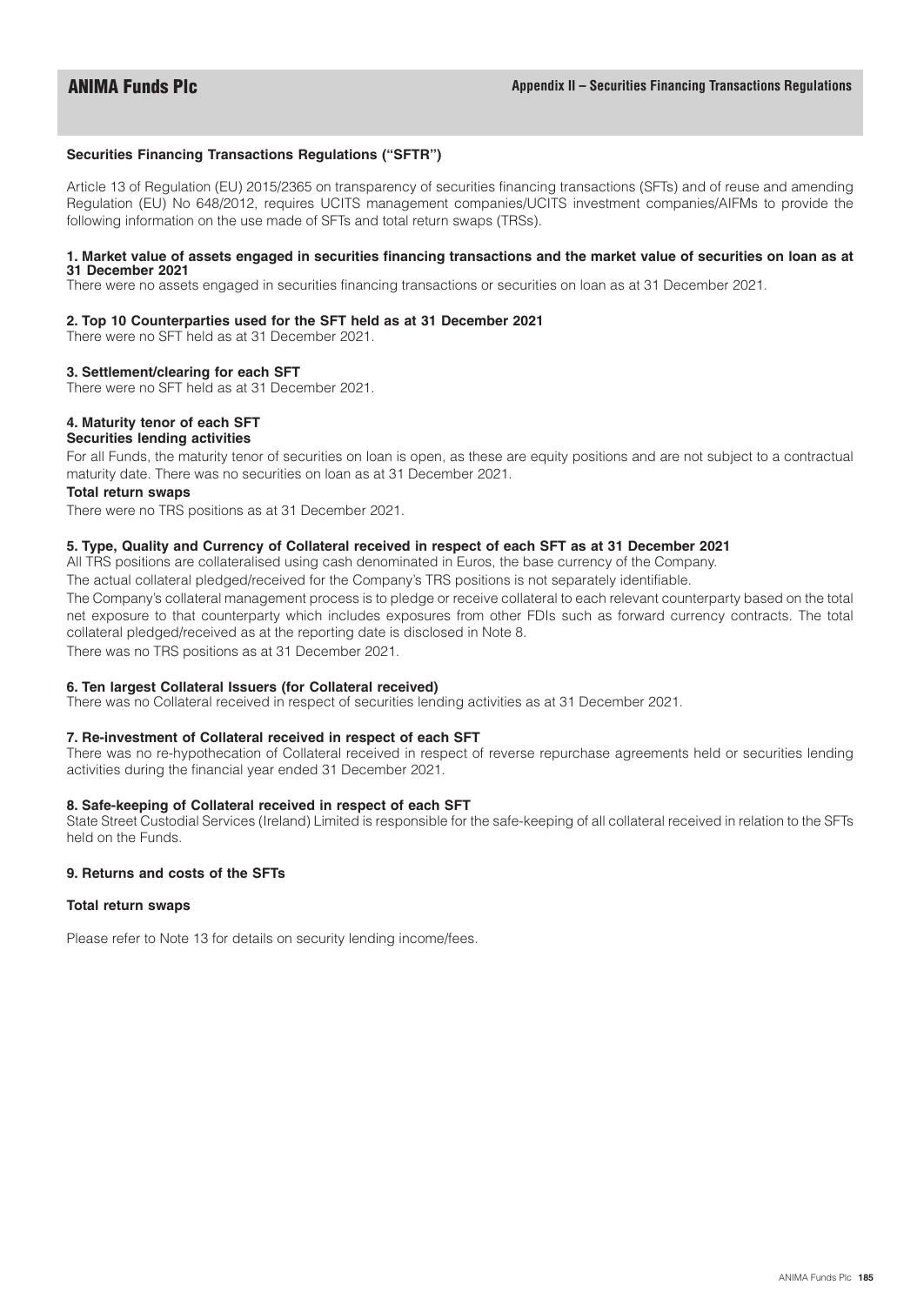## Securities Financing Transactions Regulations ("SFTR")

Article 13 of Regulation (EU) 2015/2365 on transparency of securities financing transactions (SFTs) and of reuse and amending Regulation (EU) No 648/2012, requires UCITS management companies/UCITS investment companies/AIFMs to provide the following information on the use made of SFTs and total return swaps (TRSs).

**1. Market value of assets engaged in securities financing transactions and the market value of securities on loan as at 31 December 2021**

There were no assets engaged in securities financing transactions or securities on loan as at 31 December 2021.

**2. Top 10 Counterparties used for the SFT held as at 31 December 2021**

There were no SFT held as at 31 December 2021.

**3. Settlement/clearing for each SFT**

There were no SFT held as at 31 December 2021.

**4. Maturity tenor of each SFT**

**Securities lending activities**

For all Funds, the maturity tenor of securities on loan is open, as these are equity positions and are not subject to a contractual maturity date. There was no securities on loan as at 31 December 2021.

**Total return swaps**

There were no TRS positions as at 31 December 2021.

**5. Type, Quality and Currency of Collateral received in respect of each SFT as at 31 December 2021**

All TRS positions are collateralised using cash denominated in Euros, the base currency of the Company.

The actual collateral pledged/received for the Company's TRS positions is not separately identifiable.

The Company's collateral management process is to pledge or receive collateral to each relevant counterparty based on the total net exposure to that counterparty which includes exposures from other FDIs such as forward currency contracts. The total collateral pledged/received as at the reporting date is disclosed in Note 8.

There was no TRS positions as at 31 December 2021.

**6. Ten largest Collateral Issuers (for Collateral received)**

There was no Collateral received in respect of securities lending activities as at 31 December 2021.

**7. Re-investment of Collateral received in respect of each SFT**

There was no re-hypothecation of Collateral received in respect of reverse repurchase agreements held or securities lending activities during the financial year ended 31 December 2021.

**8. Safe-keeping of Collateral received in respect of each SFT**

State Street Custodial Services (Ireland) Limited is responsible for the safe-keeping of all collateral received in relation to the SFTs held on the Funds.

**9. Returns and costs of the SFTs**

**Total return swaps**

Please refer to Note 13 for details on security lending income/fees.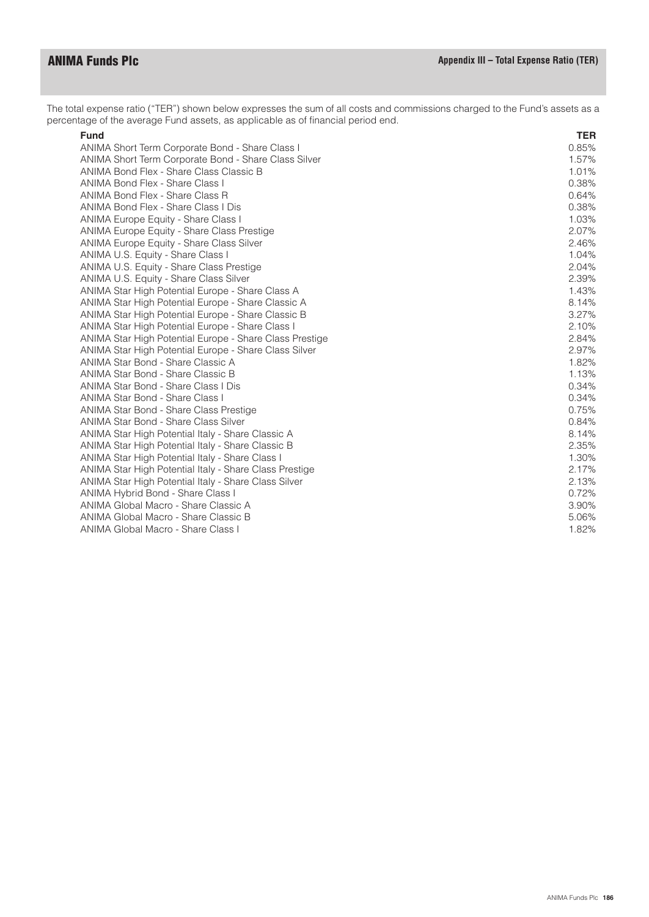The total expense ratio ("TER") shown below expresses the sum of all costs and commissions charged to the Fund's assets as a percentage of the average Fund assets, as applicable as of financial period end.

| Fund | TER |
|---|---|
| ANIMA Short Term Corporate Bond - Share Class I | 0.85% |
| ANIMA Short Term Corporate Bond - Share Class Silver | 1.57% |
| ANIMA Bond Flex - Share Class Classic B | 1.01% |
| ANIMA Bond Flex - Share Class I | 0.38% |
| ANIMA Bond Flex - Share Class R | 0.64% |
| ANIMA Bond Flex - Share Class I Dis | 0.38% |
| ANIMA Europe Equity - Share Class I | 1.03% |
| ANIMA Europe Equity - Share Class Prestige | 2.07% |
| ANIMA Europe Equity - Share Class Silver | 2.46% |
| ANIMA U.S. Equity - Share Class I | 1.04% |
| ANIMA U.S. Equity - Share Class Prestige | 2.04% |
| ANIMA U.S. Equity - Share Class Silver | 2.39% |
| ANIMA Star High Potential Europe - Share Class A | 1.43% |
| ANIMA Star High Potential Europe - Share Classic A | 8.14% |
| ANIMA Star High Potential Europe - Share Classic B | 3.27% |
| ANIMA Star High Potential Europe - Share Class I | 2.10% |
| ANIMA Star High Potential Europe - Share Class Prestige | 2.84% |
| ANIMA Star High Potential Europe - Share Class Silver | 2.97% |
| ANIMA Star Bond - Share Classic A | 1.82% |
| ANIMA Star Bond - Share Classic B | 1.13% |
| ANIMA Star Bond - Share Class I Dis | 0.34% |
| ANIMA Star Bond - Share Class I | 0.34% |
| ANIMA Star Bond - Share Class Prestige | 0.75% |
| ANIMA Star Bond - Share Class Silver | 0.84% |
| ANIMA Star High Potential Italy - Share Classic A | 8.14% |
| ANIMA Star High Potential Italy - Share Classic B | 2.35% |
| ANIMA Star High Potential Italy - Share Class I | 1.30% |
| ANIMA Star High Potential Italy - Share Class Prestige | 2.17% |
| ANIMA Star High Potential Italy - Share Class Silver | 2.13% |
| ANIMA Hybrid Bond - Share Class I | 0.72% |
| ANIMA Global Macro - Share Classic A | 3.90% |
| ANIMA Global Macro - Share Classic B | 5.06% |
| ANIMA Global Macro - Share Class I | 1.82% |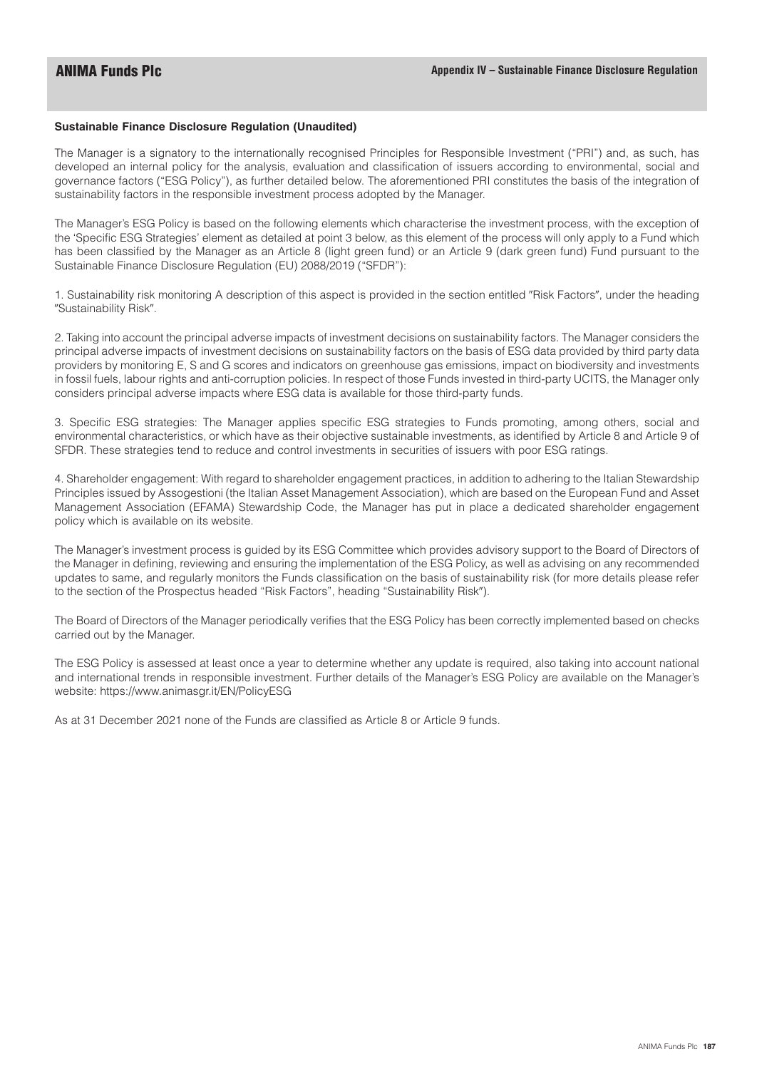**Sustainable Finance Disclosure Regulation (Unaudited)**

The Manager is a signatory to the internationally recognised Principles for Responsible Investment ("PRI") and, as such, has developed an internal policy for the analysis, evaluation and classification of issuers according to environmental, social and governance factors ("ESG Policy"), as further detailed below. The aforementioned PRI constitutes the basis of the integration of sustainability factors in the responsible investment process adopted by the Manager.

The Manager's ESG Policy is based on the following elements which characterise the investment process, with the exception of the 'Specific ESG Strategies' element as detailed at point 3 below, as this element of the process will only apply to a Fund which has been classified by the Manager as an Article 8 (light green fund) or an Article 9 (dark green fund) Fund pursuant to the Sustainable Finance Disclosure Regulation (EU) 2088/2019 ("SFDR"):

1. Sustainability risk monitoring A description of this aspect is provided in the section entitled "Risk Factors", under the heading "Sustainability Risk".

2. Taking into account the principal adverse impacts of investment decisions on sustainability factors. The Manager considers the principal adverse impacts of investment decisions on sustainability factors on the basis of ESG data provided by third party data providers by monitoring E, S and G scores and indicators on greenhouse gas emissions, impact on biodiversity and investments in fossil fuels, labour rights and anti-corruption policies. In respect of those Funds invested in third-party UCITS, the Manager only considers principal adverse impacts where ESG data is available for those third-party funds.

3. Specific ESG strategies: The Manager applies specific ESG strategies to Funds promoting, among others, social and environmental characteristics, or which have as their objective sustainable investments, as identified by Article 8 and Article 9 of SFDR. These strategies tend to reduce and control investments in securities of issuers with poor ESG ratings.

4. Shareholder engagement: With regard to shareholder engagement practices, in addition to adhering to the Italian Stewardship Principles issued by Assogestioni (the Italian Asset Management Association), which are based on the European Fund and Asset Management Association (EFAMA) Stewardship Code, the Manager has put in place a dedicated shareholder engagement policy which is available on its website.

The Manager's investment process is guided by its ESG Committee which provides advisory support to the Board of Directors of the Manager in defining, reviewing and ensuring the implementation of the ESG Policy, as well as advising on any recommended updates to same, and regularly monitors the Funds classification on the basis of sustainability risk (for more details please refer to the section of the Prospectus headed "Risk Factors", heading "Sustainability Risk").

The Board of Directors of the Manager periodically verifies that the ESG Policy has been correctly implemented based on checks carried out by the Manager.

The ESG Policy is assessed at least once a year to determine whether any update is required, also taking into account national and international trends in responsible investment. Further details of the Manager's ESG Policy are available on the Manager's website: https://www.animasgr.it/EN/PolicyESG

As at 31 December 2021 none of the Funds are classified as Article 8 or Article 9 funds.